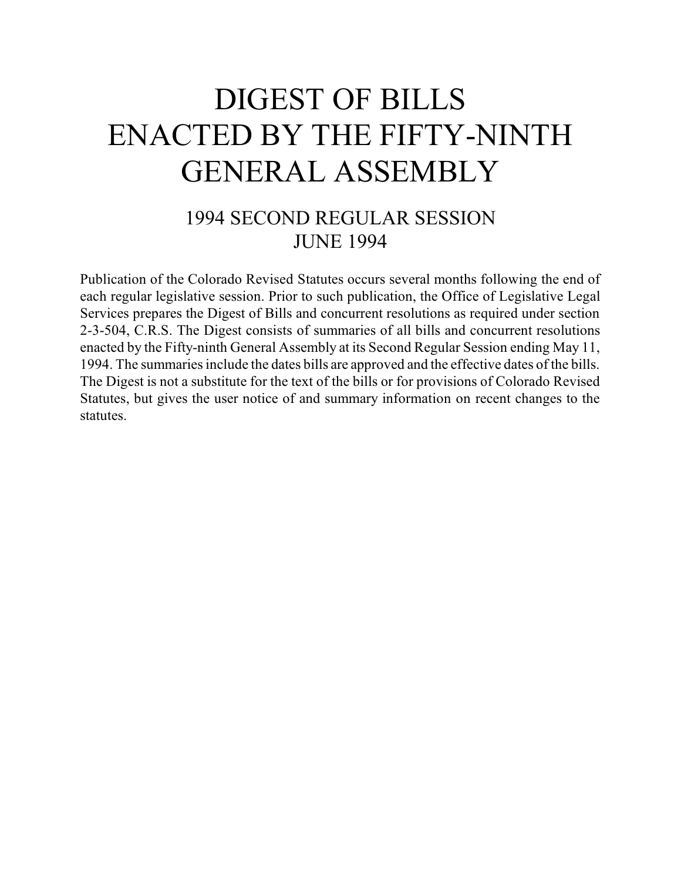# DIGEST OF BILLS ENACTED BY THE FIFTY-NINTH GENERAL ASSEMBLY

## 1994 SECOND REGULAR SESSION
## JUNE 1994

Publication of the Colorado Revised Statutes occurs several months following the end of each regular legislative session. Prior to such publication, the Office of Legislative Legal Services prepares the Digest of Bills and concurrent resolutions as required under section 2-3-504, C.R.S. The Digest consists of summaries of all bills and concurrent resolutions enacted by the Fifty-ninth General Assembly at its Second Regular Session ending May 11, 1994. The summaries include the dates bills are approved and the effective dates of the bills. The Digest is not a substitute for the text of the bills or for provisions of Colorado Revised Statutes, but gives the user notice of and summary information on recent changes to the statutes.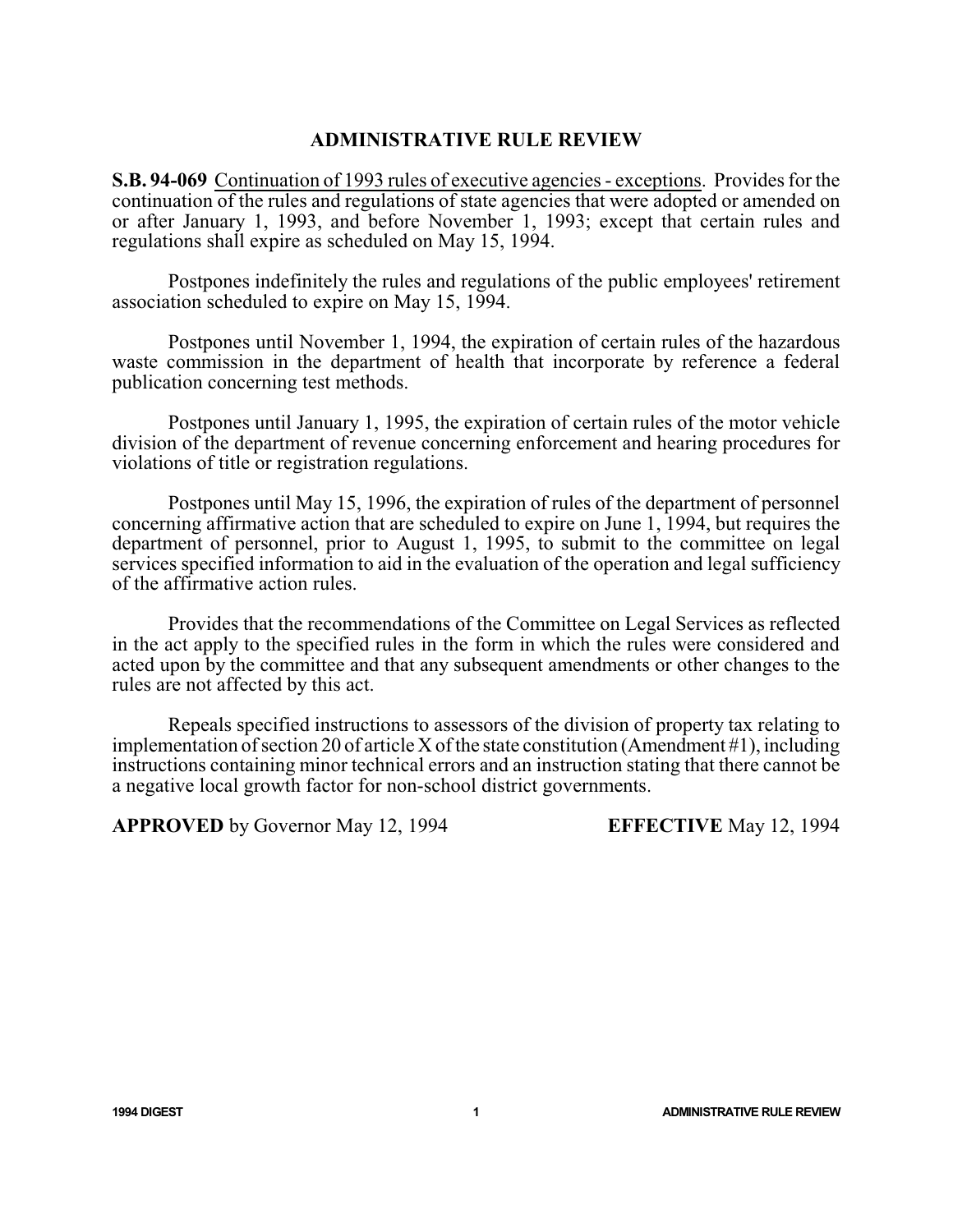# ADMINISTRATIVE RULE REVIEW

**S.B. 94-069** Continuation of 1993 rules of executive agencies - exceptions. Provides for the continuation of the rules and regulations of state agencies that were adopted or amended on or after January 1, 1993, and before November 1, 1993; except that certain rules and regulations shall expire as scheduled on May 15, 1994.

Postpones indefinitely the rules and regulations of the public employees' retirement association scheduled to expire on May 15, 1994.

Postpones until November 1, 1994, the expiration of certain rules of the hazardous waste commission in the department of health that incorporate by reference a federal publication concerning test methods.

Postpones until January 1, 1995, the expiration of certain rules of the motor vehicle division of the department of revenue concerning enforcement and hearing procedures for violations of title or registration regulations.

Postpones until May 15, 1996, the expiration of rules of the department of personnel concerning affirmative action that are scheduled to expire on June 1, 1994, but requires the department of personnel, prior to August 1, 1995, to submit to the committee on legal services specified information to aid in the evaluation of the operation and legal sufficiency of the affirmative action rules.

Provides that the recommendations of the Committee on Legal Services as reflected in the act apply to the specified rules in the form in which the rules were considered and acted upon by the committee and that any subsequent amendments or other changes to the rules are not affected by this act.

Repeals specified instructions to assessors of the division of property tax relating to implementation of section 20 of article X of the state constitution (Amendment #1), including instructions containing minor technical errors and an instruction stating that there cannot be a negative local growth factor for non-school district governments.

**APPROVED** by Governor May 12, 1994 **EFFECTIVE** May 12, 1994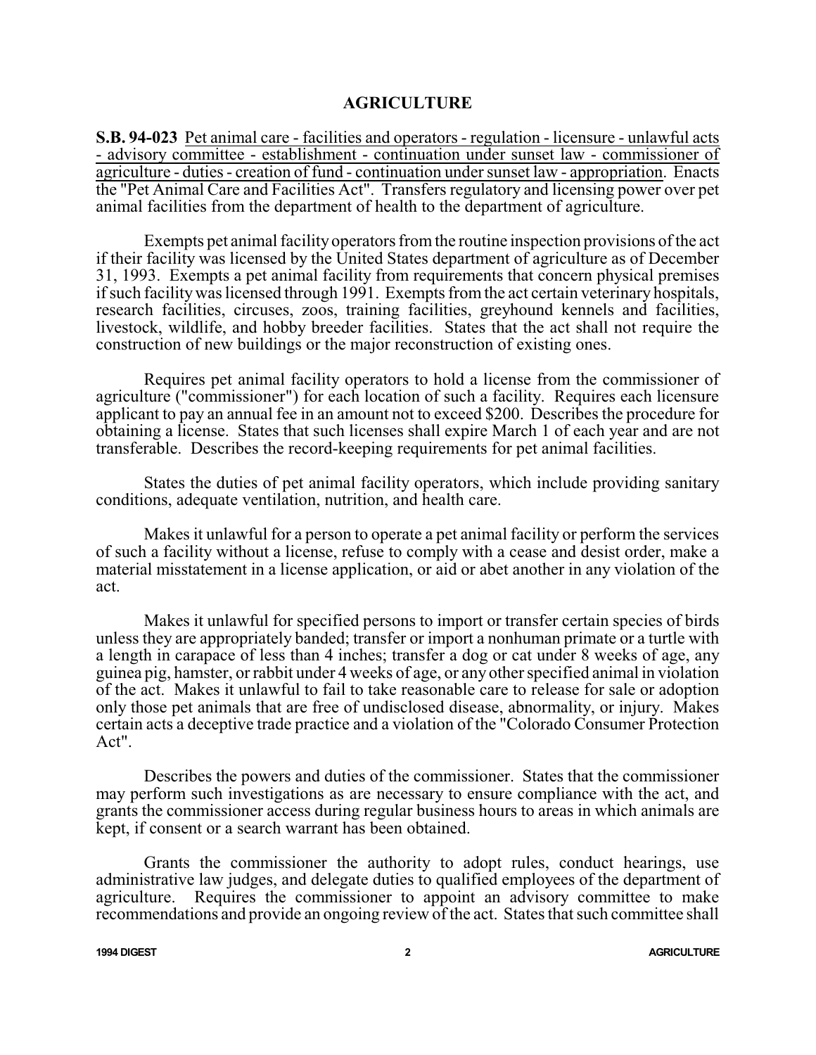## AGRICULTURE

**S.B. 94-023** Pet animal care - facilities and operators - regulation - licensure - unlawful acts - advisory committee - establishment - continuation under sunset law - commissioner of agriculture - duties - creation of fund - continuation under sunset law - appropriation. Enacts the "Pet Animal Care and Facilities Act". Transfers regulatory and licensing power over pet animal facilities from the department of health to the department of agriculture.

Exempts pet animal facility operators from the routine inspection provisions of the act if their facility was licensed by the United States department of agriculture as of December 31, 1993. Exempts a pet animal facility from requirements that concern physical premises if such facility was licensed through 1991. Exempts from the act certain veterinary hospitals, research facilities, circuses, zoos, training facilities, greyhound kennels and facilities, livestock, wildlife, and hobby breeder facilities. States that the act shall not require the construction of new buildings or the major reconstruction of existing ones.

Requires pet animal facility operators to hold a license from the commissioner of agriculture ("commissioner") for each location of such a facility. Requires each licensure applicant to pay an annual fee in an amount not to exceed $200. Describes the procedure for obtaining a license. States that such licenses shall expire March 1 of each year and are not transferable. Describes the record-keeping requirements for pet animal facilities.

States the duties of pet animal facility operators, which include providing sanitary conditions, adequate ventilation, nutrition, and health care.

Makes it unlawful for a person to operate a pet animal facility or perform the services of such a facility without a license, refuse to comply with a cease and desist order, make a material misstatement in a license application, or aid or abet another in any violation of the act.

Makes it unlawful for specified persons to import or transfer certain species of birds unless they are appropriately banded; transfer or import a nonhuman primate or a turtle with a length in carapace of less than 4 inches; transfer a dog or cat under 8 weeks of age, any guinea pig, hamster, or rabbit under 4 weeks of age, or any other specified animal in violation of the act. Makes it unlawful to fail to take reasonable care to release for sale or adoption only those pet animals that are free of undisclosed disease, abnormality, or injury. Makes certain acts a deceptive trade practice and a violation of the "Colorado Consumer Protection Act".

Describes the powers and duties of the commissioner. States that the commissioner may perform such investigations as are necessary to ensure compliance with the act, and grants the commissioner access during regular business hours to areas in which animals are kept, if consent or a search warrant has been obtained.

Grants the commissioner the authority to adopt rules, conduct hearings, use administrative law judges, and delegate duties to qualified employees of the department of agriculture. Requires the commissioner to appoint an advisory committee to make recommendations and provide an ongoing review of the act. States that such committee shall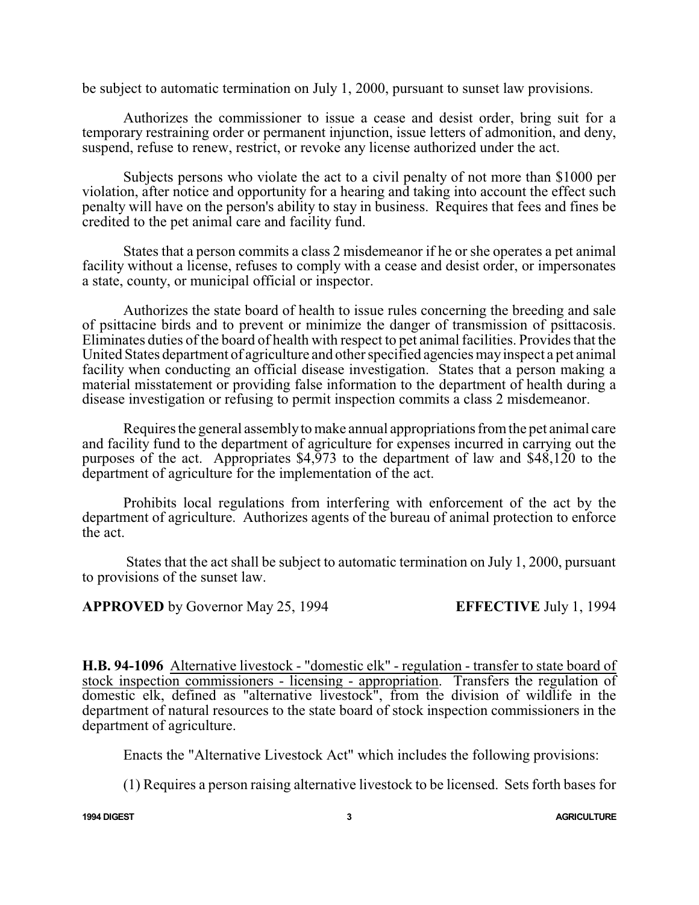be subject to automatic termination on July 1, 2000, pursuant to sunset law provisions.

Authorizes the commissioner to issue a cease and desist order, bring suit for a temporary restraining order or permanent injunction, issue letters of admonition, and deny, suspend, refuse to renew, restrict, or revoke any license authorized under the act.

Subjects persons who violate the act to a civil penalty of not more than $1000 per violation, after notice and opportunity for a hearing and taking into account the effect such penalty will have on the person's ability to stay in business. Requires that fees and fines be credited to the pet animal care and facility fund.

States that a person commits a class 2 misdemeanor if he or she operates a pet animal facility without a license, refuses to comply with a cease and desist order, or impersonates a state, county, or municipal official or inspector.

Authorizes the state board of health to issue rules concerning the breeding and sale of psittacine birds and to prevent or minimize the danger of transmission of psittacosis. Eliminates duties of the board of health with respect to pet animal facilities. Provides that the United States department of agriculture and other specified agencies may inspect a pet animal facility when conducting an official disease investigation. States that a person making a material misstatement or providing false information to the department of health during a disease investigation or refusing to permit inspection commits a class 2 misdemeanor.

Requires the general assembly to make annual appropriations from the pet animal care and facility fund to the department of agriculture for expenses incurred in carrying out the purposes of the act. Appropriates $4,973 to the department of law and $48,120 to the department of agriculture for the implementation of the act.

Prohibits local regulations from interfering with enforcement of the act by the department of agriculture. Authorizes agents of the bureau of animal protection to enforce the act.

States that the act shall be subject to automatic termination on July 1, 2000, pursuant to provisions of the sunset law.

**APPROVED** by Governor May 25, 1994 **EFFECTIVE** July 1, 1994

**H.B. 94-1096** Alternative livestock - "domestic elk" - regulation - transfer to state board of stock inspection commissioners - licensing - appropriation. Transfers the regulation of domestic elk, defined as "alternative livestock", from the division of wildlife in the department of natural resources to the state board of stock inspection commissioners in the department of agriculture.

Enacts the "Alternative Livestock Act" which includes the following provisions:

(1) Requires a person raising alternative livestock to be licensed. Sets forth bases for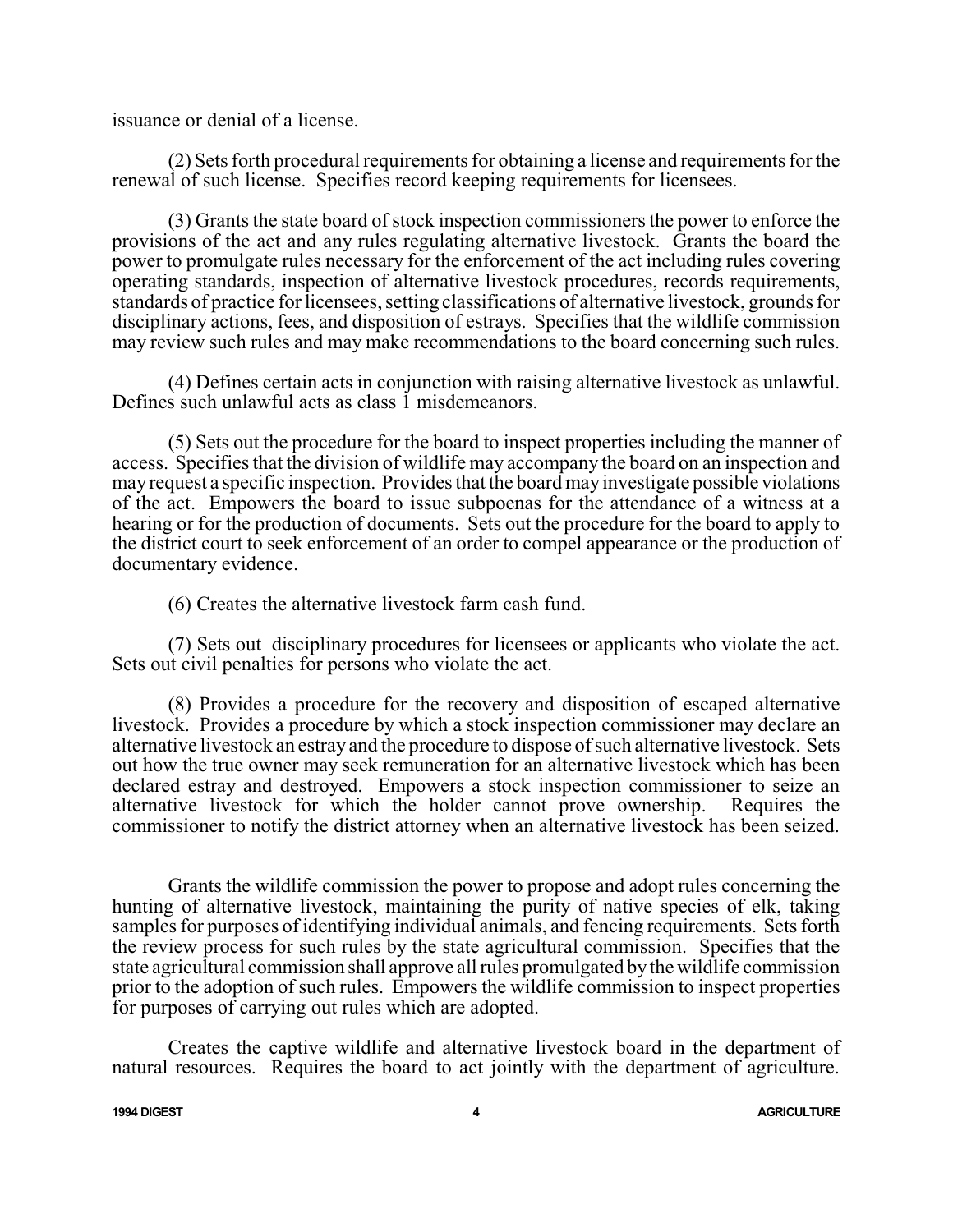issuance or denial of a license.

(2) Sets forth procedural requirements for obtaining a license and requirements for the renewal of such license. Specifies record keeping requirements for licensees.

(3) Grants the state board of stock inspection commissioners the power to enforce the provisions of the act and any rules regulating alternative livestock. Grants the board the power to promulgate rules necessary for the enforcement of the act including rules covering operating standards, inspection of alternative livestock procedures, records requirements, standards of practice for licensees, setting classifications of alternative livestock, grounds for disciplinary actions, fees, and disposition of estrays. Specifies that the wildlife commission may review such rules and may make recommendations to the board concerning such rules.

(4) Defines certain acts in conjunction with raising alternative livestock as unlawful. Defines such unlawful acts as class 1 misdemeanors.

(5) Sets out the procedure for the board to inspect properties including the manner of access. Specifies that the division of wildlife may accompany the board on an inspection and may request a specific inspection. Provides that the board may investigate possible violations of the act. Empowers the board to issue subpoenas for the attendance of a witness at a hearing or for the production of documents. Sets out the procedure for the board to apply to the district court to seek enforcement of an order to compel appearance or the production of documentary evidence.

(6) Creates the alternative livestock farm cash fund.

(7) Sets out disciplinary procedures for licensees or applicants who violate the act. Sets out civil penalties for persons who violate the act.

(8) Provides a procedure for the recovery and disposition of escaped alternative livestock. Provides a procedure by which a stock inspection commissioner may declare an alternative livestock an estray and the procedure to dispose of such alternative livestock. Sets out how the true owner may seek remuneration for an alternative livestock which has been declared estray and destroyed. Empowers a stock inspection commissioner to seize an alternative livestock for which the holder cannot prove ownership. Requires the commissioner to notify the district attorney when an alternative livestock has been seized.

Grants the wildlife commission the power to propose and adopt rules concerning the hunting of alternative livestock, maintaining the purity of native species of elk, taking samples for purposes of identifying individual animals, and fencing requirements. Sets forth the review process for such rules by the state agricultural commission. Specifies that the state agricultural commission shall approve all rules promulgated by the wildlife commission prior to the adoption of such rules. Empowers the wildlife commission to inspect properties for purposes of carrying out rules which are adopted.

Creates the captive wildlife and alternative livestock board in the department of natural resources. Requires the board to act jointly with the department of agriculture.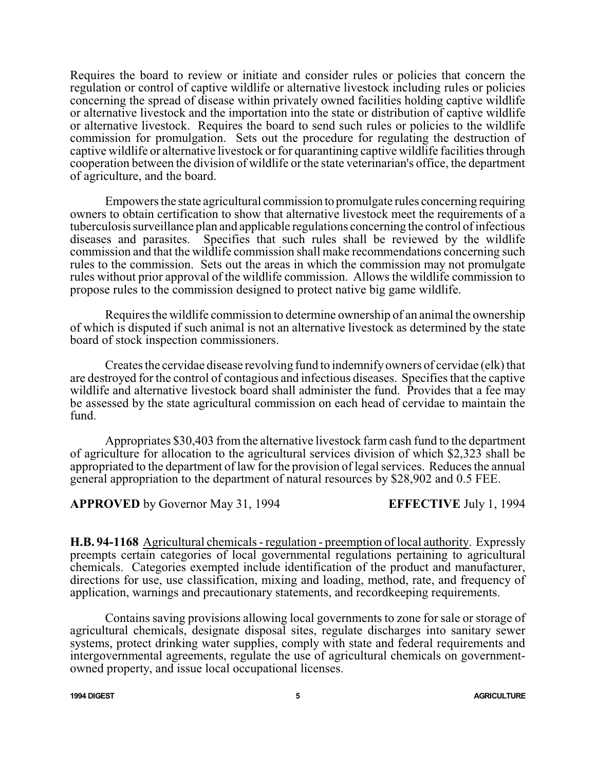Requires the board to review or initiate and consider rules or policies that concern the regulation or control of captive wildlife or alternative livestock including rules or policies concerning the spread of disease within privately owned facilities holding captive wildlife or alternative livestock and the importation into the state or distribution of captive wildlife or alternative livestock. Requires the board to send such rules or policies to the wildlife commission for promulgation. Sets out the procedure for regulating the destruction of captive wildlife or alternative livestock or for quarantining captive wildlife facilities through cooperation between the division of wildlife or the state veterinarian's office, the department of agriculture, and the board.

Empowers the state agricultural commission to promulgate rules concerning requiring owners to obtain certification to show that alternative livestock meet the requirements of a tuberculosis surveillance plan and applicable regulations concerning the control of infectious diseases and parasites. Specifies that such rules shall be reviewed by the wildlife commission and that the wildlife commission shall make recommendations concerning such rules to the commission. Sets out the areas in which the commission may not promulgate rules without prior approval of the wildlife commission. Allows the wildlife commission to propose rules to the commission designed to protect native big game wildlife.

Requires the wildlife commission to determine ownership of an animal the ownership of which is disputed if such animal is not an alternative livestock as determined by the state board of stock inspection commissioners.

Creates the cervidae disease revolving fund to indemnify owners of cervidae (elk) that are destroyed for the control of contagious and infectious diseases. Specifies that the captive wildlife and alternative livestock board shall administer the fund. Provides that a fee may be assessed by the state agricultural commission on each head of cervidae to maintain the fund.

Appropriates $30,403 from the alternative livestock farm cash fund to the department of agriculture for allocation to the agricultural services division of which $2,323 shall be appropriated to the department of law for the provision of legal services. Reduces the annual general appropriation to the department of natural resources by $28,902 and 0.5 FEE.

**APPROVED** by Governor May 31, 1994 **EFFECTIVE** July 1, 1994

**H.B. 94-1168** Agricultural chemicals - regulation - preemption of local authority. Expressly preempts certain categories of local governmental regulations pertaining to agricultural chemicals. Categories exempted include identification of the product and manufacturer, directions for use, use classification, mixing and loading, method, rate, and frequency of application, warnings and precautionary statements, and recordkeeping requirements.

Contains saving provisions allowing local governments to zone for sale or storage of agricultural chemicals, designate disposal sites, regulate discharges into sanitary sewer systems, protect drinking water supplies, comply with state and federal requirements and intergovernmental agreements, regulate the use of agricultural chemicals on government-owned property, and issue local occupational licenses.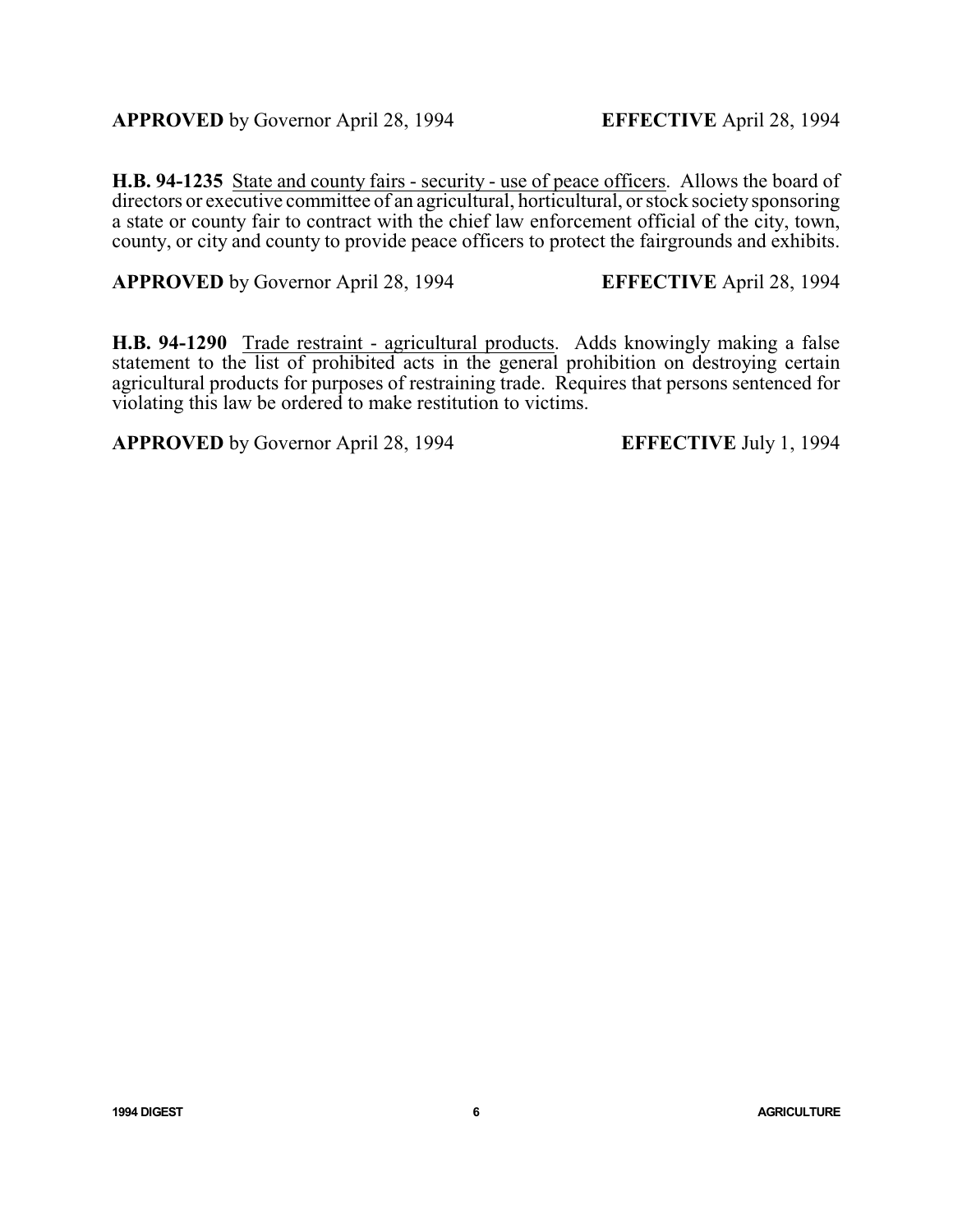**APPROVED** by Governor April 28, 1994 **EFFECTIVE** April 28, 1994

**H.B. 94-1235** State and county fairs - security - use of peace officers. Allows the board of directors or executive committee of an agricultural, horticultural, or stock society sponsoring a state or county fair to contract with the chief law enforcement official of the city, town, county, or city and county to provide peace officers to protect the fairgrounds and exhibits.

**APPROVED** by Governor April 28, 1994 **EFFECTIVE** April 28, 1994

**H.B. 94-1290** Trade restraint - agricultural products. Adds knowingly making a false statement to the list of prohibited acts in the general prohibition on destroying certain agricultural products for purposes of restraining trade. Requires that persons sentenced for violating this law be ordered to make restitution to victims.

**APPROVED** by Governor April 28, 1994 **EFFECTIVE** July 1, 1994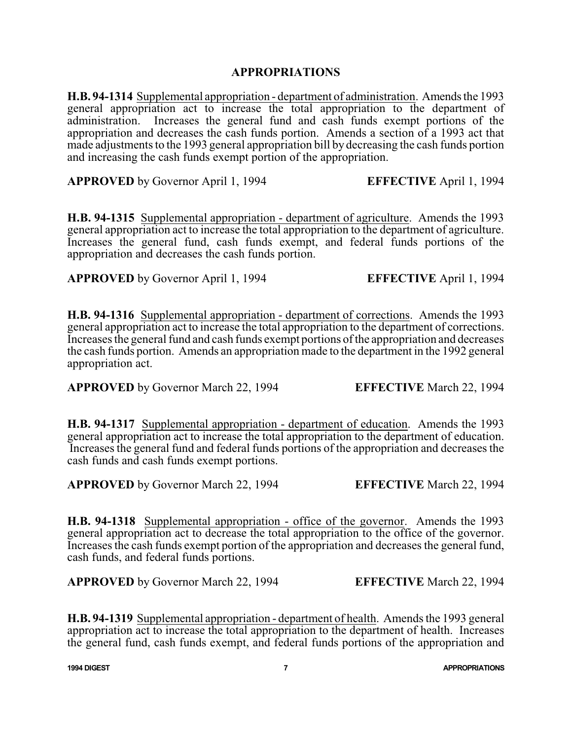## APPROPRIATIONS

**H.B. 94-1314** Supplemental appropriation - department of administration. Amends the 1993 general appropriation act to increase the total appropriation to the department of administration. Increases the general fund and cash funds exempt portions of the appropriation and decreases the cash funds portion. Amends a section of a 1993 act that made adjustments to the 1993 general appropriation bill by decreasing the cash funds portion and increasing the cash funds exempt portion of the appropriation.

**APPROVED** by Governor April 1, 1994 **EFFECTIVE** April 1, 1994

**H.B. 94-1315** Supplemental appropriation - department of agriculture. Amends the 1993 general appropriation act to increase the total appropriation to the department of agriculture. Increases the general fund, cash funds exempt, and federal funds portions of the appropriation and decreases the cash funds portion.

**APPROVED** by Governor April 1, 1994 **EFFECTIVE** April 1, 1994

**H.B. 94-1316** Supplemental appropriation - department of corrections. Amends the 1993 general appropriation act to increase the total appropriation to the department of corrections. Increases the general fund and cash funds exempt portions of the appropriation and decreases the cash funds portion. Amends an appropriation made to the department in the 1992 general appropriation act.

**APPROVED** by Governor March 22, 1994 **EFFECTIVE** March 22, 1994

**H.B. 94-1317** Supplemental appropriation - department of education. Amends the 1993 general appropriation act to increase the total appropriation to the department of education. Increases the general fund and federal funds portions of the appropriation and decreases the cash funds and cash funds exempt portions.

**APPROVED** by Governor March 22, 1994 **EFFECTIVE** March 22, 1994

**H.B. 94-1318** Supplemental appropriation - office of the governor. Amends the 1993 general appropriation act to decrease the total appropriation to the office of the governor. Increases the cash funds exempt portion of the appropriation and decreases the general fund, cash funds, and federal funds portions.

**APPROVED** by Governor March 22, 1994 **EFFECTIVE** March 22, 1994

**H.B. 94-1319** Supplemental appropriation - department of health. Amends the 1993 general appropriation act to increase the total appropriation to the department of health. Increases the general fund, cash funds exempt, and federal funds portions of the appropriation and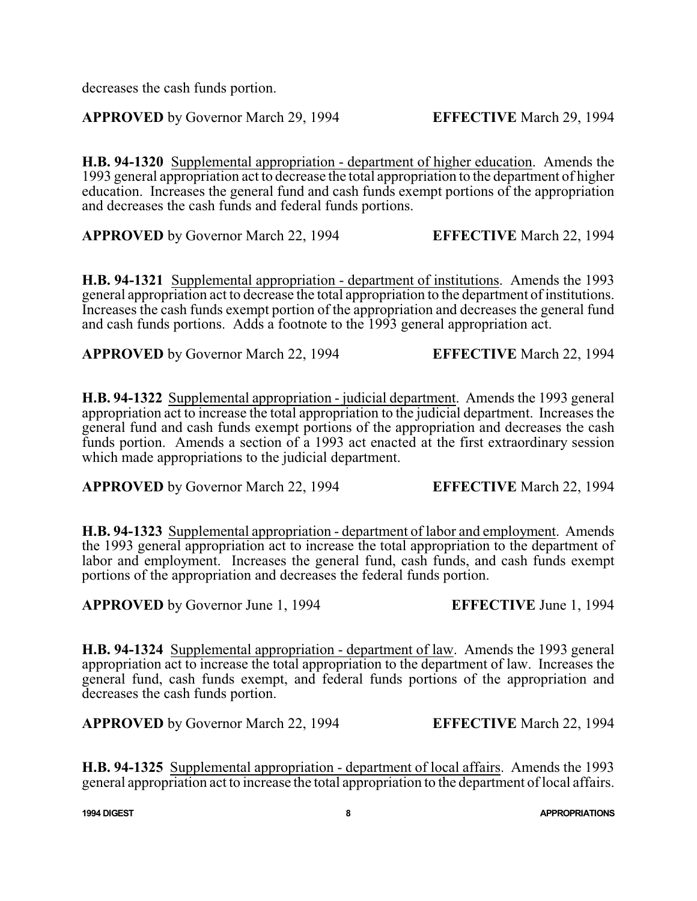decreases the cash funds portion.

**APPROVED** by Governor March 29, 1994 **EFFECTIVE** March 29, 1994

**H.B. 94-1320** Supplemental appropriation - department of higher education. Amends the 1993 general appropriation act to decrease the total appropriation to the department of higher education. Increases the general fund and cash funds exempt portions of the appropriation and decreases the cash funds and federal funds portions.

**APPROVED** by Governor March 22, 1994 **EFFECTIVE** March 22, 1994

**H.B. 94-1321** Supplemental appropriation - department of institutions. Amends the 1993 general appropriation act to decrease the total appropriation to the department of institutions. Increases the cash funds exempt portion of the appropriation and decreases the general fund and cash funds portions. Adds a footnote to the 1993 general appropriation act.

**APPROVED** by Governor March 22, 1994 **EFFECTIVE** March 22, 1994

**H.B. 94-1322** Supplemental appropriation - judicial department. Amends the 1993 general appropriation act to increase the total appropriation to the judicial department. Increases the general fund and cash funds exempt portions of the appropriation and decreases the cash funds portion. Amends a section of a 1993 act enacted at the first extraordinary session which made appropriations to the judicial department.

**APPROVED** by Governor March 22, 1994 **EFFECTIVE** March 22, 1994

**H.B. 94-1323** Supplemental appropriation - department of labor and employment. Amends the 1993 general appropriation act to increase the total appropriation to the department of labor and employment. Increases the general fund, cash funds, and cash funds exempt portions of the appropriation and decreases the federal funds portion.

**APPROVED** by Governor June 1, 1994 **EFFECTIVE** June 1, 1994

**H.B. 94-1324** Supplemental appropriation - department of law. Amends the 1993 general appropriation act to increase the total appropriation to the department of law. Increases the general fund, cash funds exempt, and federal funds portions of the appropriation and decreases the cash funds portion.

**APPROVED** by Governor March 22, 1994 **EFFECTIVE** March 22, 1994

**H.B. 94-1325** Supplemental appropriation - department of local affairs. Amends the 1993 general appropriation act to increase the total appropriation to the department of local affairs.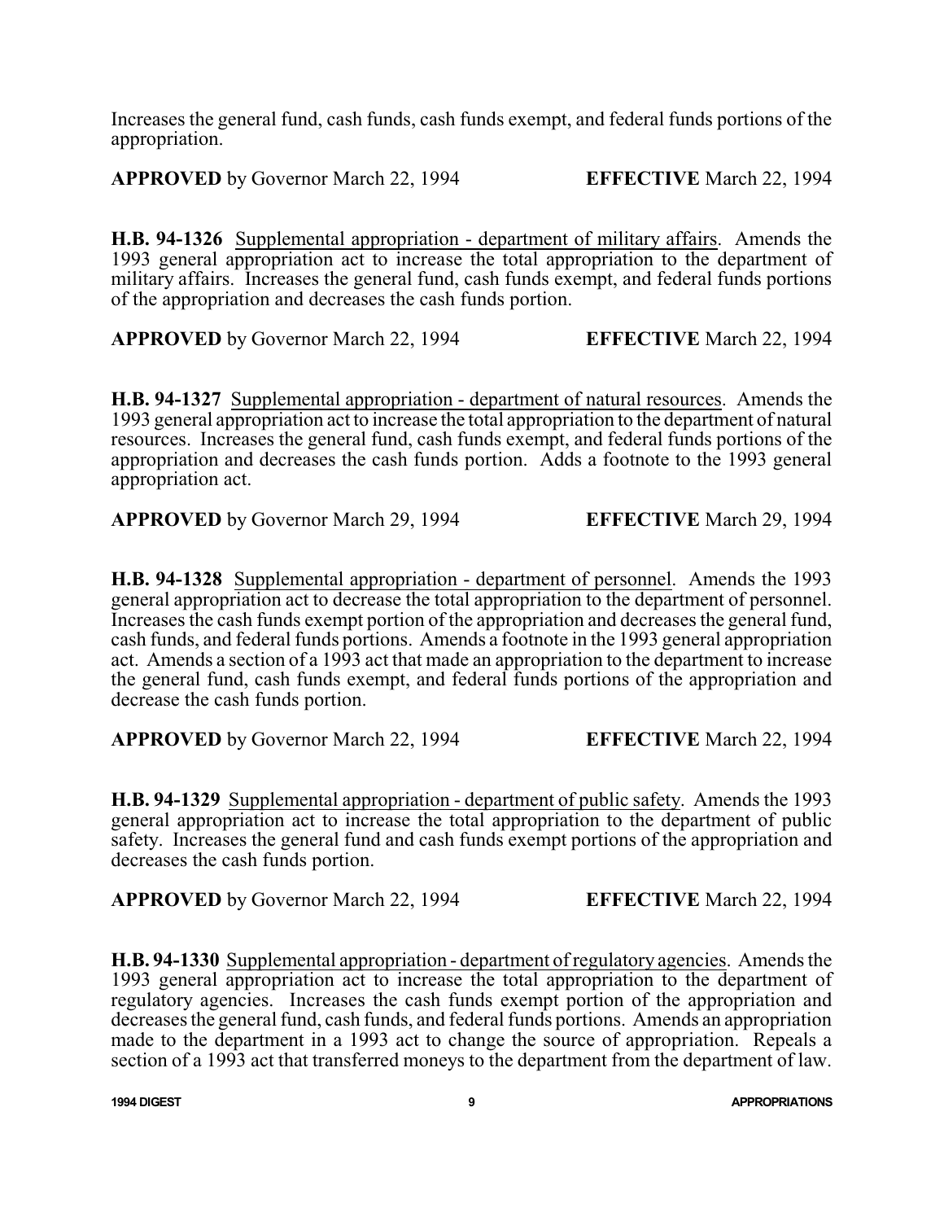Increases the general fund, cash funds, cash funds exempt, and federal funds portions of the appropriation.

**APPROVED** by Governor March 22, 1994 **EFFECTIVE** March 22, 1994

**H.B. 94-1326** Supplemental appropriation - department of military affairs. Amends the 1993 general appropriation act to increase the total appropriation to the department of military affairs. Increases the general fund, cash funds exempt, and federal funds portions of the appropriation and decreases the cash funds portion.

**APPROVED** by Governor March 22, 1994 **EFFECTIVE** March 22, 1994

**H.B. 94-1327** Supplemental appropriation - department of natural resources. Amends the 1993 general appropriation act to increase the total appropriation to the department of natural resources. Increases the general fund, cash funds exempt, and federal funds portions of the appropriation and decreases the cash funds portion. Adds a footnote to the 1993 general appropriation act.

**APPROVED** by Governor March 29, 1994 **EFFECTIVE** March 29, 1994

**H.B. 94-1328** Supplemental appropriation - department of personnel. Amends the 1993 general appropriation act to decrease the total appropriation to the department of personnel. Increases the cash funds exempt portion of the appropriation and decreases the general fund, cash funds, and federal funds portions. Amends a footnote in the 1993 general appropriation act. Amends a section of a 1993 act that made an appropriation to the department to increase the general fund, cash funds exempt, and federal funds portions of the appropriation and decrease the cash funds portion.

**APPROVED** by Governor March 22, 1994 **EFFECTIVE** March 22, 1994

**H.B. 94-1329** Supplemental appropriation - department of public safety. Amends the 1993 general appropriation act to increase the total appropriation to the department of public safety. Increases the general fund and cash funds exempt portions of the appropriation and decreases the cash funds portion.

**APPROVED** by Governor March 22, 1994 **EFFECTIVE** March 22, 1994

**H.B. 94-1330** Supplemental appropriation - department of regulatory agencies. Amends the 1993 general appropriation act to increase the total appropriation to the department of regulatory agencies. Increases the cash funds exempt portion of the appropriation and decreases the general fund, cash funds, and federal funds portions. Amends an appropriation made to the department in a 1993 act to change the source of appropriation. Repeals a section of a 1993 act that transferred moneys to the department from the department of law.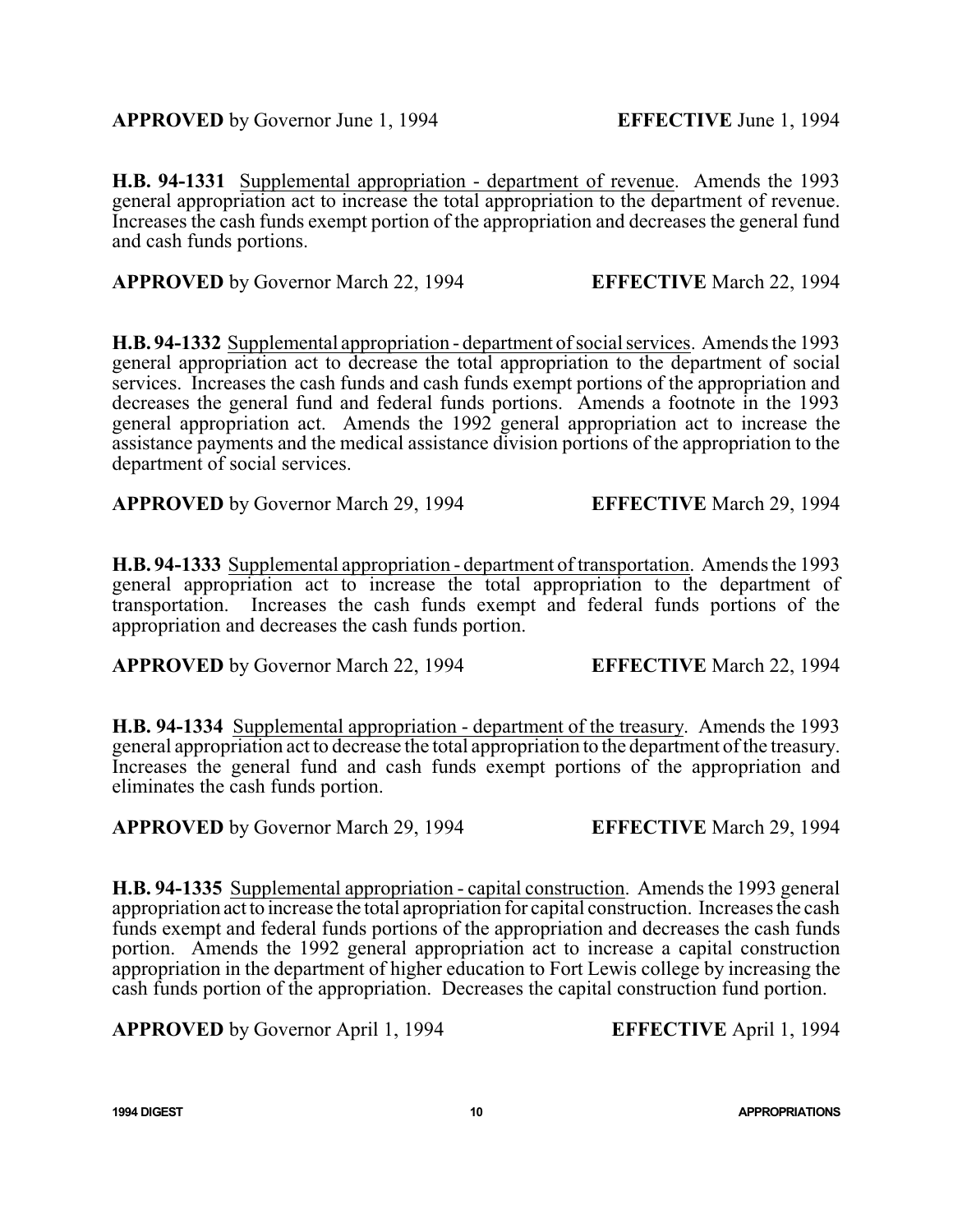**APPROVED** by Governor June 1, 1994 **EFFECTIVE** June 1, 1994

**H.B. 94-1331** Supplemental appropriation - department of revenue. Amends the 1993 general appropriation act to increase the total appropriation to the department of revenue. Increases the cash funds exempt portion of the appropriation and decreases the general fund and cash funds portions.

**APPROVED** by Governor March 22, 1994 **EFFECTIVE** March 22, 1994

**H.B. 94-1332** Supplemental appropriation - department of social services. Amends the 1993 general appropriation act to decrease the total appropriation to the department of social services. Increases the cash funds and cash funds exempt portions of the appropriation and decreases the general fund and federal funds portions. Amends a footnote in the 1993 general appropriation act. Amends the 1992 general appropriation act to increase the assistance payments and the medical assistance division portions of the appropriation to the department of social services.

**APPROVED** by Governor March 29, 1994 **EFFECTIVE** March 29, 1994

**H.B. 94-1333** Supplemental appropriation - department of transportation. Amends the 1993 general appropriation act to increase the total appropriation to the department of transportation. Increases the cash funds exempt and federal funds portions of the appropriation and decreases the cash funds portion.

**APPROVED** by Governor March 22, 1994 **EFFECTIVE** March 22, 1994

**H.B. 94-1334** Supplemental appropriation - department of the treasury. Amends the 1993 general appropriation act to decrease the total appropriation to the department of the treasury. Increases the general fund and cash funds exempt portions of the appropriation and eliminates the cash funds portion.

**APPROVED** by Governor March 29, 1994 **EFFECTIVE** March 29, 1994

**H.B. 94-1335** Supplemental appropriation - capital construction. Amends the 1993 general appropriation act to increase the total apropriation for capital construction. Increases the cash funds exempt and federal funds portions of the appropriation and decreases the cash funds portion. Amends the 1992 general appropriation act to increase a capital construction appropriation in the department of higher education to Fort Lewis college by increasing the cash funds portion of the appropriation. Decreases the capital construction fund portion.

**APPROVED** by Governor April 1, 1994 **EFFECTIVE** April 1, 1994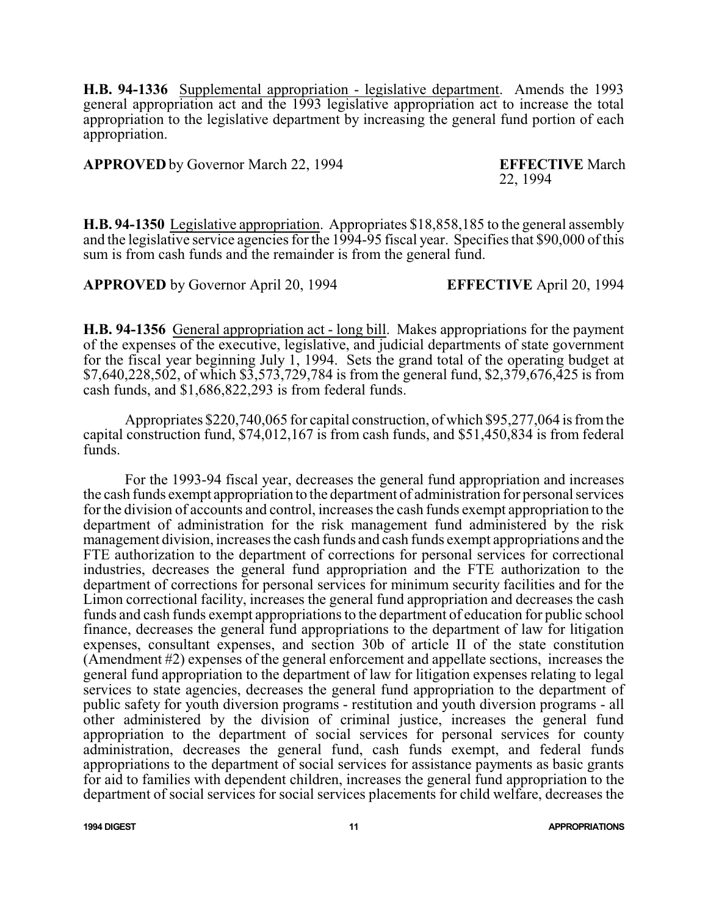**H.B. 94-1336** Supplemental appropriation - legislative department. Amends the 1993 general appropriation act and the 1993 legislative appropriation act to increase the total appropriation to the legislative department by increasing the general fund portion of each appropriation.

**APPROVED** by Governor March 22, 1994 **EFFECTIVE** March 22, 1994

**H.B. 94-1350** Legislative appropriation. Appropriates $18,858,185 to the general assembly and the legislative service agencies for the 1994-95 fiscal year. Specifies that $90,000 of this sum is from cash funds and the remainder is from the general fund.

**APPROVED** by Governor April 20, 1994 **EFFECTIVE** April 20, 1994

**H.B. 94-1356** General appropriation act - long bill. Makes appropriations for the payment of the expenses of the executive, legislative, and judicial departments of state government for the fiscal year beginning July 1, 1994. Sets the grand total of the operating budget at $7,640,228,502, of which $3,573,729,784 is from the general fund, $2,379,676,425 is from cash funds, and $1,686,822,293 is from federal funds.

Appropriates $220,740,065 for capital construction, of which $95,277,064 is from the capital construction fund, $74,012,167 is from cash funds, and $51,450,834 is from federal funds.

For the 1993-94 fiscal year, decreases the general fund appropriation and increases the cash funds exempt appropriation to the department of administration for personal services for the division of accounts and control, increases the cash funds exempt appropriation to the department of administration for the risk management fund administered by the risk management division, increases the cash funds and cash funds exempt appropriations and the FTE authorization to the department of corrections for personal services for correctional industries, decreases the general fund appropriation and the FTE authorization to the department of corrections for personal services for minimum security facilities and for the Limon correctional facility, increases the general fund appropriation and decreases the cash funds and cash funds exempt appropriations to the department of education for public school finance, decreases the general fund appropriations to the department of law for litigation expenses, consultant expenses, and section 30b of article II of the state constitution (Amendment #2) expenses of the general enforcement and appellate sections, increases the general fund appropriation to the department of law for litigation expenses relating to legal services to state agencies, decreases the general fund appropriation to the department of public safety for youth diversion programs - restitution and youth diversion programs - all other administered by the division of criminal justice, increases the general fund appropriation to the department of social services for personal services for county administration, decreases the general fund, cash funds exempt, and federal funds appropriations to the department of social services for assistance payments as basic grants for aid to families with dependent children, increases the general fund appropriation to the department of social services for social services placements for child welfare, decreases the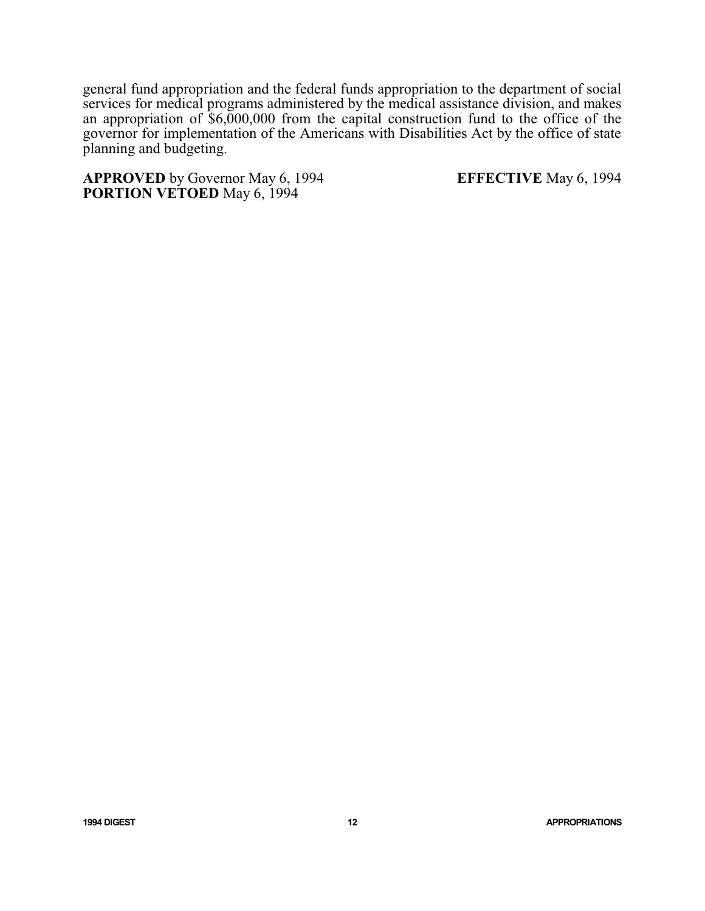general fund appropriation and the federal funds appropriation to the department of social services for medical programs administered by the medical assistance division, and makes an appropriation of $6,000,000 from the capital construction fund to the office of the governor for implementation of the Americans with Disabilities Act by the office of state planning and budgeting.

**APPROVED** by Governor May 6, 1994 **EFFECTIVE** May 6, 1994
**PORTION VETOED** May 6, 1994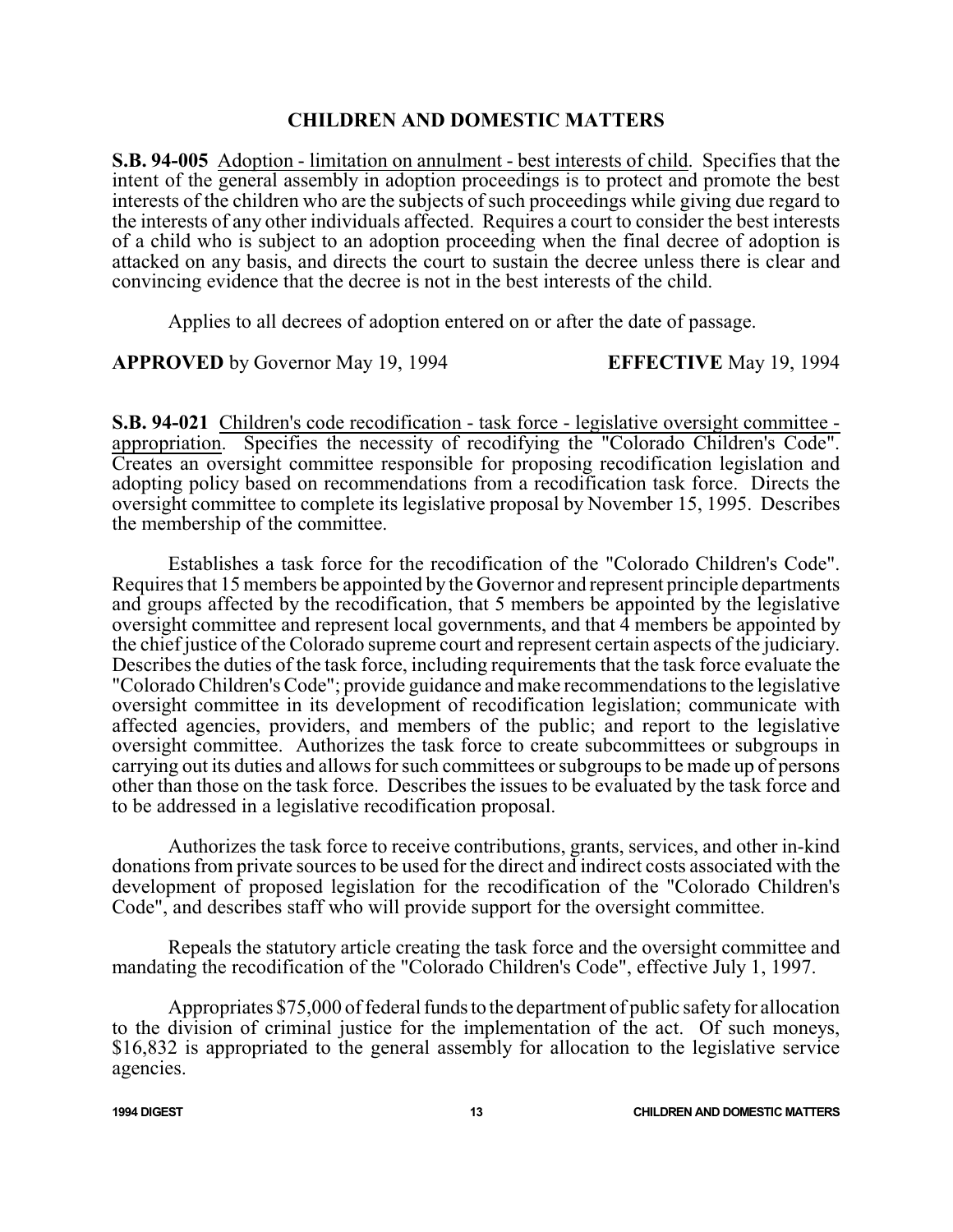## CHILDREN AND DOMESTIC MATTERS

**S.B. 94-005** Adoption - limitation on annulment - best interests of child. Specifies that the intent of the general assembly in adoption proceedings is to protect and promote the best interests of the children who are the subjects of such proceedings while giving due regard to the interests of any other individuals affected. Requires a court to consider the best interests of a child who is subject to an adoption proceeding when the final decree of adoption is attacked on any basis, and directs the court to sustain the decree unless there is clear and convincing evidence that the decree is not in the best interests of the child.

Applies to all decrees of adoption entered on or after the date of passage.

**APPROVED** by Governor May 19, 1994 **EFFECTIVE** May 19, 1994

**S.B. 94-021** Children's code recodification - task force - legislative oversight committee - appropriation. Specifies the necessity of recodifying the "Colorado Children's Code". Creates an oversight committee responsible for proposing recodification legislation and adopting policy based on recommendations from a recodification task force. Directs the oversight committee to complete its legislative proposal by November 15, 1995. Describes the membership of the committee.

Establishes a task force for the recodification of the "Colorado Children's Code". Requires that 15 members be appointed by the Governor and represent principle departments and groups affected by the recodification, that 5 members be appointed by the legislative oversight committee and represent local governments, and that 4 members be appointed by the chief justice of the Colorado supreme court and represent certain aspects of the judiciary. Describes the duties of the task force, including requirements that the task force evaluate the "Colorado Children's Code"; provide guidance and make recommendations to the legislative oversight committee in its development of recodification legislation; communicate with affected agencies, providers, and members of the public; and report to the legislative oversight committee. Authorizes the task force to create subcommittees or subgroups in carrying out its duties and allows for such committees or subgroups to be made up of persons other than those on the task force. Describes the issues to be evaluated by the task force and to be addressed in a legislative recodification proposal.

Authorizes the task force to receive contributions, grants, services, and other in-kind donations from private sources to be used for the direct and indirect costs associated with the development of proposed legislation for the recodification of the "Colorado Children's Code", and describes staff who will provide support for the oversight committee.

Repeals the statutory article creating the task force and the oversight committee and mandating the recodification of the "Colorado Children's Code", effective July 1, 1997.

Appropriates $75,000 of federal funds to the department of public safety for allocation to the division of criminal justice for the implementation of the act. Of such moneys, $16,832 is appropriated to the general assembly for allocation to the legislative service agencies.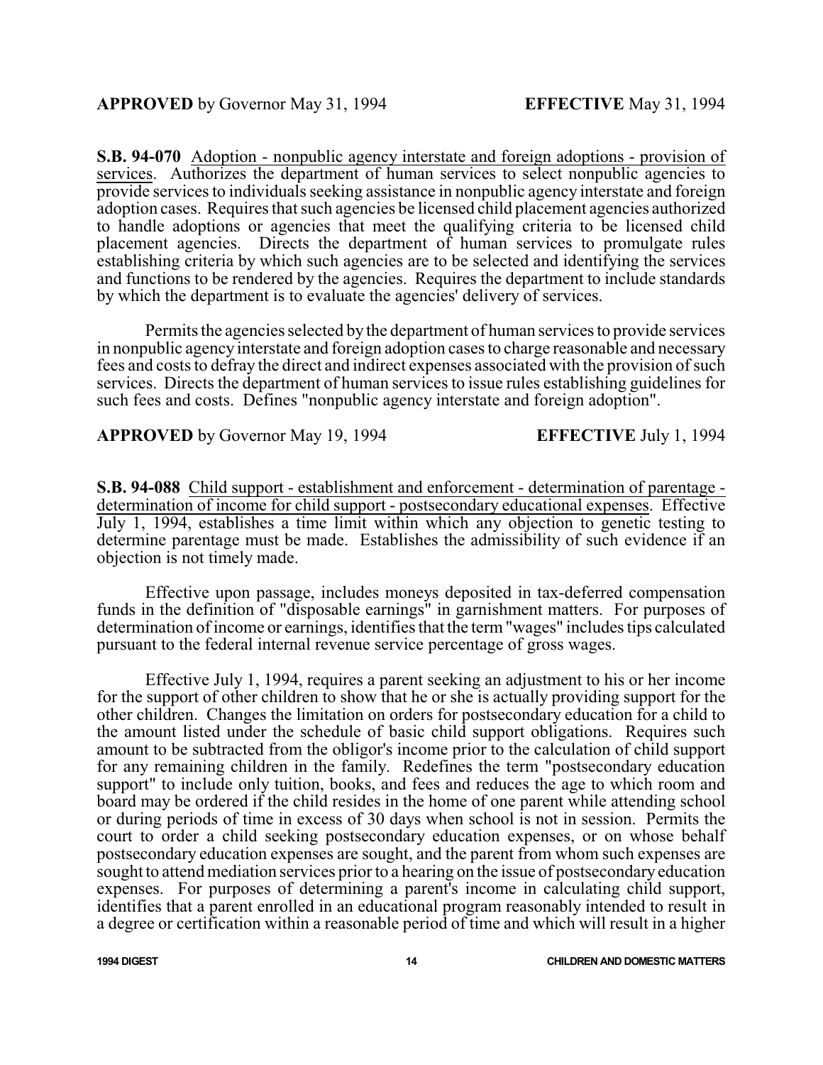**APPROVED** by Governor May 31, 1994 **EFFECTIVE** May 31, 1994

**S.B. 94-070** Adoption - nonpublic agency interstate and foreign adoptions - provision of services. Authorizes the department of human services to select nonpublic agencies to provide services to individuals seeking assistance in nonpublic agency interstate and foreign adoption cases. Requires that such agencies be licensed child placement agencies authorized to handle adoptions or agencies that meet the qualifying criteria to be licensed child placement agencies. Directs the department of human services to promulgate rules establishing criteria by which such agencies are to be selected and identifying the services and functions to be rendered by the agencies. Requires the department to include standards by which the department is to evaluate the agencies' delivery of services.

Permits the agencies selected by the department of human services to provide services in nonpublic agency interstate and foreign adoption cases to charge reasonable and necessary fees and costs to defray the direct and indirect expenses associated with the provision of such services. Directs the department of human services to issue rules establishing guidelines for such fees and costs. Defines "nonpublic agency interstate and foreign adoption".

**APPROVED** by Governor May 19, 1994 **EFFECTIVE** July 1, 1994

**S.B. 94-088** Child support - establishment and enforcement - determination of parentage - determination of income for child support - postsecondary educational expenses. Effective July 1, 1994, establishes a time limit within which any objection to genetic testing to determine parentage must be made. Establishes the admissibility of such evidence if an objection is not timely made.

Effective upon passage, includes moneys deposited in tax-deferred compensation funds in the definition of "disposable earnings" in garnishment matters. For purposes of determination of income or earnings, identifies that the term "wages" includes tips calculated pursuant to the federal internal revenue service percentage of gross wages.

Effective July 1, 1994, requires a parent seeking an adjustment to his or her income for the support of other children to show that he or she is actually providing support for the other children. Changes the limitation on orders for postsecondary education for a child to the amount listed under the schedule of basic child support obligations. Requires such amount to be subtracted from the obligor's income prior to the calculation of child support for any remaining children in the family. Redefines the term "postsecondary education support" to include only tuition, books, and fees and reduces the age to which room and board may be ordered if the child resides in the home of one parent while attending school or during periods of time in excess of 30 days when school is not in session. Permits the court to order a child seeking postsecondary education expenses, or on whose behalf postsecondary education expenses are sought, and the parent from whom such expenses are sought to attend mediation services prior to a hearing on the issue of postsecondary education expenses. For purposes of determining a parent's income in calculating child support, identifies that a parent enrolled in an educational program reasonably intended to result in a degree or certification within a reasonable period of time and which will result in a higher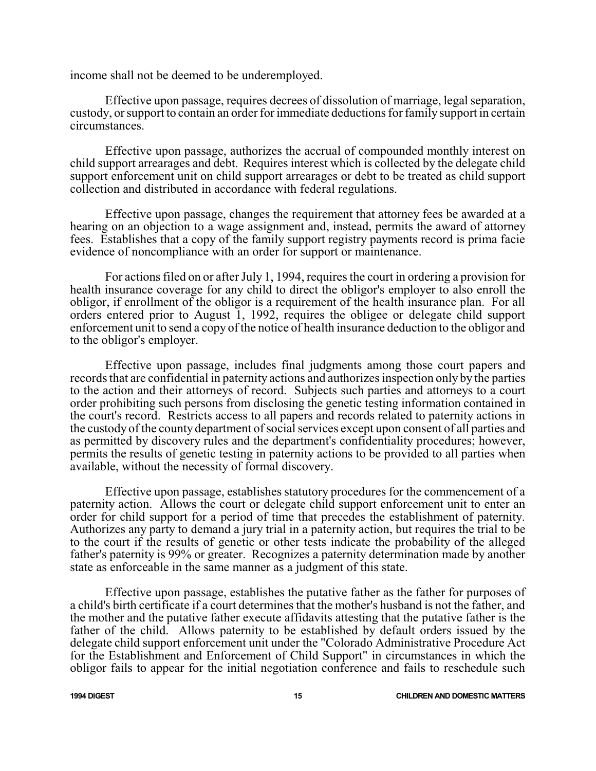income shall not be deemed to be underemployed.

Effective upon passage, requires decrees of dissolution of marriage, legal separation, custody, or support to contain an order for immediate deductions for family support in certain circumstances.

Effective upon passage, authorizes the accrual of compounded monthly interest on child support arrearages and debt. Requires interest which is collected by the delegate child support enforcement unit on child support arrearages or debt to be treated as child support collection and distributed in accordance with federal regulations.

Effective upon passage, changes the requirement that attorney fees be awarded at a hearing on an objection to a wage assignment and, instead, permits the award of attorney fees. Establishes that a copy of the family support registry payments record is prima facie evidence of noncompliance with an order for support or maintenance.

For actions filed on or after July 1, 1994, requires the court in ordering a provision for health insurance coverage for any child to direct the obligor's employer to also enroll the obligor, if enrollment of the obligor is a requirement of the health insurance plan. For all orders entered prior to August 1, 1992, requires the obligee or delegate child support enforcement unit to send a copy of the notice of health insurance deduction to the obligor and to the obligor's employer.

Effective upon passage, includes final judgments among those court papers and records that are confidential in paternity actions and authorizes inspection only by the parties to the action and their attorneys of record. Subjects such parties and attorneys to a court order prohibiting such persons from disclosing the genetic testing information contained in the court's record. Restricts access to all papers and records related to paternity actions in the custody of the county department of social services except upon consent of all parties and as permitted by discovery rules and the department's confidentiality procedures; however, permits the results of genetic testing in paternity actions to be provided to all parties when available, without the necessity of formal discovery.

Effective upon passage, establishes statutory procedures for the commencement of a paternity action. Allows the court or delegate child support enforcement unit to enter an order for child support for a period of time that precedes the establishment of paternity. Authorizes any party to demand a jury trial in a paternity action, but requires the trial to be to the court if the results of genetic or other tests indicate the probability of the alleged father's paternity is 99% or greater. Recognizes a paternity determination made by another state as enforceable in the same manner as a judgment of this state.

Effective upon passage, establishes the putative father as the father for purposes of a child's birth certificate if a court determines that the mother's husband is not the father, and the mother and the putative father execute affidavits attesting that the putative father is the father of the child. Allows paternity to be established by default orders issued by the delegate child support enforcement unit under the "Colorado Administrative Procedure Act for the Establishment and Enforcement of Child Support" in circumstances in which the obligor fails to appear for the initial negotiation conference and fails to reschedule such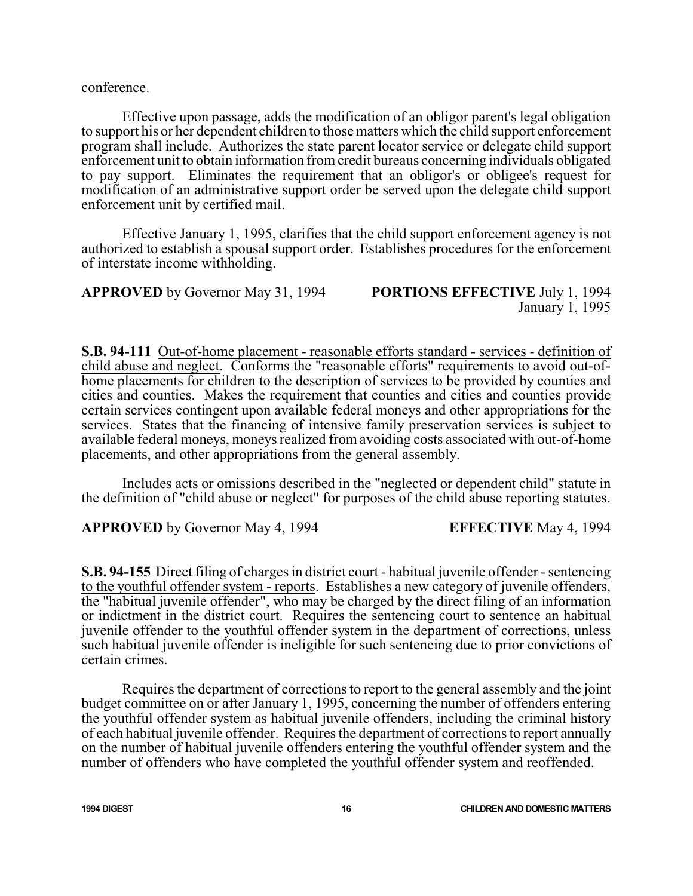conference.

Effective upon passage, adds the modification of an obligor parent's legal obligation to support his or her dependent children to those matters which the child support enforcement program shall include. Authorizes the state parent locator service or delegate child support enforcement unit to obtain information from credit bureaus concerning individuals obligated to pay support. Eliminates the requirement that an obligor's or obligee's request for modification of an administrative support order be served upon the delegate child support enforcement unit by certified mail.

Effective January 1, 1995, clarifies that the child support enforcement agency is not authorized to establish a spousal support order. Establishes procedures for the enforcement of interstate income withholding.

**APPROVED** by Governor May 31, 1994 **PORTIONS EFFECTIVE** July 1, 1994
January 1, 1995

**S.B. 94-111** Out-of-home placement - reasonable efforts standard - services - definition of child abuse and neglect. Conforms the "reasonable efforts" requirements to avoid out-of-home placements for children to the description of services to be provided by counties and cities and counties. Makes the requirement that counties and cities and counties provide certain services contingent upon available federal moneys and other appropriations for the services. States that the financing of intensive family preservation services is subject to available federal moneys, moneys realized from avoiding costs associated with out-of-home placements, and other appropriations from the general assembly.

Includes acts or omissions described in the "neglected or dependent child" statute in the definition of "child abuse or neglect" for purposes of the child abuse reporting statutes.

**APPROVED** by Governor May 4, 1994 **EFFECTIVE** May 4, 1994

**S.B. 94-155** Direct filing of charges in district court - habitual juvenile offender - sentencing to the youthful offender system - reports. Establishes a new category of juvenile offenders, the "habitual juvenile offender", who may be charged by the direct filing of an information or indictment in the district court. Requires the sentencing court to sentence an habitual juvenile offender to the youthful offender system in the department of corrections, unless such habitual juvenile offender is ineligible for such sentencing due to prior convictions of certain crimes.

Requires the department of corrections to report to the general assembly and the joint budget committee on or after January 1, 1995, concerning the number of offenders entering the youthful offender system as habitual juvenile offenders, including the criminal history of each habitual juvenile offender. Requires the department of corrections to report annually on the number of habitual juvenile offenders entering the youthful offender system and the number of offenders who have completed the youthful offender system and reoffended.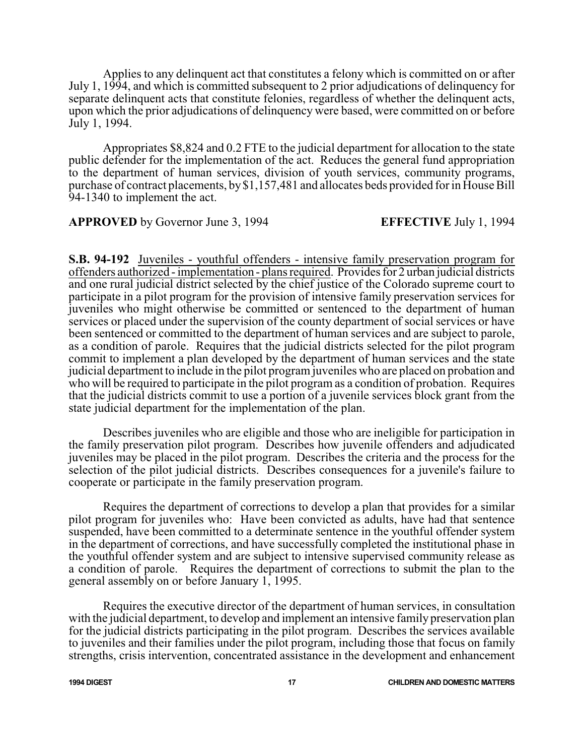Applies to any delinquent act that constitutes a felony which is committed on or after July 1, 1994, and which is committed subsequent to 2 prior adjudications of delinquency for separate delinquent acts that constitute felonies, regardless of whether the delinquent acts, upon which the prior adjudications of delinquency were based, were committed on or before July 1, 1994.

Appropriates $8,824 and 0.2 FTE to the judicial department for allocation to the state public defender for the implementation of the act. Reduces the general fund appropriation to the department of human services, division of youth services, community programs, purchase of contract placements, by $1,157,481 and allocates beds provided for in House Bill 94-1340 to implement the act.

**APPROVED** by Governor June 3, 1994 **EFFECTIVE** July 1, 1994

**S.B. 94-192** Juveniles - youthful offenders - intensive family preservation program for offenders authorized - implementation - plans required. Provides for 2 urban judicial districts and one rural judicial district selected by the chief justice of the Colorado supreme court to participate in a pilot program for the provision of intensive family preservation services for juveniles who might otherwise be committed or sentenced to the department of human services or placed under the supervision of the county department of social services or have been sentenced or committed to the department of human services and are subject to parole, as a condition of parole. Requires that the judicial districts selected for the pilot program commit to implement a plan developed by the department of human services and the state judicial department to include in the pilot program juveniles who are placed on probation and who will be required to participate in the pilot program as a condition of probation. Requires that the judicial districts commit to use a portion of a juvenile services block grant from the state judicial department for the implementation of the plan.

Describes juveniles who are eligible and those who are ineligible for participation in the family preservation pilot program. Describes how juvenile offenders and adjudicated juveniles may be placed in the pilot program. Describes the criteria and the process for the selection of the pilot judicial districts. Describes consequences for a juvenile's failure to cooperate or participate in the family preservation program.

Requires the department of corrections to develop a plan that provides for a similar pilot program for juveniles who: Have been convicted as adults, have had that sentence suspended, have been committed to a determinate sentence in the youthful offender system in the department of corrections, and have successfully completed the institutional phase in the youthful offender system and are subject to intensive supervised community release as a condition of parole. Requires the department of corrections to submit the plan to the general assembly on or before January 1, 1995.

Requires the executive director of the department of human services, in consultation with the judicial department, to develop and implement an intensive family preservation plan for the judicial districts participating in the pilot program. Describes the services available to juveniles and their families under the pilot program, including those that focus on family strengths, crisis intervention, concentrated assistance in the development and enhancement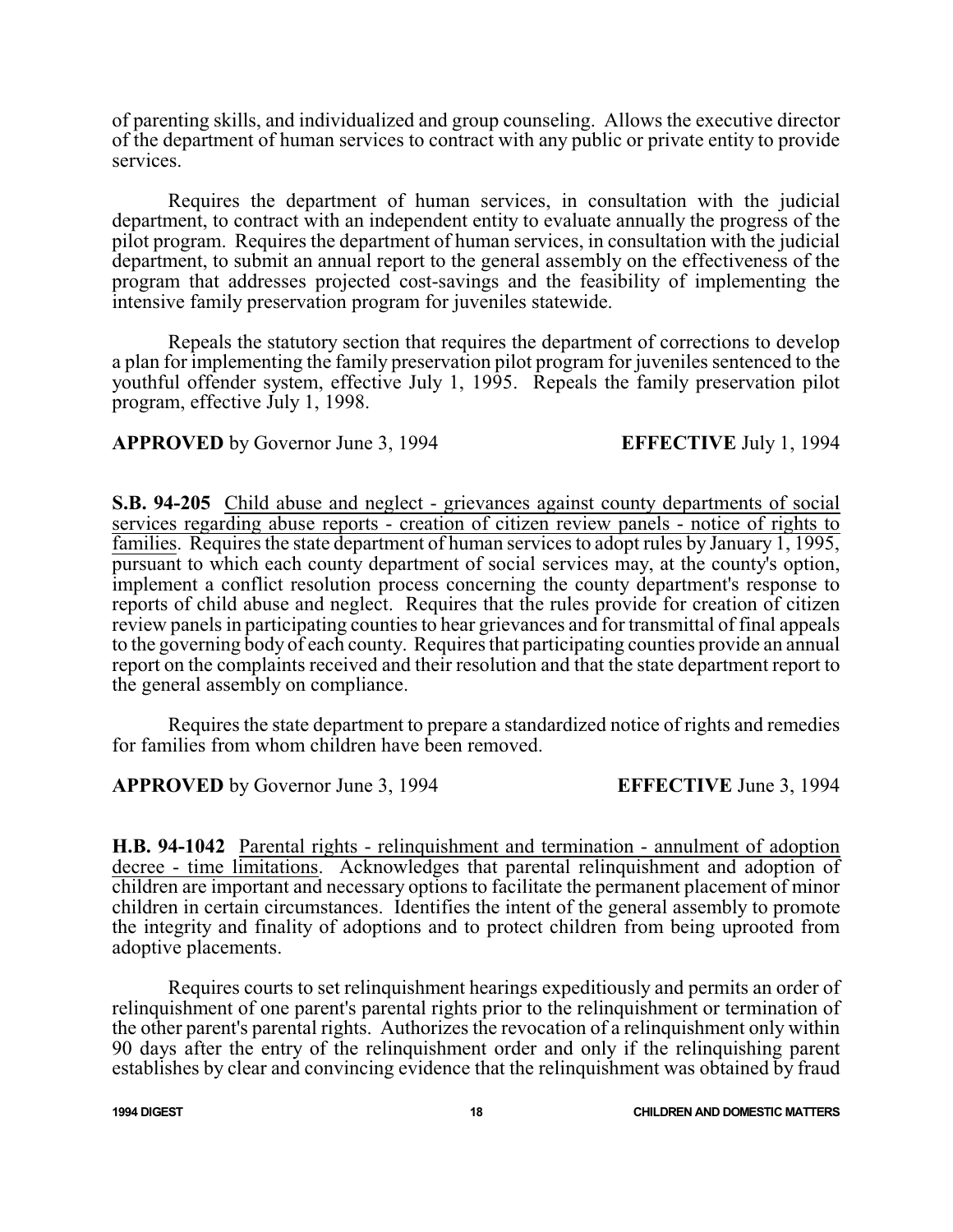of parenting skills, and individualized and group counseling. Allows the executive director of the department of human services to contract with any public or private entity to provide services.

Requires the department of human services, in consultation with the judicial department, to contract with an independent entity to evaluate annually the progress of the pilot program. Requires the department of human services, in consultation with the judicial department, to submit an annual report to the general assembly on the effectiveness of the program that addresses projected cost-savings and the feasibility of implementing the intensive family preservation program for juveniles statewide.

Repeals the statutory section that requires the department of corrections to develop a plan for implementing the family preservation pilot program for juveniles sentenced to the youthful offender system, effective July 1, 1995. Repeals the family preservation pilot program, effective July 1, 1998.

**APPROVED** by Governor June 3, 1994 **EFFECTIVE** July 1, 1994

**S.B. 94-205** Child abuse and neglect - grievances against county departments of social services regarding abuse reports - creation of citizen review panels - notice of rights to families. Requires the state department of human services to adopt rules by January 1, 1995, pursuant to which each county department of social services may, at the county's option, implement a conflict resolution process concerning the county department's response to reports of child abuse and neglect. Requires that the rules provide for creation of citizen review panels in participating counties to hear grievances and for transmittal of final appeals to the governing body of each county. Requires that participating counties provide an annual report on the complaints received and their resolution and that the state department report to the general assembly on compliance.

Requires the state department to prepare a standardized notice of rights and remedies for families from whom children have been removed.

**APPROVED** by Governor June 3, 1994 **EFFECTIVE** June 3, 1994

**H.B. 94-1042** Parental rights - relinquishment and termination - annulment of adoption decree - time limitations. Acknowledges that parental relinquishment and adoption of children are important and necessary options to facilitate the permanent placement of minor children in certain circumstances. Identifies the intent of the general assembly to promote the integrity and finality of adoptions and to protect children from being uprooted from adoptive placements.

Requires courts to set relinquishment hearings expeditiously and permits an order of relinquishment of one parent's parental rights prior to the relinquishment or termination of the other parent's parental rights. Authorizes the revocation of a relinquishment only within 90 days after the entry of the relinquishment order and only if the relinquishing parent establishes by clear and convincing evidence that the relinquishment was obtained by fraud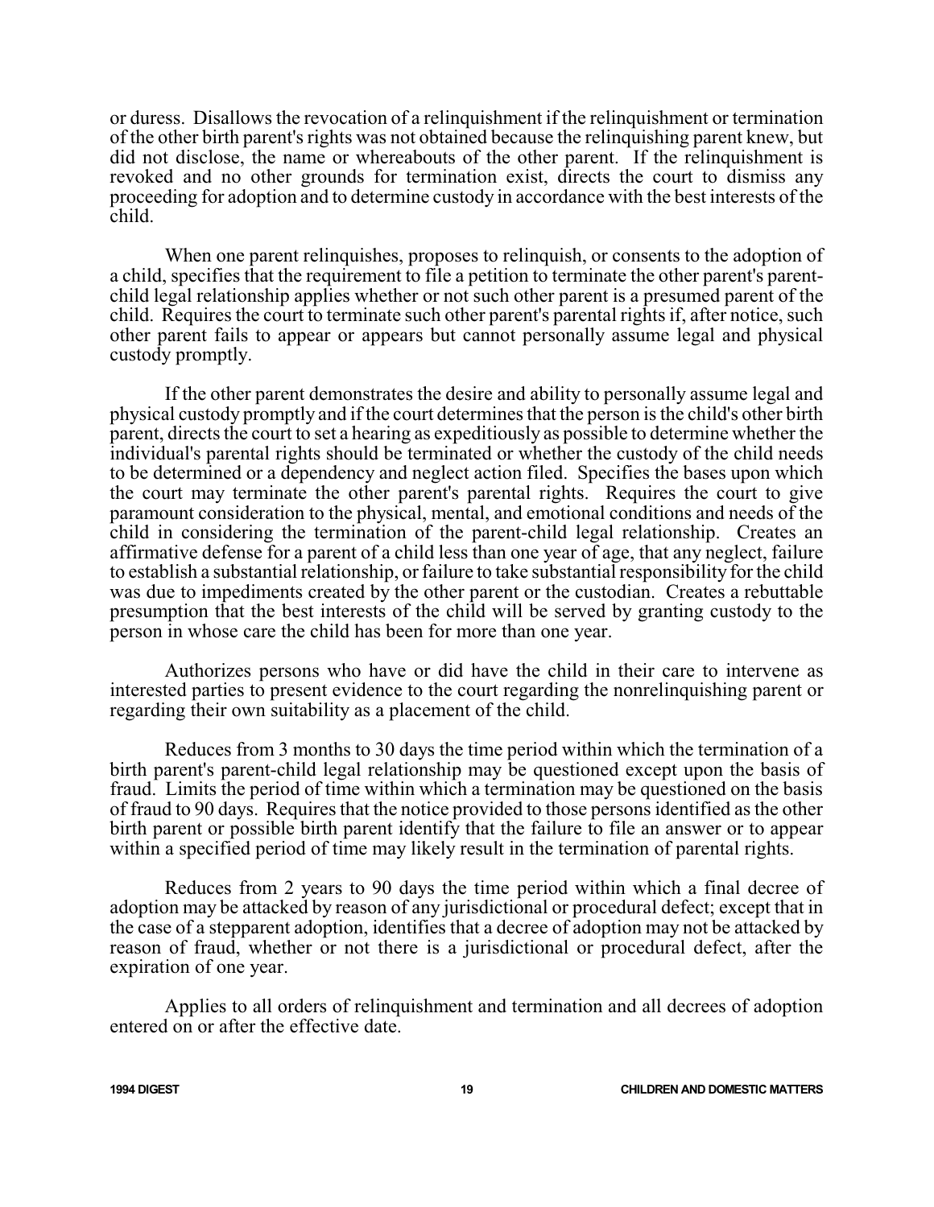or duress. Disallows the revocation of a relinquishment if the relinquishment or termination of the other birth parent's rights was not obtained because the relinquishing parent knew, but did not disclose, the name or whereabouts of the other parent. If the relinquishment is revoked and no other grounds for termination exist, directs the court to dismiss any proceeding for adoption and to determine custody in accordance with the best interests of the child.

When one parent relinquishes, proposes to relinquish, or consents to the adoption of a child, specifies that the requirement to file a petition to terminate the other parent's parent-child legal relationship applies whether or not such other parent is a presumed parent of the child. Requires the court to terminate such other parent's parental rights if, after notice, such other parent fails to appear or appears but cannot personally assume legal and physical custody promptly.

If the other parent demonstrates the desire and ability to personally assume legal and physical custody promptly and if the court determines that the person is the child's other birth parent, directs the court to set a hearing as expeditiously as possible to determine whether the individual's parental rights should be terminated or whether the custody of the child needs to be determined or a dependency and neglect action filed. Specifies the bases upon which the court may terminate the other parent's parental rights. Requires the court to give paramount consideration to the physical, mental, and emotional conditions and needs of the child in considering the termination of the parent-child legal relationship. Creates an affirmative defense for a parent of a child less than one year of age, that any neglect, failure to establish a substantial relationship, or failure to take substantial responsibility for the child was due to impediments created by the other parent or the custodian. Creates a rebuttable presumption that the best interests of the child will be served by granting custody to the person in whose care the child has been for more than one year.

Authorizes persons who have or did have the child in their care to intervene as interested parties to present evidence to the court regarding the nonrelinquishing parent or regarding their own suitability as a placement of the child.

Reduces from 3 months to 30 days the time period within which the termination of a birth parent's parent-child legal relationship may be questioned except upon the basis of fraud. Limits the period of time within which a termination may be questioned on the basis of fraud to 90 days. Requires that the notice provided to those persons identified as the other birth parent or possible birth parent identify that the failure to file an answer or to appear within a specified period of time may likely result in the termination of parental rights.

Reduces from 2 years to 90 days the time period within which a final decree of adoption may be attacked by reason of any jurisdictional or procedural defect; except that in the case of a stepparent adoption, identifies that a decree of adoption may not be attacked by reason of fraud, whether or not there is a jurisdictional or procedural defect, after the expiration of one year.

Applies to all orders of relinquishment and termination and all decrees of adoption entered on or after the effective date.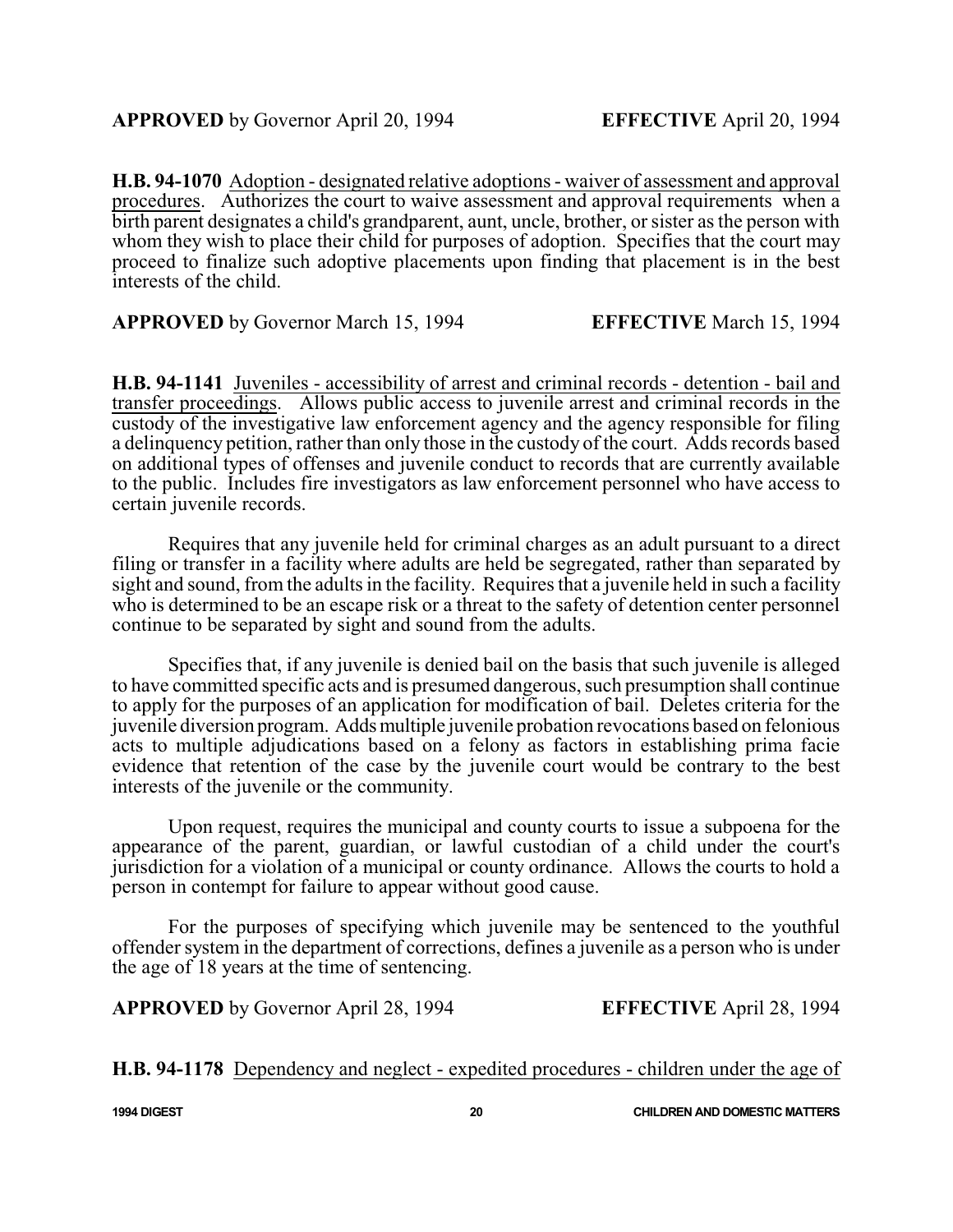**APPROVED** by Governor April 20, 1994 **EFFECTIVE** April 20, 1994

**H.B. 94-1070** Adoption - designated relative adoptions - waiver of assessment and approval procedures. Authorizes the court to waive assessment and approval requirements when a birth parent designates a child's grandparent, aunt, uncle, brother, or sister as the person with whom they wish to place their child for purposes of adoption. Specifies that the court may proceed to finalize such adoptive placements upon finding that placement is in the best interests of the child.

**APPROVED** by Governor March 15, 1994 **EFFECTIVE** March 15, 1994

**H.B. 94-1141** Juveniles - accessibility of arrest and criminal records - detention - bail and transfer proceedings. Allows public access to juvenile arrest and criminal records in the custody of the investigative law enforcement agency and the agency responsible for filing a delinquency petition, rather than only those in the custody of the court. Adds records based on additional types of offenses and juvenile conduct to records that are currently available to the public. Includes fire investigators as law enforcement personnel who have access to certain juvenile records.

Requires that any juvenile held for criminal charges as an adult pursuant to a direct filing or transfer in a facility where adults are held be segregated, rather than separated by sight and sound, from the adults in the facility. Requires that a juvenile held in such a facility who is determined to be an escape risk or a threat to the safety of detention center personnel continue to be separated by sight and sound from the adults.

Specifies that, if any juvenile is denied bail on the basis that such juvenile is alleged to have committed specific acts and is presumed dangerous, such presumption shall continue to apply for the purposes of an application for modification of bail. Deletes criteria for the juvenile diversion program. Adds multiple juvenile probation revocations based on felonious acts to multiple adjudications based on a felony as factors in establishing prima facie evidence that retention of the case by the juvenile court would be contrary to the best interests of the juvenile or the community.

Upon request, requires the municipal and county courts to issue a subpoena for the appearance of the parent, guardian, or lawful custodian of a child under the court's jurisdiction for a violation of a municipal or county ordinance. Allows the courts to hold a person in contempt for failure to appear without good cause.

For the purposes of specifying which juvenile may be sentenced to the youthful offender system in the department of corrections, defines a juvenile as a person who is under the age of 18 years at the time of sentencing.

**APPROVED** by Governor April 28, 1994 **EFFECTIVE** April 28, 1994

**H.B. 94-1178** Dependency and neglect - expedited procedures - children under the age of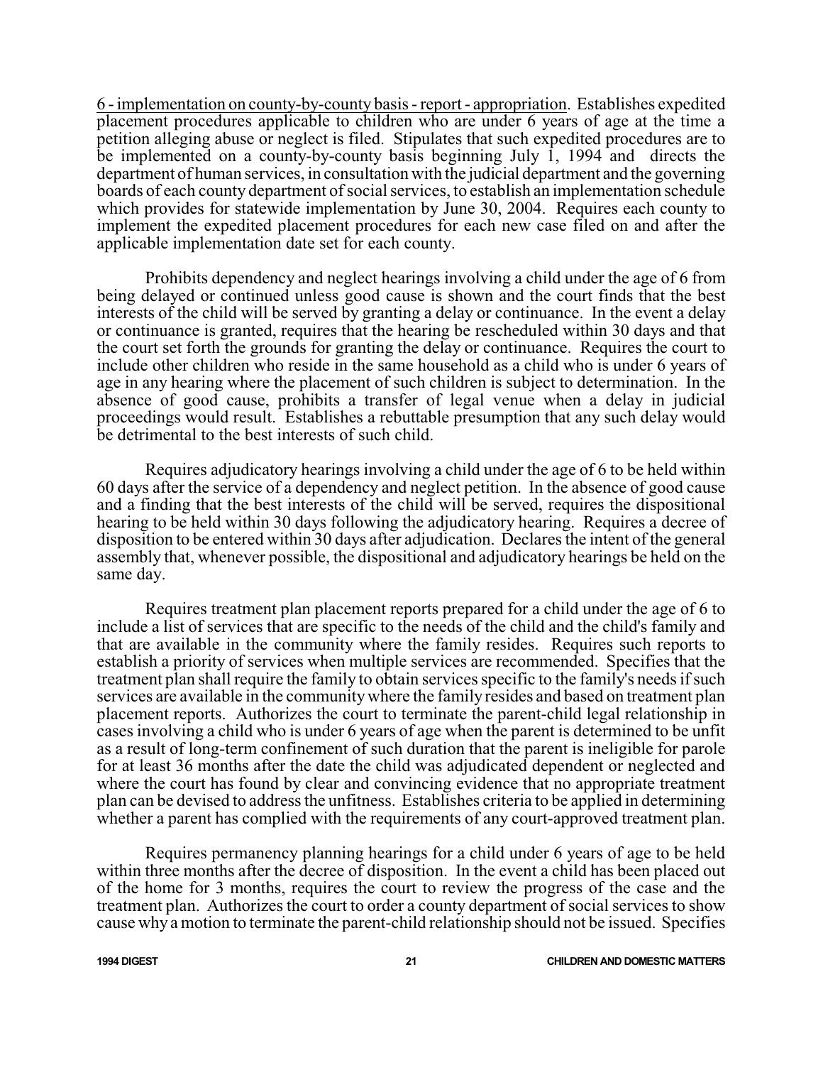6 - implementation on county-by-county basis - report - appropriation. Establishes expedited placement procedures applicable to children who are under 6 years of age at the time a petition alleging abuse or neglect is filed. Stipulates that such expedited procedures are to be implemented on a county-by-county basis beginning July 1, 1994 and directs the department of human services, in consultation with the judicial department and the governing boards of each county department of social services, to establish an implementation schedule which provides for statewide implementation by June 30, 2004. Requires each county to implement the expedited placement procedures for each new case filed on and after the applicable implementation date set for each county.

Prohibits dependency and neglect hearings involving a child under the age of 6 from being delayed or continued unless good cause is shown and the court finds that the best interests of the child will be served by granting a delay or continuance. In the event a delay or continuance is granted, requires that the hearing be rescheduled within 30 days and that the court set forth the grounds for granting the delay or continuance. Requires the court to include other children who reside in the same household as a child who is under 6 years of age in any hearing where the placement of such children is subject to determination. In the absence of good cause, prohibits a transfer of legal venue when a delay in judicial proceedings would result. Establishes a rebuttable presumption that any such delay would be detrimental to the best interests of such child.

Requires adjudicatory hearings involving a child under the age of 6 to be held within 60 days after the service of a dependency and neglect petition. In the absence of good cause and a finding that the best interests of the child will be served, requires the dispositional hearing to be held within 30 days following the adjudicatory hearing. Requires a decree of disposition to be entered within 30 days after adjudication. Declares the intent of the general assembly that, whenever possible, the dispositional and adjudicatory hearings be held on the same day.

Requires treatment plan placement reports prepared for a child under the age of 6 to include a list of services that are specific to the needs of the child and the child's family and that are available in the community where the family resides. Requires such reports to establish a priority of services when multiple services are recommended. Specifies that the treatment plan shall require the family to obtain services specific to the family's needs if such services are available in the community where the family resides and based on treatment plan placement reports. Authorizes the court to terminate the parent-child legal relationship in cases involving a child who is under 6 years of age when the parent is determined to be unfit as a result of long-term confinement of such duration that the parent is ineligible for parole for at least 36 months after the date the child was adjudicated dependent or neglected and where the court has found by clear and convincing evidence that no appropriate treatment plan can be devised to address the unfitness. Establishes criteria to be applied in determining whether a parent has complied with the requirements of any court-approved treatment plan.

Requires permanency planning hearings for a child under 6 years of age to be held within three months after the decree of disposition. In the event a child has been placed out of the home for 3 months, requires the court to review the progress of the case and the treatment plan. Authorizes the court to order a county department of social services to show cause why a motion to terminate the parent-child relationship should not be issued. Specifies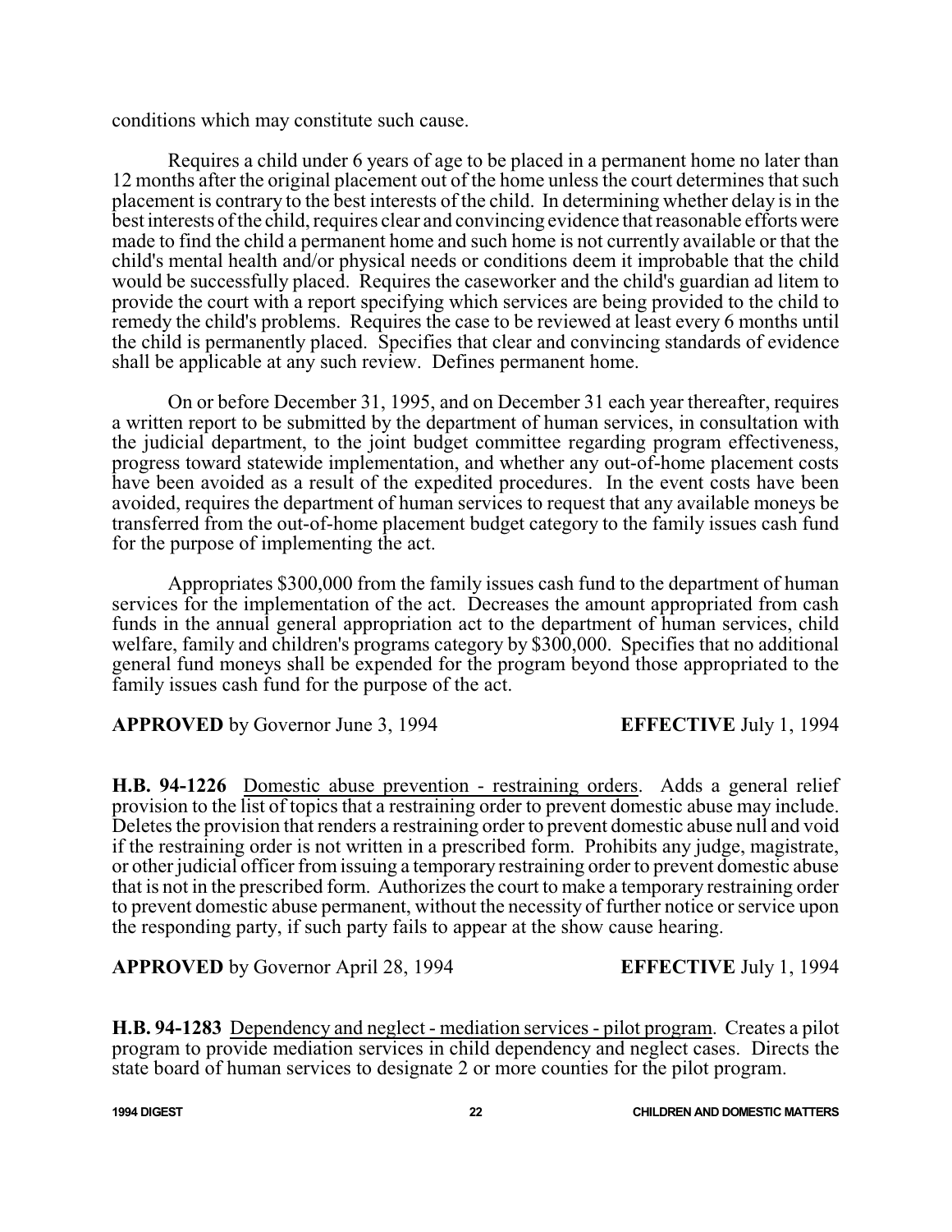conditions which may constitute such cause.

Requires a child under 6 years of age to be placed in a permanent home no later than 12 months after the original placement out of the home unless the court determines that such placement is contrary to the best interests of the child. In determining whether delay is in the best interests of the child, requires clear and convincing evidence that reasonable efforts were made to find the child a permanent home and such home is not currently available or that the child's mental health and/or physical needs or conditions deem it improbable that the child would be successfully placed. Requires the caseworker and the child's guardian ad litem to provide the court with a report specifying which services are being provided to the child to remedy the child's problems. Requires the case to be reviewed at least every 6 months until the child is permanently placed. Specifies that clear and convincing standards of evidence shall be applicable at any such review. Defines permanent home.

On or before December 31, 1995, and on December 31 each year thereafter, requires a written report to be submitted by the department of human services, in consultation with the judicial department, to the joint budget committee regarding program effectiveness, progress toward statewide implementation, and whether any out-of-home placement costs have been avoided as a result of the expedited procedures. In the event costs have been avoided, requires the department of human services to request that any available moneys be transferred from the out-of-home placement budget category to the family issues cash fund for the purpose of implementing the act.

Appropriates $300,000 from the family issues cash fund to the department of human services for the implementation of the act. Decreases the amount appropriated from cash funds in the annual general appropriation act to the department of human services, child welfare, family and children's programs category by $300,000. Specifies that no additional general fund moneys shall be expended for the program beyond those appropriated to the family issues cash fund for the purpose of the act.

**APPROVED** by Governor June 3, 1994 **EFFECTIVE** July 1, 1994

**H.B. 94-1226** Domestic abuse prevention - restraining orders. Adds a general relief provision to the list of topics that a restraining order to prevent domestic abuse may include. Deletes the provision that renders a restraining order to prevent domestic abuse null and void if the restraining order is not written in a prescribed form. Prohibits any judge, magistrate, or other judicial officer from issuing a temporary restraining order to prevent domestic abuse that is not in the prescribed form. Authorizes the court to make a temporary restraining order to prevent domestic abuse permanent, without the necessity of further notice or service upon the responding party, if such party fails to appear at the show cause hearing.

**APPROVED** by Governor April 28, 1994 **EFFECTIVE** July 1, 1994

**H.B. 94-1283** Dependency and neglect - mediation services - pilot program. Creates a pilot program to provide mediation services in child dependency and neglect cases. Directs the state board of human services to designate 2 or more counties for the pilot program.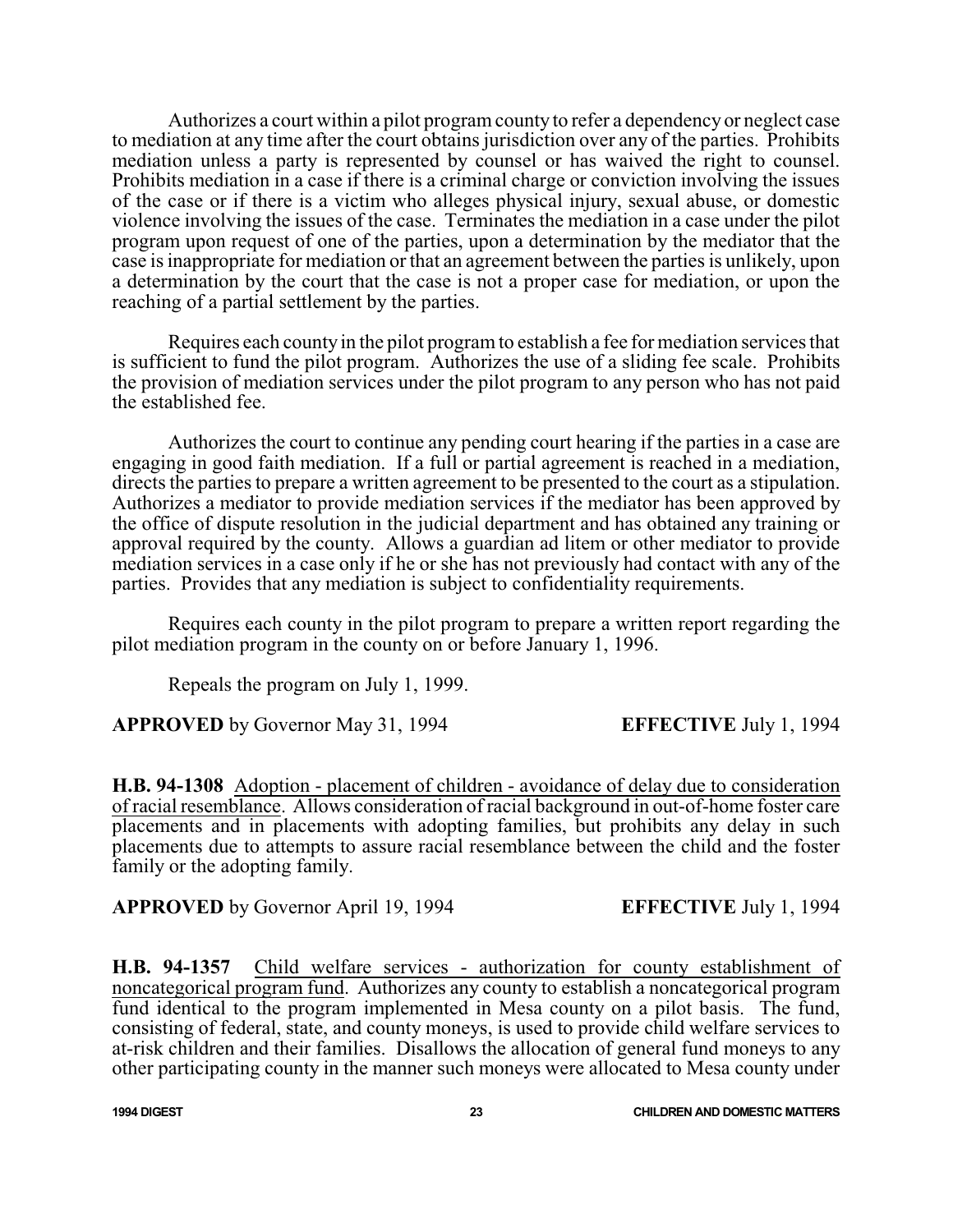Authorizes a court within a pilot program county to refer a dependency or neglect case to mediation at any time after the court obtains jurisdiction over any of the parties. Prohibits mediation unless a party is represented by counsel or has waived the right to counsel. Prohibits mediation in a case if there is a criminal charge or conviction involving the issues of the case or if there is a victim who alleges physical injury, sexual abuse, or domestic violence involving the issues of the case. Terminates the mediation in a case under the pilot program upon request of one of the parties, upon a determination by the mediator that the case is inappropriate for mediation or that an agreement between the parties is unlikely, upon a determination by the court that the case is not a proper case for mediation, or upon the reaching of a partial settlement by the parties.

Requires each county in the pilot program to establish a fee for mediation services that is sufficient to fund the pilot program. Authorizes the use of a sliding fee scale. Prohibits the provision of mediation services under the pilot program to any person who has not paid the established fee.

Authorizes the court to continue any pending court hearing if the parties in a case are engaging in good faith mediation. If a full or partial agreement is reached in a mediation, directs the parties to prepare a written agreement to be presented to the court as a stipulation. Authorizes a mediator to provide mediation services if the mediator has been approved by the office of dispute resolution in the judicial department and has obtained any training or approval required by the county. Allows a guardian ad litem or other mediator to provide mediation services in a case only if he or she has not previously had contact with any of the parties. Provides that any mediation is subject to confidentiality requirements.

Requires each county in the pilot program to prepare a written report regarding the pilot mediation program in the county on or before January 1, 1996.

Repeals the program on July 1, 1999.

**APPROVED** by Governor May 31, 1994 **EFFECTIVE** July 1, 1994

**H.B. 94-1308** Adoption - placement of children - avoidance of delay due to consideration of racial resemblance. Allows consideration of racial background in out-of-home foster care placements and in placements with adopting families, but prohibits any delay in such placements due to attempts to assure racial resemblance between the child and the foster family or the adopting family.

**APPROVED** by Governor April 19, 1994 **EFFECTIVE** July 1, 1994

**H.B. 94-1357** Child welfare services - authorization for county establishment of noncategorical program fund. Authorizes any county to establish a noncategorical program fund identical to the program implemented in Mesa county on a pilot basis. The fund, consisting of federal, state, and county moneys, is used to provide child welfare services to at-risk children and their families. Disallows the allocation of general fund moneys to any other participating county in the manner such moneys were allocated to Mesa county under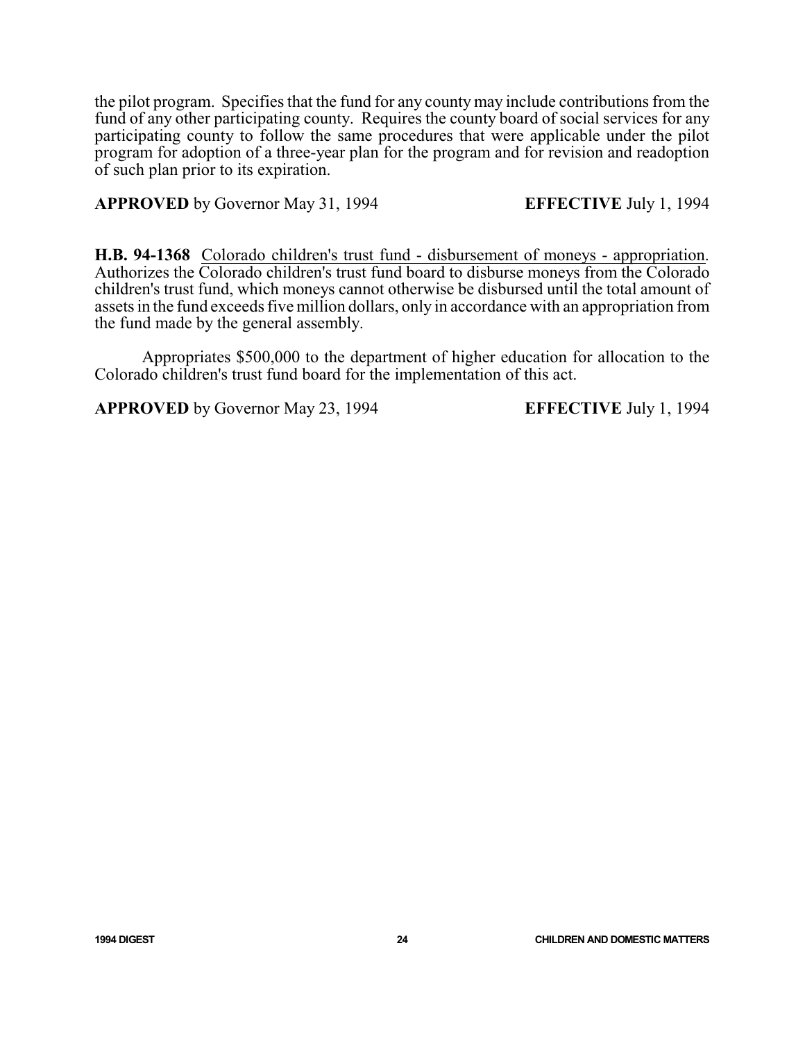the pilot program. Specifies that the fund for any county may include contributions from the fund of any other participating county. Requires the county board of social services for any participating county to follow the same procedures that were applicable under the pilot program for adoption of a three-year plan for the program and for revision and readoption of such plan prior to its expiration.

**APPROVED** by Governor May 31, 1994 **EFFECTIVE** July 1, 1994

**H.B. 94-1368** Colorado children's trust fund - disbursement of moneys - appropriation. Authorizes the Colorado children's trust fund board to disburse moneys from the Colorado children's trust fund, which moneys cannot otherwise be disbursed until the total amount of assets in the fund exceeds five million dollars, only in accordance with an appropriation from the fund made by the general assembly.

Appropriates $500,000 to the department of higher education for allocation to the Colorado children's trust fund board for the implementation of this act.

**APPROVED** by Governor May 23, 1994 **EFFECTIVE** July 1, 1994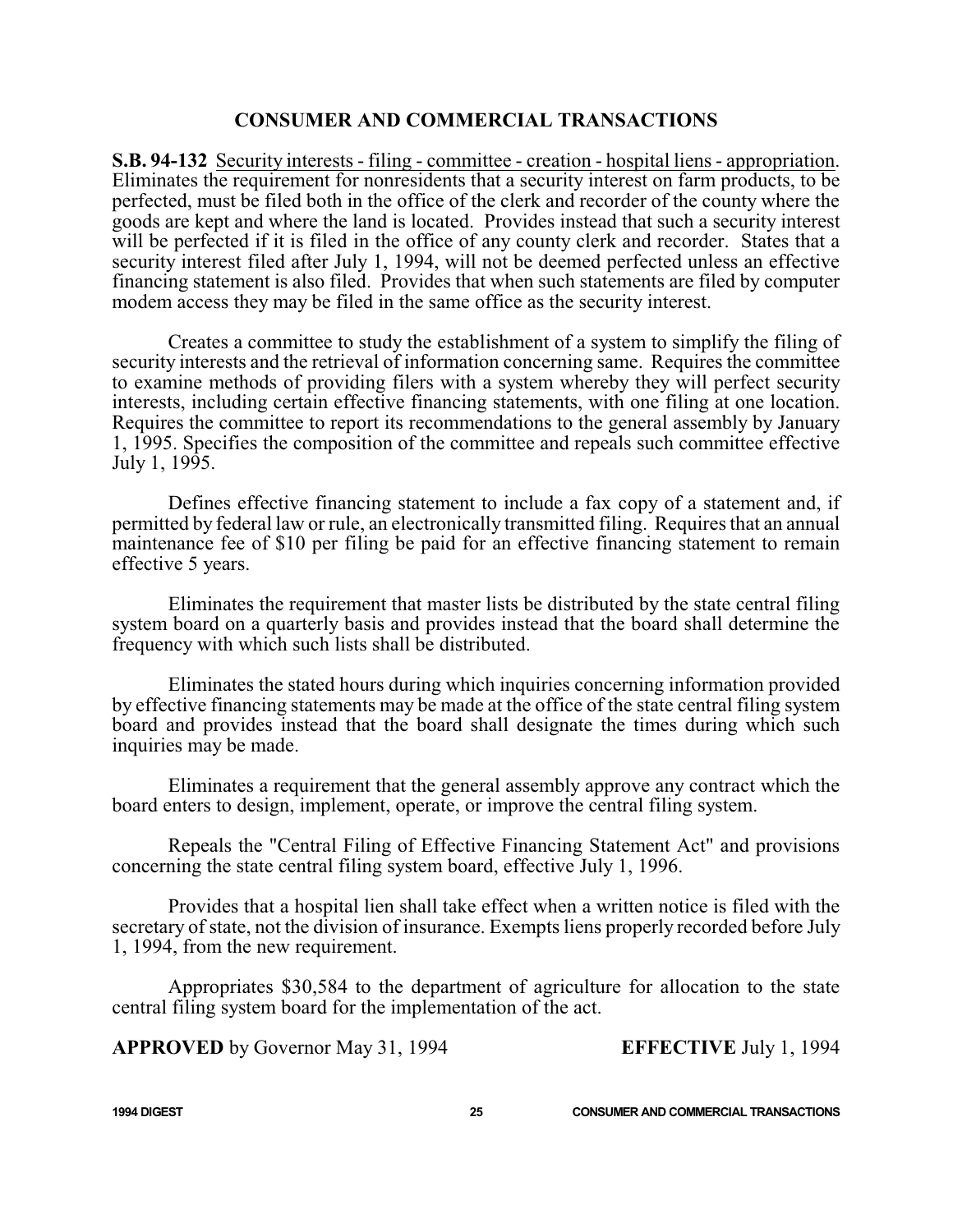## CONSUMER AND COMMERCIAL TRANSACTIONS

**S.B. 94-132** Security interests - filing - committee - creation - hospital liens - appropriation. Eliminates the requirement for nonresidents that a security interest on farm products, to be perfected, must be filed both in the office of the clerk and recorder of the county where the goods are kept and where the land is located. Provides instead that such a security interest will be perfected if it is filed in the office of any county clerk and recorder. States that a security interest filed after July 1, 1994, will not be deemed perfected unless an effective financing statement is also filed. Provides that when such statements are filed by computer modem access they may be filed in the same office as the security interest.

Creates a committee to study the establishment of a system to simplify the filing of security interests and the retrieval of information concerning same. Requires the committee to examine methods of providing filers with a system whereby they will perfect security interests, including certain effective financing statements, with one filing at one location. Requires the committee to report its recommendations to the general assembly by January 1, 1995. Specifies the composition of the committee and repeals such committee effective July 1, 1995.

Defines effective financing statement to include a fax copy of a statement and, if permitted by federal law or rule, an electronically transmitted filing. Requires that an annual maintenance fee of $10 per filing be paid for an effective financing statement to remain effective 5 years.

Eliminates the requirement that master lists be distributed by the state central filing system board on a quarterly basis and provides instead that the board shall determine the frequency with which such lists shall be distributed.

Eliminates the stated hours during which inquiries concerning information provided by effective financing statements may be made at the office of the state central filing system board and provides instead that the board shall designate the times during which such inquiries may be made.

Eliminates a requirement that the general assembly approve any contract which the board enters to design, implement, operate, or improve the central filing system.

Repeals the "Central Filing of Effective Financing Statement Act" and provisions concerning the state central filing system board, effective July 1, 1996.

Provides that a hospital lien shall take effect when a written notice is filed with the secretary of state, not the division of insurance. Exempts liens properly recorded before July 1, 1994, from the new requirement.

Appropriates $30,584 to the department of agriculture for allocation to the state central filing system board for the implementation of the act.

**APPROVED** by Governor May 31, 1994 **EFFECTIVE** July 1, 1994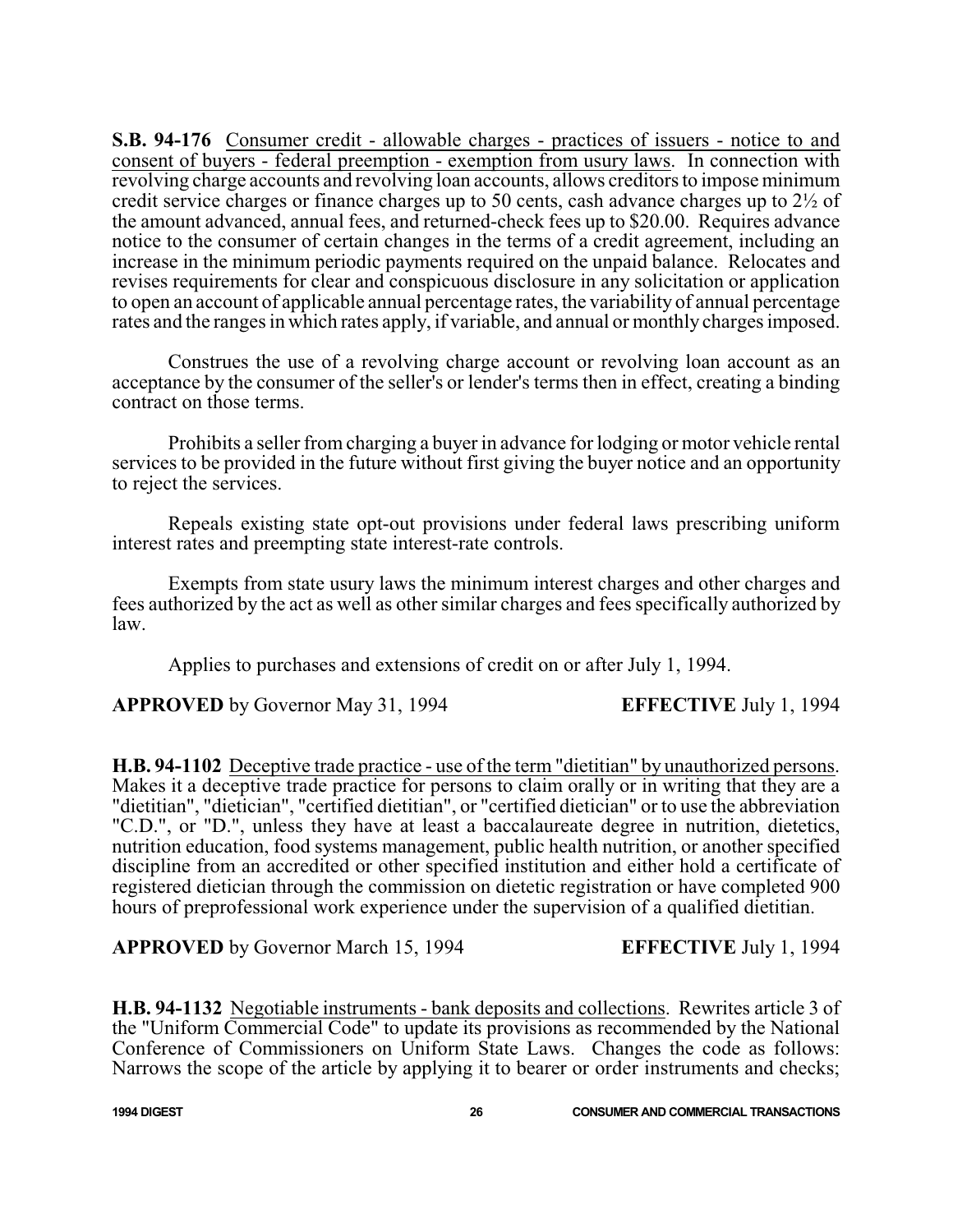**S.B. 94-176** Consumer credit - allowable charges - practices of issuers - notice to and consent of buyers - federal preemption - exemption from usury laws. In connection with revolving charge accounts and revolving loan accounts, allows creditors to impose minimum credit service charges or finance charges up to 50 cents, cash advance charges up to 2½ of the amount advanced, annual fees, and returned-check fees up to $20.00. Requires advance notice to the consumer of certain changes in the terms of a credit agreement, including an increase in the minimum periodic payments required on the unpaid balance. Relocates and revises requirements for clear and conspicuous disclosure in any solicitation or application to open an account of applicable annual percentage rates, the variability of annual percentage rates and the ranges in which rates apply, if variable, and annual or monthly charges imposed.

Construes the use of a revolving charge account or revolving loan account as an acceptance by the consumer of the seller's or lender's terms then in effect, creating a binding contract on those terms.

Prohibits a seller from charging a buyer in advance for lodging or motor vehicle rental services to be provided in the future without first giving the buyer notice and an opportunity to reject the services.

Repeals existing state opt-out provisions under federal laws prescribing uniform interest rates and preempting state interest-rate controls.

Exempts from state usury laws the minimum interest charges and other charges and fees authorized by the act as well as other similar charges and fees specifically authorized by law.

Applies to purchases and extensions of credit on or after July 1, 1994.

**APPROVED** by Governor May 31, 1994 **EFFECTIVE** July 1, 1994

**H.B. 94-1102** Deceptive trade practice - use of the term "dietitian" by unauthorized persons. Makes it a deceptive trade practice for persons to claim orally or in writing that they are a "dietitian", "dietician", "certified dietitian", or "certified dietician" or to use the abbreviation "C.D.", or "D.", unless they have at least a baccalaureate degree in nutrition, dietetics, nutrition education, food systems management, public health nutrition, or another specified discipline from an accredited or other specified institution and either hold a certificate of registered dietician through the commission on dietetic registration or have completed 900 hours of preprofessional work experience under the supervision of a qualified dietitian.

**APPROVED** by Governor March 15, 1994 **EFFECTIVE** July 1, 1994

**H.B. 94-1132** Negotiable instruments - bank deposits and collections. Rewrites article 3 of the "Uniform Commercial Code" to update its provisions as recommended by the National Conference of Commissioners on Uniform State Laws. Changes the code as follows: Narrows the scope of the article by applying it to bearer or order instruments and checks;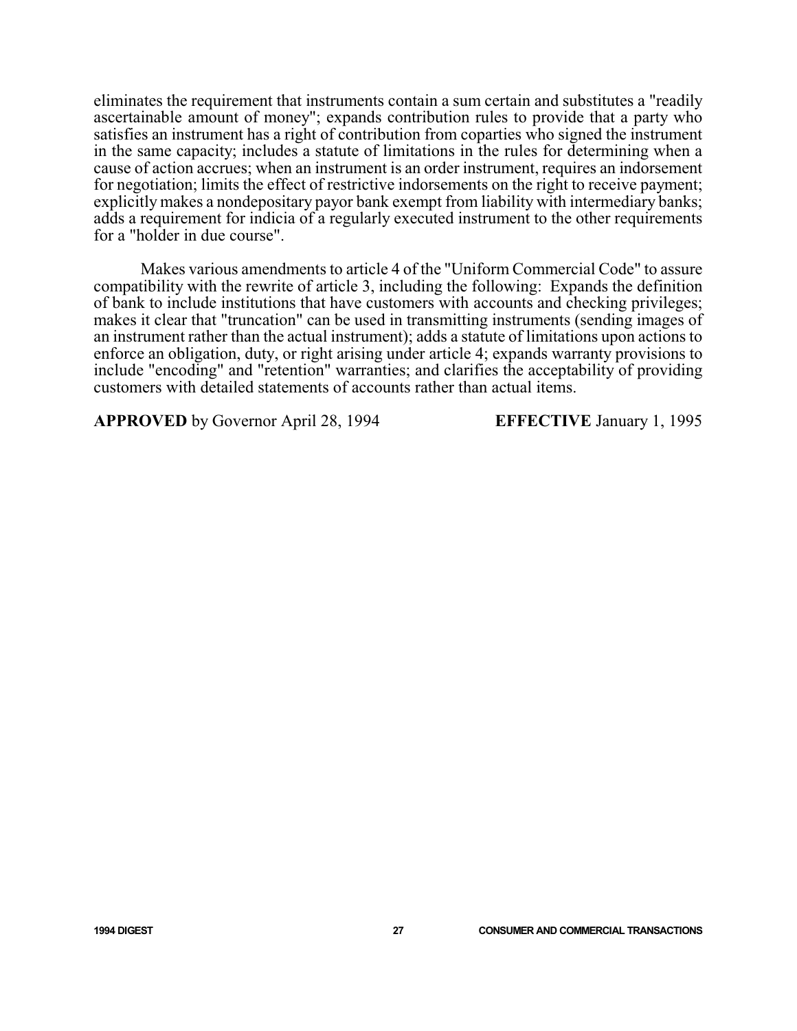eliminates the requirement that instruments contain a sum certain and substitutes a "readily ascertainable amount of money"; expands contribution rules to provide that a party who satisfies an instrument has a right of contribution from coparties who signed the instrument in the same capacity; includes a statute of limitations in the rules for determining when a cause of action accrues; when an instrument is an order instrument, requires an indorsement for negotiation; limits the effect of restrictive indorsements on the right to receive payment; explicitly makes a nondepositary payor bank exempt from liability with intermediary banks; adds a requirement for indicia of a regularly executed instrument to the other requirements for a "holder in due course".

Makes various amendments to article 4 of the "Uniform Commercial Code" to assure compatibility with the rewrite of article 3, including the following: Expands the definition of bank to include institutions that have customers with accounts and checking privileges; makes it clear that "truncation" can be used in transmitting instruments (sending images of an instrument rather than the actual instrument); adds a statute of limitations upon actions to enforce an obligation, duty, or right arising under article 4; expands warranty provisions to include "encoding" and "retention" warranties; and clarifies the acceptability of providing customers with detailed statements of accounts rather than actual items.

**APPROVED** by Governor April 28, 1994 **EFFECTIVE** January 1, 1995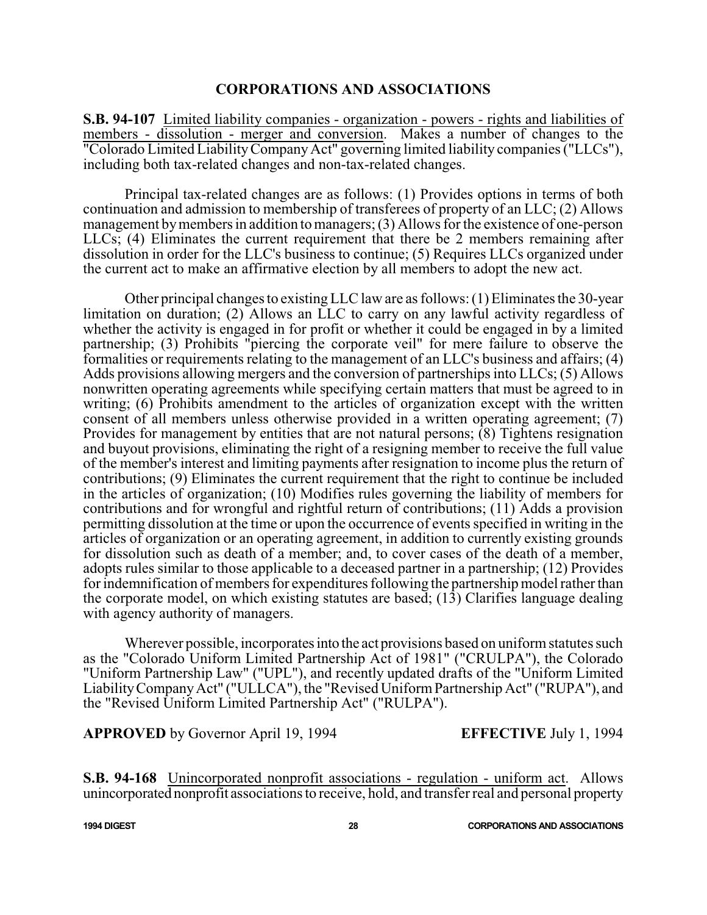## CORPORATIONS AND ASSOCIATIONS

**S.B. 94-107** Limited liability companies - organization - powers - rights and liabilities of members - dissolution - merger and conversion. Makes a number of changes to the "Colorado Limited Liability Company Act" governing limited liability companies ("LLCs"), including both tax-related changes and non-tax-related changes.

Principal tax-related changes are as follows: (1) Provides options in terms of both continuation and admission to membership of transferees of property of an LLC; (2) Allows management by members in addition to managers; (3) Allows for the existence of one-person LLCs; (4) Eliminates the current requirement that there be 2 members remaining after dissolution in order for the LLC's business to continue; (5) Requires LLCs organized under the current act to make an affirmative election by all members to adopt the new act.

Other principal changes to existing LLC law are as follows: (1) Eliminates the 30-year limitation on duration; (2) Allows an LLC to carry on any lawful activity regardless of whether the activity is engaged in for profit or whether it could be engaged in by a limited partnership; (3) Prohibits "piercing the corporate veil" for mere failure to observe the formalities or requirements relating to the management of an LLC's business and affairs; (4) Adds provisions allowing mergers and the conversion of partnerships into LLCs; (5) Allows nonwritten operating agreements while specifying certain matters that must be agreed to in writing; (6) Prohibits amendment to the articles of organization except with the written consent of all members unless otherwise provided in a written operating agreement; (7) Provides for management by entities that are not natural persons; (8) Tightens resignation and buyout provisions, eliminating the right of a resigning member to receive the full value of the member's interest and limiting payments after resignation to income plus the return of contributions; (9) Eliminates the current requirement that the right to continue be included in the articles of organization; (10) Modifies rules governing the liability of members for contributions and for wrongful and rightful return of contributions; (11) Adds a provision permitting dissolution at the time or upon the occurrence of events specified in writing in the articles of organization or an operating agreement, in addition to currently existing grounds for dissolution such as death of a member; and, to cover cases of the death of a member, adopts rules similar to those applicable to a deceased partner in a partnership; (12) Provides for indemnification of members for expenditures following the partnership model rather than the corporate model, on which existing statutes are based; (13) Clarifies language dealing with agency authority of managers.

Wherever possible, incorporates into the act provisions based on uniform statutes such as the "Colorado Uniform Limited Partnership Act of 1981" ("CRULPA"), the Colorado "Uniform Partnership Law" ("UPL"), and recently updated drafts of the "Uniform Limited Liability Company Act" ("ULLCA"), the "Revised Uniform Partnership Act" ("RUPA"), and the "Revised Uniform Limited Partnership Act" ("RULPA").

**APPROVED** by Governor April 19, 1994 **EFFECTIVE** July 1, 1994

**S.B. 94-168** Unincorporated nonprofit associations - regulation - uniform act. Allows unincorporated nonprofit associations to receive, hold, and transfer real and personal property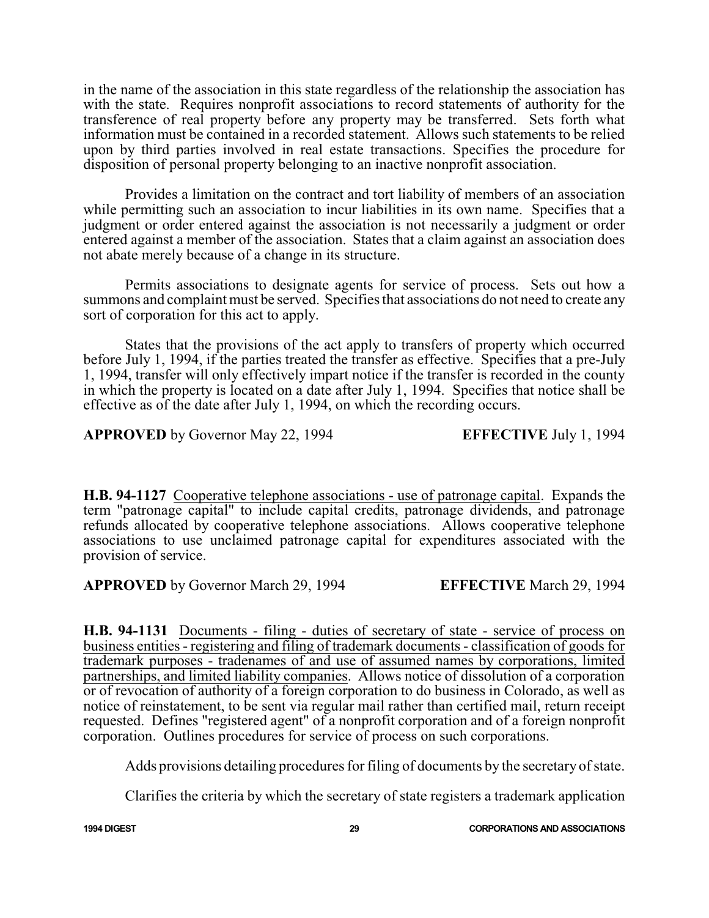in the name of the association in this state regardless of the relationship the association has with the state. Requires nonprofit associations to record statements of authority for the transference of real property before any property may be transferred. Sets forth what information must be contained in a recorded statement. Allows such statements to be relied upon by third parties involved in real estate transactions. Specifies the procedure for disposition of personal property belonging to an inactive nonprofit association.

Provides a limitation on the contract and tort liability of members of an association while permitting such an association to incur liabilities in its own name. Specifies that a judgment or order entered against the association is not necessarily a judgment or order entered against a member of the association. States that a claim against an association does not abate merely because of a change in its structure.

Permits associations to designate agents for service of process. Sets out how a summons and complaint must be served. Specifies that associations do not need to create any sort of corporation for this act to apply.

States that the provisions of the act apply to transfers of property which occurred before July 1, 1994, if the parties treated the transfer as effective. Specifies that a pre-July 1, 1994, transfer will only effectively impart notice if the transfer is recorded in the county in which the property is located on a date after July 1, 1994. Specifies that notice shall be effective as of the date after July 1, 1994, on which the recording occurs.

**APPROVED** by Governor May 22, 1994 **EFFECTIVE** July 1, 1994

**H.B. 94-1127** Cooperative telephone associations - use of patronage capital. Expands the term "patronage capital" to include capital credits, patronage dividends, and patronage refunds allocated by cooperative telephone associations. Allows cooperative telephone associations to use unclaimed patronage capital for expenditures associated with the provision of service.

**APPROVED** by Governor March 29, 1994 **EFFECTIVE** March 29, 1994

**H.B. 94-1131** Documents - filing - duties of secretary of state - service of process on business entities - registering and filing of trademark documents - classification of goods for trademark purposes - tradenames of and use of assumed names by corporations, limited partnerships, and limited liability companies. Allows notice of dissolution of a corporation or of revocation of authority of a foreign corporation to do business in Colorado, as well as notice of reinstatement, to be sent via regular mail rather than certified mail, return receipt requested. Defines "registered agent" of a nonprofit corporation and of a foreign nonprofit corporation. Outlines procedures for service of process on such corporations.

Adds provisions detailing procedures for filing of documents by the secretary of state.

Clarifies the criteria by which the secretary of state registers a trademark application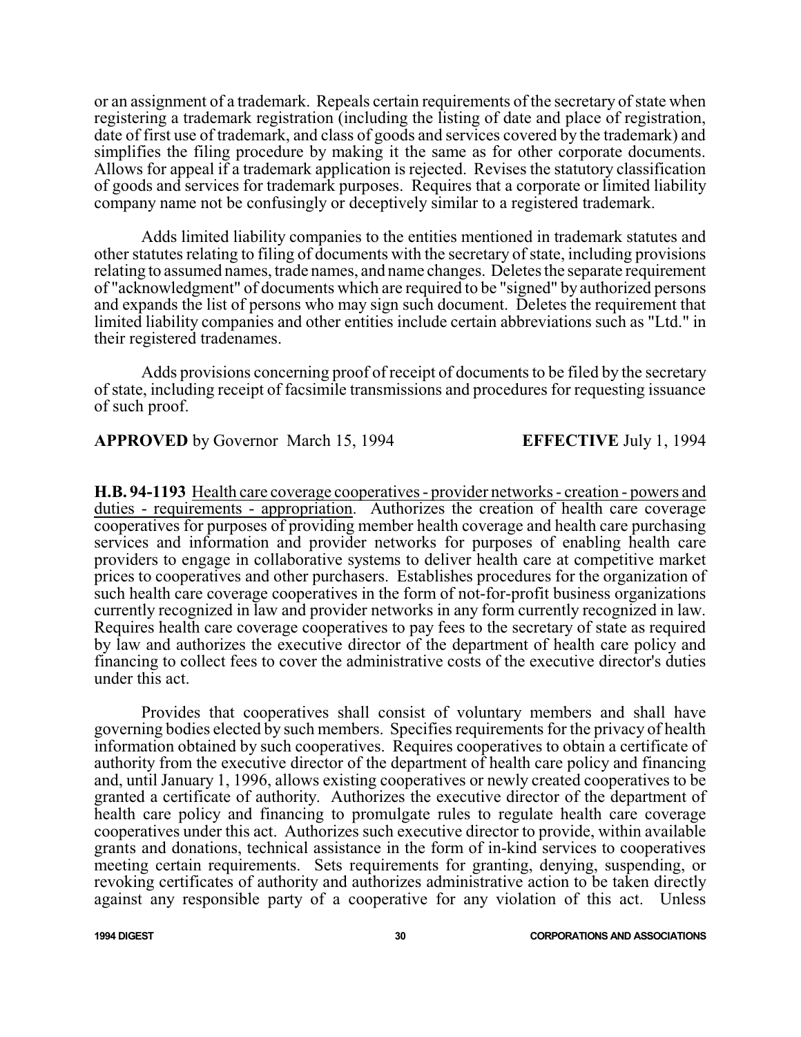or an assignment of a trademark. Repeals certain requirements of the secretary of state when registering a trademark registration (including the listing of date and place of registration, date of first use of trademark, and class of goods and services covered by the trademark) and simplifies the filing procedure by making it the same as for other corporate documents. Allows for appeal if a trademark application is rejected. Revises the statutory classification of goods and services for trademark purposes. Requires that a corporate or limited liability company name not be confusingly or deceptively similar to a registered trademark.

Adds limited liability companies to the entities mentioned in trademark statutes and other statutes relating to filing of documents with the secretary of state, including provisions relating to assumed names, trade names, and name changes. Deletes the separate requirement of "acknowledgment" of documents which are required to be "signed" by authorized persons and expands the list of persons who may sign such document. Deletes the requirement that limited liability companies and other entities include certain abbreviations such as "Ltd." in their registered tradenames.

Adds provisions concerning proof of receipt of documents to be filed by the secretary of state, including receipt of facsimile transmissions and procedures for requesting issuance of such proof.

**APPROVED** by Governor March 15, 1994 **EFFECTIVE** July 1, 1994

**H.B. 94-1193** Health care coverage cooperatives - provider networks - creation - powers and duties - requirements - appropriation. Authorizes the creation of health care coverage cooperatives for purposes of providing member health coverage and health care purchasing services and information and provider networks for purposes of enabling health care providers to engage in collaborative systems to deliver health care at competitive market prices to cooperatives and other purchasers. Establishes procedures for the organization of such health care coverage cooperatives in the form of not-for-profit business organizations currently recognized in law and provider networks in any form currently recognized in law. Requires health care coverage cooperatives to pay fees to the secretary of state as required by law and authorizes the executive director of the department of health care policy and financing to collect fees to cover the administrative costs of the executive director's duties under this act.

Provides that cooperatives shall consist of voluntary members and shall have governing bodies elected by such members. Specifies requirements for the privacy of health information obtained by such cooperatives. Requires cooperatives to obtain a certificate of authority from the executive director of the department of health care policy and financing and, until January 1, 1996, allows existing cooperatives or newly created cooperatives to be granted a certificate of authority. Authorizes the executive director of the department of health care policy and financing to promulgate rules to regulate health care coverage cooperatives under this act. Authorizes such executive director to provide, within available grants and donations, technical assistance in the form of in-kind services to cooperatives meeting certain requirements. Sets requirements for granting, denying, suspending, or revoking certificates of authority and authorizes administrative action to be taken directly against any responsible party of a cooperative for any violation of this act. Unless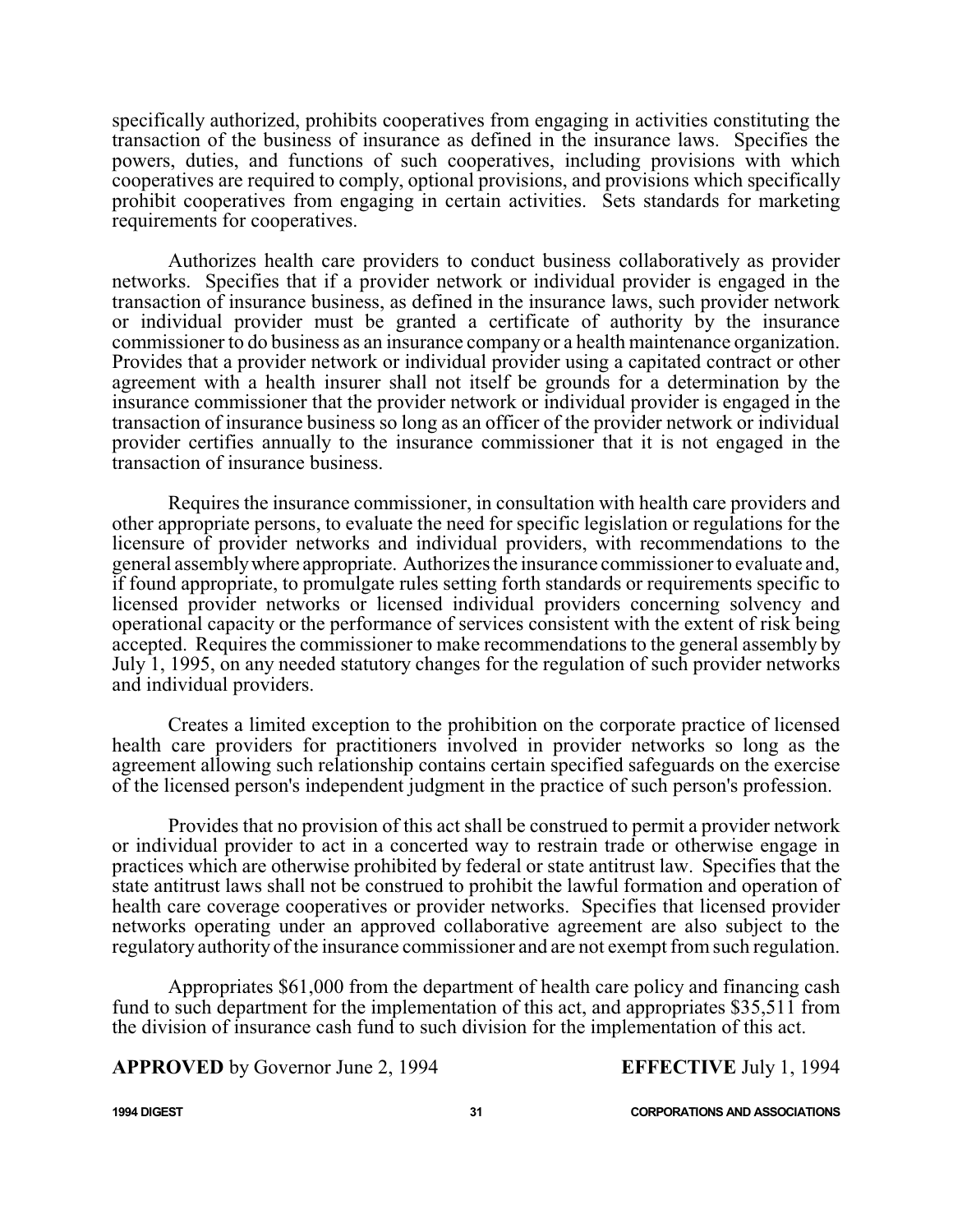specifically authorized, prohibits cooperatives from engaging in activities constituting the transaction of the business of insurance as defined in the insurance laws. Specifies the powers, duties, and functions of such cooperatives, including provisions with which cooperatives are required to comply, optional provisions, and provisions which specifically prohibit cooperatives from engaging in certain activities. Sets standards for marketing requirements for cooperatives.

Authorizes health care providers to conduct business collaboratively as provider networks. Specifies that if a provider network or individual provider is engaged in the transaction of insurance business, as defined in the insurance laws, such provider network or individual provider must be granted a certificate of authority by the insurance commissioner to do business as an insurance company or a health maintenance organization. Provides that a provider network or individual provider using a capitated contract or other agreement with a health insurer shall not itself be grounds for a determination by the insurance commissioner that the provider network or individual provider is engaged in the transaction of insurance business so long as an officer of the provider network or individual provider certifies annually to the insurance commissioner that it is not engaged in the transaction of insurance business.

Requires the insurance commissioner, in consultation with health care providers and other appropriate persons, to evaluate the need for specific legislation or regulations for the licensure of provider networks and individual providers, with recommendations to the general assembly where appropriate. Authorizes the insurance commissioner to evaluate and, if found appropriate, to promulgate rules setting forth standards or requirements specific to licensed provider networks or licensed individual providers concerning solvency and operational capacity or the performance of services consistent with the extent of risk being accepted. Requires the commissioner to make recommendations to the general assembly by July 1, 1995, on any needed statutory changes for the regulation of such provider networks and individual providers.

Creates a limited exception to the prohibition on the corporate practice of licensed health care providers for practitioners involved in provider networks so long as the agreement allowing such relationship contains certain specified safeguards on the exercise of the licensed person's independent judgment in the practice of such person's profession.

Provides that no provision of this act shall be construed to permit a provider network or individual provider to act in a concerted way to restrain trade or otherwise engage in practices which are otherwise prohibited by federal or state antitrust law. Specifies that the state antitrust laws shall not be construed to prohibit the lawful formation and operation of health care coverage cooperatives or provider networks. Specifies that licensed provider networks operating under an approved collaborative agreement are also subject to the regulatory authority of the insurance commissioner and are not exempt from such regulation.

Appropriates $61,000 from the department of health care policy and financing cash fund to such department for the implementation of this act, and appropriates $35,511 from the division of insurance cash fund to such division for the implementation of this act.

**APPROVED** by Governor June 2, 1994 **EFFECTIVE** July 1, 1994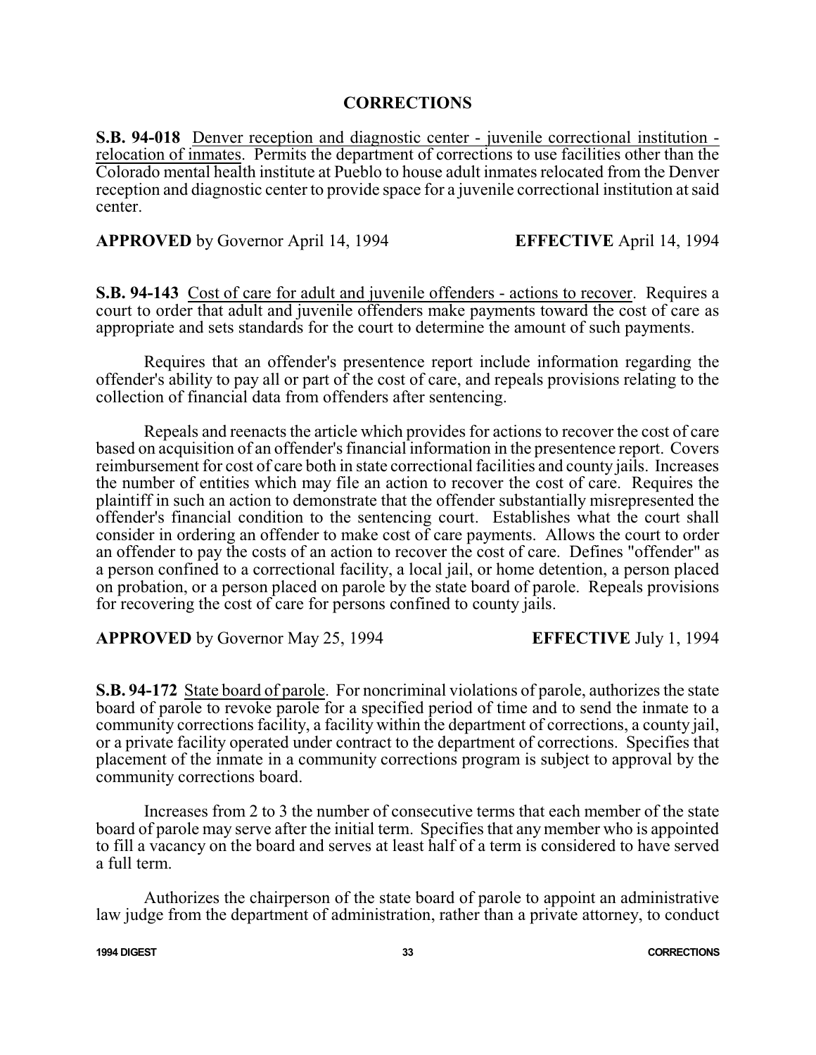## CORRECTIONS

**S.B. 94-018** Denver reception and diagnostic center - juvenile correctional institution - relocation of inmates. Permits the department of corrections to use facilities other than the Colorado mental health institute at Pueblo to house adult inmates relocated from the Denver reception and diagnostic center to provide space for a juvenile correctional institution at said center.

**APPROVED** by Governor April 14, 1994 **EFFECTIVE** April 14, 1994

**S.B. 94-143** Cost of care for adult and juvenile offenders - actions to recover. Requires a court to order that adult and juvenile offenders make payments toward the cost of care as appropriate and sets standards for the court to determine the amount of such payments.

Requires that an offender's presentence report include information regarding the offender's ability to pay all or part of the cost of care, and repeals provisions relating to the collection of financial data from offenders after sentencing.

Repeals and reenacts the article which provides for actions to recover the cost of care based on acquisition of an offender's financial information in the presentence report. Covers reimbursement for cost of care both in state correctional facilities and county jails. Increases the number of entities which may file an action to recover the cost of care. Requires the plaintiff in such an action to demonstrate that the offender substantially misrepresented the offender's financial condition to the sentencing court. Establishes what the court shall consider in ordering an offender to make cost of care payments. Allows the court to order an offender to pay the costs of an action to recover the cost of care. Defines "offender" as a person confined to a correctional facility, a local jail, or home detention, a person placed on probation, or a person placed on parole by the state board of parole. Repeals provisions for recovering the cost of care for persons confined to county jails.

**APPROVED** by Governor May 25, 1994 **EFFECTIVE** July 1, 1994

**S.B. 94-172** State board of parole. For noncriminal violations of parole, authorizes the state board of parole to revoke parole for a specified period of time and to send the inmate to a community corrections facility, a facility within the department of corrections, a county jail, or a private facility operated under contract to the department of corrections. Specifies that placement of the inmate in a community corrections program is subject to approval by the community corrections board.

Increases from 2 to 3 the number of consecutive terms that each member of the state board of parole may serve after the initial term. Specifies that any member who is appointed to fill a vacancy on the board and serves at least half of a term is considered to have served a full term.

Authorizes the chairperson of the state board of parole to appoint an administrative law judge from the department of administration, rather than a private attorney, to conduct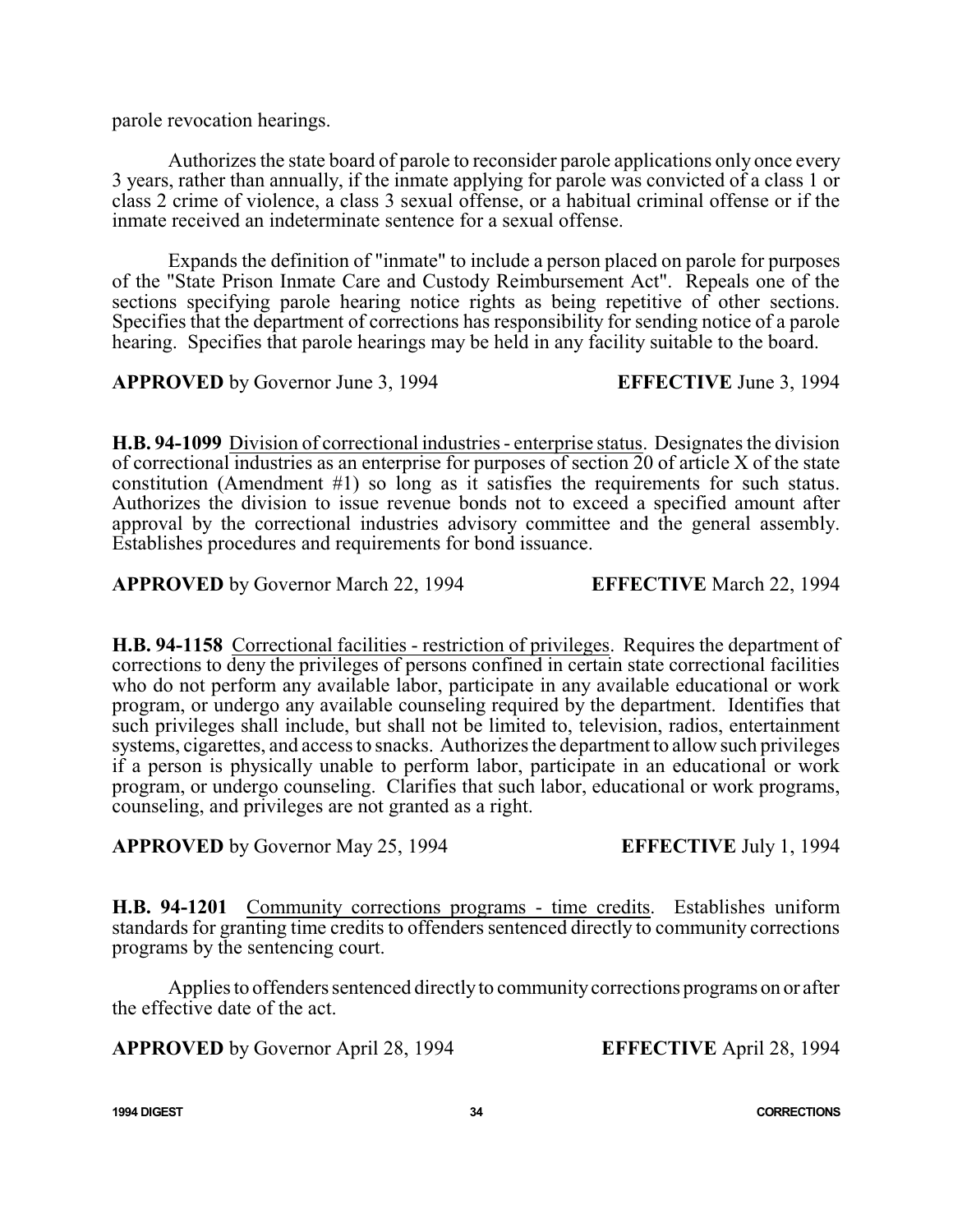parole revocation hearings.

Authorizes the state board of parole to reconsider parole applications only once every 3 years, rather than annually, if the inmate applying for parole was convicted of a class 1 or class 2 crime of violence, a class 3 sexual offense, or a habitual criminal offense or if the inmate received an indeterminate sentence for a sexual offense.

Expands the definition of "inmate" to include a person placed on parole for purposes of the "State Prison Inmate Care and Custody Reimbursement Act". Repeals one of the sections specifying parole hearing notice rights as being repetitive of other sections. Specifies that the department of corrections has responsibility for sending notice of a parole hearing. Specifies that parole hearings may be held in any facility suitable to the board.

**APPROVED** by Governor June 3, 1994 **EFFECTIVE** June 3, 1994

**H.B. 94-1099** Division of correctional industries - enterprise status. Designates the division of correctional industries as an enterprise for purposes of section 20 of article X of the state constitution (Amendment #1) so long as it satisfies the requirements for such status. Authorizes the division to issue revenue bonds not to exceed a specified amount after approval by the correctional industries advisory committee and the general assembly. Establishes procedures and requirements for bond issuance.

**APPROVED** by Governor March 22, 1994 **EFFECTIVE** March 22, 1994

**H.B. 94-1158** Correctional facilities - restriction of privileges. Requires the department of corrections to deny the privileges of persons confined in certain state correctional facilities who do not perform any available labor, participate in any available educational or work program, or undergo any available counseling required by the department. Identifies that such privileges shall include, but shall not be limited to, television, radios, entertainment systems, cigarettes, and access to snacks. Authorizes the department to allow such privileges if a person is physically unable to perform labor, participate in an educational or work program, or undergo counseling. Clarifies that such labor, educational or work programs, counseling, and privileges are not granted as a right.

**APPROVED** by Governor May 25, 1994 **EFFECTIVE** July 1, 1994

**H.B. 94-1201** Community corrections programs - time credits. Establishes uniform standards for granting time credits to offenders sentenced directly to community corrections programs by the sentencing court.

Applies to offenders sentenced directly to community corrections programs on or after the effective date of the act.

**APPROVED** by Governor April 28, 1994 **EFFECTIVE** April 28, 1994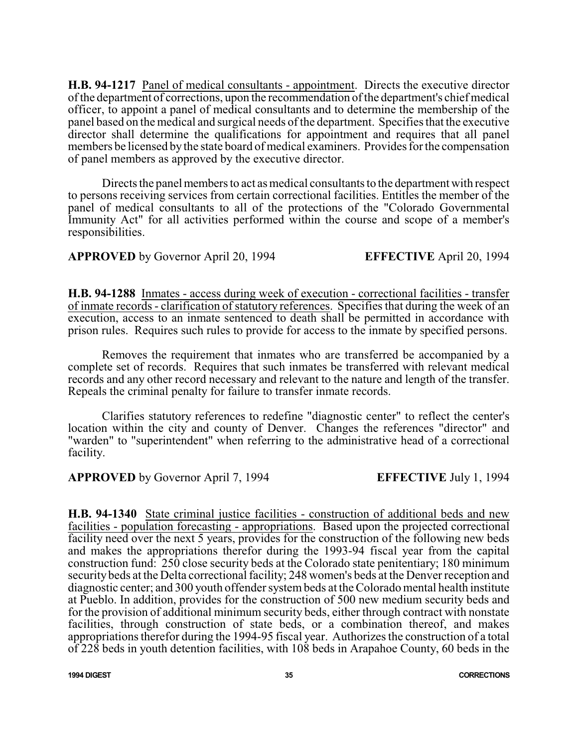**H.B. 94-1217** Panel of medical consultants - appointment. Directs the executive director of the department of corrections, upon the recommendation of the department's chief medical officer, to appoint a panel of medical consultants and to determine the membership of the panel based on the medical and surgical needs of the department. Specifies that the executive director shall determine the qualifications for appointment and requires that all panel members be licensed by the state board of medical examiners. Provides for the compensation of panel members as approved by the executive director.

Directs the panel members to act as medical consultants to the department with respect to persons receiving services from certain correctional facilities. Entitles the member of the panel of medical consultants to all of the protections of the "Colorado Governmental Immunity Act" for all activities performed within the course and scope of a member's responsibilities.

**APPROVED** by Governor April 20, 1994 **EFFECTIVE** April 20, 1994

**H.B. 94-1288** Inmates - access during week of execution - correctional facilities - transfer of inmate records - clarification of statutory references. Specifies that during the week of an execution, access to an inmate sentenced to death shall be permitted in accordance with prison rules. Requires such rules to provide for access to the inmate by specified persons.

Removes the requirement that inmates who are transferred be accompanied by a complete set of records. Requires that such inmates be transferred with relevant medical records and any other record necessary and relevant to the nature and length of the transfer. Repeals the criminal penalty for failure to transfer inmate records.

Clarifies statutory references to redefine "diagnostic center" to reflect the center's location within the city and county of Denver. Changes the references "director" and "warden" to "superintendent" when referring to the administrative head of a correctional facility.

**APPROVED** by Governor April 7, 1994 **EFFECTIVE** July 1, 1994

**H.B. 94-1340** State criminal justice facilities - construction of additional beds and new facilities - population forecasting - appropriations. Based upon the projected correctional facility need over the next 5 years, provides for the construction of the following new beds and makes the appropriations therefor during the 1993-94 fiscal year from the capital construction fund: 250 close security beds at the Colorado state penitentiary; 180 minimum security beds at the Delta correctional facility; 248 women's beds at the Denver reception and diagnostic center; and 300 youth offender system beds at the Colorado mental health institute at Pueblo. In addition, provides for the construction of 500 new medium security beds and for the provision of additional minimum security beds, either through contract with nonstate facilities, through construction of state beds, or a combination thereof, and makes appropriations therefor during the 1994-95 fiscal year. Authorizes the construction of a total of 228 beds in youth detention facilities, with 108 beds in Arapahoe County, 60 beds in the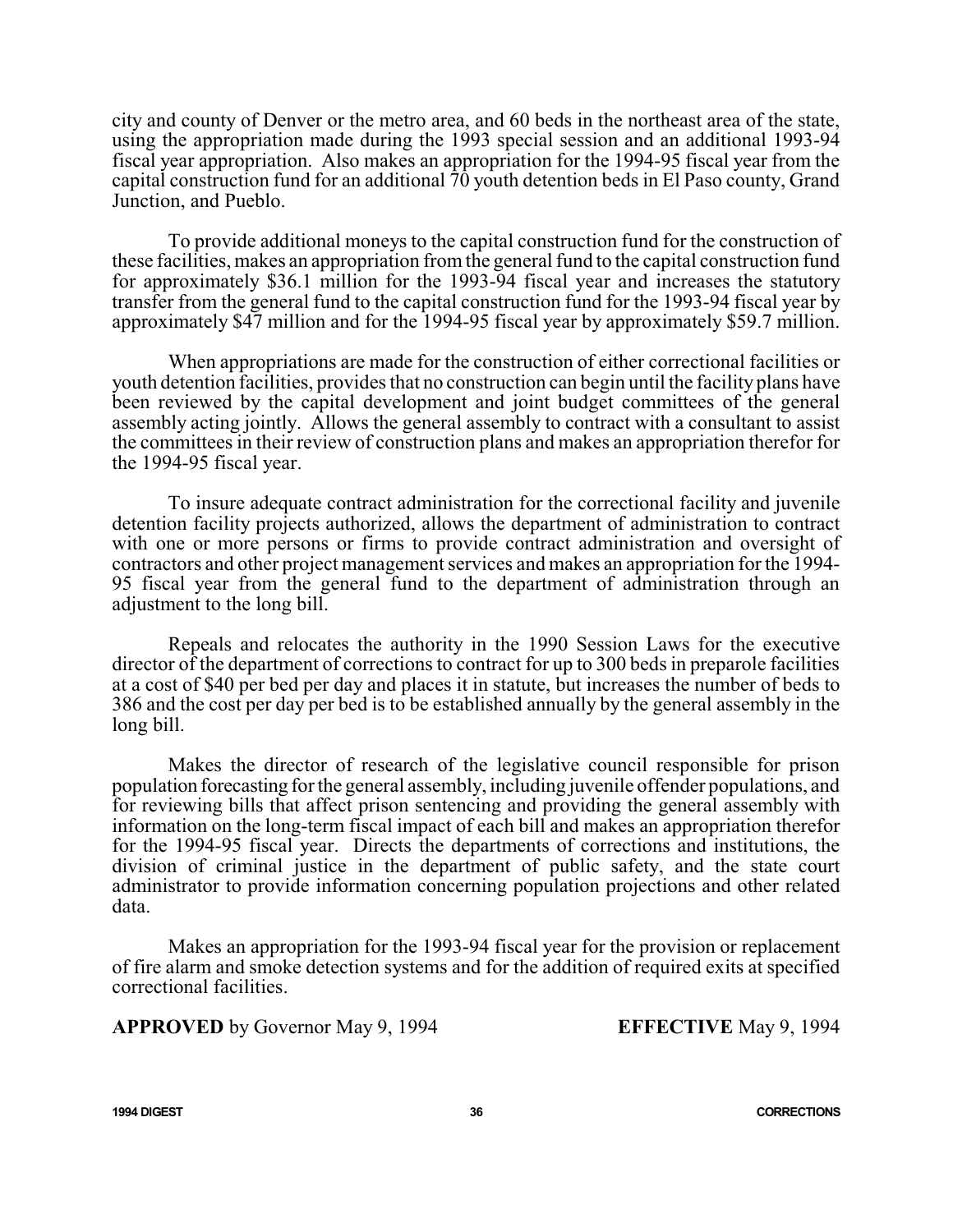city and county of Denver or the metro area, and 60 beds in the northeast area of the state, using the appropriation made during the 1993 special session and an additional 1993-94 fiscal year appropriation. Also makes an appropriation for the 1994-95 fiscal year from the capital construction fund for an additional 70 youth detention beds in El Paso county, Grand Junction, and Pueblo.

To provide additional moneys to the capital construction fund for the construction of these facilities, makes an appropriation from the general fund to the capital construction fund for approximately $36.1 million for the 1993-94 fiscal year and increases the statutory transfer from the general fund to the capital construction fund for the 1993-94 fiscal year by approximately $47 million and for the 1994-95 fiscal year by approximately $59.7 million.

When appropriations are made for the construction of either correctional facilities or youth detention facilities, provides that no construction can begin until the facility plans have been reviewed by the capital development and joint budget committees of the general assembly acting jointly. Allows the general assembly to contract with a consultant to assist the committees in their review of construction plans and makes an appropriation therefor for the 1994-95 fiscal year.

To insure adequate contract administration for the correctional facility and juvenile detention facility projects authorized, allows the department of administration to contract with one or more persons or firms to provide contract administration and oversight of contractors and other project management services and makes an appropriation for the 1994-95 fiscal year from the general fund to the department of administration through an adjustment to the long bill.

Repeals and relocates the authority in the 1990 Session Laws for the executive director of the department of corrections to contract for up to 300 beds in preparole facilities at a cost of $40 per bed per day and places it in statute, but increases the number of beds to 386 and the cost per day per bed is to be established annually by the general assembly in the long bill.

Makes the director of research of the legislative council responsible for prison population forecasting for the general assembly, including juvenile offender populations, and for reviewing bills that affect prison sentencing and providing the general assembly with information on the long-term fiscal impact of each bill and makes an appropriation therefor for the 1994-95 fiscal year. Directs the departments of corrections and institutions, the division of criminal justice in the department of public safety, and the state court administrator to provide information concerning population projections and other related data.

Makes an appropriation for the 1993-94 fiscal year for the provision or replacement of fire alarm and smoke detection systems and for the addition of required exits at specified correctional facilities.

**APPROVED** by Governor May 9, 1994 **EFFECTIVE** May 9, 1994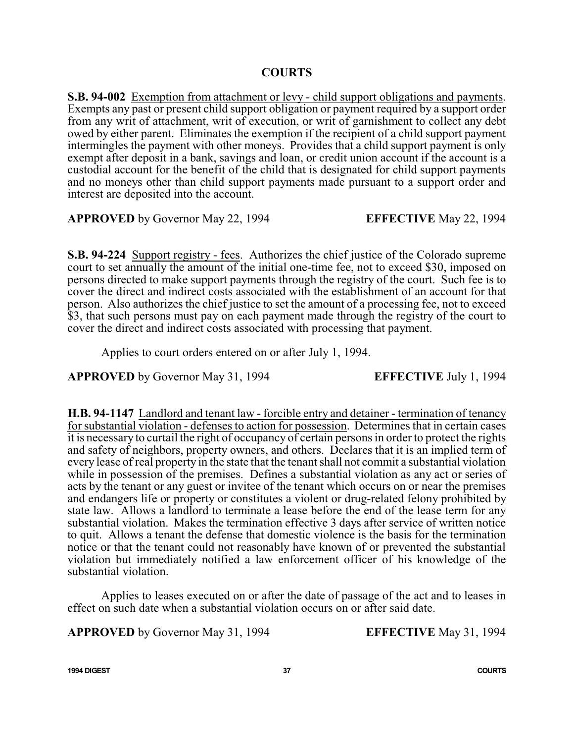# COURTS

**S.B. 94-002** Exemption from attachment or levy - child support obligations and payments. Exempts any past or present child support obligation or payment required by a support order from any writ of attachment, writ of execution, or writ of garnishment to collect any debt owed by either parent. Eliminates the exemption if the recipient of a child support payment intermingles the payment with other moneys. Provides that a child support payment is only exempt after deposit in a bank, savings and loan, or credit union account if the account is a custodial account for the benefit of the child that is designated for child support payments and no moneys other than child support payments made pursuant to a support order and interest are deposited into the account.

**APPROVED** by Governor May 22, 1994 **EFFECTIVE** May 22, 1994

**S.B. 94-224** Support registry - fees. Authorizes the chief justice of the Colorado supreme court to set annually the amount of the initial one-time fee, not to exceed $30, imposed on persons directed to make support payments through the registry of the court. Such fee is to cover the direct and indirect costs associated with the establishment of an account for that person. Also authorizes the chief justice to set the amount of a processing fee, not to exceed $3, that such persons must pay on each payment made through the registry of the court to cover the direct and indirect costs associated with processing that payment.

Applies to court orders entered on or after July 1, 1994.

**APPROVED** by Governor May 31, 1994 **EFFECTIVE** July 1, 1994

**H.B. 94-1147** Landlord and tenant law - forcible entry and detainer - termination of tenancy for substantial violation - defenses to action for possession. Determines that in certain cases it is necessary to curtail the right of occupancy of certain persons in order to protect the rights and safety of neighbors, property owners, and others. Declares that it is an implied term of every lease of real property in the state that the tenant shall not commit a substantial violation while in possession of the premises. Defines a substantial violation as any act or series of acts by the tenant or any guest or invitee of the tenant which occurs on or near the premises and endangers life or property or constitutes a violent or drug-related felony prohibited by state law. Allows a landlord to terminate a lease before the end of the lease term for any substantial violation. Makes the termination effective 3 days after service of written notice to quit. Allows a tenant the defense that domestic violence is the basis for the termination notice or that the tenant could not reasonably have known of or prevented the substantial violation but immediately notified a law enforcement officer of his knowledge of the substantial violation.

Applies to leases executed on or after the date of passage of the act and to leases in effect on such date when a substantial violation occurs on or after said date.

**APPROVED** by Governor May 31, 1994 **EFFECTIVE** May 31, 1994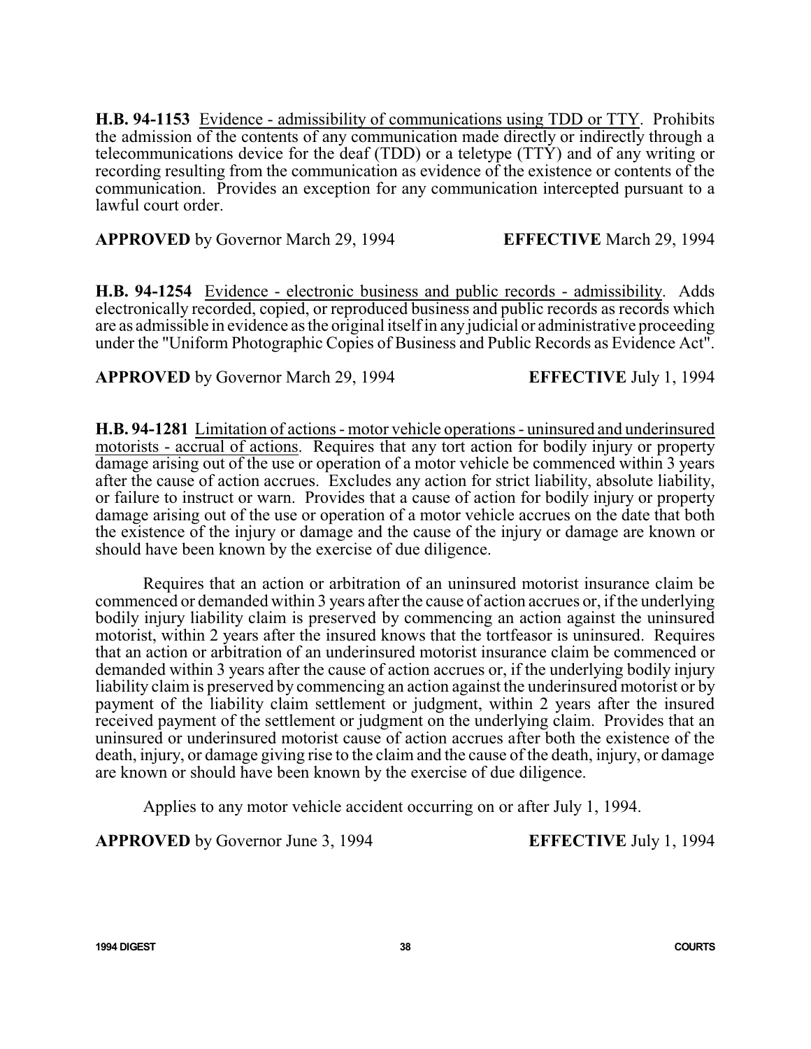**H.B. 94-1153** Evidence - admissibility of communications using TDD or TTY. Prohibits the admission of the contents of any communication made directly or indirectly through a telecommunications device for the deaf (TDD) or a teletype (TTY) and of any writing or recording resulting from the communication as evidence of the existence or contents of the communication. Provides an exception for any communication intercepted pursuant to a lawful court order.

**APPROVED** by Governor March 29, 1994 **EFFECTIVE** March 29, 1994

**H.B. 94-1254** Evidence - electronic business and public records - admissibility. Adds electronically recorded, copied, or reproduced business and public records as records which are as admissible in evidence as the original itself in any judicial or administrative proceeding under the "Uniform Photographic Copies of Business and Public Records as Evidence Act".

**APPROVED** by Governor March 29, 1994 **EFFECTIVE** July 1, 1994

**H.B. 94-1281** Limitation of actions - motor vehicle operations - uninsured and underinsured motorists - accrual of actions. Requires that any tort action for bodily injury or property damage arising out of the use or operation of a motor vehicle be commenced within 3 years after the cause of action accrues. Excludes any action for strict liability, absolute liability, or failure to instruct or warn. Provides that a cause of action for bodily injury or property damage arising out of the use or operation of a motor vehicle accrues on the date that both the existence of the injury or damage and the cause of the injury or damage are known or should have been known by the exercise of due diligence.

Requires that an action or arbitration of an uninsured motorist insurance claim be commenced or demanded within 3 years after the cause of action accrues or, if the underlying bodily injury liability claim is preserved by commencing an action against the uninsured motorist, within 2 years after the insured knows that the tortfeasor is uninsured. Requires that an action or arbitration of an underinsured motorist insurance claim be commenced or demanded within 3 years after the cause of action accrues or, if the underlying bodily injury liability claim is preserved by commencing an action against the underinsured motorist or by payment of the liability claim settlement or judgment, within 2 years after the insured received payment of the settlement or judgment on the underlying claim. Provides that an uninsured or underinsured motorist cause of action accrues after both the existence of the death, injury, or damage giving rise to the claim and the cause of the death, injury, or damage are known or should have been known by the exercise of due diligence.

Applies to any motor vehicle accident occurring on or after July 1, 1994.

**APPROVED** by Governor June 3, 1994 **EFFECTIVE** July 1, 1994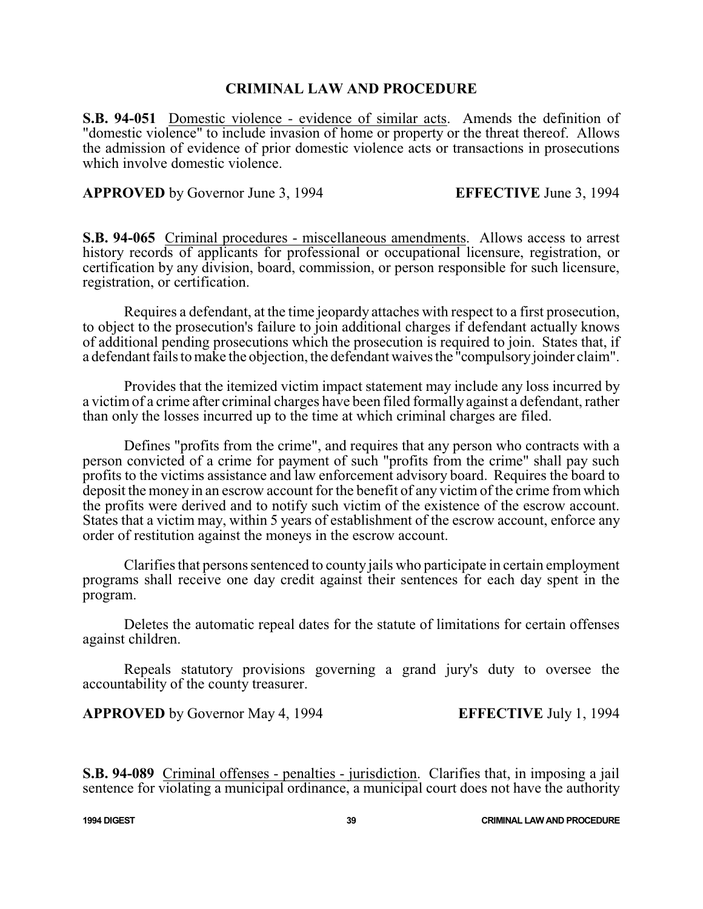## CRIMINAL LAW AND PROCEDURE

**S.B. 94-051** Domestic violence - evidence of similar acts. Amends the definition of "domestic violence" to include invasion of home or property or the threat thereof. Allows the admission of evidence of prior domestic violence acts or transactions in prosecutions which involve domestic violence.

**APPROVED** by Governor June 3, 1994 **EFFECTIVE** June 3, 1994

**S.B. 94-065** Criminal procedures - miscellaneous amendments. Allows access to arrest history records of applicants for professional or occupational licensure, registration, or certification by any division, board, commission, or person responsible for such licensure, registration, or certification.

Requires a defendant, at the time jeopardy attaches with respect to a first prosecution, to object to the prosecution's failure to join additional charges if defendant actually knows of additional pending prosecutions which the prosecution is required to join. States that, if a defendant fails to make the objection, the defendant waives the "compulsory joinder claim".

Provides that the itemized victim impact statement may include any loss incurred by a victim of a crime after criminal charges have been filed formally against a defendant, rather than only the losses incurred up to the time at which criminal charges are filed.

Defines "profits from the crime", and requires that any person who contracts with a person convicted of a crime for payment of such "profits from the crime" shall pay such profits to the victims assistance and law enforcement advisory board. Requires the board to deposit the money in an escrow account for the benefit of any victim of the crime from which the profits were derived and to notify such victim of the existence of the escrow account. States that a victim may, within 5 years of establishment of the escrow account, enforce any order of restitution against the moneys in the escrow account.

Clarifies that persons sentenced to county jails who participate in certain employment programs shall receive one day credit against their sentences for each day spent in the program.

Deletes the automatic repeal dates for the statute of limitations for certain offenses against children.

Repeals statutory provisions governing a grand jury's duty to oversee the accountability of the county treasurer.

**APPROVED** by Governor May 4, 1994 **EFFECTIVE** July 1, 1994

**S.B. 94-089** Criminal offenses - penalties - jurisdiction. Clarifies that, in imposing a jail sentence for violating a municipal ordinance, a municipal court does not have the authority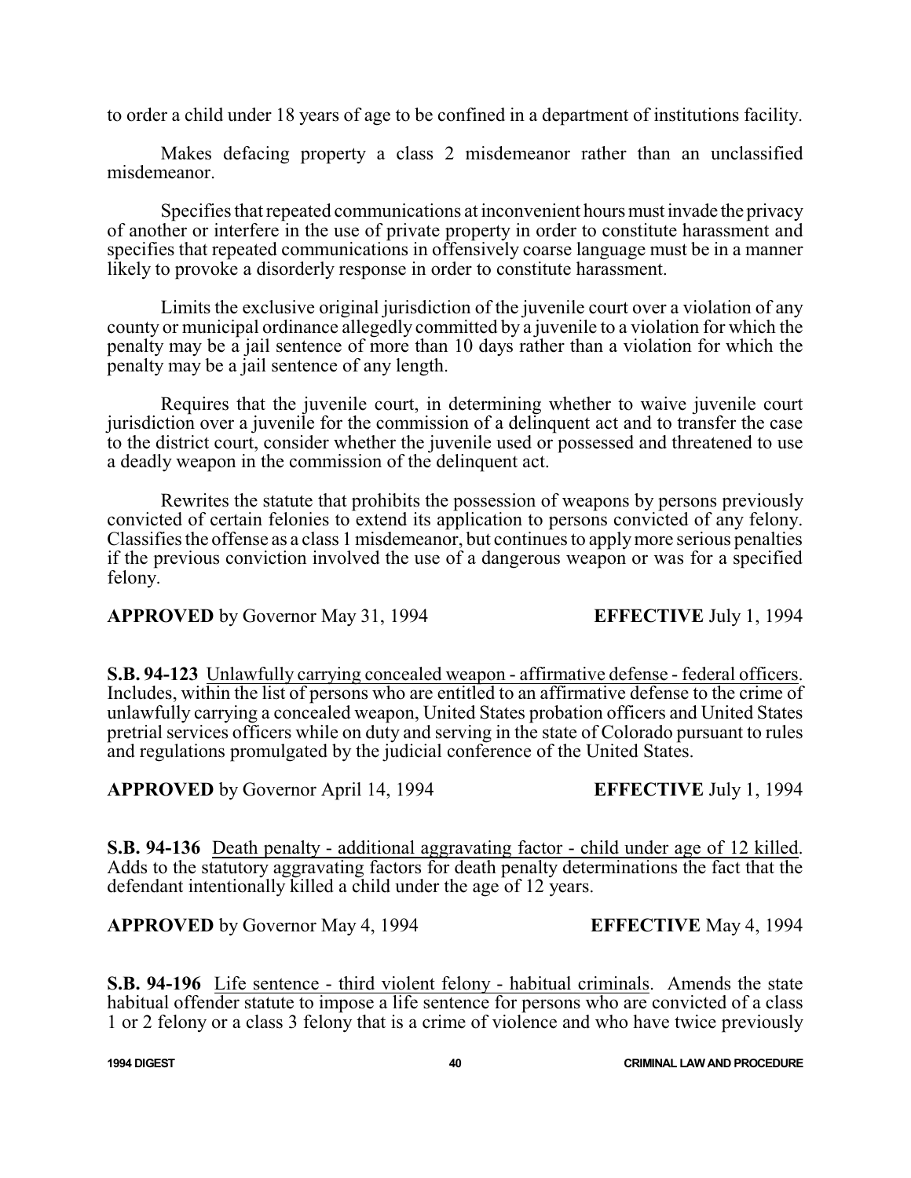to order a child under 18 years of age to be confined in a department of institutions facility.

Makes defacing property a class 2 misdemeanor rather than an unclassified misdemeanor.

Specifies that repeated communications at inconvenient hours must invade the privacy of another or interfere in the use of private property in order to constitute harassment and specifies that repeated communications in offensively coarse language must be in a manner likely to provoke a disorderly response in order to constitute harassment.

Limits the exclusive original jurisdiction of the juvenile court over a violation of any county or municipal ordinance allegedly committed by a juvenile to a violation for which the penalty may be a jail sentence of more than 10 days rather than a violation for which the penalty may be a jail sentence of any length.

Requires that the juvenile court, in determining whether to waive juvenile court jurisdiction over a juvenile for the commission of a delinquent act and to transfer the case to the district court, consider whether the juvenile used or possessed and threatened to use a deadly weapon in the commission of the delinquent act.

Rewrites the statute that prohibits the possession of weapons by persons previously convicted of certain felonies to extend its application to persons convicted of any felony. Classifies the offense as a class 1 misdemeanor, but continues to apply more serious penalties if the previous conviction involved the use of a dangerous weapon or was for a specified felony.

**APPROVED** by Governor May 31, 1994 **EFFECTIVE** July 1, 1994

**S.B. 94-123** Unlawfully carrying concealed weapon - affirmative defense - federal officers. Includes, within the list of persons who are entitled to an affirmative defense to the crime of unlawfully carrying a concealed weapon, United States probation officers and United States pretrial services officers while on duty and serving in the state of Colorado pursuant to rules and regulations promulgated by the judicial conference of the United States.

**APPROVED** by Governor April 14, 1994 **EFFECTIVE** July 1, 1994

**S.B. 94-136** Death penalty - additional aggravating factor - child under age of 12 killed. Adds to the statutory aggravating factors for death penalty determinations the fact that the defendant intentionally killed a child under the age of 12 years.

**APPROVED** by Governor May 4, 1994 **EFFECTIVE** May 4, 1994

**S.B. 94-196** Life sentence - third violent felony - habitual criminals. Amends the state habitual offender statute to impose a life sentence for persons who are convicted of a class 1 or 2 felony or a class 3 felony that is a crime of violence and who have twice previously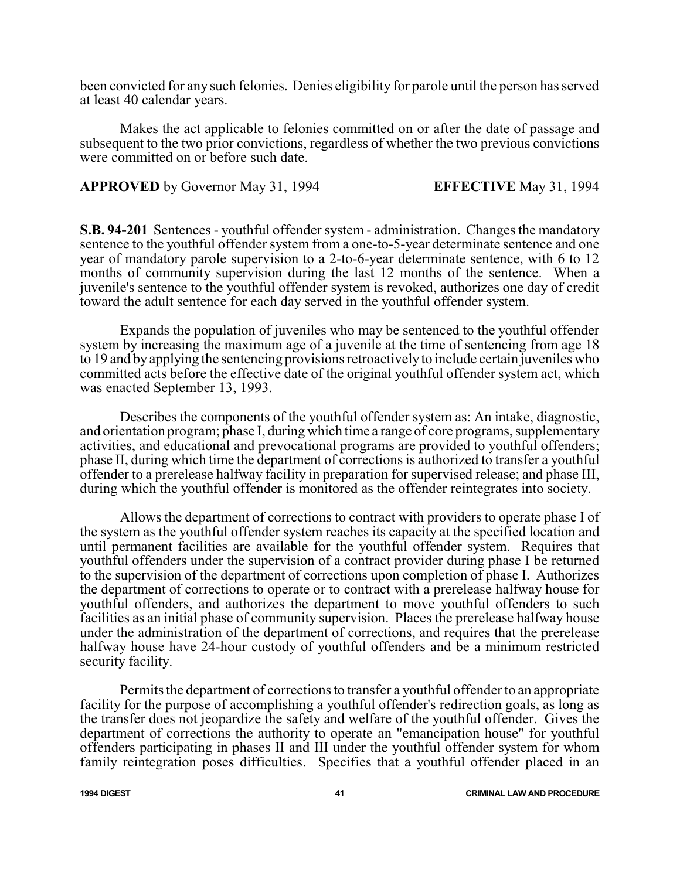been convicted for any such felonies. Denies eligibility for parole until the person has served at least 40 calendar years.

Makes the act applicable to felonies committed on or after the date of passage and subsequent to the two prior convictions, regardless of whether the two previous convictions were committed on or before such date.

**APPROVED** by Governor May 31, 1994 **EFFECTIVE** May 31, 1994

**S.B. 94-201** Sentences - youthful offender system - administration. Changes the mandatory sentence to the youthful offender system from a one-to-5-year determinate sentence and one year of mandatory parole supervision to a 2-to-6-year determinate sentence, with 6 to 12 months of community supervision during the last 12 months of the sentence. When a juvenile's sentence to the youthful offender system is revoked, authorizes one day of credit toward the adult sentence for each day served in the youthful offender system.

Expands the population of juveniles who may be sentenced to the youthful offender system by increasing the maximum age of a juvenile at the time of sentencing from age 18 to 19 and by applying the sentencing provisions retroactively to include certain juveniles who committed acts before the effective date of the original youthful offender system act, which was enacted September 13, 1993.

Describes the components of the youthful offender system as: An intake, diagnostic, and orientation program; phase I, during which time a range of core programs, supplementary activities, and educational and prevocational programs are provided to youthful offenders; phase II, during which time the department of corrections is authorized to transfer a youthful offender to a prerelease halfway facility in preparation for supervised release; and phase III, during which the youthful offender is monitored as the offender reintegrates into society.

Allows the department of corrections to contract with providers to operate phase I of the system as the youthful offender system reaches its capacity at the specified location and until permanent facilities are available for the youthful offender system. Requires that youthful offenders under the supervision of a contract provider during phase I be returned to the supervision of the department of corrections upon completion of phase I. Authorizes the department of corrections to operate or to contract with a prerelease halfway house for youthful offenders, and authorizes the department to move youthful offenders to such facilities as an initial phase of community supervision. Places the prerelease halfway house under the administration of the department of corrections, and requires that the prerelease halfway house have 24-hour custody of youthful offenders and be a minimum restricted security facility.

Permits the department of corrections to transfer a youthful offender to an appropriate facility for the purpose of accomplishing a youthful offender's redirection goals, as long as the transfer does not jeopardize the safety and welfare of the youthful offender. Gives the department of corrections the authority to operate an "emancipation house" for youthful offenders participating in phases II and III under the youthful offender system for whom family reintegration poses difficulties. Specifies that a youthful offender placed in an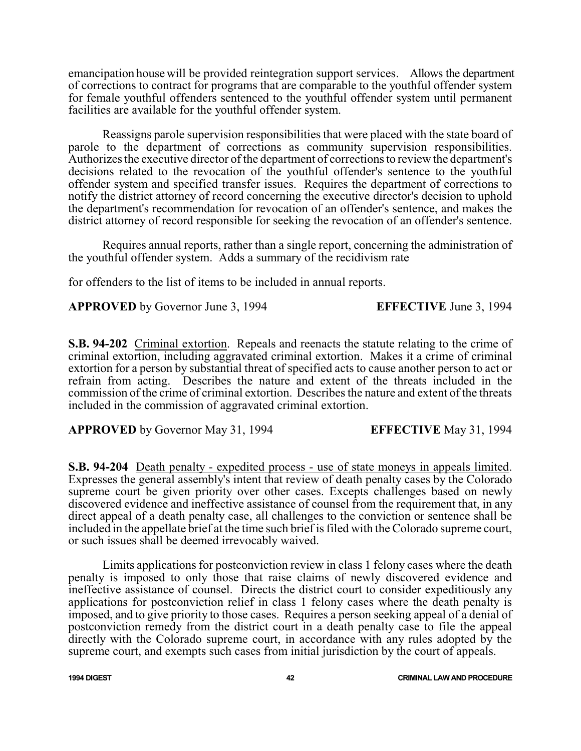emancipation house will be provided reintegration support services. Allows the department of corrections to contract for programs that are comparable to the youthful offender system for female youthful offenders sentenced to the youthful offender system until permanent facilities are available for the youthful offender system.

Reassigns parole supervision responsibilities that were placed with the state board of parole to the department of corrections as community supervision responsibilities. Authorizes the executive director of the department of corrections to review the department's decisions related to the revocation of the youthful offender's sentence to the youthful offender system and specified transfer issues. Requires the department of corrections to notify the district attorney of record concerning the executive director's decision to uphold the department's recommendation for revocation of an offender's sentence, and makes the district attorney of record responsible for seeking the revocation of an offender's sentence.

Requires annual reports, rather than a single report, concerning the administration of the youthful offender system. Adds a summary of the recidivism rate

for offenders to the list of items to be included in annual reports.

**APPROVED** by Governor June 3, 1994 **EFFECTIVE** June 3, 1994

**S.B. 94-202** Criminal extortion. Repeals and reenacts the statute relating to the crime of criminal extortion, including aggravated criminal extortion. Makes it a crime of criminal extortion for a person by substantial threat of specified acts to cause another person to act or refrain from acting. Describes the nature and extent of the threats included in the commission of the crime of criminal extortion. Describes the nature and extent of the threats included in the commission of aggravated criminal extortion.

**APPROVED** by Governor May 31, 1994 **EFFECTIVE** May 31, 1994

**S.B. 94-204** Death penalty - expedited process - use of state moneys in appeals limited. Expresses the general assembly's intent that review of death penalty cases by the Colorado supreme court be given priority over other cases. Excepts challenges based on newly discovered evidence and ineffective assistance of counsel from the requirement that, in any direct appeal of a death penalty case, all challenges to the conviction or sentence shall be included in the appellate brief at the time such brief is filed with the Colorado supreme court, or such issues shall be deemed irrevocably waived.

Limits applications for postconviction review in class 1 felony cases where the death penalty is imposed to only those that raise claims of newly discovered evidence and ineffective assistance of counsel. Directs the district court to consider expeditiously any applications for postconviction relief in class 1 felony cases where the death penalty is imposed, and to give priority to those cases. Requires a person seeking appeal of a denial of postconviction remedy from the district court in a death penalty case to file the appeal directly with the Colorado supreme court, in accordance with any rules adopted by the supreme court, and exempts such cases from initial jurisdiction by the court of appeals.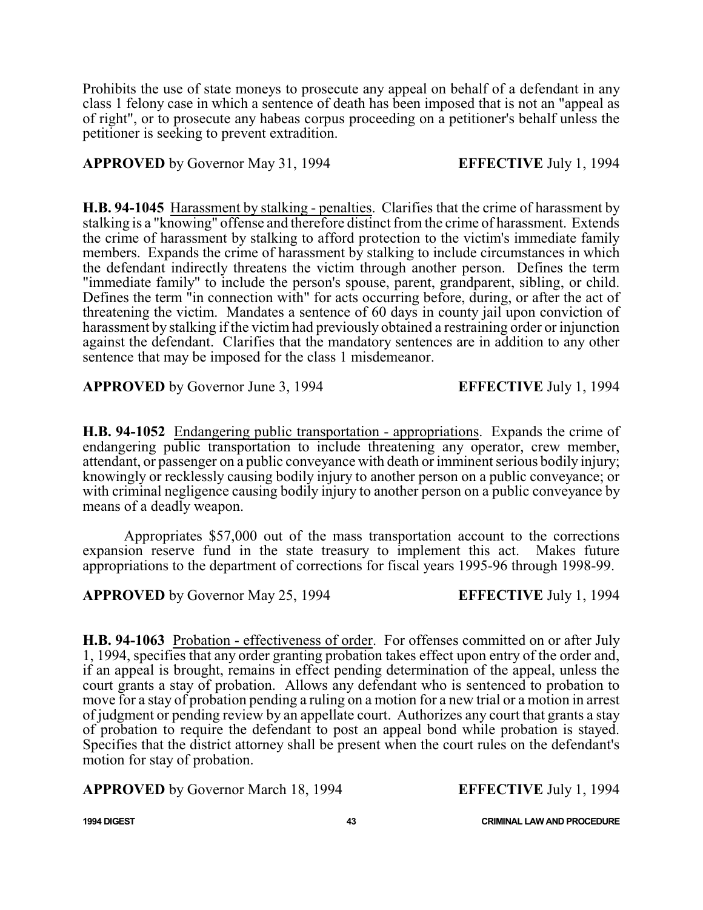Prohibits the use of state moneys to prosecute any appeal on behalf of a defendant in any class 1 felony case in which a sentence of death has been imposed that is not an "appeal as of right", or to prosecute any habeas corpus proceeding on a petitioner's behalf unless the petitioner is seeking to prevent extradition.

**APPROVED** by Governor May 31, 1994 **EFFECTIVE** July 1, 1994

**H.B. 94-1045** Harassment by stalking - penalties. Clarifies that the crime of harassment by stalking is a "knowing" offense and therefore distinct from the crime of harassment. Extends the crime of harassment by stalking to afford protection to the victim's immediate family members. Expands the crime of harassment by stalking to include circumstances in which the defendant indirectly threatens the victim through another person. Defines the term "immediate family" to include the person's spouse, parent, grandparent, sibling, or child. Defines the term "in connection with" for acts occurring before, during, or after the act of threatening the victim. Mandates a sentence of 60 days in county jail upon conviction of harassment by stalking if the victim had previously obtained a restraining order or injunction against the defendant. Clarifies that the mandatory sentences are in addition to any other sentence that may be imposed for the class 1 misdemeanor.

**APPROVED** by Governor June 3, 1994 **EFFECTIVE** July 1, 1994

**H.B. 94-1052** Endangering public transportation - appropriations. Expands the crime of endangering public transportation to include threatening any operator, crew member, attendant, or passenger on a public conveyance with death or imminent serious bodily injury; knowingly or recklessly causing bodily injury to another person on a public conveyance; or with criminal negligence causing bodily injury to another person on a public conveyance by means of a deadly weapon.

Appropriates $57,000 out of the mass transportation account to the corrections expansion reserve fund in the state treasury to implement this act. Makes future appropriations to the department of corrections for fiscal years 1995-96 through 1998-99.

**APPROVED** by Governor May 25, 1994 **EFFECTIVE** July 1, 1994

**H.B. 94-1063** Probation - effectiveness of order. For offenses committed on or after July 1, 1994, specifies that any order granting probation takes effect upon entry of the order and, if an appeal is brought, remains in effect pending determination of the appeal, unless the court grants a stay of probation. Allows any defendant who is sentenced to probation to move for a stay of probation pending a ruling on a motion for a new trial or a motion in arrest of judgment or pending review by an appellate court. Authorizes any court that grants a stay of probation to require the defendant to post an appeal bond while probation is stayed. Specifies that the district attorney shall be present when the court rules on the defendant's motion for stay of probation.

**APPROVED** by Governor March 18, 1994 **EFFECTIVE** July 1, 1994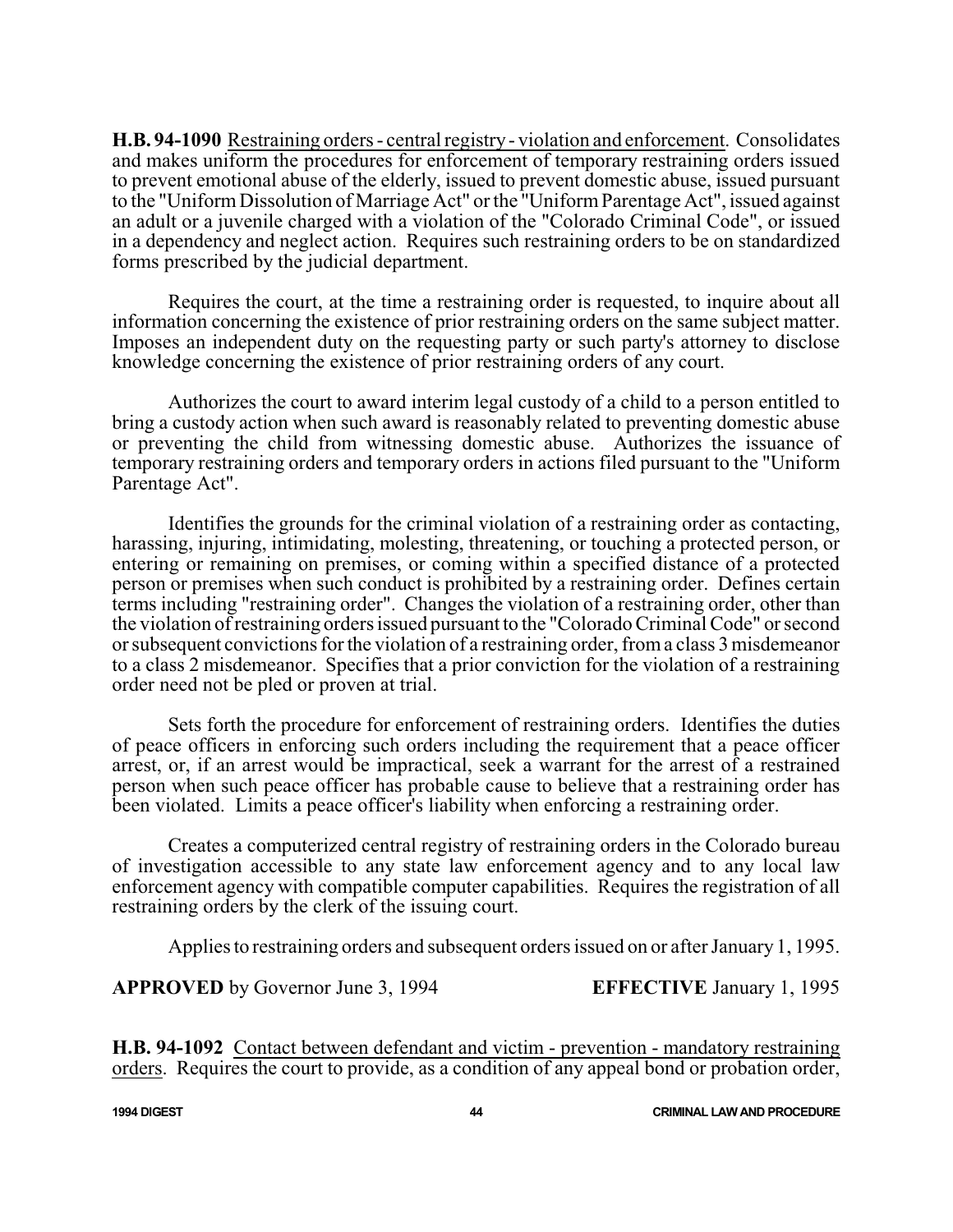**H.B. 94-1090** Restraining orders - central registry - violation and enforcement. Consolidates and makes uniform the procedures for enforcement of temporary restraining orders issued to prevent emotional abuse of the elderly, issued to prevent domestic abuse, issued pursuant to the "Uniform Dissolution of Marriage Act" or the "Uniform Parentage Act", issued against an adult or a juvenile charged with a violation of the "Colorado Criminal Code", or issued in a dependency and neglect action. Requires such restraining orders to be on standardized forms prescribed by the judicial department.

Requires the court, at the time a restraining order is requested, to inquire about all information concerning the existence of prior restraining orders on the same subject matter. Imposes an independent duty on the requesting party or such party's attorney to disclose knowledge concerning the existence of prior restraining orders of any court.

Authorizes the court to award interim legal custody of a child to a person entitled to bring a custody action when such award is reasonably related to preventing domestic abuse or preventing the child from witnessing domestic abuse. Authorizes the issuance of temporary restraining orders and temporary orders in actions filed pursuant to the "Uniform Parentage Act".

Identifies the grounds for the criminal violation of a restraining order as contacting, harassing, injuring, intimidating, molesting, threatening, or touching a protected person, or entering or remaining on premises, or coming within a specified distance of a protected person or premises when such conduct is prohibited by a restraining order. Defines certain terms including "restraining order". Changes the violation of a restraining order, other than the violation of restraining orders issued pursuant to the "Colorado Criminal Code" or second or subsequent convictions for the violation of a restraining order, from a class 3 misdemeanor to a class 2 misdemeanor. Specifies that a prior conviction for the violation of a restraining order need not be pled or proven at trial.

Sets forth the procedure for enforcement of restraining orders. Identifies the duties of peace officers in enforcing such orders including the requirement that a peace officer arrest, or, if an arrest would be impractical, seek a warrant for the arrest of a restrained person when such peace officer has probable cause to believe that a restraining order has been violated. Limits a peace officer's liability when enforcing a restraining order.

Creates a computerized central registry of restraining orders in the Colorado bureau of investigation accessible to any state law enforcement agency and to any local law enforcement agency with compatible computer capabilities. Requires the registration of all restraining orders by the clerk of the issuing court.

Applies to restraining orders and subsequent orders issued on or after January 1, 1995.

**APPROVED** by Governor June 3, 1994 **EFFECTIVE** January 1, 1995

**H.B. 94-1092** Contact between defendant and victim - prevention - mandatory restraining orders. Requires the court to provide, as a condition of any appeal bond or probation order,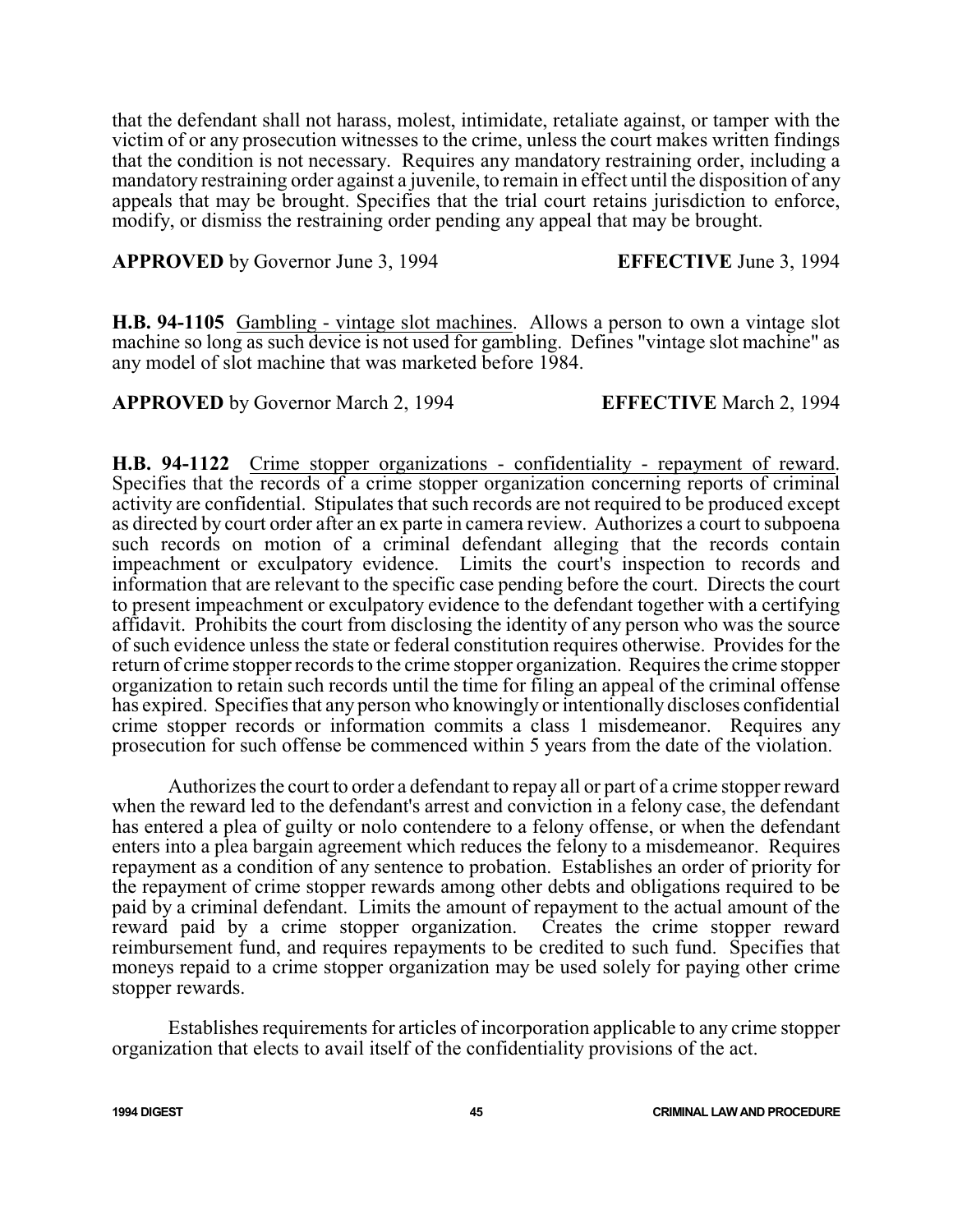that the defendant shall not harass, molest, intimidate, retaliate against, or tamper with the victim of or any prosecution witnesses to the crime, unless the court makes written findings that the condition is not necessary. Requires any mandatory restraining order, including a mandatory restraining order against a juvenile, to remain in effect until the disposition of any appeals that may be brought. Specifies that the trial court retains jurisdiction to enforce, modify, or dismiss the restraining order pending any appeal that may be brought.

**APPROVED** by Governor June 3, 1994 **EFFECTIVE** June 3, 1994

**H.B. 94-1105** Gambling - vintage slot machines. Allows a person to own a vintage slot machine so long as such device is not used for gambling. Defines "vintage slot machine" as any model of slot machine that was marketed before 1984.

**APPROVED** by Governor March 2, 1994 **EFFECTIVE** March 2, 1994

**H.B. 94-1122** Crime stopper organizations - confidentiality - repayment of reward. Specifies that the records of a crime stopper organization concerning reports of criminal activity are confidential. Stipulates that such records are not required to be produced except as directed by court order after an ex parte in camera review. Authorizes a court to subpoena such records on motion of a criminal defendant alleging that the records contain impeachment or exculpatory evidence. Limits the court's inspection to records and information that are relevant to the specific case pending before the court. Directs the court to present impeachment or exculpatory evidence to the defendant together with a certifying affidavit. Prohibits the court from disclosing the identity of any person who was the source of such evidence unless the state or federal constitution requires otherwise. Provides for the return of crime stopper records to the crime stopper organization. Requires the crime stopper organization to retain such records until the time for filing an appeal of the criminal offense has expired. Specifies that any person who knowingly or intentionally discloses confidential crime stopper records or information commits a class 1 misdemeanor. Requires any prosecution for such offense be commenced within 5 years from the date of the violation.

Authorizes the court to order a defendant to repay all or part of a crime stopper reward when the reward led to the defendant's arrest and conviction in a felony case, the defendant has entered a plea of guilty or nolo contendere to a felony offense, or when the defendant enters into a plea bargain agreement which reduces the felony to a misdemeanor. Requires repayment as a condition of any sentence to probation. Establishes an order of priority for the repayment of crime stopper rewards among other debts and obligations required to be paid by a criminal defendant. Limits the amount of repayment to the actual amount of the reward paid by a crime stopper organization. Creates the crime stopper reward reimbursement fund, and requires repayments to be credited to such fund. Specifies that moneys repaid to a crime stopper organization may be used solely for paying other crime stopper rewards.

Establishes requirements for articles of incorporation applicable to any crime stopper organization that elects to avail itself of the confidentiality provisions of the act.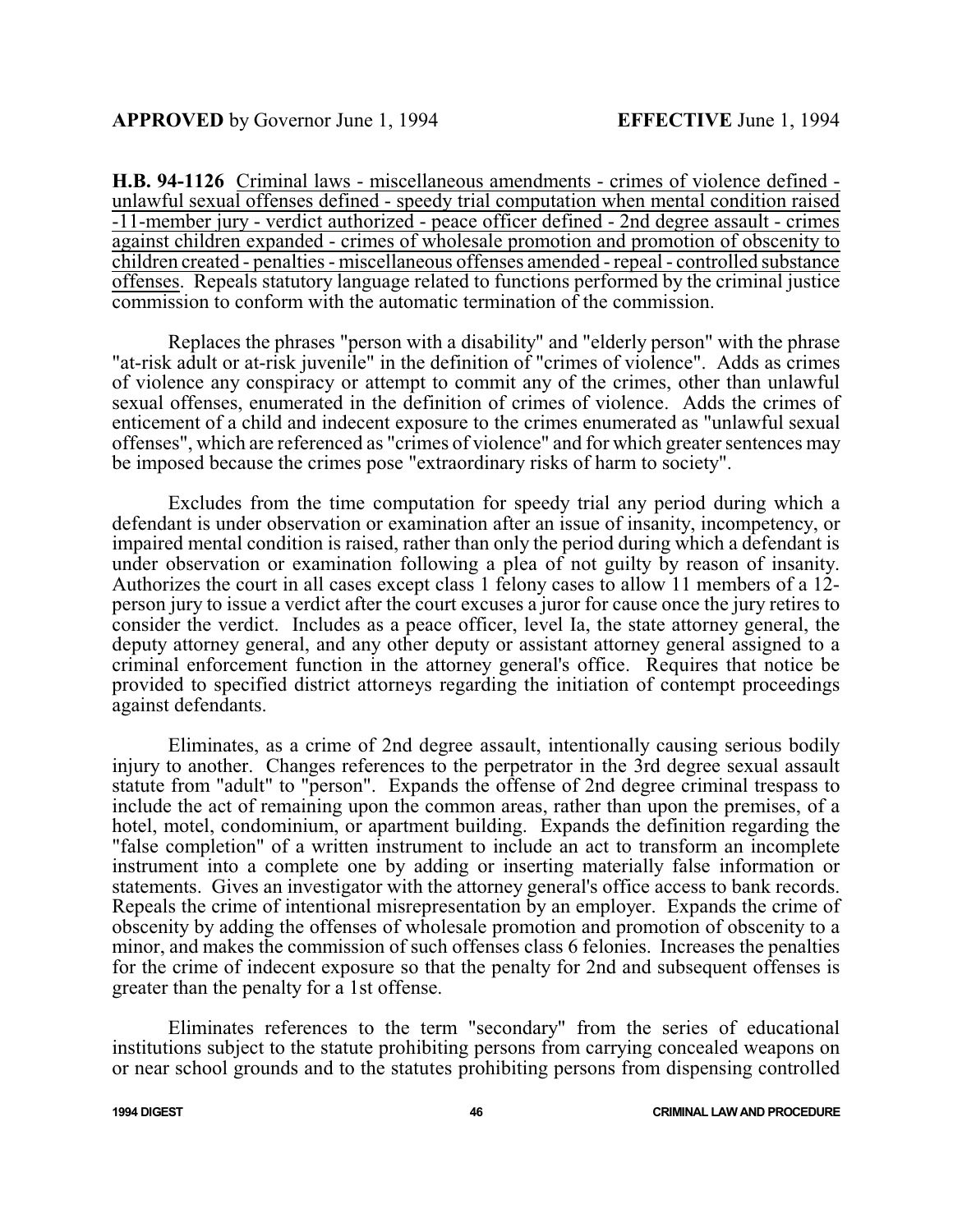**APPROVED** by Governor June 1, 1994 **EFFECTIVE** June 1, 1994

**H.B. 94-1126** Criminal laws - miscellaneous amendments - crimes of violence defined - unlawful sexual offenses defined - speedy trial computation when mental condition raised -11-member jury - verdict authorized - peace officer defined - 2nd degree assault - crimes against children expanded - crimes of wholesale promotion and promotion of obscenity to children created - penalties - miscellaneous offenses amended - repeal - controlled substance offenses. Repeals statutory language related to functions performed by the criminal justice commission to conform with the automatic termination of the commission.

Replaces the phrases "person with a disability" and "elderly person" with the phrase "at-risk adult or at-risk juvenile" in the definition of "crimes of violence". Adds as crimes of violence any conspiracy or attempt to commit any of the crimes, other than unlawful sexual offenses, enumerated in the definition of crimes of violence. Adds the crimes of enticement of a child and indecent exposure to the crimes enumerated as "unlawful sexual offenses", which are referenced as "crimes of violence" and for which greater sentences may be imposed because the crimes pose "extraordinary risks of harm to society".

Excludes from the time computation for speedy trial any period during which a defendant is under observation or examination after an issue of insanity, incompetency, or impaired mental condition is raised, rather than only the period during which a defendant is under observation or examination following a plea of not guilty by reason of insanity. Authorizes the court in all cases except class 1 felony cases to allow 11 members of a 12-person jury to issue a verdict after the court excuses a juror for cause once the jury retires to consider the verdict. Includes as a peace officer, level Ia, the state attorney general, the deputy attorney general, and any other deputy or assistant attorney general assigned to a criminal enforcement function in the attorney general's office. Requires that notice be provided to specified district attorneys regarding the initiation of contempt proceedings against defendants.

Eliminates, as a crime of 2nd degree assault, intentionally causing serious bodily injury to another. Changes references to the perpetrator in the 3rd degree sexual assault statute from "adult" to "person". Expands the offense of 2nd degree criminal trespass to include the act of remaining upon the common areas, rather than upon the premises, of a hotel, motel, condominium, or apartment building. Expands the definition regarding the "false completion" of a written instrument to include an act to transform an incomplete instrument into a complete one by adding or inserting materially false information or statements. Gives an investigator with the attorney general's office access to bank records. Repeals the crime of intentional misrepresentation by an employer. Expands the crime of obscenity by adding the offenses of wholesale promotion and promotion of obscenity to a minor, and makes the commission of such offenses class 6 felonies. Increases the penalties for the crime of indecent exposure so that the penalty for 2nd and subsequent offenses is greater than the penalty for a 1st offense.

Eliminates references to the term "secondary" from the series of educational institutions subject to the statute prohibiting persons from carrying concealed weapons on or near school grounds and to the statutes prohibiting persons from dispensing controlled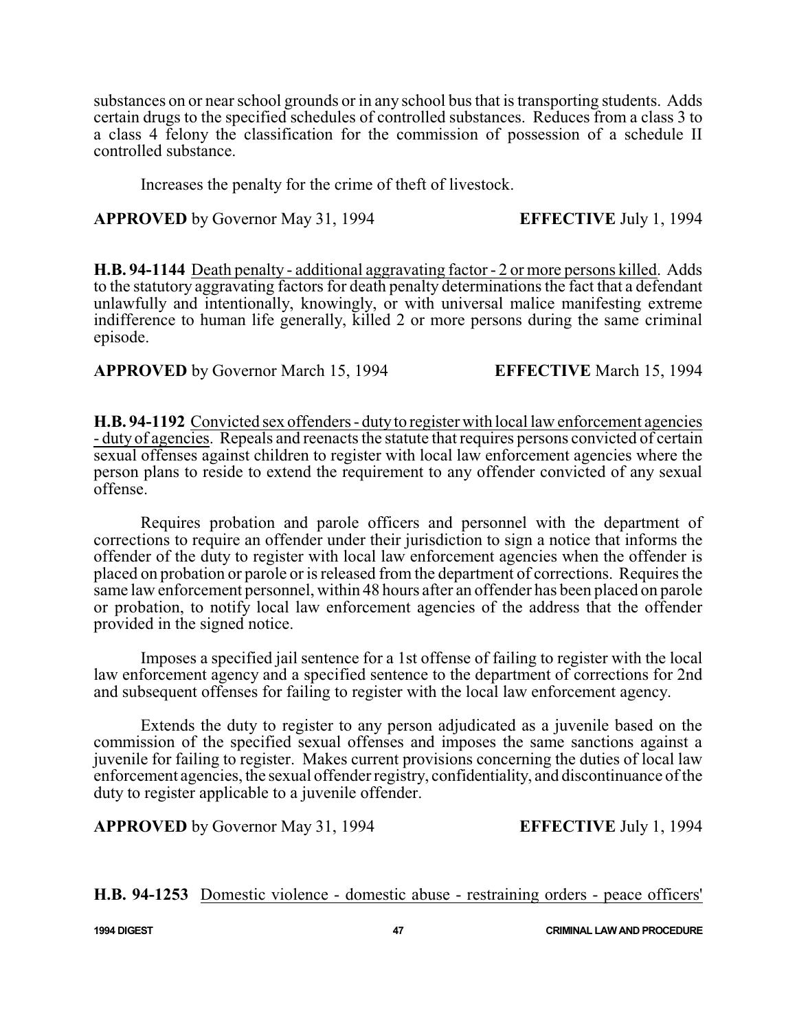substances on or near school grounds or in any school bus that is transporting students. Adds certain drugs to the specified schedules of controlled substances. Reduces from a class 3 to a class 4 felony the classification for the commission of possession of a schedule II controlled substance.

Increases the penalty for the crime of theft of livestock.

**APPROVED** by Governor May 31, 1994 **EFFECTIVE** July 1, 1994

**H.B. 94-1144** Death penalty - additional aggravating factor - 2 or more persons killed. Adds to the statutory aggravating factors for death penalty determinations the fact that a defendant unlawfully and intentionally, knowingly, or with universal malice manifesting extreme indifference to human life generally, killed 2 or more persons during the same criminal episode.

**APPROVED** by Governor March 15, 1994 **EFFECTIVE** March 15, 1994

**H.B. 94-1192** Convicted sex offenders - duty to register with local law enforcement agencies - duty of agencies. Repeals and reenacts the statute that requires persons convicted of certain sexual offenses against children to register with local law enforcement agencies where the person plans to reside to extend the requirement to any offender convicted of any sexual offense.

Requires probation and parole officers and personnel with the department of corrections to require an offender under their jurisdiction to sign a notice that informs the offender of the duty to register with local law enforcement agencies when the offender is placed on probation or parole or is released from the department of corrections. Requires the same law enforcement personnel, within 48 hours after an offender has been placed on parole or probation, to notify local law enforcement agencies of the address that the offender provided in the signed notice.

Imposes a specified jail sentence for a 1st offense of failing to register with the local law enforcement agency and a specified sentence to the department of corrections for 2nd and subsequent offenses for failing to register with the local law enforcement agency.

Extends the duty to register to any person adjudicated as a juvenile based on the commission of the specified sexual offenses and imposes the same sanctions against a juvenile for failing to register. Makes current provisions concerning the duties of local law enforcement agencies, the sexual offender registry, confidentiality, and discontinuance of the duty to register applicable to a juvenile offender.

**APPROVED** by Governor May 31, 1994 **EFFECTIVE** July 1, 1994

**H.B. 94-1253** Domestic violence - domestic abuse - restraining orders - peace officers'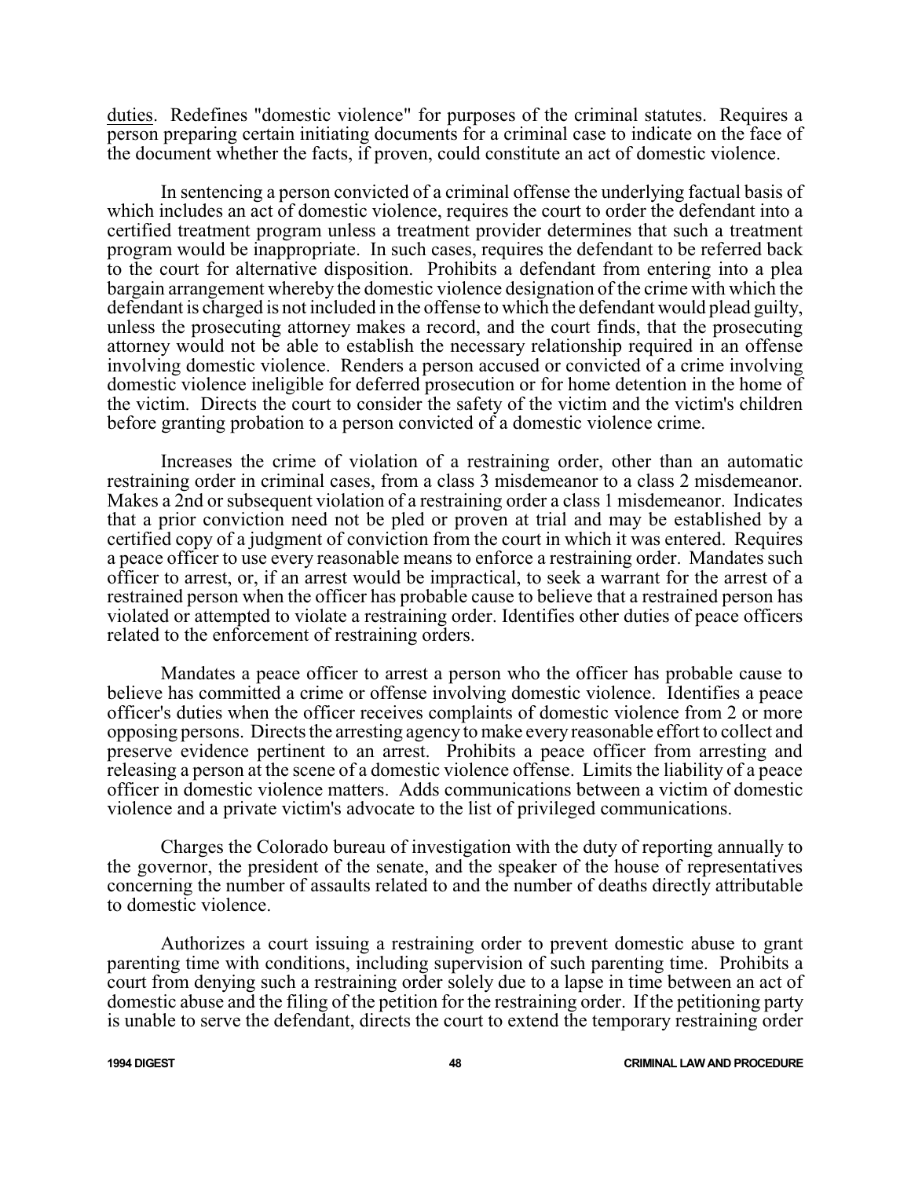duties. Redefines "domestic violence" for purposes of the criminal statutes. Requires a person preparing certain initiating documents for a criminal case to indicate on the face of the document whether the facts, if proven, could constitute an act of domestic violence.

In sentencing a person convicted of a criminal offense the underlying factual basis of which includes an act of domestic violence, requires the court to order the defendant into a certified treatment program unless a treatment provider determines that such a treatment program would be inappropriate. In such cases, requires the defendant to be referred back to the court for alternative disposition. Prohibits a defendant from entering into a plea bargain arrangement whereby the domestic violence designation of the crime with which the defendant is charged is not included in the offense to which the defendant would plead guilty, unless the prosecuting attorney makes a record, and the court finds, that the prosecuting attorney would not be able to establish the necessary relationship required in an offense involving domestic violence. Renders a person accused or convicted of a crime involving domestic violence ineligible for deferred prosecution or for home detention in the home of the victim. Directs the court to consider the safety of the victim and the victim's children before granting probation to a person convicted of a domestic violence crime.

Increases the crime of violation of a restraining order, other than an automatic restraining order in criminal cases, from a class 3 misdemeanor to a class 2 misdemeanor. Makes a 2nd or subsequent violation of a restraining order a class 1 misdemeanor. Indicates that a prior conviction need not be pled or proven at trial and may be established by a certified copy of a judgment of conviction from the court in which it was entered. Requires a peace officer to use every reasonable means to enforce a restraining order. Mandates such officer to arrest, or, if an arrest would be impractical, to seek a warrant for the arrest of a restrained person when the officer has probable cause to believe that a restrained person has violated or attempted to violate a restraining order. Identifies other duties of peace officers related to the enforcement of restraining orders.

Mandates a peace officer to arrest a person who the officer has probable cause to believe has committed a crime or offense involving domestic violence. Identifies a peace officer's duties when the officer receives complaints of domestic violence from 2 or more opposing persons. Directs the arresting agency to make every reasonable effort to collect and preserve evidence pertinent to an arrest. Prohibits a peace officer from arresting and releasing a person at the scene of a domestic violence offense. Limits the liability of a peace officer in domestic violence matters. Adds communications between a victim of domestic violence and a private victim's advocate to the list of privileged communications.

Charges the Colorado bureau of investigation with the duty of reporting annually to the governor, the president of the senate, and the speaker of the house of representatives concerning the number of assaults related to and the number of deaths directly attributable to domestic violence.

Authorizes a court issuing a restraining order to prevent domestic abuse to grant parenting time with conditions, including supervision of such parenting time. Prohibits a court from denying such a restraining order solely due to a lapse in time between an act of domestic abuse and the filing of the petition for the restraining order. If the petitioning party is unable to serve the defendant, directs the court to extend the temporary restraining order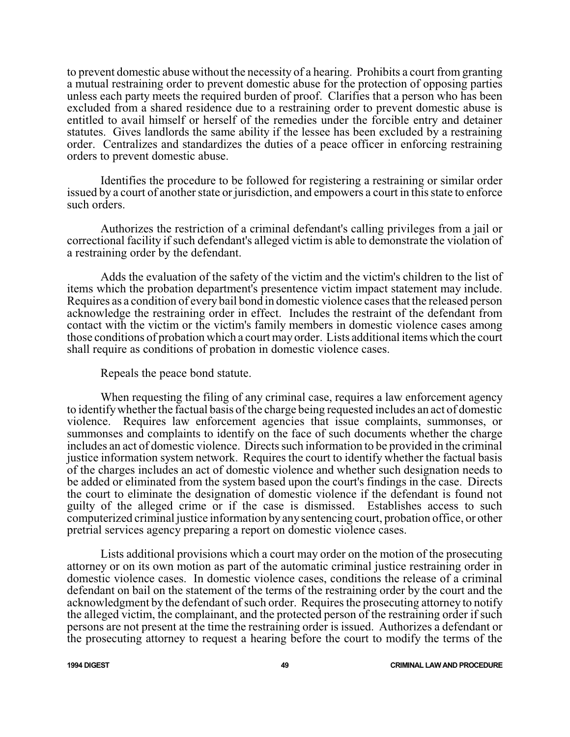to prevent domestic abuse without the necessity of a hearing. Prohibits a court from granting a mutual restraining order to prevent domestic abuse for the protection of opposing parties unless each party meets the required burden of proof. Clarifies that a person who has been excluded from a shared residence due to a restraining order to prevent domestic abuse is entitled to avail himself or herself of the remedies under the forcible entry and detainer statutes. Gives landlords the same ability if the lessee has been excluded by a restraining order. Centralizes and standardizes the duties of a peace officer in enforcing restraining orders to prevent domestic abuse.

Identifies the procedure to be followed for registering a restraining or similar order issued by a court of another state or jurisdiction, and empowers a court in this state to enforce such orders.

Authorizes the restriction of a criminal defendant's calling privileges from a jail or correctional facility if such defendant's alleged victim is able to demonstrate the violation of a restraining order by the defendant.

Adds the evaluation of the safety of the victim and the victim's children to the list of items which the probation department's presentence victim impact statement may include. Requires as a condition of every bail bond in domestic violence cases that the released person acknowledge the restraining order in effect. Includes the restraint of the defendant from contact with the victim or the victim's family members in domestic violence cases among those conditions of probation which a court may order. Lists additional items which the court shall require as conditions of probation in domestic violence cases.

Repeals the peace bond statute.

When requesting the filing of any criminal case, requires a law enforcement agency to identify whether the factual basis of the charge being requested includes an act of domestic violence. Requires law enforcement agencies that issue complaints, summonses, or summonses and complaints to identify on the face of such documents whether the charge includes an act of domestic violence. Directs such information to be provided in the criminal justice information system network. Requires the court to identify whether the factual basis of the charges includes an act of domestic violence and whether such designation needs to be added or eliminated from the system based upon the court's findings in the case. Directs the court to eliminate the designation of domestic violence if the defendant is found not guilty of the alleged crime or if the case is dismissed. Establishes access to such computerized criminal justice information by any sentencing court, probation office, or other pretrial services agency preparing a report on domestic violence cases.

Lists additional provisions which a court may order on the motion of the prosecuting attorney or on its own motion as part of the automatic criminal justice restraining order in domestic violence cases. In domestic violence cases, conditions the release of a criminal defendant on bail on the statement of the terms of the restraining order by the court and the acknowledgment by the defendant of such order. Requires the prosecuting attorney to notify the alleged victim, the complainant, and the protected person of the restraining order if such persons are not present at the time the restraining order is issued. Authorizes a defendant or the prosecuting attorney to request a hearing before the court to modify the terms of the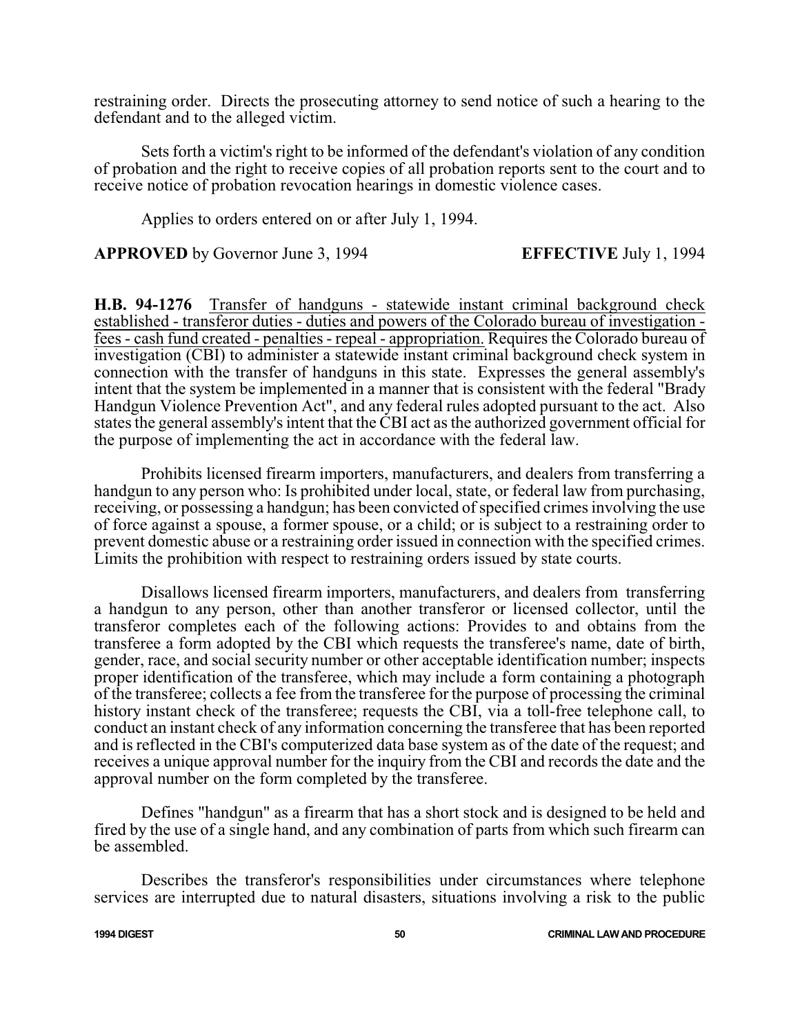restraining order. Directs the prosecuting attorney to send notice of such a hearing to the defendant and to the alleged victim.

Sets forth a victim's right to be informed of the defendant's violation of any condition of probation and the right to receive copies of all probation reports sent to the court and to receive notice of probation revocation hearings in domestic violence cases.

Applies to orders entered on or after July 1, 1994.

**APPROVED** by Governor June 3, 1994 **EFFECTIVE** July 1, 1994

**H.B. 94-1276** Transfer of handguns - statewide instant criminal background check established - transferor duties - duties and powers of the Colorado bureau of investigation - fees - cash fund created - penalties - repeal - appropriation. Requires the Colorado bureau of investigation (CBI) to administer a statewide instant criminal background check system in connection with the transfer of handguns in this state. Expresses the general assembly's intent that the system be implemented in a manner that is consistent with the federal "Brady Handgun Violence Prevention Act", and any federal rules adopted pursuant to the act. Also states the general assembly's intent that the CBI act as the authorized government official for the purpose of implementing the act in accordance with the federal law.

Prohibits licensed firearm importers, manufacturers, and dealers from transferring a handgun to any person who: Is prohibited under local, state, or federal law from purchasing, receiving, or possessing a handgun; has been convicted of specified crimes involving the use of force against a spouse, a former spouse, or a child; or is subject to a restraining order to prevent domestic abuse or a restraining order issued in connection with the specified crimes. Limits the prohibition with respect to restraining orders issued by state courts.

Disallows licensed firearm importers, manufacturers, and dealers from transferring a handgun to any person, other than another transferor or licensed collector, until the transferor completes each of the following actions: Provides to and obtains from the transferee a form adopted by the CBI which requests the transferee's name, date of birth, gender, race, and social security number or other acceptable identification number; inspects proper identification of the transferee, which may include a form containing a photograph of the transferee; collects a fee from the transferee for the purpose of processing the criminal history instant check of the transferee; requests the CBI, via a toll-free telephone call, to conduct an instant check of any information concerning the transferee that has been reported and is reflected in the CBI's computerized data base system as of the date of the request; and receives a unique approval number for the inquiry from the CBI and records the date and the approval number on the form completed by the transferee.

Defines "handgun" as a firearm that has a short stock and is designed to be held and fired by the use of a single hand, and any combination of parts from which such firearm can be assembled.

Describes the transferor's responsibilities under circumstances where telephone services are interrupted due to natural disasters, situations involving a risk to the public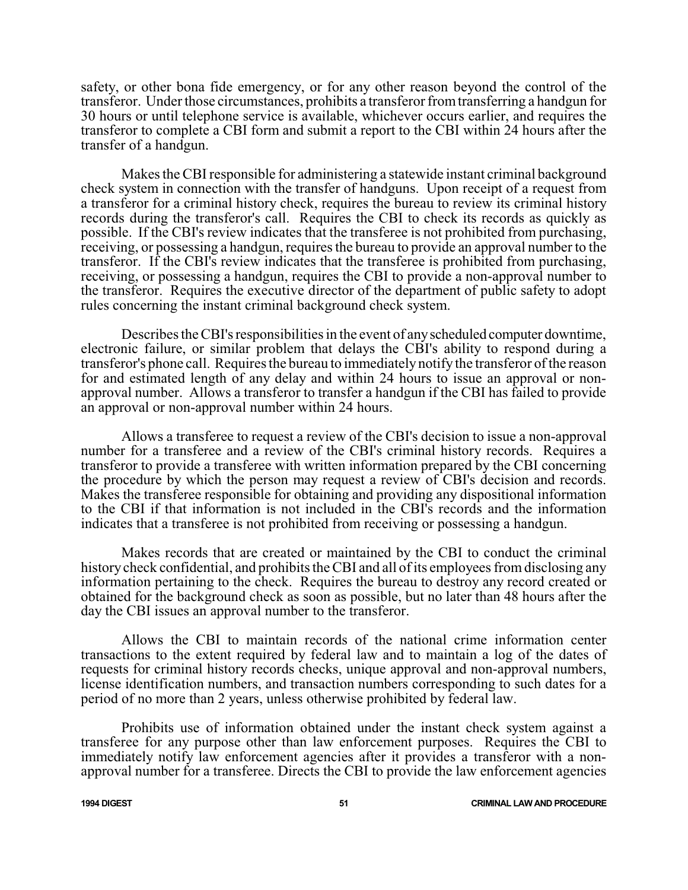safety, or other bona fide emergency, or for any other reason beyond the control of the transferor. Under those circumstances, prohibits a transferor from transferring a handgun for 30 hours or until telephone service is available, whichever occurs earlier, and requires the transferor to complete a CBI form and submit a report to the CBI within 24 hours after the transfer of a handgun.

Makes the CBI responsible for administering a statewide instant criminal background check system in connection with the transfer of handguns. Upon receipt of a request from a transferor for a criminal history check, requires the bureau to review its criminal history records during the transferor's call. Requires the CBI to check its records as quickly as possible. If the CBI's review indicates that the transferee is not prohibited from purchasing, receiving, or possessing a handgun, requires the bureau to provide an approval number to the transferor. If the CBI's review indicates that the transferee is prohibited from purchasing, receiving, or possessing a handgun, requires the CBI to provide a non-approval number to the transferor. Requires the executive director of the department of public safety to adopt rules concerning the instant criminal background check system.

Describes the CBI's responsibilities in the event of any scheduled computer downtime, electronic failure, or similar problem that delays the CBI's ability to respond during a transferor's phone call. Requires the bureau to immediately notify the transferor of the reason for and estimated length of any delay and within 24 hours to issue an approval or non-approval number. Allows a transferor to transfer a handgun if the CBI has failed to provide an approval or non-approval number within 24 hours.

Allows a transferee to request a review of the CBI's decision to issue a non-approval number for a transferee and a review of the CBI's criminal history records. Requires a transferor to provide a transferee with written information prepared by the CBI concerning the procedure by which the person may request a review of CBI's decision and records. Makes the transferee responsible for obtaining and providing any dispositional information to the CBI if that information is not included in the CBI's records and the information indicates that a transferee is not prohibited from receiving or possessing a handgun.

Makes records that are created or maintained by the CBI to conduct the criminal history check confidential, and prohibits the CBI and all of its employees from disclosing any information pertaining to the check. Requires the bureau to destroy any record created or obtained for the background check as soon as possible, but no later than 48 hours after the day the CBI issues an approval number to the transferor.

Allows the CBI to maintain records of the national crime information center transactions to the extent required by federal law and to maintain a log of the dates of requests for criminal history records checks, unique approval and non-approval numbers, license identification numbers, and transaction numbers corresponding to such dates for a period of no more than 2 years, unless otherwise prohibited by federal law.

Prohibits use of information obtained under the instant check system against a transferee for any purpose other than law enforcement purposes. Requires the CBI to immediately notify law enforcement agencies after it provides a transferor with a non-approval number for a transferee. Directs the CBI to provide the law enforcement agencies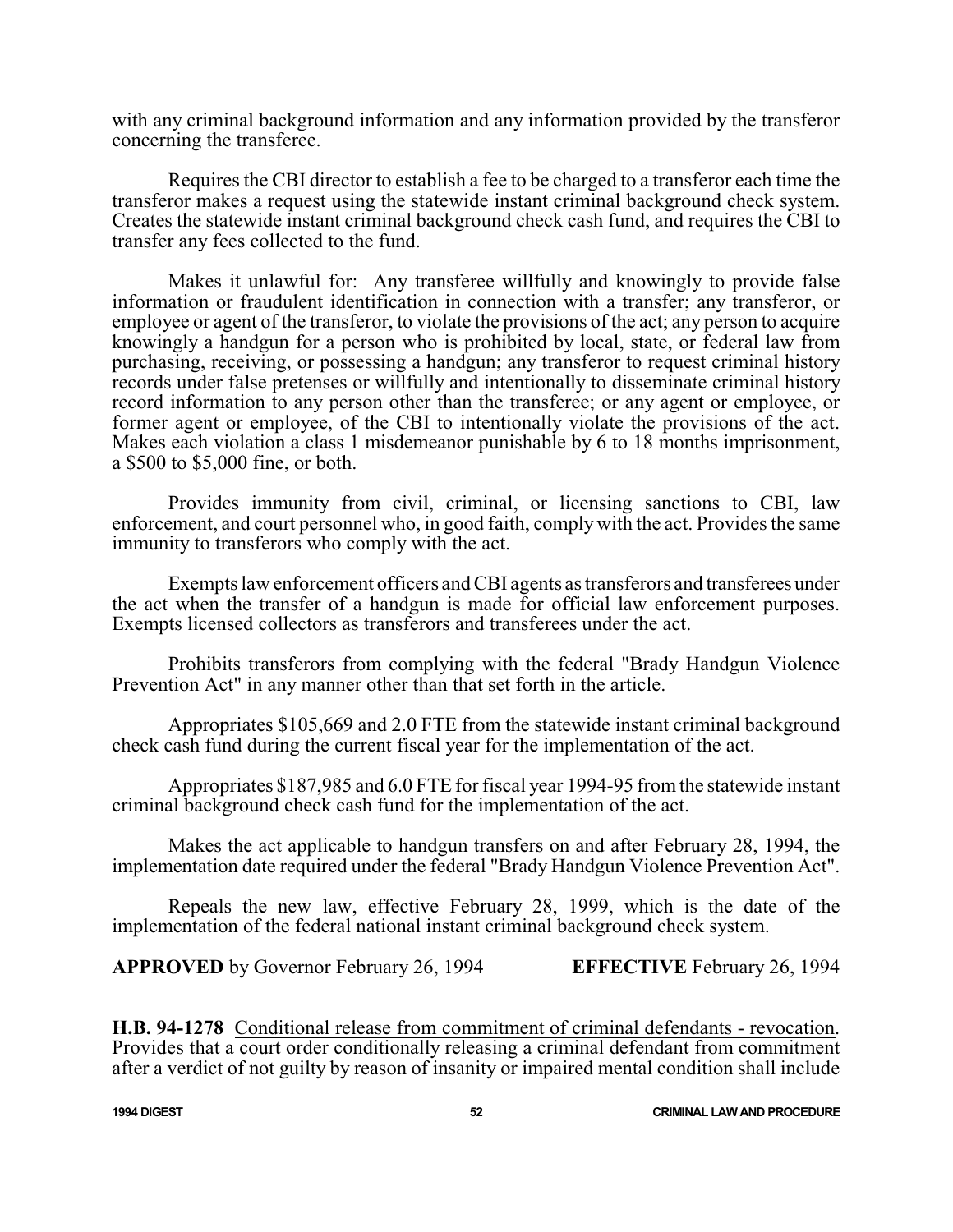with any criminal background information and any information provided by the transferor concerning the transferee.

Requires the CBI director to establish a fee to be charged to a transferor each time the transferor makes a request using the statewide instant criminal background check system. Creates the statewide instant criminal background check cash fund, and requires the CBI to transfer any fees collected to the fund.

Makes it unlawful for: Any transferee willfully and knowingly to provide false information or fraudulent identification in connection with a transfer; any transferor, or employee or agent of the transferor, to violate the provisions of the act; any person to acquire knowingly a handgun for a person who is prohibited by local, state, or federal law from purchasing, receiving, or possessing a handgun; any transferor to request criminal history records under false pretenses or willfully and intentionally to disseminate criminal history record information to any person other than the transferee; or any agent or employee, or former agent or employee, of the CBI to intentionally violate the provisions of the act. Makes each violation a class 1 misdemeanor punishable by 6 to 18 months imprisonment, a $500 to $5,000 fine, or both.

Provides immunity from civil, criminal, or licensing sanctions to CBI, law enforcement, and court personnel who, in good faith, comply with the act. Provides the same immunity to transferors who comply with the act.

Exempts law enforcement officers and CBI agents as transferors and transferees under the act when the transfer of a handgun is made for official law enforcement purposes. Exempts licensed collectors as transferors and transferees under the act.

Prohibits transferors from complying with the federal "Brady Handgun Violence Prevention Act" in any manner other than that set forth in the article.

Appropriates $105,669 and 2.0 FTE from the statewide instant criminal background check cash fund during the current fiscal year for the implementation of the act.

Appropriates $187,985 and 6.0 FTE for fiscal year 1994-95 from the statewide instant criminal background check cash fund for the implementation of the act.

Makes the act applicable to handgun transfers on and after February 28, 1994, the implementation date required under the federal "Brady Handgun Violence Prevention Act".

Repeals the new law, effective February 28, 1999, which is the date of the implementation of the federal national instant criminal background check system.

**APPROVED** by Governor February 26, 1994 **EFFECTIVE** February 26, 1994

**H.B. 94-1278** Conditional release from commitment of criminal defendants - revocation. Provides that a court order conditionally releasing a criminal defendant from commitment after a verdict of not guilty by reason of insanity or impaired mental condition shall include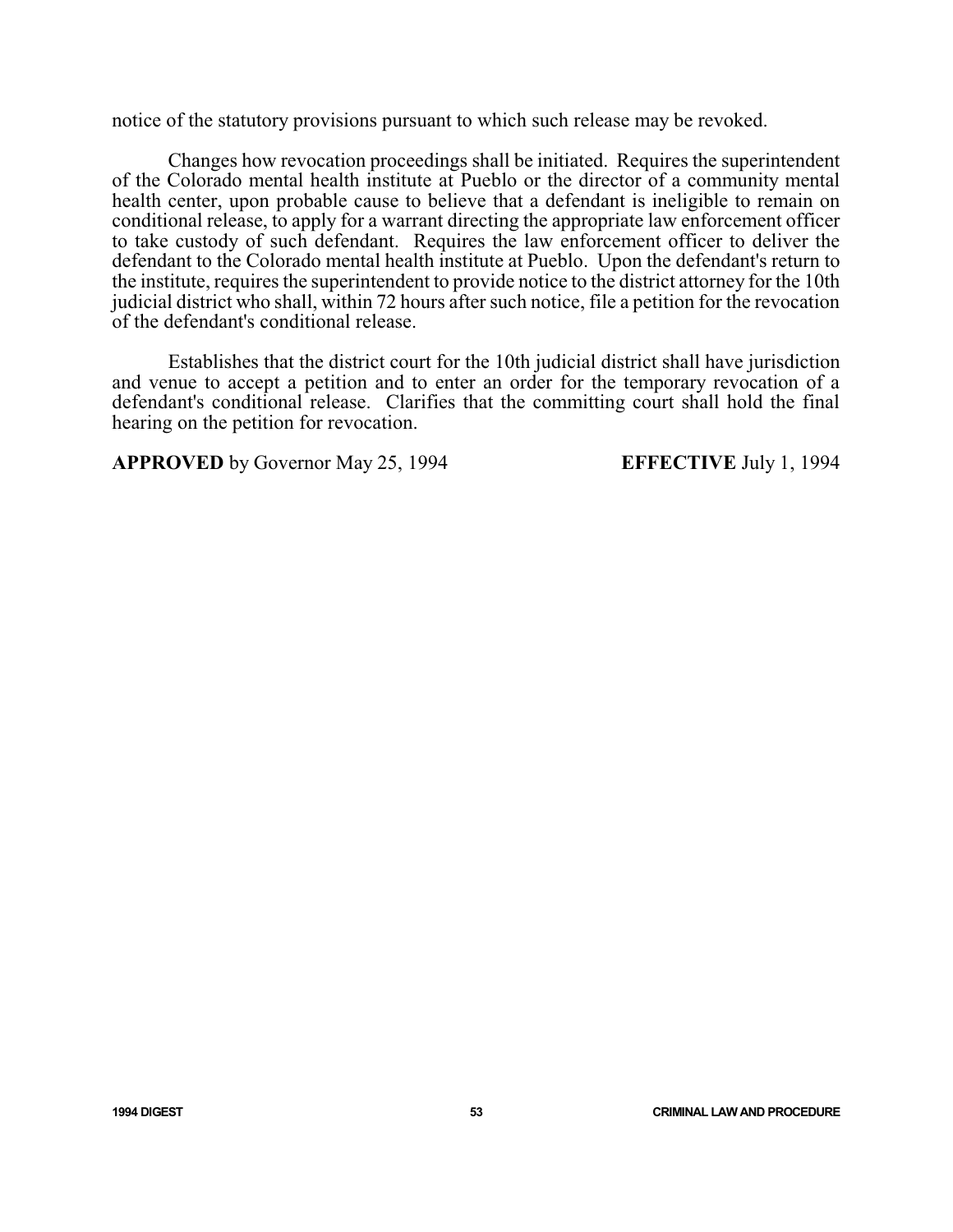notice of the statutory provisions pursuant to which such release may be revoked.

Changes how revocation proceedings shall be initiated. Requires the superintendent of the Colorado mental health institute at Pueblo or the director of a community mental health center, upon probable cause to believe that a defendant is ineligible to remain on conditional release, to apply for a warrant directing the appropriate law enforcement officer to take custody of such defendant. Requires the law enforcement officer to deliver the defendant to the Colorado mental health institute at Pueblo. Upon the defendant's return to the institute, requires the superintendent to provide notice to the district attorney for the 10th judicial district who shall, within 72 hours after such notice, file a petition for the revocation of the defendant's conditional release.

Establishes that the district court for the 10th judicial district shall have jurisdiction and venue to accept a petition and to enter an order for the temporary revocation of a defendant's conditional release. Clarifies that the committing court shall hold the final hearing on the petition for revocation.

**APPROVED** by Governor May 25, 1994 **EFFECTIVE** July 1, 1994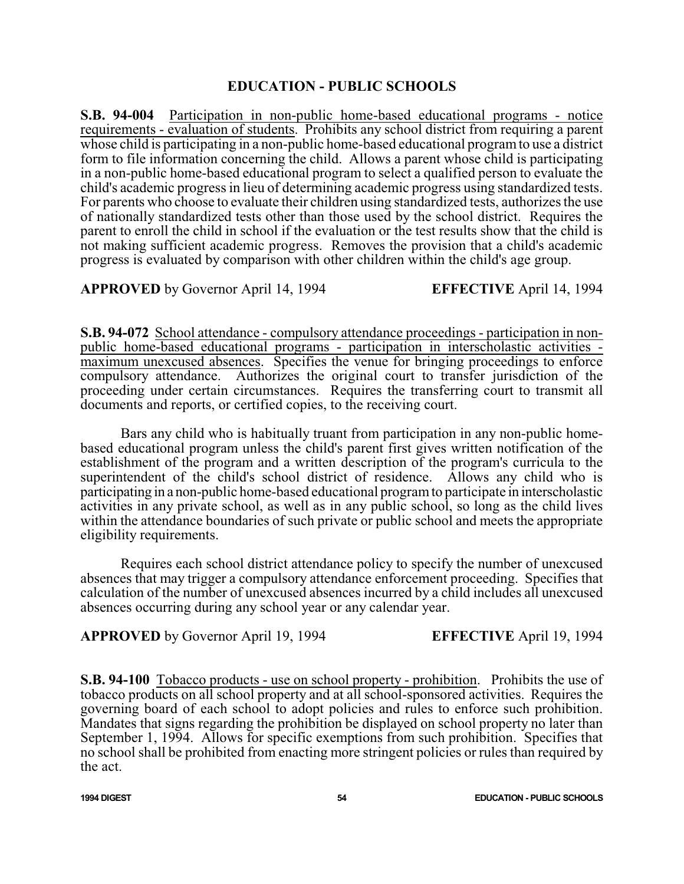## EDUCATION - PUBLIC SCHOOLS

**S.B. 94-004** Participation in non-public home-based educational programs - notice requirements - evaluation of students. Prohibits any school district from requiring a parent whose child is participating in a non-public home-based educational program to use a district form to file information concerning the child. Allows a parent whose child is participating in a non-public home-based educational program to select a qualified person to evaluate the child's academic progress in lieu of determining academic progress using standardized tests. For parents who choose to evaluate their children using standardized tests, authorizes the use of nationally standardized tests other than those used by the school district. Requires the parent to enroll the child in school if the evaluation or the test results show that the child is not making sufficient academic progress. Removes the provision that a child's academic progress is evaluated by comparison with other children within the child's age group.

**APPROVED** by Governor April 14, 1994 **EFFECTIVE** April 14, 1994

**S.B. 94-072** School attendance - compulsory attendance proceedings - participation in non-public home-based educational programs - participation in interscholastic activities - maximum unexcused absences. Specifies the venue for bringing proceedings to enforce compulsory attendance. Authorizes the original court to transfer jurisdiction of the proceeding under certain circumstances. Requires the transferring court to transmit all documents and reports, or certified copies, to the receiving court.

Bars any child who is habitually truant from participation in any non-public home-based educational program unless the child's parent first gives written notification of the establishment of the program and a written description of the program's curricula to the superintendent of the child's school district of residence. Allows any child who is participating in a non-public home-based educational program to participate in interscholastic activities in any private school, as well as in any public school, so long as the child lives within the attendance boundaries of such private or public school and meets the appropriate eligibility requirements.

Requires each school district attendance policy to specify the number of unexcused absences that may trigger a compulsory attendance enforcement proceeding. Specifies that calculation of the number of unexcused absences incurred by a child includes all unexcused absences occurring during any school year or any calendar year.

**APPROVED** by Governor April 19, 1994 **EFFECTIVE** April 19, 1994

**S.B. 94-100** Tobacco products - use on school property - prohibition. Prohibits the use of tobacco products on all school property and at all school-sponsored activities. Requires the governing board of each school to adopt policies and rules to enforce such prohibition. Mandates that signs regarding the prohibition be displayed on school property no later than September 1, 1994. Allows for specific exemptions from such prohibition. Specifies that no school shall be prohibited from enacting more stringent policies or rules than required by the act.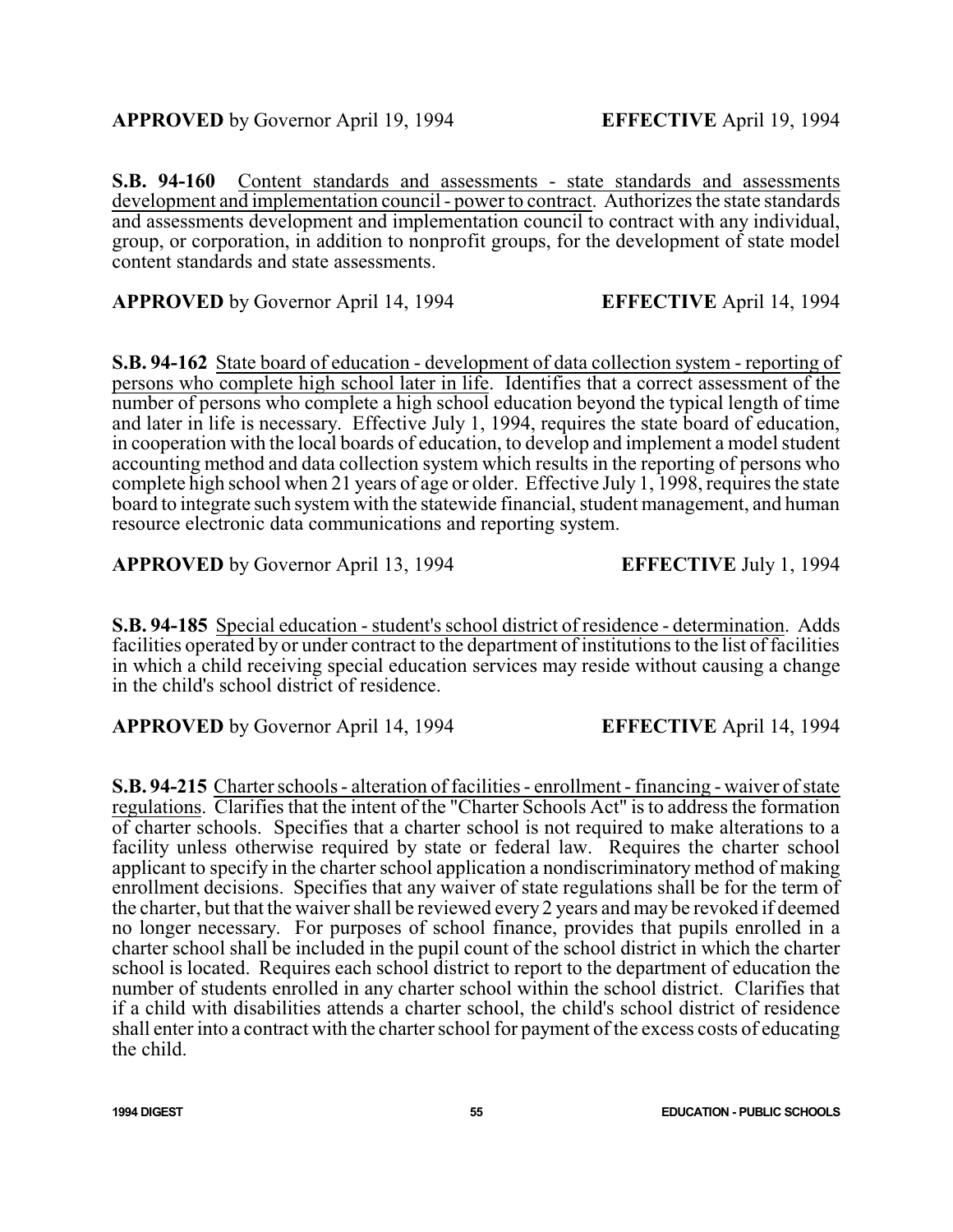**APPROVED** by Governor April 19, 1994 **EFFECTIVE** April 19, 1994

**S.B. 94-160** Content standards and assessments - state standards and assessments development and implementation council - power to contract. Authorizes the state standards and assessments development and implementation council to contract with any individual, group, or corporation, in addition to nonprofit groups, for the development of state model content standards and state assessments.

**APPROVED** by Governor April 14, 1994 **EFFECTIVE** April 14, 1994

**S.B. 94-162** State board of education - development of data collection system - reporting of persons who complete high school later in life. Identifies that a correct assessment of the number of persons who complete a high school education beyond the typical length of time and later in life is necessary. Effective July 1, 1994, requires the state board of education, in cooperation with the local boards of education, to develop and implement a model student accounting method and data collection system which results in the reporting of persons who complete high school when 21 years of age or older. Effective July 1, 1998, requires the state board to integrate such system with the statewide financial, student management, and human resource electronic data communications and reporting system.

**APPROVED** by Governor April 13, 1994 **EFFECTIVE** July 1, 1994

**S.B. 94-185** Special education - student's school district of residence - determination. Adds facilities operated by or under contract to the department of institutions to the list of facilities in which a child receiving special education services may reside without causing a change in the child's school district of residence.

**APPROVED** by Governor April 14, 1994 **EFFECTIVE** April 14, 1994

**S.B. 94-215** Charter schools - alteration of facilities - enrollment - financing - waiver of state regulations. Clarifies that the intent of the "Charter Schools Act" is to address the formation of charter schools. Specifies that a charter school is not required to make alterations to a facility unless otherwise required by state or federal law. Requires the charter school applicant to specify in the charter school application a nondiscriminatory method of making enrollment decisions. Specifies that any waiver of state regulations shall be for the term of the charter, but that the waiver shall be reviewed every 2 years and may be revoked if deemed no longer necessary. For purposes of school finance, provides that pupils enrolled in a charter school shall be included in the pupil count of the school district in which the charter school is located. Requires each school district to report to the department of education the number of students enrolled in any charter school within the school district. Clarifies that if a child with disabilities attends a charter school, the child's school district of residence shall enter into a contract with the charter school for payment of the excess costs of educating the child.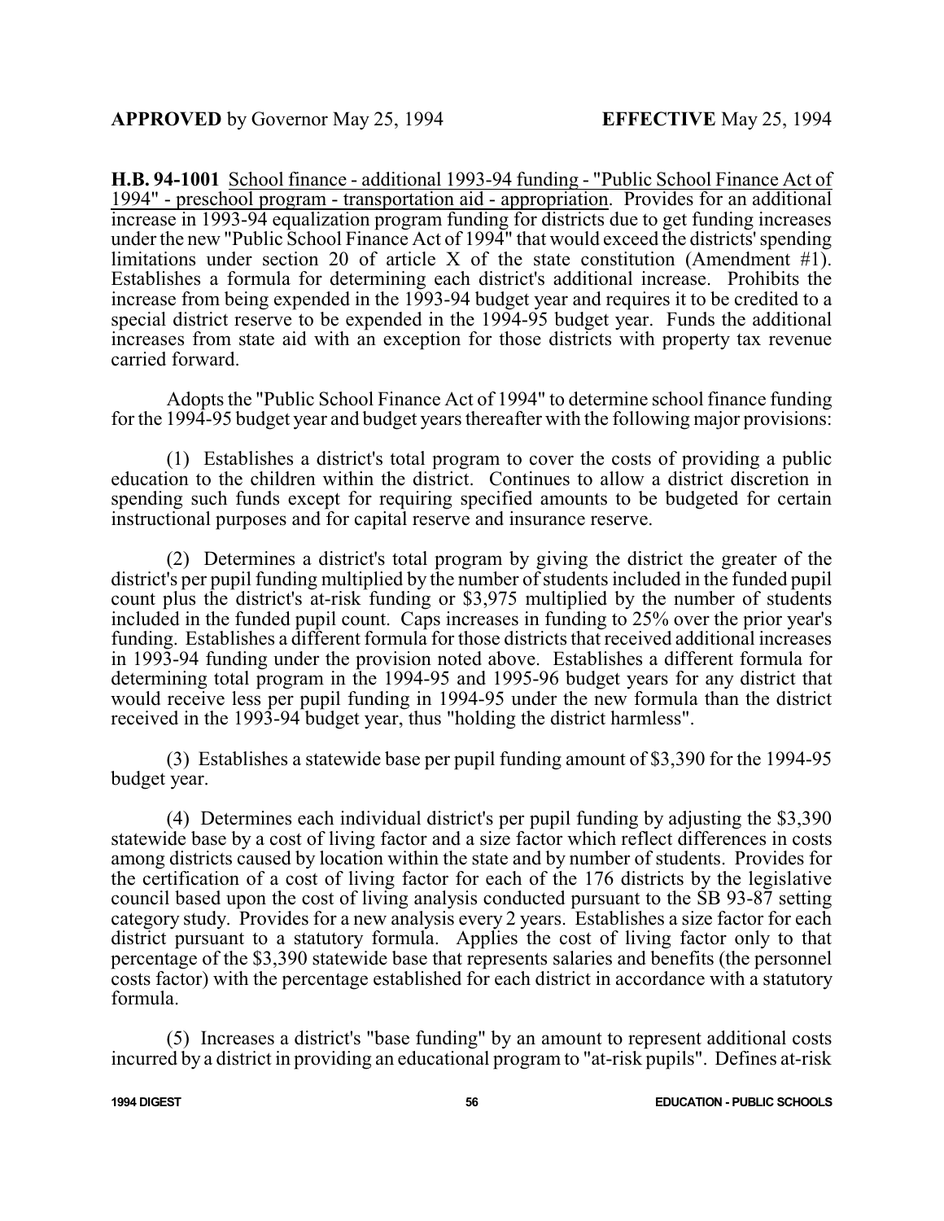**APPROVED** by Governor May 25, 1994 **EFFECTIVE** May 25, 1994

**H.B. 94-1001** School finance - additional 1993-94 funding - "Public School Finance Act of 1994" - preschool program - transportation aid - appropriation. Provides for an additional increase in 1993-94 equalization program funding for districts due to get funding increases under the new "Public School Finance Act of 1994" that would exceed the districts' spending limitations under section 20 of article X of the state constitution (Amendment #1). Establishes a formula for determining each district's additional increase. Prohibits the increase from being expended in the 1993-94 budget year and requires it to be credited to a special district reserve to be expended in the 1994-95 budget year. Funds the additional increases from state aid with an exception for those districts with property tax revenue carried forward.

Adopts the "Public School Finance Act of 1994" to determine school finance funding for the 1994-95 budget year and budget years thereafter with the following major provisions:

(1) Establishes a district's total program to cover the costs of providing a public education to the children within the district. Continues to allow a district discretion in spending such funds except for requiring specified amounts to be budgeted for certain instructional purposes and for capital reserve and insurance reserve.

(2) Determines a district's total program by giving the district the greater of the district's per pupil funding multiplied by the number of students included in the funded pupil count plus the district's at-risk funding or \$3,975 multiplied by the number of students included in the funded pupil count. Caps increases in funding to 25% over the prior year's funding. Establishes a different formula for those districts that received additional increases in 1993-94 funding under the provision noted above. Establishes a different formula for determining total program in the 1994-95 and 1995-96 budget years for any district that would receive less per pupil funding in 1994-95 under the new formula than the district received in the 1993-94 budget year, thus "holding the district harmless".

(3) Establishes a statewide base per pupil funding amount of \$3,390 for the 1994-95 budget year.

(4) Determines each individual district's per pupil funding by adjusting the \$3,390 statewide base by a cost of living factor and a size factor which reflect differences in costs among districts caused by location within the state and by number of students. Provides for the certification of a cost of living factor for each of the 176 districts by the legislative council based upon the cost of living analysis conducted pursuant to the SB 93-87 setting category study. Provides for a new analysis every 2 years. Establishes a size factor for each district pursuant to a statutory formula. Applies the cost of living factor only to that percentage of the \$3,390 statewide base that represents salaries and benefits (the personnel costs factor) with the percentage established for each district in accordance with a statutory formula.

(5) Increases a district's "base funding" by an amount to represent additional costs incurred by a district in providing an educational program to "at-risk pupils". Defines at-risk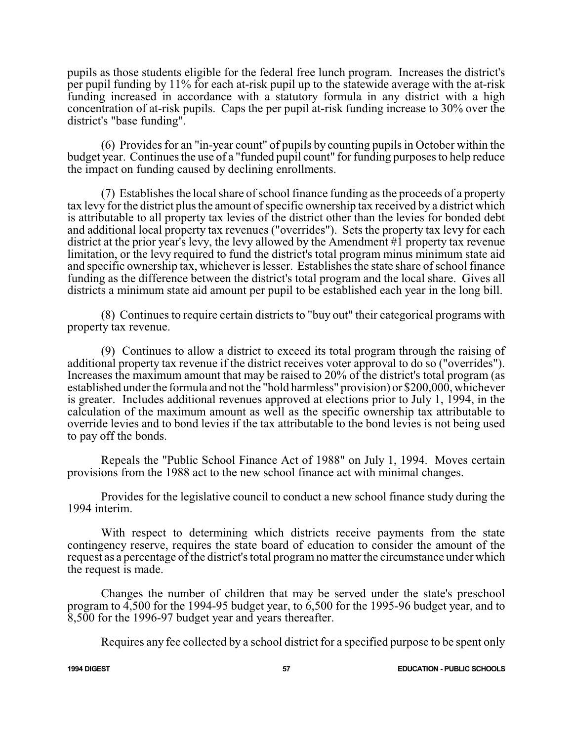pupils as those students eligible for the federal free lunch program. Increases the district's per pupil funding by 11% for each at-risk pupil up to the statewide average with the at-risk funding increased in accordance with a statutory formula in any district with a high concentration of at-risk pupils. Caps the per pupil at-risk funding increase to 30% over the district's "base funding".

(6) Provides for an "in-year count" of pupils by counting pupils in October within the budget year. Continues the use of a "funded pupil count" for funding purposes to help reduce the impact on funding caused by declining enrollments.

(7) Establishes the local share of school finance funding as the proceeds of a property tax levy for the district plus the amount of specific ownership tax received by a district which is attributable to all property tax levies of the district other than the levies for bonded debt and additional local property tax revenues ("overrides"). Sets the property tax levy for each district at the prior year's levy, the levy allowed by the Amendment #1 property tax revenue limitation, or the levy required to fund the district's total program minus minimum state aid and specific ownership tax, whichever is lesser. Establishes the state share of school finance funding as the difference between the district's total program and the local share. Gives all districts a minimum state aid amount per pupil to be established each year in the long bill.

(8) Continues to require certain districts to "buy out" their categorical programs with property tax revenue.

(9) Continues to allow a district to exceed its total program through the raising of additional property tax revenue if the district receives voter approval to do so ("overrides"). Increases the maximum amount that may be raised to 20% of the district's total program (as established under the formula and not the "hold harmless" provision) or $200,000, whichever is greater. Includes additional revenues approved at elections prior to July 1, 1994, in the calculation of the maximum amount as well as the specific ownership tax attributable to override levies and to bond levies if the tax attributable to the bond levies is not being used to pay off the bonds.

Repeals the "Public School Finance Act of 1988" on July 1, 1994. Moves certain provisions from the 1988 act to the new school finance act with minimal changes.

Provides for the legislative council to conduct a new school finance study during the 1994 interim.

With respect to determining which districts receive payments from the state contingency reserve, requires the state board of education to consider the amount of the request as a percentage of the district's total program no matter the circumstance under which the request is made.

Changes the number of children that may be served under the state's preschool program to 4,500 for the 1994-95 budget year, to 6,500 for the 1995-96 budget year, and to 8,500 for the 1996-97 budget year and years thereafter.

Requires any fee collected by a school district for a specified purpose to be spent only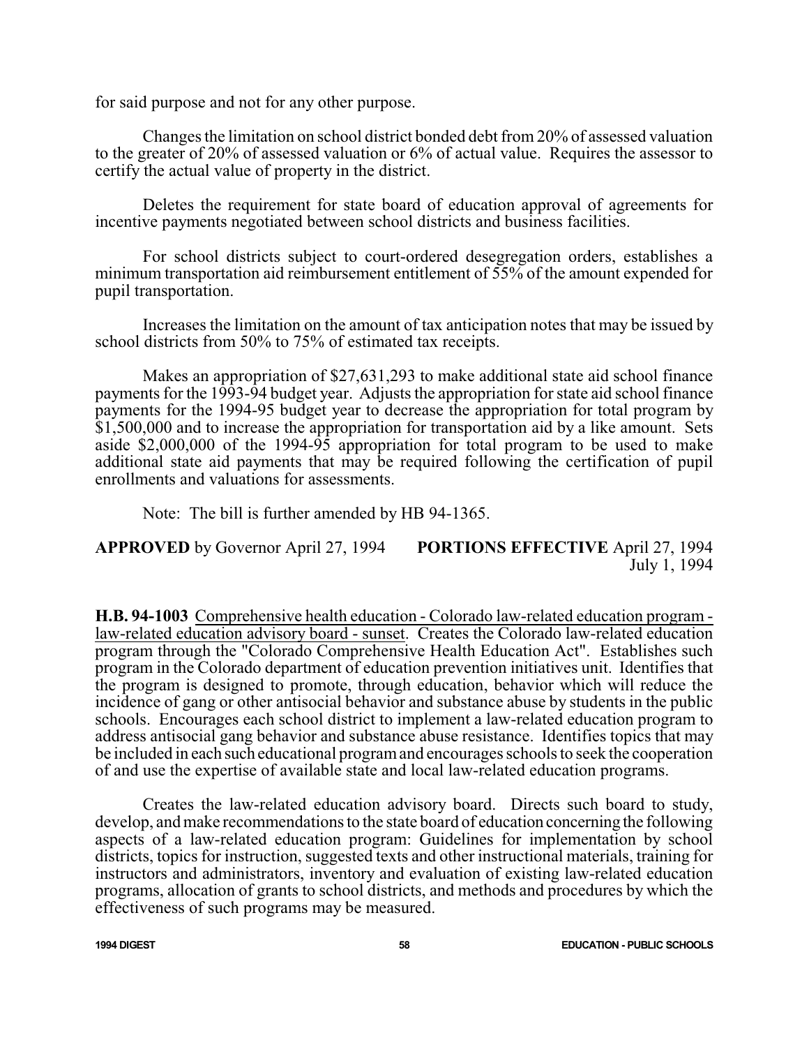for said purpose and not for any other purpose.

Changes the limitation on school district bonded debt from 20% of assessed valuation to the greater of 20% of assessed valuation or 6% of actual value. Requires the assessor to certify the actual value of property in the district.

Deletes the requirement for state board of education approval of agreements for incentive payments negotiated between school districts and business facilities.

For school districts subject to court-ordered desegregation orders, establishes a minimum transportation aid reimbursement entitlement of 55% of the amount expended for pupil transportation.

Increases the limitation on the amount of tax anticipation notes that may be issued by school districts from 50% to 75% of estimated tax receipts.

Makes an appropriation of $27,631,293 to make additional state aid school finance payments for the 1993-94 budget year. Adjusts the appropriation for state aid school finance payments for the 1994-95 budget year to decrease the appropriation for total program by $1,500,000 and to increase the appropriation for transportation aid by a like amount. Sets aside $2,000,000 of the 1994-95 appropriation for total program to be used to make additional state aid payments that may be required following the certification of pupil enrollments and valuations for assessments.

Note: The bill is further amended by HB 94-1365.

**APPROVED** by Governor April 27, 1994 **PORTIONS EFFECTIVE** April 27, 1994
July 1, 1994

**H.B. 94-1003** Comprehensive health education - Colorado law-related education program - law-related education advisory board - sunset. Creates the Colorado law-related education program through the "Colorado Comprehensive Health Education Act". Establishes such program in the Colorado department of education prevention initiatives unit. Identifies that the program is designed to promote, through education, behavior which will reduce the incidence of gang or other antisocial behavior and substance abuse by students in the public schools. Encourages each school district to implement a law-related education program to address antisocial gang behavior and substance abuse resistance. Identifies topics that may be included in each such educational program and encourages schools to seek the cooperation of and use the expertise of available state and local law-related education programs.

Creates the law-related education advisory board. Directs such board to study, develop, and make recommendations to the state board of education concerning the following aspects of a law-related education program: Guidelines for implementation by school districts, topics for instruction, suggested texts and other instructional materials, training for instructors and administrators, inventory and evaluation of existing law-related education programs, allocation of grants to school districts, and methods and procedures by which the effectiveness of such programs may be measured.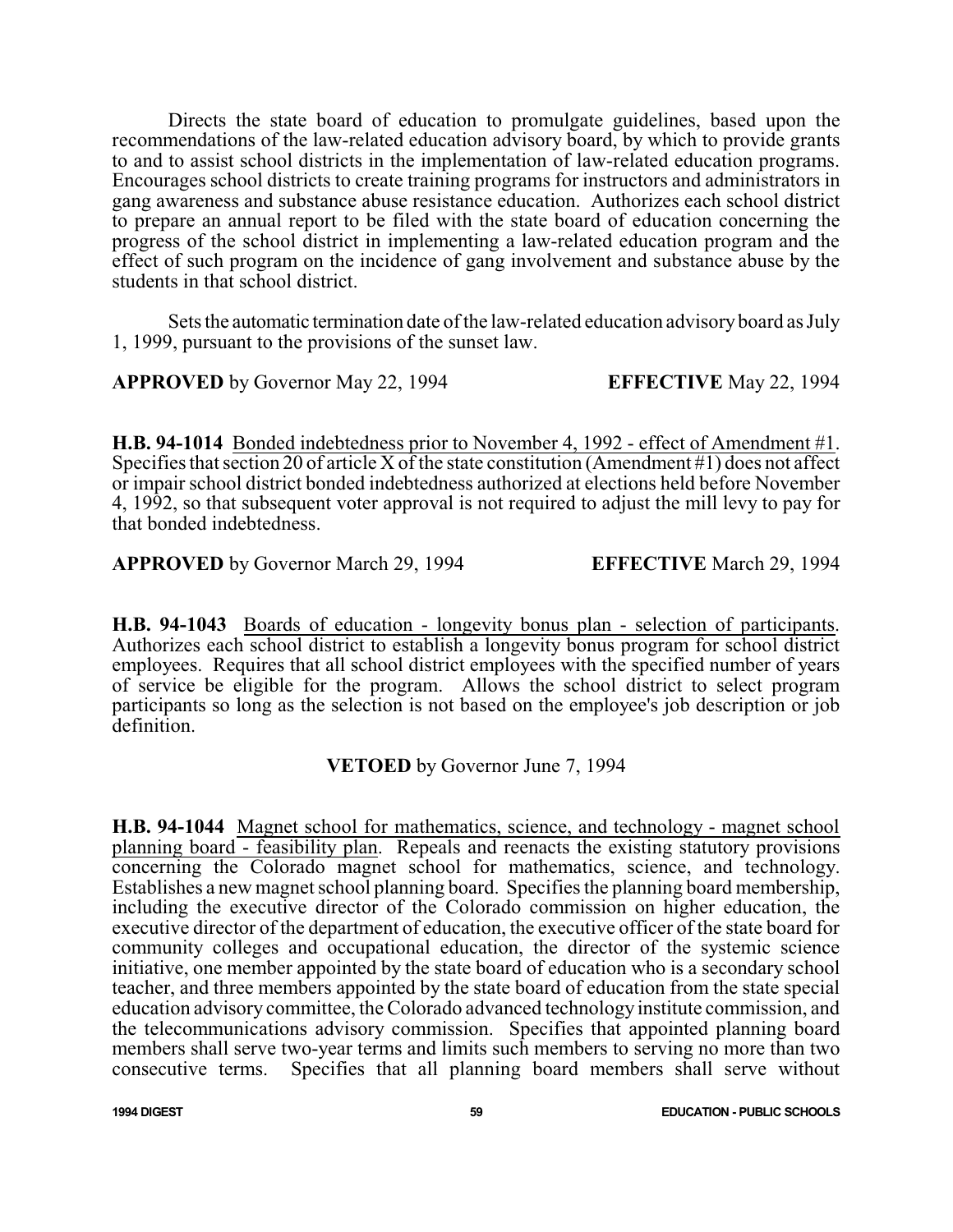Directs the state board of education to promulgate guidelines, based upon the recommendations of the law-related education advisory board, by which to provide grants to and to assist school districts in the implementation of law-related education programs. Encourages school districts to create training programs for instructors and administrators in gang awareness and substance abuse resistance education. Authorizes each school district to prepare an annual report to be filed with the state board of education concerning the progress of the school district in implementing a law-related education program and the effect of such program on the incidence of gang involvement and substance abuse by the students in that school district.

Sets the automatic termination date of the law-related education advisory board as July 1, 1999, pursuant to the provisions of the sunset law.

**APPROVED** by Governor May 22, 1994 **EFFECTIVE** May 22, 1994

**H.B. 94-1014** Bonded indebtedness prior to November 4, 1992 - effect of Amendment #1. Specifies that section 20 of article X of the state constitution (Amendment #1) does not affect or impair school district bonded indebtedness authorized at elections held before November 4, 1992, so that subsequent voter approval is not required to adjust the mill levy to pay for that bonded indebtedness.

**APPROVED** by Governor March 29, 1994 **EFFECTIVE** March 29, 1994

**H.B. 94-1043** Boards of education - longevity bonus plan - selection of participants. Authorizes each school district to establish a longevity bonus program for school district employees. Requires that all school district employees with the specified number of years of service be eligible for the program. Allows the school district to select program participants so long as the selection is not based on the employee's job description or job definition.

**VETOED** by Governor June 7, 1994

**H.B. 94-1044** Magnet school for mathematics, science, and technology - magnet school planning board - feasibility plan. Repeals and reenacts the existing statutory provisions concerning the Colorado magnet school for mathematics, science, and technology. Establishes a new magnet school planning board. Specifies the planning board membership, including the executive director of the Colorado commission on higher education, the executive director of the department of education, the executive officer of the state board for community colleges and occupational education, the director of the systemic science initiative, one member appointed by the state board of education who is a secondary school teacher, and three members appointed by the state board of education from the state special education advisory committee, the Colorado advanced technology institute commission, and the telecommunications advisory commission. Specifies that appointed planning board members shall serve two-year terms and limits such members to serving no more than two consecutive terms. Specifies that all planning board members shall serve without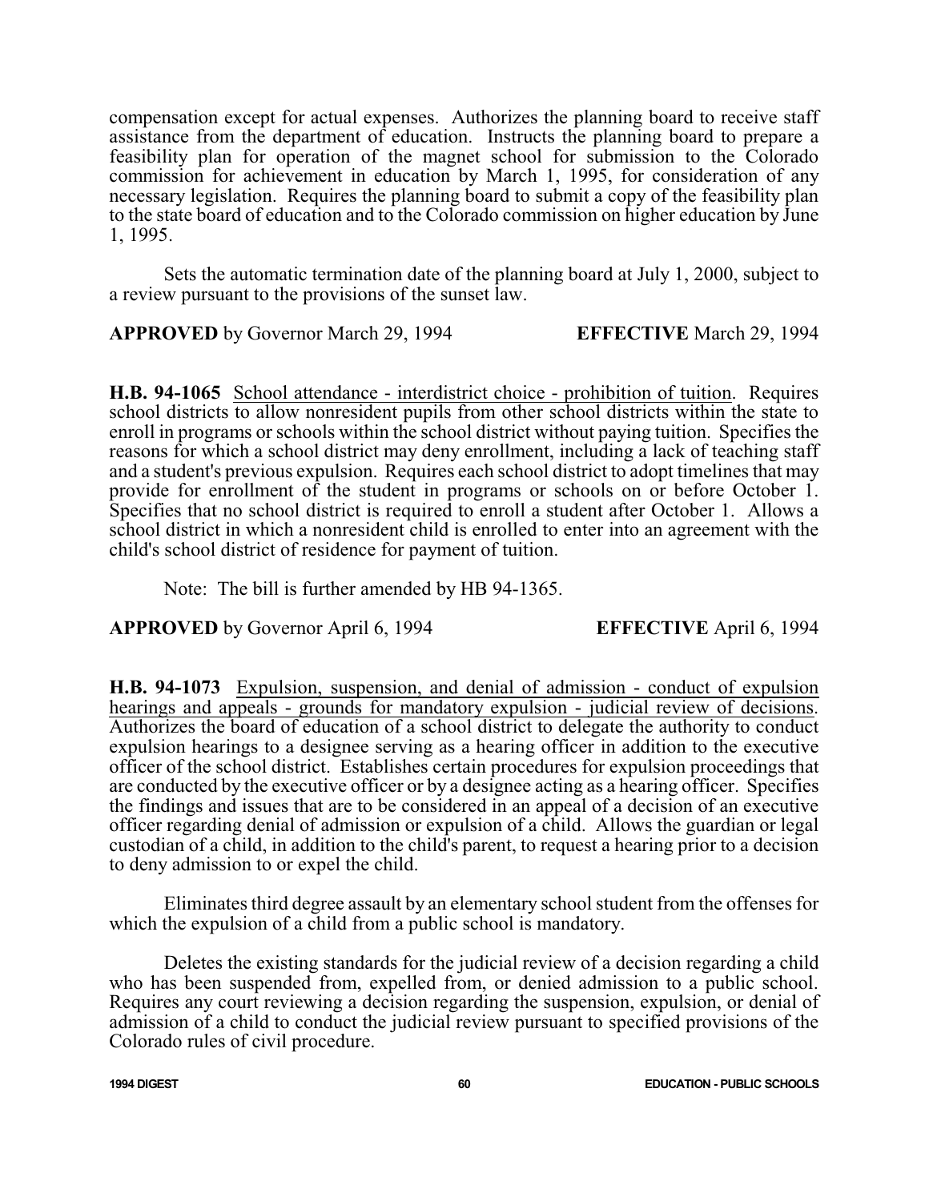compensation except for actual expenses. Authorizes the planning board to receive staff assistance from the department of education. Instructs the planning board to prepare a feasibility plan for operation of the magnet school for submission to the Colorado commission for achievement in education by March 1, 1995, for consideration of any necessary legislation. Requires the planning board to submit a copy of the feasibility plan to the state board of education and to the Colorado commission on higher education by June 1, 1995.

Sets the automatic termination date of the planning board at July 1, 2000, subject to a review pursuant to the provisions of the sunset law.

**APPROVED** by Governor March 29, 1994 **EFFECTIVE** March 29, 1994

**H.B. 94-1065** School attendance - interdistrict choice - prohibition of tuition. Requires school districts to allow nonresident pupils from other school districts within the state to enroll in programs or schools within the school district without paying tuition. Specifies the reasons for which a school district may deny enrollment, including a lack of teaching staff and a student's previous expulsion. Requires each school district to adopt timelines that may provide for enrollment of the student in programs or schools on or before October 1. Specifies that no school district is required to enroll a student after October 1. Allows a school district in which a nonresident child is enrolled to enter into an agreement with the child's school district of residence for payment of tuition.

Note: The bill is further amended by HB 94-1365.

**APPROVED** by Governor April 6, 1994 **EFFECTIVE** April 6, 1994

**H.B. 94-1073** Expulsion, suspension, and denial of admission - conduct of expulsion hearings and appeals - grounds for mandatory expulsion - judicial review of decisions. Authorizes the board of education of a school district to delegate the authority to conduct expulsion hearings to a designee serving as a hearing officer in addition to the executive officer of the school district. Establishes certain procedures for expulsion proceedings that are conducted by the executive officer or by a designee acting as a hearing officer. Specifies the findings and issues that are to be considered in an appeal of a decision of an executive officer regarding denial of admission or expulsion of a child. Allows the guardian or legal custodian of a child, in addition to the child's parent, to request a hearing prior to a decision to deny admission to or expel the child.

Eliminates third degree assault by an elementary school student from the offenses for which the expulsion of a child from a public school is mandatory.

Deletes the existing standards for the judicial review of a decision regarding a child who has been suspended from, expelled from, or denied admission to a public school. Requires any court reviewing a decision regarding the suspension, expulsion, or denial of admission of a child to conduct the judicial review pursuant to specified provisions of the Colorado rules of civil procedure.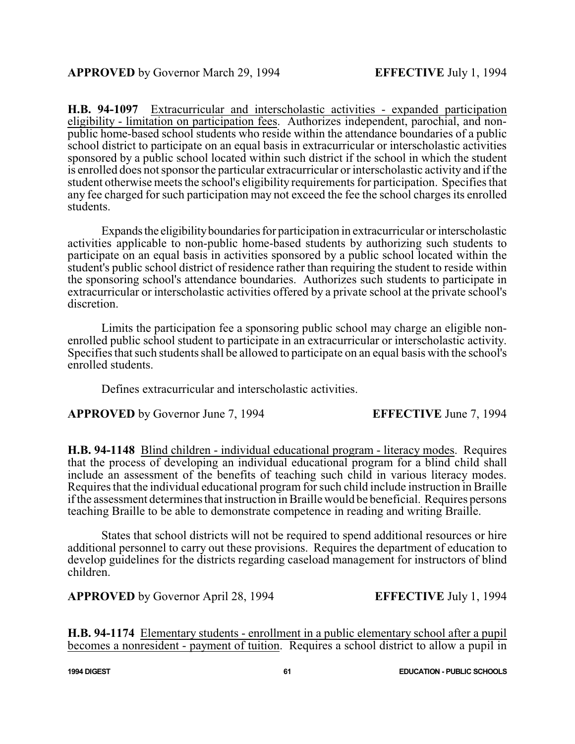**APPROVED** by Governor March 29, 1994 **EFFECTIVE** July 1, 1994

**H.B. 94-1097** Extracurricular and interscholastic activities - expanded participation eligibility - limitation on participation fees. Authorizes independent, parochial, and non-public home-based school students who reside within the attendance boundaries of a public school district to participate on an equal basis in extracurricular or interscholastic activities sponsored by a public school located within such district if the school in which the student is enrolled does not sponsor the particular extracurricular or interscholastic activity and if the student otherwise meets the school's eligibility requirements for participation. Specifies that any fee charged for such participation may not exceed the fee the school charges its enrolled students.

Expands the eligibility boundaries for participation in extracurricular or interscholastic activities applicable to non-public home-based students by authorizing such students to participate on an equal basis in activities sponsored by a public school located within the student's public school district of residence rather than requiring the student to reside within the sponsoring school's attendance boundaries. Authorizes such students to participate in extracurricular or interscholastic activities offered by a private school at the private school's discretion.

Limits the participation fee a sponsoring public school may charge an eligible non-enrolled public school student to participate in an extracurricular or interscholastic activity. Specifies that such students shall be allowed to participate on an equal basis with the school's enrolled students.

Defines extracurricular and interscholastic activities.

**APPROVED** by Governor June 7, 1994 **EFFECTIVE** June 7, 1994

**H.B. 94-1148** Blind children - individual educational program - literacy modes. Requires that the process of developing an individual educational program for a blind child shall include an assessment of the benefits of teaching such child in various literacy modes. Requires that the individual educational program for such child include instruction in Braille if the assessment determines that instruction in Braille would be beneficial. Requires persons teaching Braille to be able to demonstrate competence in reading and writing Braille.

States that school districts will not be required to spend additional resources or hire additional personnel to carry out these provisions. Requires the department of education to develop guidelines for the districts regarding caseload management for instructors of blind children.

**APPROVED** by Governor April 28, 1994 **EFFECTIVE** July 1, 1994

**H.B. 94-1174** Elementary students - enrollment in a public elementary school after a pupil becomes a nonresident - payment of tuition. Requires a school district to allow a pupil in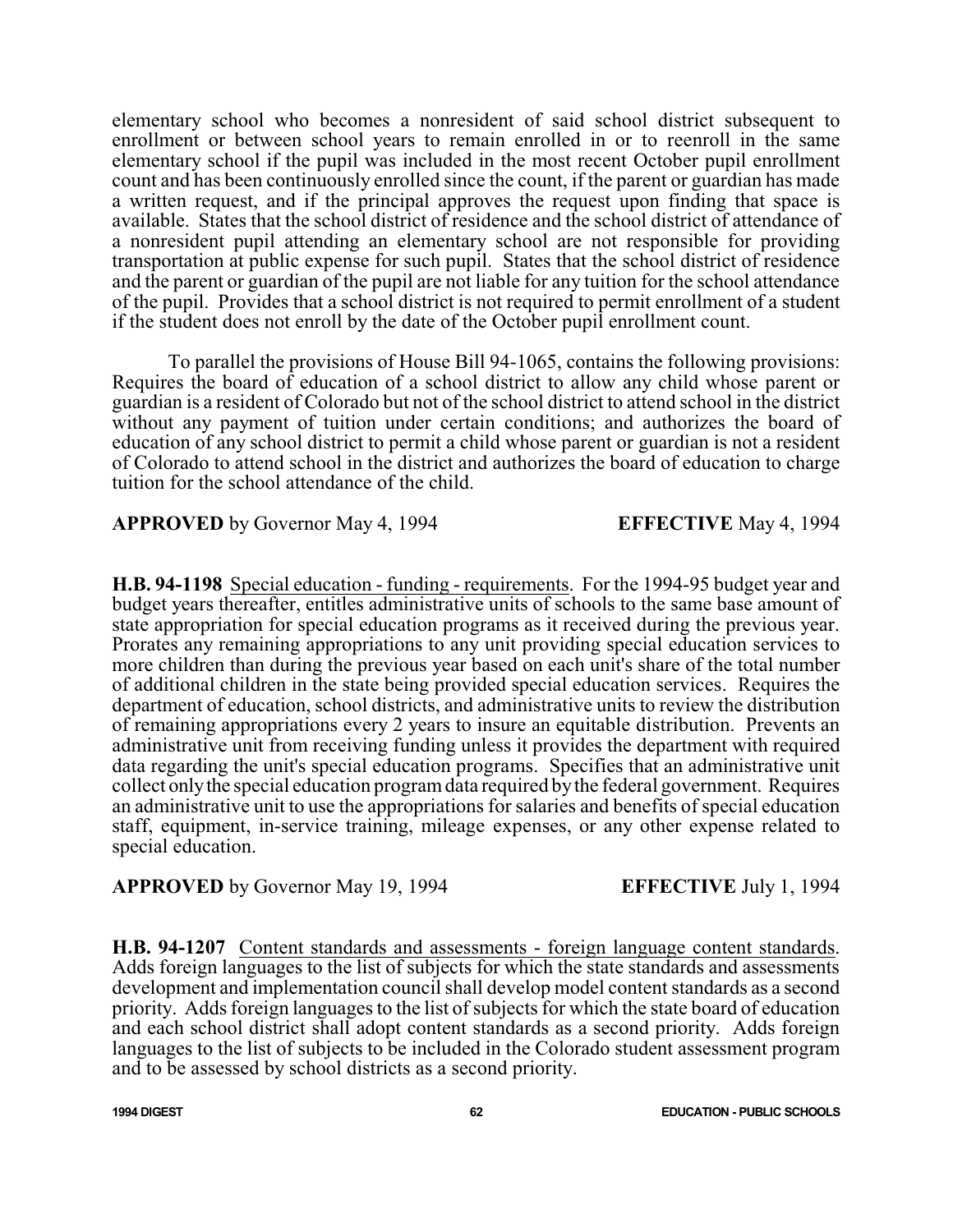elementary school who becomes a nonresident of said school district subsequent to enrollment or between school years to remain enrolled in or to reenroll in the same elementary school if the pupil was included in the most recent October pupil enrollment count and has been continuously enrolled since the count, if the parent or guardian has made a written request, and if the principal approves the request upon finding that space is available. States that the school district of residence and the school district of attendance of a nonresident pupil attending an elementary school are not responsible for providing transportation at public expense for such pupil. States that the school district of residence and the parent or guardian of the pupil are not liable for any tuition for the school attendance of the pupil. Provides that a school district is not required to permit enrollment of a student if the student does not enroll by the date of the October pupil enrollment count.

To parallel the provisions of House Bill 94-1065, contains the following provisions: Requires the board of education of a school district to allow any child whose parent or guardian is a resident of Colorado but not of the school district to attend school in the district without any payment of tuition under certain conditions; and authorizes the board of education of any school district to permit a child whose parent or guardian is not a resident of Colorado to attend school in the district and authorizes the board of education to charge tuition for the school attendance of the child.

**APPROVED** by Governor May 4, 1994 **EFFECTIVE** May 4, 1994

**H.B. 94-1198** Special education - funding - requirements. For the 1994-95 budget year and budget years thereafter, entitles administrative units of schools to the same base amount of state appropriation for special education programs as it received during the previous year. Prorates any remaining appropriations to any unit providing special education services to more children than during the previous year based on each unit's share of the total number of additional children in the state being provided special education services. Requires the department of education, school districts, and administrative units to review the distribution of remaining appropriations every 2 years to insure an equitable distribution. Prevents an administrative unit from receiving funding unless it provides the department with required data regarding the unit's special education programs. Specifies that an administrative unit collect only the special education program data required by the federal government. Requires an administrative unit to use the appropriations for salaries and benefits of special education staff, equipment, in-service training, mileage expenses, or any other expense related to special education.

**APPROVED** by Governor May 19, 1994 **EFFECTIVE** July 1, 1994

**H.B. 94-1207** Content standards and assessments - foreign language content standards. Adds foreign languages to the list of subjects for which the state standards and assessments development and implementation council shall develop model content standards as a second priority. Adds foreign languages to the list of subjects for which the state board of education and each school district shall adopt content standards as a second priority. Adds foreign languages to the list of subjects to be included in the Colorado student assessment program and to be assessed by school districts as a second priority.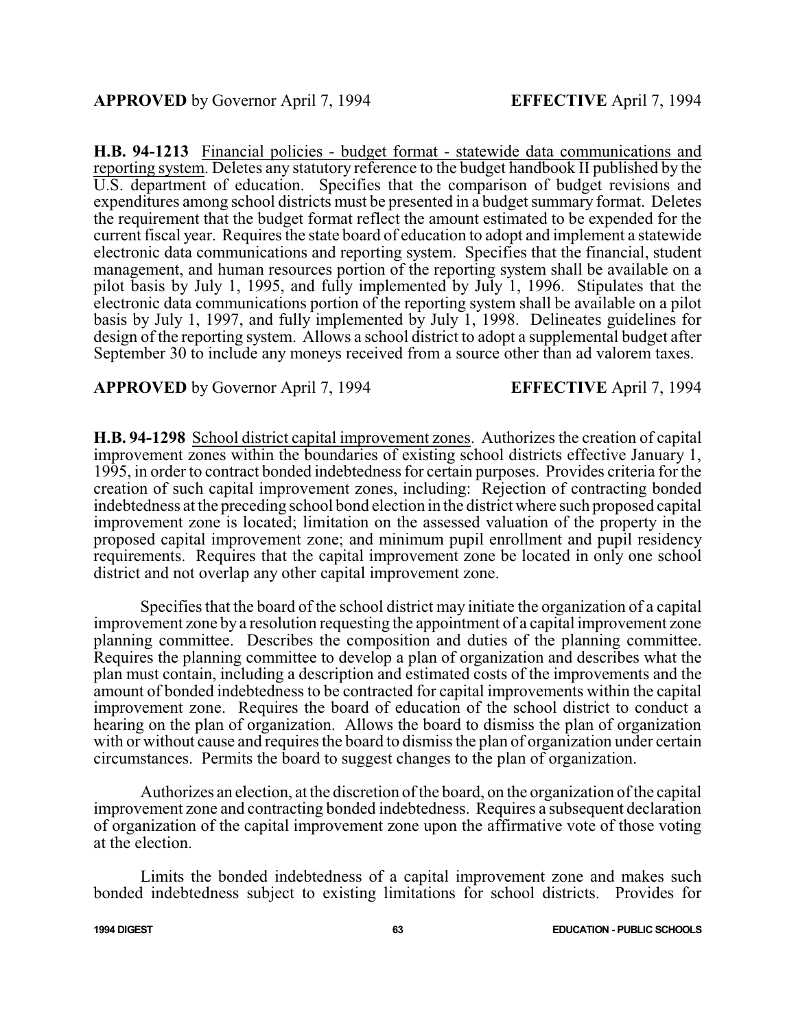**APPROVED** by Governor April 7, 1994 **EFFECTIVE** April 7, 1994

**H.B. 94-1213** Financial policies - budget format - statewide data communications and reporting system. Deletes any statutory reference to the budget handbook II published by the U.S. department of education. Specifies that the comparison of budget revisions and expenditures among school districts must be presented in a budget summary format. Deletes the requirement that the budget format reflect the amount estimated to be expended for the current fiscal year. Requires the state board of education to adopt and implement a statewide electronic data communications and reporting system. Specifies that the financial, student management, and human resources portion of the reporting system shall be available on a pilot basis by July 1, 1995, and fully implemented by July 1, 1996. Stipulates that the electronic data communications portion of the reporting system shall be available on a pilot basis by July 1, 1997, and fully implemented by July 1, 1998. Delineates guidelines for design of the reporting system. Allows a school district to adopt a supplemental budget after September 30 to include any moneys received from a source other than ad valorem taxes.

**APPROVED** by Governor April 7, 1994 **EFFECTIVE** April 7, 1994

**H.B. 94-1298** School district capital improvement zones. Authorizes the creation of capital improvement zones within the boundaries of existing school districts effective January 1, 1995, in order to contract bonded indebtedness for certain purposes. Provides criteria for the creation of such capital improvement zones, including: Rejection of contracting bonded indebtedness at the preceding school bond election in the district where such proposed capital improvement zone is located; limitation on the assessed valuation of the property in the proposed capital improvement zone; and minimum pupil enrollment and pupil residency requirements. Requires that the capital improvement zone be located in only one school district and not overlap any other capital improvement zone.

Specifies that the board of the school district may initiate the organization of a capital improvement zone by a resolution requesting the appointment of a capital improvement zone planning committee. Describes the composition and duties of the planning committee. Requires the planning committee to develop a plan of organization and describes what the plan must contain, including a description and estimated costs of the improvements and the amount of bonded indebtedness to be contracted for capital improvements within the capital improvement zone. Requires the board of education of the school district to conduct a hearing on the plan of organization. Allows the board to dismiss the plan of organization with or without cause and requires the board to dismiss the plan of organization under certain circumstances. Permits the board to suggest changes to the plan of organization.

Authorizes an election, at the discretion of the board, on the organization of the capital improvement zone and contracting bonded indebtedness. Requires a subsequent declaration of organization of the capital improvement zone upon the affirmative vote of those voting at the election.

Limits the bonded indebtedness of a capital improvement zone and makes such bonded indebtedness subject to existing limitations for school districts. Provides for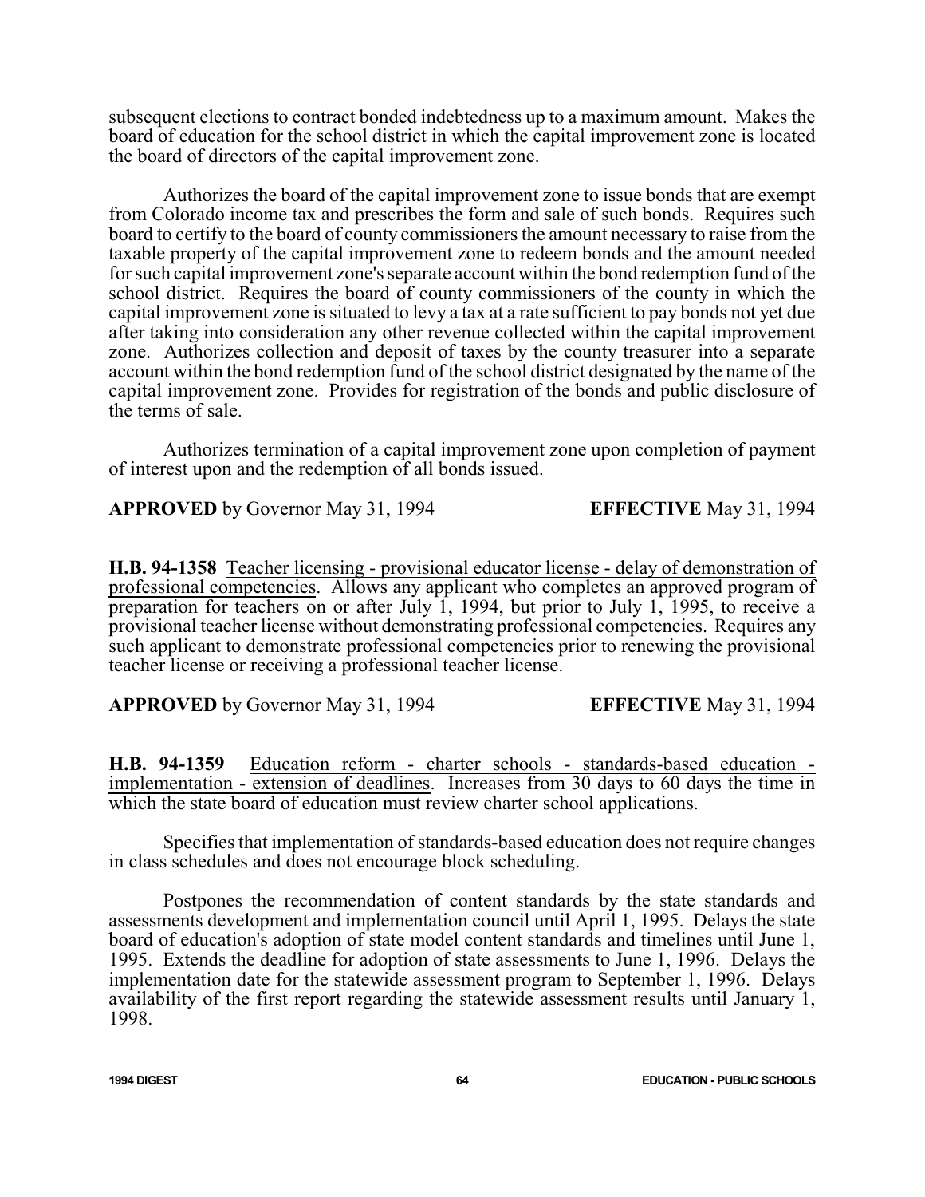subsequent elections to contract bonded indebtedness up to a maximum amount. Makes the board of education for the school district in which the capital improvement zone is located the board of directors of the capital improvement zone.

Authorizes the board of the capital improvement zone to issue bonds that are exempt from Colorado income tax and prescribes the form and sale of such bonds. Requires such board to certify to the board of county commissioners the amount necessary to raise from the taxable property of the capital improvement zone to redeem bonds and the amount needed for such capital improvement zone's separate account within the bond redemption fund of the school district. Requires the board of county commissioners of the county in which the capital improvement zone is situated to levy a tax at a rate sufficient to pay bonds not yet due after taking into consideration any other revenue collected within the capital improvement zone. Authorizes collection and deposit of taxes by the county treasurer into a separate account within the bond redemption fund of the school district designated by the name of the capital improvement zone. Provides for registration of the bonds and public disclosure of the terms of sale.

Authorizes termination of a capital improvement zone upon completion of payment of interest upon and the redemption of all bonds issued.

**APPROVED** by Governor May 31, 1994 **EFFECTIVE** May 31, 1994

**H.B. 94-1358** Teacher licensing - provisional educator license - delay of demonstration of professional competencies. Allows any applicant who completes an approved program of preparation for teachers on or after July 1, 1994, but prior to July 1, 1995, to receive a provisional teacher license without demonstrating professional competencies. Requires any such applicant to demonstrate professional competencies prior to renewing the provisional teacher license or receiving a professional teacher license.

**APPROVED** by Governor May 31, 1994 **EFFECTIVE** May 31, 1994

**H.B. 94-1359** Education reform - charter schools - standards-based education - implementation - extension of deadlines. Increases from 30 days to 60 days the time in which the state board of education must review charter school applications.

Specifies that implementation of standards-based education does not require changes in class schedules and does not encourage block scheduling.

Postpones the recommendation of content standards by the state standards and assessments development and implementation council until April 1, 1995. Delays the state board of education's adoption of state model content standards and timelines until June 1, 1995. Extends the deadline for adoption of state assessments to June 1, 1996. Delays the implementation date for the statewide assessment program to September 1, 1996. Delays availability of the first report regarding the statewide assessment results until January 1, 1998.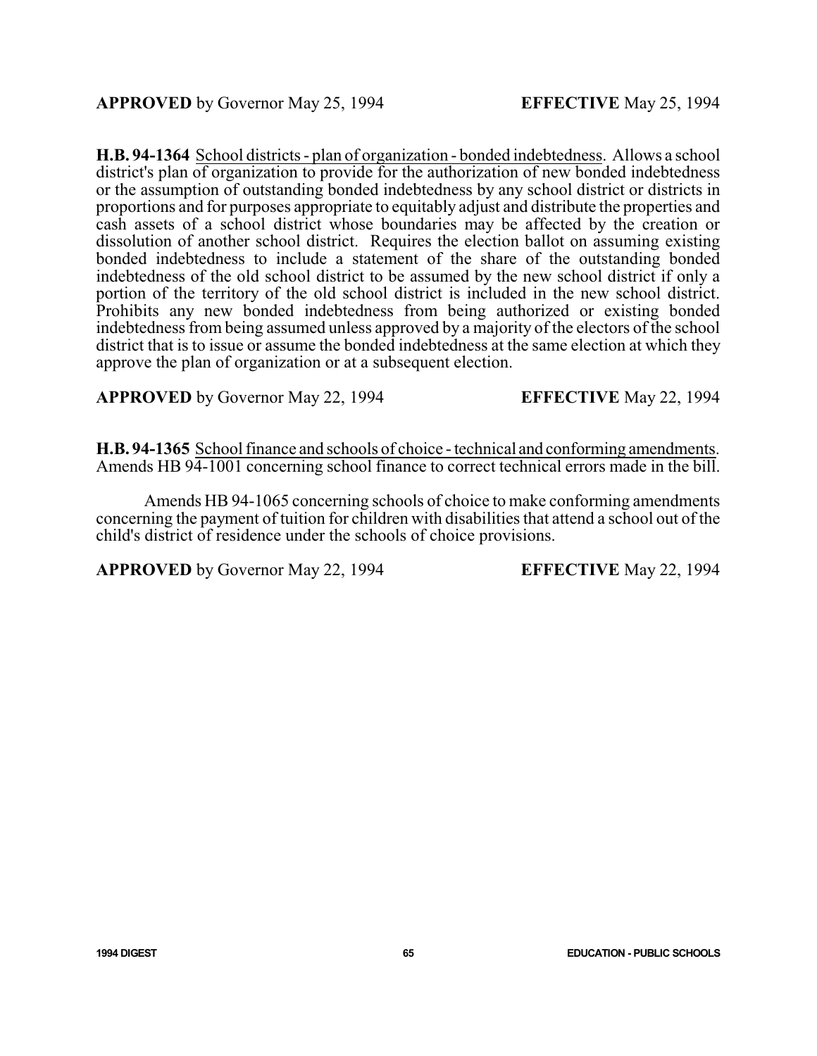**APPROVED** by Governor May 25, 1994 **EFFECTIVE** May 25, 1994

**H.B. 94-1364** School districts - plan of organization - bonded indebtedness. Allows a school district's plan of organization to provide for the authorization of new bonded indebtedness or the assumption of outstanding bonded indebtedness by any school district or districts in proportions and for purposes appropriate to equitably adjust and distribute the properties and cash assets of a school district whose boundaries may be affected by the creation or dissolution of another school district. Requires the election ballot on assuming existing bonded indebtedness to include a statement of the share of the outstanding bonded indebtedness of the old school district to be assumed by the new school district if only a portion of the territory of the old school district is included in the new school district. Prohibits any new bonded indebtedness from being authorized or existing bonded indebtedness from being assumed unless approved by a majority of the electors of the school district that is to issue or assume the bonded indebtedness at the same election at which they approve the plan of organization or at a subsequent election.

**APPROVED** by Governor May 22, 1994 **EFFECTIVE** May 22, 1994

**H.B. 94-1365** School finance and schools of choice - technical and conforming amendments. Amends HB 94-1001 concerning school finance to correct technical errors made in the bill.

Amends HB 94-1065 concerning schools of choice to make conforming amendments concerning the payment of tuition for children with disabilities that attend a school out of the child's district of residence under the schools of choice provisions.

**APPROVED** by Governor May 22, 1994 **EFFECTIVE** May 22, 1994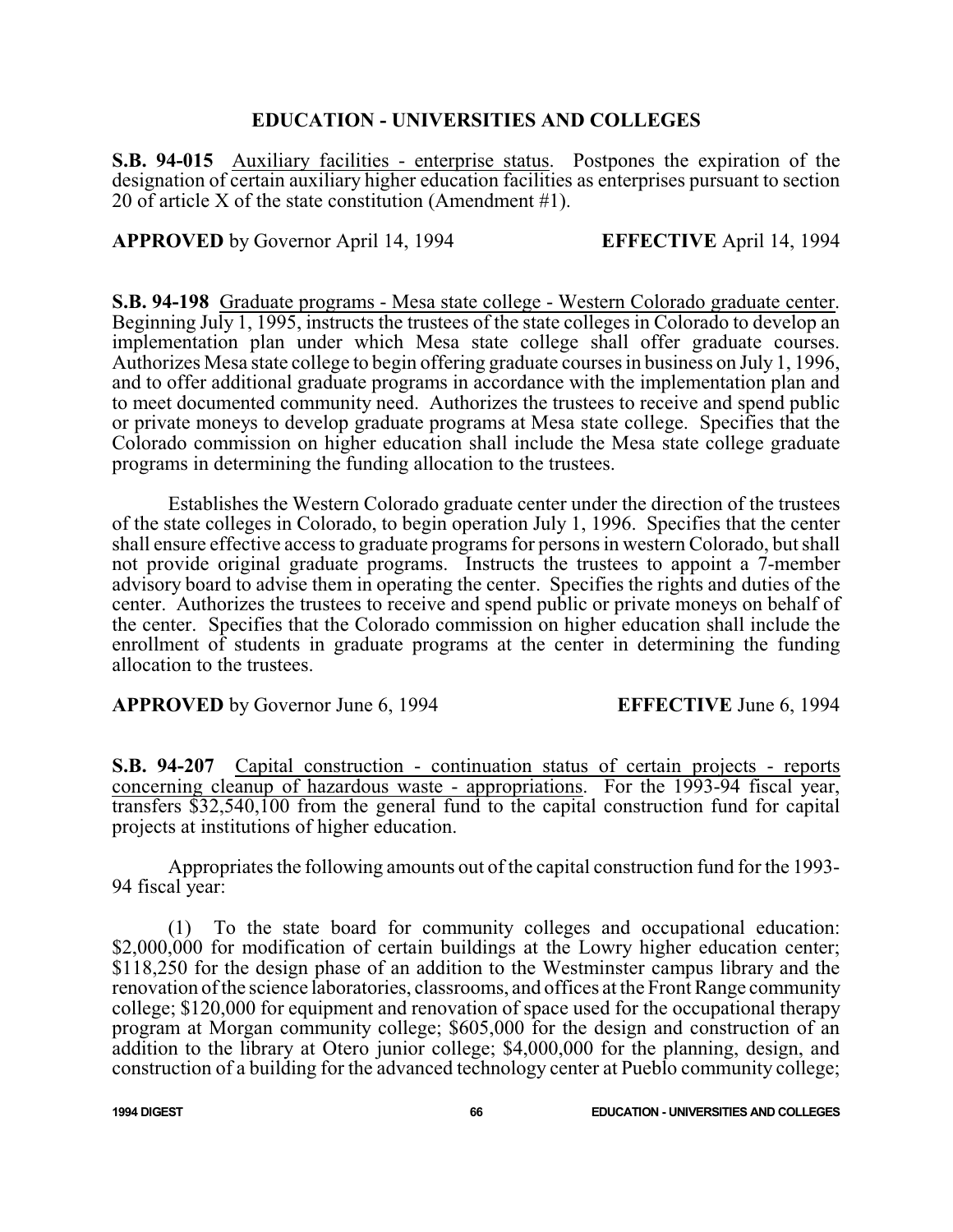## EDUCATION - UNIVERSITIES AND COLLEGES

**S.B. 94-015** Auxiliary facilities - enterprise status. Postpones the expiration of the designation of certain auxiliary higher education facilities as enterprises pursuant to section 20 of article X of the state constitution (Amendment #1).

**APPROVED** by Governor April 14, 1994 **EFFECTIVE** April 14, 1994

**S.B. 94-198** Graduate programs - Mesa state college - Western Colorado graduate center. Beginning July 1, 1995, instructs the trustees of the state colleges in Colorado to develop an implementation plan under which Mesa state college shall offer graduate courses. Authorizes Mesa state college to begin offering graduate courses in business on July 1, 1996, and to offer additional graduate programs in accordance with the implementation plan and to meet documented community need. Authorizes the trustees to receive and spend public or private moneys to develop graduate programs at Mesa state college. Specifies that the Colorado commission on higher education shall include the Mesa state college graduate programs in determining the funding allocation to the trustees.

Establishes the Western Colorado graduate center under the direction of the trustees of the state colleges in Colorado, to begin operation July 1, 1996. Specifies that the center shall ensure effective access to graduate programs for persons in western Colorado, but shall not provide original graduate programs. Instructs the trustees to appoint a 7-member advisory board to advise them in operating the center. Specifies the rights and duties of the center. Authorizes the trustees to receive and spend public or private moneys on behalf of the center. Specifies that the Colorado commission on higher education shall include the enrollment of students in graduate programs at the center in determining the funding allocation to the trustees.

**APPROVED** by Governor June 6, 1994 **EFFECTIVE** June 6, 1994

**S.B. 94-207** Capital construction - continuation status of certain projects - reports concerning cleanup of hazardous waste - appropriations. For the 1993-94 fiscal year, transfers $32,540,100 from the general fund to the capital construction fund for capital projects at institutions of higher education.

Appropriates the following amounts out of the capital construction fund for the 1993-94 fiscal year:

(1) To the state board for community colleges and occupational education: $2,000,000 for modification of certain buildings at the Lowry higher education center; $118,250 for the design phase of an addition to the Westminster campus library and the renovation of the science laboratories, classrooms, and offices at the Front Range community college; $120,000 for equipment and renovation of space used for the occupational therapy program at Morgan community college; $605,000 for the design and construction of an addition to the library at Otero junior college; $4,000,000 for the planning, design, and construction of a building for the advanced technology center at Pueblo community college;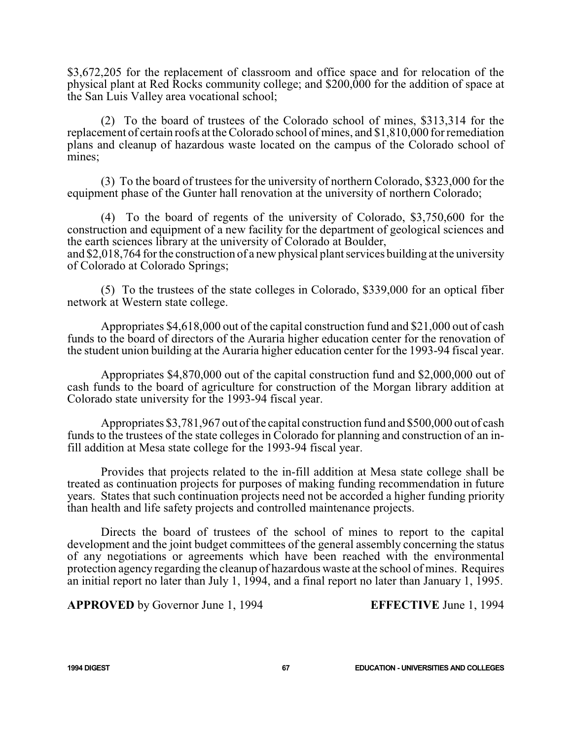$3,672,205 for the replacement of classroom and office space and for relocation of the physical plant at Red Rocks community college; and $200,000 for the addition of space at the San Luis Valley area vocational school;

(2) To the board of trustees of the Colorado school of mines, $313,314 for the replacement of certain roofs at the Colorado school of mines, and $1,810,000 for remediation plans and cleanup of hazardous waste located on the campus of the Colorado school of mines;

(3) To the board of trustees for the university of northern Colorado, $323,000 for the equipment phase of the Gunter hall renovation at the university of northern Colorado;

(4) To the board of regents of the university of Colorado, $3,750,600 for the construction and equipment of a new facility for the department of geological sciences and the earth sciences library at the university of Colorado at Boulder, and $2,018,764 for the construction of a new physical plant services building at the university of Colorado at Colorado Springs;

(5) To the trustees of the state colleges in Colorado, $339,000 for an optical fiber network at Western state college.

Appropriates $4,618,000 out of the capital construction fund and $21,000 out of cash funds to the board of directors of the Auraria higher education center for the renovation of the student union building at the Auraria higher education center for the 1993-94 fiscal year.

Appropriates $4,870,000 out of the capital construction fund and $2,000,000 out of cash funds to the board of agriculture for construction of the Morgan library addition at Colorado state university for the 1993-94 fiscal year.

Appropriates $3,781,967 out of the capital construction fund and $500,000 out of cash funds to the trustees of the state colleges in Colorado for planning and construction of an in-fill addition at Mesa state college for the 1993-94 fiscal year.

Provides that projects related to the in-fill addition at Mesa state college shall be treated as continuation projects for purposes of making funding recommendation in future years. States that such continuation projects need not be accorded a higher funding priority than health and life safety projects and controlled maintenance projects.

Directs the board of trustees of the school of mines to report to the capital development and the joint budget committees of the general assembly concerning the status of any negotiations or agreements which have been reached with the environmental protection agency regarding the cleanup of hazardous waste at the school of mines. Requires an initial report no later than July 1, 1994, and a final report no later than January 1, 1995.

**APPROVED** by Governor June 1, 1994 **EFFECTIVE** June 1, 1994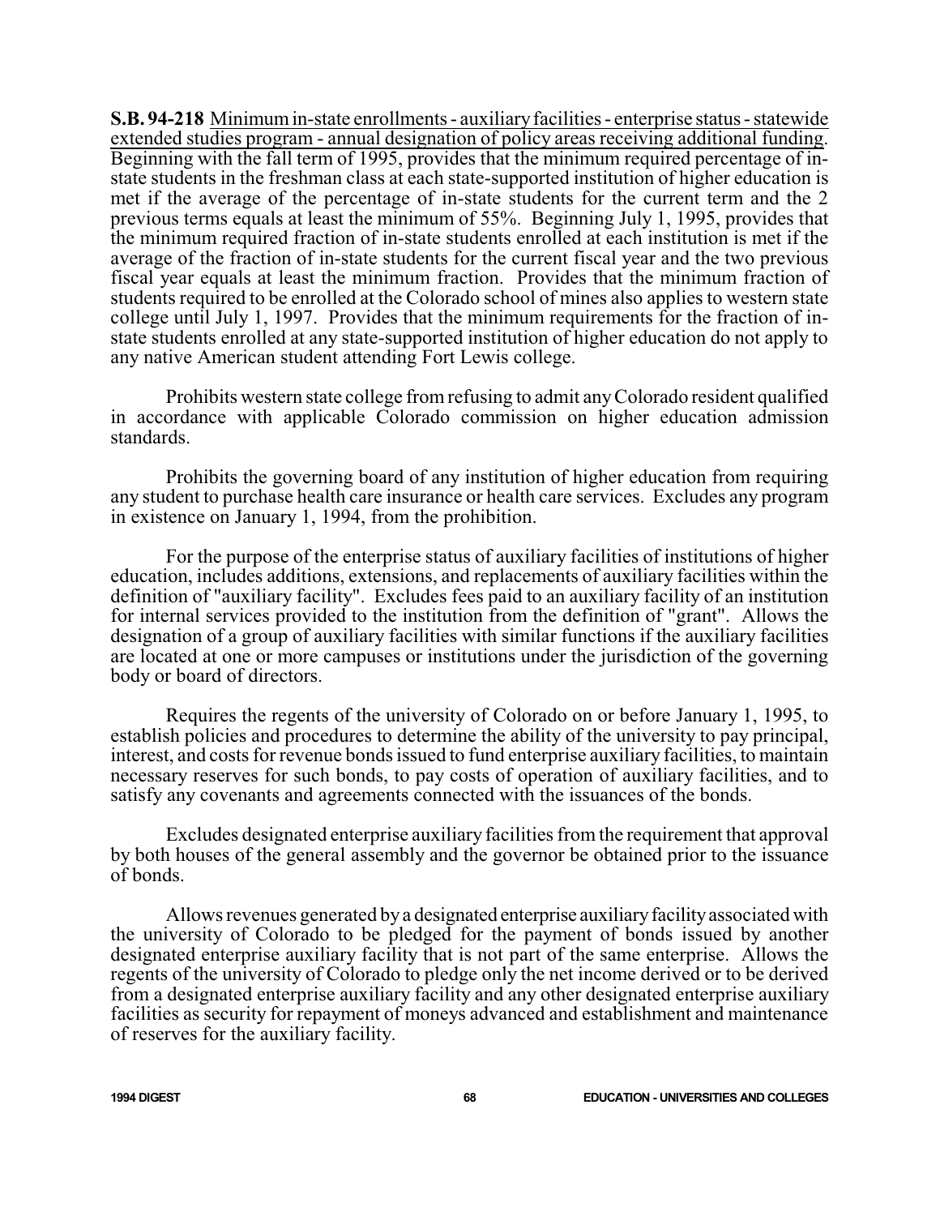**S.B. 94-218** Minimum in-state enrollments - auxiliary facilities - enterprise status - statewide extended studies program - annual designation of policy areas receiving additional funding. Beginning with the fall term of 1995, provides that the minimum required percentage of in-state students in the freshman class at each state-supported institution of higher education is met if the average of the percentage of in-state students for the current term and the 2 previous terms equals at least the minimum of 55%. Beginning July 1, 1995, provides that the minimum required fraction of in-state students enrolled at each institution is met if the average of the fraction of in-state students for the current fiscal year and the two previous fiscal year equals at least the minimum fraction. Provides that the minimum fraction of students required to be enrolled at the Colorado school of mines also applies to western state college until July 1, 1997. Provides that the minimum requirements for the fraction of in-state students enrolled at any state-supported institution of higher education do not apply to any native American student attending Fort Lewis college.

Prohibits western state college from refusing to admit any Colorado resident qualified in accordance with applicable Colorado commission on higher education admission standards.

Prohibits the governing board of any institution of higher education from requiring any student to purchase health care insurance or health care services. Excludes any program in existence on January 1, 1994, from the prohibition.

For the purpose of the enterprise status of auxiliary facilities of institutions of higher education, includes additions, extensions, and replacements of auxiliary facilities within the definition of "auxiliary facility". Excludes fees paid to an auxiliary facility of an institution for internal services provided to the institution from the definition of "grant". Allows the designation of a group of auxiliary facilities with similar functions if the auxiliary facilities are located at one or more campuses or institutions under the jurisdiction of the governing body or board of directors.

Requires the regents of the university of Colorado on or before January 1, 1995, to establish policies and procedures to determine the ability of the university to pay principal, interest, and costs for revenue bonds issued to fund enterprise auxiliary facilities, to maintain necessary reserves for such bonds, to pay costs of operation of auxiliary facilities, and to satisfy any covenants and agreements connected with the issuances of the bonds.

Excludes designated enterprise auxiliary facilities from the requirement that approval by both houses of the general assembly and the governor be obtained prior to the issuance of bonds.

Allows revenues generated by a designated enterprise auxiliary facility associated with the university of Colorado to be pledged for the payment of bonds issued by another designated enterprise auxiliary facility that is not part of the same enterprise. Allows the regents of the university of Colorado to pledge only the net income derived or to be derived from a designated enterprise auxiliary facility and any other designated enterprise auxiliary facilities as security for repayment of moneys advanced and establishment and maintenance of reserves for the auxiliary facility.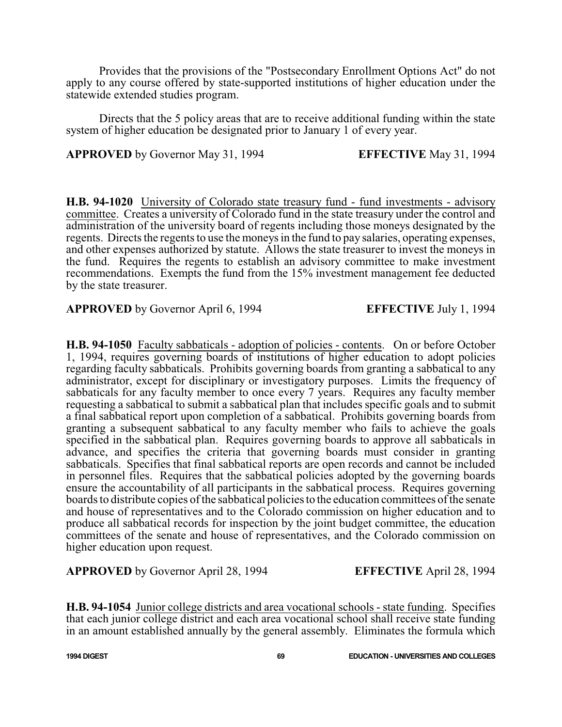Provides that the provisions of the "Postsecondary Enrollment Options Act" do not apply to any course offered by state-supported institutions of higher education under the statewide extended studies program.

Directs that the 5 policy areas that are to receive additional funding within the state system of higher education be designated prior to January 1 of every year.

**APPROVED** by Governor May 31, 1994 **EFFECTIVE** May 31, 1994

**H.B. 94-1020** University of Colorado state treasury fund - fund investments - advisory committee. Creates a university of Colorado fund in the state treasury under the control and administration of the university board of regents including those moneys designated by the regents. Directs the regents to use the moneys in the fund to pay salaries, operating expenses, and other expenses authorized by statute. Allows the state treasurer to invest the moneys in the fund. Requires the regents to establish an advisory committee to make investment recommendations. Exempts the fund from the 15% investment management fee deducted by the state treasurer.

**APPROVED** by Governor April 6, 1994 **EFFECTIVE** July 1, 1994

**H.B. 94-1050** Faculty sabbaticals - adoption of policies - contents. On or before October 1, 1994, requires governing boards of institutions of higher education to adopt policies regarding faculty sabbaticals. Prohibits governing boards from granting a sabbatical to any administrator, except for disciplinary or investigatory purposes. Limits the frequency of sabbaticals for any faculty member to once every 7 years. Requires any faculty member requesting a sabbatical to submit a sabbatical plan that includes specific goals and to submit a final sabbatical report upon completion of a sabbatical. Prohibits governing boards from granting a subsequent sabbatical to any faculty member who fails to achieve the goals specified in the sabbatical plan. Requires governing boards to approve all sabbaticals in advance, and specifies the criteria that governing boards must consider in granting sabbaticals. Specifies that final sabbatical reports are open records and cannot be included in personnel files. Requires that the sabbatical policies adopted by the governing boards ensure the accountability of all participants in the sabbatical process. Requires governing boards to distribute copies of the sabbatical policies to the education committees of the senate and house of representatives and to the Colorado commission on higher education and to produce all sabbatical records for inspection by the joint budget committee, the education committees of the senate and house of representatives, and the Colorado commission on higher education upon request.

**APPROVED** by Governor April 28, 1994 **EFFECTIVE** April 28, 1994

**H.B. 94-1054** Junior college districts and area vocational schools - state funding. Specifies that each junior college district and each area vocational school shall receive state funding in an amount established annually by the general assembly. Eliminates the formula which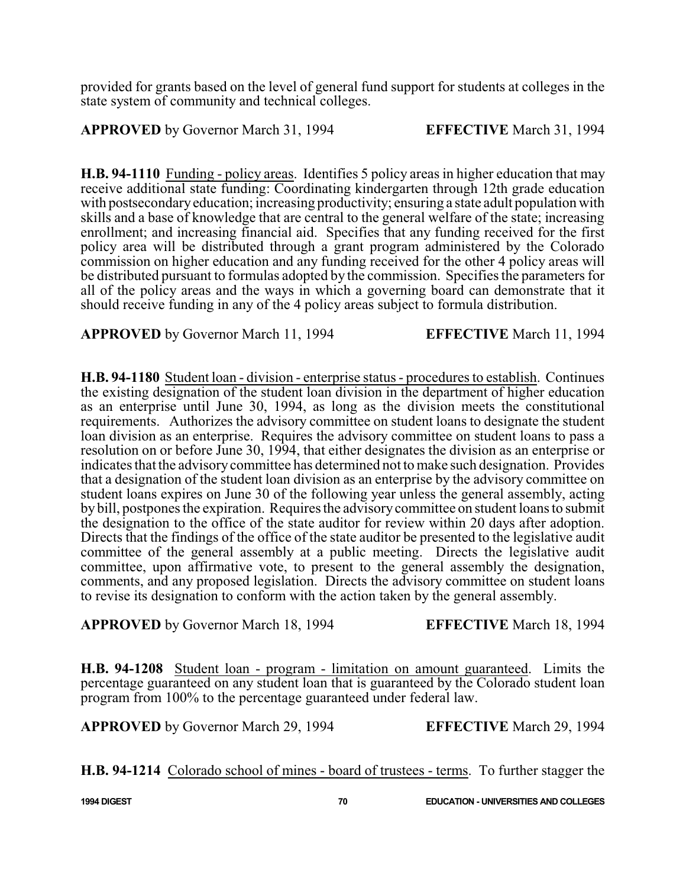provided for grants based on the level of general fund support for students at colleges in the state system of community and technical colleges.

**APPROVED** by Governor March 31, 1994 **EFFECTIVE** March 31, 1994

**H.B. 94-1110** Funding - policy areas. Identifies 5 policy areas in higher education that may receive additional state funding: Coordinating kindergarten through 12th grade education with postsecondary education; increasing productivity; ensuring a state adult population with skills and a base of knowledge that are central to the general welfare of the state; increasing enrollment; and increasing financial aid. Specifies that any funding received for the first policy area will be distributed through a grant program administered by the Colorado commission on higher education and any funding received for the other 4 policy areas will be distributed pursuant to formulas adopted by the commission. Specifies the parameters for all of the policy areas and the ways in which a governing board can demonstrate that it should receive funding in any of the 4 policy areas subject to formula distribution.

**APPROVED** by Governor March 11, 1994 **EFFECTIVE** March 11, 1994

**H.B. 94-1180** Student loan - division - enterprise status - procedures to establish. Continues the existing designation of the student loan division in the department of higher education as an enterprise until June 30, 1994, as long as the division meets the constitutional requirements. Authorizes the advisory committee on student loans to designate the student loan division as an enterprise. Requires the advisory committee on student loans to pass a resolution on or before June 30, 1994, that either designates the division as an enterprise or indicates that the advisory committee has determined not to make such designation. Provides that a designation of the student loan division as an enterprise by the advisory committee on student loans expires on June 30 of the following year unless the general assembly, acting by bill, postpones the expiration. Requires the advisory committee on student loans to submit the designation to the office of the state auditor for review within 20 days after adoption. Directs that the findings of the office of the state auditor be presented to the legislative audit committee of the general assembly at a public meeting. Directs the legislative audit committee, upon affirmative vote, to present to the general assembly the designation, comments, and any proposed legislation. Directs the advisory committee on student loans to revise its designation to conform with the action taken by the general assembly.

**APPROVED** by Governor March 18, 1994 **EFFECTIVE** March 18, 1994

**H.B. 94-1208** Student loan - program - limitation on amount guaranteed. Limits the percentage guaranteed on any student loan that is guaranteed by the Colorado student loan program from 100% to the percentage guaranteed under federal law.

**APPROVED** by Governor March 29, 1994 **EFFECTIVE** March 29, 1994

**H.B. 94-1214** Colorado school of mines - board of trustees - terms. To further stagger the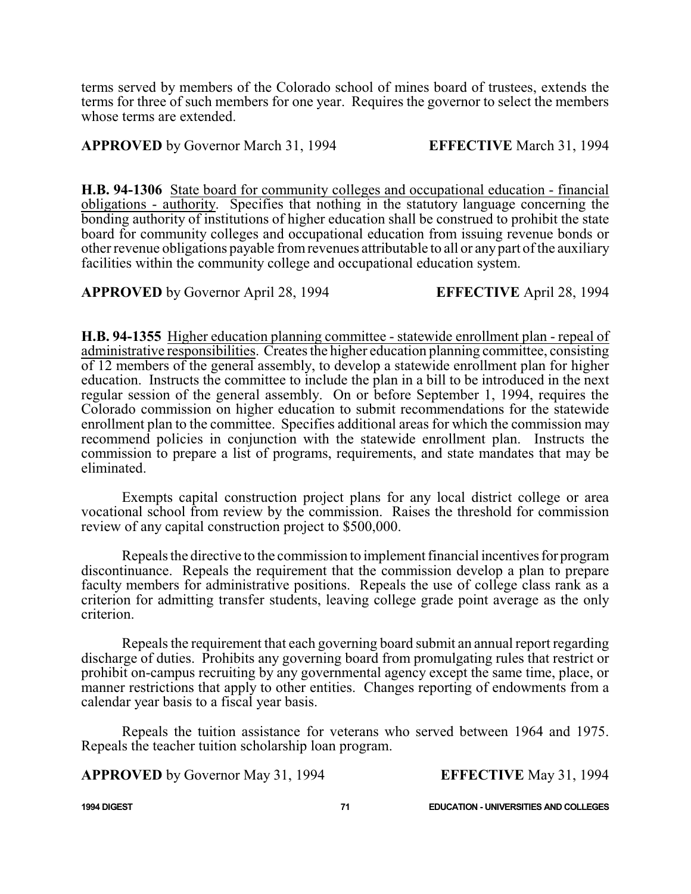terms served by members of the Colorado school of mines board of trustees, extends the terms for three of such members for one year. Requires the governor to select the members whose terms are extended.

**APPROVED** by Governor March 31, 1994 **EFFECTIVE** March 31, 1994

**H.B. 94-1306** State board for community colleges and occupational education - financial obligations - authority. Specifies that nothing in the statutory language concerning the bonding authority of institutions of higher education shall be construed to prohibit the state board for community colleges and occupational education from issuing revenue bonds or other revenue obligations payable from revenues attributable to all or any part of the auxiliary facilities within the community college and occupational education system.

**APPROVED** by Governor April 28, 1994 **EFFECTIVE** April 28, 1994

**H.B. 94-1355** Higher education planning committee - statewide enrollment plan - repeal of administrative responsibilities. Creates the higher education planning committee, consisting of 12 members of the general assembly, to develop a statewide enrollment plan for higher education. Instructs the committee to include the plan in a bill to be introduced in the next regular session of the general assembly. On or before September 1, 1994, requires the Colorado commission on higher education to submit recommendations for the statewide enrollment plan to the committee. Specifies additional areas for which the commission may recommend policies in conjunction with the statewide enrollment plan. Instructs the commission to prepare a list of programs, requirements, and state mandates that may be eliminated.

Exempts capital construction project plans for any local district college or area vocational school from review by the commission. Raises the threshold for commission review of any capital construction project to $500,000.

Repeals the directive to the commission to implement financial incentives for program discontinuance. Repeals the requirement that the commission develop a plan to prepare faculty members for administrative positions. Repeals the use of college class rank as a criterion for admitting transfer students, leaving college grade point average as the only criterion.

Repeals the requirement that each governing board submit an annual report regarding discharge of duties. Prohibits any governing board from promulgating rules that restrict or prohibit on-campus recruiting by any governmental agency except the same time, place, or manner restrictions that apply to other entities. Changes reporting of endowments from a calendar year basis to a fiscal year basis.

Repeals the tuition assistance for veterans who served between 1964 and 1975. Repeals the teacher tuition scholarship loan program.

**APPROVED** by Governor May 31, 1994 **EFFECTIVE** May 31, 1994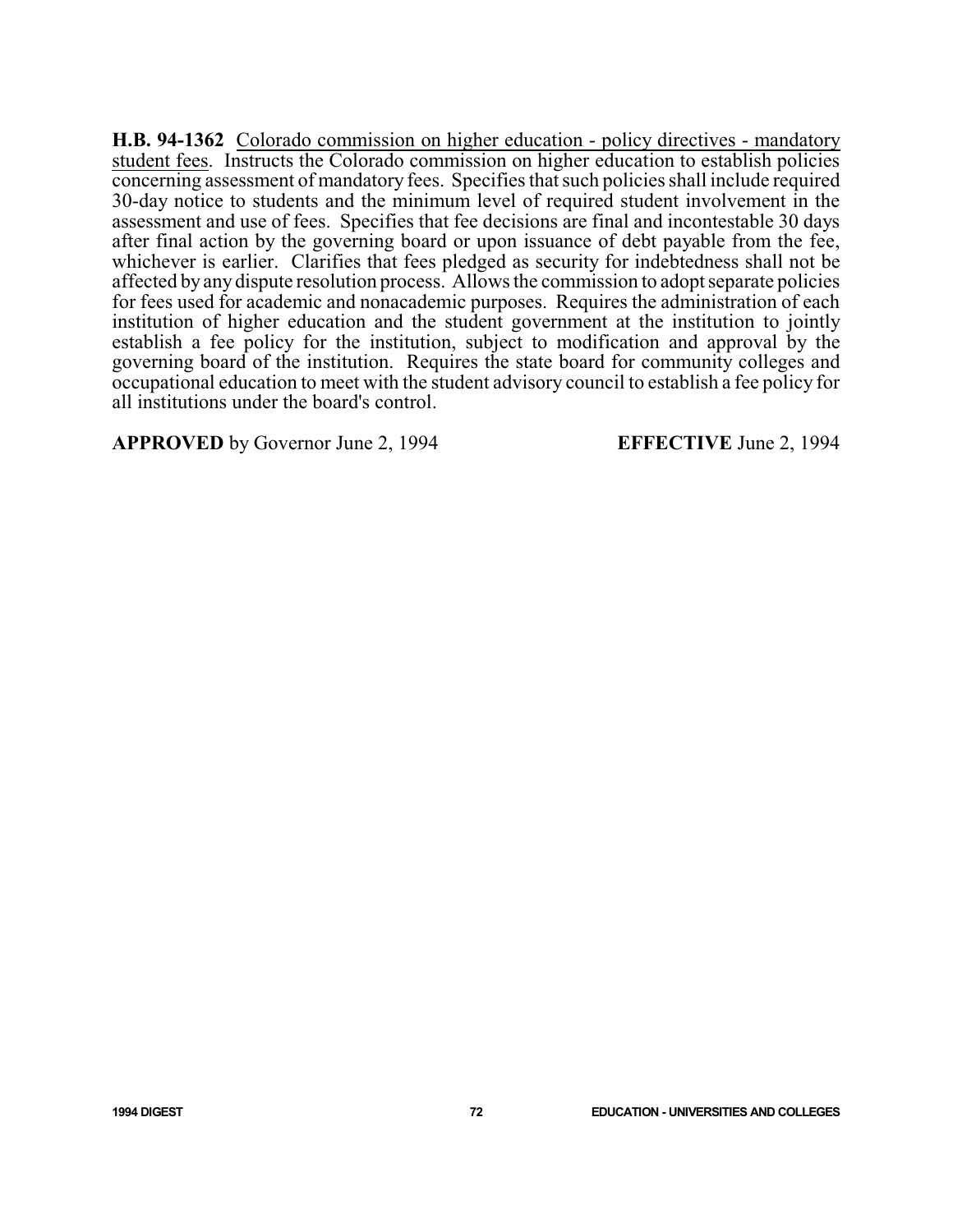**H.B. 94-1362** Colorado commission on higher education - policy directives - mandatory student fees. Instructs the Colorado commission on higher education to establish policies concerning assessment of mandatory fees. Specifies that such policies shall include required 30-day notice to students and the minimum level of required student involvement in the assessment and use of fees. Specifies that fee decisions are final and incontestable 30 days after final action by the governing board or upon issuance of debt payable from the fee, whichever is earlier. Clarifies that fees pledged as security for indebtedness shall not be affected by any dispute resolution process. Allows the commission to adopt separate policies for fees used for academic and nonacademic purposes. Requires the administration of each institution of higher education and the student government at the institution to jointly establish a fee policy for the institution, subject to modification and approval by the governing board of the institution. Requires the state board for community colleges and occupational education to meet with the student advisory council to establish a fee policy for all institutions under the board's control.

**APPROVED** by Governor June 2, 1994 **EFFECTIVE** June 2, 1994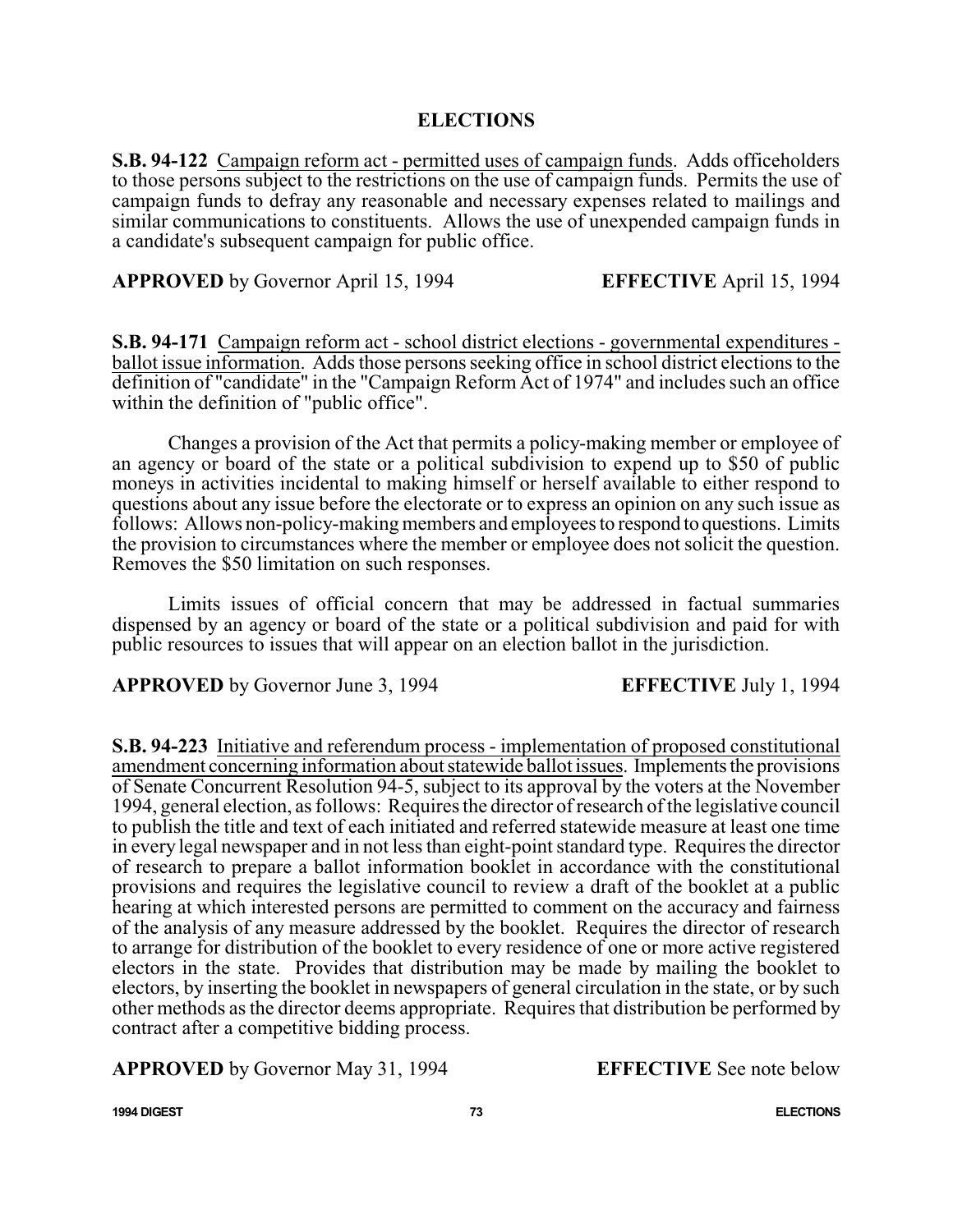## ELECTIONS

**S.B. 94-122** Campaign reform act - permitted uses of campaign funds. Adds officeholders to those persons subject to the restrictions on the use of campaign funds. Permits the use of campaign funds to defray any reasonable and necessary expenses related to mailings and similar communications to constituents. Allows the use of unexpended campaign funds in a candidate's subsequent campaign for public office.

**APPROVED** by Governor April 15, 1994 **EFFECTIVE** April 15, 1994

**S.B. 94-171** Campaign reform act - school district elections - governmental expenditures - ballot issue information. Adds those persons seeking office in school district elections to the definition of "candidate" in the "Campaign Reform Act of 1974" and includes such an office within the definition of "public office".

Changes a provision of the Act that permits a policy-making member or employee of an agency or board of the state or a political subdivision to expend up to $50 of public moneys in activities incidental to making himself or herself available to either respond to questions about any issue before the electorate or to express an opinion on any such issue as follows: Allows non-policy-making members and employees to respond to questions. Limits the provision to circumstances where the member or employee does not solicit the question. Removes the $50 limitation on such responses.

Limits issues of official concern that may be addressed in factual summaries dispensed by an agency or board of the state or a political subdivision and paid for with public resources to issues that will appear on an election ballot in the jurisdiction.

**APPROVED** by Governor June 3, 1994 **EFFECTIVE** July 1, 1994

**S.B. 94-223** Initiative and referendum process - implementation of proposed constitutional amendment concerning information about statewide ballot issues. Implements the provisions of Senate Concurrent Resolution 94-5, subject to its approval by the voters at the November 1994, general election, as follows: Requires the director of research of the legislative council to publish the title and text of each initiated and referred statewide measure at least one time in every legal newspaper and in not less than eight-point standard type. Requires the director of research to prepare a ballot information booklet in accordance with the constitutional provisions and requires the legislative council to review a draft of the booklet at a public hearing at which interested persons are permitted to comment on the accuracy and fairness of the analysis of any measure addressed by the booklet. Requires the director of research to arrange for distribution of the booklet to every residence of one or more active registered electors in the state. Provides that distribution may be made by mailing the booklet to electors, by inserting the booklet in newspapers of general circulation in the state, or by such other methods as the director deems appropriate. Requires that distribution be performed by contract after a competitive bidding process.

**APPROVED** by Governor May 31, 1994 **EFFECTIVE** See note below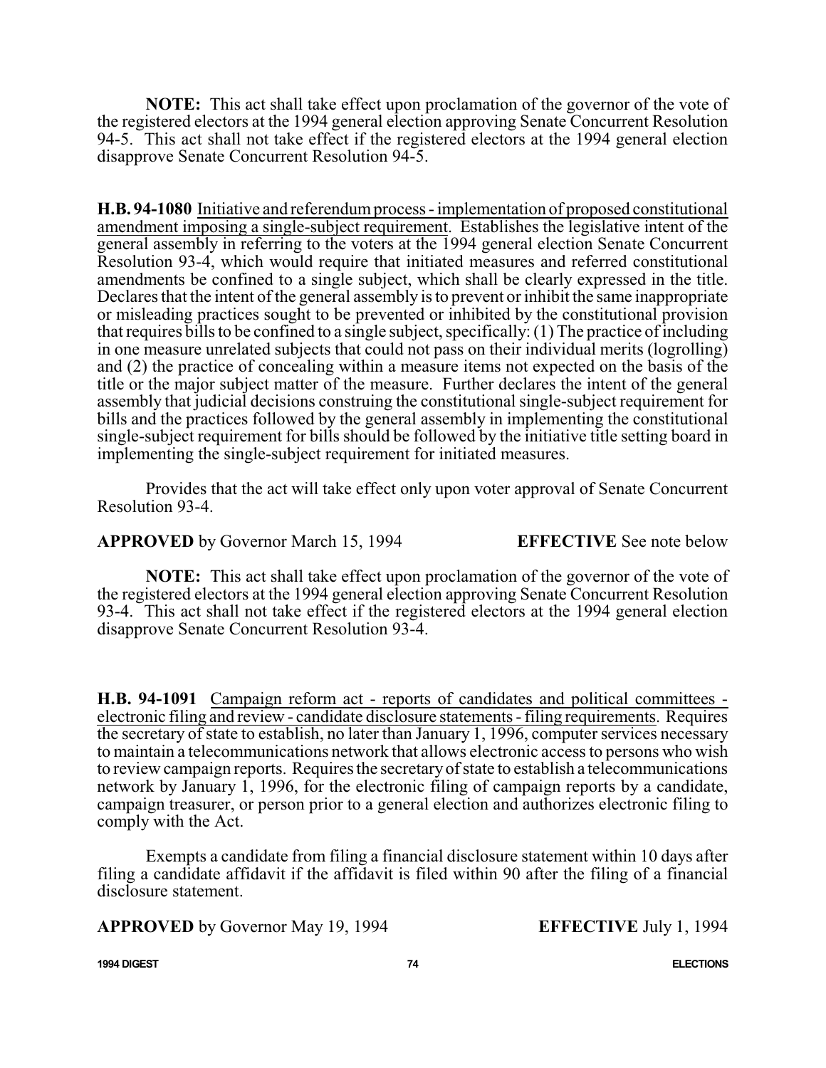**NOTE:** This act shall take effect upon proclamation of the governor of the vote of the registered electors at the 1994 general election approving Senate Concurrent Resolution 94-5. This act shall not take effect if the registered electors at the 1994 general election disapprove Senate Concurrent Resolution 94-5.

**H.B. 94-1080** Initiative and referendum process - implementation of proposed constitutional amendment imposing a single-subject requirement. Establishes the legislative intent of the general assembly in referring to the voters at the 1994 general election Senate Concurrent Resolution 93-4, which would require that initiated measures and referred constitutional amendments be confined to a single subject, which shall be clearly expressed in the title. Declares that the intent of the general assembly is to prevent or inhibit the same inappropriate or misleading practices sought to be prevented or inhibited by the constitutional provision that requires bills to be confined to a single subject, specifically: (1) The practice of including in one measure unrelated subjects that could not pass on their individual merits (logrolling) and (2) the practice of concealing within a measure items not expected on the basis of the title or the major subject matter of the measure. Further declares the intent of the general assembly that judicial decisions construing the constitutional single-subject requirement for bills and the practices followed by the general assembly in implementing the constitutional single-subject requirement for bills should be followed by the initiative title setting board in implementing the single-subject requirement for initiated measures.

Provides that the act will take effect only upon voter approval of Senate Concurrent Resolution 93-4.

**APPROVED** by Governor March 15, 1994 **EFFECTIVE** See note below

**NOTE:** This act shall take effect upon proclamation of the governor of the vote of the registered electors at the 1994 general election approving Senate Concurrent Resolution 93-4. This act shall not take effect if the registered electors at the 1994 general election disapprove Senate Concurrent Resolution 93-4.

**H.B. 94-1091** Campaign reform act - reports of candidates and political committees - electronic filing and review - candidate disclosure statements - filing requirements. Requires the secretary of state to establish, no later than January 1, 1996, computer services necessary to maintain a telecommunications network that allows electronic access to persons who wish to review campaign reports. Requires the secretary of state to establish a telecommunications network by January 1, 1996, for the electronic filing of campaign reports by a candidate, campaign treasurer, or person prior to a general election and authorizes electronic filing to comply with the Act.

Exempts a candidate from filing a financial disclosure statement within 10 days after filing a candidate affidavit if the affidavit is filed within 90 after the filing of a financial disclosure statement.

**APPROVED** by Governor May 19, 1994 **EFFECTIVE** July 1, 1994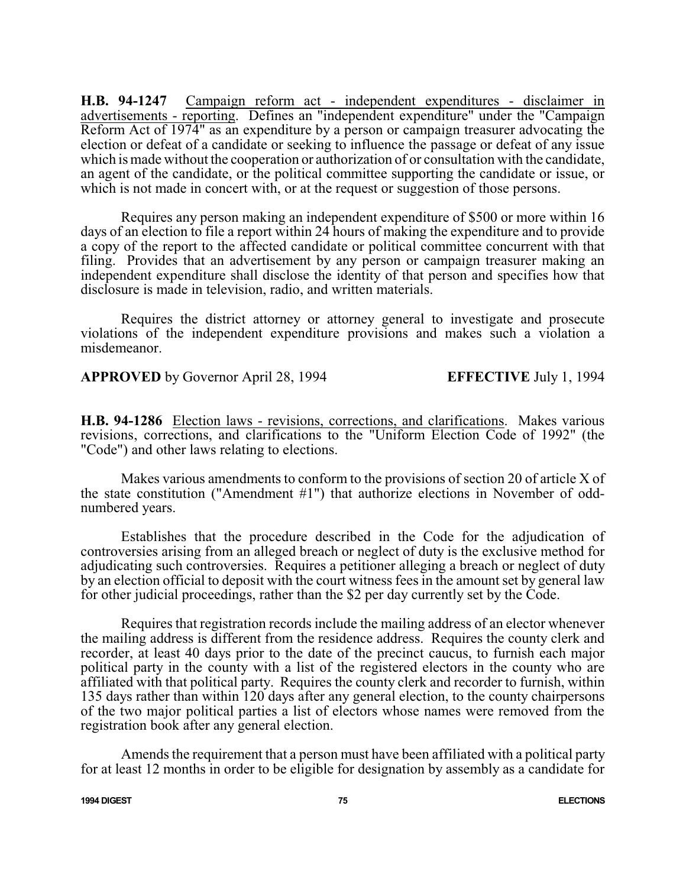**H.B. 94-1247** Campaign reform act - independent expenditures - disclaimer in advertisements - reporting. Defines an "independent expenditure" under the "Campaign Reform Act of 1974" as an expenditure by a person or campaign treasurer advocating the election or defeat of a candidate or seeking to influence the passage or defeat of any issue which is made without the cooperation or authorization of or consultation with the candidate, an agent of the candidate, or the political committee supporting the candidate or issue, or which is not made in concert with, or at the request or suggestion of those persons.

Requires any person making an independent expenditure of $500 or more within 16 days of an election to file a report within 24 hours of making the expenditure and to provide a copy of the report to the affected candidate or political committee concurrent with that filing. Provides that an advertisement by any person or campaign treasurer making an independent expenditure shall disclose the identity of that person and specifies how that disclosure is made in television, radio, and written materials.

Requires the district attorney or attorney general to investigate and prosecute violations of the independent expenditure provisions and makes such a violation a misdemeanor.

**APPROVED** by Governor April 28, 1994 **EFFECTIVE** July 1, 1994

**H.B. 94-1286** Election laws - revisions, corrections, and clarifications. Makes various revisions, corrections, and clarifications to the "Uniform Election Code of 1992" (the "Code") and other laws relating to elections.

Makes various amendments to conform to the provisions of section 20 of article X of the state constitution ("Amendment #1") that authorize elections in November of odd-numbered years.

Establishes that the procedure described in the Code for the adjudication of controversies arising from an alleged breach or neglect of duty is the exclusive method for adjudicating such controversies. Requires a petitioner alleging a breach or neglect of duty by an election official to deposit with the court witness fees in the amount set by general law for other judicial proceedings, rather than the $2 per day currently set by the Code.

Requires that registration records include the mailing address of an elector whenever the mailing address is different from the residence address. Requires the county clerk and recorder, at least 40 days prior to the date of the precinct caucus, to furnish each major political party in the county with a list of the registered electors in the county who are affiliated with that political party. Requires the county clerk and recorder to furnish, within 135 days rather than within 120 days after any general election, to the county chairpersons of the two major political parties a list of electors whose names were removed from the registration book after any general election.

Amends the requirement that a person must have been affiliated with a political party for at least 12 months in order to be eligible for designation by assembly as a candidate for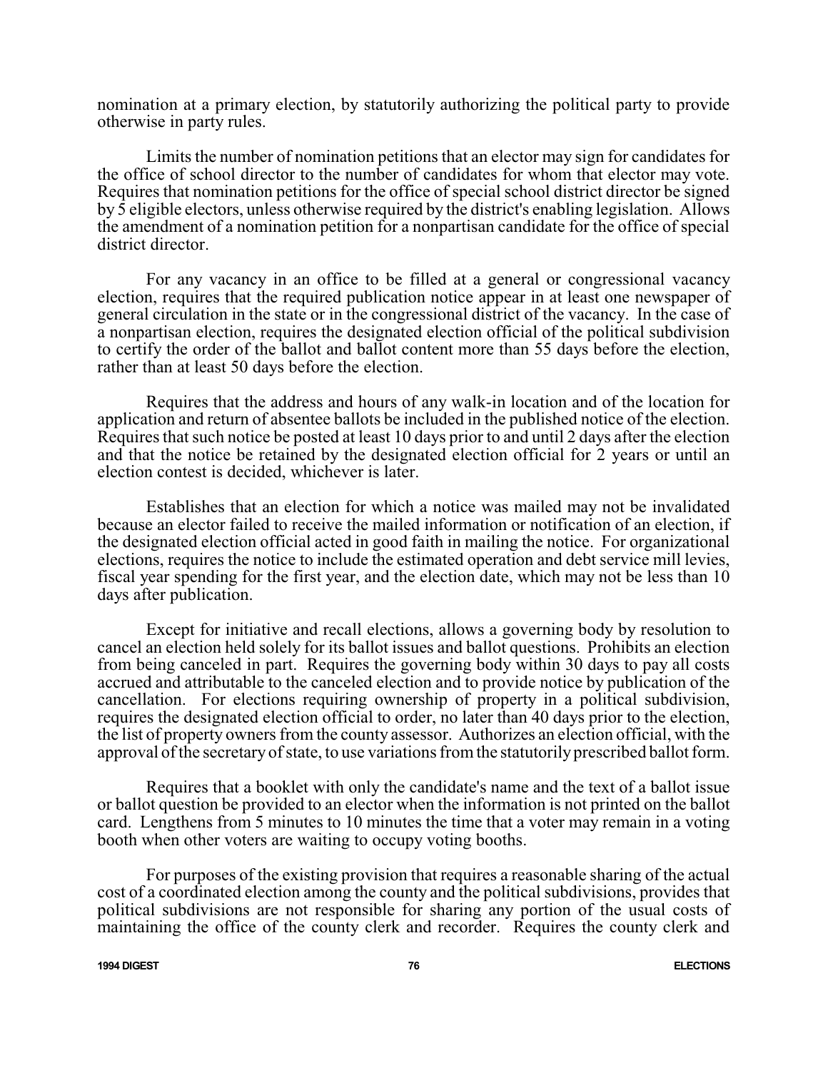nomination at a primary election, by statutorily authorizing the political party to provide otherwise in party rules.

Limits the number of nomination petitions that an elector may sign for candidates for the office of school director to the number of candidates for whom that elector may vote. Requires that nomination petitions for the office of special school district director be signed by 5 eligible electors, unless otherwise required by the district's enabling legislation. Allows the amendment of a nomination petition for a nonpartisan candidate for the office of special district director.

For any vacancy in an office to be filled at a general or congressional vacancy election, requires that the required publication notice appear in at least one newspaper of general circulation in the state or in the congressional district of the vacancy. In the case of a nonpartisan election, requires the designated election official of the political subdivision to certify the order of the ballot and ballot content more than 55 days before the election, rather than at least 50 days before the election.

Requires that the address and hours of any walk-in location and of the location for application and return of absentee ballots be included in the published notice of the election. Requires that such notice be posted at least 10 days prior to and until 2 days after the election and that the notice be retained by the designated election official for 2 years or until an election contest is decided, whichever is later.

Establishes that an election for which a notice was mailed may not be invalidated because an elector failed to receive the mailed information or notification of an election, if the designated election official acted in good faith in mailing the notice. For organizational elections, requires the notice to include the estimated operation and debt service mill levies, fiscal year spending for the first year, and the election date, which may not be less than 10 days after publication.

Except for initiative and recall elections, allows a governing body by resolution to cancel an election held solely for its ballot issues and ballot questions. Prohibits an election from being canceled in part. Requires the governing body within 30 days to pay all costs accrued and attributable to the canceled election and to provide notice by publication of the cancellation. For elections requiring ownership of property in a political subdivision, requires the designated election official to order, no later than 40 days prior to the election, the list of property owners from the county assessor. Authorizes an election official, with the approval of the secretary of state, to use variations from the statutorily prescribed ballot form.

Requires that a booklet with only the candidate's name and the text of a ballot issue or ballot question be provided to an elector when the information is not printed on the ballot card. Lengthens from 5 minutes to 10 minutes the time that a voter may remain in a voting booth when other voters are waiting to occupy voting booths.

For purposes of the existing provision that requires a reasonable sharing of the actual cost of a coordinated election among the county and the political subdivisions, provides that political subdivisions are not responsible for sharing any portion of the usual costs of maintaining the office of the county clerk and recorder. Requires the county clerk and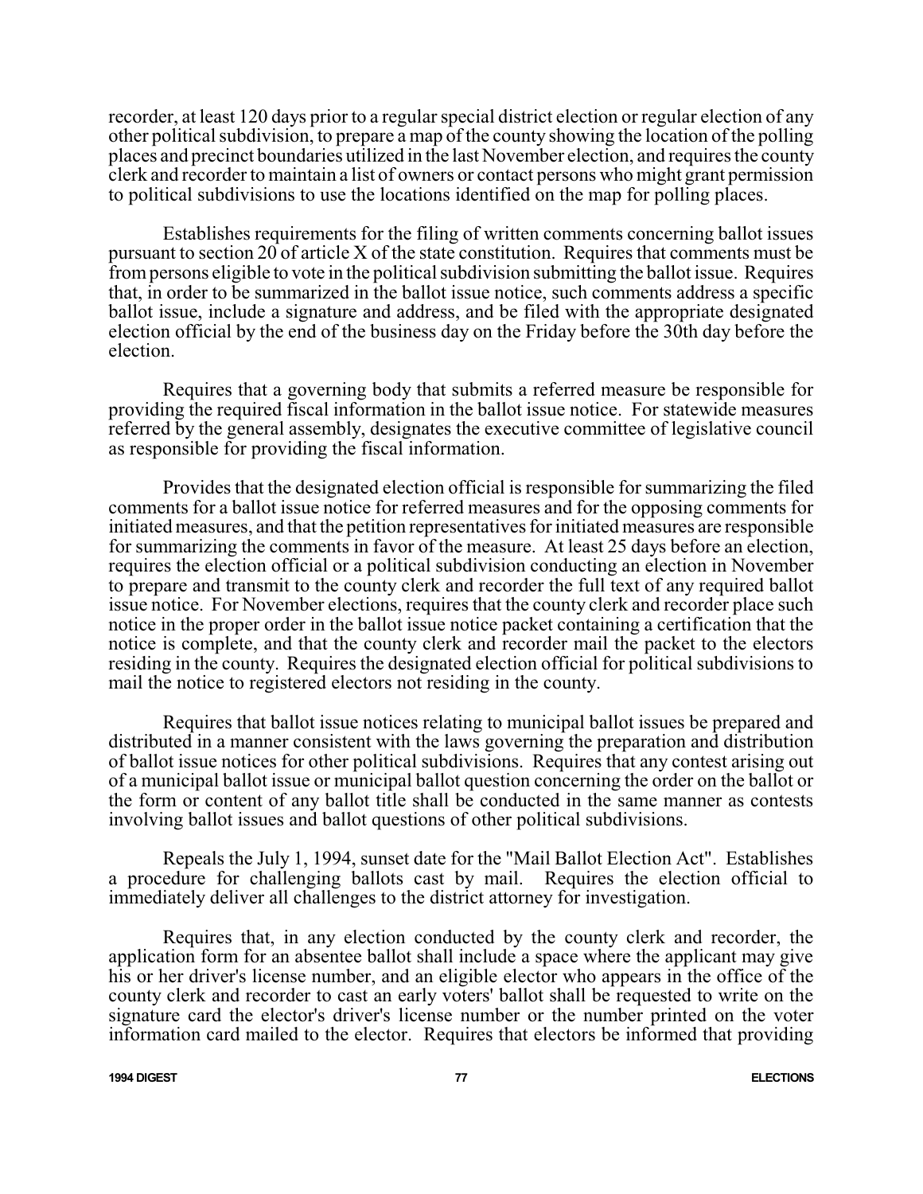recorder, at least 120 days prior to a regular special district election or regular election of any other political subdivision, to prepare a map of the county showing the location of the polling places and precinct boundaries utilized in the last November election, and requires the county clerk and recorder to maintain a list of owners or contact persons who might grant permission to political subdivisions to use the locations identified on the map for polling places.

Establishes requirements for the filing of written comments concerning ballot issues pursuant to section 20 of article X of the state constitution. Requires that comments must be from persons eligible to vote in the political subdivision submitting the ballot issue. Requires that, in order to be summarized in the ballot issue notice, such comments address a specific ballot issue, include a signature and address, and be filed with the appropriate designated election official by the end of the business day on the Friday before the 30th day before the election.

Requires that a governing body that submits a referred measure be responsible for providing the required fiscal information in the ballot issue notice. For statewide measures referred by the general assembly, designates the executive committee of legislative council as responsible for providing the fiscal information.

Provides that the designated election official is responsible for summarizing the filed comments for a ballot issue notice for referred measures and for the opposing comments for initiated measures, and that the petition representatives for initiated measures are responsible for summarizing the comments in favor of the measure. At least 25 days before an election, requires the election official or a political subdivision conducting an election in November to prepare and transmit to the county clerk and recorder the full text of any required ballot issue notice. For November elections, requires that the county clerk and recorder place such notice in the proper order in the ballot issue notice packet containing a certification that the notice is complete, and that the county clerk and recorder mail the packet to the electors residing in the county. Requires the designated election official for political subdivisions to mail the notice to registered electors not residing in the county.

Requires that ballot issue notices relating to municipal ballot issues be prepared and distributed in a manner consistent with the laws governing the preparation and distribution of ballot issue notices for other political subdivisions. Requires that any contest arising out of a municipal ballot issue or municipal ballot question concerning the order on the ballot or the form or content of any ballot title shall be conducted in the same manner as contests involving ballot issues and ballot questions of other political subdivisions.

Repeals the July 1, 1994, sunset date for the "Mail Ballot Election Act". Establishes a procedure for challenging ballots cast by mail. Requires the election official to immediately deliver all challenges to the district attorney for investigation.

Requires that, in any election conducted by the county clerk and recorder, the application form for an absentee ballot shall include a space where the applicant may give his or her driver's license number, and an eligible elector who appears in the office of the county clerk and recorder to cast an early voters' ballot shall be requested to write on the signature card the elector's driver's license number or the number printed on the voter information card mailed to the elector. Requires that electors be informed that providing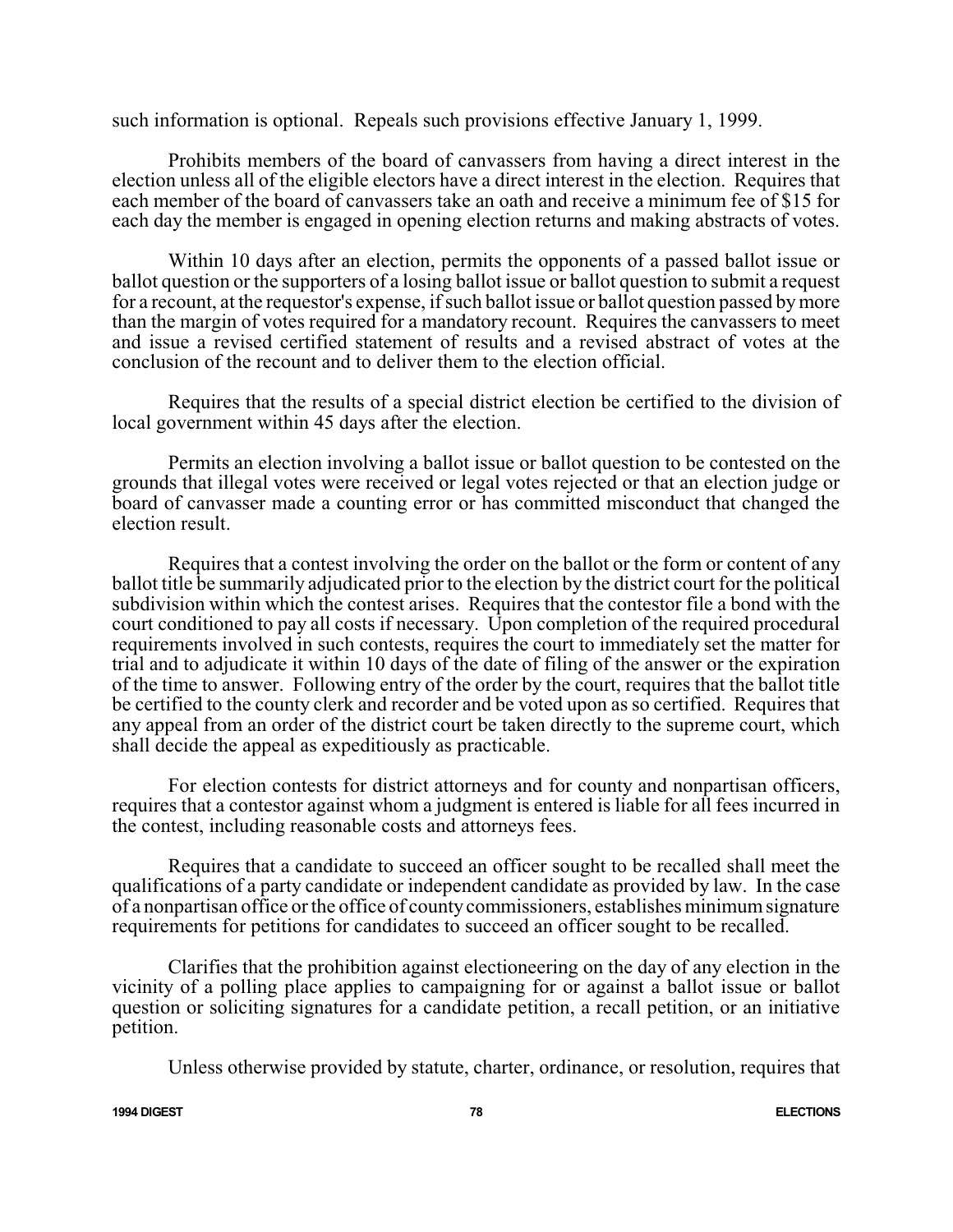such information is optional. Repeals such provisions effective January 1, 1999.

Prohibits members of the board of canvassers from having a direct interest in the election unless all of the eligible electors have a direct interest in the election. Requires that each member of the board of canvassers take an oath and receive a minimum fee of $15 for each day the member is engaged in opening election returns and making abstracts of votes.

Within 10 days after an election, permits the opponents of a passed ballot issue or ballot question or the supporters of a losing ballot issue or ballot question to submit a request for a recount, at the requestor's expense, if such ballot issue or ballot question passed by more than the margin of votes required for a mandatory recount. Requires the canvassers to meet and issue a revised certified statement of results and a revised abstract of votes at the conclusion of the recount and to deliver them to the election official.

Requires that the results of a special district election be certified to the division of local government within 45 days after the election.

Permits an election involving a ballot issue or ballot question to be contested on the grounds that illegal votes were received or legal votes rejected or that an election judge or board of canvasser made a counting error or has committed misconduct that changed the election result.

Requires that a contest involving the order on the ballot or the form or content of any ballot title be summarily adjudicated prior to the election by the district court for the political subdivision within which the contest arises. Requires that the contestor file a bond with the court conditioned to pay all costs if necessary. Upon completion of the required procedural requirements involved in such contests, requires the court to immediately set the matter for trial and to adjudicate it within 10 days of the date of filing of the answer or the expiration of the time to answer. Following entry of the order by the court, requires that the ballot title be certified to the county clerk and recorder and be voted upon as so certified. Requires that any appeal from an order of the district court be taken directly to the supreme court, which shall decide the appeal as expeditiously as practicable.

For election contests for district attorneys and for county and nonpartisan officers, requires that a contestor against whom a judgment is entered is liable for all fees incurred in the contest, including reasonable costs and attorneys fees.

Requires that a candidate to succeed an officer sought to be recalled shall meet the qualifications of a party candidate or independent candidate as provided by law. In the case of a nonpartisan office or the office of county commissioners, establishes minimum signature requirements for petitions for candidates to succeed an officer sought to be recalled.

Clarifies that the prohibition against electioneering on the day of any election in the vicinity of a polling place applies to campaigning for or against a ballot issue or ballot question or soliciting signatures for a candidate petition, a recall petition, or an initiative petition.

Unless otherwise provided by statute, charter, ordinance, or resolution, requires that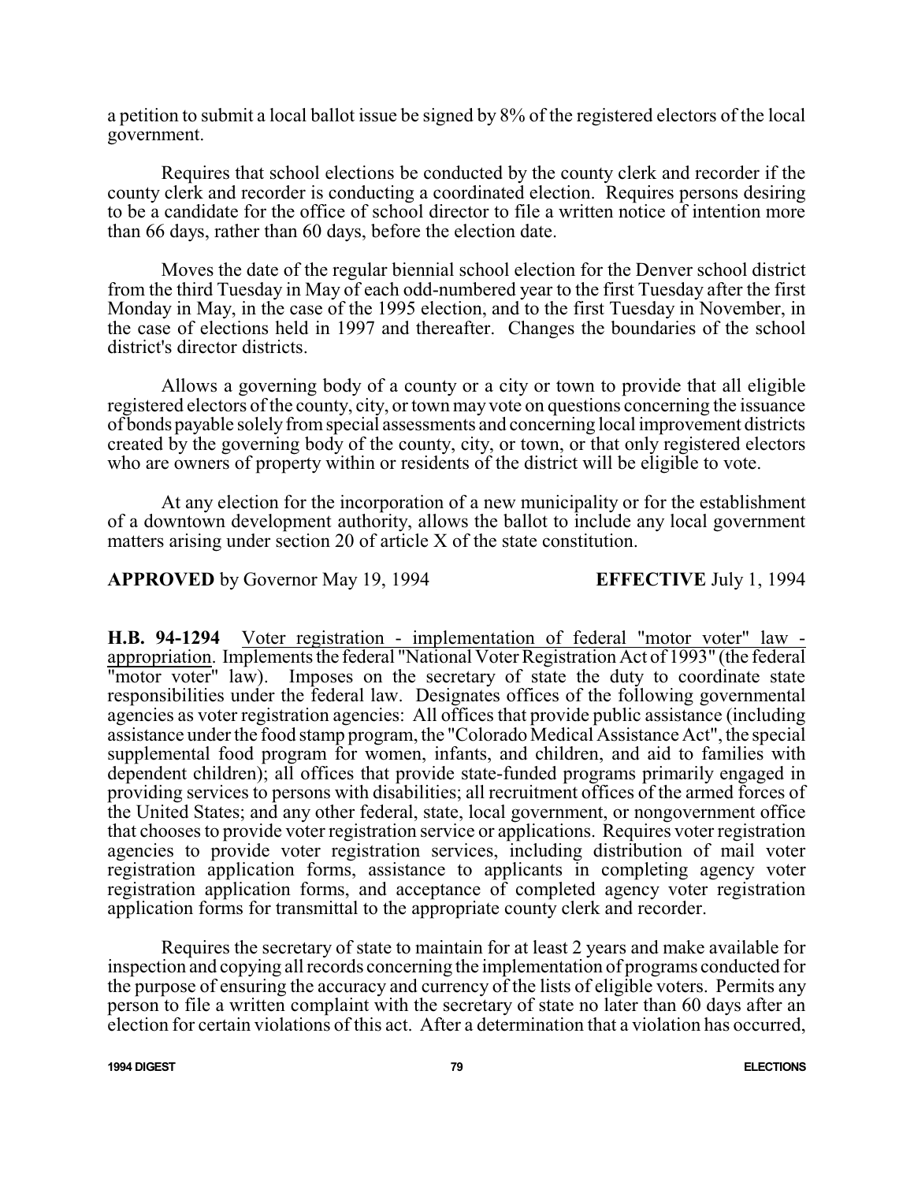a petition to submit a local ballot issue be signed by 8% of the registered electors of the local government.

Requires that school elections be conducted by the county clerk and recorder if the county clerk and recorder is conducting a coordinated election. Requires persons desiring to be a candidate for the office of school director to file a written notice of intention more than 66 days, rather than 60 days, before the election date.

Moves the date of the regular biennial school election for the Denver school district from the third Tuesday in May of each odd-numbered year to the first Tuesday after the first Monday in May, in the case of the 1995 election, and to the first Tuesday in November, in the case of elections held in 1997 and thereafter. Changes the boundaries of the school district's director districts.

Allows a governing body of a county or a city or town to provide that all eligible registered electors of the county, city, or town may vote on questions concerning the issuance of bonds payable solely from special assessments and concerning local improvement districts created by the governing body of the county, city, or town, or that only registered electors who are owners of property within or residents of the district will be eligible to vote.

At any election for the incorporation of a new municipality or for the establishment of a downtown development authority, allows the ballot to include any local government matters arising under section 20 of article X of the state constitution.

**APPROVED** by Governor May 19, 1994 **EFFECTIVE** July 1, 1994

**H.B. 94-1294** Voter registration - implementation of federal "motor voter" law - appropriation. Implements the federal "National Voter Registration Act of 1993" (the federal "motor voter" law). Imposes on the secretary of state the duty to coordinate state responsibilities under the federal law. Designates offices of the following governmental agencies as voter registration agencies: All offices that provide public assistance (including assistance under the food stamp program, the "Colorado Medical Assistance Act", the special supplemental food program for women, infants, and children, and aid to families with dependent children); all offices that provide state-funded programs primarily engaged in providing services to persons with disabilities; all recruitment offices of the armed forces of the United States; and any other federal, state, local government, or nongovernment office that chooses to provide voter registration service or applications. Requires voter registration agencies to provide voter registration services, including distribution of mail voter registration application forms, assistance to applicants in completing agency voter registration application forms, and acceptance of completed agency voter registration application forms for transmittal to the appropriate county clerk and recorder.

Requires the secretary of state to maintain for at least 2 years and make available for inspection and copying all records concerning the implementation of programs conducted for the purpose of ensuring the accuracy and currency of the lists of eligible voters. Permits any person to file a written complaint with the secretary of state no later than 60 days after an election for certain violations of this act. After a determination that a violation has occurred,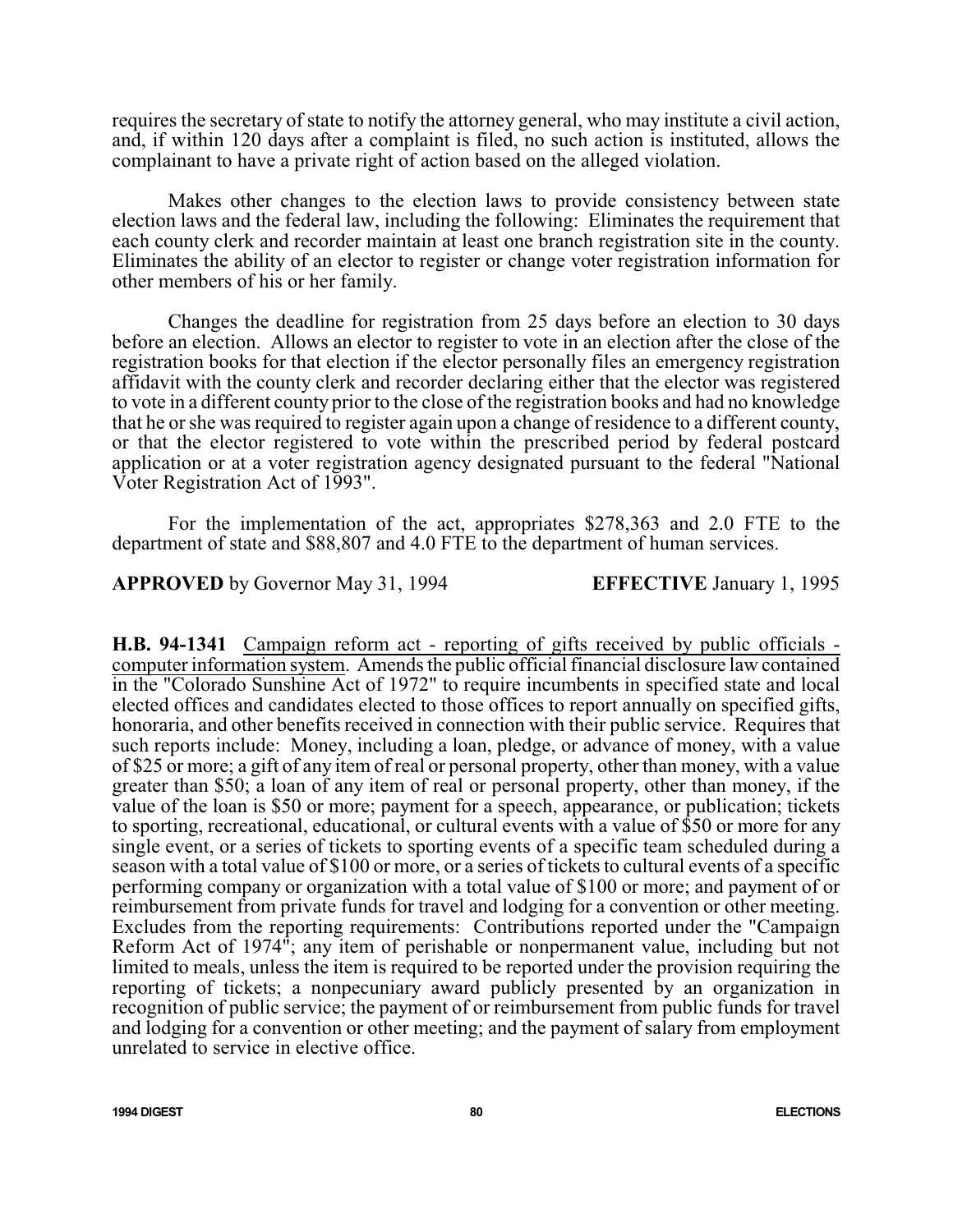requires the secretary of state to notify the attorney general, who may institute a civil action, and, if within 120 days after a complaint is filed, no such action is instituted, allows the complainant to have a private right of action based on the alleged violation.

Makes other changes to the election laws to provide consistency between state election laws and the federal law, including the following: Eliminates the requirement that each county clerk and recorder maintain at least one branch registration site in the county. Eliminates the ability of an elector to register or change voter registration information for other members of his or her family.

Changes the deadline for registration from 25 days before an election to 30 days before an election. Allows an elector to register to vote in an election after the close of the registration books for that election if the elector personally files an emergency registration affidavit with the county clerk and recorder declaring either that the elector was registered to vote in a different county prior to the close of the registration books and had no knowledge that he or she was required to register again upon a change of residence to a different county, or that the elector registered to vote within the prescribed period by federal postcard application or at a voter registration agency designated pursuant to the federal "National Voter Registration Act of 1993".

For the implementation of the act, appropriates $278,363 and 2.0 FTE to the department of state and $88,807 and 4.0 FTE to the department of human services.

**APPROVED** by Governor May 31, 1994 **EFFECTIVE** January 1, 1995

**H.B. 94-1341** Campaign reform act - reporting of gifts received by public officials - computer information system. Amends the public official financial disclosure law contained in the "Colorado Sunshine Act of 1972" to require incumbents in specified state and local elected offices and candidates elected to those offices to report annually on specified gifts, honoraria, and other benefits received in connection with their public service. Requires that such reports include: Money, including a loan, pledge, or advance of money, with a value of $25 or more; a gift of any item of real or personal property, other than money, with a value greater than $50; a loan of any item of real or personal property, other than money, if the value of the loan is $50 or more; payment for a speech, appearance, or publication; tickets to sporting, recreational, educational, or cultural events with a value of $50 or more for any single event, or a series of tickets to sporting events of a specific team scheduled during a season with a total value of $100 or more, or a series of tickets to cultural events of a specific performing company or organization with a total value of $100 or more; and payment of or reimbursement from private funds for travel and lodging for a convention or other meeting. Excludes from the reporting requirements: Contributions reported under the "Campaign Reform Act of 1974"; any item of perishable or nonpermanent value, including but not limited to meals, unless the item is required to be reported under the provision requiring the reporting of tickets; a nonpecuniary award publicly presented by an organization in recognition of public service; the payment of or reimbursement from public funds for travel and lodging for a convention or other meeting; and the payment of salary from employment unrelated to service in elective office.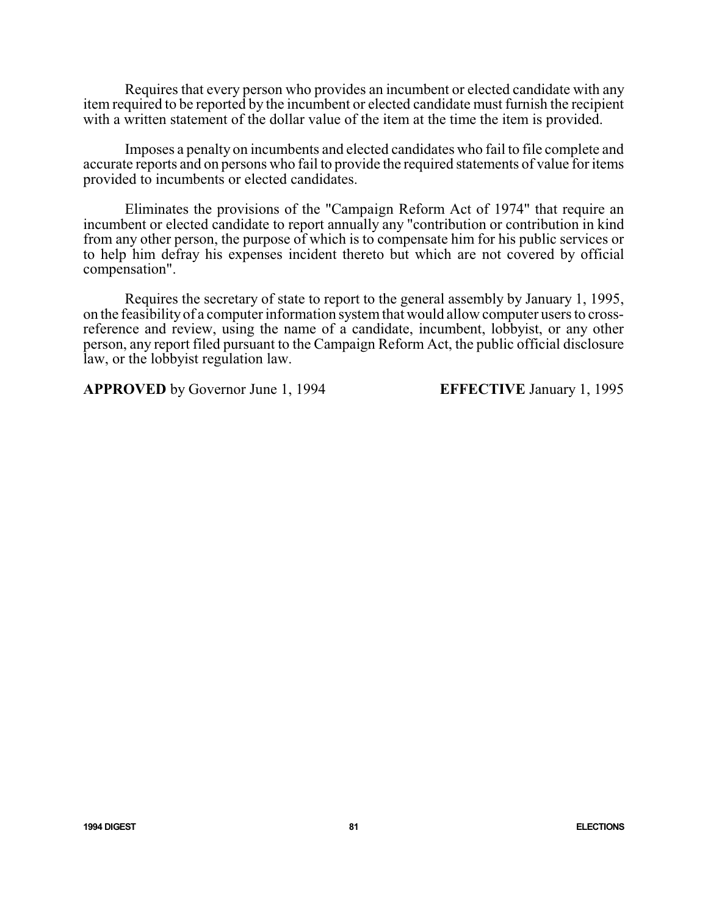Requires that every person who provides an incumbent or elected candidate with any item required to be reported by the incumbent or elected candidate must furnish the recipient with a written statement of the dollar value of the item at the time the item is provided.

Imposes a penalty on incumbents and elected candidates who fail to file complete and accurate reports and on persons who fail to provide the required statements of value for items provided to incumbents or elected candidates.

Eliminates the provisions of the "Campaign Reform Act of 1974" that require an incumbent or elected candidate to report annually any "contribution or contribution in kind from any other person, the purpose of which is to compensate him for his public services or to help him defray his expenses incident thereto but which are not covered by official compensation".

Requires the secretary of state to report to the general assembly by January 1, 1995, on the feasibility of a computer information system that would allow computer users to cross-reference and review, using the name of a candidate, incumbent, lobbyist, or any other person, any report filed pursuant to the Campaign Reform Act, the public official disclosure law, or the lobbyist regulation law.

**APPROVED** by Governor June 1, 1994 **EFFECTIVE** January 1, 1995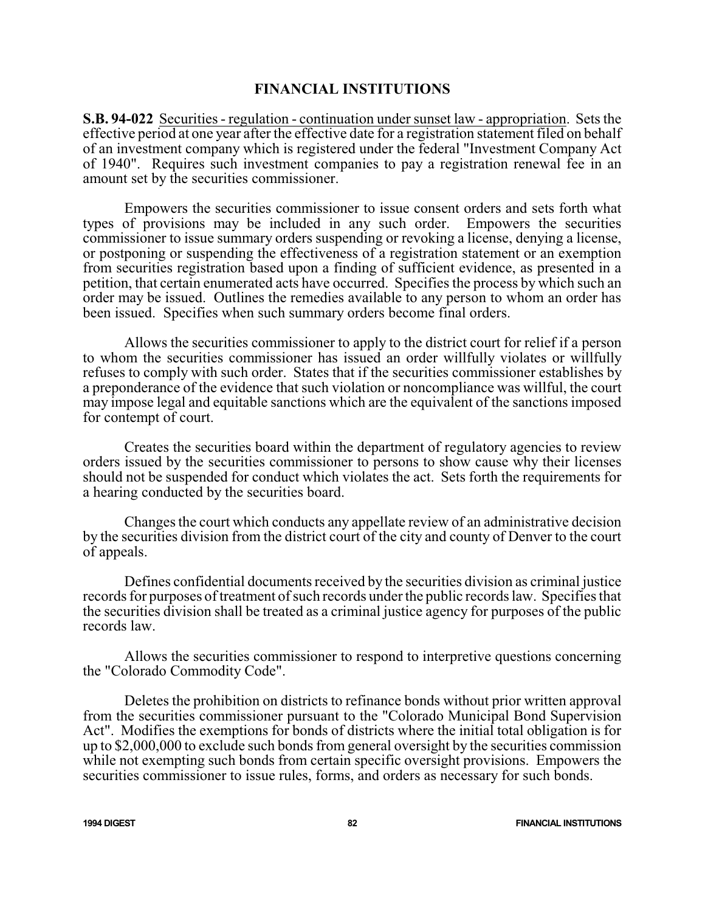## FINANCIAL INSTITUTIONS

**S.B. 94-022** Securities - regulation - continuation under sunset law - appropriation. Sets the effective period at one year after the effective date for a registration statement filed on behalf of an investment company which is registered under the federal "Investment Company Act of 1940". Requires such investment companies to pay a registration renewal fee in an amount set by the securities commissioner.

Empowers the securities commissioner to issue consent orders and sets forth what types of provisions may be included in any such order. Empowers the securities commissioner to issue summary orders suspending or revoking a license, denying a license, or postponing or suspending the effectiveness of a registration statement or an exemption from securities registration based upon a finding of sufficient evidence, as presented in a petition, that certain enumerated acts have occurred. Specifies the process by which such an order may be issued. Outlines the remedies available to any person to whom an order has been issued. Specifies when such summary orders become final orders.

Allows the securities commissioner to apply to the district court for relief if a person to whom the securities commissioner has issued an order willfully violates or willfully refuses to comply with such order. States that if the securities commissioner establishes by a preponderance of the evidence that such violation or noncompliance was willful, the court may impose legal and equitable sanctions which are the equivalent of the sanctions imposed for contempt of court.

Creates the securities board within the department of regulatory agencies to review orders issued by the securities commissioner to persons to show cause why their licenses should not be suspended for conduct which violates the act. Sets forth the requirements for a hearing conducted by the securities board.

Changes the court which conducts any appellate review of an administrative decision by the securities division from the district court of the city and county of Denver to the court of appeals.

Defines confidential documents received by the securities division as criminal justice records for purposes of treatment of such records under the public records law. Specifies that the securities division shall be treated as a criminal justice agency for purposes of the public records law.

Allows the securities commissioner to respond to interpretive questions concerning the "Colorado Commodity Code".

Deletes the prohibition on districts to refinance bonds without prior written approval from the securities commissioner pursuant to the "Colorado Municipal Bond Supervision Act". Modifies the exemptions for bonds of districts where the initial total obligation is for up to $2,000,000 to exclude such bonds from general oversight by the securities commission while not exempting such bonds from certain specific oversight provisions. Empowers the securities commissioner to issue rules, forms, and orders as necessary for such bonds.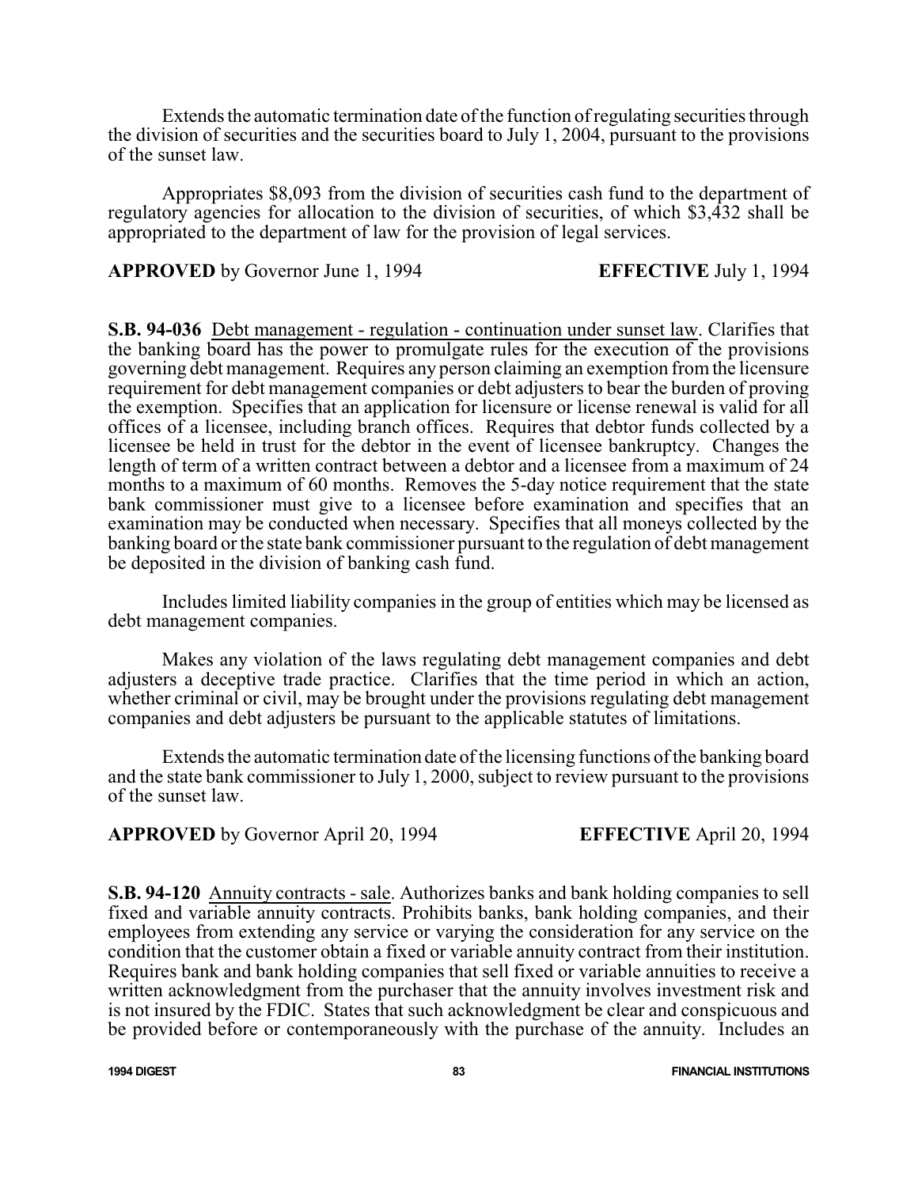Extends the automatic termination date of the function of regulating securities through the division of securities and the securities board to July 1, 2004, pursuant to the provisions of the sunset law.

Appropriates $8,093 from the division of securities cash fund to the department of regulatory agencies for allocation to the division of securities, of which $3,432 shall be appropriated to the department of law for the provision of legal services.

**APPROVED** by Governor June 1, 1994 **EFFECTIVE** July 1, 1994

**S.B. 94-036** Debt management - regulation - continuation under sunset law. Clarifies that the banking board has the power to promulgate rules for the execution of the provisions governing debt management. Requires any person claiming an exemption from the licensure requirement for debt management companies or debt adjusters to bear the burden of proving the exemption. Specifies that an application for licensure or license renewal is valid for all offices of a licensee, including branch offices. Requires that debtor funds collected by a licensee be held in trust for the debtor in the event of licensee bankruptcy. Changes the length of term of a written contract between a debtor and a licensee from a maximum of 24 months to a maximum of 60 months. Removes the 5-day notice requirement that the state bank commissioner must give to a licensee before examination and specifies that an examination may be conducted when necessary. Specifies that all moneys collected by the banking board or the state bank commissioner pursuant to the regulation of debt management be deposited in the division of banking cash fund.

Includes limited liability companies in the group of entities which may be licensed as debt management companies.

Makes any violation of the laws regulating debt management companies and debt adjusters a deceptive trade practice. Clarifies that the time period in which an action, whether criminal or civil, may be brought under the provisions regulating debt management companies and debt adjusters be pursuant to the applicable statutes of limitations.

Extends the automatic termination date of the licensing functions of the banking board and the state bank commissioner to July 1, 2000, subject to review pursuant to the provisions of the sunset law.

**APPROVED** by Governor April 20, 1994 **EFFECTIVE** April 20, 1994

**S.B. 94-120** Annuity contracts - sale. Authorizes banks and bank holding companies to sell fixed and variable annuity contracts. Prohibits banks, bank holding companies, and their employees from extending any service or varying the consideration for any service on the condition that the customer obtain a fixed or variable annuity contract from their institution. Requires bank and bank holding companies that sell fixed or variable annuities to receive a written acknowledgment from the purchaser that the annuity involves investment risk and is not insured by the FDIC. States that such acknowledgment be clear and conspicuous and be provided before or contemporaneously with the purchase of the annuity. Includes an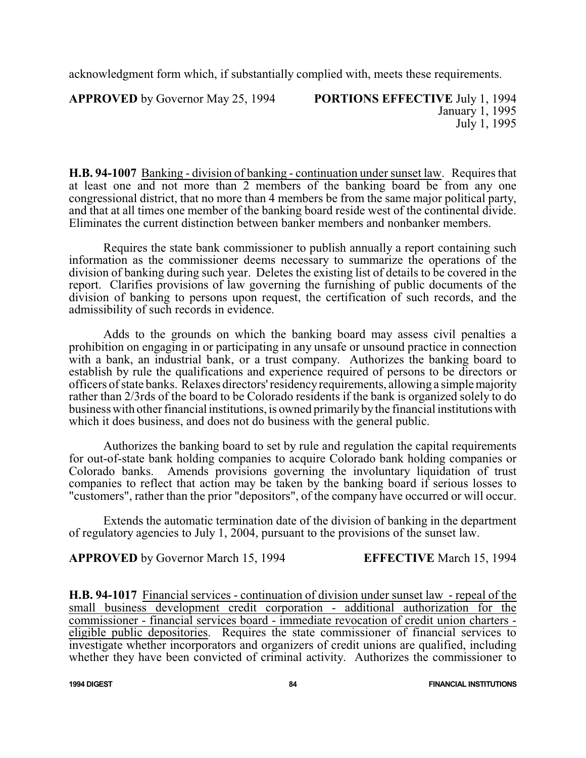acknowledgment form which, if substantially complied with, meets these requirements.

**APPROVED** by Governor May 25, 1994 **PORTIONS EFFECTIVE** July 1, 1994
January 1, 1995
July 1, 1995

**H.B. 94-1007** Banking - division of banking - continuation under sunset law. Requires that at least one and not more than 2 members of the banking board be from any one congressional district, that no more than 4 members be from the same major political party, and that at all times one member of the banking board reside west of the continental divide. Eliminates the current distinction between banker members and nonbanker members.

Requires the state bank commissioner to publish annually a report containing such information as the commissioner deems necessary to summarize the operations of the division of banking during such year. Deletes the existing list of details to be covered in the report. Clarifies provisions of law governing the furnishing of public documents of the division of banking to persons upon request, the certification of such records, and the admissibility of such records in evidence.

Adds to the grounds on which the banking board may assess civil penalties a prohibition on engaging in or participating in any unsafe or unsound practice in connection with a bank, an industrial bank, or a trust company. Authorizes the banking board to establish by rule the qualifications and experience required of persons to be directors or officers of state banks. Relaxes directors' residency requirements, allowing a simple majority rather than 2/3rds of the board to be Colorado residents if the bank is organized solely to do business with other financial institutions, is owned primarily by the financial institutions with which it does business, and does not do business with the general public.

Authorizes the banking board to set by rule and regulation the capital requirements for out-of-state bank holding companies to acquire Colorado bank holding companies or Colorado banks. Amends provisions governing the involuntary liquidation of trust companies to reflect that action may be taken by the banking board if serious losses to "customers", rather than the prior "depositors", of the company have occurred or will occur.

Extends the automatic termination date of the division of banking in the department of regulatory agencies to July 1, 2004, pursuant to the provisions of the sunset law.

**APPROVED** by Governor March 15, 1994 **EFFECTIVE** March 15, 1994

**H.B. 94-1017** Financial services - continuation of division under sunset law - repeal of the small business development credit corporation - additional authorization for the commissioner - financial services board - immediate revocation of credit union charters - eligible public depositories. Requires the state commissioner of financial services to investigate whether incorporators and organizers of credit unions are qualified, including whether they have been convicted of criminal activity. Authorizes the commissioner to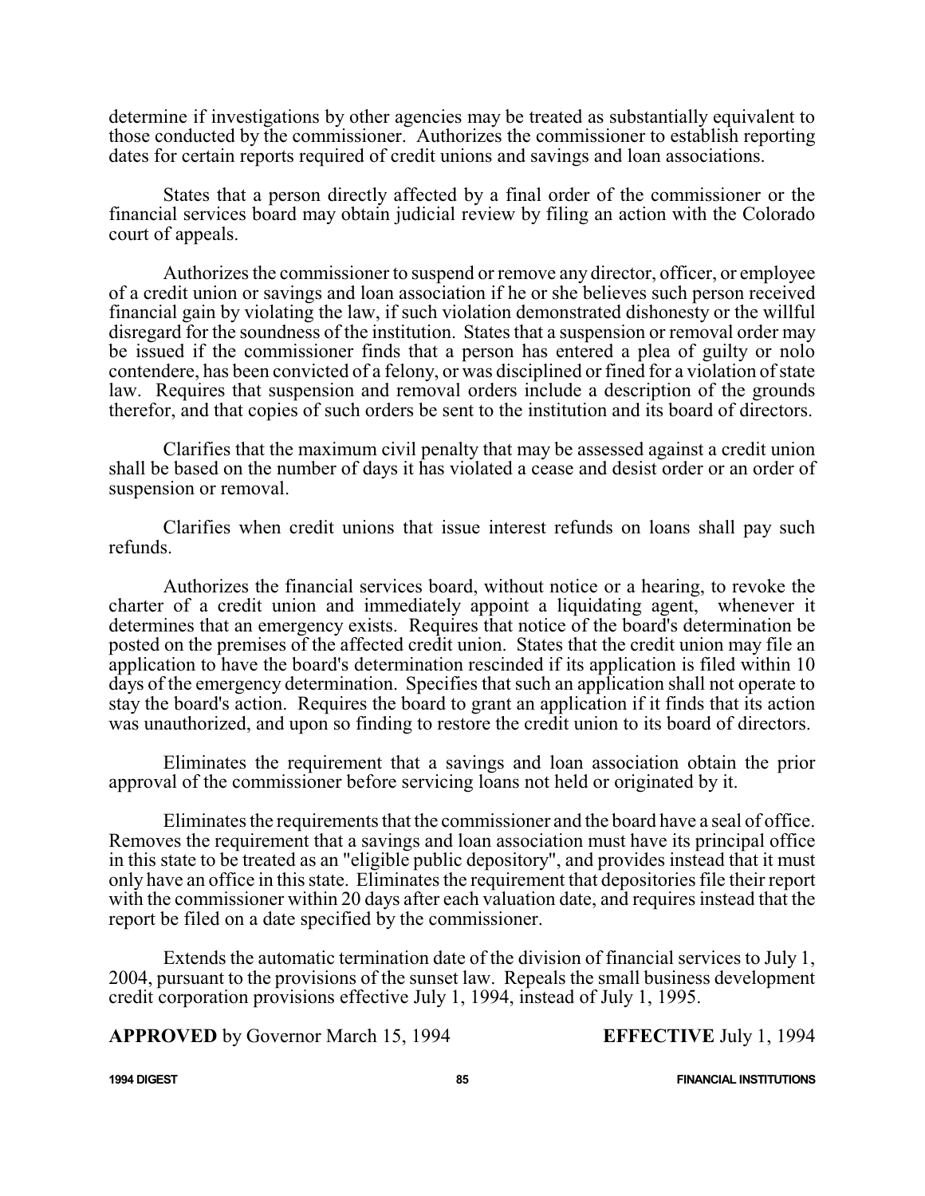determine if investigations by other agencies may be treated as substantially equivalent to those conducted by the commissioner. Authorizes the commissioner to establish reporting dates for certain reports required of credit unions and savings and loan associations.

States that a person directly affected by a final order of the commissioner or the financial services board may obtain judicial review by filing an action with the Colorado court of appeals.

Authorizes the commissioner to suspend or remove any director, officer, or employee of a credit union or savings and loan association if he or she believes such person received financial gain by violating the law, if such violation demonstrated dishonesty or the willful disregard for the soundness of the institution. States that a suspension or removal order may be issued if the commissioner finds that a person has entered a plea of guilty or nolo contendere, has been convicted of a felony, or was disciplined or fined for a violation of state law. Requires that suspension and removal orders include a description of the grounds therefor, and that copies of such orders be sent to the institution and its board of directors.

Clarifies that the maximum civil penalty that may be assessed against a credit union shall be based on the number of days it has violated a cease and desist order or an order of suspension or removal.

Clarifies when credit unions that issue interest refunds on loans shall pay such refunds.

Authorizes the financial services board, without notice or a hearing, to revoke the charter of a credit union and immediately appoint a liquidating agent, whenever it determines that an emergency exists. Requires that notice of the board's determination be posted on the premises of the affected credit union. States that the credit union may file an application to have the board's determination rescinded if its application is filed within 10 days of the emergency determination. Specifies that such an application shall not operate to stay the board's action. Requires the board to grant an application if it finds that its action was unauthorized, and upon so finding to restore the credit union to its board of directors.

Eliminates the requirement that a savings and loan association obtain the prior approval of the commissioner before servicing loans not held or originated by it.

Eliminates the requirements that the commissioner and the board have a seal of office. Removes the requirement that a savings and loan association must have its principal office in this state to be treated as an "eligible public depository", and provides instead that it must only have an office in this state. Eliminates the requirement that depositories file their report with the commissioner within 20 days after each valuation date, and requires instead that the report be filed on a date specified by the commissioner.

Extends the automatic termination date of the division of financial services to July 1, 2004, pursuant to the provisions of the sunset law. Repeals the small business development credit corporation provisions effective July 1, 1994, instead of July 1, 1995.

**APPROVED** by Governor March 15, 1994 **EFFECTIVE** July 1, 1994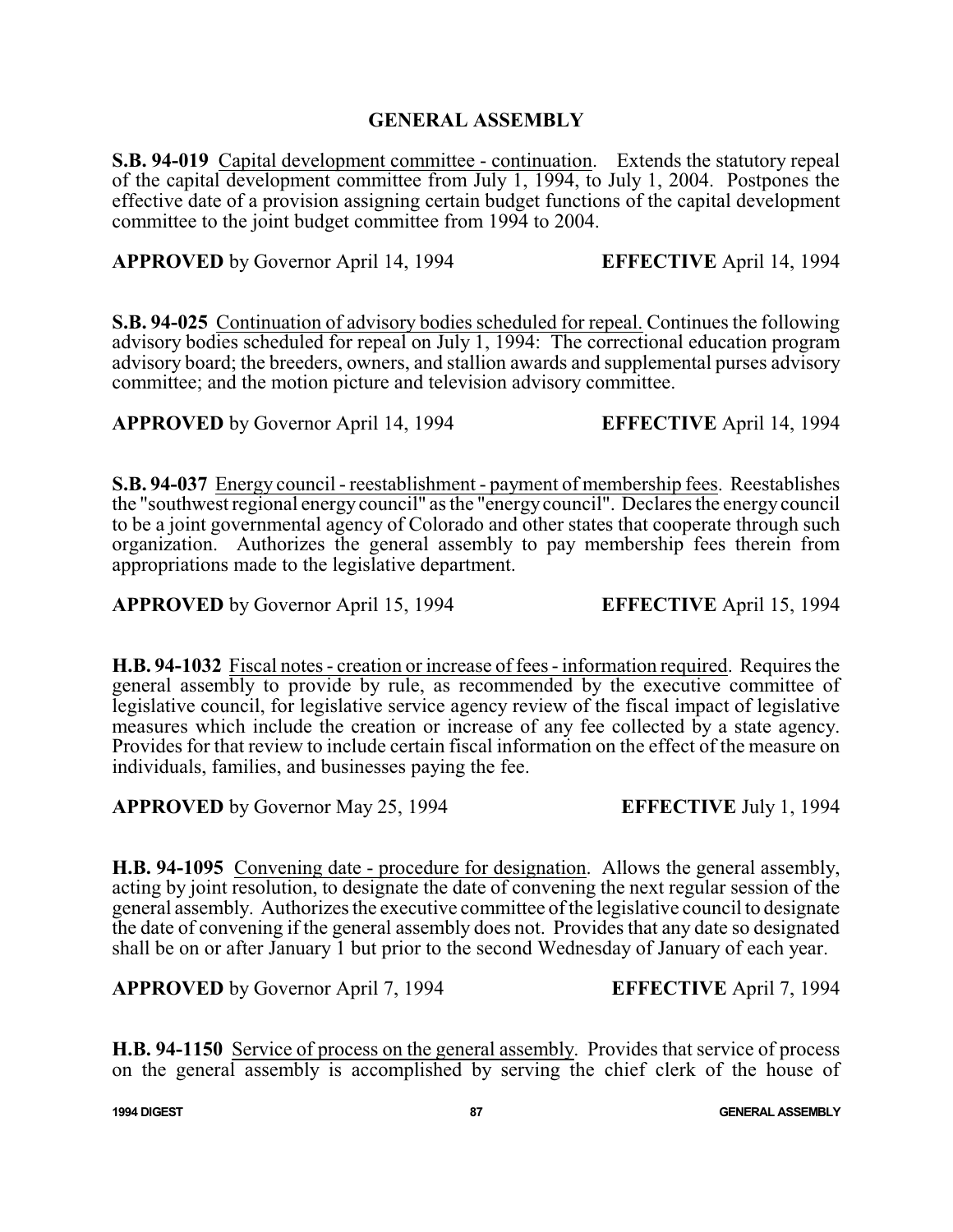## GENERAL ASSEMBLY

**S.B. 94-019** Capital development committee - continuation. Extends the statutory repeal of the capital development committee from July 1, 1994, to July 1, 2004. Postpones the effective date of a provision assigning certain budget functions of the capital development committee to the joint budget committee from 1994 to 2004.

**APPROVED** by Governor April 14, 1994 **EFFECTIVE** April 14, 1994

**S.B. 94-025** Continuation of advisory bodies scheduled for repeal. Continues the following advisory bodies scheduled for repeal on July 1, 1994: The correctional education program advisory board; the breeders, owners, and stallion awards and supplemental purses advisory committee; and the motion picture and television advisory committee.

**APPROVED** by Governor April 14, 1994 **EFFECTIVE** April 14, 1994

**S.B. 94-037** Energy council - reestablishment - payment of membership fees. Reestablishes the "southwest regional energy council" as the "energy council". Declares the energy council to be a joint governmental agency of Colorado and other states that cooperate through such organization. Authorizes the general assembly to pay membership fees therein from appropriations made to the legislative department.

**APPROVED** by Governor April 15, 1994 **EFFECTIVE** April 15, 1994

**H.B. 94-1032** Fiscal notes - creation or increase of fees - information required. Requires the general assembly to provide by rule, as recommended by the executive committee of legislative council, for legislative service agency review of the fiscal impact of legislative measures which include the creation or increase of any fee collected by a state agency. Provides for that review to include certain fiscal information on the effect of the measure on individuals, families, and businesses paying the fee.

**APPROVED** by Governor May 25, 1994 **EFFECTIVE** July 1, 1994

**H.B. 94-1095** Convening date - procedure for designation. Allows the general assembly, acting by joint resolution, to designate the date of convening the next regular session of the general assembly. Authorizes the executive committee of the legislative council to designate the date of convening if the general assembly does not. Provides that any date so designated shall be on or after January 1 but prior to the second Wednesday of January of each year.

**APPROVED** by Governor April 7, 1994 **EFFECTIVE** April 7, 1994

**H.B. 94-1150** Service of process on the general assembly. Provides that service of process on the general assembly is accomplished by serving the chief clerk of the house of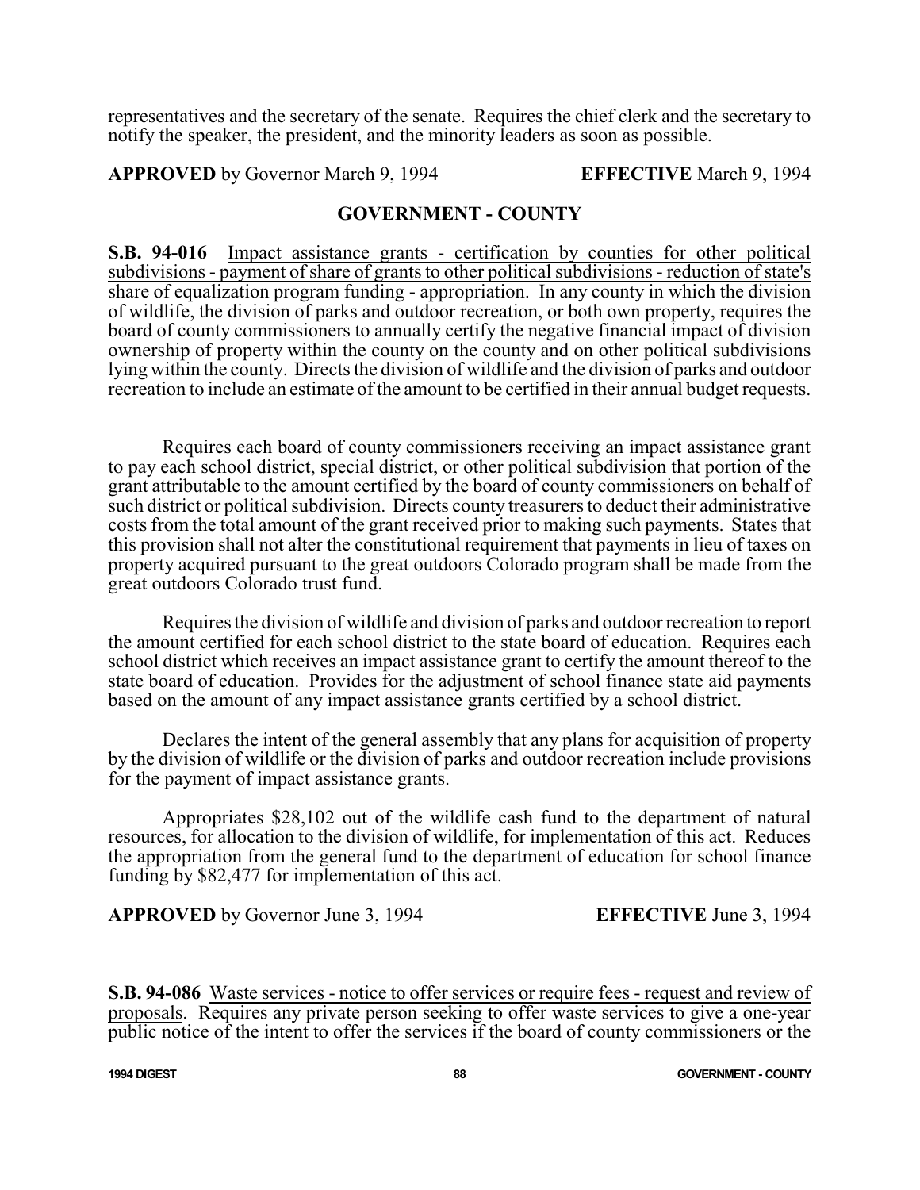representatives and the secretary of the senate. Requires the chief clerk and the secretary to notify the speaker, the president, and the minority leaders as soon as possible.

**APPROVED** by Governor March 9, 1994 **EFFECTIVE** March 9, 1994

## GOVERNMENT - COUNTY

**S.B. 94-016** Impact assistance grants - certification by counties for other political subdivisions - payment of share of grants to other political subdivisions - reduction of state's share of equalization program funding - appropriation. In any county in which the division of wildlife, the division of parks and outdoor recreation, or both own property, requires the board of county commissioners to annually certify the negative financial impact of division ownership of property within the county on the county and on other political subdivisions lying within the county. Directs the division of wildlife and the division of parks and outdoor recreation to include an estimate of the amount to be certified in their annual budget requests.

Requires each board of county commissioners receiving an impact assistance grant to pay each school district, special district, or other political subdivision that portion of the grant attributable to the amount certified by the board of county commissioners on behalf of such district or political subdivision. Directs county treasurers to deduct their administrative costs from the total amount of the grant received prior to making such payments. States that this provision shall not alter the constitutional requirement that payments in lieu of taxes on property acquired pursuant to the great outdoors Colorado program shall be made from the great outdoors Colorado trust fund.

Requires the division of wildlife and division of parks and outdoor recreation to report the amount certified for each school district to the state board of education. Requires each school district which receives an impact assistance grant to certify the amount thereof to the state board of education. Provides for the adjustment of school finance state aid payments based on the amount of any impact assistance grants certified by a school district.

Declares the intent of the general assembly that any plans for acquisition of property by the division of wildlife or the division of parks and outdoor recreation include provisions for the payment of impact assistance grants.

Appropriates $28,102 out of the wildlife cash fund to the department of natural resources, for allocation to the division of wildlife, for implementation of this act. Reduces the appropriation from the general fund to the department of education for school finance funding by $82,477 for implementation of this act.

**APPROVED** by Governor June 3, 1994 **EFFECTIVE** June 3, 1994

**S.B. 94-086** Waste services - notice to offer services or require fees - request and review of proposals. Requires any private person seeking to offer waste services to give a one-year public notice of the intent to offer the services if the board of county commissioners or the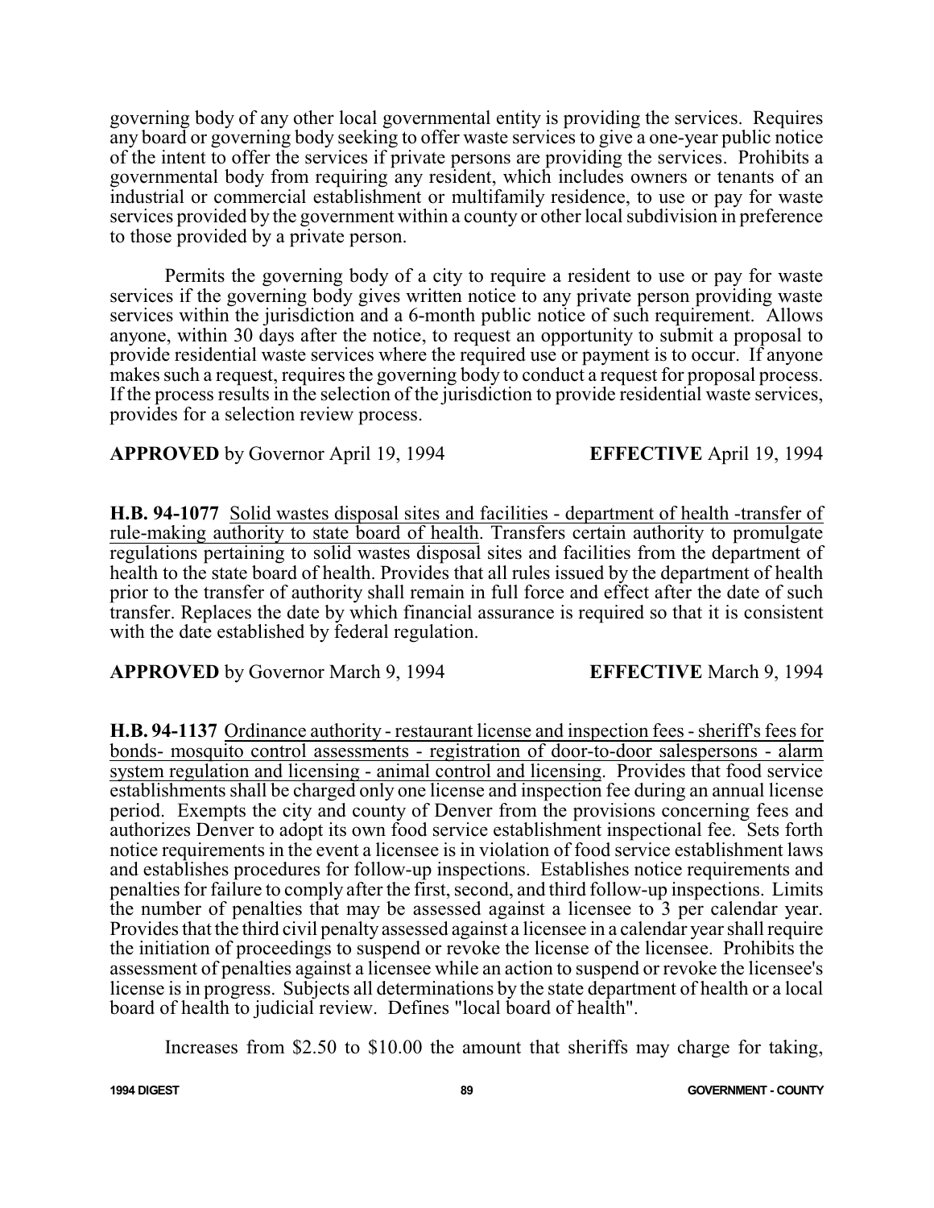governing body of any other local governmental entity is providing the services. Requires any board or governing body seeking to offer waste services to give a one-year public notice of the intent to offer the services if private persons are providing the services. Prohibits a governmental body from requiring any resident, which includes owners or tenants of an industrial or commercial establishment or multifamily residence, to use or pay for waste services provided by the government within a county or other local subdivision in preference to those provided by a private person.

Permits the governing body of a city to require a resident to use or pay for waste services if the governing body gives written notice to any private person providing waste services within the jurisdiction and a 6-month public notice of such requirement. Allows anyone, within 30 days after the notice, to request an opportunity to submit a proposal to provide residential waste services where the required use or payment is to occur. If anyone makes such a request, requires the governing body to conduct a request for proposal process. If the process results in the selection of the jurisdiction to provide residential waste services, provides for a selection review process.

**APPROVED** by Governor April 19, 1994 **EFFECTIVE** April 19, 1994

**H.B. 94-1077** Solid wastes disposal sites and facilities - department of health -transfer of rule-making authority to state board of health. Transfers certain authority to promulgate regulations pertaining to solid wastes disposal sites and facilities from the department of health to the state board of health. Provides that all rules issued by the department of health prior to the transfer of authority shall remain in full force and effect after the date of such transfer. Replaces the date by which financial assurance is required so that it is consistent with the date established by federal regulation.

**APPROVED** by Governor March 9, 1994 **EFFECTIVE** March 9, 1994

**H.B. 94-1137** Ordinance authority - restaurant license and inspection fees - sheriff's fees for bonds- mosquito control assessments - registration of door-to-door salespersons - alarm system regulation and licensing - animal control and licensing. Provides that food service establishments shall be charged only one license and inspection fee during an annual license period. Exempts the city and county of Denver from the provisions concerning fees and authorizes Denver to adopt its own food service establishment inspectional fee. Sets forth notice requirements in the event a licensee is in violation of food service establishment laws and establishes procedures for follow-up inspections. Establishes notice requirements and penalties for failure to comply after the first, second, and third follow-up inspections. Limits the number of penalties that may be assessed against a licensee to 3 per calendar year. Provides that the third civil penalty assessed against a licensee in a calendar year shall require the initiation of proceedings to suspend or revoke the license of the licensee. Prohibits the assessment of penalties against a licensee while an action to suspend or revoke the licensee's license is in progress. Subjects all determinations by the state department of health or a local board of health to judicial review. Defines "local board of health".

Increases from \$2.50 to \$10.00 the amount that sheriffs may charge for taking,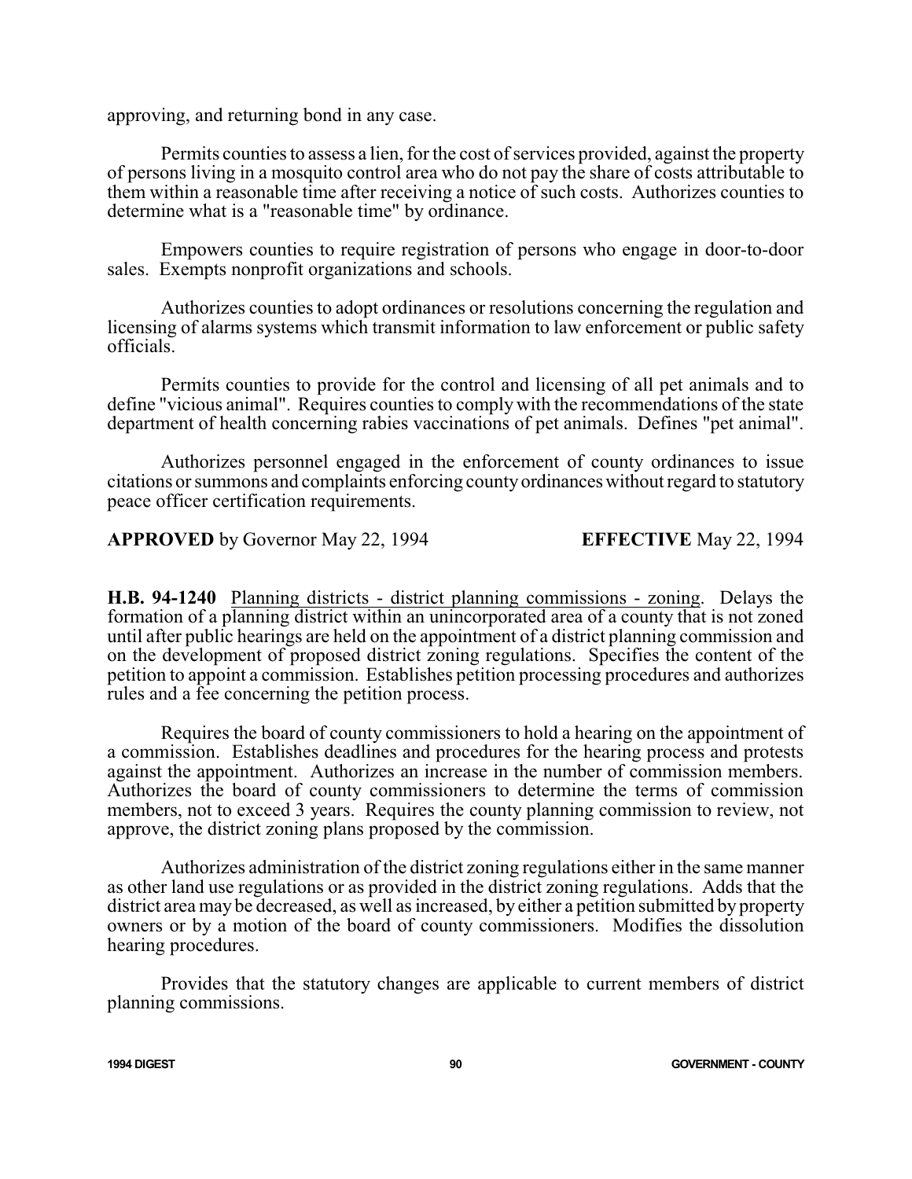approving, and returning bond in any case.

Permits counties to assess a lien, for the cost of services provided, against the property of persons living in a mosquito control area who do not pay the share of costs attributable to them within a reasonable time after receiving a notice of such costs. Authorizes counties to determine what is a "reasonable time" by ordinance.

Empowers counties to require registration of persons who engage in door-to-door sales. Exempts nonprofit organizations and schools.

Authorizes counties to adopt ordinances or resolutions concerning the regulation and licensing of alarms systems which transmit information to law enforcement or public safety officials.

Permits counties to provide for the control and licensing of all pet animals and to define "vicious animal". Requires counties to comply with the recommendations of the state department of health concerning rabies vaccinations of pet animals. Defines "pet animal".

Authorizes personnel engaged in the enforcement of county ordinances to issue citations or summons and complaints enforcing county ordinances without regard to statutory peace officer certification requirements.

**APPROVED** by Governor May 22, 1994 **EFFECTIVE** May 22, 1994

**H.B. 94-1240** Planning districts - district planning commissions - zoning. Delays the formation of a planning district within an unincorporated area of a county that is not zoned until after public hearings are held on the appointment of a district planning commission and on the development of proposed district zoning regulations. Specifies the content of the petition to appoint a commission. Establishes petition processing procedures and authorizes rules and a fee concerning the petition process.

Requires the board of county commissioners to hold a hearing on the appointment of a commission. Establishes deadlines and procedures for the hearing process and protests against the appointment. Authorizes an increase in the number of commission members. Authorizes the board of county commissioners to determine the terms of commission members, not to exceed 3 years. Requires the county planning commission to review, not approve, the district zoning plans proposed by the commission.

Authorizes administration of the district zoning regulations either in the same manner as other land use regulations or as provided in the district zoning regulations. Adds that the district area may be decreased, as well as increased, by either a petition submitted by property owners or by a motion of the board of county commissioners. Modifies the dissolution hearing procedures.

Provides that the statutory changes are applicable to current members of district planning commissions.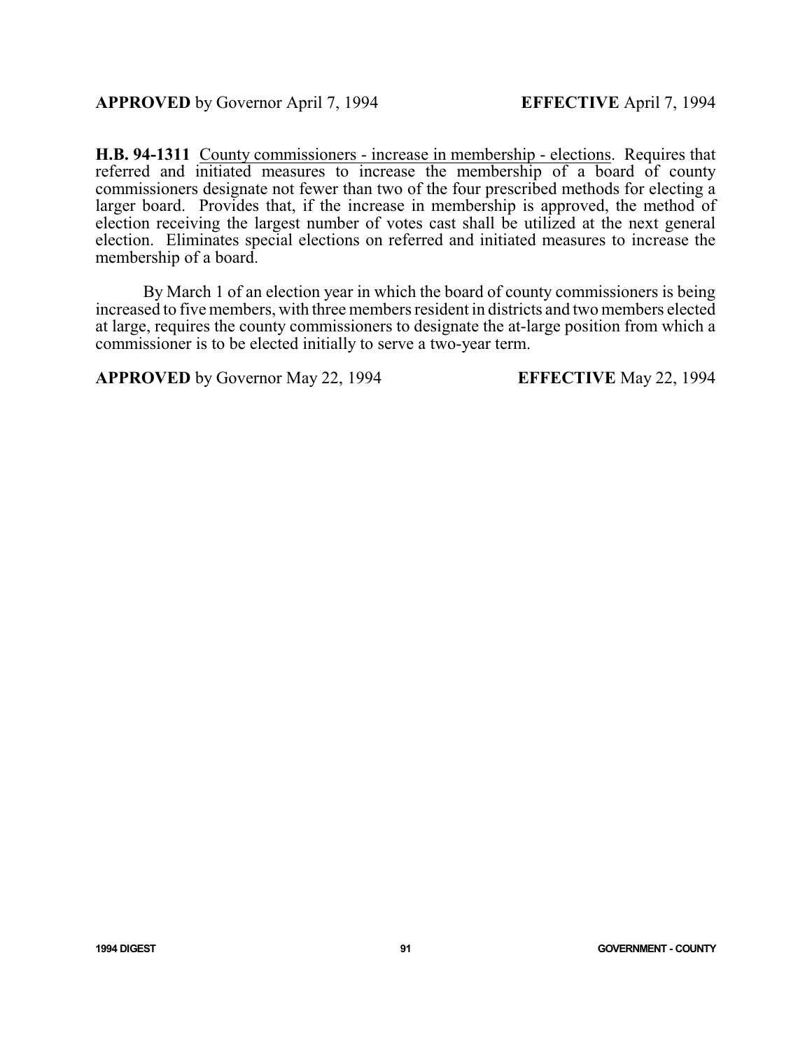**APPROVED** by Governor April 7, 1994 **EFFECTIVE** April 7, 1994

**H.B. 94-1311** County commissioners - increase in membership - elections. Requires that referred and initiated measures to increase the membership of a board of county commissioners designate not fewer than two of the four prescribed methods for electing a larger board. Provides that, if the increase in membership is approved, the method of election receiving the largest number of votes cast shall be utilized at the next general election. Eliminates special elections on referred and initiated measures to increase the membership of a board.

By March 1 of an election year in which the board of county commissioners is being increased to five members, with three members resident in districts and two members elected at large, requires the county commissioners to designate the at-large position from which a commissioner is to be elected initially to serve a two-year term.

**APPROVED** by Governor May 22, 1994 **EFFECTIVE** May 22, 1994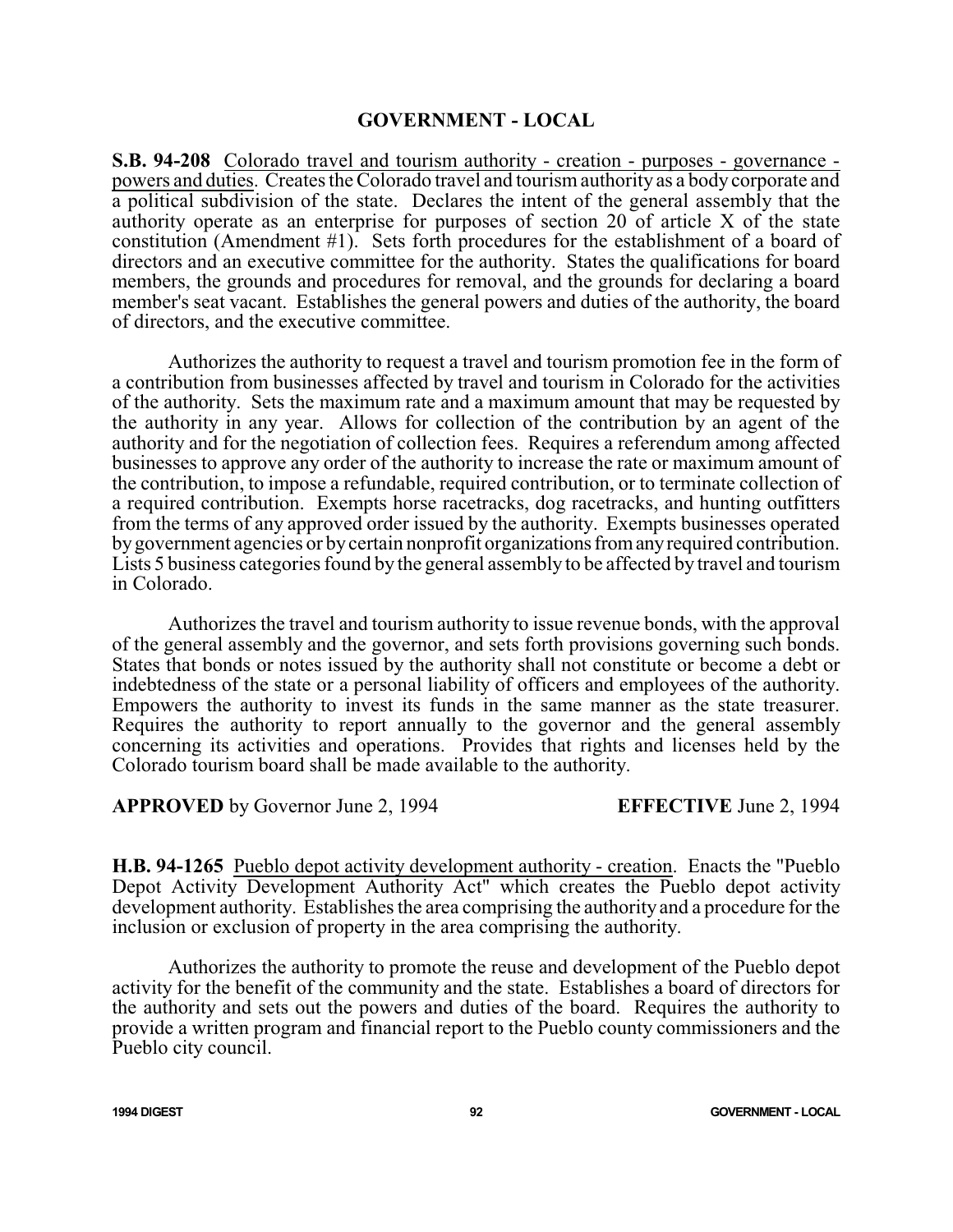## GOVERNMENT - LOCAL

**S.B. 94-208** Colorado travel and tourism authority - creation - purposes - governance - powers and duties. Creates the Colorado travel and tourism authority as a body corporate and a political subdivision of the state. Declares the intent of the general assembly that the authority operate as an enterprise for purposes of section 20 of article X of the state constitution (Amendment #1). Sets forth procedures for the establishment of a board of directors and an executive committee for the authority. States the qualifications for board members, the grounds and procedures for removal, and the grounds for declaring a board member's seat vacant. Establishes the general powers and duties of the authority, the board of directors, and the executive committee.

Authorizes the authority to request a travel and tourism promotion fee in the form of a contribution from businesses affected by travel and tourism in Colorado for the activities of the authority. Sets the maximum rate and a maximum amount that may be requested by the authority in any year. Allows for collection of the contribution by an agent of the authority and for the negotiation of collection fees. Requires a referendum among affected businesses to approve any order of the authority to increase the rate or maximum amount of the contribution, to impose a refundable, required contribution, or to terminate collection of a required contribution. Exempts horse racetracks, dog racetracks, and hunting outfitters from the terms of any approved order issued by the authority. Exempts businesses operated by government agencies or by certain nonprofit organizations from any required contribution. Lists 5 business categories found by the general assembly to be affected by travel and tourism in Colorado.

Authorizes the travel and tourism authority to issue revenue bonds, with the approval of the general assembly and the governor, and sets forth provisions governing such bonds. States that bonds or notes issued by the authority shall not constitute or become a debt or indebtedness of the state or a personal liability of officers and employees of the authority. Empowers the authority to invest its funds in the same manner as the state treasurer. Requires the authority to report annually to the governor and the general assembly concerning its activities and operations. Provides that rights and licenses held by the Colorado tourism board shall be made available to the authority.

**APPROVED** by Governor June 2, 1994 **EFFECTIVE** June 2, 1994

**H.B. 94-1265** Pueblo depot activity development authority - creation. Enacts the "Pueblo Depot Activity Development Authority Act" which creates the Pueblo depot activity development authority. Establishes the area comprising the authority and a procedure for the inclusion or exclusion of property in the area comprising the authority.

Authorizes the authority to promote the reuse and development of the Pueblo depot activity for the benefit of the community and the state. Establishes a board of directors for the authority and sets out the powers and duties of the board. Requires the authority to provide a written program and financial report to the Pueblo county commissioners and the Pueblo city council.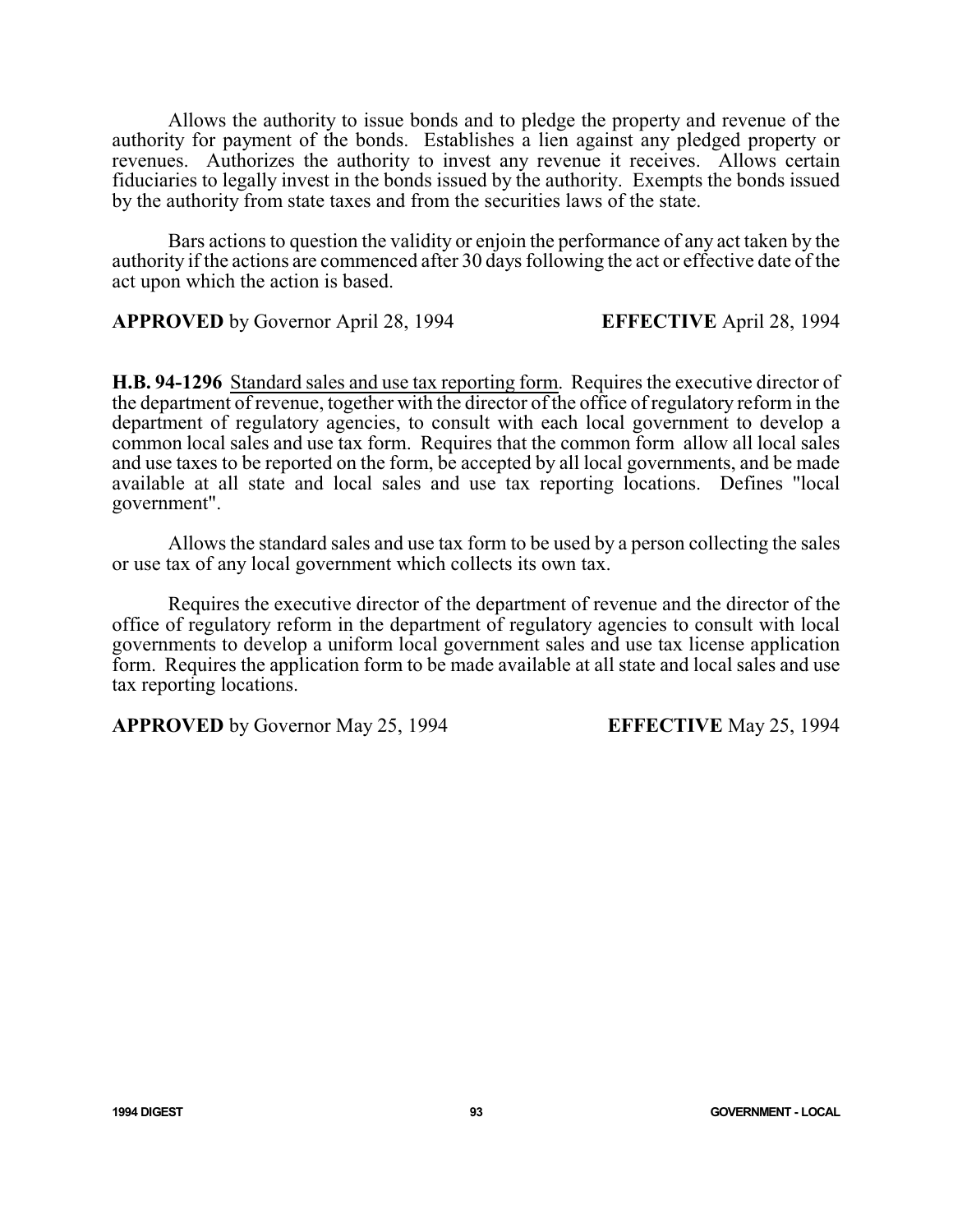Allows the authority to issue bonds and to pledge the property and revenue of the authority for payment of the bonds. Establishes a lien against any pledged property or revenues. Authorizes the authority to invest any revenue it receives. Allows certain fiduciaries to legally invest in the bonds issued by the authority. Exempts the bonds issued by the authority from state taxes and from the securities laws of the state.

Bars actions to question the validity or enjoin the performance of any act taken by the authority if the actions are commenced after 30 days following the act or effective date of the act upon which the action is based.

**APPROVED** by Governor April 28, 1994 **EFFECTIVE** April 28, 1994

**H.B. 94-1296** Standard sales and use tax reporting form. Requires the executive director of the department of revenue, together with the director of the office of regulatory reform in the department of regulatory agencies, to consult with each local government to develop a common local sales and use tax form. Requires that the common form allow all local sales and use taxes to be reported on the form, be accepted by all local governments, and be made available at all state and local sales and use tax reporting locations. Defines "local government".

Allows the standard sales and use tax form to be used by a person collecting the sales or use tax of any local government which collects its own tax.

Requires the executive director of the department of revenue and the director of the office of regulatory reform in the department of regulatory agencies to consult with local governments to develop a uniform local government sales and use tax license application form. Requires the application form to be made available at all state and local sales and use tax reporting locations.

**APPROVED** by Governor May 25, 1994 **EFFECTIVE** May 25, 1994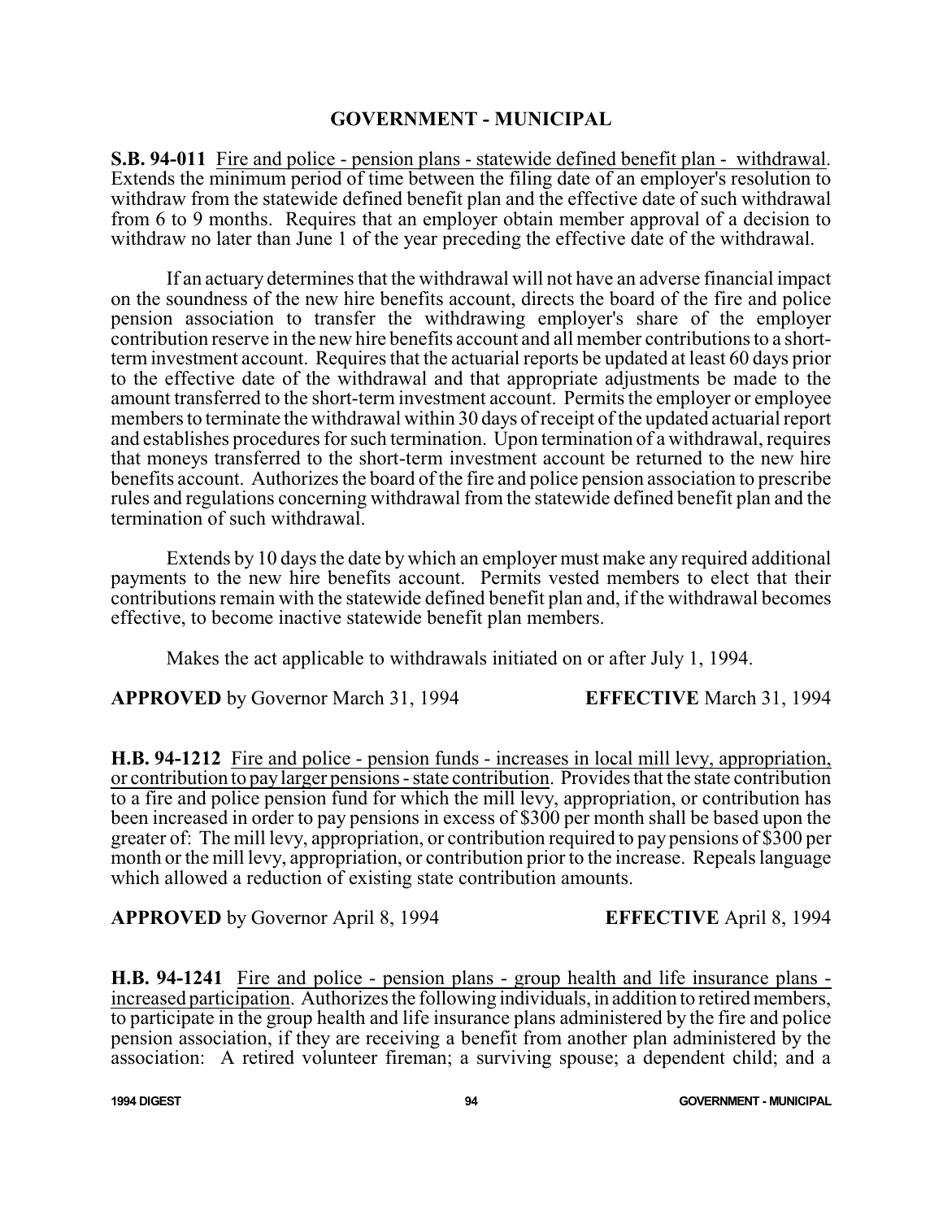## GOVERNMENT - MUNICIPAL

**S.B. 94-011** Fire and police - pension plans - statewide defined benefit plan - withdrawal. Extends the minimum period of time between the filing date of an employer's resolution to withdraw from the statewide defined benefit plan and the effective date of such withdrawal from 6 to 9 months. Requires that an employer obtain member approval of a decision to withdraw no later than June 1 of the year preceding the effective date of the withdrawal.

If an actuary determines that the withdrawal will not have an adverse financial impact on the soundness of the new hire benefits account, directs the board of the fire and police pension association to transfer the withdrawing employer's share of the employer contribution reserve in the new hire benefits account and all member contributions to a short-term investment account. Requires that the actuarial reports be updated at least 60 days prior to the effective date of the withdrawal and that appropriate adjustments be made to the amount transferred to the short-term investment account. Permits the employer or employee members to terminate the withdrawal within 30 days of receipt of the updated actuarial report and establishes procedures for such termination. Upon termination of a withdrawal, requires that moneys transferred to the short-term investment account be returned to the new hire benefits account. Authorizes the board of the fire and police pension association to prescribe rules and regulations concerning withdrawal from the statewide defined benefit plan and the termination of such withdrawal.

Extends by 10 days the date by which an employer must make any required additional payments to the new hire benefits account. Permits vested members to elect that their contributions remain with the statewide defined benefit plan and, if the withdrawal becomes effective, to become inactive statewide benefit plan members.

Makes the act applicable to withdrawals initiated on or after July 1, 1994.

**APPROVED** by Governor March 31, 1994 **EFFECTIVE** March 31, 1994

**H.B. 94-1212** Fire and police - pension funds - increases in local mill levy, appropriation, or contribution to pay larger pensions - state contribution. Provides that the state contribution to a fire and police pension fund for which the mill levy, appropriation, or contribution has been increased in order to pay pensions in excess of $300 per month shall be based upon the greater of: The mill levy, appropriation, or contribution required to pay pensions of $300 per month or the mill levy, appropriation, or contribution prior to the increase. Repeals language which allowed a reduction of existing state contribution amounts.

**APPROVED** by Governor April 8, 1994 **EFFECTIVE** April 8, 1994

**H.B. 94-1241** Fire and police - pension plans - group health and life insurance plans - increased participation. Authorizes the following individuals, in addition to retired members, to participate in the group health and life insurance plans administered by the fire and police pension association, if they are receiving a benefit from another plan administered by the association: A retired volunteer fireman; a surviving spouse; a dependent child; and a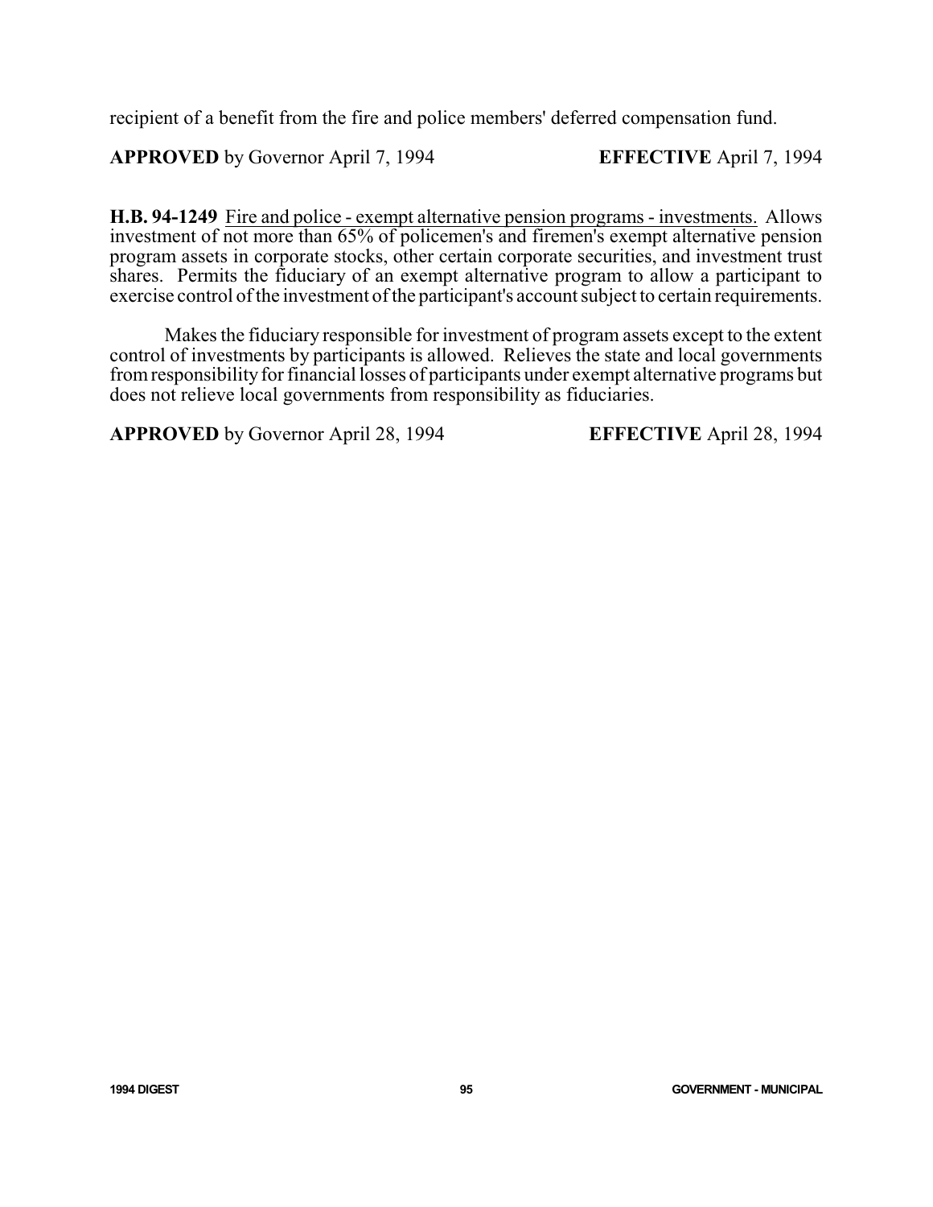recipient of a benefit from the fire and police members' deferred compensation fund.

**APPROVED** by Governor April 7, 1994 **EFFECTIVE** April 7, 1994

**H.B. 94-1249** Fire and police - exempt alternative pension programs - investments. Allows investment of not more than 65% of policemen's and firemen's exempt alternative pension program assets in corporate stocks, other certain corporate securities, and investment trust shares. Permits the fiduciary of an exempt alternative program to allow a participant to exercise control of the investment of the participant's account subject to certain requirements.

Makes the fiduciary responsible for investment of program assets except to the extent control of investments by participants is allowed. Relieves the state and local governments from responsibility for financial losses of participants under exempt alternative programs but does not relieve local governments from responsibility as fiduciaries.

**APPROVED** by Governor April 28, 1994 **EFFECTIVE** April 28, 1994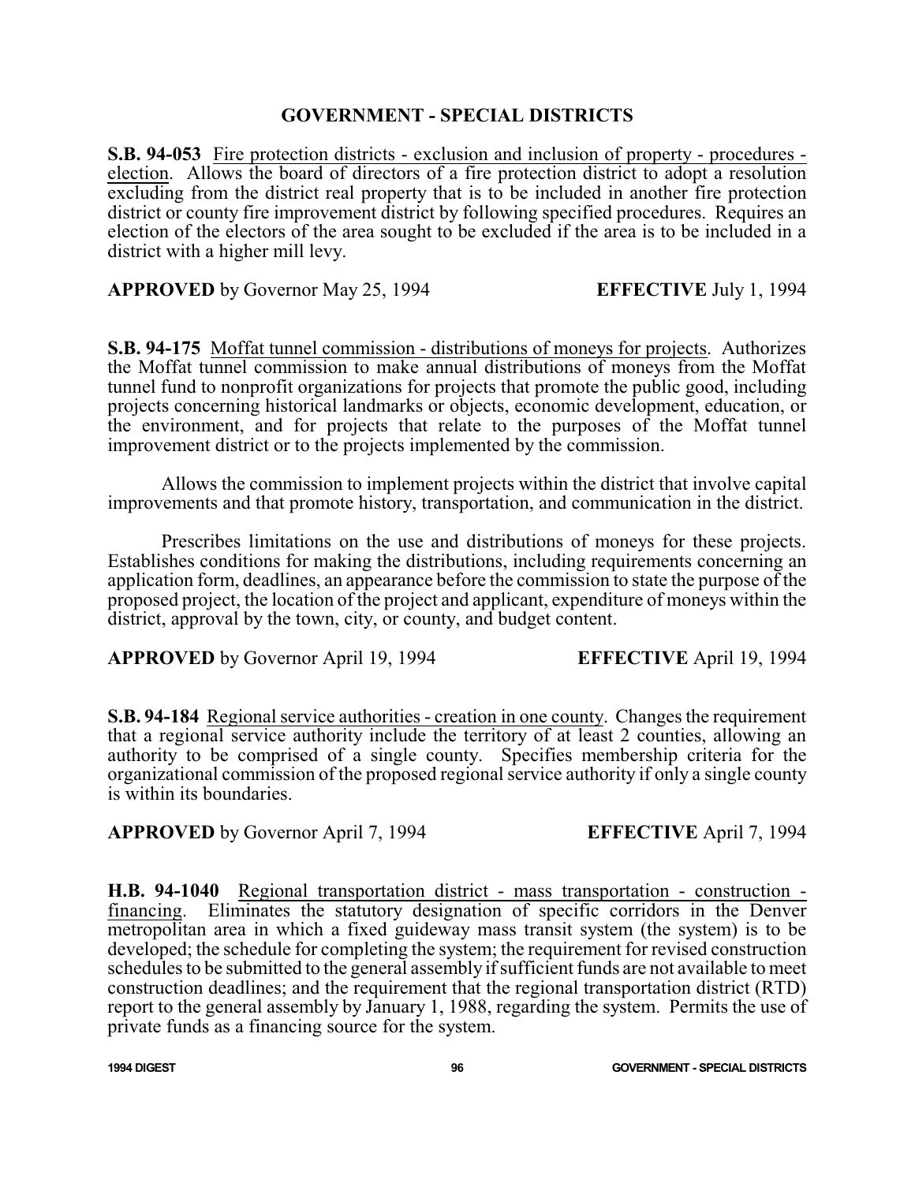## GOVERNMENT - SPECIAL DISTRICTS

**S.B. 94-053** Fire protection districts - exclusion and inclusion of property - procedures - election. Allows the board of directors of a fire protection district to adopt a resolution excluding from the district real property that is to be included in another fire protection district or county fire improvement district by following specified procedures. Requires an election of the electors of the area sought to be excluded if the area is to be included in a district with a higher mill levy.

**APPROVED** by Governor May 25, 1994 **EFFECTIVE** July 1, 1994

**S.B. 94-175** Moffat tunnel commission - distributions of moneys for projects. Authorizes the Moffat tunnel commission to make annual distributions of moneys from the Moffat tunnel fund to nonprofit organizations for projects that promote the public good, including projects concerning historical landmarks or objects, economic development, education, or the environment, and for projects that relate to the purposes of the Moffat tunnel improvement district or to the projects implemented by the commission.

Allows the commission to implement projects within the district that involve capital improvements and that promote history, transportation, and communication in the district.

Prescribes limitations on the use and distributions of moneys for these projects. Establishes conditions for making the distributions, including requirements concerning an application form, deadlines, an appearance before the commission to state the purpose of the proposed project, the location of the project and applicant, expenditure of moneys within the district, approval by the town, city, or county, and budget content.

**APPROVED** by Governor April 19, 1994 **EFFECTIVE** April 19, 1994

**S.B. 94-184** Regional service authorities - creation in one county. Changes the requirement that a regional service authority include the territory of at least 2 counties, allowing an authority to be comprised of a single county. Specifies membership criteria for the organizational commission of the proposed regional service authority if only a single county is within its boundaries.

**APPROVED** by Governor April 7, 1994 **EFFECTIVE** April 7, 1994

**H.B. 94-1040** Regional transportation district - mass transportation - construction - financing. Eliminates the statutory designation of specific corridors in the Denver metropolitan area in which a fixed guideway mass transit system (the system) is to be developed; the schedule for completing the system; the requirement for revised construction schedules to be submitted to the general assembly if sufficient funds are not available to meet construction deadlines; and the requirement that the regional transportation district (RTD) report to the general assembly by January 1, 1988, regarding the system. Permits the use of private funds as a financing source for the system.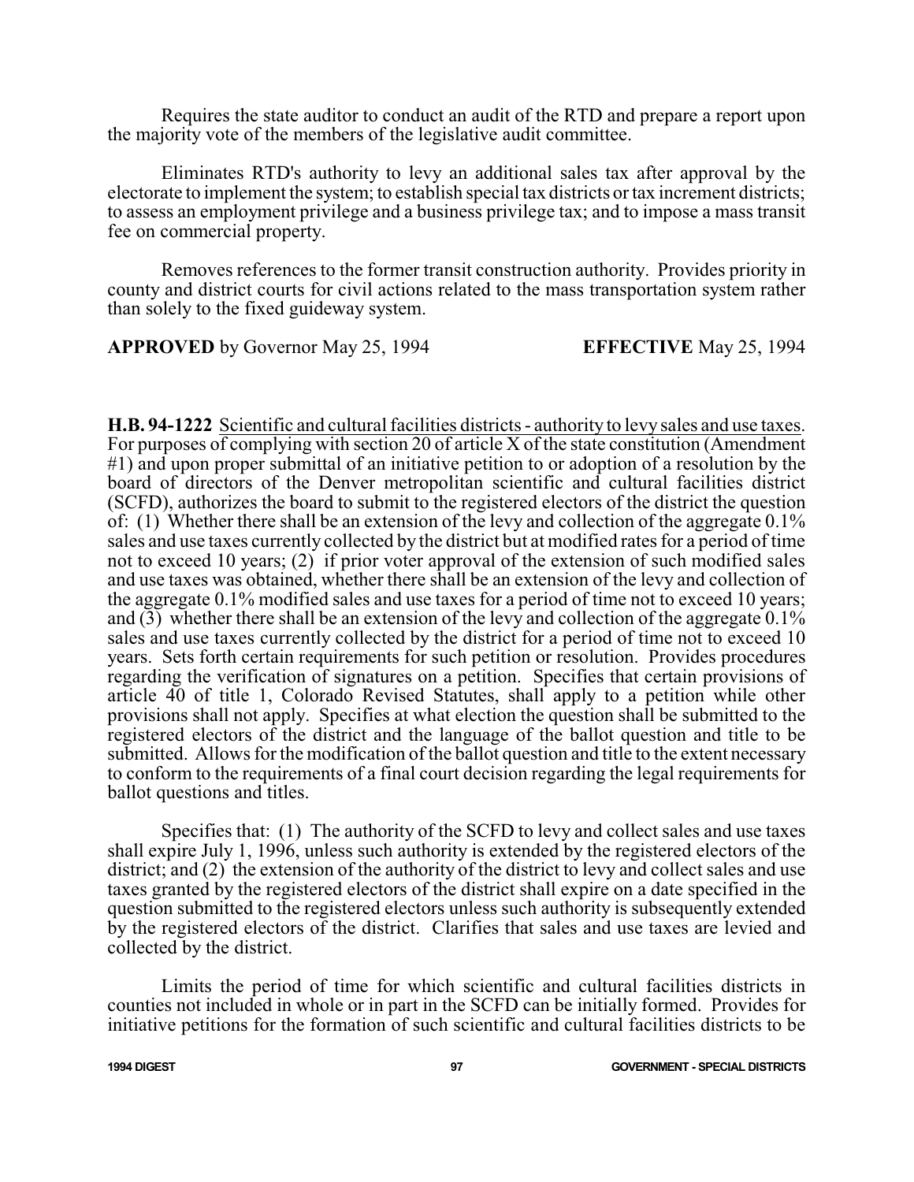Requires the state auditor to conduct an audit of the RTD and prepare a report upon the majority vote of the members of the legislative audit committee.

Eliminates RTD's authority to levy an additional sales tax after approval by the electorate to implement the system; to establish special tax districts or tax increment districts; to assess an employment privilege and a business privilege tax; and to impose a mass transit fee on commercial property.

Removes references to the former transit construction authority. Provides priority in county and district courts for civil actions related to the mass transportation system rather than solely to the fixed guideway system.

**APPROVED** by Governor May 25, 1994 **EFFECTIVE** May 25, 1994

**H.B. 94-1222** Scientific and cultural facilities districts - authority to levy sales and use taxes. For purposes of complying with section 20 of article X of the state constitution (Amendment #1) and upon proper submittal of an initiative petition to or adoption of a resolution by the board of directors of the Denver metropolitan scientific and cultural facilities district (SCFD), authorizes the board to submit to the registered electors of the district the question of: (1) Whether there shall be an extension of the levy and collection of the aggregate 0.1% sales and use taxes currently collected by the district but at modified rates for a period of time not to exceed 10 years; (2) if prior voter approval of the extension of such modified sales and use taxes was obtained, whether there shall be an extension of the levy and collection of the aggregate 0.1% modified sales and use taxes for a period of time not to exceed 10 years; and (3) whether there shall be an extension of the levy and collection of the aggregate 0.1% sales and use taxes currently collected by the district for a period of time not to exceed 10 years. Sets forth certain requirements for such petition or resolution. Provides procedures regarding the verification of signatures on a petition. Specifies that certain provisions of article 40 of title 1, Colorado Revised Statutes, shall apply to a petition while other provisions shall not apply. Specifies at what election the question shall be submitted to the registered electors of the district and the language of the ballot question and title to be submitted. Allows for the modification of the ballot question and title to the extent necessary to conform to the requirements of a final court decision regarding the legal requirements for ballot questions and titles.

Specifies that: (1) The authority of the SCFD to levy and collect sales and use taxes shall expire July 1, 1996, unless such authority is extended by the registered electors of the district; and (2) the extension of the authority of the district to levy and collect sales and use taxes granted by the registered electors of the district shall expire on a date specified in the question submitted to the registered electors unless such authority is subsequently extended by the registered electors of the district. Clarifies that sales and use taxes are levied and collected by the district.

Limits the period of time for which scientific and cultural facilities districts in counties not included in whole or in part in the SCFD can be initially formed. Provides for initiative petitions for the formation of such scientific and cultural facilities districts to be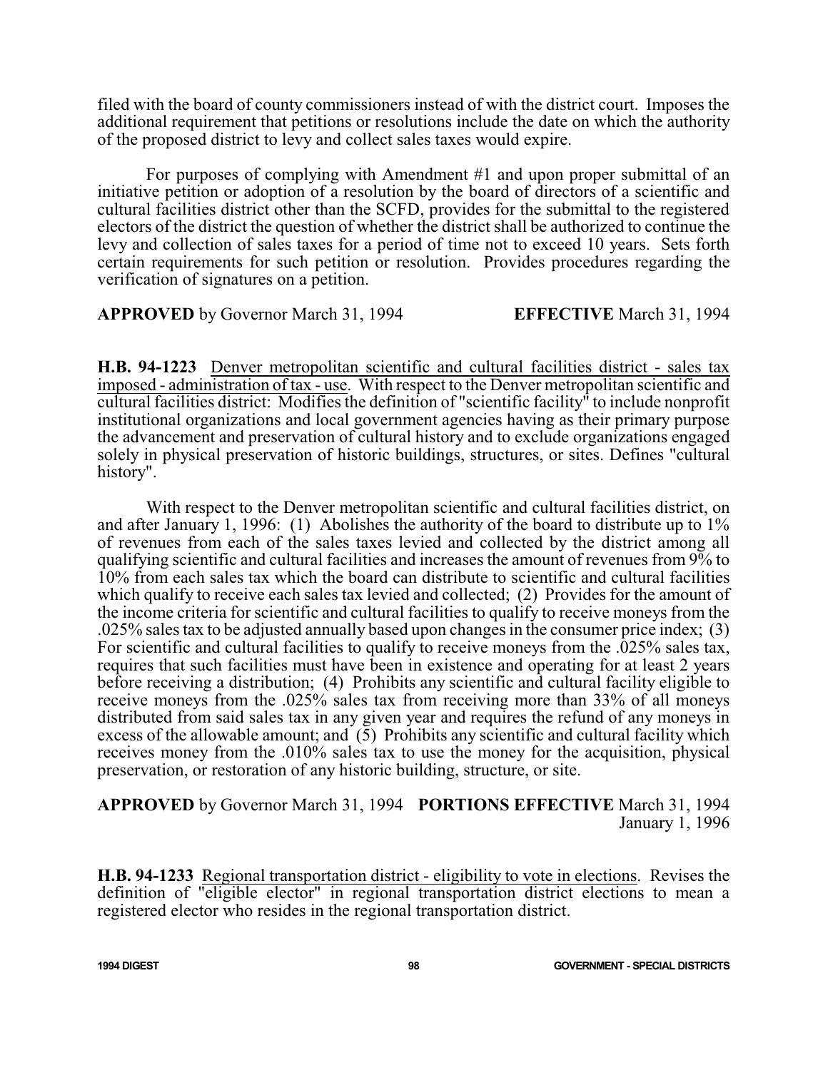filed with the board of county commissioners instead of with the district court. Imposes the additional requirement that petitions or resolutions include the date on which the authority of the proposed district to levy and collect sales taxes would expire.

For purposes of complying with Amendment #1 and upon proper submittal of an initiative petition or adoption of a resolution by the board of directors of a scientific and cultural facilities district other than the SCFD, provides for the submittal to the registered electors of the district the question of whether the district shall be authorized to continue the levy and collection of sales taxes for a period of time not to exceed 10 years. Sets forth certain requirements for such petition or resolution. Provides procedures regarding the verification of signatures on a petition.

**APPROVED** by Governor March 31, 1994 **EFFECTIVE** March 31, 1994

**H.B. 94-1223** Denver metropolitan scientific and cultural facilities district - sales tax imposed - administration of tax - use. With respect to the Denver metropolitan scientific and cultural facilities district: Modifies the definition of "scientific facility" to include nonprofit institutional organizations and local government agencies having as their primary purpose the advancement and preservation of cultural history and to exclude organizations engaged solely in physical preservation of historic buildings, structures, or sites. Defines "cultural history".

With respect to the Denver metropolitan scientific and cultural facilities district, on and after January 1, 1996: (1) Abolishes the authority of the board to distribute up to 1% of revenues from each of the sales taxes levied and collected by the district among all qualifying scientific and cultural facilities and increases the amount of revenues from 9% to 10% from each sales tax which the board can distribute to scientific and cultural facilities which qualify to receive each sales tax levied and collected; (2) Provides for the amount of the income criteria for scientific and cultural facilities to qualify to receive moneys from the .025% sales tax to be adjusted annually based upon changes in the consumer price index; (3) For scientific and cultural facilities to qualify to receive moneys from the .025% sales tax, requires that such facilities must have been in existence and operating for at least 2 years before receiving a distribution; (4) Prohibits any scientific and cultural facility eligible to receive moneys from the .025% sales tax from receiving more than 33% of all moneys distributed from said sales tax in any given year and requires the refund of any moneys in excess of the allowable amount; and (5) Prohibits any scientific and cultural facility which receives money from the .010% sales tax to use the money for the acquisition, physical preservation, or restoration of any historic building, structure, or site.

**APPROVED** by Governor March 31, 1994 **PORTIONS EFFECTIVE** March 31, 1994
January 1, 1996

**H.B. 94-1233** Regional transportation district - eligibility to vote in elections. Revises the definition of "eligible elector" in regional transportation district elections to mean a registered elector who resides in the regional transportation district.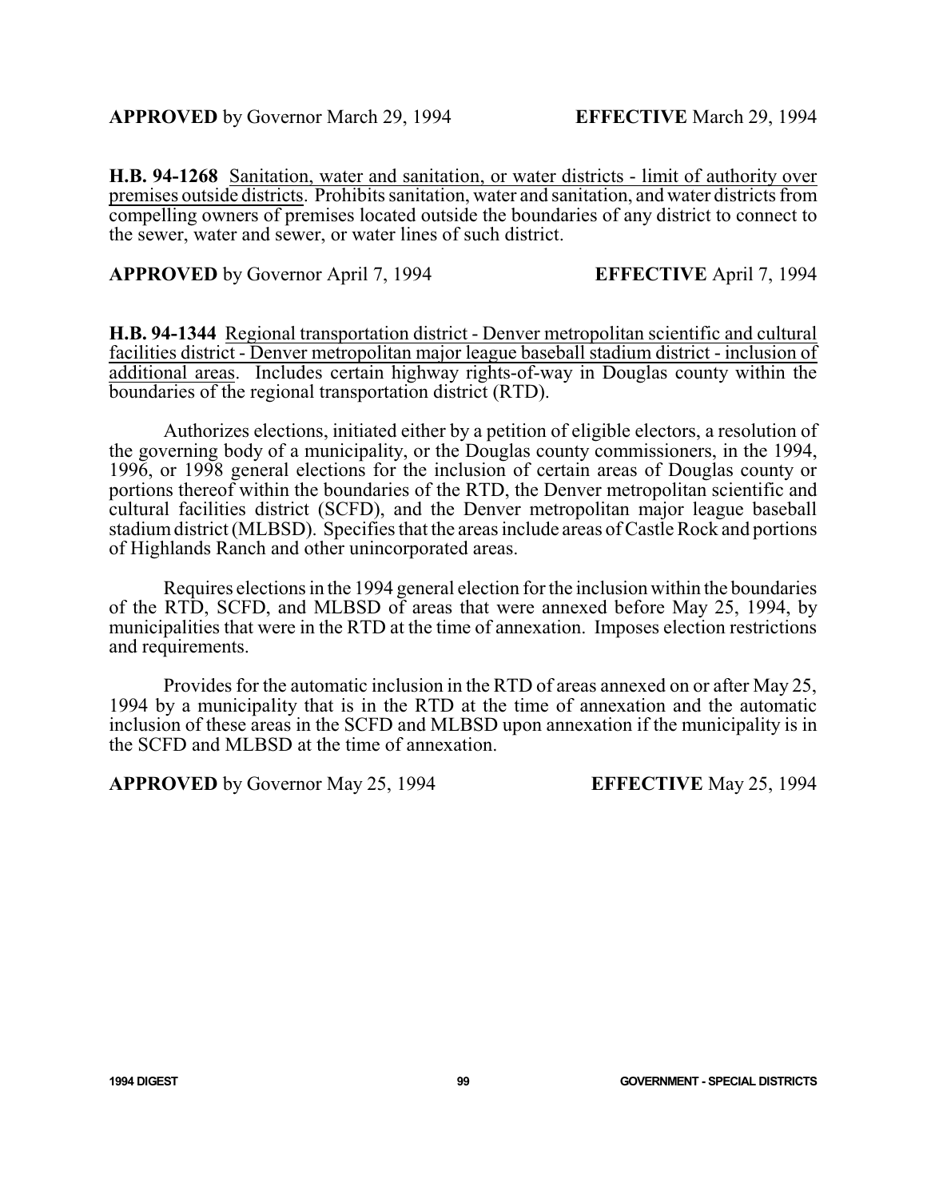**APPROVED** by Governor March 29, 1994 **EFFECTIVE** March 29, 1994

**H.B. 94-1268** Sanitation, water and sanitation, or water districts - limit of authority over premises outside districts. Prohibits sanitation, water and sanitation, and water districts from compelling owners of premises located outside the boundaries of any district to connect to the sewer, water and sewer, or water lines of such district.

**APPROVED** by Governor April 7, 1994 **EFFECTIVE** April 7, 1994

**H.B. 94-1344** Regional transportation district - Denver metropolitan scientific and cultural facilities district - Denver metropolitan major league baseball stadium district - inclusion of additional areas. Includes certain highway rights-of-way in Douglas county within the boundaries of the regional transportation district (RTD).

Authorizes elections, initiated either by a petition of eligible electors, a resolution of the governing body of a municipality, or the Douglas county commissioners, in the 1994, 1996, or 1998 general elections for the inclusion of certain areas of Douglas county or portions thereof within the boundaries of the RTD, the Denver metropolitan scientific and cultural facilities district (SCFD), and the Denver metropolitan major league baseball stadium district (MLBSD). Specifies that the areas include areas of Castle Rock and portions of Highlands Ranch and other unincorporated areas.

Requires elections in the 1994 general election for the inclusion within the boundaries of the RTD, SCFD, and MLBSD of areas that were annexed before May 25, 1994, by municipalities that were in the RTD at the time of annexation. Imposes election restrictions and requirements.

Provides for the automatic inclusion in the RTD of areas annexed on or after May 25, 1994 by a municipality that is in the RTD at the time of annexation and the automatic inclusion of these areas in the SCFD and MLBSD upon annexation if the municipality is in the SCFD and MLBSD at the time of annexation.

**APPROVED** by Governor May 25, 1994 **EFFECTIVE** May 25, 1994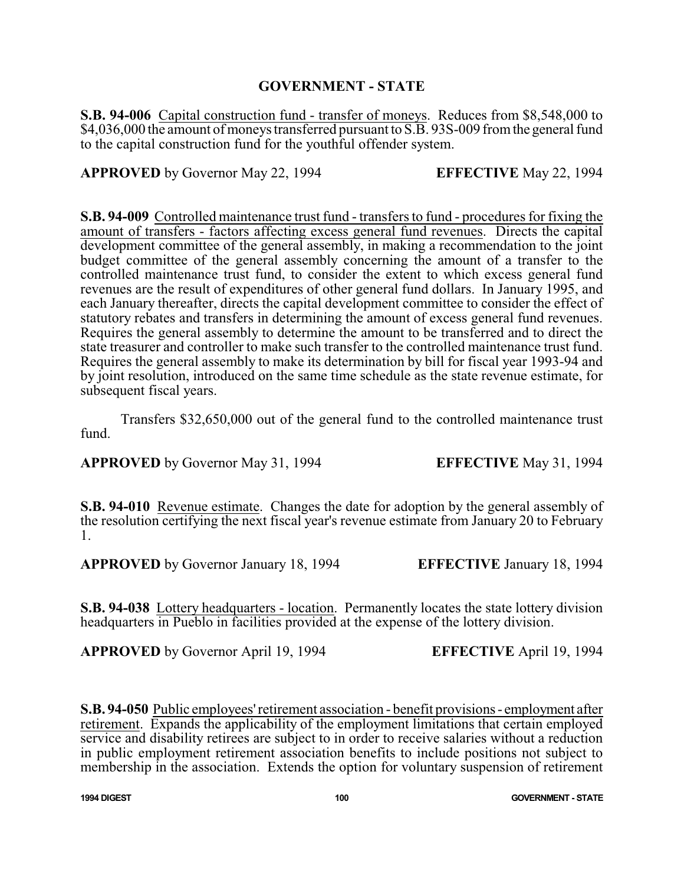## GOVERNMENT - STATE

**S.B. 94-006** Capital construction fund - transfer of moneys. Reduces from $8,548,000 to $4,036,000 the amount of moneys transferred pursuant to S.B. 93S-009 from the general fund to the capital construction fund for the youthful offender system.

**APPROVED** by Governor May 22, 1994 **EFFECTIVE** May 22, 1994

**S.B. 94-009** Controlled maintenance trust fund - transfers to fund - procedures for fixing the amount of transfers - factors affecting excess general fund revenues. Directs the capital development committee of the general assembly, in making a recommendation to the joint budget committee of the general assembly concerning the amount of a transfer to the controlled maintenance trust fund, to consider the extent to which excess general fund revenues are the result of expenditures of other general fund dollars. In January 1995, and each January thereafter, directs the capital development committee to consider the effect of statutory rebates and transfers in determining the amount of excess general fund revenues. Requires the general assembly to determine the amount to be transferred and to direct the state treasurer and controller to make such transfer to the controlled maintenance trust fund. Requires the general assembly to make its determination by bill for fiscal year 1993-94 and by joint resolution, introduced on the same time schedule as the state revenue estimate, for subsequent fiscal years.

Transfers $32,650,000 out of the general fund to the controlled maintenance trust fund.

**APPROVED** by Governor May 31, 1994 **EFFECTIVE** May 31, 1994

**S.B. 94-010** Revenue estimate. Changes the date for adoption by the general assembly of the resolution certifying the next fiscal year's revenue estimate from January 20 to February 1.

**APPROVED** by Governor January 18, 1994 **EFFECTIVE** January 18, 1994

**S.B. 94-038** Lottery headquarters - location. Permanently locates the state lottery division headquarters in Pueblo in facilities provided at the expense of the lottery division.

**APPROVED** by Governor April 19, 1994 **EFFECTIVE** April 19, 1994

**S.B. 94-050** Public employees' retirement association - benefit provisions - employment after retirement. Expands the applicability of the employment limitations that certain employed service and disability retirees are subject to in order to receive salaries without a reduction in public employment retirement association benefits to include positions not subject to membership in the association. Extends the option for voluntary suspension of retirement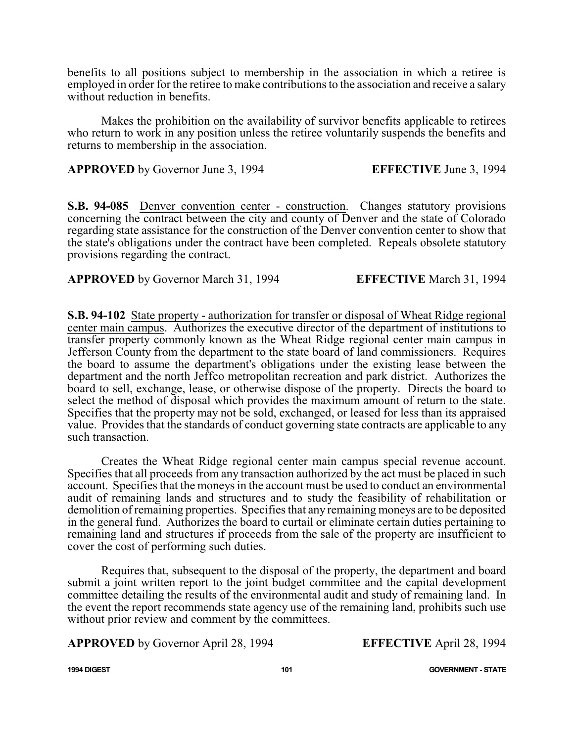benefits to all positions subject to membership in the association in which a retiree is employed in order for the retiree to make contributions to the association and receive a salary without reduction in benefits.

Makes the prohibition on the availability of survivor benefits applicable to retirees who return to work in any position unless the retiree voluntarily suspends the benefits and returns to membership in the association.

**APPROVED** by Governor June 3, 1994 **EFFECTIVE** June 3, 1994

**S.B. 94-085** Denver convention center - construction. Changes statutory provisions concerning the contract between the city and county of Denver and the state of Colorado regarding state assistance for the construction of the Denver convention center to show that the state's obligations under the contract have been completed. Repeals obsolete statutory provisions regarding the contract.

**APPROVED** by Governor March 31, 1994 **EFFECTIVE** March 31, 1994

**S.B. 94-102** State property - authorization for transfer or disposal of Wheat Ridge regional center main campus. Authorizes the executive director of the department of institutions to transfer property commonly known as the Wheat Ridge regional center main campus in Jefferson County from the department to the state board of land commissioners. Requires the board to assume the department's obligations under the existing lease between the department and the north Jeffco metropolitan recreation and park district. Authorizes the board to sell, exchange, lease, or otherwise dispose of the property. Directs the board to select the method of disposal which provides the maximum amount of return to the state. Specifies that the property may not be sold, exchanged, or leased for less than its appraised value. Provides that the standards of conduct governing state contracts are applicable to any such transaction.

Creates the Wheat Ridge regional center main campus special revenue account. Specifies that all proceeds from any transaction authorized by the act must be placed in such account. Specifies that the moneys in the account must be used to conduct an environmental audit of remaining lands and structures and to study the feasibility of rehabilitation or demolition of remaining properties. Specifies that any remaining moneys are to be deposited in the general fund. Authorizes the board to curtail or eliminate certain duties pertaining to remaining land and structures if proceeds from the sale of the property are insufficient to cover the cost of performing such duties.

Requires that, subsequent to the disposal of the property, the department and board submit a joint written report to the joint budget committee and the capital development committee detailing the results of the environmental audit and study of remaining land. In the event the report recommends state agency use of the remaining land, prohibits such use without prior review and comment by the committees.

**APPROVED** by Governor April 28, 1994 **EFFECTIVE** April 28, 1994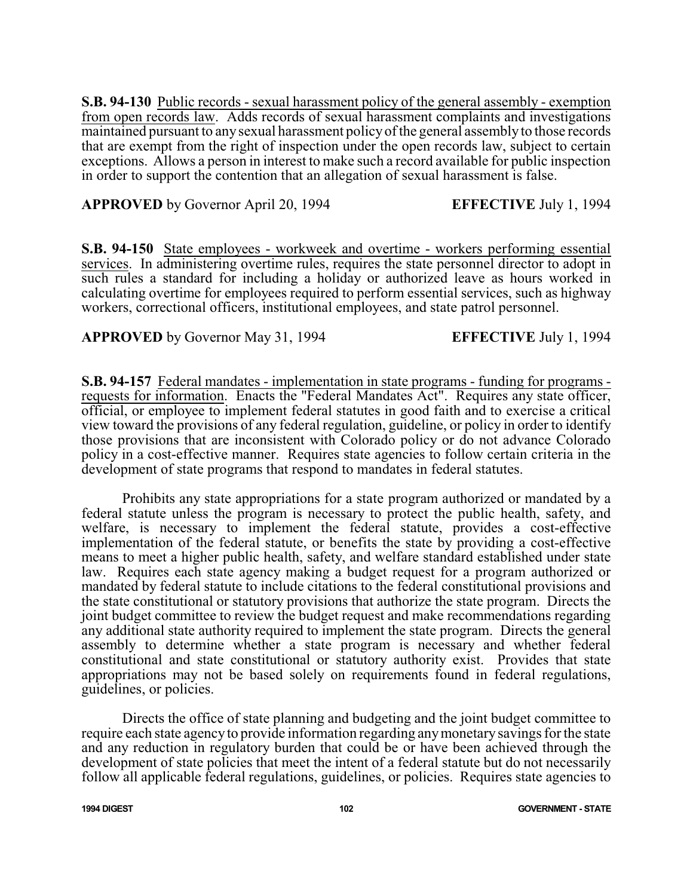**S.B. 94-130** Public records - sexual harassment policy of the general assembly - exemption from open records law. Adds records of sexual harassment complaints and investigations maintained pursuant to any sexual harassment policy of the general assembly to those records that are exempt from the right of inspection under the open records law, subject to certain exceptions. Allows a person in interest to make such a record available for public inspection in order to support the contention that an allegation of sexual harassment is false.

**APPROVED** by Governor April 20, 1994 **EFFECTIVE** July 1, 1994

**S.B. 94-150** State employees - workweek and overtime - workers performing essential services. In administering overtime rules, requires the state personnel director to adopt in such rules a standard for including a holiday or authorized leave as hours worked in calculating overtime for employees required to perform essential services, such as highway workers, correctional officers, institutional employees, and state patrol personnel.

**APPROVED** by Governor May 31, 1994 **EFFECTIVE** July 1, 1994

**S.B. 94-157** Federal mandates - implementation in state programs - funding for programs - requests for information. Enacts the "Federal Mandates Act". Requires any state officer, official, or employee to implement federal statutes in good faith and to exercise a critical view toward the provisions of any federal regulation, guideline, or policy in order to identify those provisions that are inconsistent with Colorado policy or do not advance Colorado policy in a cost-effective manner. Requires state agencies to follow certain criteria in the development of state programs that respond to mandates in federal statutes.

Prohibits any state appropriations for a state program authorized or mandated by a federal statute unless the program is necessary to protect the public health, safety, and welfare, is necessary to implement the federal statute, provides a cost-effective implementation of the federal statute, or benefits the state by providing a cost-effective means to meet a higher public health, safety, and welfare standard established under state law. Requires each state agency making a budget request for a program authorized or mandated by federal statute to include citations to the federal constitutional provisions and the state constitutional or statutory provisions that authorize the state program. Directs the joint budget committee to review the budget request and make recommendations regarding any additional state authority required to implement the state program. Directs the general assembly to determine whether a state program is necessary and whether federal constitutional and state constitutional or statutory authority exist. Provides that state appropriations may not be based solely on requirements found in federal regulations, guidelines, or policies.

Directs the office of state planning and budgeting and the joint budget committee to require each state agency to provide information regarding any monetary savings for the state and any reduction in regulatory burden that could be or have been achieved through the development of state policies that meet the intent of a federal statute but do not necessarily follow all applicable federal regulations, guidelines, or policies. Requires state agencies to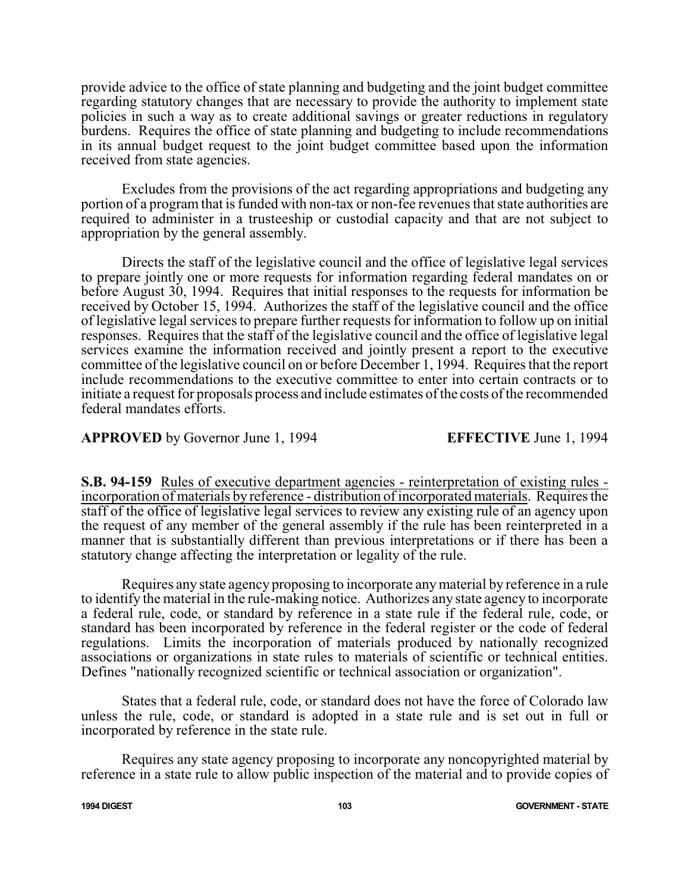provide advice to the office of state planning and budgeting and the joint budget committee regarding statutory changes that are necessary to provide the authority to implement state policies in such a way as to create additional savings or greater reductions in regulatory burdens. Requires the office of state planning and budgeting to include recommendations in its annual budget request to the joint budget committee based upon the information received from state agencies.

Excludes from the provisions of the act regarding appropriations and budgeting any portion of a program that is funded with non-tax or non-fee revenues that state authorities are required to administer in a trusteeship or custodial capacity and that are not subject to appropriation by the general assembly.

Directs the staff of the legislative council and the office of legislative legal services to prepare jointly one or more requests for information regarding federal mandates on or before August 30, 1994. Requires that initial responses to the requests for information be received by October 15, 1994. Authorizes the staff of the legislative council and the office of legislative legal services to prepare further requests for information to follow up on initial responses. Requires that the staff of the legislative council and the office of legislative legal services examine the information received and jointly present a report to the executive committee of the legislative council on or before December 1, 1994. Requires that the report include recommendations to the executive committee to enter into certain contracts or to initiate a request for proposals process and include estimates of the costs of the recommended federal mandates efforts.

**APPROVED** by Governor June 1, 1994 **EFFECTIVE** June 1, 1994

**S.B. 94-159** Rules of executive department agencies - reinterpretation of existing rules - incorporation of materials by reference - distribution of incorporated materials. Requires the staff of the office of legislative legal services to review any existing rule of an agency upon the request of any member of the general assembly if the rule has been reinterpreted in a manner that is substantially different than previous interpretations or if there has been a statutory change affecting the interpretation or legality of the rule.

Requires any state agency proposing to incorporate any material by reference in a rule to identify the material in the rule-making notice. Authorizes any state agency to incorporate a federal rule, code, or standard by reference in a state rule if the federal rule, code, or standard has been incorporated by reference in the federal register or the code of federal regulations. Limits the incorporation of materials produced by nationally recognized associations or organizations in state rules to materials of scientific or technical entities. Defines "nationally recognized scientific or technical association or organization".

States that a federal rule, code, or standard does not have the force of Colorado law unless the rule, code, or standard is adopted in a state rule and is set out in full or incorporated by reference in the state rule.

Requires any state agency proposing to incorporate any noncopyrighted material by reference in a state rule to allow public inspection of the material and to provide copies of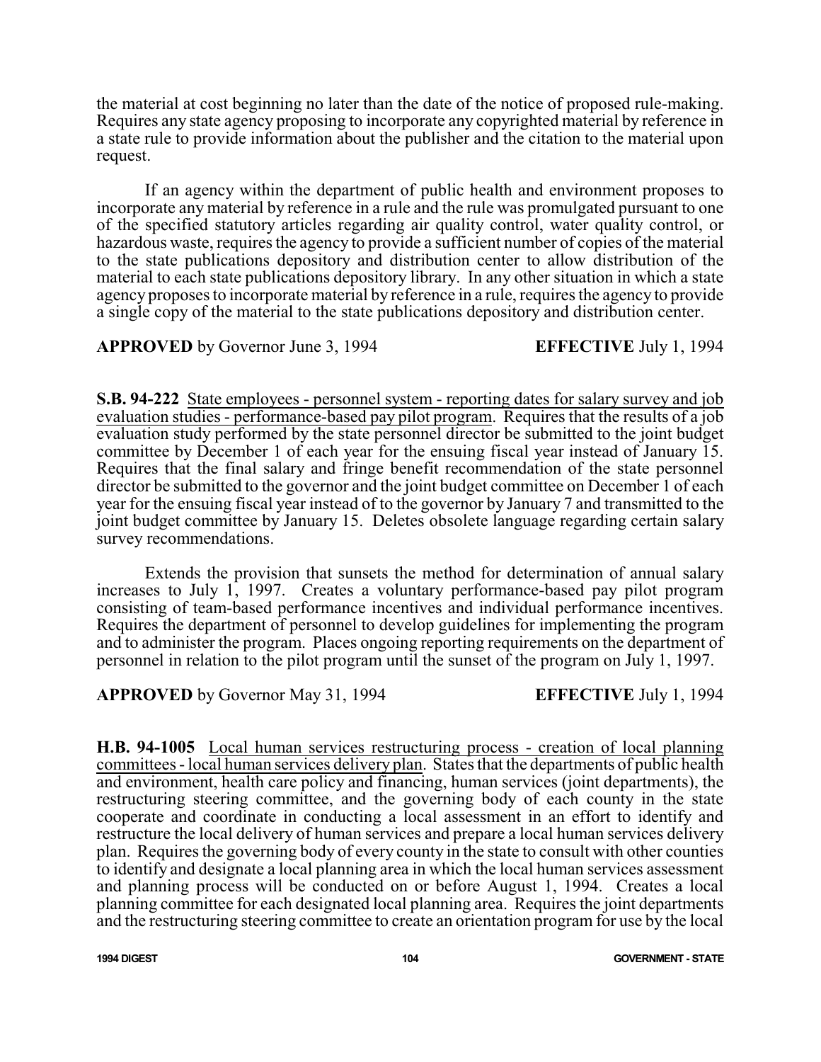the material at cost beginning no later than the date of the notice of proposed rule-making. Requires any state agency proposing to incorporate any copyrighted material by reference in a state rule to provide information about the publisher and the citation to the material upon request.

If an agency within the department of public health and environment proposes to incorporate any material by reference in a rule and the rule was promulgated pursuant to one of the specified statutory articles regarding air quality control, water quality control, or hazardous waste, requires the agency to provide a sufficient number of copies of the material to the state publications depository and distribution center to allow distribution of the material to each state publications depository library. In any other situation in which a state agency proposes to incorporate material by reference in a rule, requires the agency to provide a single copy of the material to the state publications depository and distribution center.

**APPROVED** by Governor June 3, 1994 **EFFECTIVE** July 1, 1994

**S.B. 94-222** State employees - personnel system - reporting dates for salary survey and job evaluation studies - performance-based pay pilot program. Requires that the results of a job evaluation study performed by the state personnel director be submitted to the joint budget committee by December 1 of each year for the ensuing fiscal year instead of January 15. Requires that the final salary and fringe benefit recommendation of the state personnel director be submitted to the governor and the joint budget committee on December 1 of each year for the ensuing fiscal year instead of to the governor by January 7 and transmitted to the joint budget committee by January 15. Deletes obsolete language regarding certain salary survey recommendations.

Extends the provision that sunsets the method for determination of annual salary increases to July 1, 1997. Creates a voluntary performance-based pay pilot program consisting of team-based performance incentives and individual performance incentives. Requires the department of personnel to develop guidelines for implementing the program and to administer the program. Places ongoing reporting requirements on the department of personnel in relation to the pilot program until the sunset of the program on July 1, 1997.

**APPROVED** by Governor May 31, 1994 **EFFECTIVE** July 1, 1994

**H.B. 94-1005** Local human services restructuring process - creation of local planning committees - local human services delivery plan. States that the departments of public health and environment, health care policy and financing, human services (joint departments), the restructuring steering committee, and the governing body of each county in the state cooperate and coordinate in conducting a local assessment in an effort to identify and restructure the local delivery of human services and prepare a local human services delivery plan. Requires the governing body of every county in the state to consult with other counties to identify and designate a local planning area in which the local human services assessment and planning process will be conducted on or before August 1, 1994. Creates a local planning committee for each designated local planning area. Requires the joint departments and the restructuring steering committee to create an orientation program for use by the local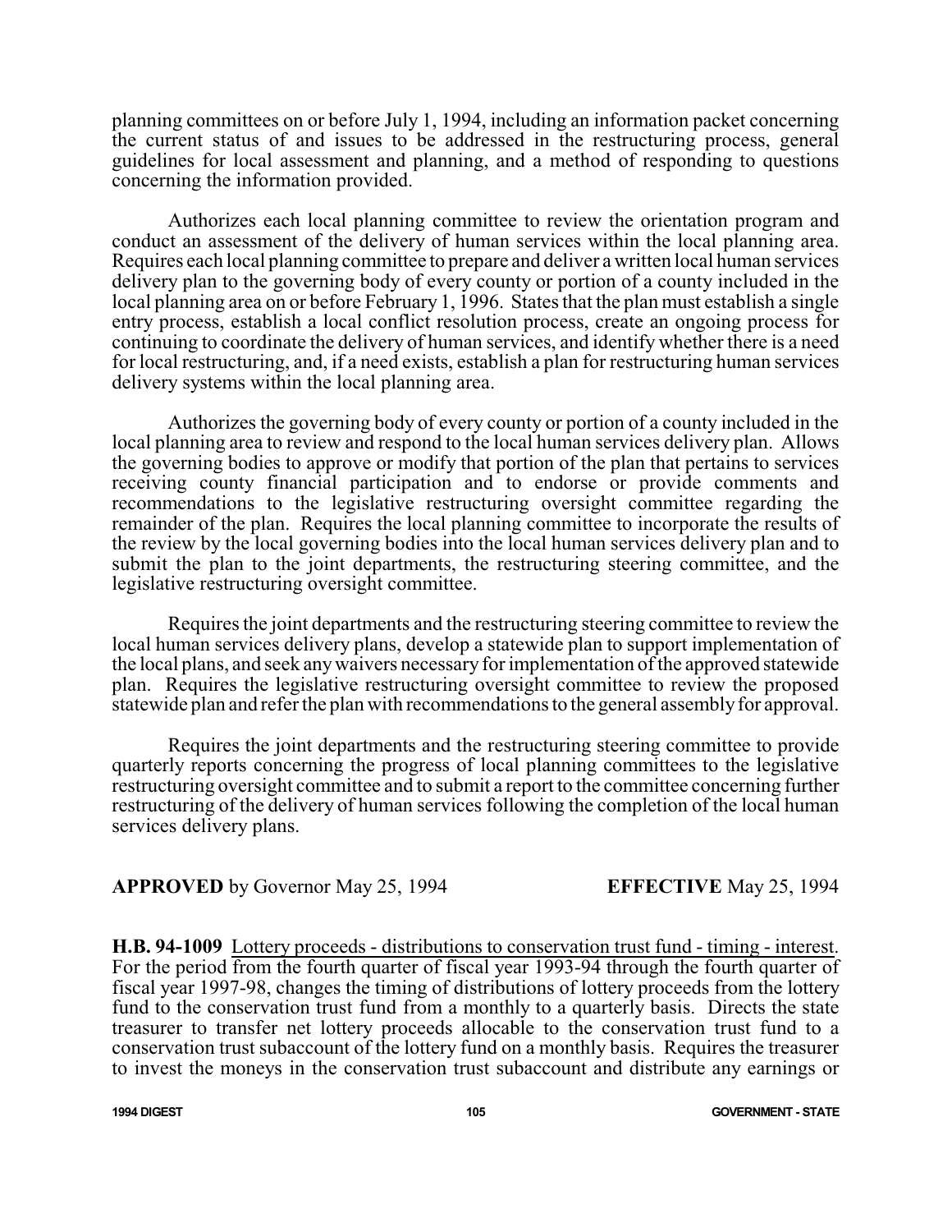planning committees on or before July 1, 1994, including an information packet concerning the current status of and issues to be addressed in the restructuring process, general guidelines for local assessment and planning, and a method of responding to questions concerning the information provided.

Authorizes each local planning committee to review the orientation program and conduct an assessment of the delivery of human services within the local planning area. Requires each local planning committee to prepare and deliver a written local human services delivery plan to the governing body of every county or portion of a county included in the local planning area on or before February 1, 1996. States that the plan must establish a single entry process, establish a local conflict resolution process, create an ongoing process for continuing to coordinate the delivery of human services, and identify whether there is a need for local restructuring, and, if a need exists, establish a plan for restructuring human services delivery systems within the local planning area.

Authorizes the governing body of every county or portion of a county included in the local planning area to review and respond to the local human services delivery plan. Allows the governing bodies to approve or modify that portion of the plan that pertains to services receiving county financial participation and to endorse or provide comments and recommendations to the legislative restructuring oversight committee regarding the remainder of the plan. Requires the local planning committee to incorporate the results of the review by the local governing bodies into the local human services delivery plan and to submit the plan to the joint departments, the restructuring steering committee, and the legislative restructuring oversight committee.

Requires the joint departments and the restructuring steering committee to review the local human services delivery plans, develop a statewide plan to support implementation of the local plans, and seek any waivers necessary for implementation of the approved statewide plan. Requires the legislative restructuring oversight committee to review the proposed statewide plan and refer the plan with recommendations to the general assembly for approval.

Requires the joint departments and the restructuring steering committee to provide quarterly reports concerning the progress of local planning committees to the legislative restructuring oversight committee and to submit a report to the committee concerning further restructuring of the delivery of human services following the completion of the local human services delivery plans.

**APPROVED** by Governor May 25, 1994 **EFFECTIVE** May 25, 1994

**H.B. 94-1009** Lottery proceeds - distributions to conservation trust fund - timing - interest. For the period from the fourth quarter of fiscal year 1993-94 through the fourth quarter of fiscal year 1997-98, changes the timing of distributions of lottery proceeds from the lottery fund to the conservation trust fund from a monthly to a quarterly basis. Directs the state treasurer to transfer net lottery proceeds allocable to the conservation trust fund to a conservation trust subaccount of the lottery fund on a monthly basis. Requires the treasurer to invest the moneys in the conservation trust subaccount and distribute any earnings or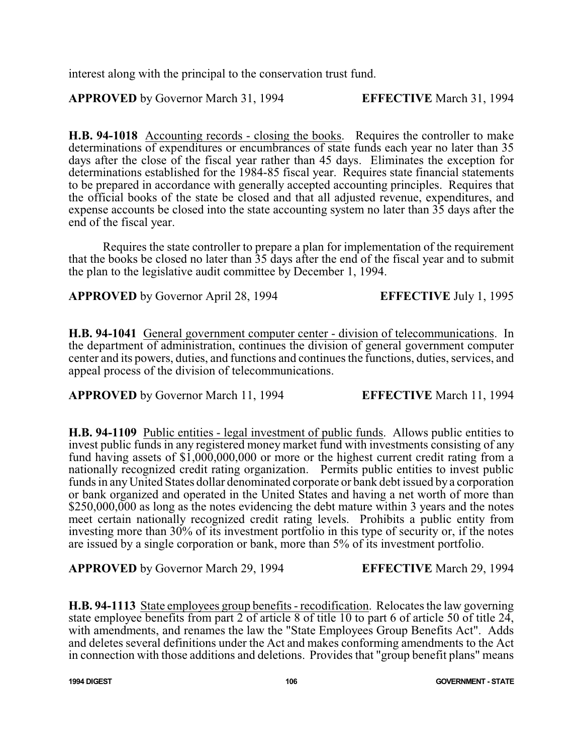interest along with the principal to the conservation trust fund.

**APPROVED** by Governor March 31, 1994 **EFFECTIVE** March 31, 1994

**H.B. 94-1018** Accounting records - closing the books. Requires the controller to make determinations of expenditures or encumbrances of state funds each year no later than 35 days after the close of the fiscal year rather than 45 days. Eliminates the exception for determinations established for the 1984-85 fiscal year. Requires state financial statements to be prepared in accordance with generally accepted accounting principles. Requires that the official books of the state be closed and that all adjusted revenue, expenditures, and expense accounts be closed into the state accounting system no later than 35 days after the end of the fiscal year.

Requires the state controller to prepare a plan for implementation of the requirement that the books be closed no later than 35 days after the end of the fiscal year and to submit the plan to the legislative audit committee by December 1, 1994.

**APPROVED** by Governor April 28, 1994 **EFFECTIVE** July 1, 1995

**H.B. 94-1041** General government computer center - division of telecommunications. In the department of administration, continues the division of general government computer center and its powers, duties, and functions and continues the functions, duties, services, and appeal process of the division of telecommunications.

**APPROVED** by Governor March 11, 1994 **EFFECTIVE** March 11, 1994

**H.B. 94-1109** Public entities - legal investment of public funds. Allows public entities to invest public funds in any registered money market fund with investments consisting of any fund having assets of $1,000,000,000 or more or the highest current credit rating from a nationally recognized credit rating organization. Permits public entities to invest public funds in any United States dollar denominated corporate or bank debt issued by a corporation or bank organized and operated in the United States and having a net worth of more than $250,000,000 as long as the notes evidencing the debt mature within 3 years and the notes meet certain nationally recognized credit rating levels. Prohibits a public entity from investing more than 30% of its investment portfolio in this type of security or, if the notes are issued by a single corporation or bank, more than 5% of its investment portfolio.

**APPROVED** by Governor March 29, 1994 **EFFECTIVE** March 29, 1994

**H.B. 94-1113** State employees group benefits - recodification. Relocates the law governing state employee benefits from part 2 of article 8 of title 10 to part 6 of article 50 of title 24, with amendments, and renames the law the "State Employees Group Benefits Act". Adds and deletes several definitions under the Act and makes conforming amendments to the Act in connection with those additions and deletions. Provides that "group benefit plans" means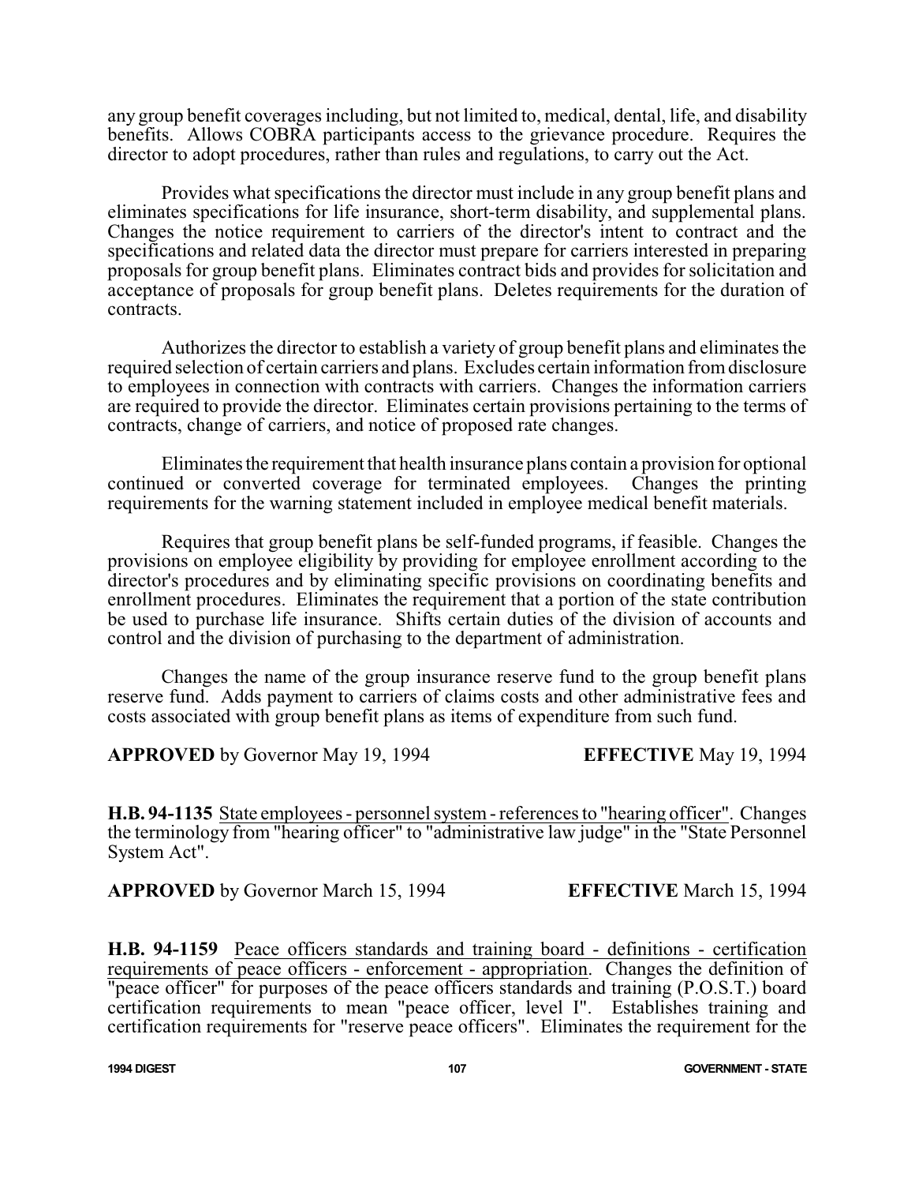any group benefit coverages including, but not limited to, medical, dental, life, and disability benefits. Allows COBRA participants access to the grievance procedure. Requires the director to adopt procedures, rather than rules and regulations, to carry out the Act.

Provides what specifications the director must include in any group benefit plans and eliminates specifications for life insurance, short-term disability, and supplemental plans. Changes the notice requirement to carriers of the director's intent to contract and the specifications and related data the director must prepare for carriers interested in preparing proposals for group benefit plans. Eliminates contract bids and provides for solicitation and acceptance of proposals for group benefit plans. Deletes requirements for the duration of contracts.

Authorizes the director to establish a variety of group benefit plans and eliminates the required selection of certain carriers and plans. Excludes certain information from disclosure to employees in connection with contracts with carriers. Changes the information carriers are required to provide the director. Eliminates certain provisions pertaining to the terms of contracts, change of carriers, and notice of proposed rate changes.

Eliminates the requirement that health insurance plans contain a provision for optional continued or converted coverage for terminated employees. Changes the printing requirements for the warning statement included in employee medical benefit materials.

Requires that group benefit plans be self-funded programs, if feasible. Changes the provisions on employee eligibility by providing for employee enrollment according to the director's procedures and by eliminating specific provisions on coordinating benefits and enrollment procedures. Eliminates the requirement that a portion of the state contribution be used to purchase life insurance. Shifts certain duties of the division of accounts and control and the division of purchasing to the department of administration.

Changes the name of the group insurance reserve fund to the group benefit plans reserve fund. Adds payment to carriers of claims costs and other administrative fees and costs associated with group benefit plans as items of expenditure from such fund.

**APPROVED** by Governor May 19, 1994 **EFFECTIVE** May 19, 1994

**H.B. 94-1135** State employees - personnel system - references to "hearing officer". Changes the terminology from "hearing officer" to "administrative law judge" in the "State Personnel System Act".

**APPROVED** by Governor March 15, 1994 **EFFECTIVE** March 15, 1994

**H.B. 94-1159** Peace officers standards and training board - definitions - certification requirements of peace officers - enforcement - appropriation. Changes the definition of "peace officer" for purposes of the peace officers standards and training (P.O.S.T.) board certification requirements to mean "peace officer, level I". Establishes training and certification requirements for "reserve peace officers". Eliminates the requirement for the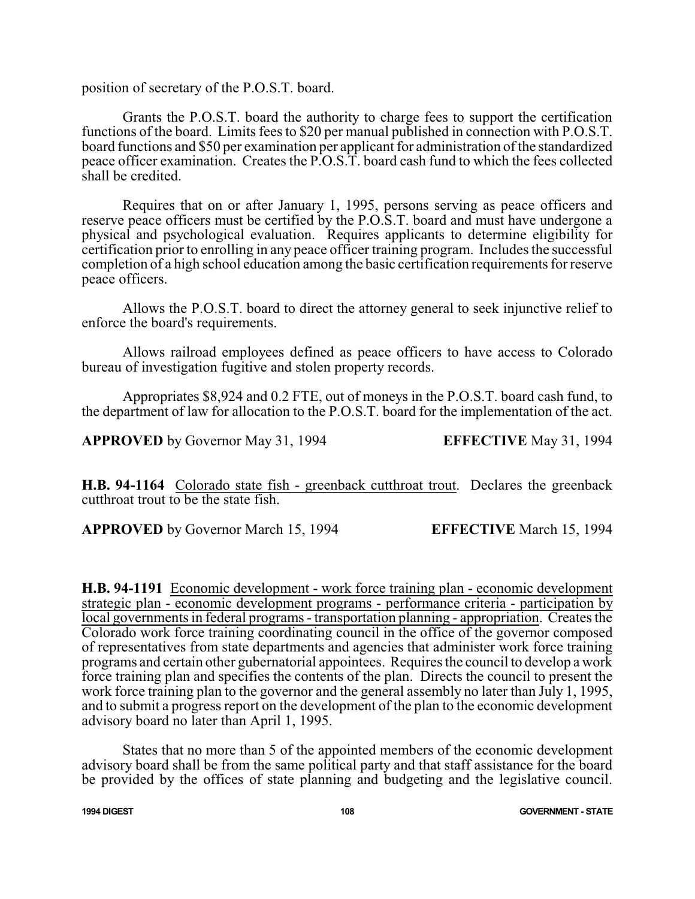position of secretary of the P.O.S.T. board.

Grants the P.O.S.T. board the authority to charge fees to support the certification functions of the board. Limits fees to $20 per manual published in connection with P.O.S.T. board functions and $50 per examination per applicant for administration of the standardized peace officer examination. Creates the P.O.S.T. board cash fund to which the fees collected shall be credited.

Requires that on or after January 1, 1995, persons serving as peace officers and reserve peace officers must be certified by the P.O.S.T. board and must have undergone a physical and psychological evaluation. Requires applicants to determine eligibility for certification prior to enrolling in any peace officer training program. Includes the successful completion of a high school education among the basic certification requirements for reserve peace officers.

Allows the P.O.S.T. board to direct the attorney general to seek injunctive relief to enforce the board's requirements.

Allows railroad employees defined as peace officers to have access to Colorado bureau of investigation fugitive and stolen property records.

Appropriates $8,924 and 0.2 FTE, out of moneys in the P.O.S.T. board cash fund, to the department of law for allocation to the P.O.S.T. board for the implementation of the act.

**APPROVED** by Governor May 31, 1994 **EFFECTIVE** May 31, 1994

**H.B. 94-1164** Colorado state fish - greenback cutthroat trout. Declares the greenback cutthroat trout to be the state fish.

**APPROVED** by Governor March 15, 1994 **EFFECTIVE** March 15, 1994

**H.B. 94-1191** Economic development - work force training plan - economic development strategic plan - economic development programs - performance criteria - participation by local governments in federal programs - transportation planning - appropriation. Creates the Colorado work force training coordinating council in the office of the governor composed of representatives from state departments and agencies that administer work force training programs and certain other gubernatorial appointees. Requires the council to develop a work force training plan and specifies the contents of the plan. Directs the council to present the work force training plan to the governor and the general assembly no later than July 1, 1995, and to submit a progress report on the development of the plan to the economic development advisory board no later than April 1, 1995.

States that no more than 5 of the appointed members of the economic development advisory board shall be from the same political party and that staff assistance for the board be provided by the offices of state planning and budgeting and the legislative council.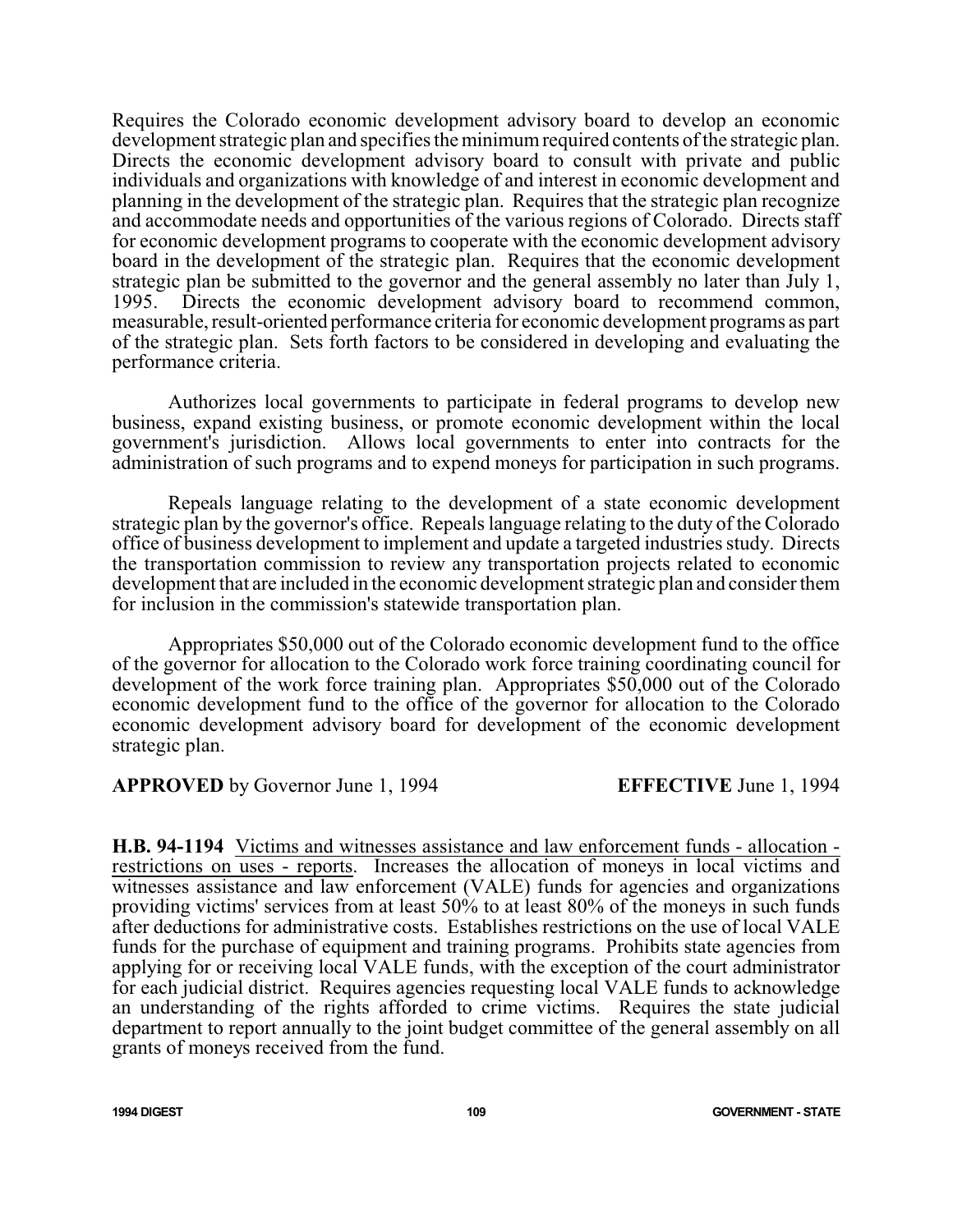Requires the Colorado economic development advisory board to develop an economic development strategic plan and specifies the minimum required contents of the strategic plan. Directs the economic development advisory board to consult with private and public individuals and organizations with knowledge of and interest in economic development and planning in the development of the strategic plan. Requires that the strategic plan recognize and accommodate needs and opportunities of the various regions of Colorado. Directs staff for economic development programs to cooperate with the economic development advisory board in the development of the strategic plan. Requires that the economic development strategic plan be submitted to the governor and the general assembly no later than July 1, 1995. Directs the economic development advisory board to recommend common, measurable, result-oriented performance criteria for economic development programs as part of the strategic plan. Sets forth factors to be considered in developing and evaluating the performance criteria.

Authorizes local governments to participate in federal programs to develop new business, expand existing business, or promote economic development within the local government's jurisdiction. Allows local governments to enter into contracts for the administration of such programs and to expend moneys for participation in such programs.

Repeals language relating to the development of a state economic development strategic plan by the governor's office. Repeals language relating to the duty of the Colorado office of business development to implement and update a targeted industries study. Directs the transportation commission to review any transportation projects related to economic development that are included in the economic development strategic plan and consider them for inclusion in the commission's statewide transportation plan.

Appropriates $50,000 out of the Colorado economic development fund to the office of the governor for allocation to the Colorado work force training coordinating council for development of the work force training plan. Appropriates $50,000 out of the Colorado economic development fund to the office of the governor for allocation to the Colorado economic development advisory board for development of the economic development strategic plan.

**APPROVED** by Governor June 1, 1994 **EFFECTIVE** June 1, 1994

**H.B. 94-1194** Victims and witnesses assistance and law enforcement funds - allocation - restrictions on uses - reports. Increases the allocation of moneys in local victims and witnesses assistance and law enforcement (VALE) funds for agencies and organizations providing victims' services from at least 50% to at least 80% of the moneys in such funds after deductions for administrative costs. Establishes restrictions on the use of local VALE funds for the purchase of equipment and training programs. Prohibits state agencies from applying for or receiving local VALE funds, with the exception of the court administrator for each judicial district. Requires agencies requesting local VALE funds to acknowledge an understanding of the rights afforded to crime victims. Requires the state judicial department to report annually to the joint budget committee of the general assembly on all grants of moneys received from the fund.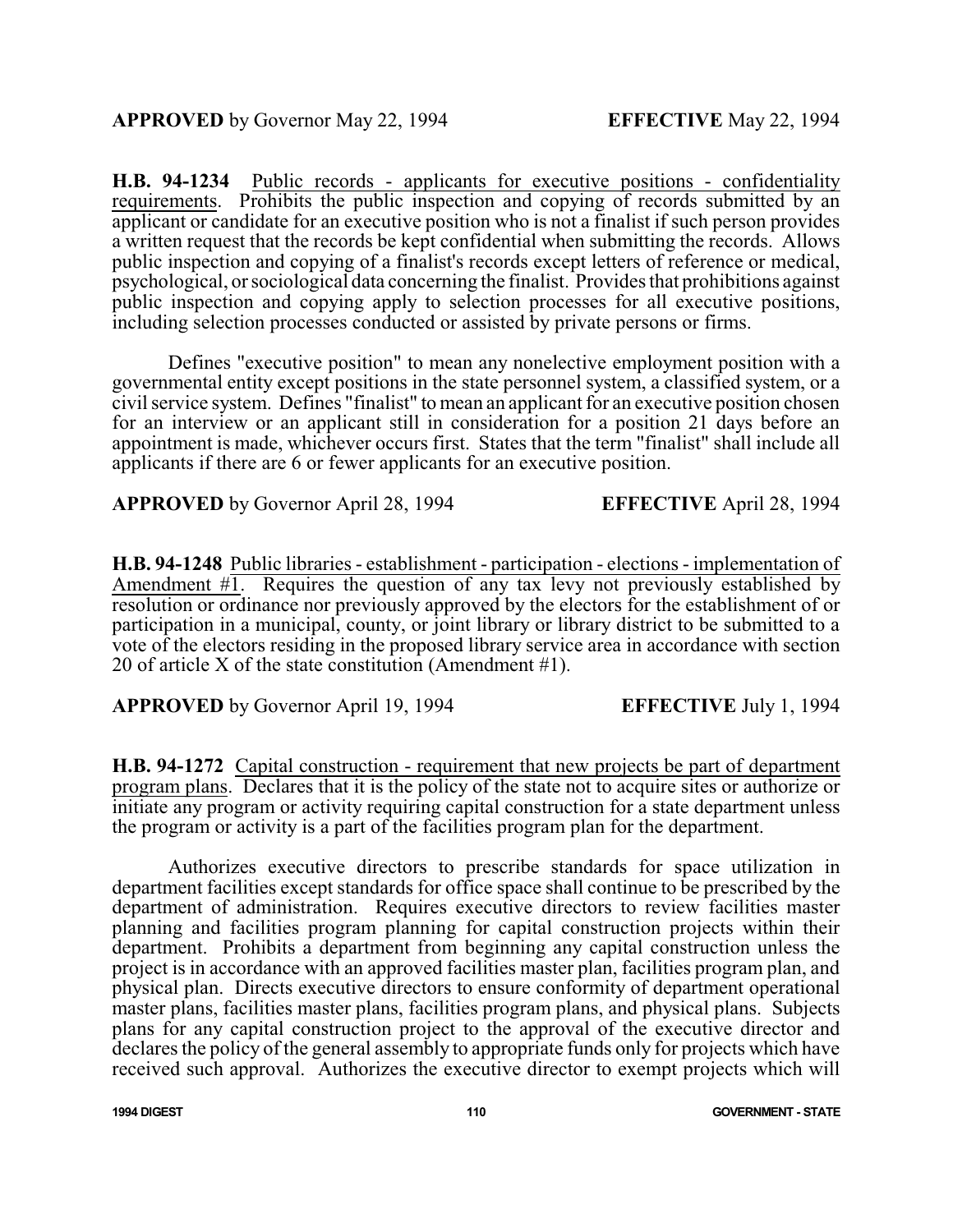**APPROVED** by Governor May 22, 1994 **EFFECTIVE** May 22, 1994

**H.B. 94-1234** Public records - applicants for executive positions - confidentiality requirements. Prohibits the public inspection and copying of records submitted by an applicant or candidate for an executive position who is not a finalist if such person provides a written request that the records be kept confidential when submitting the records. Allows public inspection and copying of a finalist's records except letters of reference or medical, psychological, or sociological data concerning the finalist. Provides that prohibitions against public inspection and copying apply to selection processes for all executive positions, including selection processes conducted or assisted by private persons or firms.

Defines "executive position" to mean any nonelective employment position with a governmental entity except positions in the state personnel system, a classified system, or a civil service system. Defines "finalist" to mean an applicant for an executive position chosen for an interview or an applicant still in consideration for a position 21 days before an appointment is made, whichever occurs first. States that the term "finalist" shall include all applicants if there are 6 or fewer applicants for an executive position.

**APPROVED** by Governor April 28, 1994 **EFFECTIVE** April 28, 1994

**H.B. 94-1248** Public libraries - establishment - participation - elections - implementation of Amendment #1. Requires the question of any tax levy not previously established by resolution or ordinance nor previously approved by the electors for the establishment of or participation in a municipal, county, or joint library or library district to be submitted to a vote of the electors residing in the proposed library service area in accordance with section 20 of article X of the state constitution (Amendment #1).

**APPROVED** by Governor April 19, 1994 **EFFECTIVE** July 1, 1994

**H.B. 94-1272** Capital construction - requirement that new projects be part of department program plans. Declares that it is the policy of the state not to acquire sites or authorize or initiate any program or activity requiring capital construction for a state department unless the program or activity is a part of the facilities program plan for the department.

Authorizes executive directors to prescribe standards for space utilization in department facilities except standards for office space shall continue to be prescribed by the department of administration. Requires executive directors to review facilities master planning and facilities program planning for capital construction projects within their department. Prohibits a department from beginning any capital construction unless the project is in accordance with an approved facilities master plan, facilities program plan, and physical plan. Directs executive directors to ensure conformity of department operational master plans, facilities master plans, facilities program plans, and physical plans. Subjects plans for any capital construction project to the approval of the executive director and declares the policy of the general assembly to appropriate funds only for projects which have received such approval. Authorizes the executive director to exempt projects which will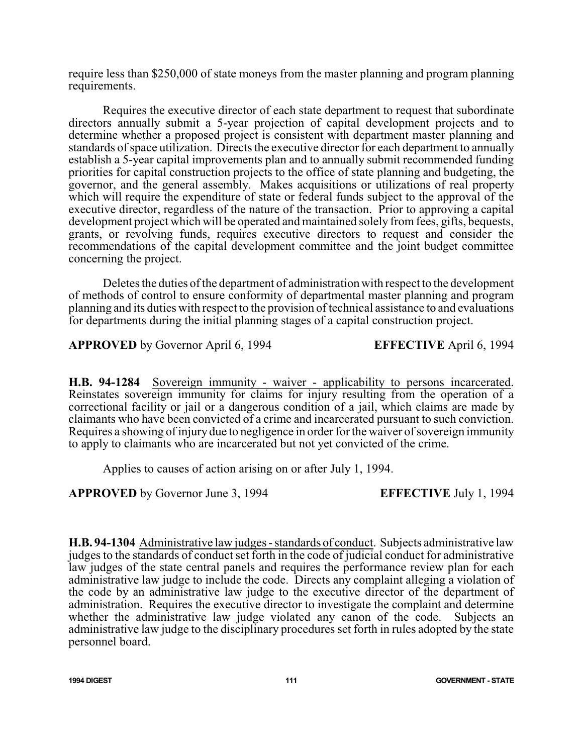require less than $250,000 of state moneys from the master planning and program planning requirements.

Requires the executive director of each state department to request that subordinate directors annually submit a 5-year projection of capital development projects and to determine whether a proposed project is consistent with department master planning and standards of space utilization. Directs the executive director for each department to annually establish a 5-year capital improvements plan and to annually submit recommended funding priorities for capital construction projects to the office of state planning and budgeting, the governor, and the general assembly. Makes acquisitions or utilizations of real property which will require the expenditure of state or federal funds subject to the approval of the executive director, regardless of the nature of the transaction. Prior to approving a capital development project which will be operated and maintained solely from fees, gifts, bequests, grants, or revolving funds, requires executive directors to request and consider the recommendations of the capital development committee and the joint budget committee concerning the project.

Deletes the duties of the department of administration with respect to the development of methods of control to ensure conformity of departmental master planning and program planning and its duties with respect to the provision of technical assistance to and evaluations for departments during the initial planning stages of a capital construction project.

**APPROVED** by Governor April 6, 1994 **EFFECTIVE** April 6, 1994

**H.B. 94-1284** Sovereign immunity - waiver - applicability to persons incarcerated. Reinstates sovereign immunity for claims for injury resulting from the operation of a correctional facility or jail or a dangerous condition of a jail, which claims are made by claimants who have been convicted of a crime and incarcerated pursuant to such conviction. Requires a showing of injury due to negligence in order for the waiver of sovereign immunity to apply to claimants who are incarcerated but not yet convicted of the crime.

Applies to causes of action arising on or after July 1, 1994.

**APPROVED** by Governor June 3, 1994 **EFFECTIVE** July 1, 1994

**H.B. 94-1304** Administrative law judges - standards of conduct. Subjects administrative law judges to the standards of conduct set forth in the code of judicial conduct for administrative law judges of the state central panels and requires the performance review plan for each administrative law judge to include the code. Directs any complaint alleging a violation of the code by an administrative law judge to the executive director of the department of administration. Requires the executive director to investigate the complaint and determine whether the administrative law judge violated any canon of the code. Subjects an administrative law judge to the disciplinary procedures set forth in rules adopted by the state personnel board.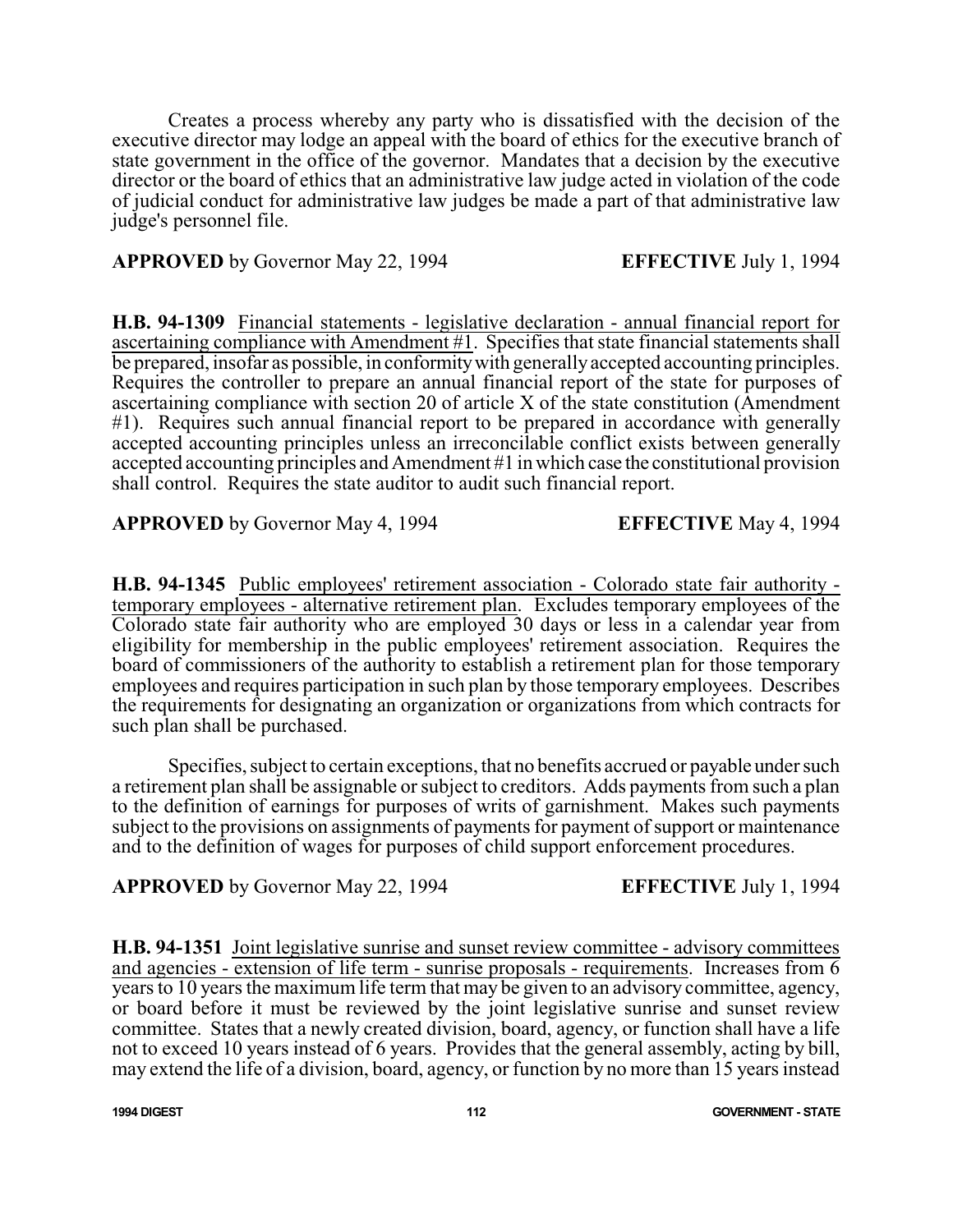Creates a process whereby any party who is dissatisfied with the decision of the executive director may lodge an appeal with the board of ethics for the executive branch of state government in the office of the governor. Mandates that a decision by the executive director or the board of ethics that an administrative law judge acted in violation of the code of judicial conduct for administrative law judges be made a part of that administrative law judge's personnel file.

**APPROVED** by Governor May 22, 1994 **EFFECTIVE** July 1, 1994

**H.B. 94-1309** Financial statements - legislative declaration - annual financial report for ascertaining compliance with Amendment #1. Specifies that state financial statements shall be prepared, insofar as possible, in conformity with generally accepted accounting principles. Requires the controller to prepare an annual financial report of the state for purposes of ascertaining compliance with section 20 of article X of the state constitution (Amendment #1). Requires such annual financial report to be prepared in accordance with generally accepted accounting principles unless an irreconcilable conflict exists between generally accepted accounting principles and Amendment #1 in which case the constitutional provision shall control. Requires the state auditor to audit such financial report.

**APPROVED** by Governor May 4, 1994 **EFFECTIVE** May 4, 1994

**H.B. 94-1345** Public employees' retirement association - Colorado state fair authority - temporary employees - alternative retirement plan. Excludes temporary employees of the Colorado state fair authority who are employed 30 days or less in a calendar year from eligibility for membership in the public employees' retirement association. Requires the board of commissioners of the authority to establish a retirement plan for those temporary employees and requires participation in such plan by those temporary employees. Describes the requirements for designating an organization or organizations from which contracts for such plan shall be purchased.

Specifies, subject to certain exceptions, that no benefits accrued or payable under such a retirement plan shall be assignable or subject to creditors. Adds payments from such a plan to the definition of earnings for purposes of writs of garnishment. Makes such payments subject to the provisions on assignments of payments for payment of support or maintenance and to the definition of wages for purposes of child support enforcement procedures.

**APPROVED** by Governor May 22, 1994 **EFFECTIVE** July 1, 1994

**H.B. 94-1351** Joint legislative sunrise and sunset review committee - advisory committees and agencies - extension of life term - sunrise proposals - requirements. Increases from 6 years to 10 years the maximum life term that may be given to an advisory committee, agency, or board before it must be reviewed by the joint legislative sunrise and sunset review committee. States that a newly created division, board, agency, or function shall have a life not to exceed 10 years instead of 6 years. Provides that the general assembly, acting by bill, may extend the life of a division, board, agency, or function by no more than 15 years instead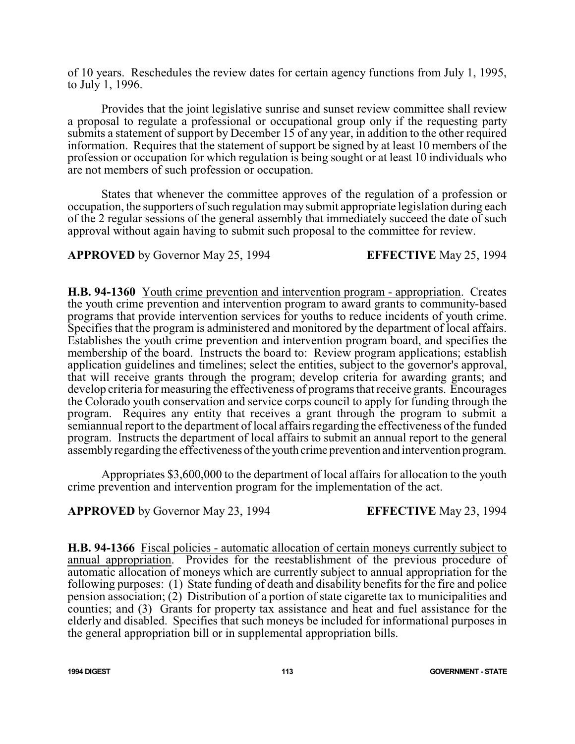of 10 years. Reschedules the review dates for certain agency functions from July 1, 1995, to July 1, 1996.

Provides that the joint legislative sunrise and sunset review committee shall review a proposal to regulate a professional or occupational group only if the requesting party submits a statement of support by December 15 of any year, in addition to the other required information. Requires that the statement of support be signed by at least 10 members of the profession or occupation for which regulation is being sought or at least 10 individuals who are not members of such profession or occupation.

States that whenever the committee approves of the regulation of a profession or occupation, the supporters of such regulation may submit appropriate legislation during each of the 2 regular sessions of the general assembly that immediately succeed the date of such approval without again having to submit such proposal to the committee for review.

**APPROVED** by Governor May 25, 1994 **EFFECTIVE** May 25, 1994

**H.B. 94-1360** Youth crime prevention and intervention program - appropriation. Creates the youth crime prevention and intervention program to award grants to community-based programs that provide intervention services for youths to reduce incidents of youth crime. Specifies that the program is administered and monitored by the department of local affairs. Establishes the youth crime prevention and intervention program board, and specifies the membership of the board. Instructs the board to: Review program applications; establish application guidelines and timelines; select the entities, subject to the governor's approval, that will receive grants through the program; develop criteria for awarding grants; and develop criteria for measuring the effectiveness of programs that receive grants. Encourages the Colorado youth conservation and service corps council to apply for funding through the program. Requires any entity that receives a grant through the program to submit a semiannual report to the department of local affairs regarding the effectiveness of the funded program. Instructs the department of local affairs to submit an annual report to the general assembly regarding the effectiveness of the youth crime prevention and intervention program.

Appropriates $3,600,000 to the department of local affairs for allocation to the youth crime prevention and intervention program for the implementation of the act.

**APPROVED** by Governor May 23, 1994 **EFFECTIVE** May 23, 1994

**H.B. 94-1366** Fiscal policies - automatic allocation of certain moneys currently subject to annual appropriation. Provides for the reestablishment of the previous procedure of automatic allocation of moneys which are currently subject to annual appropriation for the following purposes: (1) State funding of death and disability benefits for the fire and police pension association; (2) Distribution of a portion of state cigarette tax to municipalities and counties; and (3) Grants for property tax assistance and heat and fuel assistance for the elderly and disabled. Specifies that such moneys be included for informational purposes in the general appropriation bill or in supplemental appropriation bills.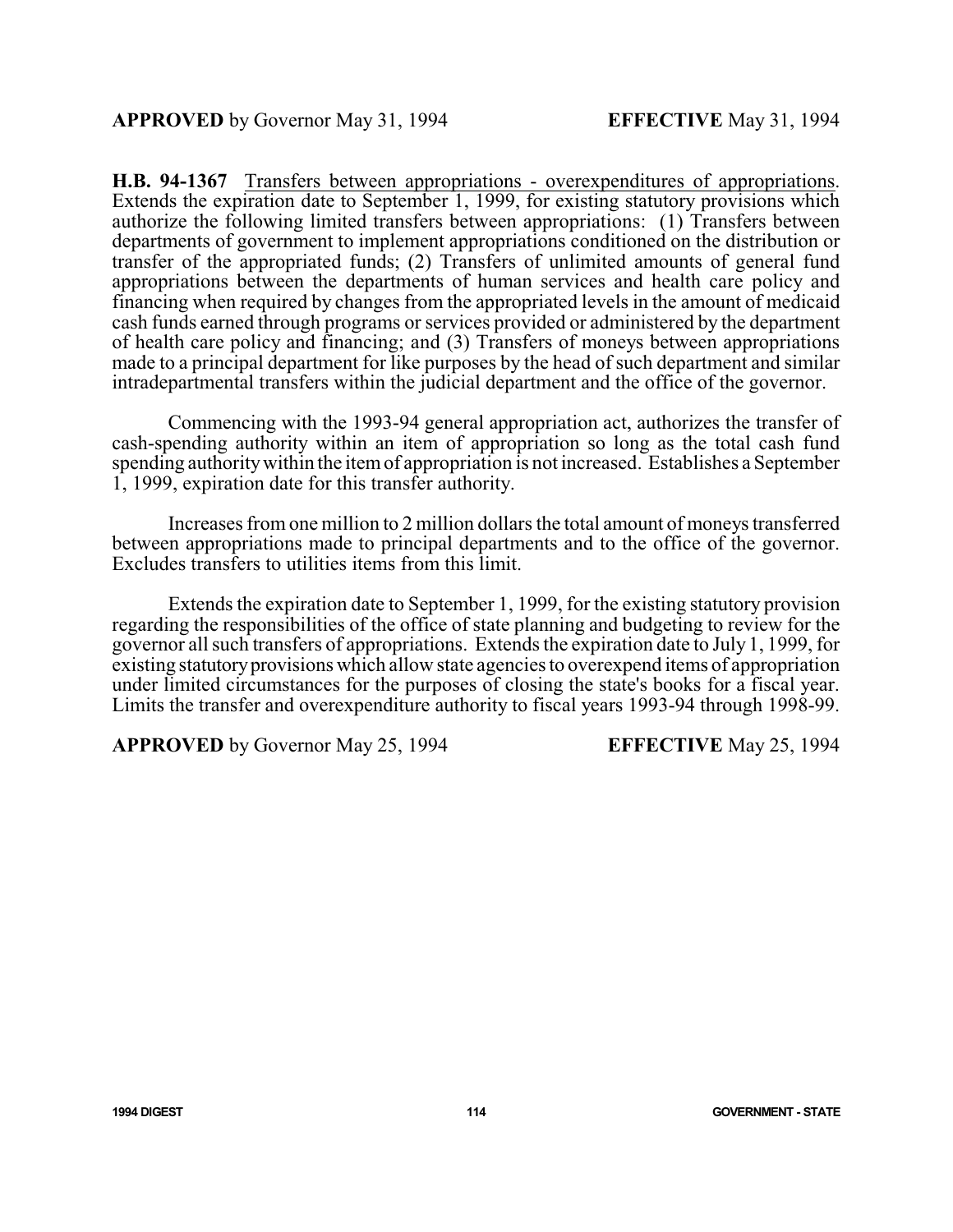**APPROVED** by Governor May 31, 1994 **EFFECTIVE** May 31, 1994

**H.B. 94-1367** Transfers between appropriations - overexpenditures of appropriations. Extends the expiration date to September 1, 1999, for existing statutory provisions which authorize the following limited transfers between appropriations: (1) Transfers between departments of government to implement appropriations conditioned on the distribution or transfer of the appropriated funds; (2) Transfers of unlimited amounts of general fund appropriations between the departments of human services and health care policy and financing when required by changes from the appropriated levels in the amount of medicaid cash funds earned through programs or services provided or administered by the department of health care policy and financing; and (3) Transfers of moneys between appropriations made to a principal department for like purposes by the head of such department and similar intradepartmental transfers within the judicial department and the office of the governor.

Commencing with the 1993-94 general appropriation act, authorizes the transfer of cash-spending authority within an item of appropriation so long as the total cash fund spending authority within the item of appropriation is not increased. Establishes a September 1, 1999, expiration date for this transfer authority.

Increases from one million to 2 million dollars the total amount of moneys transferred between appropriations made to principal departments and to the office of the governor. Excludes transfers to utilities items from this limit.

Extends the expiration date to September 1, 1999, for the existing statutory provision regarding the responsibilities of the office of state planning and budgeting to review for the governor all such transfers of appropriations. Extends the expiration date to July 1, 1999, for existing statutory provisions which allow state agencies to overexpend items of appropriation under limited circumstances for the purposes of closing the state's books for a fiscal year. Limits the transfer and overexpenditure authority to fiscal years 1993-94 through 1998-99.

**APPROVED** by Governor May 25, 1994 **EFFECTIVE** May 25, 1994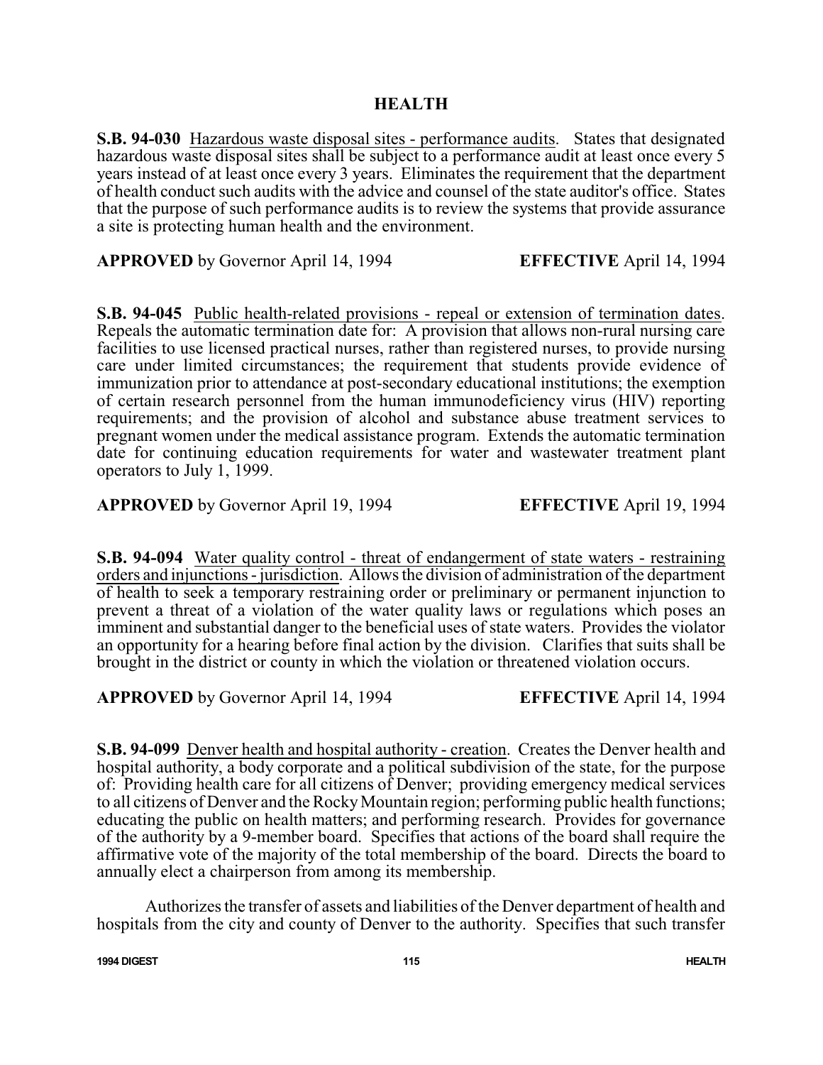# HEALTH

**S.B. 94-030** Hazardous waste disposal sites - performance audits. States that designated hazardous waste disposal sites shall be subject to a performance audit at least once every 5 years instead of at least once every 3 years. Eliminates the requirement that the department of health conduct such audits with the advice and counsel of the state auditor's office. States that the purpose of such performance audits is to review the systems that provide assurance a site is protecting human health and the environment.

**APPROVED** by Governor April 14, 1994 **EFFECTIVE** April 14, 1994

**S.B. 94-045** Public health-related provisions - repeal or extension of termination dates. Repeals the automatic termination date for: A provision that allows non-rural nursing care facilities to use licensed practical nurses, rather than registered nurses, to provide nursing care under limited circumstances; the requirement that students provide evidence of immunization prior to attendance at post-secondary educational institutions; the exemption of certain research personnel from the human immunodeficiency virus (HIV) reporting requirements; and the provision of alcohol and substance abuse treatment services to pregnant women under the medical assistance program. Extends the automatic termination date for continuing education requirements for water and wastewater treatment plant operators to July 1, 1999.

**APPROVED** by Governor April 19, 1994 **EFFECTIVE** April 19, 1994

**S.B. 94-094** Water quality control - threat of endangerment of state waters - restraining orders and injunctions - jurisdiction. Allows the division of administration of the department of health to seek a temporary restraining order or preliminary or permanent injunction to prevent a threat of a violation of the water quality laws or regulations which poses an imminent and substantial danger to the beneficial uses of state waters. Provides the violator an opportunity for a hearing before final action by the division. Clarifies that suits shall be brought in the district or county in which the violation or threatened violation occurs.

**APPROVED** by Governor April 14, 1994 **EFFECTIVE** April 14, 1994

**S.B. 94-099** Denver health and hospital authority - creation. Creates the Denver health and hospital authority, a body corporate and a political subdivision of the state, for the purpose of: Providing health care for all citizens of Denver; providing emergency medical services to all citizens of Denver and the Rocky Mountain region; performing public health functions; educating the public on health matters; and performing research. Provides for governance of the authority by a 9-member board. Specifies that actions of the board shall require the affirmative vote of the majority of the total membership of the board. Directs the board to annually elect a chairperson from among its membership.

Authorizes the transfer of assets and liabilities of the Denver department of health and hospitals from the city and county of Denver to the authority. Specifies that such transfer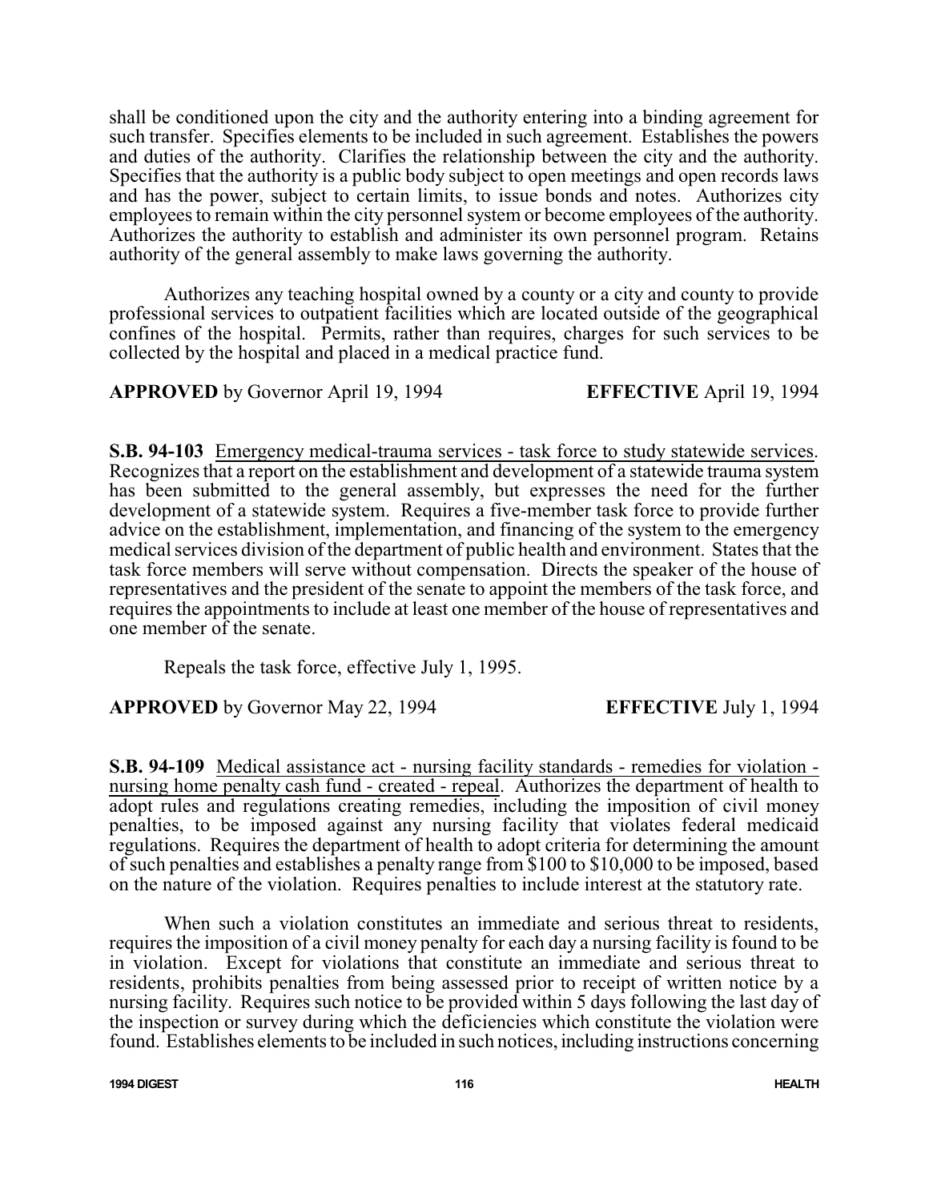shall be conditioned upon the city and the authority entering into a binding agreement for such transfer. Specifies elements to be included in such agreement. Establishes the powers and duties of the authority. Clarifies the relationship between the city and the authority. Specifies that the authority is a public body subject to open meetings and open records laws and has the power, subject to certain limits, to issue bonds and notes. Authorizes city employees to remain within the city personnel system or become employees of the authority. Authorizes the authority to establish and administer its own personnel program. Retains authority of the general assembly to make laws governing the authority.

Authorizes any teaching hospital owned by a county or a city and county to provide professional services to outpatient facilities which are located outside of the geographical confines of the hospital. Permits, rather than requires, charges for such services to be collected by the hospital and placed in a medical practice fund.

**APPROVED** by Governor April 19, 1994 **EFFECTIVE** April 19, 1994

**S.B. 94-103** Emergency medical-trauma services - task force to study statewide services. Recognizes that a report on the establishment and development of a statewide trauma system has been submitted to the general assembly, but expresses the need for the further development of a statewide system. Requires a five-member task force to provide further advice on the establishment, implementation, and financing of the system to the emergency medical services division of the department of public health and environment. States that the task force members will serve without compensation. Directs the speaker of the house of representatives and the president of the senate to appoint the members of the task force, and requires the appointments to include at least one member of the house of representatives and one member of the senate.

Repeals the task force, effective July 1, 1995.

**APPROVED** by Governor May 22, 1994 **EFFECTIVE** July 1, 1994

**S.B. 94-109** Medical assistance act - nursing facility standards - remedies for violation - nursing home penalty cash fund - created - repeal. Authorizes the department of health to adopt rules and regulations creating remedies, including the imposition of civil money penalties, to be imposed against any nursing facility that violates federal medicaid regulations. Requires the department of health to adopt criteria for determining the amount of such penalties and establishes a penalty range from $100 to $10,000 to be imposed, based on the nature of the violation. Requires penalties to include interest at the statutory rate.

When such a violation constitutes an immediate and serious threat to residents, requires the imposition of a civil money penalty for each day a nursing facility is found to be in violation. Except for violations that constitute an immediate and serious threat to residents, prohibits penalties from being assessed prior to receipt of written notice by a nursing facility. Requires such notice to be provided within 5 days following the last day of the inspection or survey during which the deficiencies which constitute the violation were found. Establishes elements to be included in such notices, including instructions concerning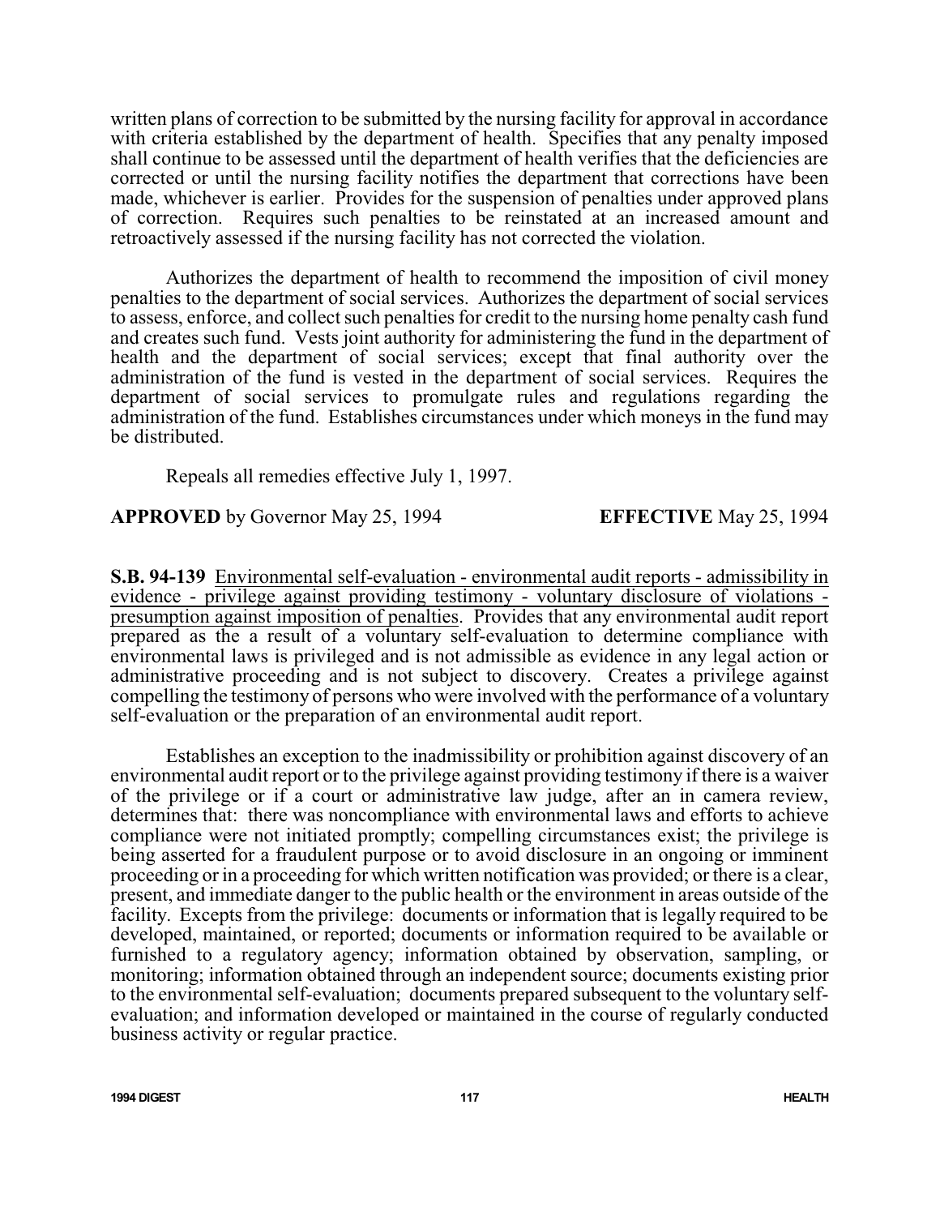written plans of correction to be submitted by the nursing facility for approval in accordance with criteria established by the department of health. Specifies that any penalty imposed shall continue to be assessed until the department of health verifies that the deficiencies are corrected or until the nursing facility notifies the department that corrections have been made, whichever is earlier. Provides for the suspension of penalties under approved plans of correction. Requires such penalties to be reinstated at an increased amount and retroactively assessed if the nursing facility has not corrected the violation.

Authorizes the department of health to recommend the imposition of civil money penalties to the department of social services. Authorizes the department of social services to assess, enforce, and collect such penalties for credit to the nursing home penalty cash fund and creates such fund. Vests joint authority for administering the fund in the department of health and the department of social services; except that final authority over the administration of the fund is vested in the department of social services. Requires the department of social services to promulgate rules and regulations regarding the administration of the fund. Establishes circumstances under which moneys in the fund may be distributed.

Repeals all remedies effective July 1, 1997.

**APPROVED** by Governor May 25, 1994 **EFFECTIVE** May 25, 1994

**S.B. 94-139** Environmental self-evaluation - environmental audit reports - admissibility in evidence - privilege against providing testimony - voluntary disclosure of violations - presumption against imposition of penalties. Provides that any environmental audit report prepared as the a result of a voluntary self-evaluation to determine compliance with environmental laws is privileged and is not admissible as evidence in any legal action or administrative proceeding and is not subject to discovery. Creates a privilege against compelling the testimony of persons who were involved with the performance of a voluntary self-evaluation or the preparation of an environmental audit report.

Establishes an exception to the inadmissibility or prohibition against discovery of an environmental audit report or to the privilege against providing testimony if there is a waiver of the privilege or if a court or administrative law judge, after an in camera review, determines that: there was noncompliance with environmental laws and efforts to achieve compliance were not initiated promptly; compelling circumstances exist; the privilege is being asserted for a fraudulent purpose or to avoid disclosure in an ongoing or imminent proceeding or in a proceeding for which written notification was provided; or there is a clear, present, and immediate danger to the public health or the environment in areas outside of the facility. Excepts from the privilege: documents or information that is legally required to be developed, maintained, or reported; documents or information required to be available or furnished to a regulatory agency; information obtained by observation, sampling, or monitoring; information obtained through an independent source; documents existing prior to the environmental self-evaluation; documents prepared subsequent to the voluntary self-evaluation; and information developed or maintained in the course of regularly conducted business activity or regular practice.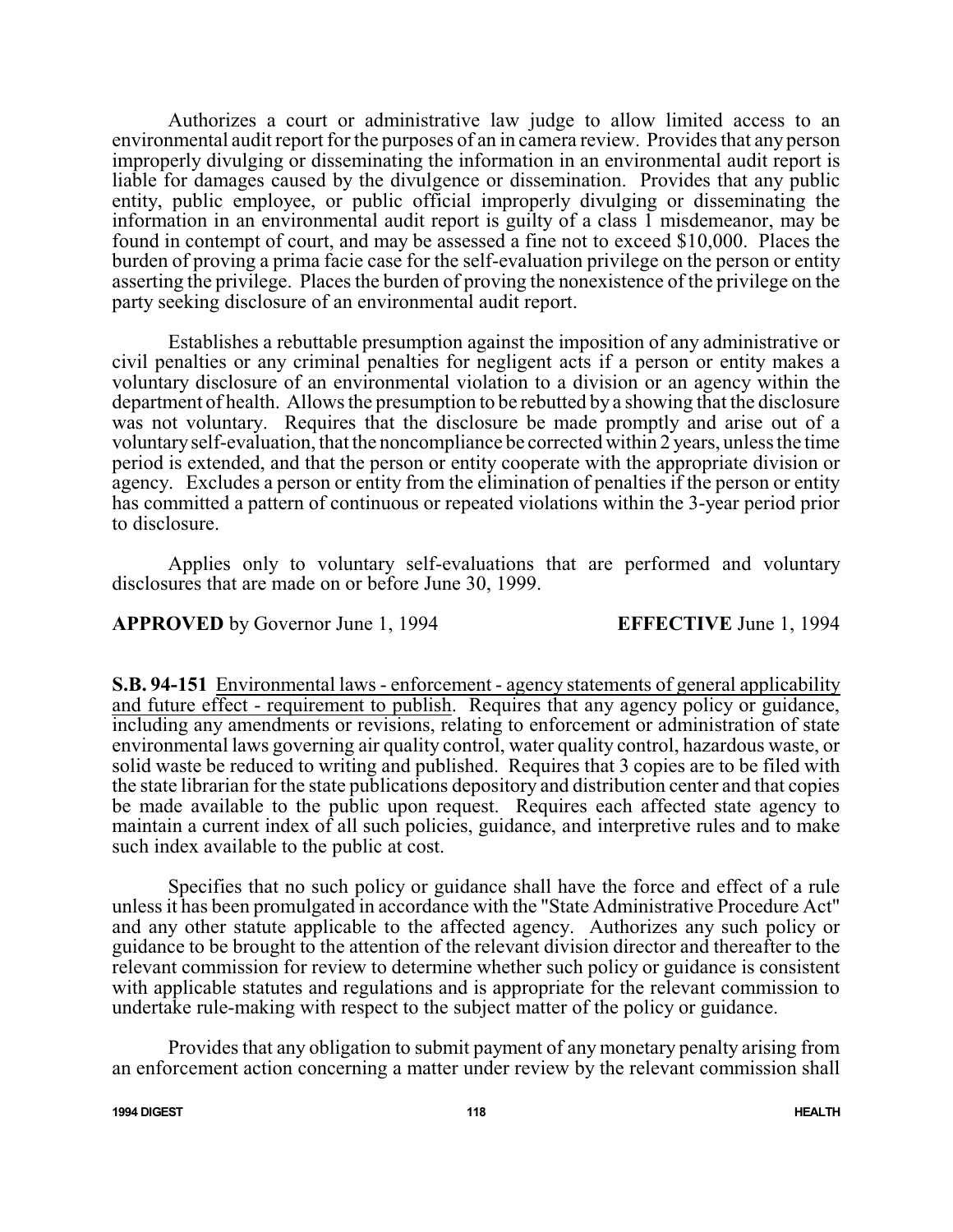Authorizes a court or administrative law judge to allow limited access to an environmental audit report for the purposes of an in camera review. Provides that any person improperly divulging or disseminating the information in an environmental audit report is liable for damages caused by the divulgence or dissemination. Provides that any public entity, public employee, or public official improperly divulging or disseminating the information in an environmental audit report is guilty of a class 1 misdemeanor, may be found in contempt of court, and may be assessed a fine not to exceed $10,000. Places the burden of proving a prima facie case for the self-evaluation privilege on the person or entity asserting the privilege. Places the burden of proving the nonexistence of the privilege on the party seeking disclosure of an environmental audit report.

Establishes a rebuttable presumption against the imposition of any administrative or civil penalties or any criminal penalties for negligent acts if a person or entity makes a voluntary disclosure of an environmental violation to a division or an agency within the department of health. Allows the presumption to be rebutted by a showing that the disclosure was not voluntary. Requires that the disclosure be made promptly and arise out of a voluntary self-evaluation, that the noncompliance be corrected within 2 years, unless the time period is extended, and that the person or entity cooperate with the appropriate division or agency. Excludes a person or entity from the elimination of penalties if the person or entity has committed a pattern of continuous or repeated violations within the 3-year period prior to disclosure.

Applies only to voluntary self-evaluations that are performed and voluntary disclosures that are made on or before June 30, 1999.

**APPROVED** by Governor June 1, 1994 **EFFECTIVE** June 1, 1994

**S.B. 94-151** Environmental laws - enforcement - agency statements of general applicability and future effect - requirement to publish. Requires that any agency policy or guidance, including any amendments or revisions, relating to enforcement or administration of state environmental laws governing air quality control, water quality control, hazardous waste, or solid waste be reduced to writing and published. Requires that 3 copies are to be filed with the state librarian for the state publications depository and distribution center and that copies be made available to the public upon request. Requires each affected state agency to maintain a current index of all such policies, guidance, and interpretive rules and to make such index available to the public at cost.

Specifies that no such policy or guidance shall have the force and effect of a rule unless it has been promulgated in accordance with the "State Administrative Procedure Act" and any other statute applicable to the affected agency. Authorizes any such policy or guidance to be brought to the attention of the relevant division director and thereafter to the relevant commission for review to determine whether such policy or guidance is consistent with applicable statutes and regulations and is appropriate for the relevant commission to undertake rule-making with respect to the subject matter of the policy or guidance.

Provides that any obligation to submit payment of any monetary penalty arising from an enforcement action concerning a matter under review by the relevant commission shall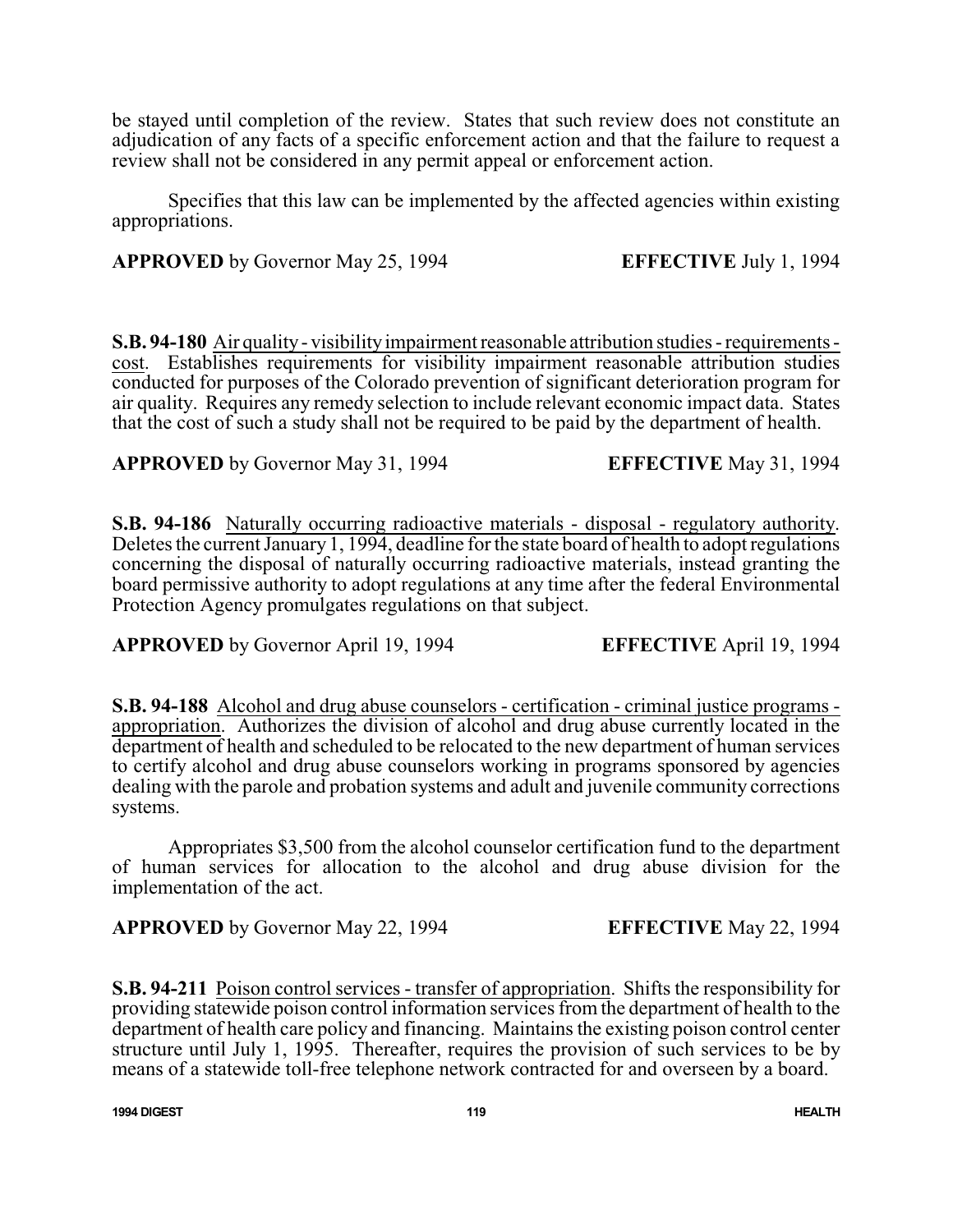be stayed until completion of the review. States that such review does not constitute an adjudication of any facts of a specific enforcement action and that the failure to request a review shall not be considered in any permit appeal or enforcement action.

Specifies that this law can be implemented by the affected agencies within existing appropriations.

**APPROVED** by Governor May 25, 1994 **EFFECTIVE** July 1, 1994

**S.B. 94-180** Air quality - visibility impairment reasonable attribution studies - requirements - cost. Establishes requirements for visibility impairment reasonable attribution studies conducted for purposes of the Colorado prevention of significant deterioration program for air quality. Requires any remedy selection to include relevant economic impact data. States that the cost of such a study shall not be required to be paid by the department of health.

**APPROVED** by Governor May 31, 1994 **EFFECTIVE** May 31, 1994

**S.B. 94-186** Naturally occurring radioactive materials - disposal - regulatory authority. Deletes the current January 1, 1994, deadline for the state board of health to adopt regulations concerning the disposal of naturally occurring radioactive materials, instead granting the board permissive authority to adopt regulations at any time after the federal Environmental Protection Agency promulgates regulations on that subject.

**APPROVED** by Governor April 19, 1994 **EFFECTIVE** April 19, 1994

**S.B. 94-188** Alcohol and drug abuse counselors - certification - criminal justice programs - appropriation. Authorizes the division of alcohol and drug abuse currently located in the department of health and scheduled to be relocated to the new department of human services to certify alcohol and drug abuse counselors working in programs sponsored by agencies dealing with the parole and probation systems and adult and juvenile community corrections systems.

Appropriates $3,500 from the alcohol counselor certification fund to the department of human services for allocation to the alcohol and drug abuse division for the implementation of the act.

**APPROVED** by Governor May 22, 1994 **EFFECTIVE** May 22, 1994

**S.B. 94-211** Poison control services - transfer of appropriation. Shifts the responsibility for providing statewide poison control information services from the department of health to the department of health care policy and financing. Maintains the existing poison control center structure until July 1, 1995. Thereafter, requires the provision of such services to be by means of a statewide toll-free telephone network contracted for and overseen by a board.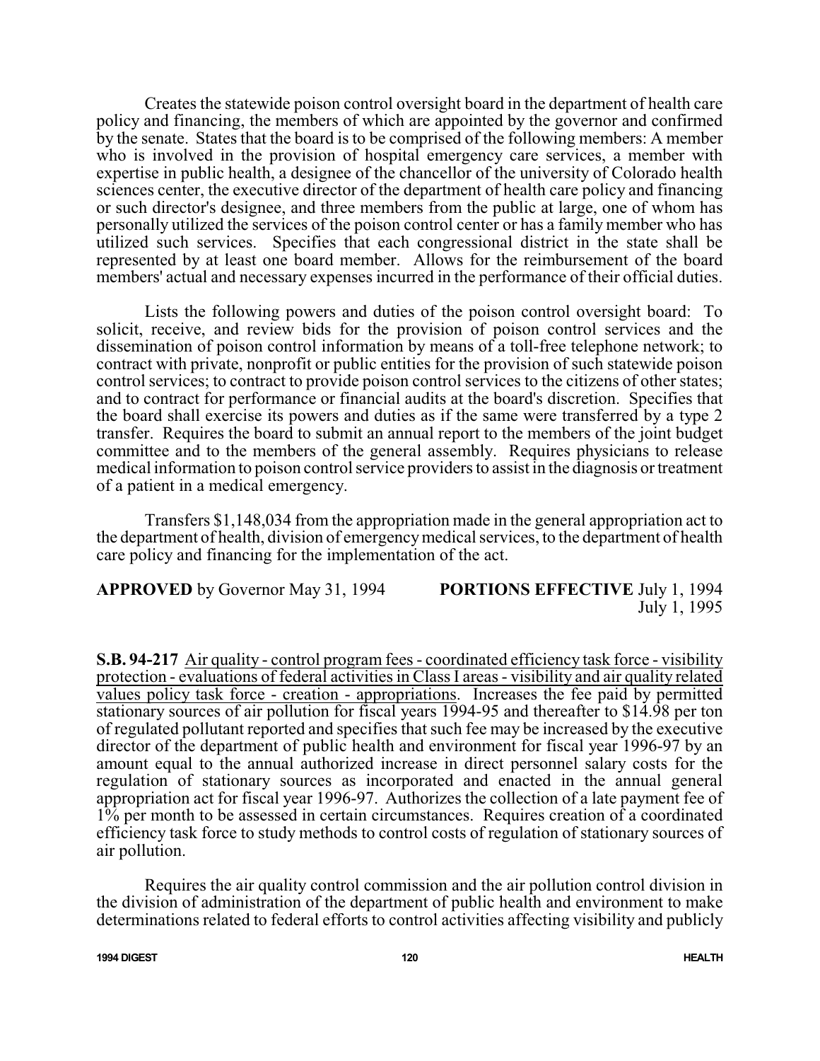Creates the statewide poison control oversight board in the department of health care policy and financing, the members of which are appointed by the governor and confirmed by the senate. States that the board is to be comprised of the following members: A member who is involved in the provision of hospital emergency care services, a member with expertise in public health, a designee of the chancellor of the university of Colorado health sciences center, the executive director of the department of health care policy and financing or such director's designee, and three members from the public at large, one of whom has personally utilized the services of the poison control center or has a family member who has utilized such services. Specifies that each congressional district in the state shall be represented by at least one board member. Allows for the reimbursement of the board members' actual and necessary expenses incurred in the performance of their official duties.

Lists the following powers and duties of the poison control oversight board: To solicit, receive, and review bids for the provision of poison control services and the dissemination of poison control information by means of a toll-free telephone network; to contract with private, nonprofit or public entities for the provision of such statewide poison control services; to contract to provide poison control services to the citizens of other states; and to contract for performance or financial audits at the board's discretion. Specifies that the board shall exercise its powers and duties as if the same were transferred by a type 2 transfer. Requires the board to submit an annual report to the members of the joint budget committee and to the members of the general assembly. Requires physicians to release medical information to poison control service providers to assist in the diagnosis or treatment of a patient in a medical emergency.

Transfers $1,148,034 from the appropriation made in the general appropriation act to the department of health, division of emergency medical services, to the department of health care policy and financing for the implementation of the act.

**APPROVED** by Governor May 31, 1994 **PORTIONS EFFECTIVE** July 1, 1994
July 1, 1995

**S.B. 94-217** Air quality - control program fees - coordinated efficiency task force - visibility protection - evaluations of federal activities in Class I areas - visibility and air quality related values policy task force - creation - appropriations. Increases the fee paid by permitted stationary sources of air pollution for fiscal years 1994-95 and thereafter to $14.98 per ton of regulated pollutant reported and specifies that such fee may be increased by the executive director of the department of public health and environment for fiscal year 1996-97 by an amount equal to the annual authorized increase in direct personnel salary costs for the regulation of stationary sources as incorporated and enacted in the annual general appropriation act for fiscal year 1996-97. Authorizes the collection of a late payment fee of 1% per month to be assessed in certain circumstances. Requires creation of a coordinated efficiency task force to study methods to control costs of regulation of stationary sources of air pollution.

Requires the air quality control commission and the air pollution control division in the division of administration of the department of public health and environment to make determinations related to federal efforts to control activities affecting visibility and publicly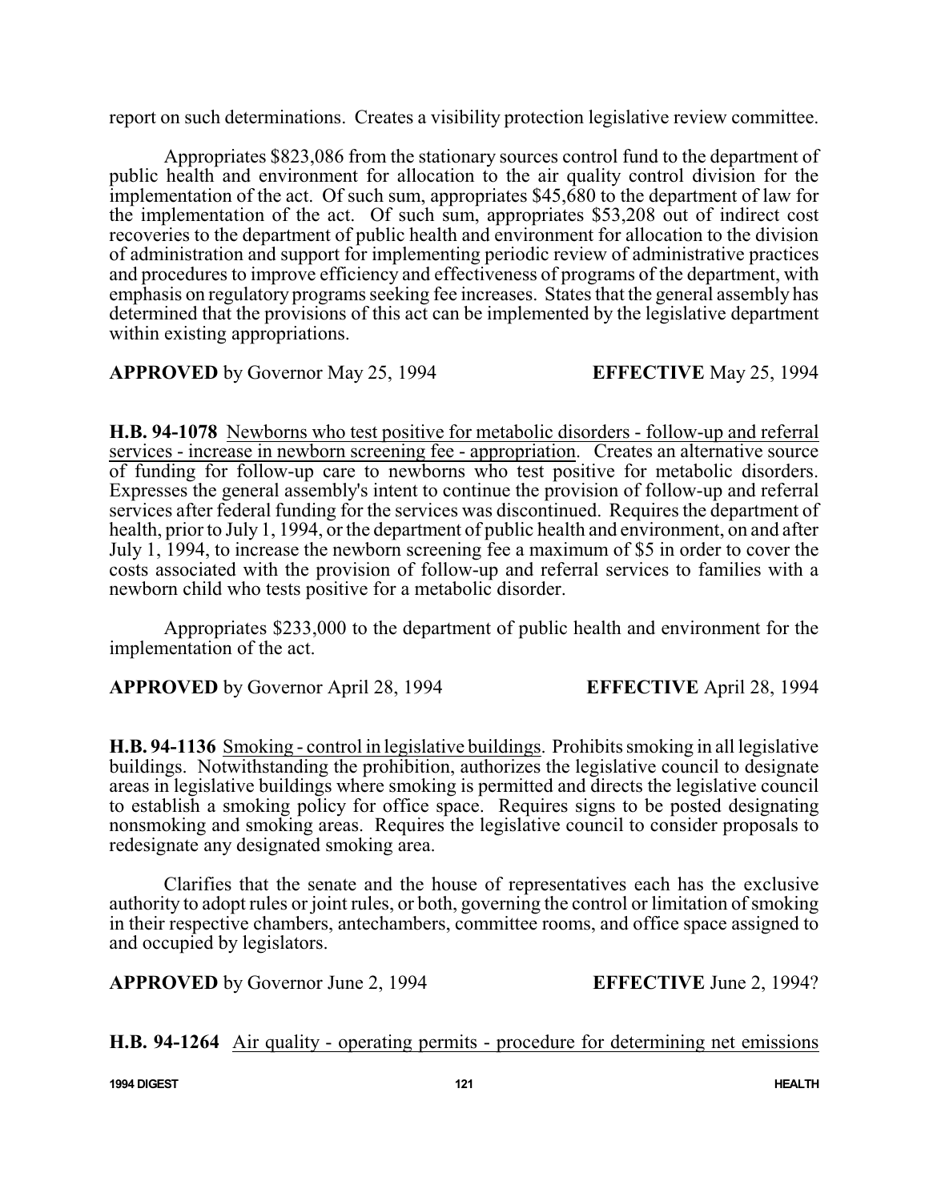report on such determinations. Creates a visibility protection legislative review committee.

Appropriates $823,086 from the stationary sources control fund to the department of public health and environment for allocation to the air quality control division for the implementation of the act. Of such sum, appropriates $45,680 to the department of law for the implementation of the act. Of such sum, appropriates $53,208 out of indirect cost recoveries to the department of public health and environment for allocation to the division of administration and support for implementing periodic review of administrative practices and procedures to improve efficiency and effectiveness of programs of the department, with emphasis on regulatory programs seeking fee increases. States that the general assembly has determined that the provisions of this act can be implemented by the legislative department within existing appropriations.

**APPROVED** by Governor May 25, 1994 **EFFECTIVE** May 25, 1994

**H.B. 94-1078** Newborns who test positive for metabolic disorders - follow-up and referral services - increase in newborn screening fee - appropriation. Creates an alternative source of funding for follow-up care to newborns who test positive for metabolic disorders. Expresses the general assembly's intent to continue the provision of follow-up and referral services after federal funding for the services was discontinued. Requires the department of health, prior to July 1, 1994, or the department of public health and environment, on and after July 1, 1994, to increase the newborn screening fee a maximum of $5 in order to cover the costs associated with the provision of follow-up and referral services to families with a newborn child who tests positive for a metabolic disorder.

Appropriates $233,000 to the department of public health and environment for the implementation of the act.

**APPROVED** by Governor April 28, 1994 **EFFECTIVE** April 28, 1994

**H.B. 94-1136** Smoking - control in legislative buildings. Prohibits smoking in all legislative buildings. Notwithstanding the prohibition, authorizes the legislative council to designate areas in legislative buildings where smoking is permitted and directs the legislative council to establish a smoking policy for office space. Requires signs to be posted designating nonsmoking and smoking areas. Requires the legislative council to consider proposals to redesignate any designated smoking area.

Clarifies that the senate and the house of representatives each has the exclusive authority to adopt rules or joint rules, or both, governing the control or limitation of smoking in their respective chambers, antechambers, committee rooms, and office space assigned to and occupied by legislators.

**APPROVED** by Governor June 2, 1994 **EFFECTIVE** June 2, 1994?

**H.B. 94-1264** Air quality - operating permits - procedure for determining net emissions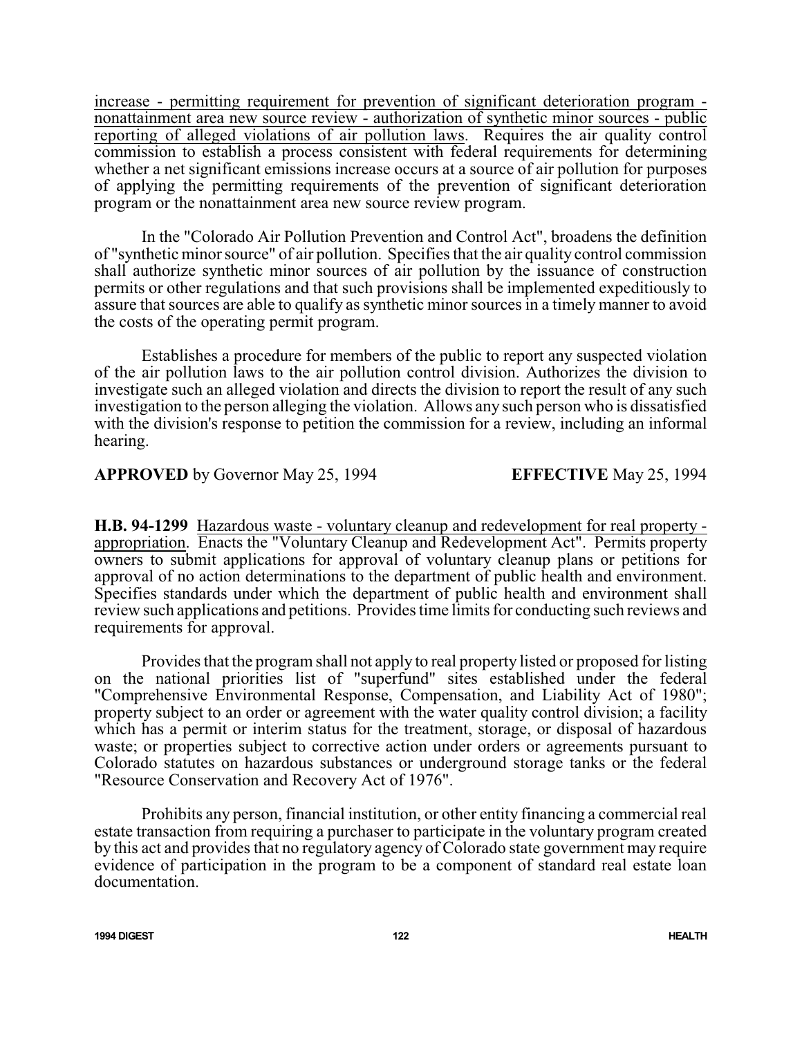increase - permitting requirement for prevention of significant deterioration program - nonattainment area new source review - authorization of synthetic minor sources - public reporting of alleged violations of air pollution laws. Requires the air quality control commission to establish a process consistent with federal requirements for determining whether a net significant emissions increase occurs at a source of air pollution for purposes of applying the permitting requirements of the prevention of significant deterioration program or the nonattainment area new source review program.

In the "Colorado Air Pollution Prevention and Control Act", broadens the definition of "synthetic minor source" of air pollution. Specifies that the air quality control commission shall authorize synthetic minor sources of air pollution by the issuance of construction permits or other regulations and that such provisions shall be implemented expeditiously to assure that sources are able to qualify as synthetic minor sources in a timely manner to avoid the costs of the operating permit program.

Establishes a procedure for members of the public to report any suspected violation of the air pollution laws to the air pollution control division. Authorizes the division to investigate such an alleged violation and directs the division to report the result of any such investigation to the person alleging the violation. Allows any such person who is dissatisfied with the division's response to petition the commission for a review, including an informal hearing.

**APPROVED** by Governor May 25, 1994 **EFFECTIVE** May 25, 1994

**H.B. 94-1299** Hazardous waste - voluntary cleanup and redevelopment for real property - appropriation. Enacts the "Voluntary Cleanup and Redevelopment Act". Permits property owners to submit applications for approval of voluntary cleanup plans or petitions for approval of no action determinations to the department of public health and environment. Specifies standards under which the department of public health and environment shall review such applications and petitions. Provides time limits for conducting such reviews and requirements for approval.

Provides that the program shall not apply to real property listed or proposed for listing on the national priorities list of "superfund" sites established under the federal "Comprehensive Environmental Response, Compensation, and Liability Act of 1980"; property subject to an order or agreement with the water quality control division; a facility which has a permit or interim status for the treatment, storage, or disposal of hazardous waste; or properties subject to corrective action under orders or agreements pursuant to Colorado statutes on hazardous substances or underground storage tanks or the federal "Resource Conservation and Recovery Act of 1976".

Prohibits any person, financial institution, or other entity financing a commercial real estate transaction from requiring a purchaser to participate in the voluntary program created by this act and provides that no regulatory agency of Colorado state government may require evidence of participation in the program to be a component of standard real estate loan documentation.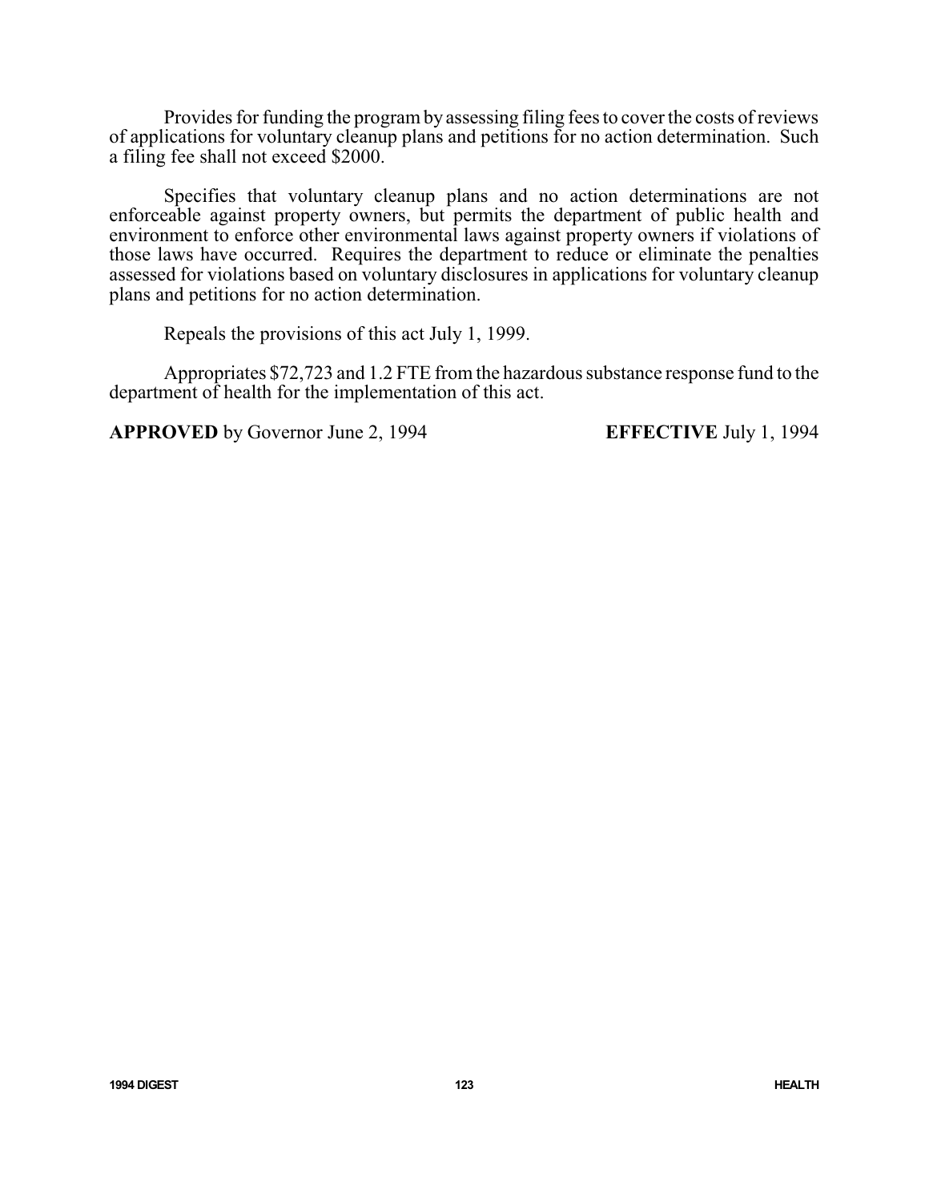Provides for funding the program by assessing filing fees to cover the costs of reviews of applications for voluntary cleanup plans and petitions for no action determination. Such a filing fee shall not exceed $2000.

Specifies that voluntary cleanup plans and no action determinations are not enforceable against property owners, but permits the department of public health and environment to enforce other environmental laws against property owners if violations of those laws have occurred. Requires the department to reduce or eliminate the penalties assessed for violations based on voluntary disclosures in applications for voluntary cleanup plans and petitions for no action determination.

Repeals the provisions of this act July 1, 1999.

Appropriates $72,723 and 1.2 FTE from the hazardous substance response fund to the department of health for the implementation of this act.

**APPROVED** by Governor June 2, 1994 **EFFECTIVE** July 1, 1994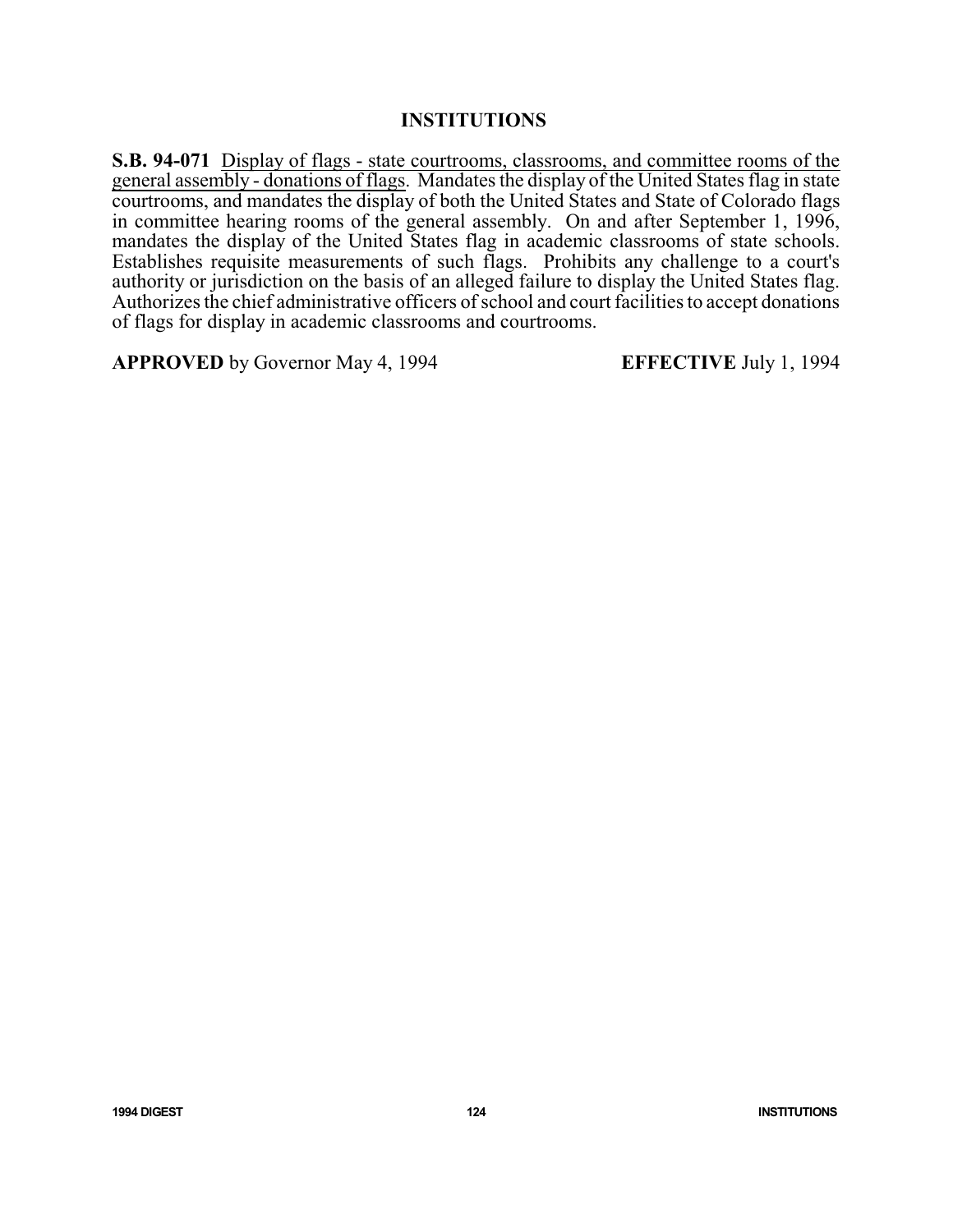## INSTITUTIONS

**S.B. 94-071** Display of flags - state courtrooms, classrooms, and committee rooms of the general assembly - donations of flags. Mandates the display of the United States flag in state courtrooms, and mandates the display of both the United States and State of Colorado flags in committee hearing rooms of the general assembly. On and after September 1, 1996, mandates the display of the United States flag in academic classrooms of state schools. Establishes requisite measurements of such flags. Prohibits any challenge to a court's authority or jurisdiction on the basis of an alleged failure to display the United States flag. Authorizes the chief administrative officers of school and court facilities to accept donations of flags for display in academic classrooms and courtrooms.

**APPROVED** by Governor May 4, 1994 **EFFECTIVE** July 1, 1994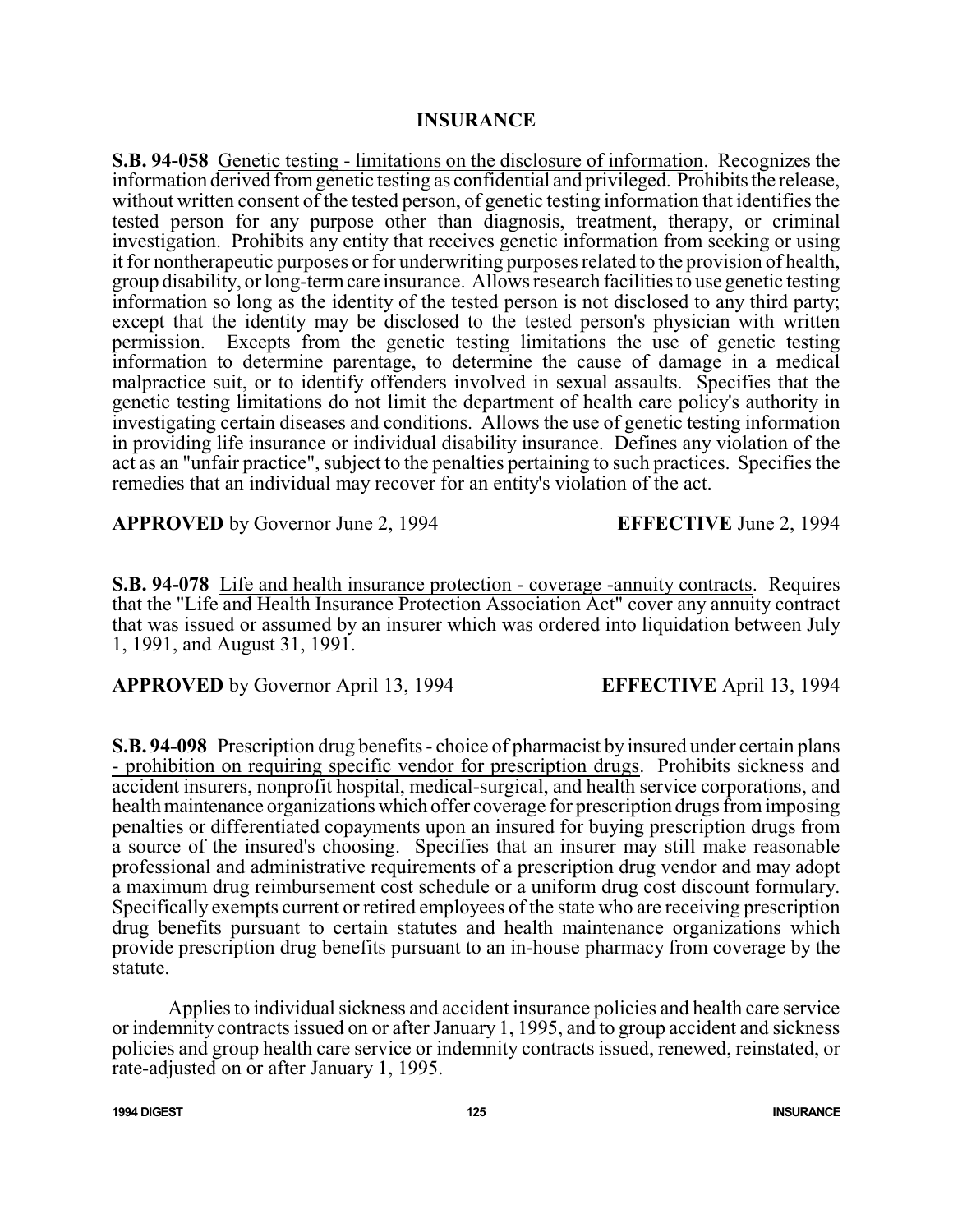# INSURANCE

**S.B. 94-058** Genetic testing - limitations on the disclosure of information. Recognizes the information derived from genetic testing as confidential and privileged. Prohibits the release, without written consent of the tested person, of genetic testing information that identifies the tested person for any purpose other than diagnosis, treatment, therapy, or criminal investigation. Prohibits any entity that receives genetic information from seeking or using it for nontherapeutic purposes or for underwriting purposes related to the provision of health, group disability, or long-term care insurance. Allows research facilities to use genetic testing information so long as the identity of the tested person is not disclosed to any third party; except that the identity may be disclosed to the tested person's physician with written permission. Excepts from the genetic testing limitations the use of genetic testing information to determine parentage, to determine the cause of damage in a medical malpractice suit, or to identify offenders involved in sexual assaults. Specifies that the genetic testing limitations do not limit the department of health care policy's authority in investigating certain diseases and conditions. Allows the use of genetic testing information in providing life insurance or individual disability insurance. Defines any violation of the act as an "unfair practice", subject to the penalties pertaining to such practices. Specifies the remedies that an individual may recover for an entity's violation of the act.

**APPROVED** by Governor June 2, 1994 **EFFECTIVE** June 2, 1994

**S.B. 94-078** Life and health insurance protection - coverage -annuity contracts. Requires that the "Life and Health Insurance Protection Association Act" cover any annuity contract that was issued or assumed by an insurer which was ordered into liquidation between July 1, 1991, and August 31, 1991.

**APPROVED** by Governor April 13, 1994 **EFFECTIVE** April 13, 1994

**S.B. 94-098** Prescription drug benefits - choice of pharmacist by insured under certain plans - prohibition on requiring specific vendor for prescription drugs. Prohibits sickness and accident insurers, nonprofit hospital, medical-surgical, and health service corporations, and health maintenance organizations which offer coverage for prescription drugs from imposing penalties or differentiated copayments upon an insured for buying prescription drugs from a source of the insured's choosing. Specifies that an insurer may still make reasonable professional and administrative requirements of a prescription drug vendor and may adopt a maximum drug reimbursement cost schedule or a uniform drug cost discount formulary. Specifically exempts current or retired employees of the state who are receiving prescription drug benefits pursuant to certain statutes and health maintenance organizations which provide prescription drug benefits pursuant to an in-house pharmacy from coverage by the statute.

Applies to individual sickness and accident insurance policies and health care service or indemnity contracts issued on or after January 1, 1995, and to group accident and sickness policies and group health care service or indemnity contracts issued, renewed, reinstated, or rate-adjusted on or after January 1, 1995.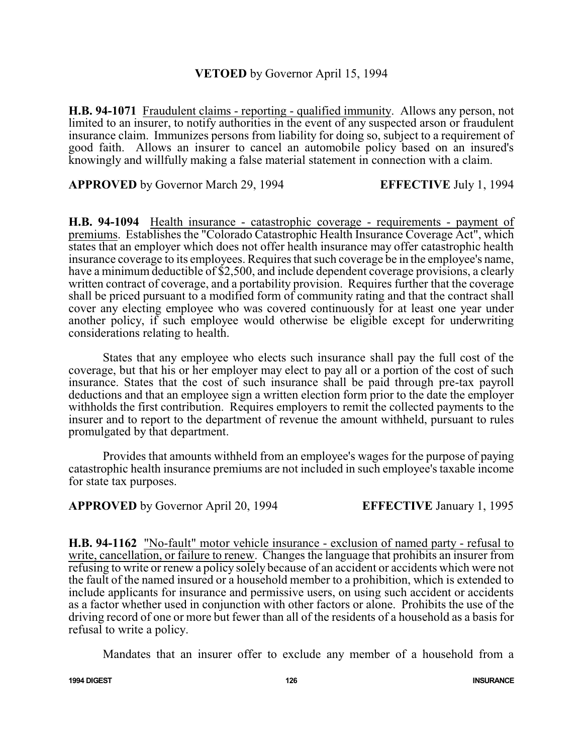**VETOED** by Governor April 15, 1994

**H.B. 94-1071** Fraudulent claims - reporting - qualified immunity. Allows any person, not limited to an insurer, to notify authorities in the event of any suspected arson or fraudulent insurance claim. Immunizes persons from liability for doing so, subject to a requirement of good faith. Allows an insurer to cancel an automobile policy based on an insured's knowingly and willfully making a false material statement in connection with a claim.

**APPROVED** by Governor March 29, 1994 **EFFECTIVE** July 1, 1994

**H.B. 94-1094** Health insurance - catastrophic coverage - requirements - payment of premiums. Establishes the "Colorado Catastrophic Health Insurance Coverage Act", which states that an employer which does not offer health insurance may offer catastrophic health insurance coverage to its employees. Requires that such coverage be in the employee's name, have a minimum deductible of $2,500, and include dependent coverage provisions, a clearly written contract of coverage, and a portability provision. Requires further that the coverage shall be priced pursuant to a modified form of community rating and that the contract shall cover any electing employee who was covered continuously for at least one year under another policy, if such employee would otherwise be eligible except for underwriting considerations relating to health.

States that any employee who elects such insurance shall pay the full cost of the coverage, but that his or her employer may elect to pay all or a portion of the cost of such insurance. States that the cost of such insurance shall be paid through pre-tax payroll deductions and that an employee sign a written election form prior to the date the employer withholds the first contribution. Requires employers to remit the collected payments to the insurer and to report to the department of revenue the amount withheld, pursuant to rules promulgated by that department.

Provides that amounts withheld from an employee's wages for the purpose of paying catastrophic health insurance premiums are not included in such employee's taxable income for state tax purposes.

**APPROVED** by Governor April 20, 1994 **EFFECTIVE** January 1, 1995

**H.B. 94-1162** "No-fault" motor vehicle insurance - exclusion of named party - refusal to write, cancellation, or failure to renew. Changes the language that prohibits an insurer from refusing to write or renew a policy solely because of an accident or accidents which were not the fault of the named insured or a household member to a prohibition, which is extended to include applicants for insurance and permissive users, on using such accident or accidents as a factor whether used in conjunction with other factors or alone. Prohibits the use of the driving record of one or more but fewer than all of the residents of a household as a basis for refusal to write a policy.

Mandates that an insurer offer to exclude any member of a household from a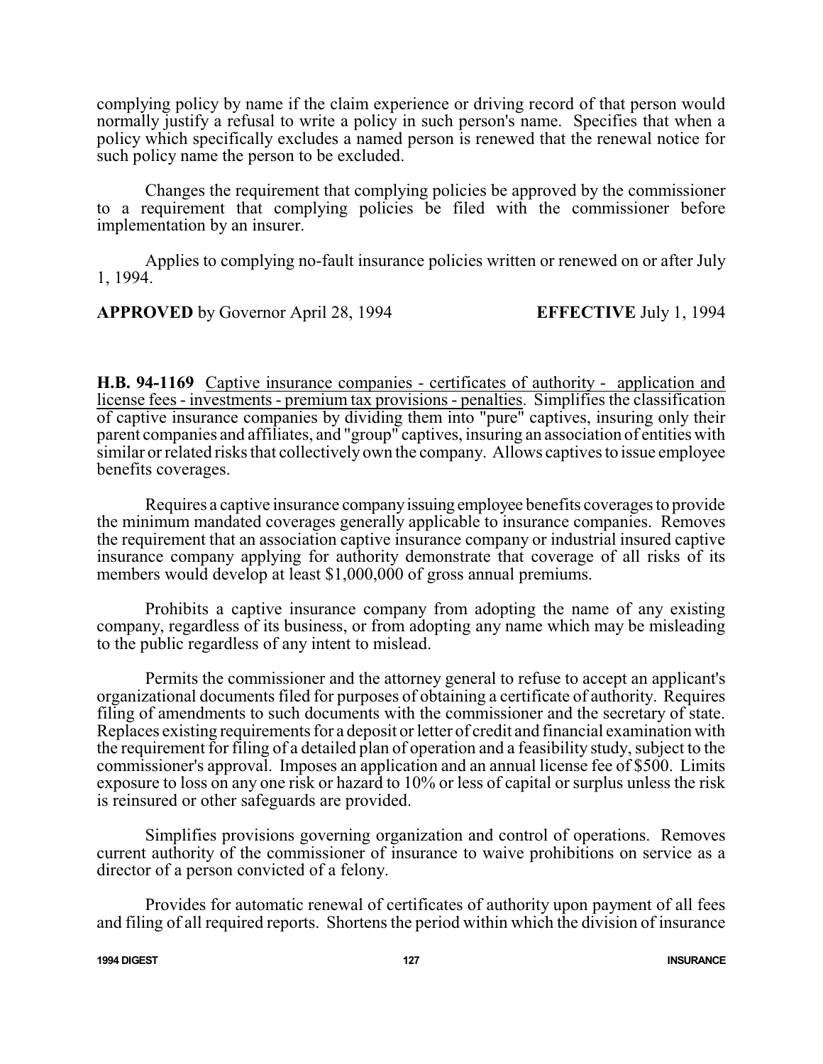complying policy by name if the claim experience or driving record of that person would normally justify a refusal to write a policy in such person's name. Specifies that when a policy which specifically excludes a named person is renewed that the renewal notice for such policy name the person to be excluded.

Changes the requirement that complying policies be approved by the commissioner to a requirement that complying policies be filed with the commissioner before implementation by an insurer.

Applies to complying no-fault insurance policies written or renewed on or after July 1, 1994.

**APPROVED** by Governor April 28, 1994 **EFFECTIVE** July 1, 1994

**H.B. 94-1169** Captive insurance companies - certificates of authority - application and license fees - investments - premium tax provisions - penalties. Simplifies the classification of captive insurance companies by dividing them into "pure" captives, insuring only their parent companies and affiliates, and "group" captives, insuring an association of entities with similar or related risks that collectively own the company. Allows captives to issue employee benefits coverages.

Requires a captive insurance company issuing employee benefits coverages to provide the minimum mandated coverages generally applicable to insurance companies. Removes the requirement that an association captive insurance company or industrial insured captive insurance company applying for authority demonstrate that coverage of all risks of its members would develop at least $1,000,000 of gross annual premiums.

Prohibits a captive insurance company from adopting the name of any existing company, regardless of its business, or from adopting any name which may be misleading to the public regardless of any intent to mislead.

Permits the commissioner and the attorney general to refuse to accept an applicant's organizational documents filed for purposes of obtaining a certificate of authority. Requires filing of amendments to such documents with the commissioner and the secretary of state. Replaces existing requirements for a deposit or letter of credit and financial examination with the requirement for filing of a detailed plan of operation and a feasibility study, subject to the commissioner's approval. Imposes an application and an annual license fee of $500. Limits exposure to loss on any one risk or hazard to 10% or less of capital or surplus unless the risk is reinsured or other safeguards are provided.

Simplifies provisions governing organization and control of operations. Removes current authority of the commissioner of insurance to waive prohibitions on service as a director of a person convicted of a felony.

Provides for automatic renewal of certificates of authority upon payment of all fees and filing of all required reports. Shortens the period within which the division of insurance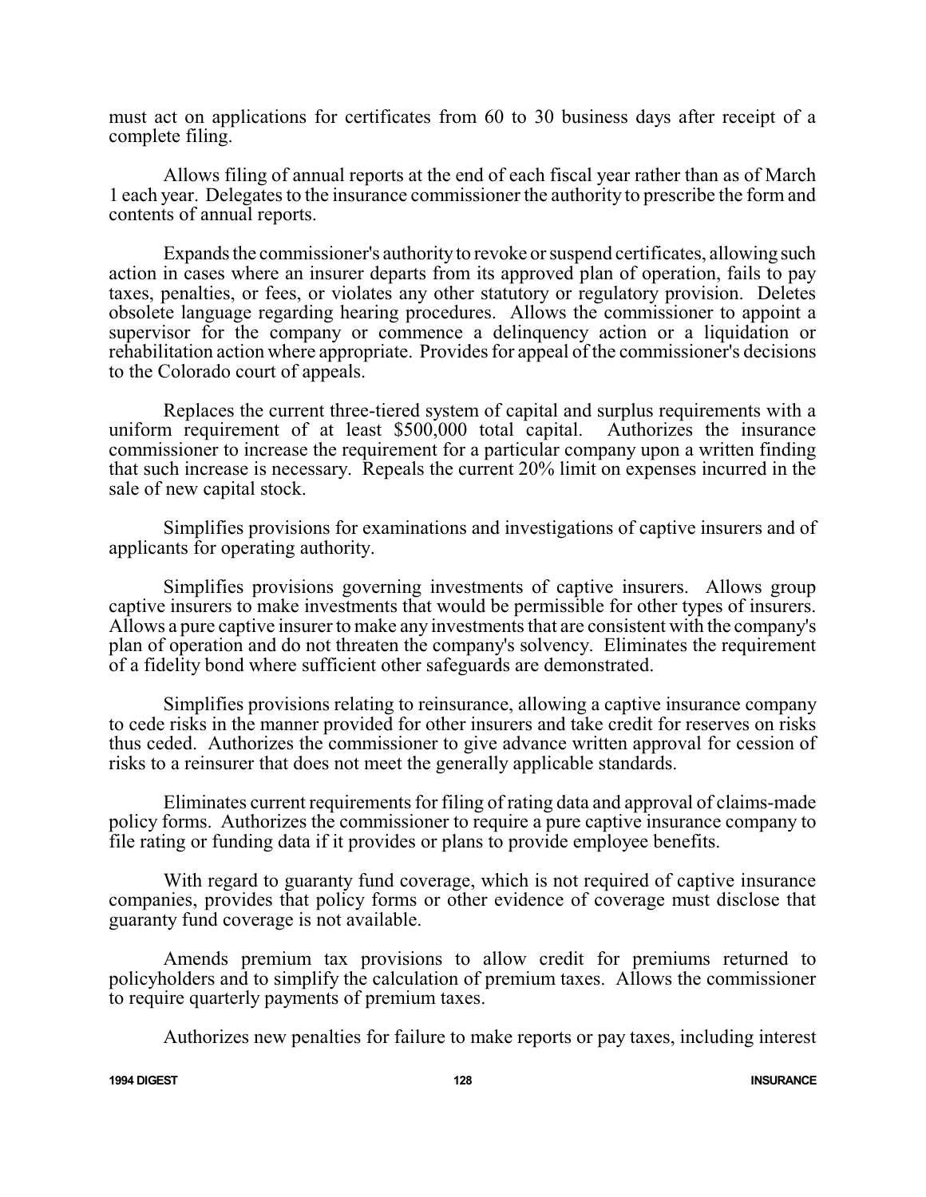must act on applications for certificates from 60 to 30 business days after receipt of a complete filing.

Allows filing of annual reports at the end of each fiscal year rather than as of March 1 each year. Delegates to the insurance commissioner the authority to prescribe the form and contents of annual reports.

Expands the commissioner's authority to revoke or suspend certificates, allowing such action in cases where an insurer departs from its approved plan of operation, fails to pay taxes, penalties, or fees, or violates any other statutory or regulatory provision. Deletes obsolete language regarding hearing procedures. Allows the commissioner to appoint a supervisor for the company or commence a delinquency action or a liquidation or rehabilitation action where appropriate. Provides for appeal of the commissioner's decisions to the Colorado court of appeals.

Replaces the current three-tiered system of capital and surplus requirements with a uniform requirement of at least $500,000 total capital. Authorizes the insurance commissioner to increase the requirement for a particular company upon a written finding that such increase is necessary. Repeals the current 20% limit on expenses incurred in the sale of new capital stock.

Simplifies provisions for examinations and investigations of captive insurers and of applicants for operating authority.

Simplifies provisions governing investments of captive insurers. Allows group captive insurers to make investments that would be permissible for other types of insurers. Allows a pure captive insurer to make any investments that are consistent with the company's plan of operation and do not threaten the company's solvency. Eliminates the requirement of a fidelity bond where sufficient other safeguards are demonstrated.

Simplifies provisions relating to reinsurance, allowing a captive insurance company to cede risks in the manner provided for other insurers and take credit for reserves on risks thus ceded. Authorizes the commissioner to give advance written approval for cession of risks to a reinsurer that does not meet the generally applicable standards.

Eliminates current requirements for filing of rating data and approval of claims-made policy forms. Authorizes the commissioner to require a pure captive insurance company to file rating or funding data if it provides or plans to provide employee benefits.

With regard to guaranty fund coverage, which is not required of captive insurance companies, provides that policy forms or other evidence of coverage must disclose that guaranty fund coverage is not available.

Amends premium tax provisions to allow credit for premiums returned to policyholders and to simplify the calculation of premium taxes. Allows the commissioner to require quarterly payments of premium taxes.

Authorizes new penalties for failure to make reports or pay taxes, including interest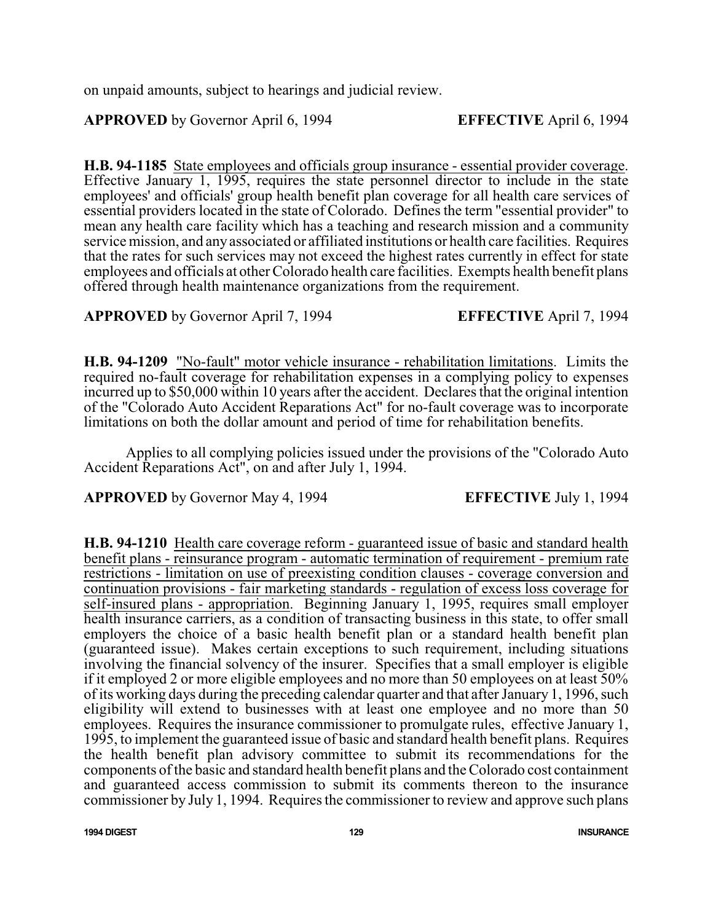on unpaid amounts, subject to hearings and judicial review.

**APPROVED** by Governor April 6, 1994 **EFFECTIVE** April 6, 1994

**H.B. 94-1185** State employees and officials group insurance - essential provider coverage. Effective January 1, 1995, requires the state personnel director to include in the state employees' and officials' group health benefit plan coverage for all health care services of essential providers located in the state of Colorado. Defines the term "essential provider" to mean any health care facility which has a teaching and research mission and a community service mission, and any associated or affiliated institutions or health care facilities. Requires that the rates for such services may not exceed the highest rates currently in effect for state employees and officials at other Colorado health care facilities. Exempts health benefit plans offered through health maintenance organizations from the requirement.

**APPROVED** by Governor April 7, 1994 **EFFECTIVE** April 7, 1994

**H.B. 94-1209** "No-fault" motor vehicle insurance - rehabilitation limitations. Limits the required no-fault coverage for rehabilitation expenses in a complying policy to expenses incurred up to $50,000 within 10 years after the accident. Declares that the original intention of the "Colorado Auto Accident Reparations Act" for no-fault coverage was to incorporate limitations on both the dollar amount and period of time for rehabilitation benefits.

Applies to all complying policies issued under the provisions of the "Colorado Auto Accident Reparations Act", on and after July 1, 1994.

**APPROVED** by Governor May 4, 1994 **EFFECTIVE** July 1, 1994

**H.B. 94-1210** Health care coverage reform - guaranteed issue of basic and standard health benefit plans - reinsurance program - automatic termination of requirement - premium rate restrictions - limitation on use of preexisting condition clauses - coverage conversion and continuation provisions - fair marketing standards - regulation of excess loss coverage for self-insured plans - appropriation. Beginning January 1, 1995, requires small employer health insurance carriers, as a condition of transacting business in this state, to offer small employers the choice of a basic health benefit plan or a standard health benefit plan (guaranteed issue). Makes certain exceptions to such requirement, including situations involving the financial solvency of the insurer. Specifies that a small employer is eligible if it employed 2 or more eligible employees and no more than 50 employees on at least 50% of its working days during the preceding calendar quarter and that after January 1, 1996, such eligibility will extend to businesses with at least one employee and no more than 50 employees. Requires the insurance commissioner to promulgate rules, effective January 1, 1995, to implement the guaranteed issue of basic and standard health benefit plans. Requires the health benefit plan advisory committee to submit its recommendations for the components of the basic and standard health benefit plans and the Colorado cost containment and guaranteed access commission to submit its comments thereon to the insurance commissioner by July 1, 1994. Requires the commissioner to review and approve such plans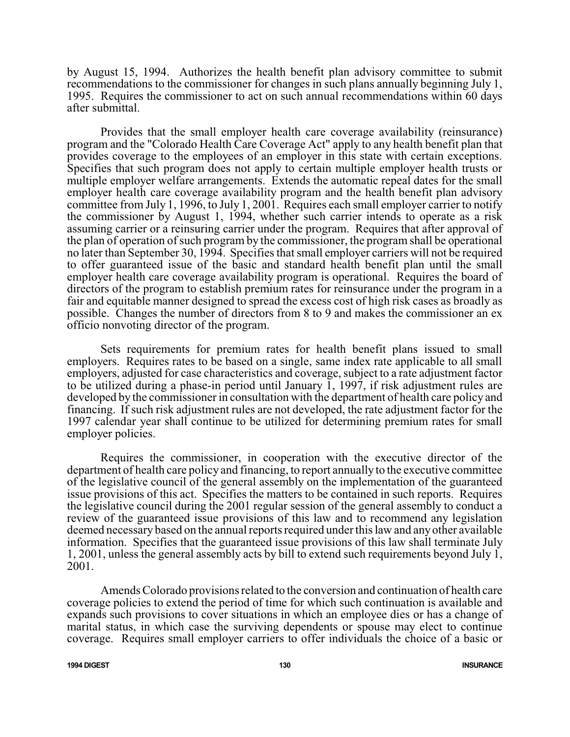by August 15, 1994. Authorizes the health benefit plan advisory committee to submit recommendations to the commissioner for changes in such plans annually beginning July 1, 1995. Requires the commissioner to act on such annual recommendations within 60 days after submittal.

Provides that the small employer health care coverage availability (reinsurance) program and the "Colorado Health Care Coverage Act" apply to any health benefit plan that provides coverage to the employees of an employer in this state with certain exceptions. Specifies that such program does not apply to certain multiple employer health trusts or multiple employer welfare arrangements. Extends the automatic repeal dates for the small employer health care coverage availability program and the health benefit plan advisory committee from July 1, 1996, to July 1, 2001. Requires each small employer carrier to notify the commissioner by August 1, 1994, whether such carrier intends to operate as a risk assuming carrier or a reinsuring carrier under the program. Requires that after approval of the plan of operation of such program by the commissioner, the program shall be operational no later than September 30, 1994. Specifies that small employer carriers will not be required to offer guaranteed issue of the basic and standard health benefit plan until the small employer health care coverage availability program is operational. Requires the board of directors of the program to establish premium rates for reinsurance under the program in a fair and equitable manner designed to spread the excess cost of high risk cases as broadly as possible. Changes the number of directors from 8 to 9 and makes the commissioner an ex officio nonvoting director of the program.

Sets requirements for premium rates for health benefit plans issued to small employers. Requires rates to be based on a single, same index rate applicable to all small employers, adjusted for case characteristics and coverage, subject to a rate adjustment factor to be utilized during a phase-in period until January 1, 1997, if risk adjustment rules are developed by the commissioner in consultation with the department of health care policy and financing. If such risk adjustment rules are not developed, the rate adjustment factor for the 1997 calendar year shall continue to be utilized for determining premium rates for small employer policies.

Requires the commissioner, in cooperation with the executive director of the department of health care policy and financing, to report annually to the executive committee of the legislative council of the general assembly on the implementation of the guaranteed issue provisions of this act. Specifies the matters to be contained in such reports. Requires the legislative council during the 2001 regular session of the general assembly to conduct a review of the guaranteed issue provisions of this law and to recommend any legislation deemed necessary based on the annual reports required under this law and any other available information. Specifies that the guaranteed issue provisions of this law shall terminate July 1, 2001, unless the general assembly acts by bill to extend such requirements beyond July 1, 2001.

Amends Colorado provisions related to the conversion and continuation of health care coverage policies to extend the period of time for which such continuation is available and expands such provisions to cover situations in which an employee dies or has a change of marital status, in which case the surviving dependents or spouse may elect to continue coverage. Requires small employer carriers to offer individuals the choice of a basic or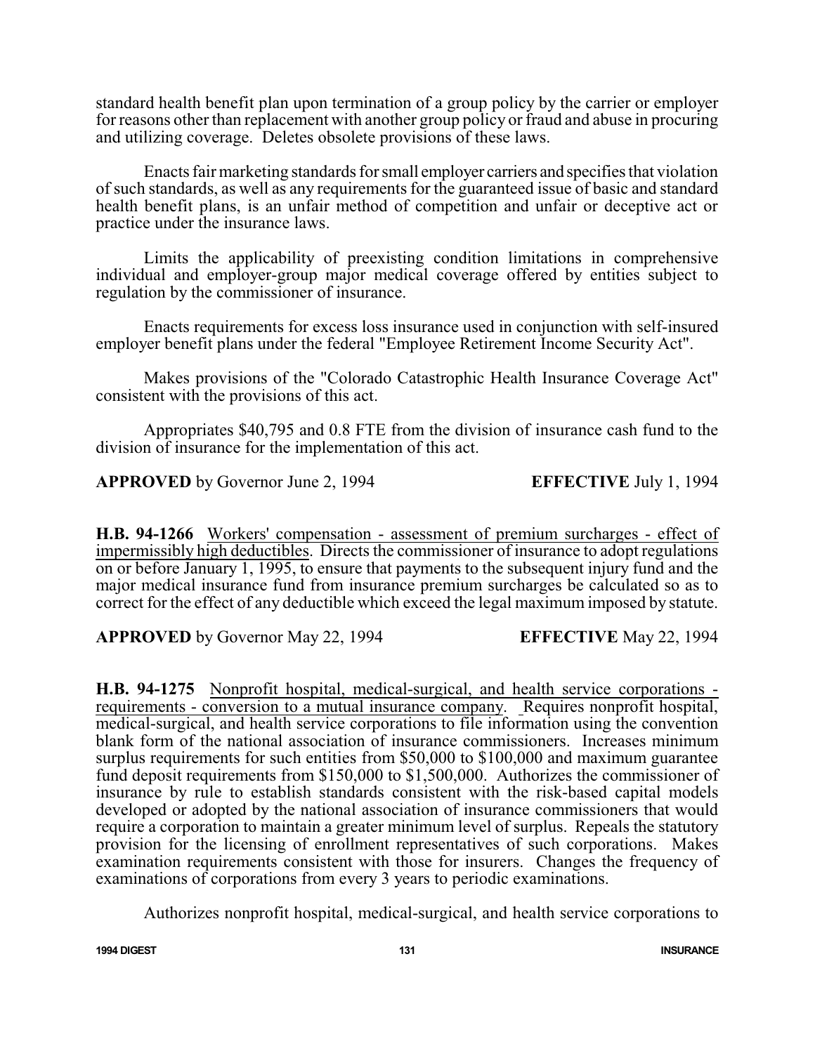standard health benefit plan upon termination of a group policy by the carrier or employer for reasons other than replacement with another group policy or fraud and abuse in procuring and utilizing coverage. Deletes obsolete provisions of these laws.

Enacts fair marketing standards for small employer carriers and specifies that violation of such standards, as well as any requirements for the guaranteed issue of basic and standard health benefit plans, is an unfair method of competition and unfair or deceptive act or practice under the insurance laws.

Limits the applicability of preexisting condition limitations in comprehensive individual and employer-group major medical coverage offered by entities subject to regulation by the commissioner of insurance.

Enacts requirements for excess loss insurance used in conjunction with self-insured employer benefit plans under the federal "Employee Retirement Income Security Act".

Makes provisions of the "Colorado Catastrophic Health Insurance Coverage Act" consistent with the provisions of this act.

Appropriates $40,795 and 0.8 FTE from the division of insurance cash fund to the division of insurance for the implementation of this act.

**APPROVED** by Governor June 2, 1994 **EFFECTIVE** July 1, 1994

**H.B. 94-1266** Workers' compensation - assessment of premium surcharges - effect of impermissibly high deductibles. Directs the commissioner of insurance to adopt regulations on or before January 1, 1995, to ensure that payments to the subsequent injury fund and the major medical insurance fund from insurance premium surcharges be calculated so as to correct for the effect of any deductible which exceed the legal maximum imposed by statute.

**APPROVED** by Governor May 22, 1994 **EFFECTIVE** May 22, 1994

**H.B. 94-1275** Nonprofit hospital, medical-surgical, and health service corporations - requirements - conversion to a mutual insurance company. Requires nonprofit hospital, medical-surgical, and health service corporations to file information using the convention blank form of the national association of insurance commissioners. Increases minimum surplus requirements for such entities from $50,000 to $100,000 and maximum guarantee fund deposit requirements from $150,000 to $1,500,000. Authorizes the commissioner of insurance by rule to establish standards consistent with the risk-based capital models developed or adopted by the national association of insurance commissioners that would require a corporation to maintain a greater minimum level of surplus. Repeals the statutory provision for the licensing of enrollment representatives of such corporations. Makes examination requirements consistent with those for insurers. Changes the frequency of examinations of corporations from every 3 years to periodic examinations.

Authorizes nonprofit hospital, medical-surgical, and health service corporations to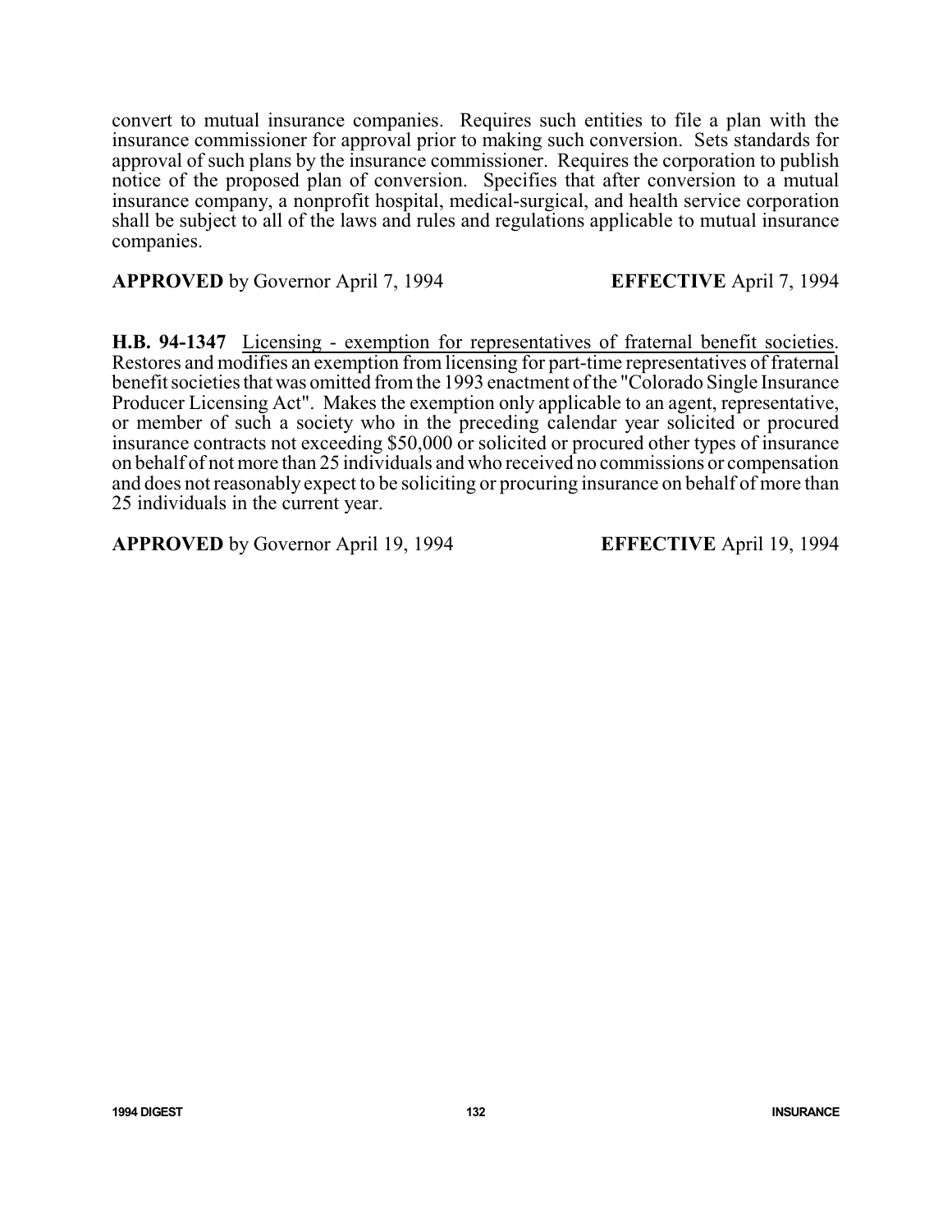convert to mutual insurance companies. Requires such entities to file a plan with the insurance commissioner for approval prior to making such conversion. Sets standards for approval of such plans by the insurance commissioner. Requires the corporation to publish notice of the proposed plan of conversion. Specifies that after conversion to a mutual insurance company, a nonprofit hospital, medical-surgical, and health service corporation shall be subject to all of the laws and rules and regulations applicable to mutual insurance companies.

**APPROVED** by Governor April 7, 1994 **EFFECTIVE** April 7, 1994

**H.B. 94-1347** Licensing - exemption for representatives of fraternal benefit societies. Restores and modifies an exemption from licensing for part-time representatives of fraternal benefit societies that was omitted from the 1993 enactment of the "Colorado Single Insurance Producer Licensing Act". Makes the exemption only applicable to an agent, representative, or member of such a society who in the preceding calendar year solicited or procured insurance contracts not exceeding $50,000 or solicited or procured other types of insurance on behalf of not more than 25 individuals and who received no commissions or compensation and does not reasonably expect to be soliciting or procuring insurance on behalf of more than 25 individuals in the current year.

**APPROVED** by Governor April 19, 1994 **EFFECTIVE** April 19, 1994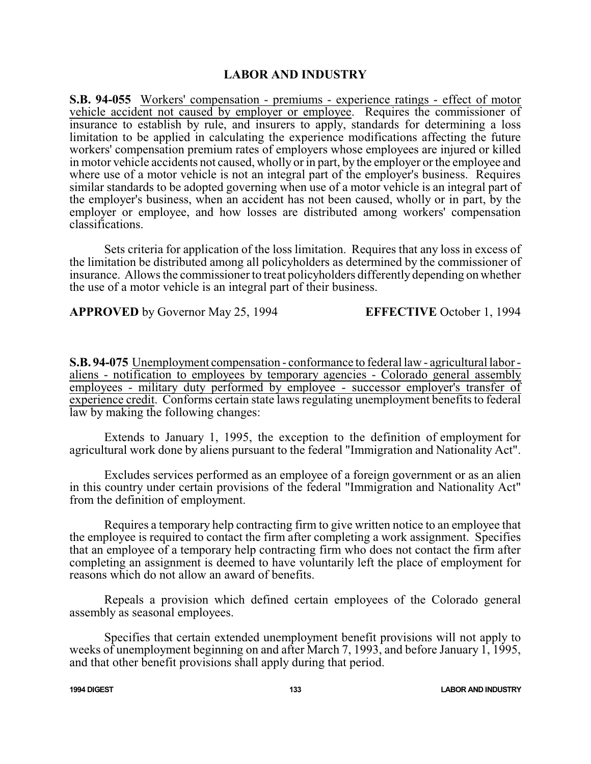## LABOR AND INDUSTRY

**S.B. 94-055** Workers' compensation - premiums - experience ratings - effect of motor vehicle accident not caused by employer or employee. Requires the commissioner of insurance to establish by rule, and insurers to apply, standards for determining a loss limitation to be applied in calculating the experience modifications affecting the future workers' compensation premium rates of employers whose employees are injured or killed in motor vehicle accidents not caused, wholly or in part, by the employer or the employee and where use of a motor vehicle is not an integral part of the employer's business. Requires similar standards to be adopted governing when use of a motor vehicle is an integral part of the employer's business, when an accident has not been caused, wholly or in part, by the employer or employee, and how losses are distributed among workers' compensation classifications.

Sets criteria for application of the loss limitation. Requires that any loss in excess of the limitation be distributed among all policyholders as determined by the commissioner of insurance. Allows the commissioner to treat policyholders differently depending on whether the use of a motor vehicle is an integral part of their business.

**APPROVED** by Governor May 25, 1994 **EFFECTIVE** October 1, 1994

**S.B. 94-075** Unemployment compensation - conformance to federal law - agricultural labor - aliens - notification to employees by temporary agencies - Colorado general assembly employees - military duty performed by employee - successor employer's transfer of experience credit. Conforms certain state laws regulating unemployment benefits to federal law by making the following changes:

Extends to January 1, 1995, the exception to the definition of employment for agricultural work done by aliens pursuant to the federal "Immigration and Nationality Act".

Excludes services performed as an employee of a foreign government or as an alien in this country under certain provisions of the federal "Immigration and Nationality Act" from the definition of employment.

Requires a temporary help contracting firm to give written notice to an employee that the employee is required to contact the firm after completing a work assignment. Specifies that an employee of a temporary help contracting firm who does not contact the firm after completing an assignment is deemed to have voluntarily left the place of employment for reasons which do not allow an award of benefits.

Repeals a provision which defined certain employees of the Colorado general assembly as seasonal employees.

Specifies that certain extended unemployment benefit provisions will not apply to weeks of unemployment beginning on and after March 7, 1993, and before January 1, 1995, and that other benefit provisions shall apply during that period.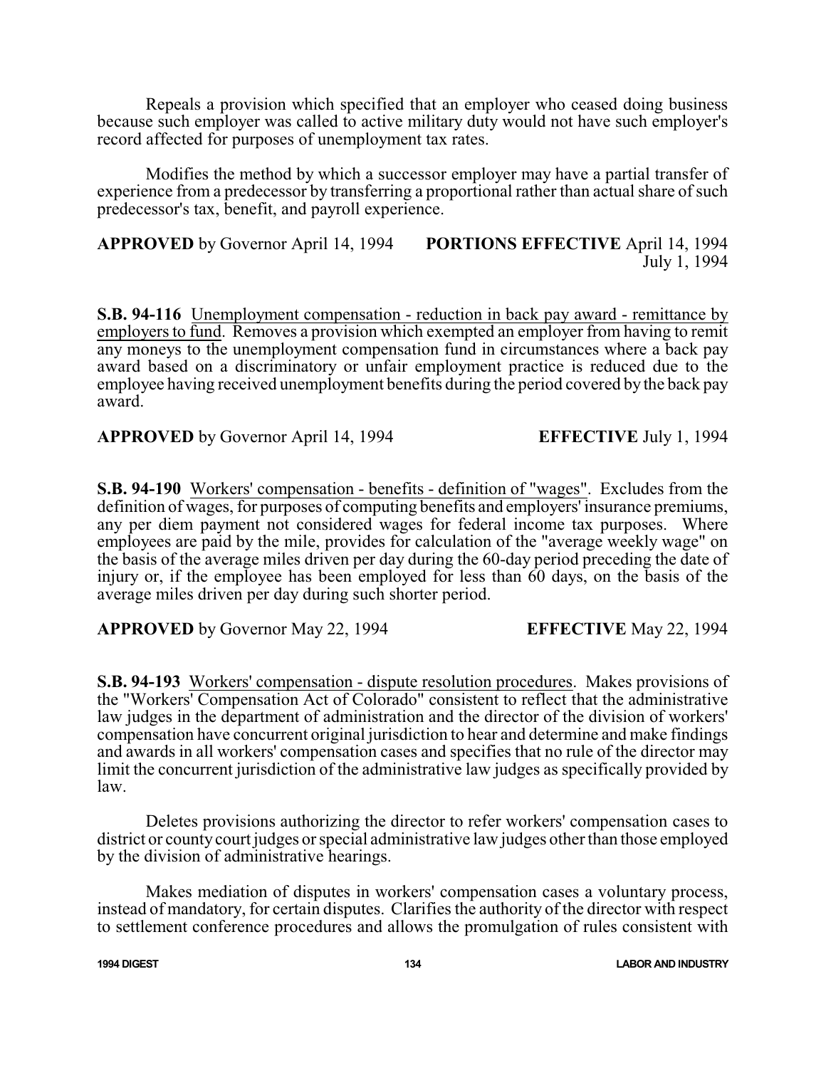Repeals a provision which specified that an employer who ceased doing business because such employer was called to active military duty would not have such employer's record affected for purposes of unemployment tax rates.

Modifies the method by which a successor employer may have a partial transfer of experience from a predecessor by transferring a proportional rather than actual share of such predecessor's tax, benefit, and payroll experience.

**APPROVED** by Governor April 14, 1994 **PORTIONS EFFECTIVE** April 14, 1994
July 1, 1994

**S.B. 94-116** Unemployment compensation - reduction in back pay award - remittance by employers to fund. Removes a provision which exempted an employer from having to remit any moneys to the unemployment compensation fund in circumstances where a back pay award based on a discriminatory or unfair employment practice is reduced due to the employee having received unemployment benefits during the period covered by the back pay award.

**APPROVED** by Governor April 14, 1994 **EFFECTIVE** July 1, 1994

**S.B. 94-190** Workers' compensation - benefits - definition of "wages". Excludes from the definition of wages, for purposes of computing benefits and employers' insurance premiums, any per diem payment not considered wages for federal income tax purposes. Where employees are paid by the mile, provides for calculation of the "average weekly wage" on the basis of the average miles driven per day during the 60-day period preceding the date of injury or, if the employee has been employed for less than 60 days, on the basis of the average miles driven per day during such shorter period.

**APPROVED** by Governor May 22, 1994 **EFFECTIVE** May 22, 1994

**S.B. 94-193** Workers' compensation - dispute resolution procedures. Makes provisions of the "Workers' Compensation Act of Colorado" consistent to reflect that the administrative law judges in the department of administration and the director of the division of workers' compensation have concurrent original jurisdiction to hear and determine and make findings and awards in all workers' compensation cases and specifies that no rule of the director may limit the concurrent jurisdiction of the administrative law judges as specifically provided by law.

Deletes provisions authorizing the director to refer workers' compensation cases to district or county court judges or special administrative law judges other than those employed by the division of administrative hearings.

Makes mediation of disputes in workers' compensation cases a voluntary process, instead of mandatory, for certain disputes. Clarifies the authority of the director with respect to settlement conference procedures and allows the promulgation of rules consistent with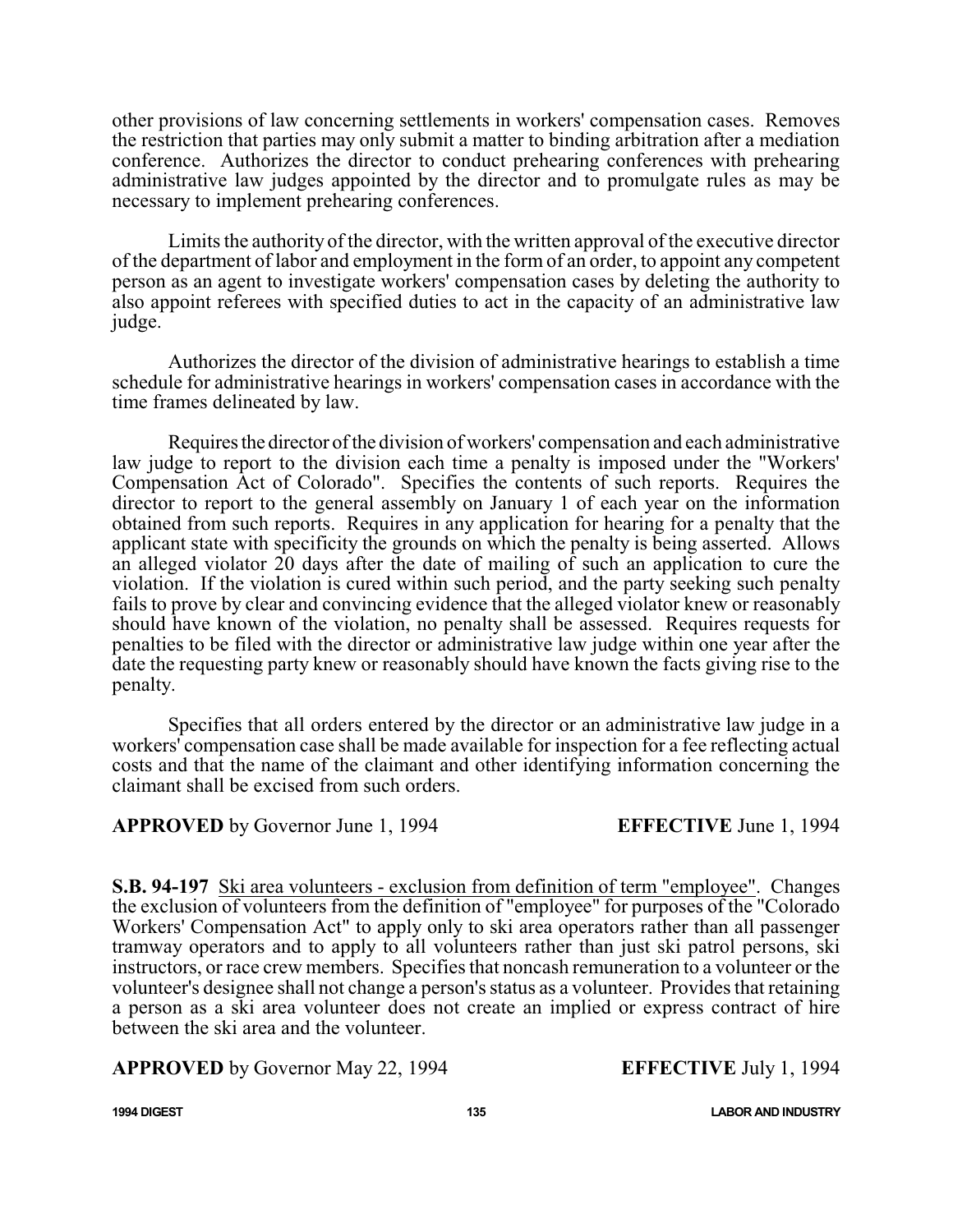other provisions of law concerning settlements in workers' compensation cases. Removes the restriction that parties may only submit a matter to binding arbitration after a mediation conference. Authorizes the director to conduct prehearing conferences with prehearing administrative law judges appointed by the director and to promulgate rules as may be necessary to implement prehearing conferences.

Limits the authority of the director, with the written approval of the executive director of the department of labor and employment in the form of an order, to appoint any competent person as an agent to investigate workers' compensation cases by deleting the authority to also appoint referees with specified duties to act in the capacity of an administrative law judge.

Authorizes the director of the division of administrative hearings to establish a time schedule for administrative hearings in workers' compensation cases in accordance with the time frames delineated by law.

Requires the director of the division of workers' compensation and each administrative law judge to report to the division each time a penalty is imposed under the "Workers' Compensation Act of Colorado". Specifies the contents of such reports. Requires the director to report to the general assembly on January 1 of each year on the information obtained from such reports. Requires in any application for hearing for a penalty that the applicant state with specificity the grounds on which the penalty is being asserted. Allows an alleged violator 20 days after the date of mailing of such an application to cure the violation. If the violation is cured within such period, and the party seeking such penalty fails to prove by clear and convincing evidence that the alleged violator knew or reasonably should have known of the violation, no penalty shall be assessed. Requires requests for penalties to be filed with the director or administrative law judge within one year after the date the requesting party knew or reasonably should have known the facts giving rise to the penalty.

Specifies that all orders entered by the director or an administrative law judge in a workers' compensation case shall be made available for inspection for a fee reflecting actual costs and that the name of the claimant and other identifying information concerning the claimant shall be excised from such orders.

**APPROVED** by Governor June 1, 1994 **EFFECTIVE** June 1, 1994

**S.B. 94-197** Ski area volunteers - exclusion from definition of term "employee". Changes the exclusion of volunteers from the definition of "employee" for purposes of the "Colorado Workers' Compensation Act" to apply only to ski area operators rather than all passenger tramway operators and to apply to all volunteers rather than just ski patrol persons, ski instructors, or race crew members. Specifies that noncash remuneration to a volunteer or the volunteer's designee shall not change a person's status as a volunteer. Provides that retaining a person as a ski area volunteer does not create an implied or express contract of hire between the ski area and the volunteer.

**APPROVED** by Governor May 22, 1994 **EFFECTIVE** July 1, 1994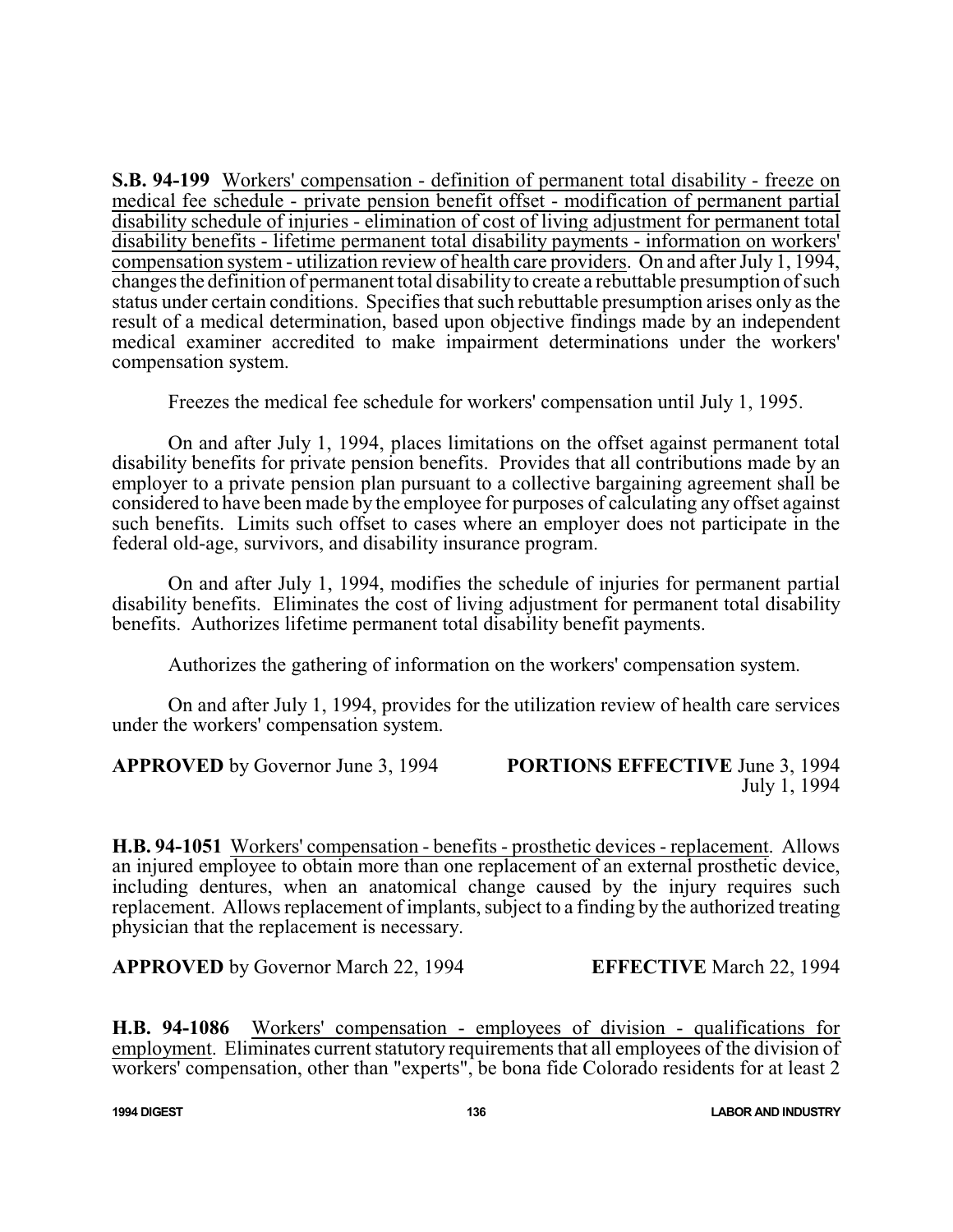**S.B. 94-199** Workers' compensation - definition of permanent total disability - freeze on medical fee schedule - private pension benefit offset - modification of permanent partial disability schedule of injuries - elimination of cost of living adjustment for permanent total disability benefits - lifetime permanent total disability payments - information on workers' compensation system - utilization review of health care providers. On and after July 1, 1994, changes the definition of permanent total disability to create a rebuttable presumption of such status under certain conditions. Specifies that such rebuttable presumption arises only as the result of a medical determination, based upon objective findings made by an independent medical examiner accredited to make impairment determinations under the workers' compensation system.

Freezes the medical fee schedule for workers' compensation until July 1, 1995.

On and after July 1, 1994, places limitations on the offset against permanent total disability benefits for private pension benefits. Provides that all contributions made by an employer to a private pension plan pursuant to a collective bargaining agreement shall be considered to have been made by the employee for purposes of calculating any offset against such benefits. Limits such offset to cases where an employer does not participate in the federal old-age, survivors, and disability insurance program.

On and after July 1, 1994, modifies the schedule of injuries for permanent partial disability benefits. Eliminates the cost of living adjustment for permanent total disability benefits. Authorizes lifetime permanent total disability benefit payments.

Authorizes the gathering of information on the workers' compensation system.

On and after July 1, 1994, provides for the utilization review of health care services under the workers' compensation system.

**APPROVED** by Governor June 3, 1994 **PORTIONS EFFECTIVE** June 3, 1994
July 1, 1994

**H.B. 94-1051** Workers' compensation - benefits - prosthetic devices - replacement. Allows an injured employee to obtain more than one replacement of an external prosthetic device, including dentures, when an anatomical change caused by the injury requires such replacement. Allows replacement of implants, subject to a finding by the authorized treating physician that the replacement is necessary.

**APPROVED** by Governor March 22, 1994 **EFFECTIVE** March 22, 1994

**H.B. 94-1086** Workers' compensation - employees of division - qualifications for employment. Eliminates current statutory requirements that all employees of the division of workers' compensation, other than "experts", be bona fide Colorado residents for at least 2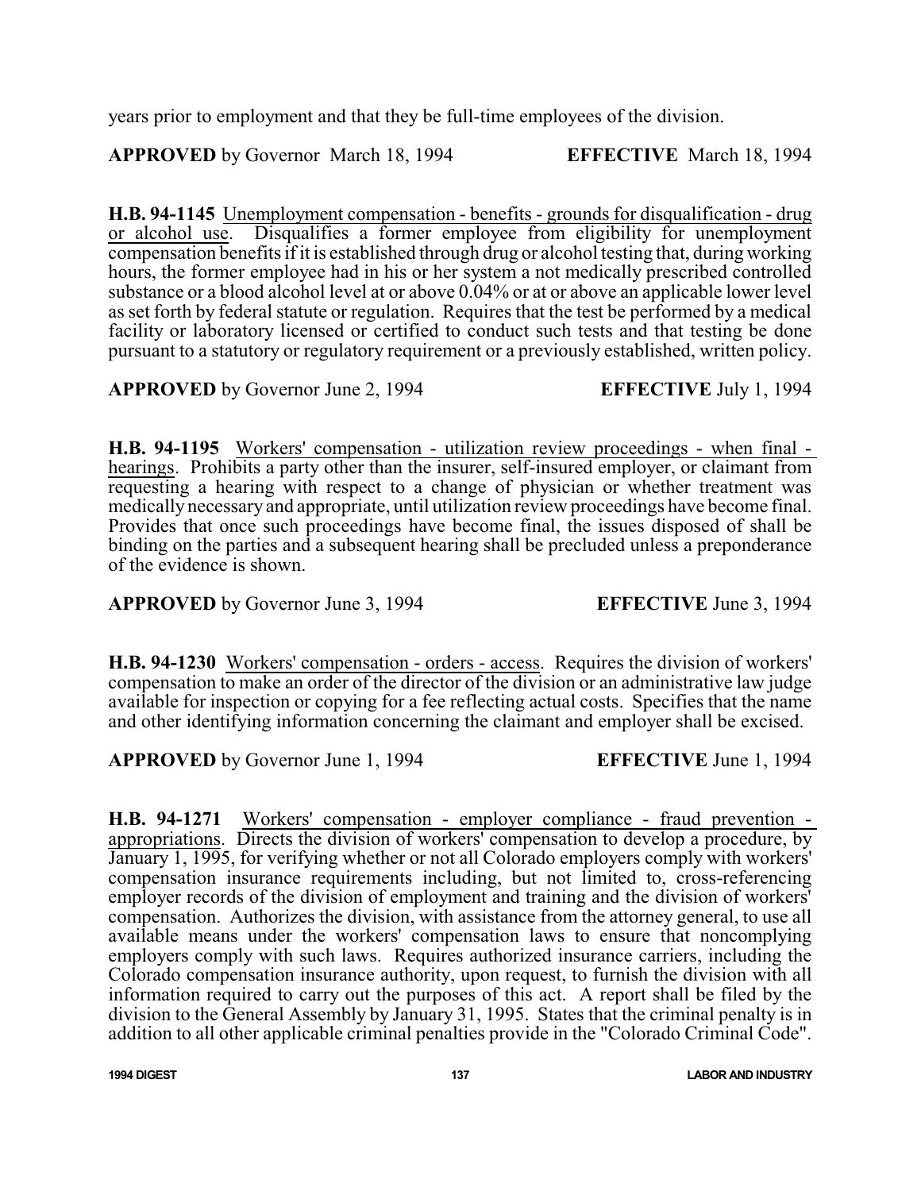years prior to employment and that they be full-time employees of the division.

**APPROVED** by Governor March 18, 1994 **EFFECTIVE** March 18, 1994

**H.B. 94-1145** Unemployment compensation - benefits - grounds for disqualification - drug or alcohol use. Disqualifies a former employee from eligibility for unemployment compensation benefits if it is established through drug or alcohol testing that, during working hours, the former employee had in his or her system a not medically prescribed controlled substance or a blood alcohol level at or above 0.04% or at or above an applicable lower level as set forth by federal statute or regulation. Requires that the test be performed by a medical facility or laboratory licensed or certified to conduct such tests and that testing be done pursuant to a statutory or regulatory requirement or a previously established, written policy.

**APPROVED** by Governor June 2, 1994 **EFFECTIVE** July 1, 1994

**H.B. 94-1195** Workers' compensation - utilization review proceedings - when final - hearings. Prohibits a party other than the insurer, self-insured employer, or claimant from requesting a hearing with respect to a change of physician or whether treatment was medically necessary and appropriate, until utilization review proceedings have become final. Provides that once such proceedings have become final, the issues disposed of shall be binding on the parties and a subsequent hearing shall be precluded unless a preponderance of the evidence is shown.

**APPROVED** by Governor June 3, 1994 **EFFECTIVE** June 3, 1994

**H.B. 94-1230** Workers' compensation - orders - access. Requires the division of workers' compensation to make an order of the director of the division or an administrative law judge available for inspection or copying for a fee reflecting actual costs. Specifies that the name and other identifying information concerning the claimant and employer shall be excised.

**APPROVED** by Governor June 1, 1994 **EFFECTIVE** June 1, 1994

**H.B. 94-1271** Workers' compensation - employer compliance - fraud prevention - appropriations. Directs the division of workers' compensation to develop a procedure, by January 1, 1995, for verifying whether or not all Colorado employers comply with workers' compensation insurance requirements including, but not limited to, cross-referencing employer records of the division of employment and training and the division of workers' compensation. Authorizes the division, with assistance from the attorney general, to use all available means under the workers' compensation laws to ensure that noncomplying employers comply with such laws. Requires authorized insurance carriers, including the Colorado compensation insurance authority, upon request, to furnish the division with all information required to carry out the purposes of this act. A report shall be filed by the division to the General Assembly by January 31, 1995. States that the criminal penalty is in addition to all other applicable criminal penalties provide in the "Colorado Criminal Code".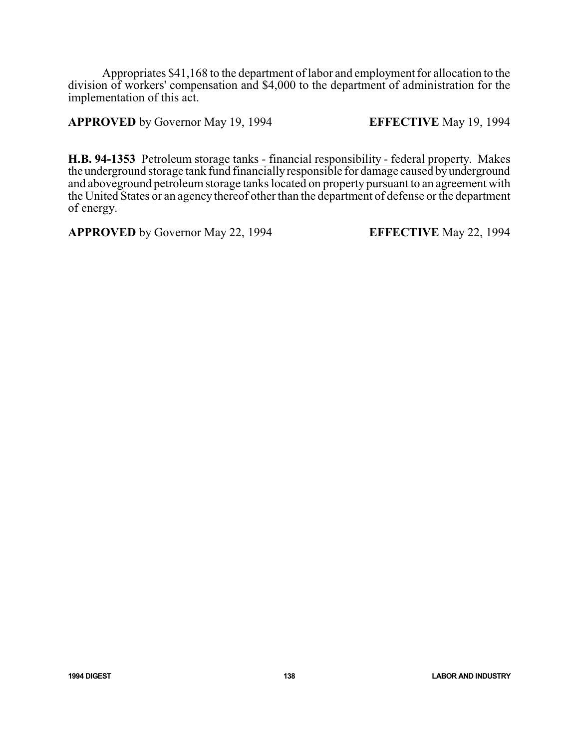Appropriates $41,168 to the department of labor and employment for allocation to the division of workers' compensation and $4,000 to the department of administration for the implementation of this act.

**APPROVED** by Governor May 19, 1994 **EFFECTIVE** May 19, 1994

**H.B. 94-1353** Petroleum storage tanks - financial responsibility - federal property. Makes the underground storage tank fund financially responsible for damage caused by underground and aboveground petroleum storage tanks located on property pursuant to an agreement with the United States or an agency thereof other than the department of defense or the department of energy.

**APPROVED** by Governor May 22, 1994 **EFFECTIVE** May 22, 1994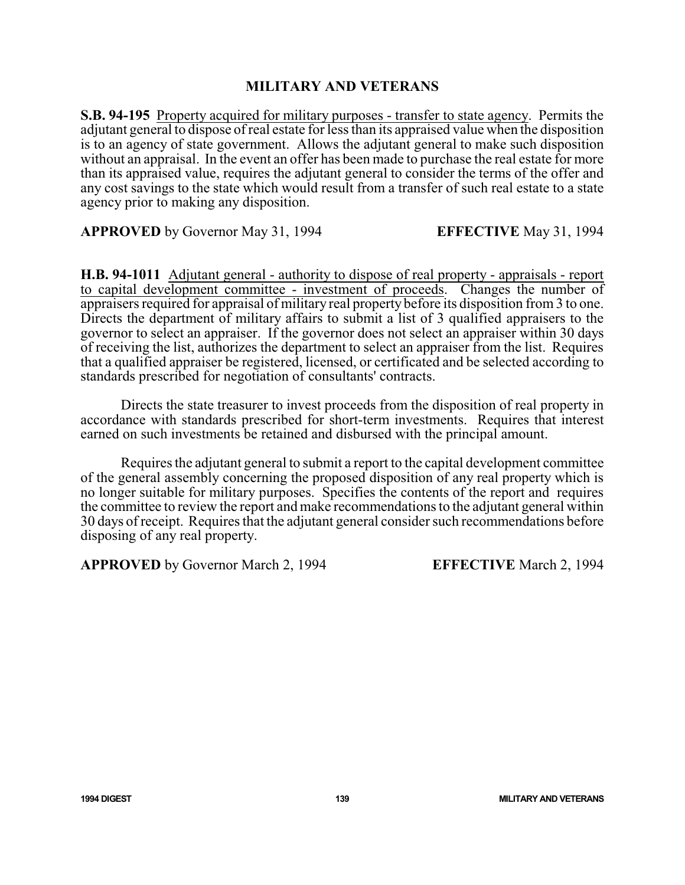## MILITARY AND VETERANS

**S.B. 94-195** Property acquired for military purposes - transfer to state agency. Permits the adjutant general to dispose of real estate for less than its appraised value when the disposition is to an agency of state government. Allows the adjutant general to make such disposition without an appraisal. In the event an offer has been made to purchase the real estate for more than its appraised value, requires the adjutant general to consider the terms of the offer and any cost savings to the state which would result from a transfer of such real estate to a state agency prior to making any disposition.

**APPROVED** by Governor May 31, 1994 **EFFECTIVE** May 31, 1994

**H.B. 94-1011** Adjutant general - authority to dispose of real property - appraisals - report to capital development committee - investment of proceeds. Changes the number of appraisers required for appraisal of military real property before its disposition from 3 to one. Directs the department of military affairs to submit a list of 3 qualified appraisers to the governor to select an appraiser. If the governor does not select an appraiser within 30 days of receiving the list, authorizes the department to select an appraiser from the list. Requires that a qualified appraiser be registered, licensed, or certificated and be selected according to standards prescribed for negotiation of consultants' contracts.

Directs the state treasurer to invest proceeds from the disposition of real property in accordance with standards prescribed for short-term investments. Requires that interest earned on such investments be retained and disbursed with the principal amount.

Requires the adjutant general to submit a report to the capital development committee of the general assembly concerning the proposed disposition of any real property which is no longer suitable for military purposes. Specifies the contents of the report and requires the committee to review the report and make recommendations to the adjutant general within 30 days of receipt. Requires that the adjutant general consider such recommendations before disposing of any real property.

**APPROVED** by Governor March 2, 1994 **EFFECTIVE** March 2, 1994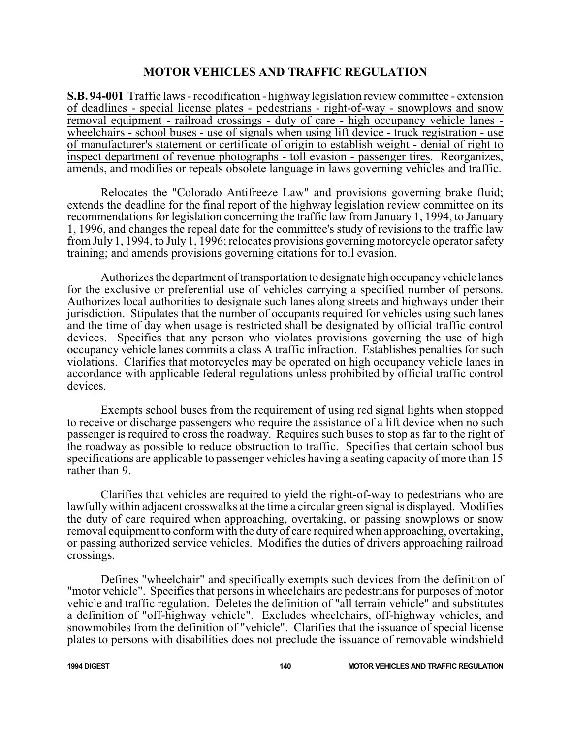## MOTOR VEHICLES AND TRAFFIC REGULATION

**S.B. 94-001** <u>Traffic laws - recodification - highway legislation review committee - extension of deadlines - special license plates - pedestrians - right-of-way - snowplows and snow removal equipment - railroad crossings - duty of care - high occupancy vehicle lanes - wheelchairs - school buses - use of signals when using lift device - truck registration - use of manufacturer's statement or certificate of origin to establish weight - denial of right to inspect department of revenue photographs - toll evasion - passenger tires</u>. Reorganizes, amends, and modifies or repeals obsolete language in laws governing vehicles and traffic.

Relocates the "Colorado Antifreeze Law" and provisions governing brake fluid; extends the deadline for the final report of the highway legislation review committee on its recommendations for legislation concerning the traffic law from January 1, 1994, to January 1, 1996, and changes the repeal date for the committee's study of revisions to the traffic law from July 1, 1994, to July 1, 1996; relocates provisions governing motorcycle operator safety training; and amends provisions governing citations for toll evasion.

Authorizes the department of transportation to designate high occupancy vehicle lanes for the exclusive or preferential use of vehicles carrying a specified number of persons. Authorizes local authorities to designate such lanes along streets and highways under their jurisdiction. Stipulates that the number of occupants required for vehicles using such lanes and the time of day when usage is restricted shall be designated by official traffic control devices. Specifies that any person who violates provisions governing the use of high occupancy vehicle lanes commits a class A traffic infraction. Establishes penalties for such violations. Clarifies that motorcycles may be operated on high occupancy vehicle lanes in accordance with applicable federal regulations unless prohibited by official traffic control devices.

Exempts school buses from the requirement of using red signal lights when stopped to receive or discharge passengers who require the assistance of a lift device when no such passenger is required to cross the roadway. Requires such buses to stop as far to the right of the roadway as possible to reduce obstruction to traffic. Specifies that certain school bus specifications are applicable to passenger vehicles having a seating capacity of more than 15 rather than 9.

Clarifies that vehicles are required to yield the right-of-way to pedestrians who are lawfully within adjacent crosswalks at the time a circular green signal is displayed. Modifies the duty of care required when approaching, overtaking, or passing snowplows or snow removal equipment to conform with the duty of care required when approaching, overtaking, or passing authorized service vehicles. Modifies the duties of drivers approaching railroad crossings.

Defines "wheelchair" and specifically exempts such devices from the definition of "motor vehicle". Specifies that persons in wheelchairs are pedestrians for purposes of motor vehicle and traffic regulation. Deletes the definition of "all terrain vehicle" and substitutes a definition of "off-highway vehicle". Excludes wheelchairs, off-highway vehicles, and snowmobiles from the definition of "vehicle". Clarifies that the issuance of special license plates to persons with disabilities does not preclude the issuance of removable windshield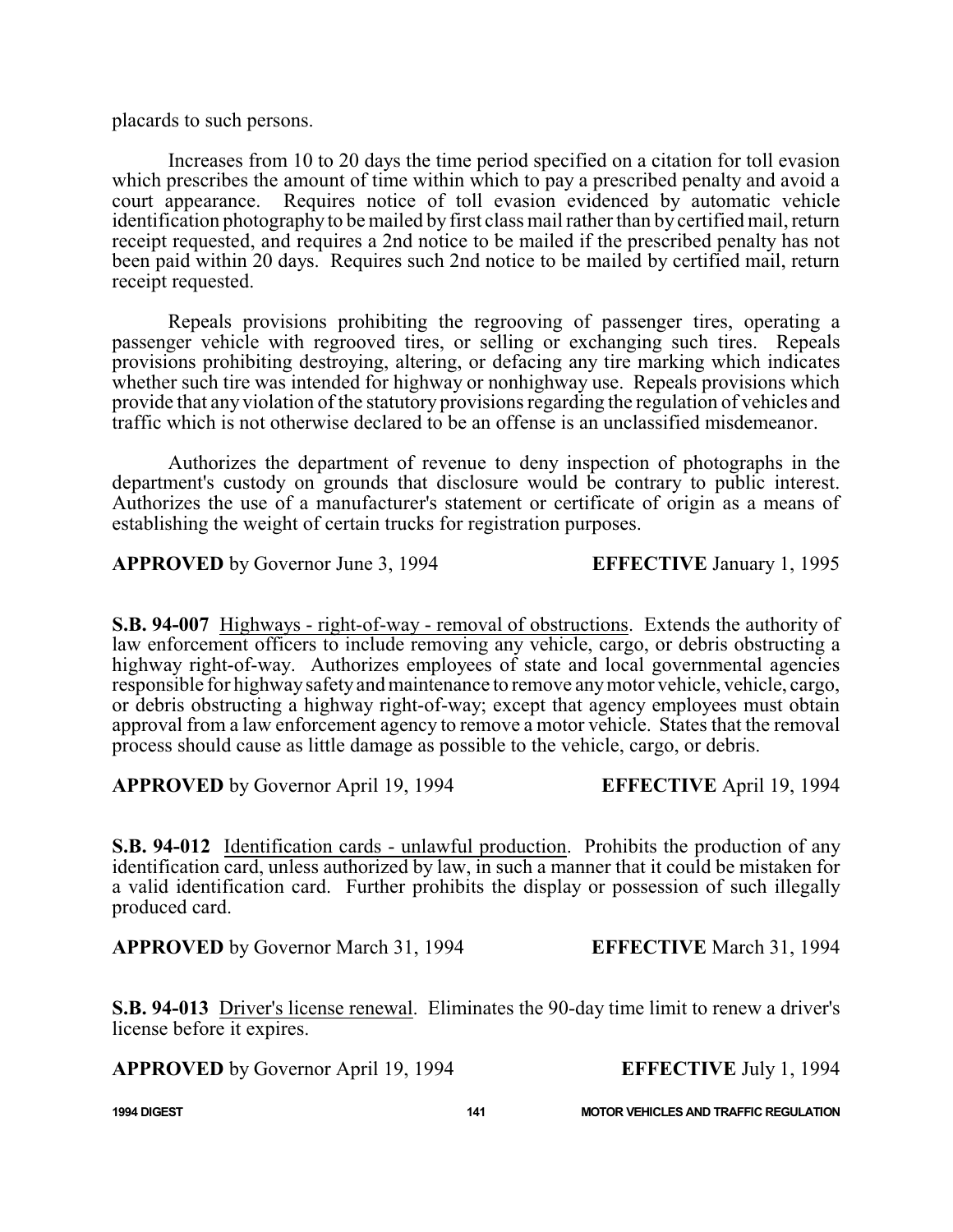placards to such persons.

Increases from 10 to 20 days the time period specified on a citation for toll evasion which prescribes the amount of time within which to pay a prescribed penalty and avoid a court appearance. Requires notice of toll evasion evidenced by automatic vehicle identification photography to be mailed by first class mail rather than by certified mail, return receipt requested, and requires a 2nd notice to be mailed if the prescribed penalty has not been paid within 20 days. Requires such 2nd notice to be mailed by certified mail, return receipt requested.

Repeals provisions prohibiting the regrooving of passenger tires, operating a passenger vehicle with regrooved tires, or selling or exchanging such tires. Repeals provisions prohibiting destroying, altering, or defacing any tire marking which indicates whether such tire was intended for highway or nonhighway use. Repeals provisions which provide that any violation of the statutory provisions regarding the regulation of vehicles and traffic which is not otherwise declared to be an offense is an unclassified misdemeanor.

Authorizes the department of revenue to deny inspection of photographs in the department's custody on grounds that disclosure would be contrary to public interest. Authorizes the use of a manufacturer's statement or certificate of origin as a means of establishing the weight of certain trucks for registration purposes.

**APPROVED** by Governor June 3, 1994 **EFFECTIVE** January 1, 1995

**S.B. 94-007** Highways - right-of-way - removal of obstructions. Extends the authority of law enforcement officers to include removing any vehicle, cargo, or debris obstructing a highway right-of-way. Authorizes employees of state and local governmental agencies responsible for highway safety and maintenance to remove any motor vehicle, vehicle, cargo, or debris obstructing a highway right-of-way; except that agency employees must obtain approval from a law enforcement agency to remove a motor vehicle. States that the removal process should cause as little damage as possible to the vehicle, cargo, or debris.

**APPROVED** by Governor April 19, 1994 **EFFECTIVE** April 19, 1994

**S.B. 94-012** Identification cards - unlawful production. Prohibits the production of any identification card, unless authorized by law, in such a manner that it could be mistaken for a valid identification card. Further prohibits the display or possession of such illegally produced card.

**APPROVED** by Governor March 31, 1994 **EFFECTIVE** March 31, 1994

**S.B. 94-013** Driver's license renewal. Eliminates the 90-day time limit to renew a driver's license before it expires.

**APPROVED** by Governor April 19, 1994 **EFFECTIVE** July 1, 1994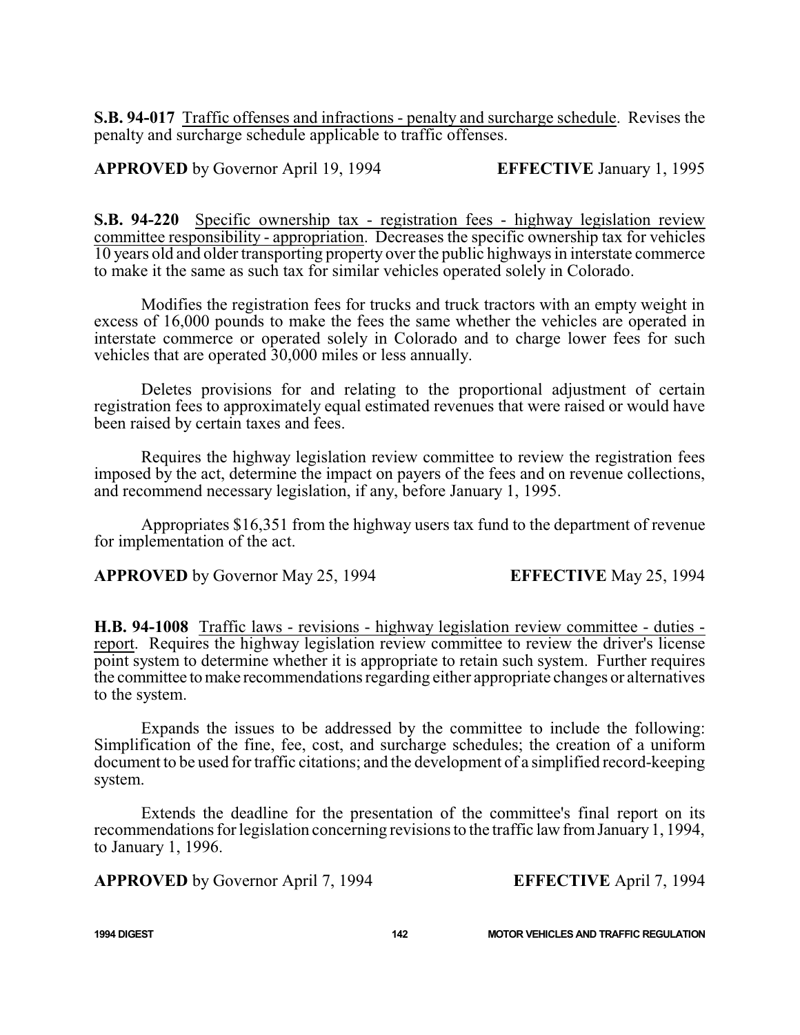**S.B. 94-017** Traffic offenses and infractions - penalty and surcharge schedule. Revises the penalty and surcharge schedule applicable to traffic offenses.

**APPROVED** by Governor April 19, 1994 **EFFECTIVE** January 1, 1995

**S.B. 94-220** Specific ownership tax - registration fees - highway legislation review committee responsibility - appropriation. Decreases the specific ownership tax for vehicles 10 years old and older transporting property over the public highways in interstate commerce to make it the same as such tax for similar vehicles operated solely in Colorado.

Modifies the registration fees for trucks and truck tractors with an empty weight in excess of 16,000 pounds to make the fees the same whether the vehicles are operated in interstate commerce or operated solely in Colorado and to charge lower fees for such vehicles that are operated 30,000 miles or less annually.

Deletes provisions for and relating to the proportional adjustment of certain registration fees to approximately equal estimated revenues that were raised or would have been raised by certain taxes and fees.

Requires the highway legislation review committee to review the registration fees imposed by the act, determine the impact on payers of the fees and on revenue collections, and recommend necessary legislation, if any, before January 1, 1995.

Appropriates $16,351 from the highway users tax fund to the department of revenue for implementation of the act.

**APPROVED** by Governor May 25, 1994 **EFFECTIVE** May 25, 1994

**H.B. 94-1008** Traffic laws - revisions - highway legislation review committee - duties - report. Requires the highway legislation review committee to review the driver's license point system to determine whether it is appropriate to retain such system. Further requires the committee to make recommendations regarding either appropriate changes or alternatives to the system.

Expands the issues to be addressed by the committee to include the following: Simplification of the fine, fee, cost, and surcharge schedules; the creation of a uniform document to be used for traffic citations; and the development of a simplified record-keeping system.

Extends the deadline for the presentation of the committee's final report on its recommendations for legislation concerning revisions to the traffic law from January 1, 1994, to January 1, 1996.

**APPROVED** by Governor April 7, 1994 **EFFECTIVE** April 7, 1994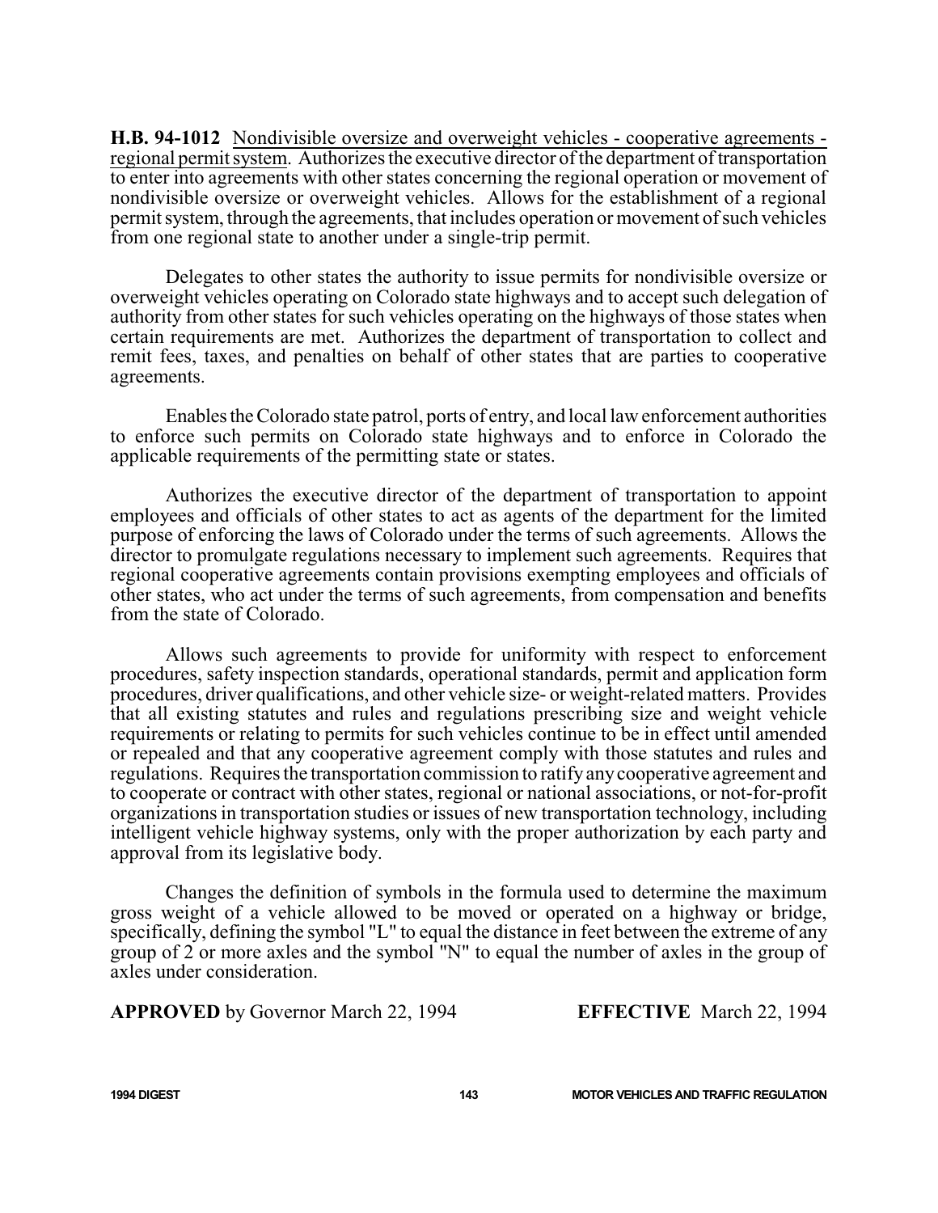**H.B. 94-1012** Nondivisible oversize and overweight vehicles - cooperative agreements - regional permit system. Authorizes the executive director of the department of transportation to enter into agreements with other states concerning the regional operation or movement of nondivisible oversize or overweight vehicles. Allows for the establishment of a regional permit system, through the agreements, that includes operation or movement of such vehicles from one regional state to another under a single-trip permit.

Delegates to other states the authority to issue permits for nondivisible oversize or overweight vehicles operating on Colorado state highways and to accept such delegation of authority from other states for such vehicles operating on the highways of those states when certain requirements are met. Authorizes the department of transportation to collect and remit fees, taxes, and penalties on behalf of other states that are parties to cooperative agreements.

Enables the Colorado state patrol, ports of entry, and local law enforcement authorities to enforce such permits on Colorado state highways and to enforce in Colorado the applicable requirements of the permitting state or states.

Authorizes the executive director of the department of transportation to appoint employees and officials of other states to act as agents of the department for the limited purpose of enforcing the laws of Colorado under the terms of such agreements. Allows the director to promulgate regulations necessary to implement such agreements. Requires that regional cooperative agreements contain provisions exempting employees and officials of other states, who act under the terms of such agreements, from compensation and benefits from the state of Colorado.

Allows such agreements to provide for uniformity with respect to enforcement procedures, safety inspection standards, operational standards, permit and application form procedures, driver qualifications, and other vehicle size- or weight-related matters. Provides that all existing statutes and rules and regulations prescribing size and weight vehicle requirements or relating to permits for such vehicles continue to be in effect until amended or repealed and that any cooperative agreement comply with those statutes and rules and regulations. Requires the transportation commission to ratify any cooperative agreement and to cooperate or contract with other states, regional or national associations, or not-for-profit organizations in transportation studies or issues of new transportation technology, including intelligent vehicle highway systems, only with the proper authorization by each party and approval from its legislative body.

Changes the definition of symbols in the formula used to determine the maximum gross weight of a vehicle allowed to be moved or operated on a highway or bridge, specifically, defining the symbol "L" to equal the distance in feet between the extreme of any group of 2 or more axles and the symbol "N" to equal the number of axles in the group of axles under consideration.

**APPROVED** by Governor March 22, 1994 **EFFECTIVE** March 22, 1994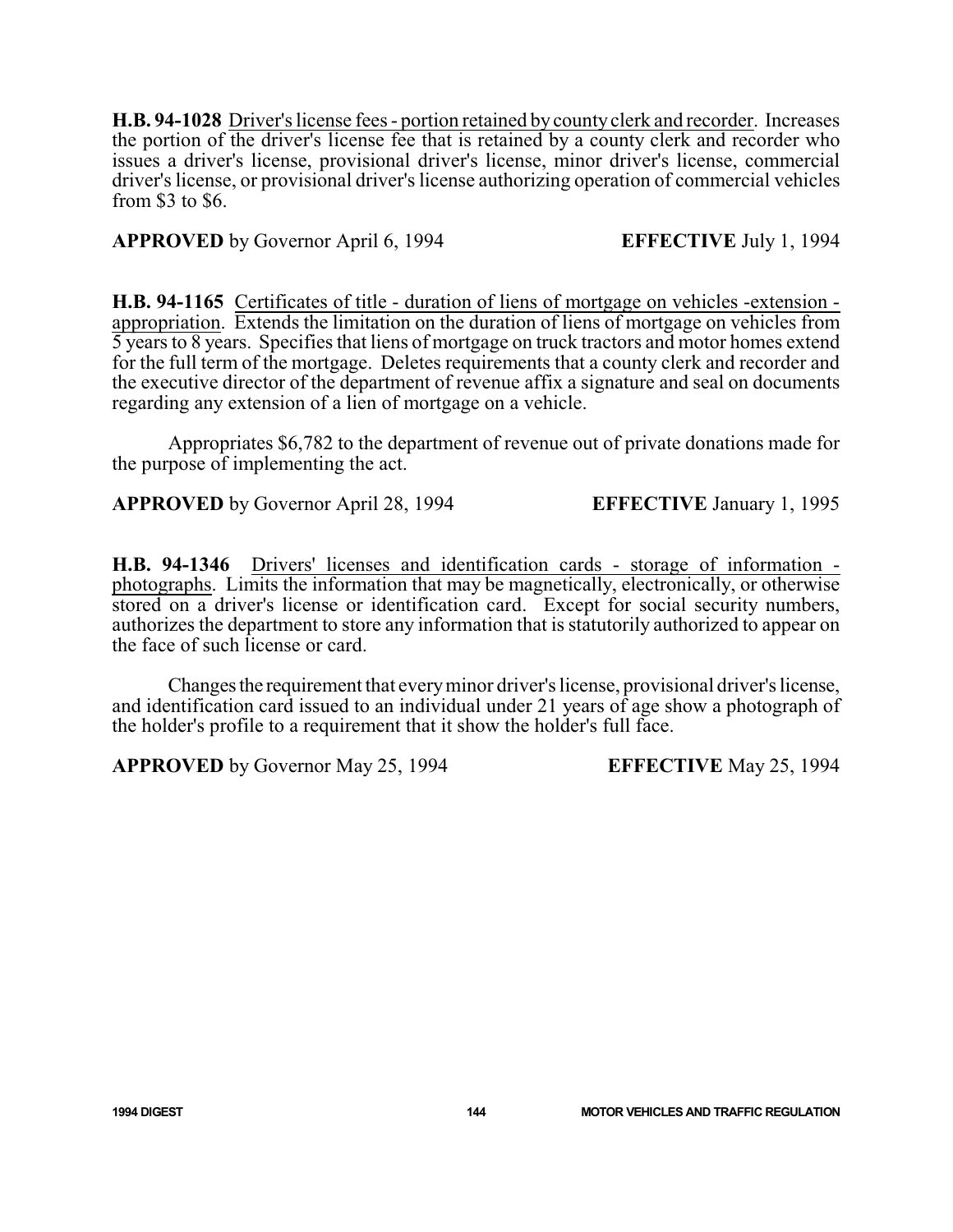**H.B. 94-1028** Driver's license fees - portion retained by county clerk and recorder. Increases the portion of the driver's license fee that is retained by a county clerk and recorder who issues a driver's license, provisional driver's license, minor driver's license, commercial driver's license, or provisional driver's license authorizing operation of commercial vehicles from $3 to $6.

**APPROVED** by Governor April 6, 1994 **EFFECTIVE** July 1, 1994

**H.B. 94-1165** Certificates of title - duration of liens of mortgage on vehicles -extension - appropriation. Extends the limitation on the duration of liens of mortgage on vehicles from 5 years to 8 years. Specifies that liens of mortgage on truck tractors and motor homes extend for the full term of the mortgage. Deletes requirements that a county clerk and recorder and the executive director of the department of revenue affix a signature and seal on documents regarding any extension of a lien of mortgage on a vehicle.

Appropriates $6,782 to the department of revenue out of private donations made for the purpose of implementing the act.

**APPROVED** by Governor April 28, 1994 **EFFECTIVE** January 1, 1995

**H.B. 94-1346** Drivers' licenses and identification cards - storage of information - photographs. Limits the information that may be magnetically, electronically, or otherwise stored on a driver's license or identification card. Except for social security numbers, authorizes the department to store any information that is statutorily authorized to appear on the face of such license or card.

Changes the requirement that every minor driver's license, provisional driver's license, and identification card issued to an individual under 21 years of age show a photograph of the holder's profile to a requirement that it show the holder's full face.

**APPROVED** by Governor May 25, 1994 **EFFECTIVE** May 25, 1994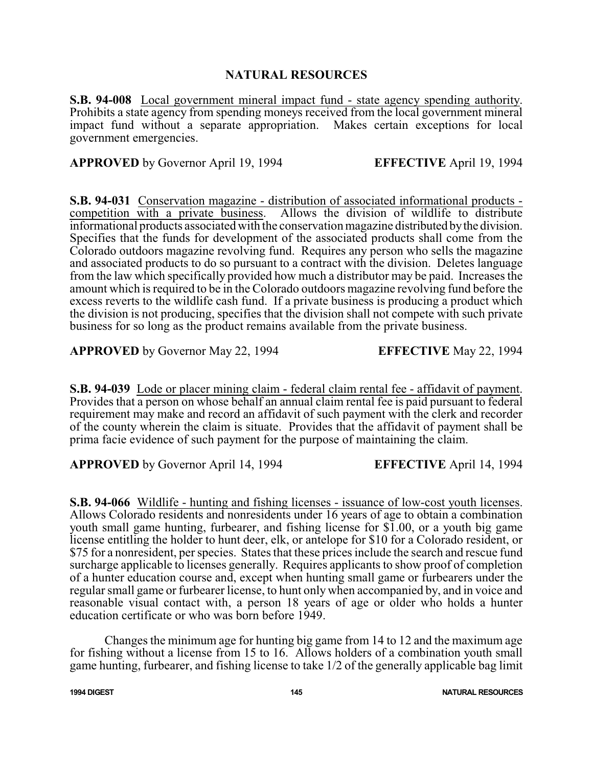## NATURAL RESOURCES

**S.B. 94-008** Local government mineral impact fund - state agency spending authority. Prohibits a state agency from spending moneys received from the local government mineral impact fund without a separate appropriation. Makes certain exceptions for local government emergencies.

**APPROVED** by Governor April 19, 1994 **EFFECTIVE** April 19, 1994

**S.B. 94-031** Conservation magazine - distribution of associated informational products - competition with a private business. Allows the division of wildlife to distribute informational products associated with the conservation magazine distributed by the division. Specifies that the funds for development of the associated products shall come from the Colorado outdoors magazine revolving fund. Requires any person who sells the magazine and associated products to do so pursuant how a contract with the division. Deletes language from the law which specifically provided how much a distributor may be paid. Increases the amount which is required to be in the Colorado outdoors magazine revolving fund before the excess reverts to the wildlife cash fund. If a private business is producing a product which the division is not producing, specifies that the division shall not compete with such private business for so long as the product remains available from the private business.

**APPROVED** by Governor May 22, 1994 **EFFECTIVE** May 22, 1994

**S.B. 94-039** Lode or placer mining claim - federal claim rental fee - affidavit of payment. Provides that a person on whose behalf an annual claim rental fee is paid pursuant to federal requirement may make and record an affidavit of such payment with the clerk and recorder of the county wherein the claim is situate. Provides that the affidavit of payment shall be prima facie evidence of such payment for the purpose of maintaining the claim.

**APPROVED** by Governor April 14, 1994 **EFFECTIVE** April 14, 1994

**S.B. 94-066** Wildlife - hunting and fishing licenses - issuance of low-cost youth licenses. Allows Colorado residents and nonresidents under 16 years of age to obtain a combination youth small game hunting, furbearer, and fishing license for $1.00, or a youth big game license entitling the holder to hunt deer, elk, or antelope for $10 for a Colorado resident, or $75 for a nonresident, per species. States that these prices include the search and rescue fund surcharge applicable to licenses generally. Requires applicants to show proof of completion of a hunter education course and, except when hunting small game or furbearers under the regular small game or furbearer license, to hunt only when accompanied by, and in voice and reasonable visual contact with, a person 18 years of age or older who holds a hunter education certificate or who was born before 1949.

Changes the minimum age for hunting big game from 14 to 12 and the maximum age for fishing without a license from 15 to 16. Allows holders of a combination youth small game hunting, furbearer, and fishing license to take 1/2 of the generally applicable bag limit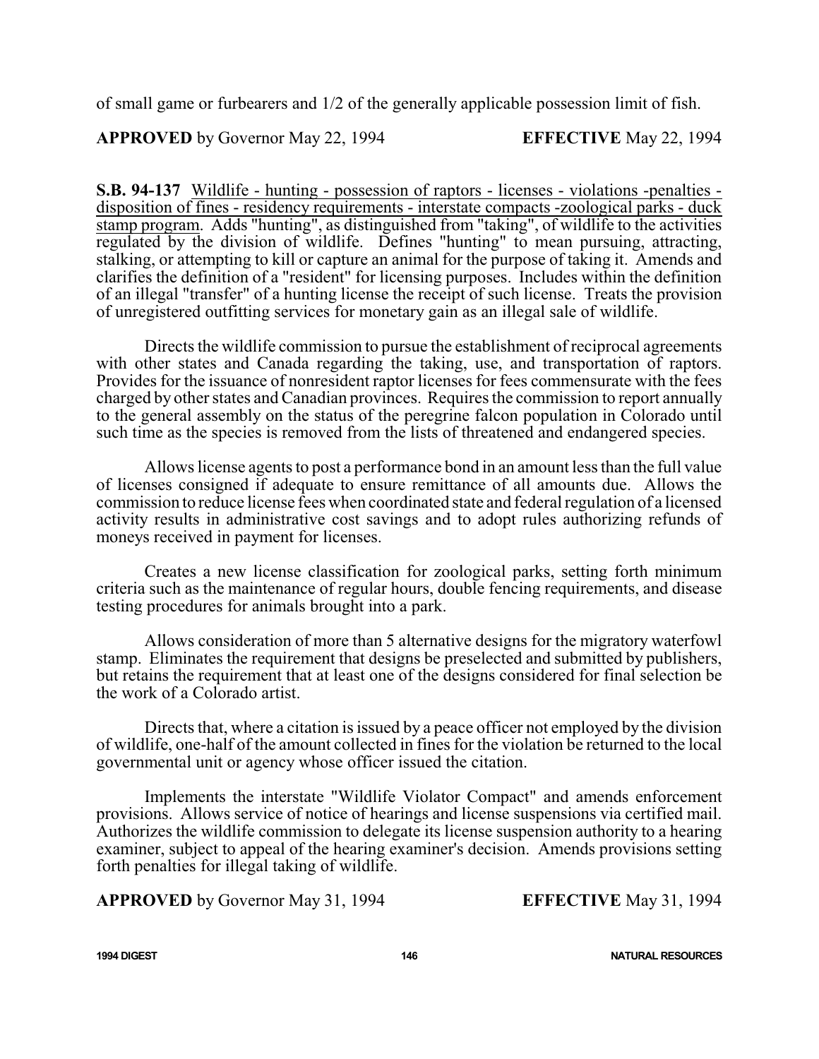of small game or furbearers and 1/2 of the generally applicable possession limit of fish.

**APPROVED** by Governor May 22, 1994 **EFFECTIVE** May 22, 1994

**S.B. 94-137** Wildlife - hunting - possession of raptors - licenses - violations -penalties - disposition of fines - residency requirements - interstate compacts -zoological parks - duck stamp program. Adds "hunting", as distinguished from "taking", of wildlife to the activities regulated by the division of wildlife. Defines "hunting" to mean pursuing, attracting, stalking, or attempting to kill or capture an animal for the purpose of taking it. Amends and clarifies the definition of a "resident" for licensing purposes. Includes within the definition of an illegal "transfer" of a hunting license the receipt of such license. Treats the provision of unregistered outfitting services for monetary gain as an illegal sale of wildlife.

Directs the wildlife commission to pursue the establishment of reciprocal agreements with other states and Canada regarding the taking, use, and transportation of raptors. Provides for the issuance of nonresident raptor licenses for fees commensurate with the fees charged by other states and Canadian provinces. Requires the commission to report annually to the general assembly on the status of the peregrine falcon population in Colorado until such time as the species is removed from the lists of threatened and endangered species.

Allows license agents to post a performance bond in an amount less than the full value of licenses consigned if adequate to ensure remittance of all amounts due. Allows the commission to reduce license fees when coordinated state and federal regulation of a licensed activity results in administrative cost savings and to adopt rules authorizing refunds of moneys received in payment for licenses.

Creates a new license classification for zoological parks, setting forth minimum criteria such as the maintenance of regular hours, double fencing requirements, and disease testing procedures for animals brought into a park.

Allows consideration of more than 5 alternative designs for the migratory waterfowl stamp. Eliminates the requirement that designs be preselected and submitted by publishers, but retains the requirement that at least one of the designs considered for final selection be the work of a Colorado artist.

Directs that, where a citation is issued by a peace officer not employed by the division of wildlife, one-half of the amount collected in fines for the violation be returned to the local governmental unit or agency whose officer issued the citation.

Implements the interstate "Wildlife Violator Compact" and amends enforcement provisions. Allows service of notice of hearings and license suspensions via certified mail. Authorizes the wildlife commission to delegate its license suspension authority to a hearing examiner, subject to appeal of the hearing examiner's decision. Amends provisions setting forth penalties for illegal taking of wildlife.

**APPROVED** by Governor May 31, 1994 **EFFECTIVE** May 31, 1994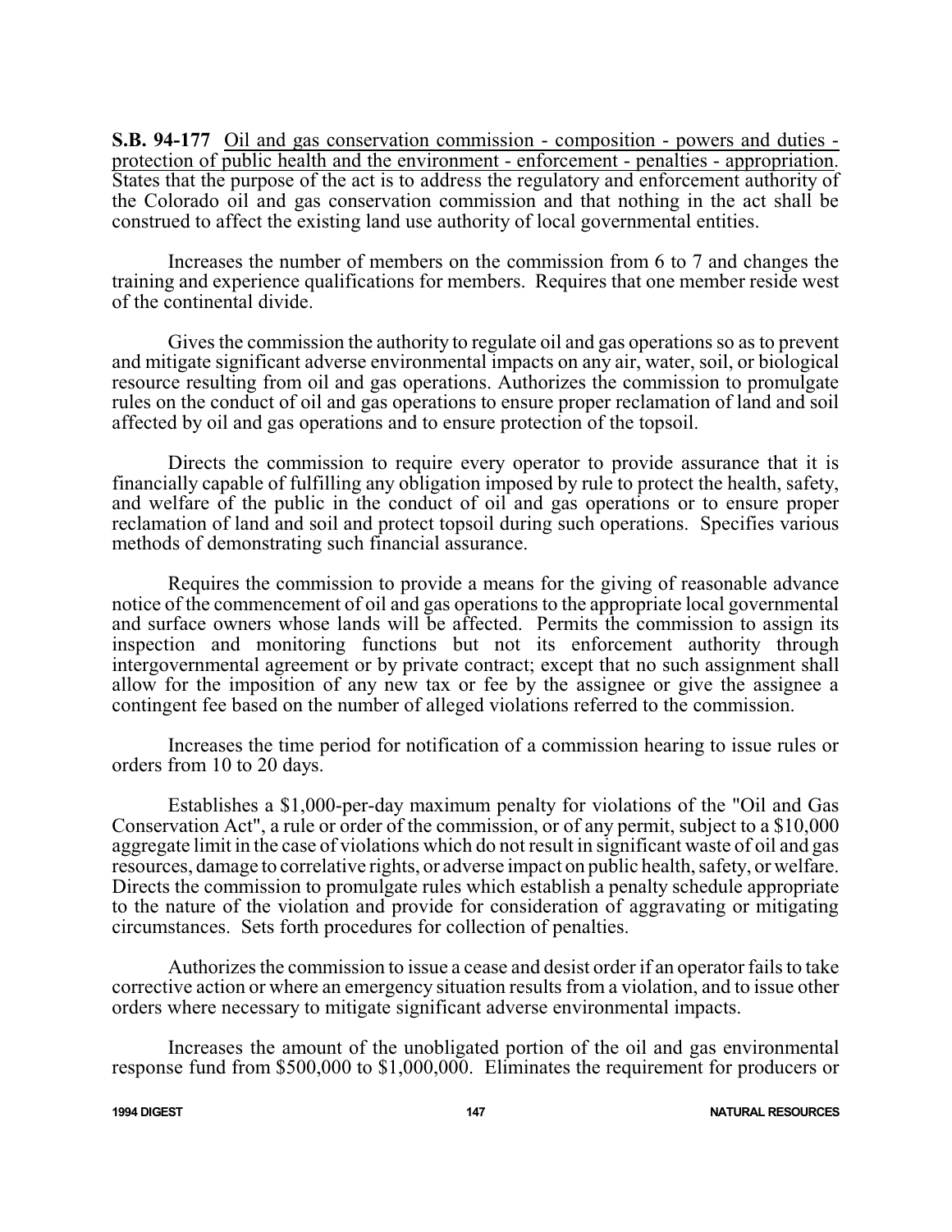**S.B. 94-177** Oil and gas conservation commission - composition - powers and duties - protection of public health and the environment - enforcement - penalties - appropriation. States that the purpose of the act is to address the regulatory and enforcement authority of the Colorado oil and gas conservation commission and that nothing in the act shall be construed to affect the existing land use authority of local governmental entities.

Increases the number of members on the commission from 6 to 7 and changes the training and experience qualifications for members. Requires that one member reside west of the continental divide.

Gives the commission the authority to regulate oil and gas operations so as to prevent and mitigate significant adverse environmental impacts on any air, water, soil, or biological resource resulting from oil and gas operations. Authorizes the commission to promulgate rules on the conduct of oil and gas operations to ensure proper reclamation of land and soil affected by oil and gas operations and to ensure protection of the topsoil.

Directs the commission to require every operator to provide assurance that it is financially capable of fulfilling any obligation imposed by rule to protect the health, safety, and welfare of the public in the conduct of oil and gas operations or to ensure proper reclamation of land and soil and protect topsoil during such operations. Specifies various methods of demonstrating such financial assurance.

Requires the commission to provide a means for the giving of reasonable advance notice of the commencement of oil and gas operations to the appropriate local governmental and surface owners whose lands will be affected. Permits the commission to assign its inspection and monitoring functions but not its enforcement authority through intergovernmental agreement or by private contract; except that no such assignment shall allow for the imposition of any new tax or fee by the assignee or give the assignee a contingent fee based on the number of alleged violations referred to the commission.

Increases the time period for notification of a commission hearing to issue rules or orders from 10 to 20 days.

Establishes a $1,000-per-day maximum penalty for violations of the "Oil and Gas Conservation Act", a rule or order of the commission, or of any permit, subject to a $10,000 aggregate limit in the case of violations which do not result in significant waste of oil and gas resources, damage to correlative rights, or adverse impact on public health, safety, or welfare. Directs the commission to promulgate rules which establish a penalty schedule appropriate to the nature of the violation and provide for consideration of aggravating or mitigating circumstances. Sets forth procedures for collection of penalties.

Authorizes the commission to issue a cease and desist order if an operator fails to take corrective action or where an emergency situation results from a violation, and to issue other orders where necessary to mitigate significant adverse environmental impacts.

Increases the amount of the unobligated portion of the oil and gas environmental response fund from $500,000 to $1,000,000. Eliminates the requirement for producers or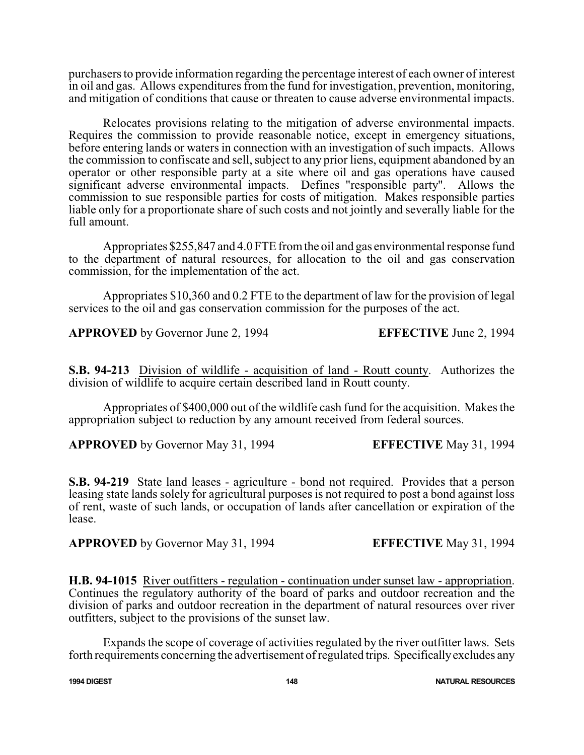purchasers to provide information regarding the percentage interest of each owner of interest in oil and gas. Allows expenditures from the fund for investigation, prevention, monitoring, and mitigation of conditions that cause or threaten to cause adverse environmental impacts.

Relocates provisions relating to the mitigation of adverse environmental impacts. Requires the commission to provide reasonable notice, except in emergency situations, before entering lands or waters in connection with an investigation of such impacts. Allows the commission to confiscate and sell, subject to any prior liens, equipment abandoned by an operator or other responsible party at a site where oil and gas operations have caused significant adverse environmental impacts. Defines "responsible party". Allows the commission to sue responsible parties for costs of mitigation. Makes responsible parties liable only for a proportionate share of such costs and not jointly and severally liable for the full amount.

Appropriates $255,847 and 4.0 FTE from the oil and gas environmental response fund to the department of natural resources, for allocation to the oil and gas conservation commission, for the implementation of the act.

Appropriates $10,360 and 0.2 FTE to the department of law for the provision of legal services to the oil and gas conservation commission for the purposes of the act.

**APPROVED** by Governor June 2, 1994 **EFFECTIVE** June 2, 1994

**S.B. 94-213** Division of wildlife - acquisition of land - Routt county. Authorizes the division of wildlife to acquire certain described land in Routt county.

Appropriates of $400,000 out of the wildlife cash fund for the acquisition. Makes the appropriation subject to reduction by any amount received from federal sources.

**APPROVED** by Governor May 31, 1994 **EFFECTIVE** May 31, 1994

**S.B. 94-219** State land leases - agriculture - bond not required. Provides that a person leasing state lands solely for agricultural purposes is not required to post a bond against loss of rent, waste of such lands, or occupation of lands after cancellation or expiration of the lease.

**APPROVED** by Governor May 31, 1994 **EFFECTIVE** May 31, 1994

**H.B. 94-1015** River outfitters - regulation - continuation under sunset law - appropriation. Continues the regulatory authority of the board of parks and outdoor recreation and the division of parks and outdoor recreation in the department of natural resources over river outfitters, subject to the provisions of the sunset law.

Expands the scope of coverage of activities regulated by the river outfitter laws. Sets forth requirements concerning the advertisement of regulated trips. Specifically excludes any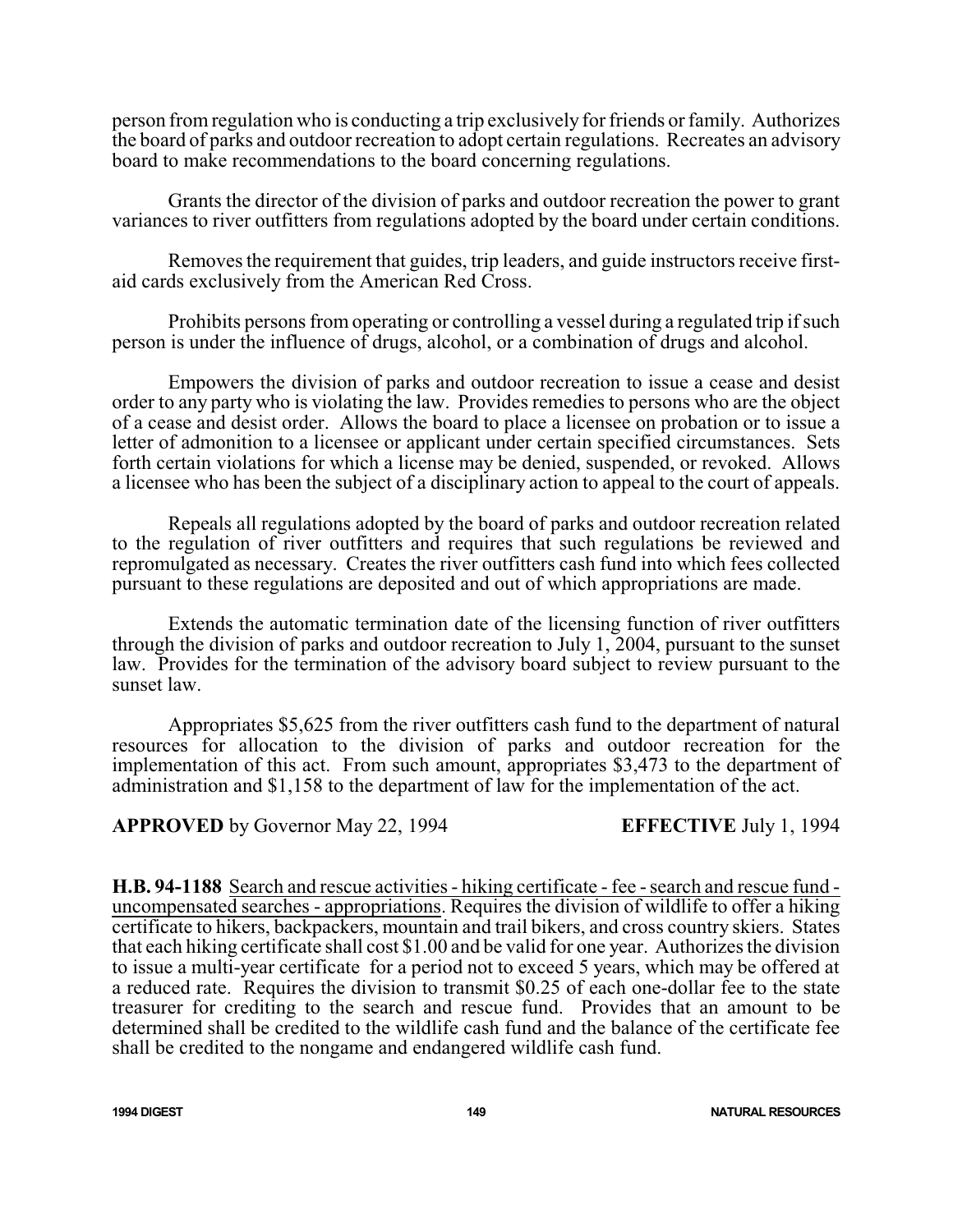person from regulation who is conducting a trip exclusively for friends or family. Authorizes the board of parks and outdoor recreation to adopt certain regulations. Recreates an advisory board to make recommendations to the board concerning regulations.

Grants the director of the division of parks and outdoor recreation the power to grant variances to river outfitters from regulations adopted by the board under certain conditions.

Removes the requirement that guides, trip leaders, and guide instructors receive first-aid cards exclusively from the American Red Cross.

Prohibits persons from operating or controlling a vessel during a regulated trip if such person is under the influence of drugs, alcohol, or a combination of drugs and alcohol.

Empowers the division of parks and outdoor recreation to issue a cease and desist order to any party who is violating the law. Provides remedies to persons who are the object of a cease and desist order. Allows the board to place a licensee on probation or to issue a letter of admonition to a licensee or applicant under certain specified circumstances. Sets forth certain violations for which a license may be denied, suspended, or revoked. Allows a licensee who has been the subject of a disciplinary action to appeal to the court of appeals.

Repeals all regulations adopted by the board of parks and outdoor recreation related to the regulation of river outfitters and requires that such regulations be reviewed and repromulgated as necessary. Creates the river outfitters cash fund into which fees collected pursuant to these regulations are deposited and out of which appropriations are made.

Extends the automatic termination date of the licensing function of river outfitters through the division of parks and outdoor recreation to July 1, 2004, pursuant to the sunset law. Provides for the termination of the advisory board subject to review pursuant to the sunset law.

Appropriates $5,625 from the river outfitters cash fund to the department of natural resources for allocation to the division of parks and outdoor recreation for the implementation of this act. From such amount, appropriates $3,473 to the department of administration and $1,158 to the department of law for the implementation of the act.

**APPROVED** by Governor May 22, 1994 **EFFECTIVE** July 1, 1994

**H.B. 94-1188** Search and rescue activities - hiking certificate - fee - search and rescue fund - uncompensated searches - appropriations. Requires the division of wildlife to offer a hiking certificate to hikers, backpackers, mountain and trail bikers, and cross country skiers. States that each hiking certificate shall cost $1.00 and be valid for one year. Authorizes the division to issue a multi-year certificate for a period not to exceed 5 years, which may be offered at a reduced rate. Requires the division to transmit $0.25 of each one-dollar fee to the state treasurer for crediting to the search and rescue fund. Provides that an amount to be determined shall be credited to the wildlife cash fund and the balance of the certificate fee shall be credited to the nongame and endangered wildlife cash fund.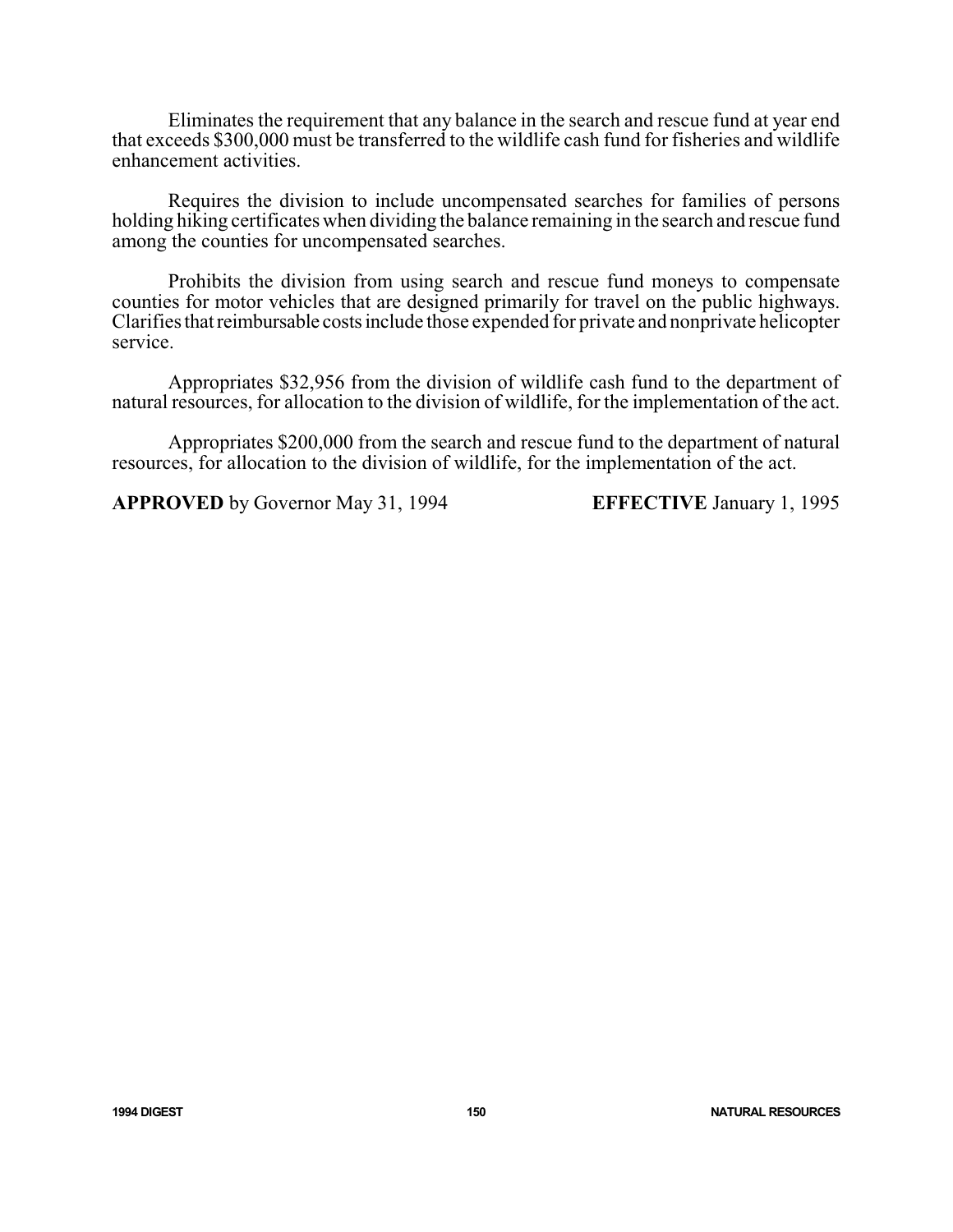Eliminates the requirement that any balance in the search and rescue fund at year end that exceeds $300,000 must be transferred to the wildlife cash fund for fisheries and wildlife enhancement activities.

Requires the division to include uncompensated searches for families of persons holding hiking certificates when dividing the balance remaining in the search and rescue fund among the counties for uncompensated searches.

Prohibits the division from using search and rescue fund moneys to compensate counties for motor vehicles that are designed primarily for travel on the public highways. Clarifies that reimbursable costs include those expended for private and nonprivate helicopter service.

Appropriates $32,956 from the division of wildlife cash fund to the department of natural resources, for allocation to the division of wildlife, for the implementation of the act.

Appropriates $200,000 from the search and rescue fund to the department of natural resources, for allocation to the division of wildlife, for the implementation of the act.

**APPROVED** by Governor May 31, 1994 **EFFECTIVE** January 1, 1995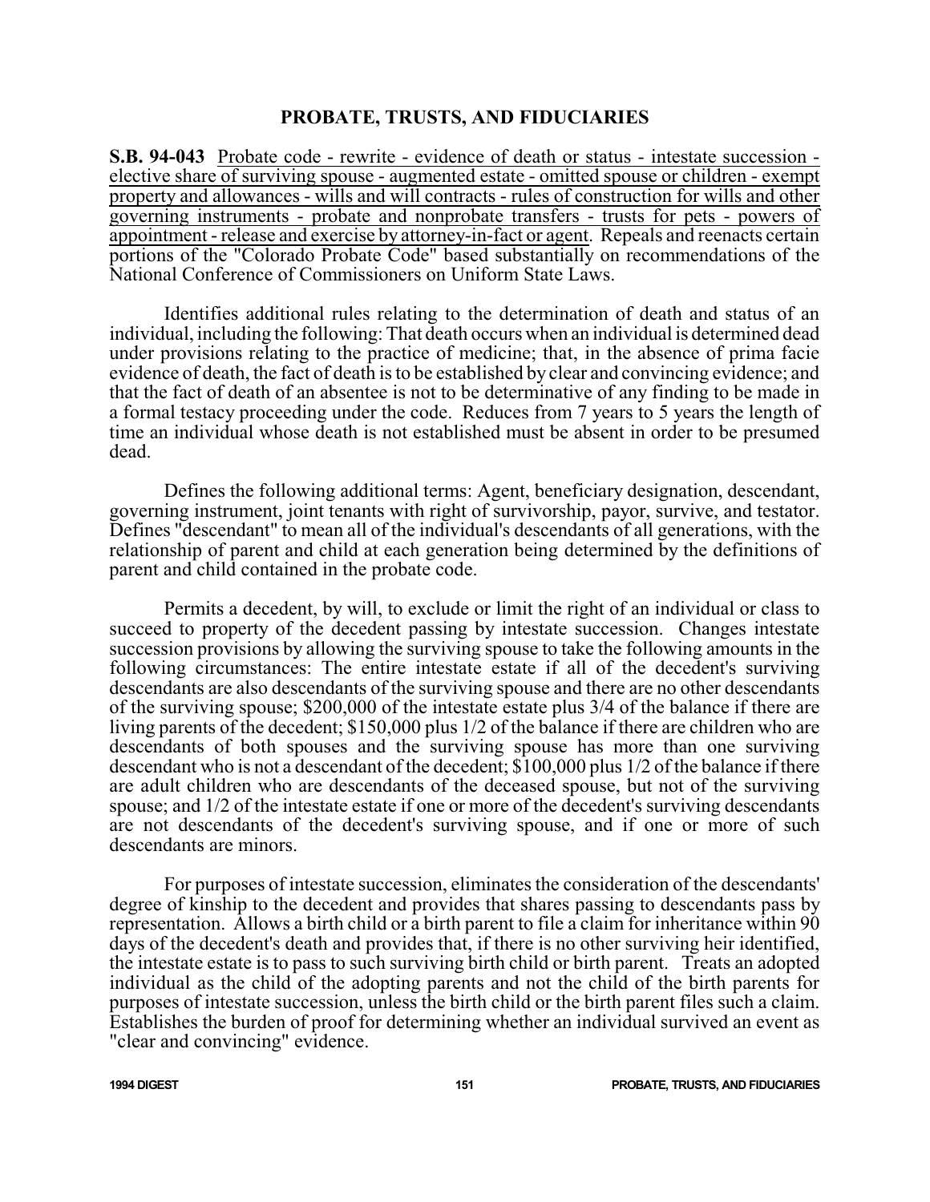## PROBATE, TRUSTS, AND FIDUCIARIES

**S.B. 94-043** Probate code - rewrite - evidence of death or status - intestate succession - elective share of surviving spouse - augmented estate - omitted spouse or children - exempt property and allowances - wills and will contracts - rules of construction for wills and other governing instruments - probate and nonprobate transfers - trusts for pets - powers of appointment - release and exercise by attorney-in-fact or agent. Repeals and reenacts certain portions of the "Colorado Probate Code" based substantially on recommendations of the National Conference of Commissioners on Uniform State Laws.

Identifies additional rules relating to the determination of death and status of an individual, including the following: That death occurs when an individual is determined dead under provisions relating to the practice of medicine; that, in the absence of prima facie evidence of death, the fact of death is to be established by clear and convincing evidence; and that the fact of death of an absentee is not to be determinative of any finding to be made in a formal testacy proceeding under the code. Reduces from 7 years to 5 years the length of time an individual whose death is not established must be absent in order to be presumed dead.

Defines the following additional terms: Agent, beneficiary designation, descendant, governing instrument, joint tenants with right of survivorship, payor, survive, and testator. Defines "descendant" to mean all of the individual's descendants of all generations, with the relationship of parent and child at each generation being determined by the definitions of parent and child contained in the probate code.

Permits a decedent, by will, to exclude or limit the right of an individual or class to succeed to property of the decedent passing by intestate succession. Changes intestate succession provisions by allowing the surviving spouse to take the following amounts in the following circumstances: The entire intestate estate if all of the decedent's surviving descendants are also descendants of the surviving spouse and there are no other descendants of the surviving spouse; $200,000 of the intestate estate plus 3/4 of the balance if there are living parents of the decedent; $150,000 plus 1/2 of the balance if there are children who are descendants of both spouses and the surviving spouse has more than one surviving descendant who is not a descendant of the decedent; $100,000 plus 1/2 of the balance if there are adult children who are descendants of the deceased spouse, but not of the surviving spouse; and 1/2 of the intestate estate if one or more of the decedent's surviving descendants are not descendants of the decedent's surviving spouse, and if one or more of such descendants are minors.

For purposes of intestate succession, eliminates the consideration of the descendants' degree of kinship to the decedent and provides that shares passing to descendants pass by representation. Allows a birth child or a birth parent to file a claim for inheritance within 90 days of the decedent's death and provides that, if there is no other surviving heir identified, the intestate estate is to pass to such surviving birth child or birth parent. Treats an adopted individual as the child of the adopting parents and not the child of the birth parents for purposes of intestate succession, unless the birth child or the birth parent files such a claim. Establishes the burden of proof for determining whether an individual survived an event as "clear and convincing" evidence.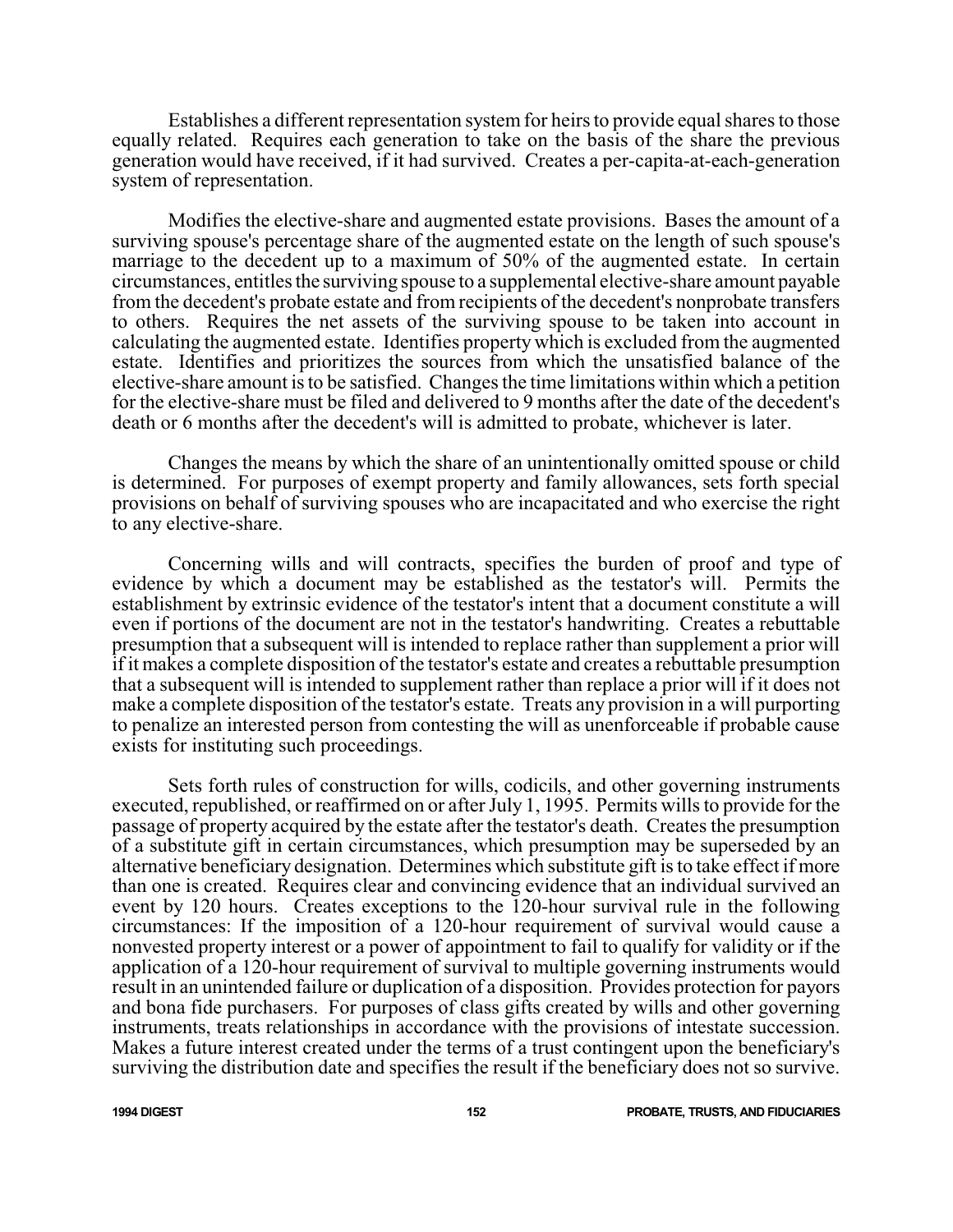Establishes a different representation system for heirs to provide equal shares to those equally related. Requires each generation to take on the basis of the share the previous generation would have received, if it had survived. Creates a per-capita-at-each-generation system of representation.

Modifies the elective-share and augmented estate provisions. Bases the amount of a surviving spouse's percentage share of the augmented estate on the length of such spouse's marriage to the decedent up to a maximum of 50% of the augmented estate. In certain circumstances, entitles the surviving spouse to a supplemental elective-share amount payable from the decedent's probate estate and from recipients of the decedent's nonprobate transfers to others. Requires the net assets of the surviving spouse to be taken into account in calculating the augmented estate. Identifies property which is excluded from the augmented estate. Identifies and prioritizes the sources from which the unsatisfied balance of the elective-share amount is to be satisfied. Changes the time limitations within which a petition for the elective-share must be filed and delivered to 9 months after the date of the decedent's death or 6 months after the decedent's will is admitted to probate, whichever is later.

Changes the means by which the share of an unintentionally omitted spouse or child is determined. For purposes of exempt property and family allowances, sets forth special provisions on behalf of surviving spouses who are incapacitated and who exercise the right to any elective-share.

Concerning wills and will contracts, specifies the burden of proof and type of evidence by which a document may be established as the testator's will. Permits the establishment by extrinsic evidence of the testator's intent that a document constitute a will even if portions of the document are not in the testator's handwriting. Creates a rebuttable presumption that a subsequent will is intended to replace rather than supplement a prior will if it makes a complete disposition of the testator's estate and creates a rebuttable presumption that a subsequent will is intended to supplement rather than replace a prior will if it does not make a complete disposition of the testator's estate. Treats any provision in a will purporting to penalize an interested person from contesting the will as unenforceable if probable cause exists for instituting such proceedings.

Sets forth rules of construction for wills, codicils, and other governing instruments executed, republished, or reaffirmed on or after July 1, 1995. Permits wills to provide for the passage of property acquired by the estate after the testator's death. Creates the presumption of a substitute gift in certain circumstances, which presumption may be superseded by an alternative beneficiary designation. Determines which substitute gift is to take effect if more than one is created. Requires clear and convincing evidence that an individual survived an event by 120 hours. Creates exceptions to the 120-hour survival rule in the following circumstances: If the imposition of a 120-hour requirement of survival would cause a nonvested property interest or a power of appointment to fail to qualify for validity or if the application of a 120-hour requirement of survival to multiple governing instruments would result in an unintended failure or duplication of a disposition. Provides protection for payors and bona fide purchasers. For purposes of class gifts created by wills and other governing instruments, treats relationships in accordance with the provisions of intestate succession. Makes a future interest created under the terms of a trust contingent upon the beneficiary's surviving the distribution date and specifies the result if the beneficiary does not so survive.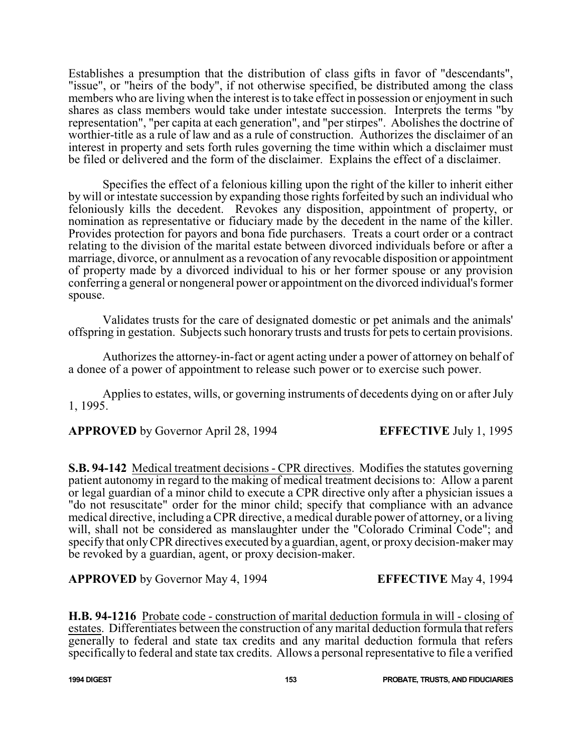Establishes a presumption that the distribution of class gifts in favor of "descendants", "issue", or "heirs of the body", if not otherwise specified, be distributed among the class members who are living when the interest is to take effect in possession or enjoyment in such shares as class members would take under intestate succession. Interprets the terms "by representation", "per capita at each generation", and "per stirpes". Abolishes the doctrine of worthier-title as a rule of law and as a rule of construction. Authorizes the disclaimer of an interest in property and sets forth rules governing the time within which a disclaimer must be filed or delivered and the form of the disclaimer. Explains the effect of a disclaimer.

Specifies the effect of a felonious killing upon the right of the killer to inherit either by will or intestate succession by expanding those rights forfeited by such an individual who feloniously kills the decedent. Revokes any disposition, appointment of property, or nomination as representative or fiduciary made by the decedent in the name of the killer. Provides protection for payors and bona fide purchasers. Treats a court order or a contract relating to the division of the marital estate between divorced individuals before or after a marriage, divorce, or annulment as a revocation of any revocable disposition or appointment of property made by a divorced individual to his or her former spouse or any provision conferring a general or nongeneral power or appointment on the divorced individual's former spouse.

Validates trusts for the care of designated domestic or pet animals and the animals' offspring in gestation. Subjects such honorary trusts and trusts for pets to certain provisions.

Authorizes the attorney-in-fact or agent acting under a power of attorney on behalf of a donee of a power of appointment to release such power or to exercise such power.

Applies to estates, wills, or governing instruments of decedents dying on or after July 1, 1995.

**APPROVED** by Governor April 28, 1994 **EFFECTIVE** July 1, 1995

**S.B. 94-142** Medical treatment decisions - CPR directives. Modifies the statutes governing patient autonomy in regard to the making of medical treatment decisions to: Allow a parent or legal guardian of a minor child to execute a CPR directive only after a physician issues a "do not resuscitate" order for the minor child; specify that compliance with an advance medical directive, including a CPR directive, a medical durable power of attorney, or a living will, shall not be considered as manslaughter under the "Colorado Criminal Code"; and specify that only CPR directives executed by a guardian, agent, or proxy decision-maker may be revoked by a guardian, agent, or proxy decision-maker.

**APPROVED** by Governor May 4, 1994 **EFFECTIVE** May 4, 1994

**H.B. 94-1216** Probate code - construction of marital deduction formula in will - closing of estates. Differentiates between the construction of any marital deduction formula that refers generally to federal and state tax credits and any marital deduction formula that refers specifically to federal and state tax credits. Allows a personal representative to file a verified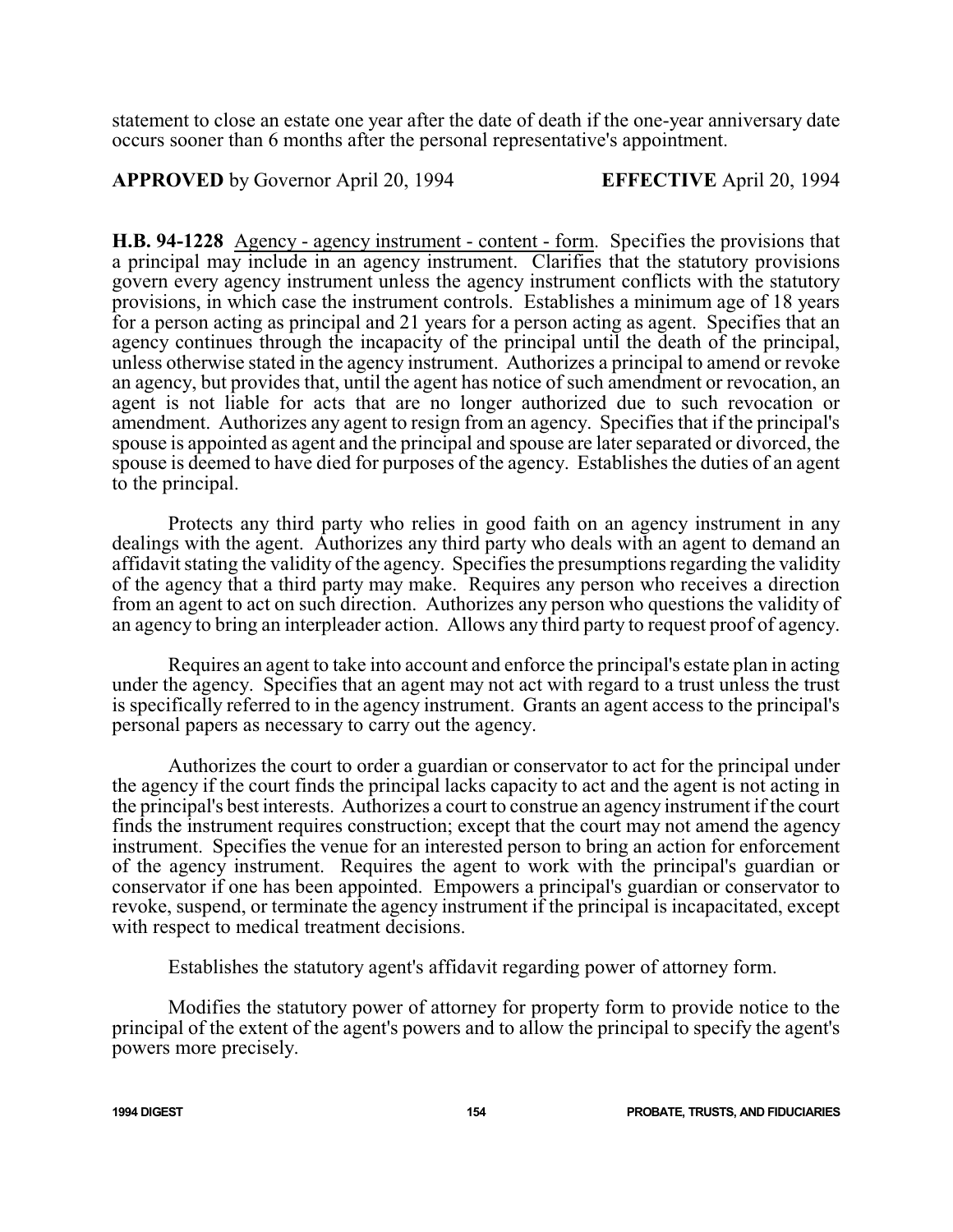statement to close an estate one year after the date of death if the one-year anniversary date occurs sooner than 6 months after the personal representative's appointment.

**APPROVED** by Governor April 20, 1994 **EFFECTIVE** April 20, 1994

**H.B. 94-1228** Agency - agency instrument - content - form. Specifies the provisions that a principal may include in an agency instrument. Clarifies that the statutory provisions govern every agency instrument unless the agency instrument conflicts with the statutory provisions, in which case the instrument controls. Establishes a minimum age of 18 years for a person acting as principal and 21 years for a person acting as agent. Specifies that an agency continues through the incapacity of the principal until the death of the principal, unless otherwise stated in the agency instrument. Authorizes a principal to amend or revoke an agency, but provides that, until the agent has notice of such amendment or revocation, an agent is not liable for acts that are no longer authorized due to such revocation or amendment. Authorizes any agent to resign from an agency. Specifies that if the principal's spouse is appointed as agent and the principal and spouse are later separated or divorced, the spouse is deemed to have died for purposes of the agency. Establishes the duties of an agent to the principal.

Protects any third party who relies in good faith on an agency instrument in any dealings with the agent. Authorizes any third party who deals with an agent to demand an affidavit stating the validity of the agency. Specifies the presumptions regarding the validity of the agency that a third party may make. Requires any person who receives a direction from an agent to act on such direction. Authorizes any person who questions the validity of an agency to bring an interpleader action. Allows any third party to request proof of agency.

Requires an agent to take into account and enforce the principal's estate plan in acting under the agency. Specifies that an agent may not act with regard to a trust unless the trust is specifically referred to in the agency instrument. Grants an agent access to the principal's personal papers as necessary to carry out the agency.

Authorizes the court to order a guardian or conservator to act for the principal under the agency if the court finds the principal lacks capacity to act and the agent is not acting in the principal's best interests. Authorizes a court to construe an agency instrument if the court finds the instrument requires construction; except that the court may not amend the agency instrument. Specifies the venue for an interested person to bring an action for enforcement of the agency instrument. Requires the agent to work with the principal's guardian or conservator if one has been appointed. Empowers a principal's guardian or conservator to revoke, suspend, or terminate the agency instrument if the principal is incapacitated, except with respect to medical treatment decisions.

Establishes the statutory agent's affidavit regarding power of attorney form.

Modifies the statutory power of attorney for property form to provide notice to the principal of the extent of the agent's powers and to allow the principal to specify the agent's powers more precisely.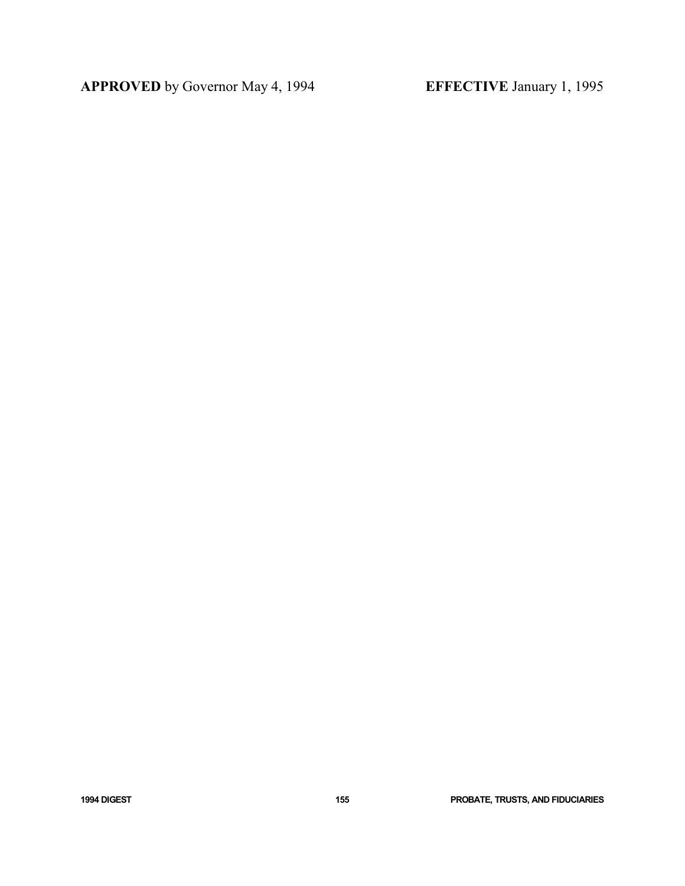**APPROVED** by Governor May 4, 1994 **EFFECTIVE** January 1, 1995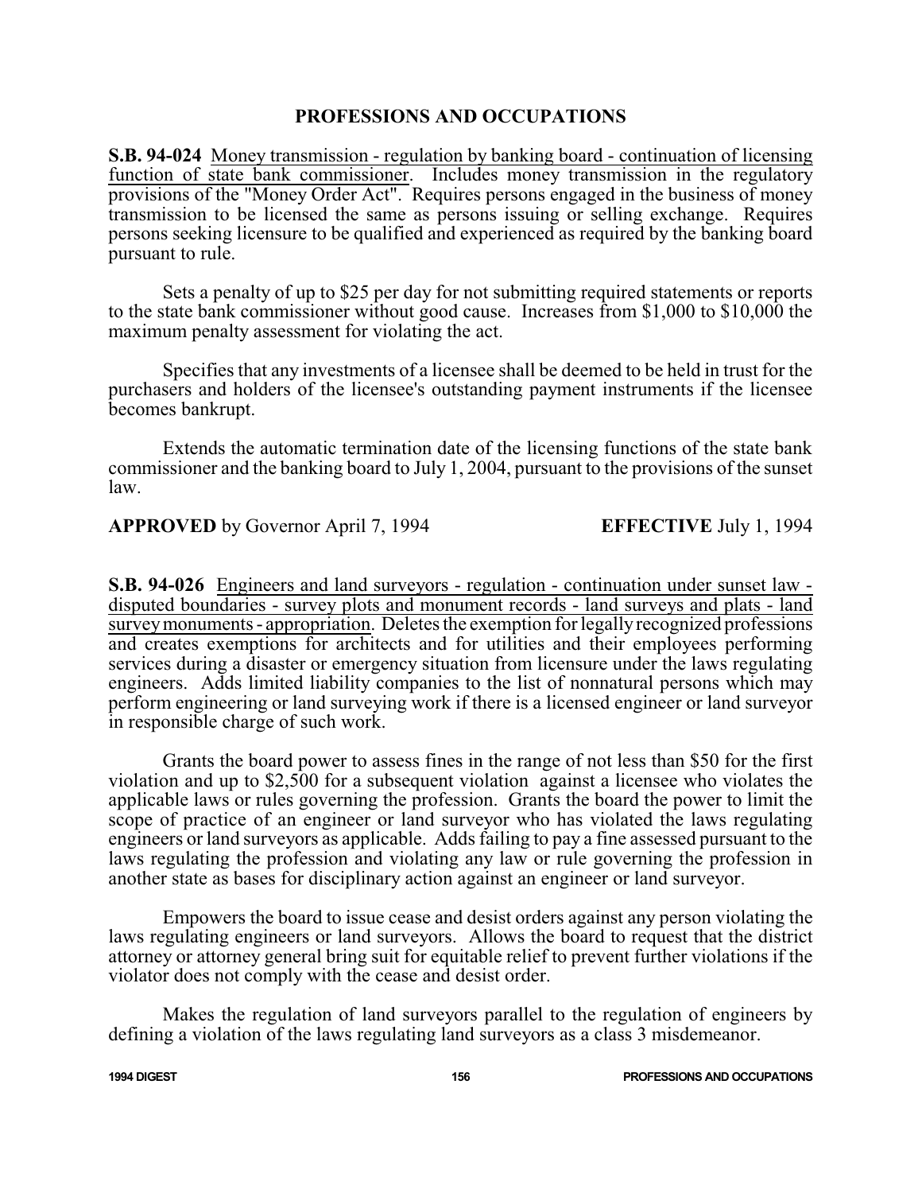## PROFESSIONS AND OCCUPATIONS

**S.B. 94-024** Money transmission - regulation by banking board - continuation of licensing function of state bank commissioner. Includes money transmission in the regulatory provisions of the "Money Order Act". Requires persons engaged in the business of money transmission to be licensed the same as persons issuing or selling exchange. Requires persons seeking licensure to be qualified and experienced as required by the banking board pursuant to rule.

Sets a penalty of up to $25 per day for not submitting required statements or reports to the state bank commissioner without good cause. Increases from $1,000 to $10,000 the maximum penalty assessment for violating the act.

Specifies that any investments of a licensee shall be deemed to be held in trust for the purchasers and holders of the licensee's outstanding payment instruments if the licensee becomes bankrupt.

Extends the automatic termination date of the licensing functions of the state bank commissioner and the banking board to July 1, 2004, pursuant to the provisions of the sunset law.

**APPROVED** by Governor April 7, 1994 **EFFECTIVE** July 1, 1994

**S.B. 94-026** Engineers and land surveyors - regulation - continuation under sunset law - disputed boundaries - survey plots and monument records - land surveys and plats - land survey monuments - appropriation. Deletes the exemption for legally recognized professions and creates exemptions for architects and for utilities and their employees performing services during a disaster or emergency situation from licensure under the laws regulating engineers. Adds limited liability companies to the list of nonnatural persons which may perform engineering or land surveying work if there is a licensed engineer or land surveyor in responsible charge of such work.

Grants the board power to assess fines in the range of not less than $50 for the first violation and up to $2,500 for a subsequent violation against a licensee who violates the applicable laws or rules governing the profession. Grants the board the power to limit the scope of practice of an engineer or land surveyor who has violated the laws regulating engineers or land surveyors as applicable. Adds failing to pay a fine assessed pursuant to the laws regulating the profession and violating any law or rule governing the profession in another state as bases for disciplinary action against an engineer or land surveyor.

Empowers the board to issue cease and desist orders against any person violating the laws regulating engineers or land surveyors. Allows the board to request that the district attorney or attorney general bring suit for equitable relief to prevent further violations if the violator does not comply with the cease and desist order.

Makes the regulation of land surveyors parallel to the regulation of engineers by defining a violation of the laws regulating land surveyors as a class 3 misdemeanor.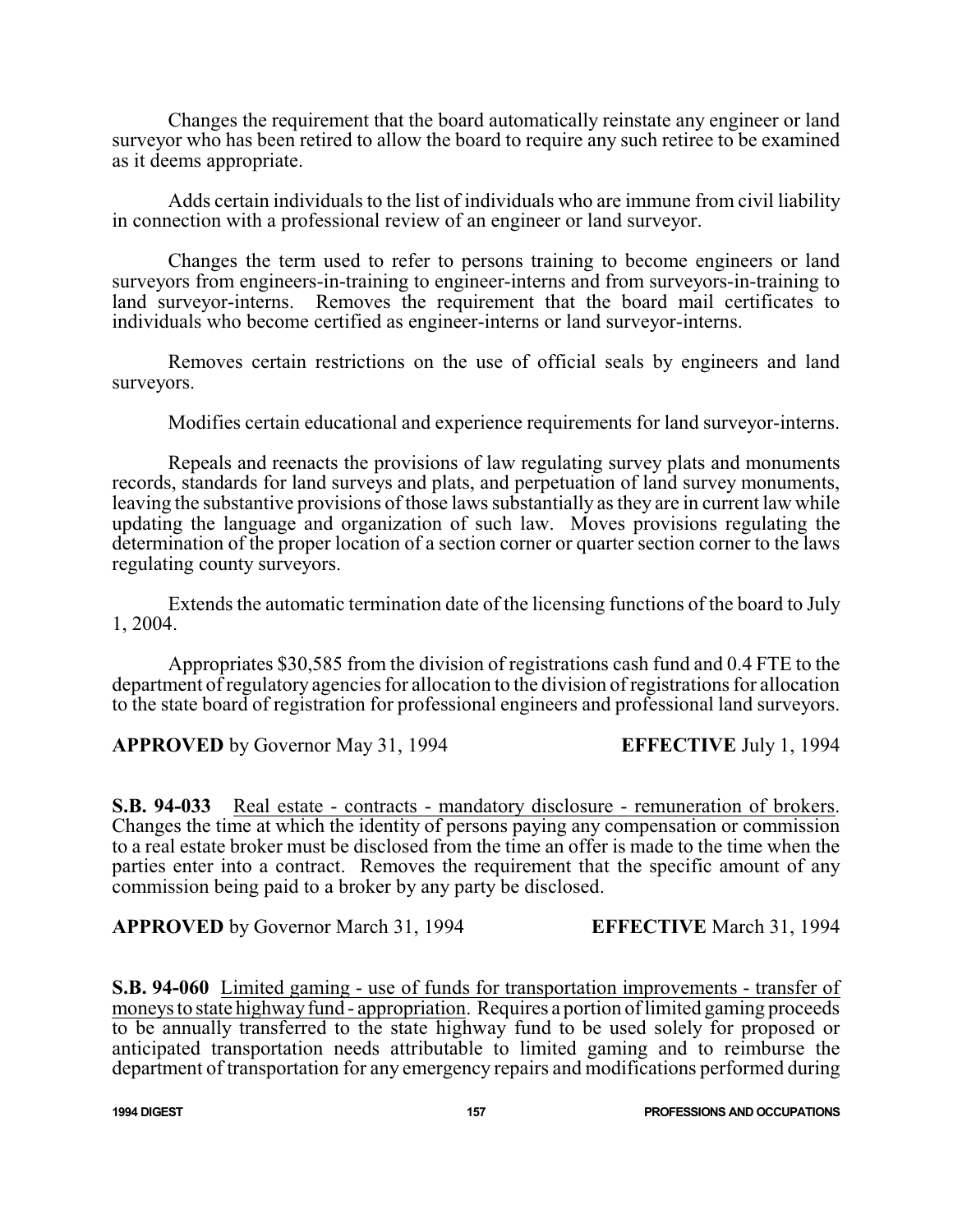Changes the requirement that the board automatically reinstate any engineer or land surveyor who has been retired to allow the board to require any such retiree to be examined as it deems appropriate.

Adds certain individuals to the list of individuals who are immune from civil liability in connection with a professional review of an engineer or land surveyor.

Changes the term used to refer to persons training to become engineers or land surveyors from engineers-in-training to engineer-interns and from surveyors-in-training to land surveyor-interns. Removes the requirement that the board mail certificates to individuals who become certified as engineer-interns or land surveyor-interns.

Removes certain restrictions on the use of official seals by engineers and land surveyors.

Modifies certain educational and experience requirements for land surveyor-interns.

Repeals and reenacts the provisions of law regulating survey plats and monuments records, standards for land surveys and plats, and perpetuation of land survey monuments, leaving the substantive provisions of those laws substantially as they are in current law while updating the language and organization of such law. Moves provisions regulating the determination of the proper location of a section corner or quarter section corner to the laws regulating county surveyors.

Extends the automatic termination date of the licensing functions of the board to July 1, 2004.

Appropriates $30,585 from the division of registrations cash fund and 0.4 FTE to the department of regulatory agencies for allocation to the division of registrations for allocation to the state board of registration for professional engineers and professional land surveyors.

**APPROVED** by Governor May 31, 1994 **EFFECTIVE** July 1, 1994

**S.B. 94-033** Real estate - contracts - mandatory disclosure - remuneration of brokers. Changes the time at which the identity of persons paying any compensation or commission to a real estate broker must be disclosed from the time an offer is made to the time when the parties enter into a contract. Removes the requirement that the specific amount of any commission being paid to a broker by any party be disclosed.

**APPROVED** by Governor March 31, 1994 **EFFECTIVE** March 31, 1994

**S.B. 94-060** Limited gaming - use of funds for transportation improvements - transfer of moneys to state highway fund - appropriation. Requires a portion of limited gaming proceeds to be annually transferred to the state highway fund to be used solely for proposed or anticipated transportation needs attributable to limited gaming and to reimburse the department of transportation for any emergency repairs and modifications performed during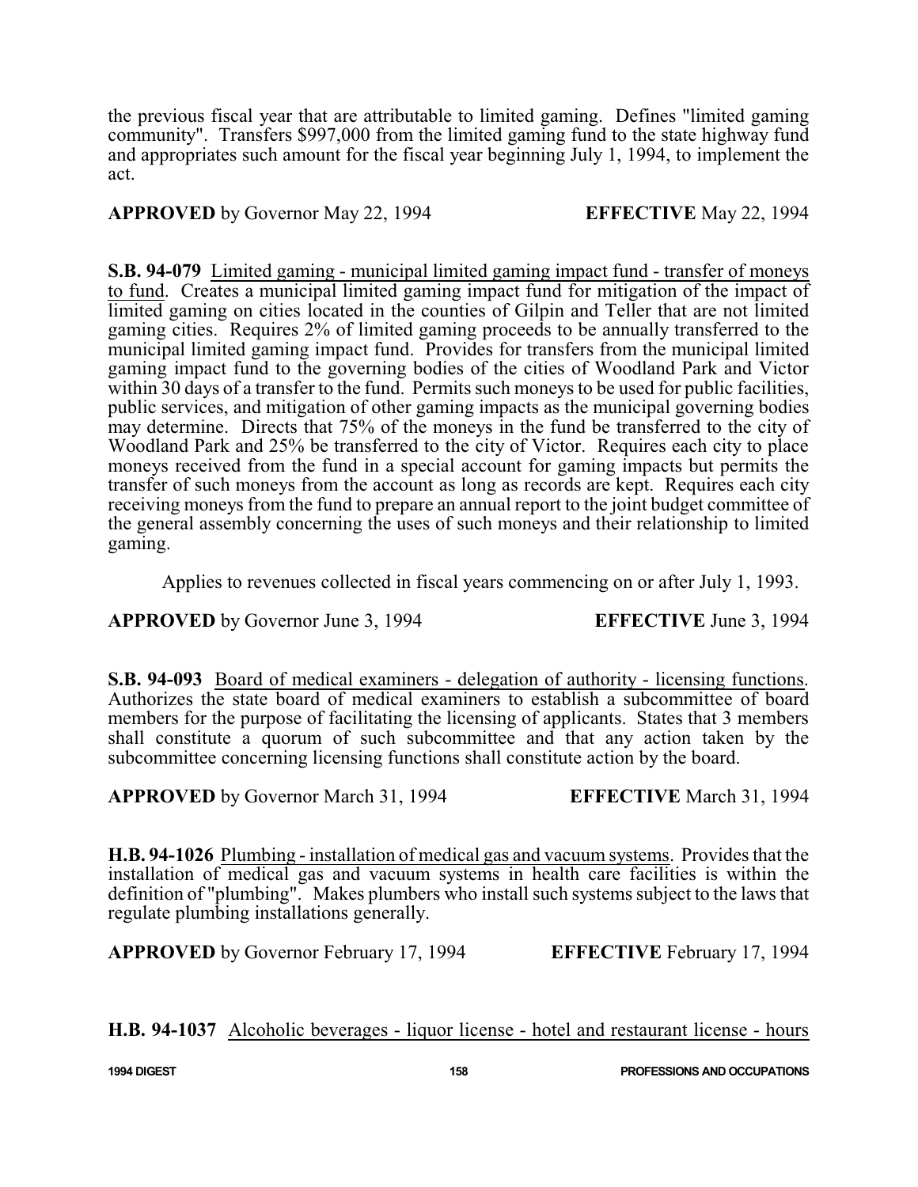the previous fiscal year that are attributable to limited gaming. Defines "limited gaming community". Transfers $997,000 from the limited gaming fund to the state highway fund and appropriates such amount for the fiscal year beginning July 1, 1994, to implement the act.

**APPROVED** by Governor May 22, 1994 **EFFECTIVE** May 22, 1994

**S.B. 94-079** Limited gaming - municipal limited gaming impact fund - transfer of moneys to fund. Creates a municipal limited gaming impact fund for mitigation of the impact of limited gaming on cities located in the counties of Gilpin and Teller that are not limited gaming cities. Requires 2% of limited gaming proceeds to be annually transferred to the municipal limited gaming impact fund. Provides for transfers from the municipal limited gaming impact fund to the governing bodies of the cities of Woodland Park and Victor within 30 days of a transfer to the fund. Permits such moneys to be used for public facilities, public services, and mitigation of other gaming impacts as the municipal governing bodies may determine. Directs that 75% of the moneys in the fund be transferred to the city of Woodland Park and 25% be transferred to the city of Victor. Requires each city to place moneys received from the fund in a special account for gaming impacts but permits the transfer of such moneys from the account as long as records are kept. Requires each city receiving moneys from the fund to prepare an annual report to the joint budget committee of the general assembly concerning the uses of such moneys and their relationship to limited gaming.

Applies to revenues collected in fiscal years commencing on or after July 1, 1993.

**APPROVED** by Governor June 3, 1994 **EFFECTIVE** June 3, 1994

**S.B. 94-093** Board of medical examiners - delegation of authority - licensing functions. Authorizes the state board of medical examiners to establish a subcommittee of board members for the purpose of facilitating the licensing of applicants. States that 3 members shall constitute a quorum of such subcommittee and that any action taken by the subcommittee concerning licensing functions shall constitute action by the board.

**APPROVED** by Governor March 31, 1994 **EFFECTIVE** March 31, 1994

**H.B. 94-1026** Plumbing - installation of medical gas and vacuum systems. Provides that the installation of medical gas and vacuum systems in health care facilities is within the definition of "plumbing". Makes plumbers who install such systems subject to the laws that regulate plumbing installations generally.

**APPROVED** by Governor February 17, 1994 **EFFECTIVE** February 17, 1994

**H.B. 94-1037** Alcoholic beverages - liquor license - hotel and restaurant license - hours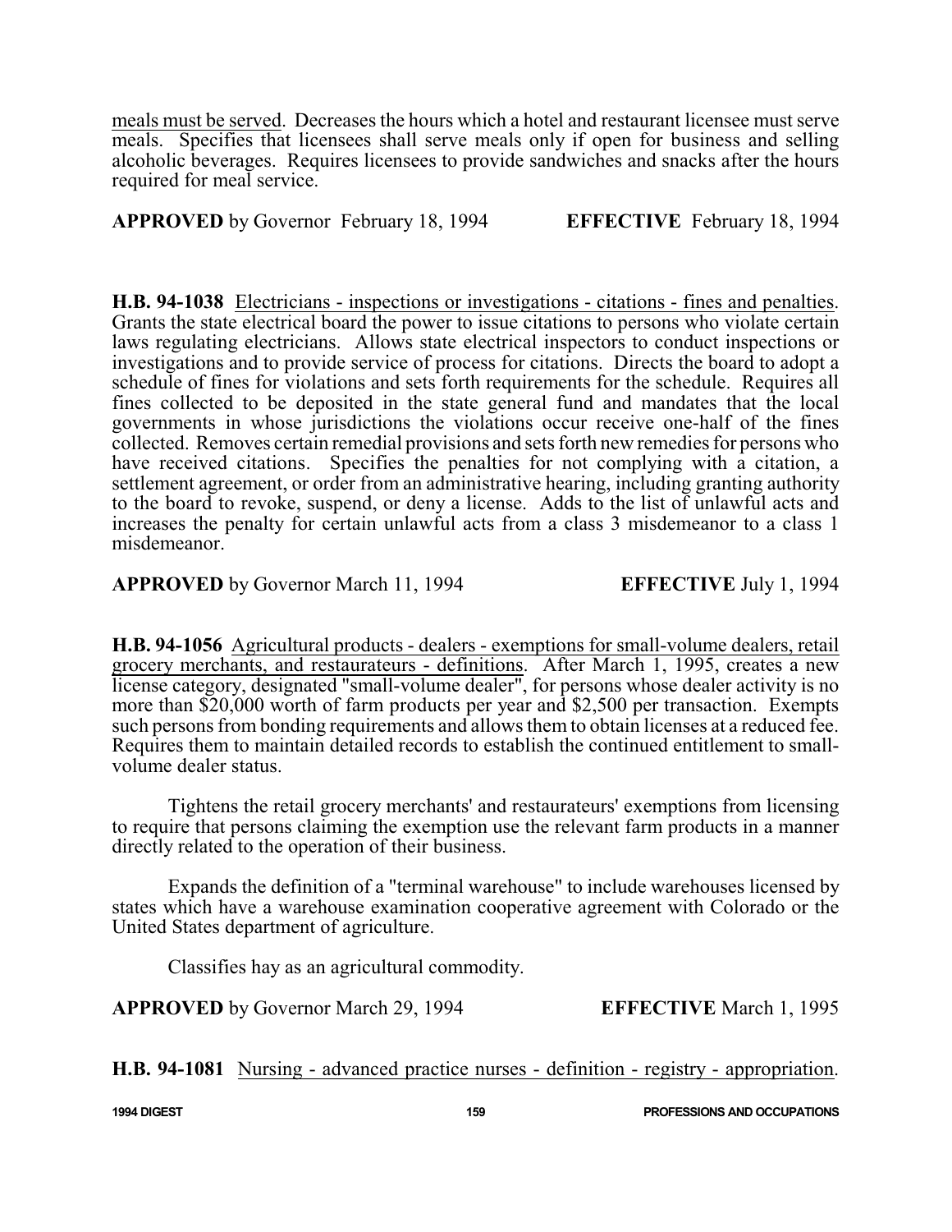meals must be served. Decreases the hours which a hotel and restaurant licensee must serve meals. Specifies that licensees shall serve meals only if open for business and selling alcoholic beverages. Requires licensees to provide sandwiches and snacks after the hours required for meal service.

**APPROVED** by Governor February 18, 1994 **EFFECTIVE** February 18, 1994

**H.B. 94-1038** Electricians - inspections or investigations - citations - fines and penalties. Grants the state electrical board the power to issue citations to persons who violate certain laws regulating electricians. Allows state electrical inspectors to conduct inspections or investigations and to provide service of process for citations. Directs the board to adopt a schedule of fines for violations and sets forth requirements for the schedule. Requires all fines collected to be deposited in the state general fund and mandates that the local governments in whose jurisdictions the violations occur receive one-half of the fines collected. Removes certain remedial provisions and sets forth new remedies for persons who have received citations. Specifies the penalties for not complying with a citation, a settlement agreement, or order from an administrative hearing, including granting authority to the board to revoke, suspend, or deny a license. Adds to the list of unlawful acts and increases the penalty for certain unlawful acts from a class 3 misdemeanor to a class 1 misdemeanor.

**APPROVED** by Governor March 11, 1994 **EFFECTIVE** July 1, 1994

**H.B. 94-1056** Agricultural products - dealers - exemptions for small-volume dealers, retail grocery merchants, and restaurateurs - definitions. After March 1, 1995, creates a new license category, designated "small-volume dealer", for persons whose dealer activity is no more than $20,000 worth of farm products per year and $2,500 per transaction. Exempts such persons from bonding requirements and allows them to obtain licenses at a reduced fee. Requires them to maintain detailed records to establish the continued entitlement to small-volume dealer status.

Tightens the retail grocery merchants' and restaurateurs' exemptions from licensing to require that persons claiming the exemption use the relevant farm products in a manner directly related to the operation of their business.

Expands the definition of a "terminal warehouse" to include warehouses licensed by states which have a warehouse examination cooperative agreement with Colorado or the United States department of agriculture.

Classifies hay as an agricultural commodity.

**APPROVED** by Governor March 29, 1994 **EFFECTIVE** March 1, 1995

**H.B. 94-1081** Nursing - advanced practice nurses - definition - registry - appropriation.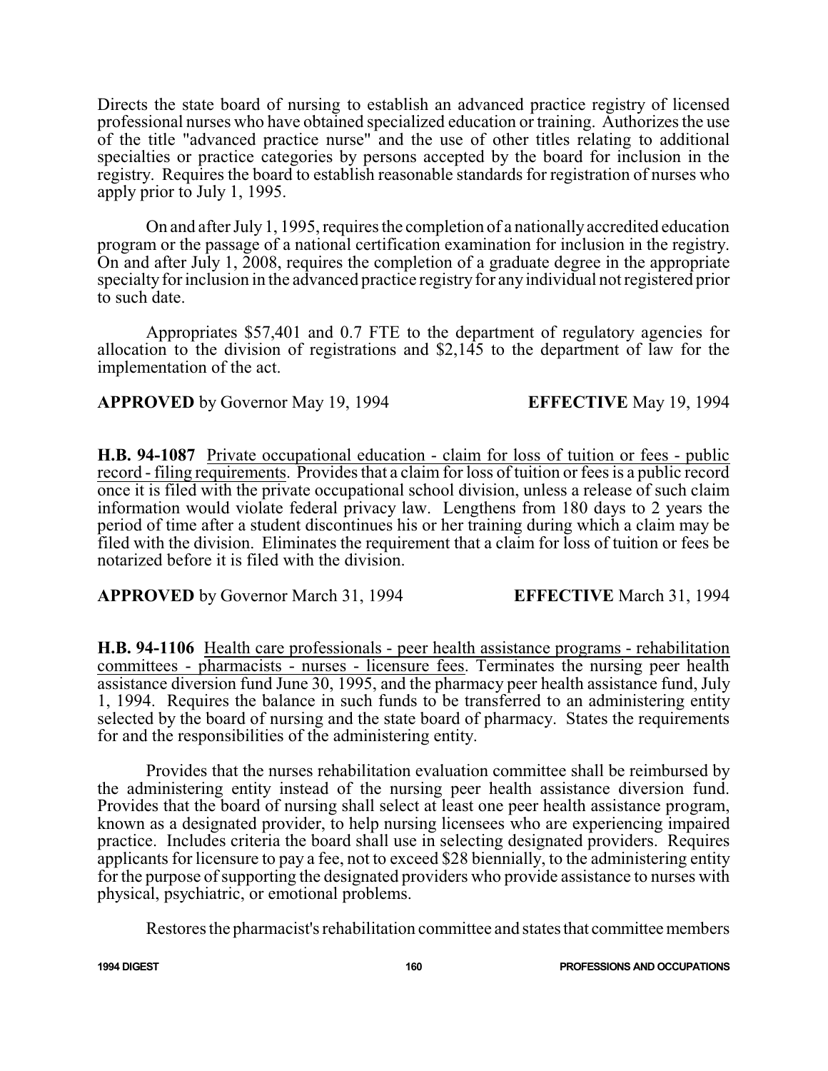Directs the state board of nursing to establish an advanced practice registry of licensed professional nurses who have obtained specialized education or training. Authorizes the use of the title "advanced practice nurse" and the use of other titles relating to additional specialties or practice categories by persons accepted by the board for inclusion in the registry. Requires the board to establish reasonable standards for registration of nurses who apply prior to July 1, 1995.

On and after July 1, 1995, requires the completion of a nationally accredited education program or the passage of a national certification examination for inclusion in the registry. On and after July 1, 2008, requires the completion of a graduate degree in the appropriate specialty for inclusion in the advanced practice registry for any individual not registered prior to such date.

Appropriates $57,401 and 0.7 FTE to the department of regulatory agencies for allocation to the division of registrations and $2,145 to the department of law for the implementation of the act.

**APPROVED** by Governor May 19, 1994 **EFFECTIVE** May 19, 1994

**H.B. 94-1087** Private occupational education - claim for loss of tuition or fees - public record - filing requirements. Provides that a claim for loss of tuition or fees is a public record once it is filed with the private occupational school division, unless a release of such claim information would violate federal privacy law. Lengthens from 180 days to 2 years the period of time after a student discontinues his or her training during which a claim may be filed with the division. Eliminates the requirement that a claim for loss of tuition or fees be notarized before it is filed with the division.

**APPROVED** by Governor March 31, 1994 **EFFECTIVE** March 31, 1994

**H.B. 94-1106** Health care professionals - peer health assistance programs - rehabilitation committees - pharmacists - nurses - licensure fees. Terminates the nursing peer health assistance diversion fund June 30, 1995, and the pharmacy peer health assistance fund, July 1, 1994. Requires the balance in such funds to be transferred to an administering entity selected by the board of nursing and the state board of pharmacy. States the requirements for and the responsibilities of the administering entity.

Provides that the nurses rehabilitation evaluation committee shall be reimbursed by the administering entity instead of the nursing peer health assistance diversion fund. Provides that the board of nursing shall select at least one peer health assistance program, known as a designated provider, to help nursing licensees who are experiencing impaired practice. Includes criteria the board shall use in selecting designated providers. Requires applicants for licensure to pay a fee, not to exceed $28 biennially, to the administering entity for the purpose of supporting the designated providers who provide assistance to nurses with physical, psychiatric, or emotional problems.

Restores the pharmacist's rehabilitation committee and states that committee members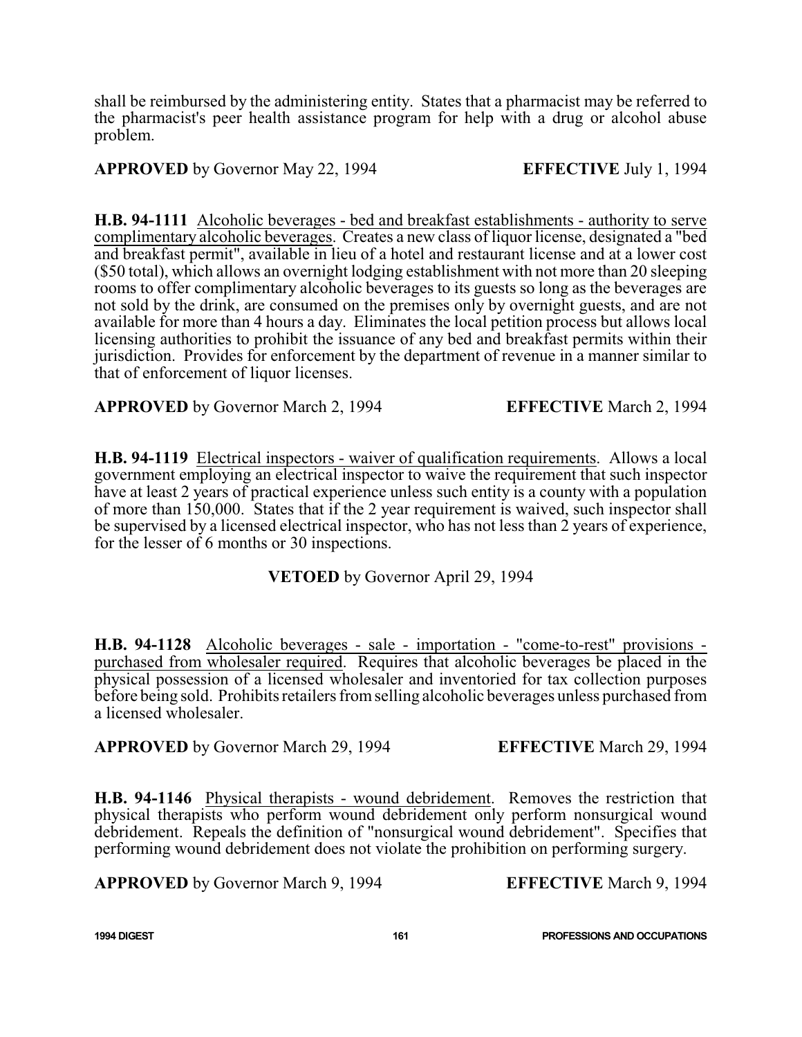shall be reimbursed by the administering entity. States that a pharmacist may be referred to the pharmacist's peer health assistance program for help with a drug or alcohol abuse problem.

**APPROVED** by Governor May 22, 1994 **EFFECTIVE** July 1, 1994

**H.B. 94-1111** Alcoholic beverages - bed and breakfast establishments - authority to serve complimentary alcoholic beverages. Creates a new class of liquor license, designated a "bed and breakfast permit", available in lieu of a hotel and restaurant license and at a lower cost ($50 total), which allows an overnight lodging establishment with not more than 20 sleeping rooms to offer complimentary alcoholic beverages to its guests so long as the beverages are not sold by the drink, are consumed on the premises only by overnight guests, and are not available for more than 4 hours a day. Eliminates the local petition process but allows local licensing authorities to prohibit the issuance of any bed and breakfast permits within their jurisdiction. Provides for enforcement by the department of revenue in a manner similar to that of enforcement of liquor licenses.

**APPROVED** by Governor March 2, 1994 **EFFECTIVE** March 2, 1994

**H.B. 94-1119** Electrical inspectors - waiver of qualification requirements. Allows a local government employing an electrical inspector to waive the requirement that such inspector have at least 2 years of practical experience unless such entity is a county with a population of more than 150,000. States that if the 2 year requirement is waived, such inspector shall be supervised by a licensed electrical inspector, who has not less than 2 years of experience, for the lesser of 6 months or 30 inspections.

**VETOED** by Governor April 29, 1994

**H.B. 94-1128** Alcoholic beverages - sale - importation - "come-to-rest" provisions - purchased from wholesaler required. Requires that alcoholic beverages be placed in the physical possession of a licensed wholesaler and inventoried for tax collection purposes before being sold. Prohibits retailers from selling alcoholic beverages unless purchased from a licensed wholesaler.

**APPROVED** by Governor March 29, 1994 **EFFECTIVE** March 29, 1994

**H.B. 94-1146** Physical therapists - wound debridement. Removes the restriction that physical therapists who perform wound debridement only perform nonsurgical wound debridement. Repeals the definition of "nonsurgical wound debridement". Specifies that performing wound debridement does not violate the prohibition on performing surgery.

**APPROVED** by Governor March 9, 1994 **EFFECTIVE** March 9, 1994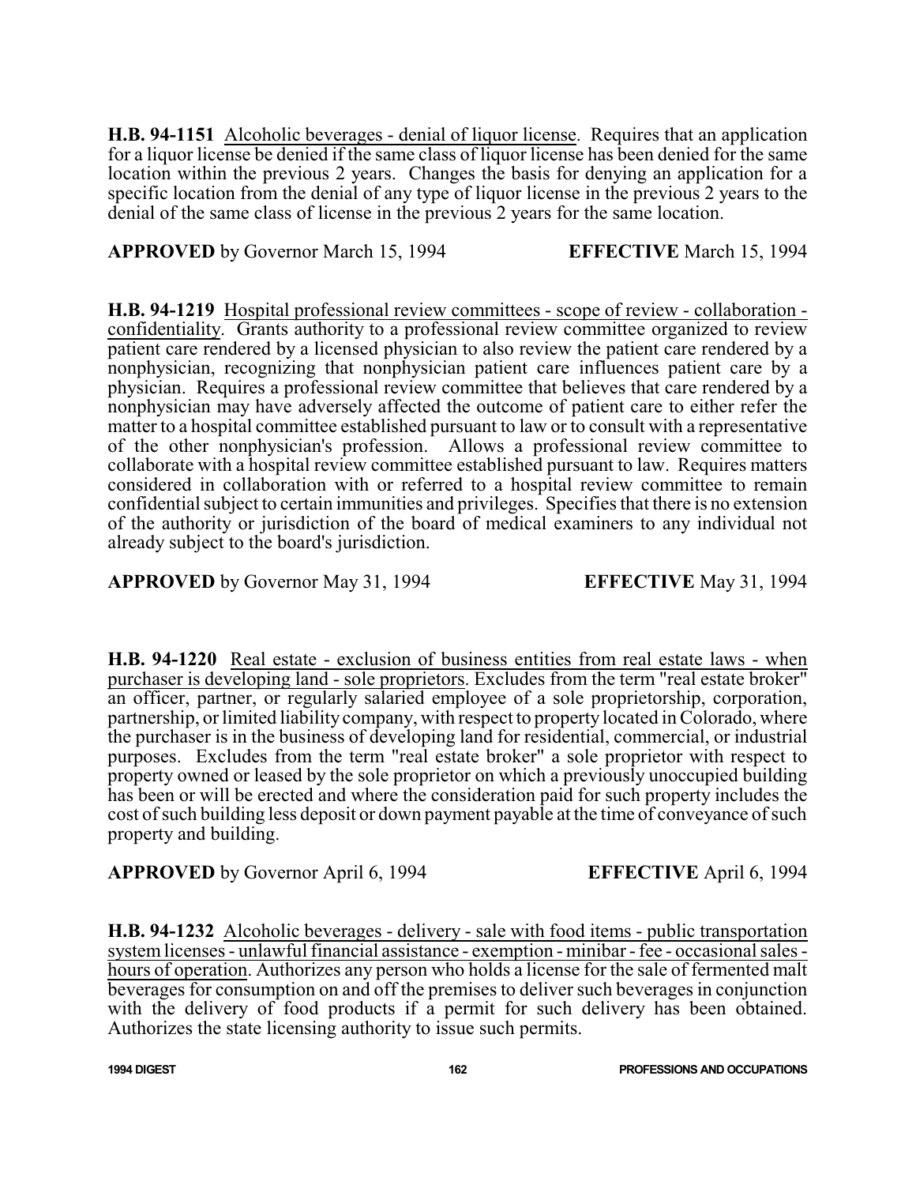**H.B. 94-1151** Alcoholic beverages - denial of liquor license. Requires that an application for a liquor license be denied if the same class of liquor license has been denied for the same location within the previous 2 years. Changes the basis for denying an application for a specific location from the denial of any type of liquor license in the previous 2 years to the denial of the same class of license in the previous 2 years for the same location.

**APPROVED** by Governor March 15, 1994 **EFFECTIVE** March 15, 1994

**H.B. 94-1219** Hospital professional review committees - scope of review - collaboration - confidentiality. Grants authority to a professional review committee organized to review patient care rendered by a licensed physician to also review the patient care rendered by a nonphysician, recognizing that nonphysician patient care influences patient care by a physician. Requires a professional review committee that believes that care rendered by a nonphysician may have adversely affected the outcome of patient care to either refer the matter to a hospital committee established pursuant to law or to consult with a representative of the other nonphysician's profession. Allows a professional review committee to collaborate with a hospital review committee established pursuant to law. Requires matters considered in collaboration with or referred to a hospital review committee to remain confidential subject to certain immunities and privileges. Specifies that there is no extension of the authority or jurisdiction of the board of medical examiners to any individual not already subject to the board's jurisdiction.

**APPROVED** by Governor May 31, 1994 **EFFECTIVE** May 31, 1994

**H.B. 94-1220** Real estate - exclusion of business entities from real estate laws - when purchaser is developing land - sole proprietors. Excludes from the term "real estate broker" an officer, partner, or regularly salaried employee of a sole proprietorship, corporation, partnership, or limited liability company, with respect to property located in Colorado, where the purchaser is in the business of developing land for residential, commercial, or industrial purposes. Excludes from the term "real estate broker" a sole proprietor with respect to property owned or leased by the sole proprietor on which a previously unoccupied building has been or will be erected and where the consideration paid for such property includes the cost of such building less deposit or down payment payable at the time of conveyance of such property and building.

**APPROVED** by Governor April 6, 1994 **EFFECTIVE** April 6, 1994

**H.B. 94-1232** Alcoholic beverages - delivery - sale with food items - public transportation system licenses - unlawful financial assistance - exemption - minibar - fee - occasional sales - hours of operation. Authorizes any person who holds a license for the sale of fermented malt beverages for consumption on and off the premises to deliver such beverages in conjunction with the delivery of food products if a permit for such delivery has been obtained. Authorizes the state licensing authority to issue such permits.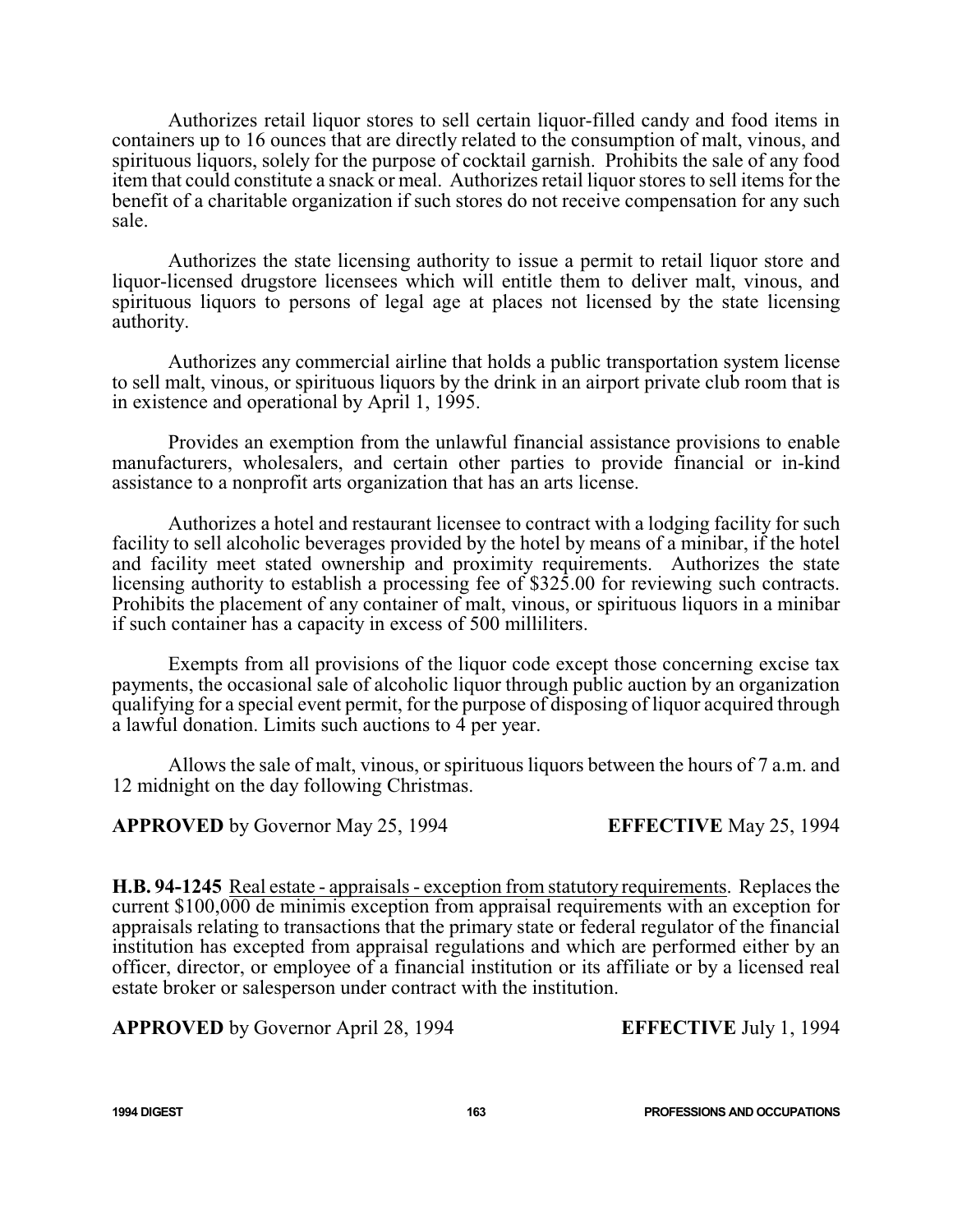Authorizes retail liquor stores to sell certain liquor-filled candy and food items in containers up to 16 ounces that are directly related to the consumption of malt, vinous, and spirituous liquors, solely for the purpose of cocktail garnish. Prohibits the sale of any food item that could constitute a snack or meal. Authorizes retail liquor stores to sell items for the benefit of a charitable organization if such stores do not receive compensation for any such sale.

Authorizes the state licensing authority to issue a permit to retail liquor store and liquor-licensed drugstore licensees which will entitle them to deliver malt, vinous, and spirituous liquors to persons of legal age at places not licensed by the state licensing authority.

Authorizes any commercial airline that holds a public transportation system license to sell malt, vinous, or spirituous liquors by the drink in an airport private club room that is in existence and operational by April 1, 1995.

Provides an exemption from the unlawful financial assistance provisions to enable manufacturers, wholesalers, and certain other parties to provide financial or in-kind assistance to a nonprofit arts organization that has an arts license.

Authorizes a hotel and restaurant licensee to contract with a lodging facility for such facility to sell alcoholic beverages provided by the hotel by means of a minibar, if the hotel and facility meet stated ownership and proximity requirements. Authorizes the state licensing authority to establish a processing fee of $325.00 for reviewing such contracts. Prohibits the placement of any container of malt, vinous, or spirituous liquors in a minibar if such container has a capacity in excess of 500 milliliters.

Exempts from all provisions of the liquor code except those concerning excise tax payments, the occasional sale of alcoholic liquor through public auction by an organization qualifying for a special event permit, for the purpose of disposing of liquor acquired through a lawful donation. Limits such auctions to 4 per year.

Allows the sale of malt, vinous, or spirituous liquors between the hours of 7 a.m. and 12 midnight on the day following Christmas.

**APPROVED** by Governor May 25, 1994 **EFFECTIVE** May 25, 1994

**H.B. 94-1245** Real estate - appraisals - exception from statutory requirements. Replaces the current $100,000 de minimis exception from appraisal requirements with an exception for appraisals relating to transactions that the primary state or federal regulator of the financial institution has excepted from appraisal regulations and which are performed either by an officer, director, or employee of a financial institution or its affiliate or by a licensed real estate broker or salesperson under contract with the institution.

**APPROVED** by Governor April 28, 1994 **EFFECTIVE** July 1, 1994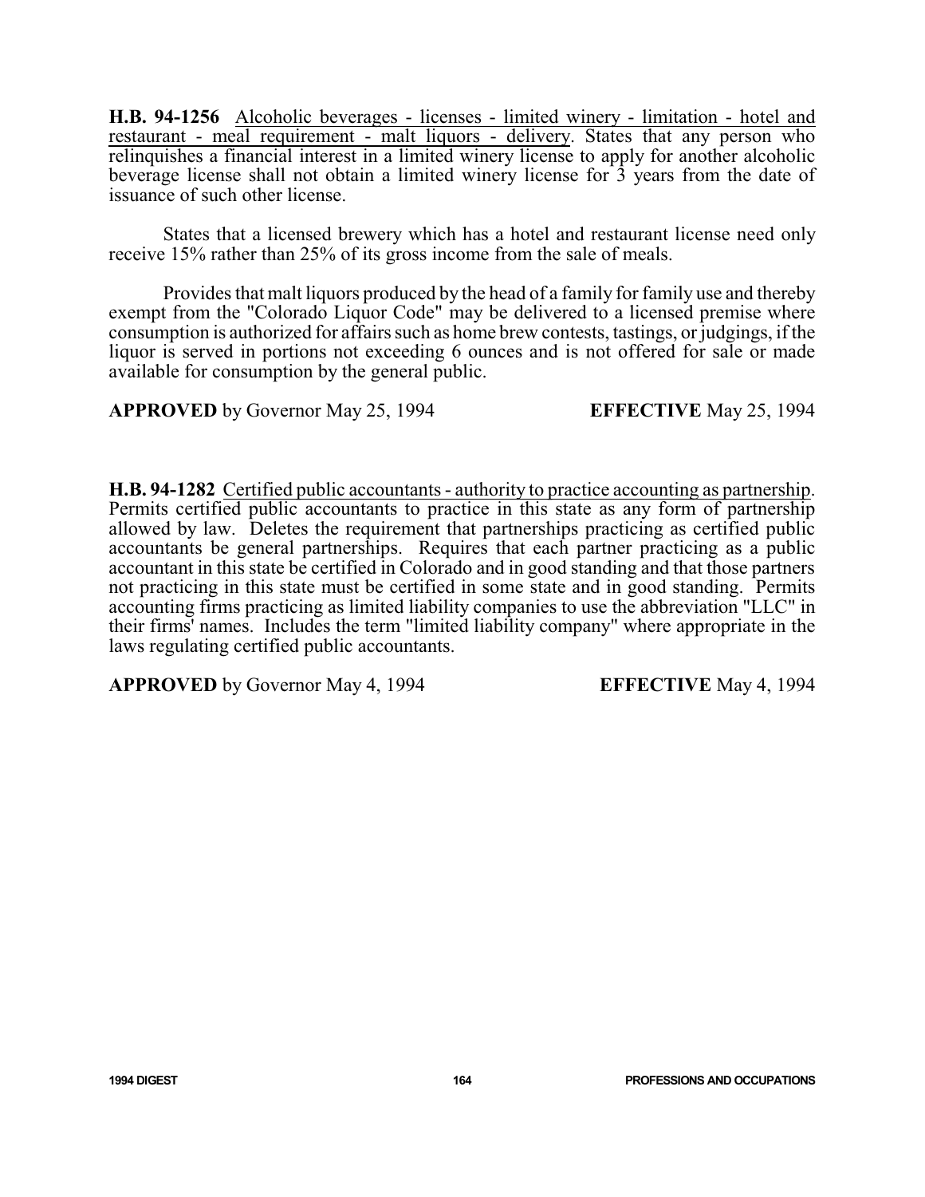**H.B. 94-1256** Alcoholic beverages - licenses - limited winery - limitation - hotel and restaurant - meal requirement - malt liquors - delivery. States that any person who relinquishes a financial interest in a limited winery license to apply for another alcoholic beverage license shall not obtain a limited winery license for 3 years from the date of issuance of such other license.

States that a licensed brewery which has a hotel and restaurant license need only receive 15% rather than 25% of its gross income from the sale of meals.

Provides that malt liquors produced by the head of a family for family use and thereby exempt from the "Colorado Liquor Code" may be delivered to a licensed premise where consumption is authorized for affairs such as home brew contests, tastings, or judgings, if the liquor is served in portions not exceeding 6 ounces and is not offered for sale or made available for consumption by the general public.

**APPROVED** by Governor May 25, 1994 **EFFECTIVE** May 25, 1994

**H.B. 94-1282** Certified public accountants - authority to practice accounting as partnership. Permits certified public accountants to practice in this state as any form of partnership allowed by law. Deletes the requirement that partnerships practicing as certified public accountants be general partnerships. Requires that each partner practicing as a public accountant in this state be certified in Colorado and in good standing and that those partners not practicing in this state must be certified in some state and in good standing. Permits accounting firms practicing as limited liability companies to use the abbreviation "LLC" in their firms' names. Includes the term "limited liability company" where appropriate in the laws regulating certified public accountants.

**APPROVED** by Governor May 4, 1994 **EFFECTIVE** May 4, 1994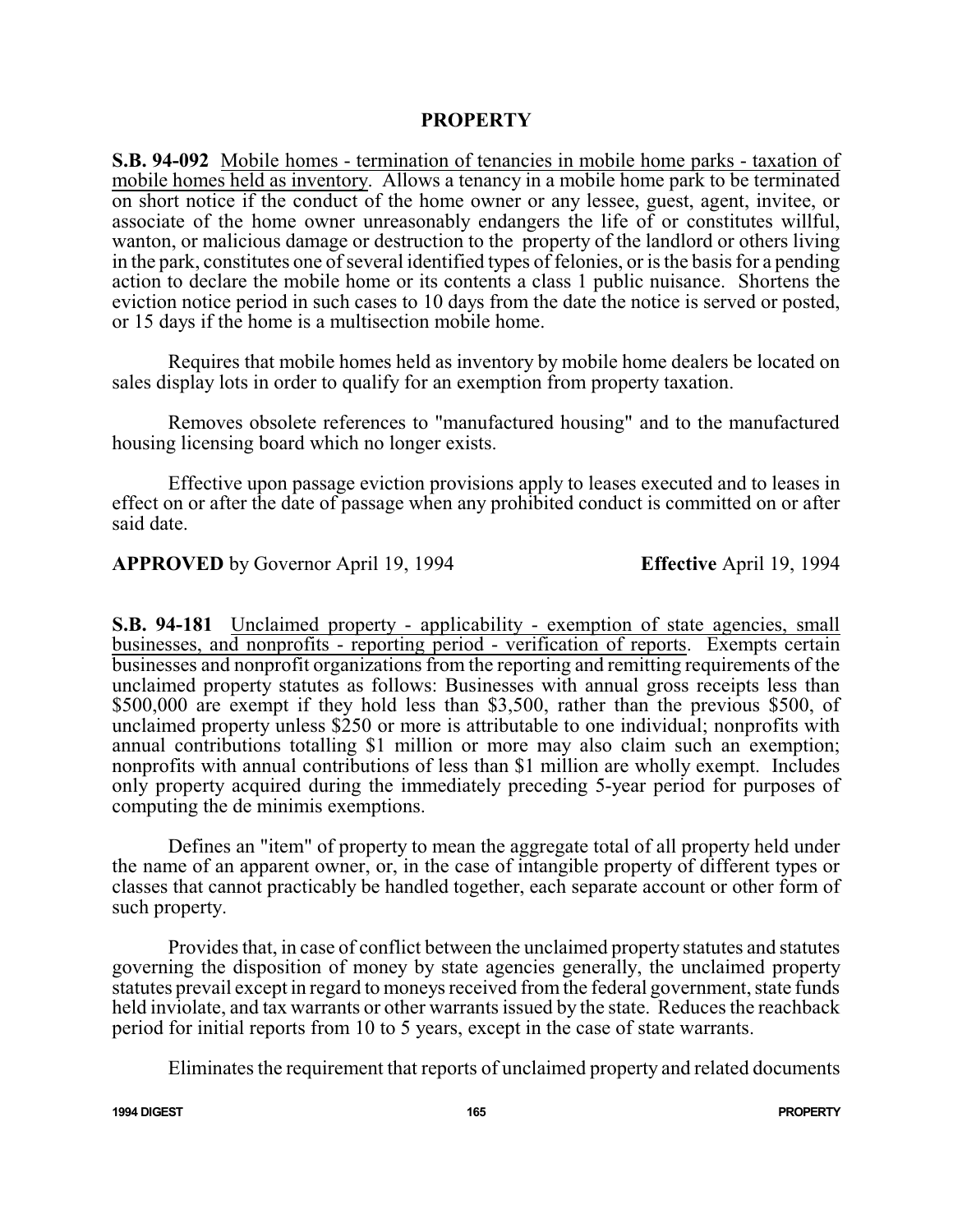## PROPERTY

**S.B. 94-092** Mobile homes - termination of tenancies in mobile home parks - taxation of mobile homes held as inventory. Allows a tenancy in a mobile home park to be terminated on short notice if the conduct of the home owner or any lessee, guest, agent, invitee, or associate of the home owner unreasonably endangers the life of or constitutes willful, wanton, or malicious damage or destruction to the property of the landlord or others living in the park, constitutes one of several identified types of felonies, or is the basis for a pending action to declare the mobile home or its contents a class 1 public nuisance. Shortens the eviction notice period in such cases to 10 days from the date the notice is served or posted, or 15 days if the home is a multisection mobile home.

Requires that mobile homes held as inventory by mobile home dealers be located on sales display lots in order to qualify for an exemption from property taxation.

Removes obsolete references to "manufactured housing" and to the manufactured housing licensing board which no longer exists.

Effective upon passage eviction provisions apply to leases executed and to leases in effect on or after the date of passage when any prohibited conduct is committed on or after said date.

**APPROVED** by Governor April 19, 1994 **Effective** April 19, 1994

**S.B. 94-181** Unclaimed property - applicability - exemption of state agencies, small businesses, and nonprofits - reporting period - verification of reports. Exempts certain businesses and nonprofit organizations from the reporting and remitting requirements of the unclaimed property statutes as follows: Businesses with annual gross receipts less than \$500,000 are exempt if they hold less than \$3,500, rather than the previous \$500, of unclaimed property unless \$250 or more is attributable to one individual; nonprofits with annual contributions totalling \$1 million or more may also claim such an exemption; nonprofits with annual contributions of less than \$1 million are wholly exempt. Includes only property acquired during the immediately preceding 5-year period for purposes of computing the de minimis exemptions.

Defines an "item" of property to mean the aggregate total of all property held under the name of an apparent owner, or, in the case of intangible property of different types or classes that cannot practicably be handled together, each separate account or other form of such property.

Provides that, in case of conflict between the unclaimed property statutes and statutes governing the disposition of money by state agencies generally, the unclaimed property statutes prevail except in regard to moneys received from the federal government, state funds held inviolate, and tax warrants or other warrants issued by the state. Reduces the reachback period for initial reports from 10 to 5 years, except in the case of state warrants.

Eliminates the requirement that reports of unclaimed property and related documents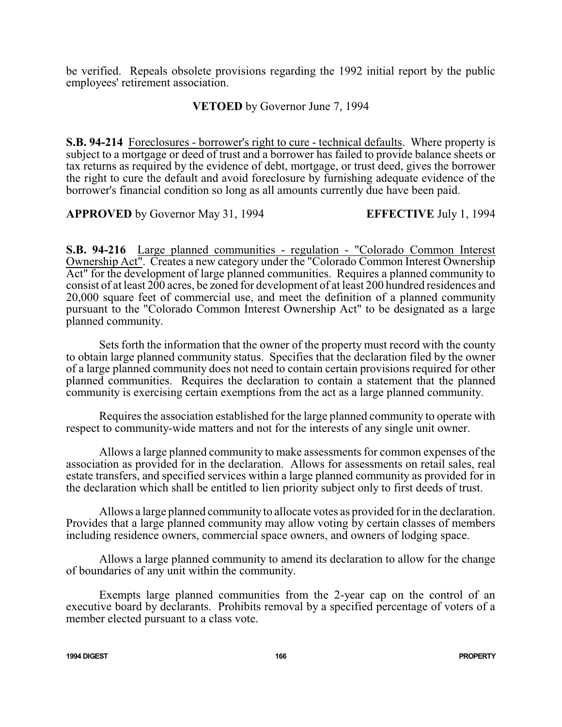be verified. Repeals obsolete provisions regarding the 1992 initial report by the public employees' retirement association.

**VETOED** by Governor June 7, 1994

**S.B. 94-214** Foreclosures - borrower's right to cure - technical defaults. Where property is subject to a mortgage or deed of trust and a borrower has failed to provide balance sheets or tax returns as required by the evidence of debt, mortgage, or trust deed, gives the borrower the right to cure the default and avoid foreclosure by furnishing adequate evidence of the borrower's financial condition so long as all amounts currently due have been paid.

**APPROVED** by Governor May 31, 1994 **EFFECTIVE** July 1, 1994

**S.B. 94-216** Large planned communities - regulation - "Colorado Common Interest Ownership Act". Creates a new category under the "Colorado Common Interest Ownership Act" for the development of large planned communities. Requires a planned community to consist of at least 200 acres, be zoned for development of at least 200 hundred residences and 20,000 square feet of commercial use, and meet the definition of a planned community pursuant to the "Colorado Common Interest Ownership Act" to be designated as a large planned community.

Sets forth the information that the owner of the property must record with the county to obtain large planned community status. Specifies that the declaration filed by the owner of a large planned community does not need to contain certain provisions required for other planned communities. Requires the declaration to contain a statement that the planned community is exercising certain exemptions from the act as a large planned community.

Requires the association established for the large planned community to operate with respect to community-wide matters and not for the interests of any single unit owner.

Allows a large planned community to make assessments for common expenses of the association as provided for in the declaration. Allows for assessments on retail sales, real estate transfers, and specified services within a large planned community as provided for in the declaration which shall be entitled to lien priority subject only to first deeds of trust.

Allows a large planned community to allocate votes as provided for in the declaration. Provides that a large planned community may allow voting by certain classes of members including residence owners, commercial space owners, and owners of lodging space.

Allows a large planned community to amend its declaration to allow for the change of boundaries of any unit within the community.

Exempts large planned communities from the 2-year cap on the control of an executive board by declarants. Prohibits removal by a specified percentage of voters of a member elected pursuant to a class vote.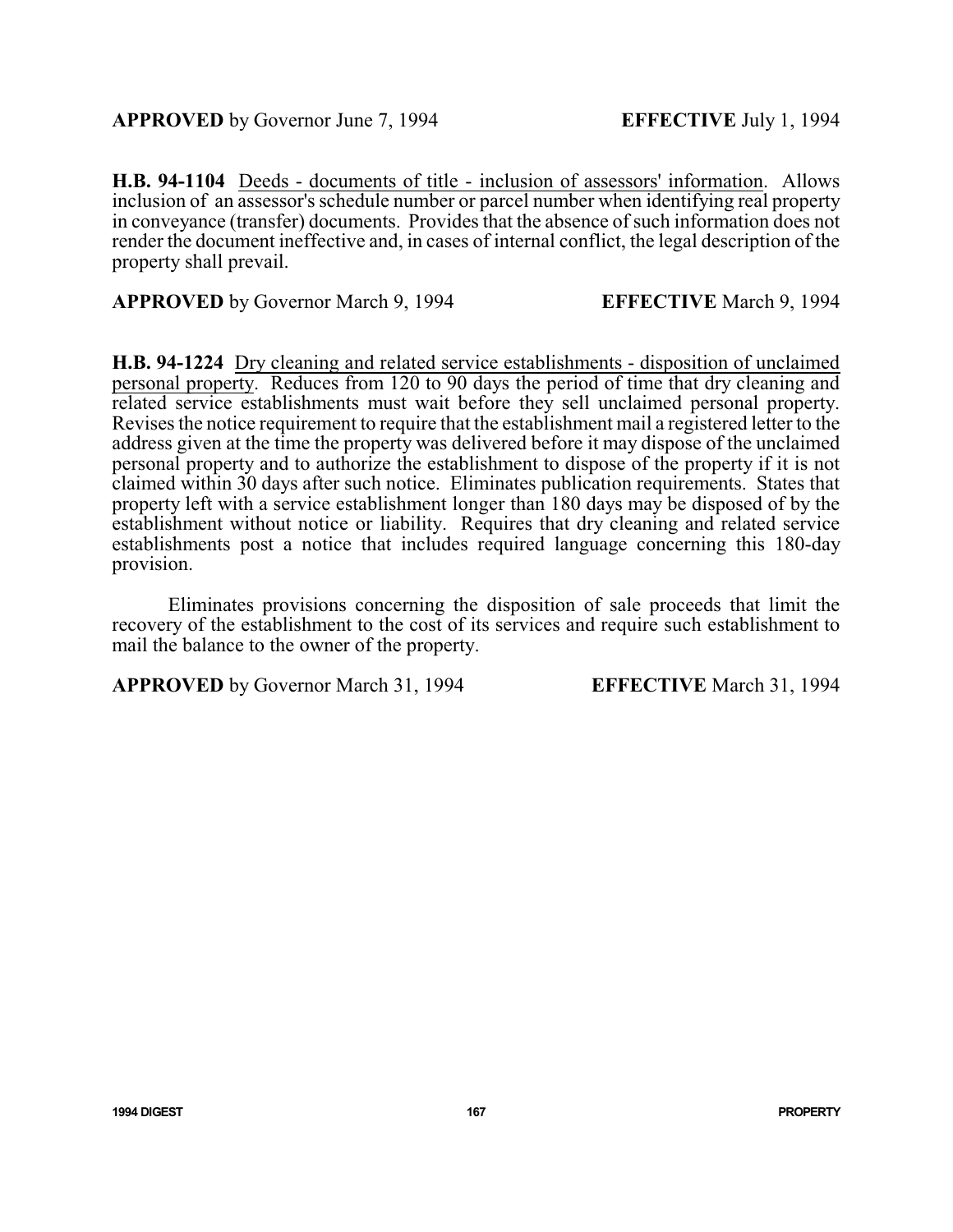**APPROVED** by Governor June 7, 1994 **EFFECTIVE** July 1, 1994

**H.B. 94-1104** Deeds - documents of title - inclusion of assessors' information. Allows inclusion of an assessor's schedule number or parcel number when identifying real property in conveyance (transfer) documents. Provides that the absence of such information does not render the document ineffective and, in cases of internal conflict, the legal description of the property shall prevail.

**APPROVED** by Governor March 9, 1994 **EFFECTIVE** March 9, 1994

**H.B. 94-1224** Dry cleaning and related service establishments - disposition of unclaimed personal property. Reduces from 120 to 90 days the period of time that dry cleaning and related service establishments must wait before they sell unclaimed personal property. Revises the notice requirement to require that the establishment mail a registered letter to the address given at the time the property was delivered before it may dispose of the unclaimed personal property and to authorize the establishment to dispose of the property if it is not claimed within 30 days after such notice. Eliminates publication requirements. States that property left with a service establishment longer than 180 days may be disposed of by the establishment without notice or liability. Requires that dry cleaning and related service establishments post a notice that includes required language concerning this 180-day provision.

Eliminates provisions concerning the disposition of sale proceeds that limit the recovery of the establishment to the cost of its services and require such establishment to mail the balance to the owner of the property.

**APPROVED** by Governor March 31, 1994 **EFFECTIVE** March 31, 1994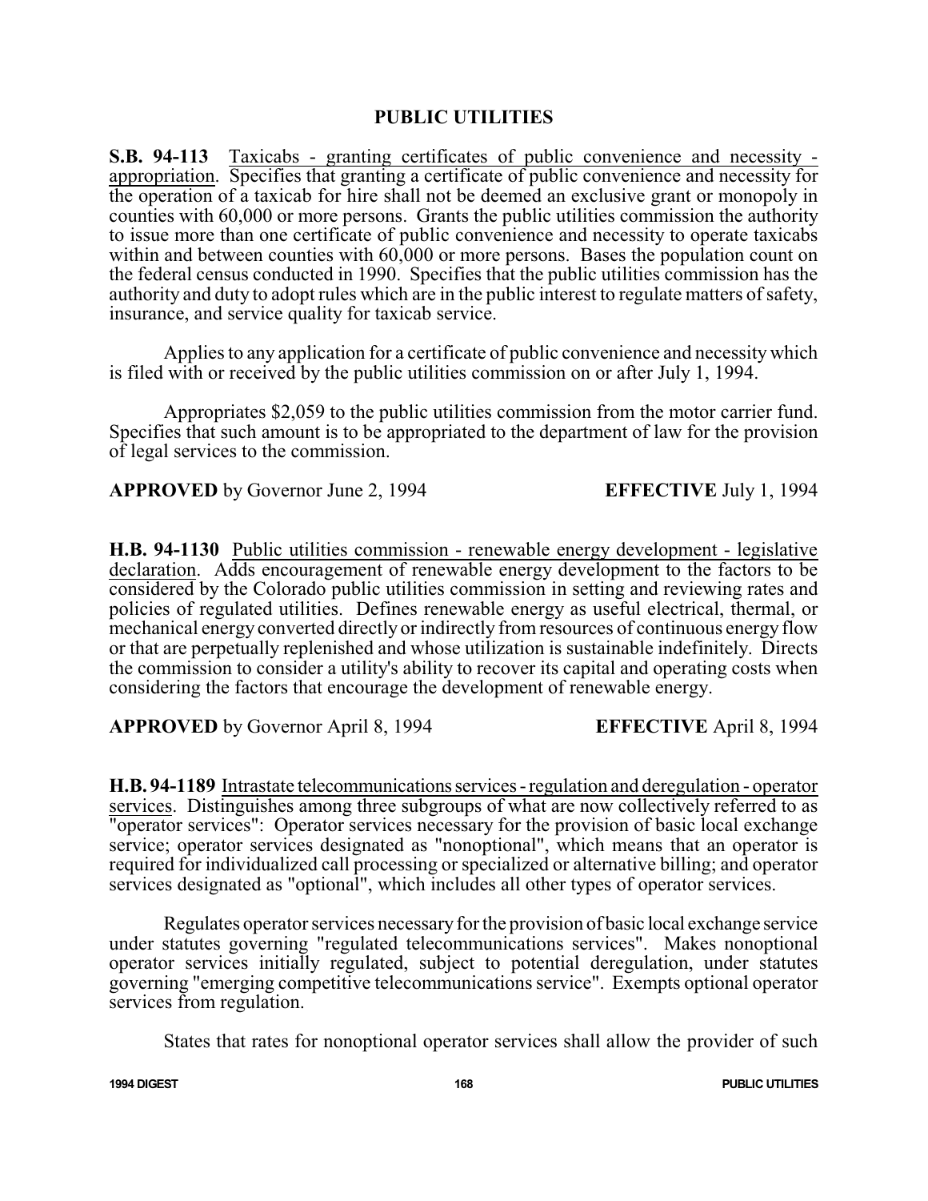# PUBLIC UTILITIES

**S.B. 94-113** Taxicabs - granting certificates of public convenience and necessity - appropriation. Specifies that granting a certificate of public convenience and necessity for the operation of a taxicab for hire shall not be deemed an exclusive grant or monopoly in counties with 60,000 or more persons. Grants the public utilities commission the authority to issue more than one certificate of public convenience and necessity to operate taxicabs within and between counties with 60,000 or more persons. Bases the population count on the federal census conducted in 1990. Specifies that the public utilities commission has the authority and duty to adopt rules which are in the public interest to regulate matters of safety, insurance, and service quality for taxicab service.

Applies to any application for a certificate of public convenience and necessity which is filed with or received by the public utilities commission on or after July 1, 1994.

Appropriates $2,059 to the public utilities commission from the motor carrier fund. Specifies that such amount is to be appropriated to the department of law for the provision of legal services to the commission.

**APPROVED** by Governor June 2, 1994 **EFFECTIVE** July 1, 1994

**H.B. 94-1130** Public utilities commission - renewable energy development - legislative declaration. Adds encouragement of renewable energy development to the factors to be considered by the Colorado public utilities commission in setting and reviewing rates and policies of regulated utilities. Defines renewable energy as useful electrical, thermal, or mechanical energy converted directly or indirectly from resources of continuous energy flow or that are perpetually replenished and whose utilization is sustainable indefinitely. Directs the commission to consider a utility's ability to recover its capital and operating costs when considering the factors that encourage the development of renewable energy.

**APPROVED** by Governor April 8, 1994 **EFFECTIVE** April 8, 1994

**H.B. 94-1189** Intrastate telecommunications services - regulation and deregulation - operator services. Distinguishes among three subgroups of what are now collectively referred to as "operator services": Operator services necessary for the provision of basic local exchange service; operator services designated as "nonoptional", which means that an operator is required for individualized call processing or specialized or alternative billing; and operator services designated as "optional", which includes all other types of operator services.

Regulates operator services necessary for the provision of basic local exchange service under statutes governing "regulated telecommunications services". Makes nonoptional operator services initially regulated, subject to potential deregulation, under statutes governing "emerging competitive telecommunications service". Exempts optional operator services from regulation.

States that rates for nonoptional operator services shall allow the provider of such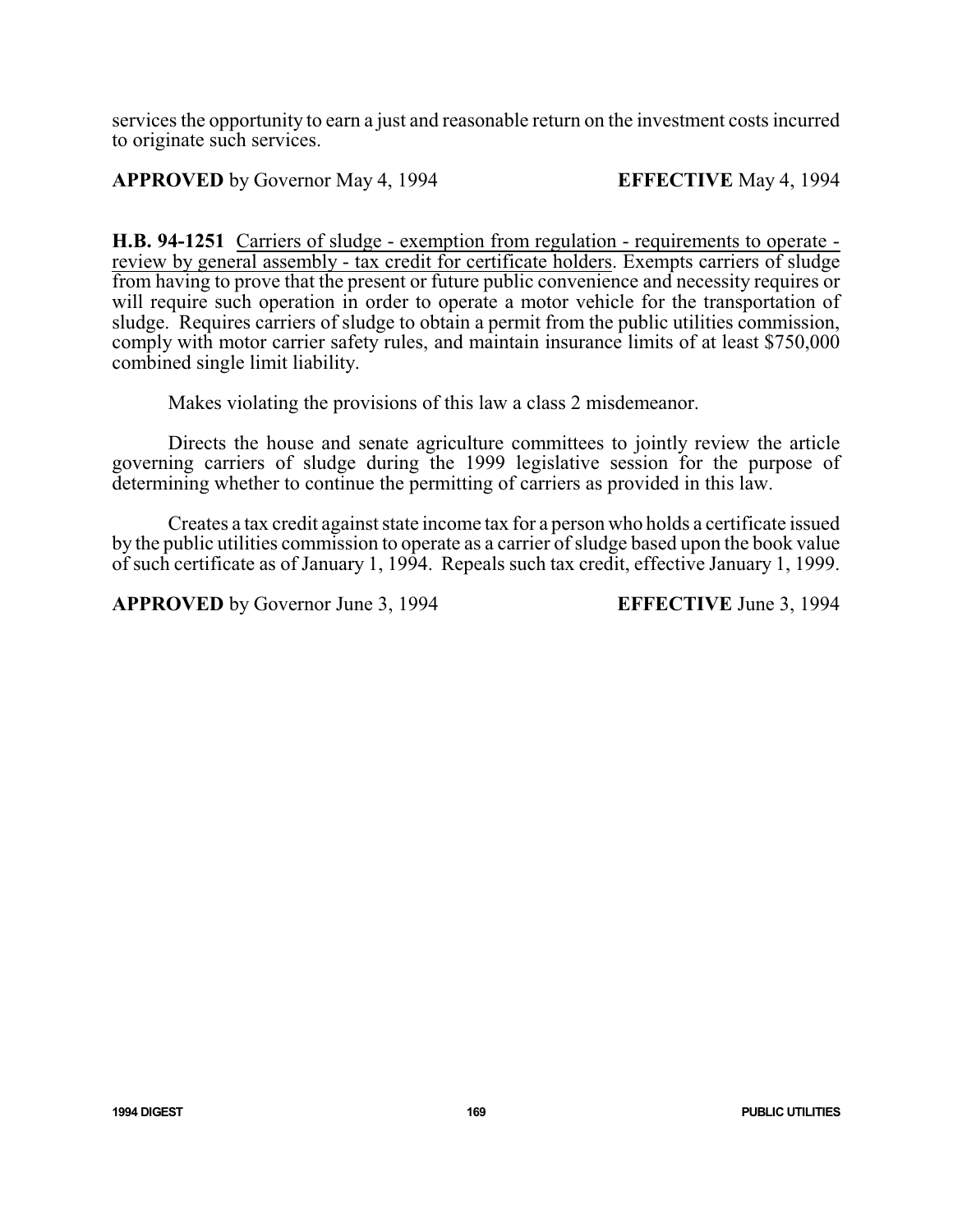services the opportunity to earn a just and reasonable return on the investment costs incurred to originate such services.

**APPROVED** by Governor May 4, 1994 **EFFECTIVE** May 4, 1994

**H.B. 94-1251** Carriers of sludge - exemption from regulation - requirements to operate - review by general assembly - tax credit for certificate holders. Exempts carriers of sludge from having to prove that the present or future public convenience and necessity requires or will require such operation in order to operate a motor vehicle for the transportation of sludge. Requires carriers of sludge to obtain a permit from the public utilities commission, comply with motor carrier safety rules, and maintain insurance limits of at least $750,000 combined single limit liability.

Makes violating the provisions of this law a class 2 misdemeanor.

Directs the house and senate agriculture committees to jointly review the article governing carriers of sludge during the 1999 legislative session for the purpose of determining whether to continue the permitting of carriers as provided in this law.

Creates a tax credit against state income tax for a person who holds a certificate issued by the public utilities commission to operate as a carrier of sludge based upon the book value of such certificate as of January 1, 1994. Repeals such tax credit, effective January 1, 1999.

**APPROVED** by Governor June 3, 1994 **EFFECTIVE** June 3, 1994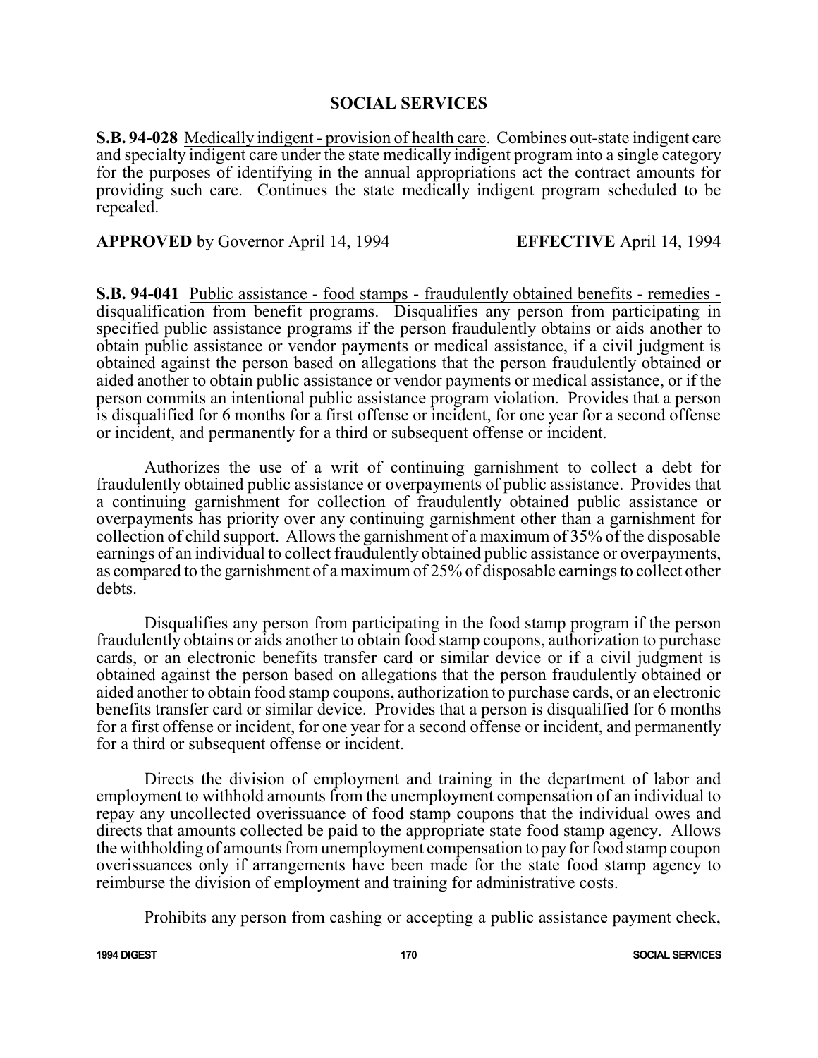## SOCIAL SERVICES

**S.B. 94-028** Medically indigent - provision of health care. Combines out-state indigent care and specialty indigent care under the state medically indigent program into a single category for the purposes of identifying in the annual appropriations act the contract amounts for providing such care. Continues the state medically indigent program scheduled to be repealed.

**APPROVED** by Governor April 14, 1994 **EFFECTIVE** April 14, 1994

**S.B. 94-041** Public assistance - food stamps - fraudulently obtained benefits - remedies - disqualification from benefit programs. Disqualifies any person from participating in specified public assistance programs if the person fraudulently obtains or aids another to obtain public assistance or vendor payments or medical assistance, if a civil judgment is obtained against the person based on allegations that the person fraudulently obtained or aided another to obtain public assistance or vendor payments or medical assistance, or if the person commits an intentional public assistance program violation. Provides that a person is disqualified for 6 months for a first offense or incident, for one year for a second offense or incident, and permanently for a third or subsequent offense or incident.

Authorizes the use of a writ of continuing garnishment to collect a debt for fraudulently obtained public assistance or overpayments of public assistance. Provides that a continuing garnishment for collection of fraudulently obtained public assistance or overpayments has priority over any continuing garnishment other than a garnishment for collection of child support. Allows the garnishment of a maximum of 35% of the disposable earnings of an individual to collect fraudulently obtained public assistance or overpayments, as compared to the garnishment of a maximum of 25% of disposable earnings to collect other debts.

Disqualifies any person from participating in the food stamp program if the person fraudulently obtains or aids another to obtain food stamp coupons, authorization to purchase cards, or an electronic benefits transfer card or similar device or if a civil judgment is obtained against the person based on allegations that the person fraudulently obtained or aided another to obtain food stamp coupons, authorization to purchase cards, or an electronic benefits transfer card or similar device. Provides that a person is disqualified for 6 months for a first offense or incident, for one year for a second offense or incident, and permanently for a third or subsequent offense or incident.

Directs the division of employment and training in the department of labor and employment to withhold amounts from the unemployment compensation of an individual to repay any uncollected overissuance of food stamp coupons that the individual owes and directs that amounts collected be paid to the appropriate state food stamp agency. Allows the withholding of amounts from unemployment compensation to pay for food stamp coupon overissuances only if arrangements have been made for the state food stamp agency to reimburse the division of employment and training for administrative costs.

Prohibits any person from cashing or accepting a public assistance payment check,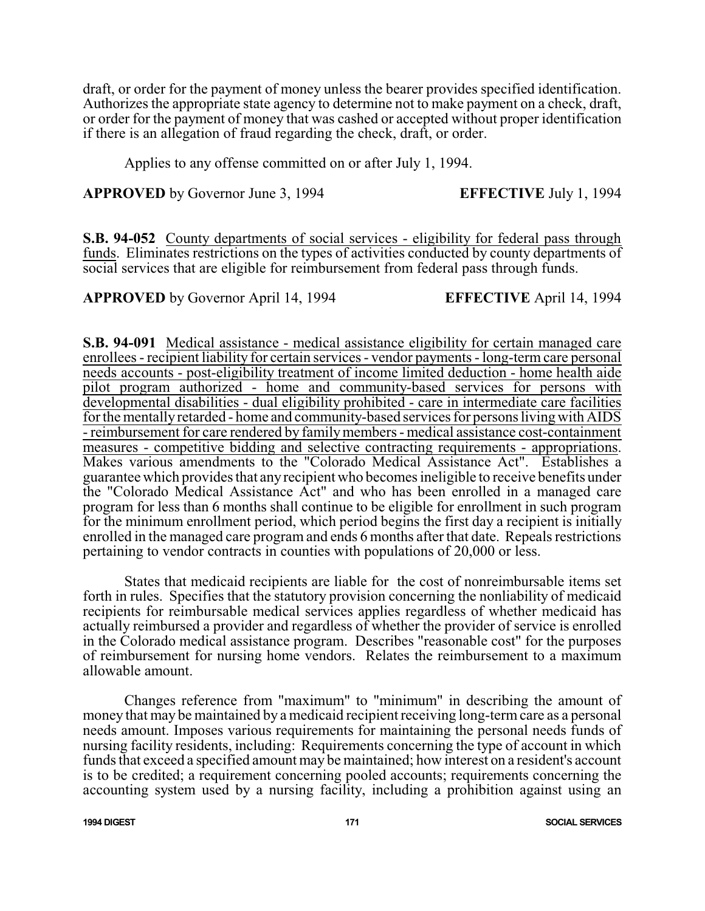draft, or order for the payment of money unless the bearer provides specified identification. Authorizes the appropriate state agency to determine not to make payment on a check, draft, or order for the payment of money that was cashed or accepted without proper identification if there is an allegation of fraud regarding the check, draft, or order.

Applies to any offense committed on or after July 1, 1994.

**APPROVED** by Governor June 3, 1994 **EFFECTIVE** July 1, 1994

**S.B. 94-052** County departments of social services - eligibility for federal pass through funds. Eliminates restrictions on the types of activities conducted by county departments of social services that are eligible for reimbursement from federal pass through funds.

**APPROVED** by Governor April 14, 1994 **EFFECTIVE** April 14, 1994

**S.B. 94-091** Medical assistance - medical assistance eligibility for certain managed care enrollees - recipient liability for certain services - vendor payments - long-term care personal needs accounts - post-eligibility treatment of income limited deduction - home health aide pilot program authorized - home and community-based services for persons with developmental disabilities - dual eligibility prohibited - care in intermediate care facilities for the mentally retarded - home and community-based services for persons living with AIDS - reimbursement for care rendered by family members - medical assistance cost-containment measures - competitive bidding and selective contracting requirements - appropriations. Makes various amendments to the "Colorado Medical Assistance Act". Establishes a guarantee which provides that any recipient who becomes ineligible to receive benefits under the "Colorado Medical Assistance Act" and who has been enrolled in a managed care program for less than 6 months shall continue to be eligible for enrollment in such program for the minimum enrollment period, which period begins the first day a recipient is initially enrolled in the managed care program and ends 6 months after that date. Repeals restrictions pertaining to vendor contracts in counties with populations of 20,000 or less.

States that medicaid recipients are liable for the cost of nonreimbursable items set forth in rules. Specifies that the statutory provision concerning the nonliability of medicaid recipients for reimbursable medical services applies regardless of whether medicaid has actually reimbursed a provider and regardless of whether the provider of service is enrolled in the Colorado medical assistance program. Describes "reasonable cost" for the purposes of reimbursement for nursing home vendors. Relates the reimbursement to a maximum allowable amount.

Changes reference from "maximum" to "minimum" in describing the amount of money that may be maintained by a medicaid recipient receiving long-term care as a personal needs amount. Imposes various requirements for maintaining the personal needs funds of nursing facility residents, including: Requirements concerning the type of account in which funds that exceed a specified amount may be maintained; how interest on a resident's account is to be credited; a requirement concerning pooled accounts; requirements concerning the accounting system used by a nursing facility, including a prohibition against using an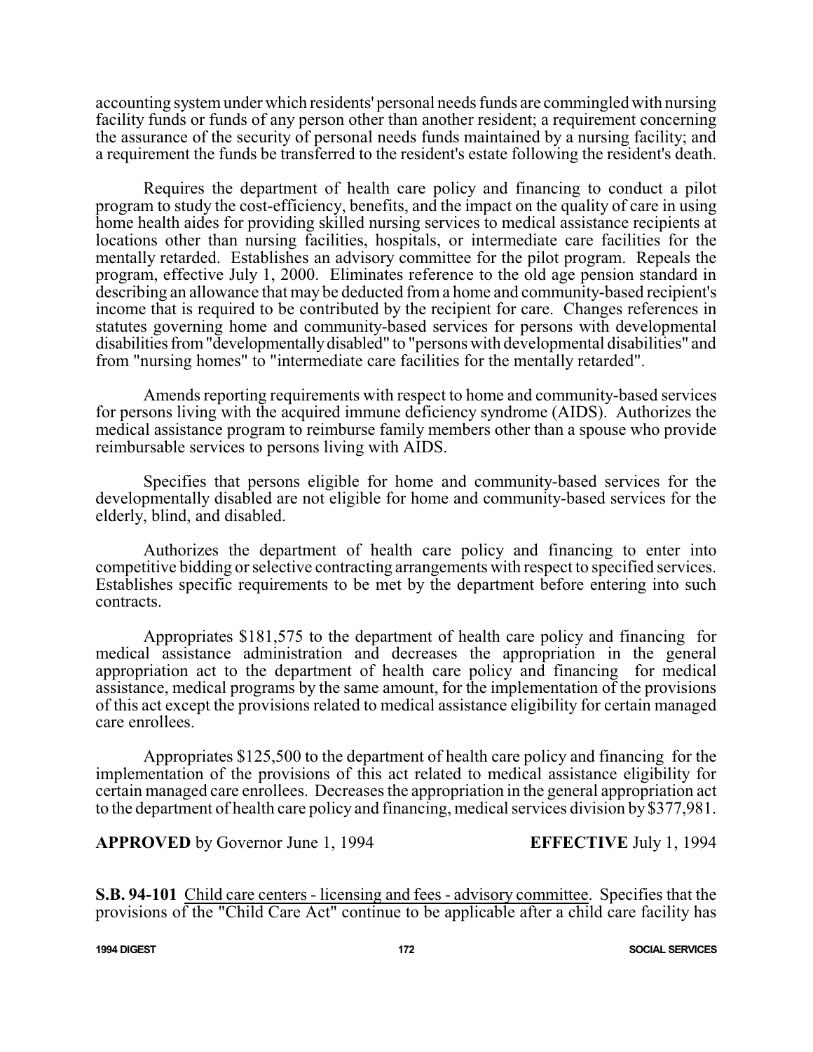accounting system under which residents' personal needs funds are commingled with nursing facility funds or funds of any person other than another resident; a requirement concerning the assurance of the security of personal needs funds maintained by a nursing facility; and a requirement the funds be transferred to the resident's estate following the resident's death.

Requires the department of health care policy and financing to conduct a pilot program to study the cost-efficiency, benefits, and the impact on the quality of care in using home health aides for providing skilled nursing services to medical assistance recipients at locations other than nursing facilities, hospitals, or intermediate care facilities for the mentally retarded. Establishes an advisory committee for the pilot program. Repeals the program, effective July 1, 2000. Eliminates reference to the old age pension standard in describing an allowance that may be deducted from a home and community-based recipient's income that is required to be contributed by the recipient for care. Changes references in statutes governing home and community-based services for persons with developmental disabilities from "developmentally disabled" to "persons with developmental disabilities" and from "nursing homes" to "intermediate care facilities for the mentally retarded".

Amends reporting requirements with respect to home and community-based services for persons living with the acquired immune deficiency syndrome (AIDS). Authorizes the medical assistance program to reimburse family members other than a spouse who provide reimbursable services to persons living with AIDS.

Specifies that persons eligible for home and community-based services for the developmentally disabled are not eligible for home and community-based services for the elderly, blind, and disabled.

Authorizes the department of health care policy and financing to enter into competitive bidding or selective contracting arrangements with respect to specified services. Establishes specific requirements to be met by the department before entering into such contracts.

Appropriates $181,575 to the department of health care policy and financing for medical assistance administration and decreases the appropriation in the general appropriation act to the department of health care policy and financing for medical assistance, medical programs by the same amount, for the implementation of the provisions of this act except the provisions related to medical assistance eligibility for certain managed care enrollees.

Appropriates $125,500 to the department of health care policy and financing for the implementation of the provisions of this act related to medical assistance eligibility for certain managed care enrollees. Decreases the appropriation in the general appropriation act to the department of health care policy and financing, medical services division by $377,981.

**APPROVED** by Governor June 1, 1994 **EFFECTIVE** July 1, 1994

**S.B. 94-101** Child care centers - licensing and fees - advisory committee. Specifies that the provisions of the "Child Care Act" continue to be applicable after a child care facility has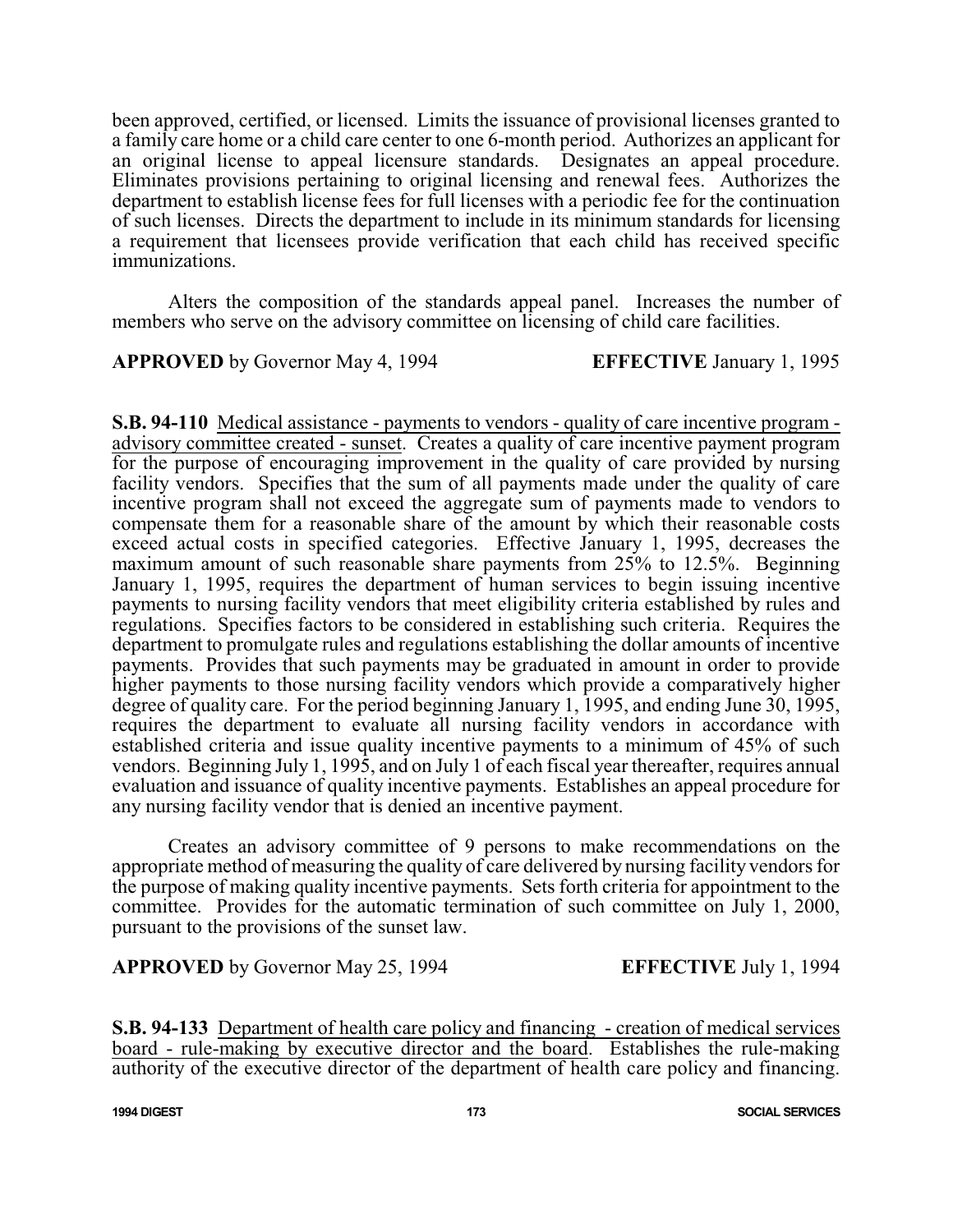been approved, certified, or licensed. Limits the issuance of provisional licenses granted to a family care home or a child care center to one 6-month period. Authorizes an applicant for an original license to appeal licensure standards. Designates an appeal procedure. Eliminates provisions pertaining to original licensing and renewal fees. Authorizes the department to establish license fees for full licenses with a periodic fee for the continuation of such licenses. Directs the department to include in its minimum standards for licensing a requirement that licensees provide verification that each child has received specific immunizations.

Alters the composition of the standards appeal panel. Increases the number of members who serve on the advisory committee on licensing of child care facilities.

**APPROVED** by Governor May 4, 1994 **EFFECTIVE** January 1, 1995

**S.B. 94-110** Medical assistance - payments to vendors - quality of care incentive program - advisory committee created - sunset. Creates a quality of care incentive payment program for the purpose of encouraging improvement in the quality of care provided by nursing facility vendors. Specifies that the sum of all payments made under the quality of care incentive program shall not exceed the aggregate sum of payments made to vendors to compensate them for a reasonable share of the amount by which their reasonable costs exceed actual costs in specified categories. Effective January 1, 1995, decreases the maximum amount of such reasonable share payments from 25% to 12.5%. Beginning January 1, 1995, requires the department of human services to begin issuing incentive payments to nursing facility vendors that meet eligibility criteria established by rules and regulations. Specifies factors to be considered in establishing such criteria. Requires the department to promulgate rules and regulations establishing the dollar amounts of incentive payments. Provides that such payments may be graduated in amount in order to provide higher payments to those nursing facility vendors which provide a comparatively higher degree of quality care. For the period beginning January 1, 1995, and ending June 30, 1995, requires the department to evaluate all nursing facility vendors in accordance with established criteria and issue quality incentive payments to a minimum of 45% of such vendors. Beginning July 1, 1995, and on July 1 of each fiscal year thereafter, requires annual evaluation and issuance of quality incentive payments. Establishes an appeal procedure for any nursing facility vendor that is denied an incentive payment.

Creates an advisory committee of 9 persons to make recommendations on the appropriate method of measuring the quality of care delivered by nursing facility vendors for the purpose of making quality incentive payments. Sets forth criteria for appointment to the committee. Provides for the automatic termination of such committee on July 1, 2000, pursuant to the provisions of the sunset law.

**APPROVED** by Governor May 25, 1994 **EFFECTIVE** July 1, 1994

**S.B. 94-133** Department of health care policy and financing - creation of medical services board - rule-making by executive director and the board. Establishes the rule-making authority of the executive director of the department of health care policy and financing.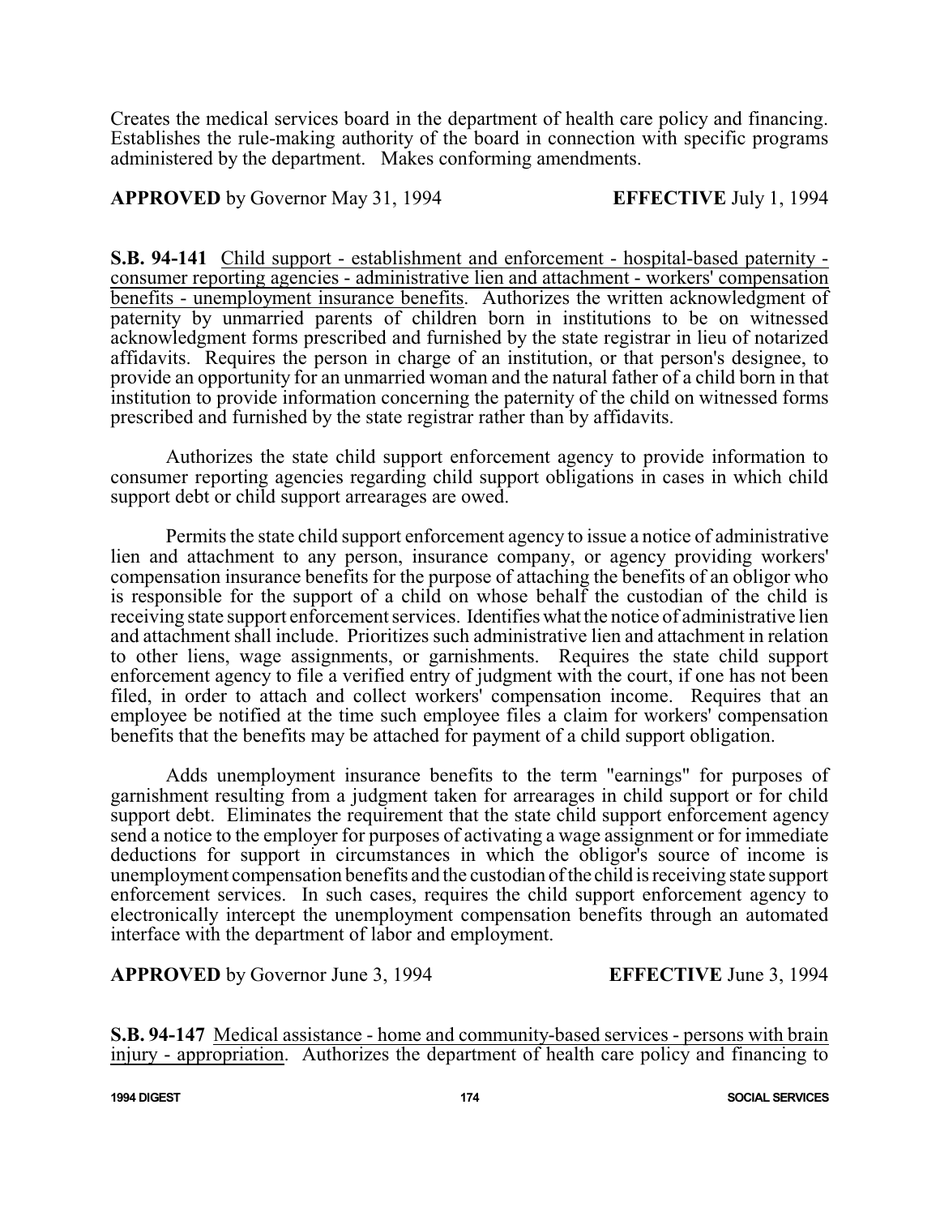Creates the medical services board in the department of health care policy and financing. Establishes the rule-making authority of the board in connection with specific programs administered by the department. Makes conforming amendments.

**APPROVED** by Governor May 31, 1994 **EFFECTIVE** July 1, 1994

**S.B. 94-141** Child support - establishment and enforcement - hospital-based paternity - consumer reporting agencies - administrative lien and attachment - workers' compensation benefits - unemployment insurance benefits. Authorizes the written acknowledgment of paternity by unmarried parents of children born in institutions to be on witnessed acknowledgment forms prescribed and furnished by the state registrar in lieu of notarized affidavits. Requires the person in charge of an institution, or that person's designee, to provide an opportunity for an unmarried woman and the natural father of a child born in that institution to provide information concerning the paternity of the child on witnessed forms prescribed and furnished by the state registrar rather than by affidavits.

Authorizes the state child support enforcement agency to provide information to consumer reporting agencies regarding child support obligations in cases in which child support debt or child support arrearages are owed.

Permits the state child support enforcement agency to issue a notice of administrative lien and attachment to any person, insurance company, or agency providing workers' compensation insurance benefits for the purpose of attaching the benefits of an obligor who is responsible for the support of a child on whose behalf the custodian of the child is receiving state support enforcement services. Identifies what the notice of administrative lien and attachment shall include. Prioritizes such administrative lien and attachment in relation to other liens, wage assignments, or garnishments. Requires the state child support enforcement agency to file a verified entry of judgment with the court, if one has not been filed, in order to attach and collect workers' compensation income. Requires that an employee be notified at the time such employee files a claim for workers' compensation benefits that the benefits may be attached for payment of a child support obligation.

Adds unemployment insurance benefits to the term "earnings" for purposes of garnishment resulting from a judgment taken for arrearages in child support or for child support debt. Eliminates the requirement that the state child support enforcement agency send a notice to the employer for purposes of activating a wage assignment or for immediate deductions for support in circumstances in which the obligor's source of income is unemployment compensation benefits and the custodian of the child is receiving state support enforcement services. In such cases, requires the child support enforcement agency to electronically intercept the unemployment compensation benefits through an automated interface with the department of labor and employment.

**APPROVED** by Governor June 3, 1994 **EFFECTIVE** June 3, 1994

**S.B. 94-147** Medical assistance - home and community-based services - persons with brain injury - appropriation. Authorizes the department of health care policy and financing to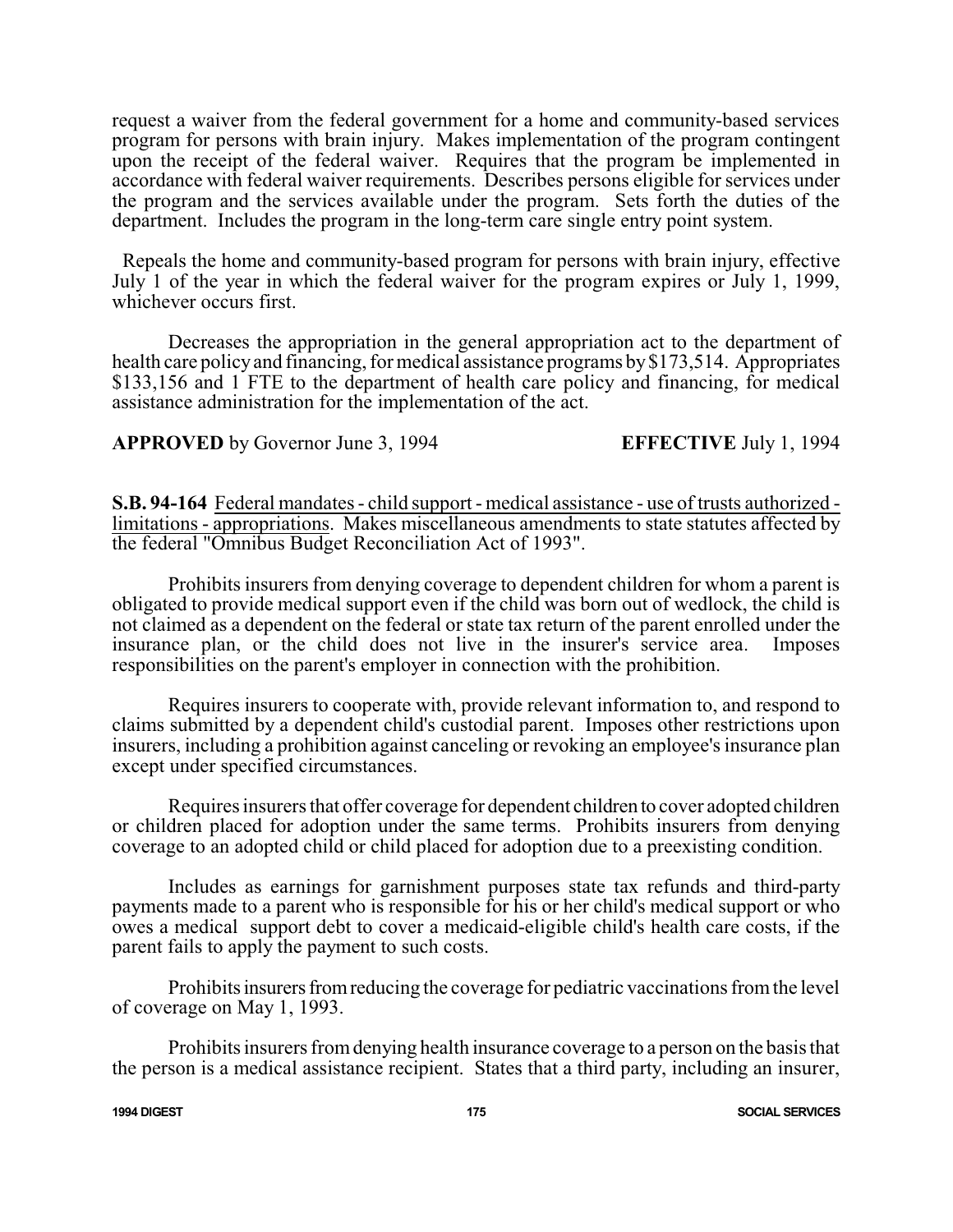request a waiver from the federal government for a home and community-based services program for persons with brain injury. Makes implementation of the program contingent upon the receipt of the federal waiver. Requires that the program be implemented in accordance with federal waiver requirements. Describes persons eligible for services under the program and the services available under the program. Sets forth the duties of the department. Includes the program in the long-term care single entry point system.

Repeals the home and community-based program for persons with brain injury, effective July 1 of the year in which the federal waiver for the program expires or July 1, 1999, whichever occurs first.

Decreases the appropriation in the general appropriation act to the department of health care policy and financing, for medical assistance programs by $173,514. Appropriates $133,156 and 1 FTE to the department of health care policy and financing, for medical assistance administration for the implementation of the act.

**APPROVED** by Governor June 3, 1994 **EFFECTIVE** July 1, 1994

**S.B. 94-164** Federal mandates - child support - medical assistance - use of trusts authorized - limitations - appropriations. Makes miscellaneous amendments to state statutes affected by the federal "Omnibus Budget Reconciliation Act of 1993".

Prohibits insurers from denying coverage to dependent children for whom a parent is obligated to provide medical support even if the child was born out of wedlock, the child is not claimed as a dependent on the federal or state tax return of the parent enrolled under the insurance plan, or the child does not live in the insurer's service area. Imposes responsibilities on the parent's employer in connection with the prohibition.

Requires insurers to cooperate with, provide relevant information to, and respond to claims submitted by a dependent child's custodial parent. Imposes other restrictions upon insurers, including a prohibition against canceling or revoking an employee's insurance plan except under specified circumstances.

Requires insurers that offer coverage for dependent children to cover adopted children or children placed for adoption under the same terms. Prohibits insurers from denying coverage to an adopted child or child placed for adoption due to a preexisting condition.

Includes as earnings for garnishment purposes state tax refunds and third-party payments made to a parent who is responsible for his or her child's medical support or who owes a medical support debt to cover a medicaid-eligible child's health care costs, if the parent fails to apply the payment to such costs.

Prohibits insurers from reducing the coverage for pediatric vaccinations from the level of coverage on May 1, 1993.

Prohibits insurers from denying health insurance coverage to a person on the basis that the person is a medical assistance recipient. States that a third party, including an insurer,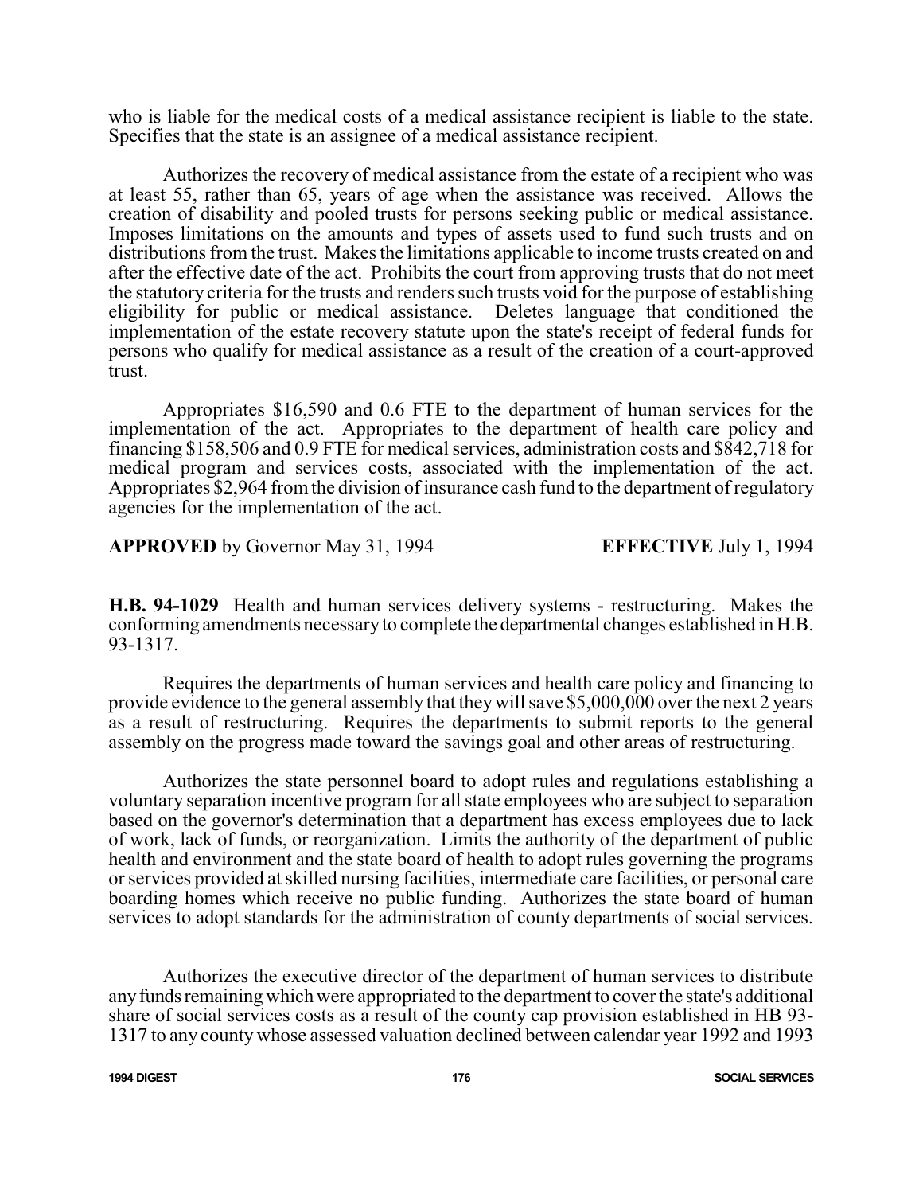who is liable for the medical costs of a medical assistance recipient is liable to the state. Specifies that the state is an assignee of a medical assistance recipient.

Authorizes the recovery of medical assistance from the estate of a recipient who was at least 55, rather than 65, years of age when the assistance was received. Allows the creation of disability and pooled trusts for persons seeking public or medical assistance. Imposes limitations on the amounts and types of assets used to fund such trusts and on distributions from the trust. Makes the limitations applicable to income trusts created on and after the effective date of the act. Prohibits the court from approving trusts that do not meet the statutory criteria for the trusts and renders such trusts void for the purpose of establishing eligibility for public or medical assistance. Deletes language that conditioned the implementation of the estate recovery statute upon the state's receipt of federal funds for persons who qualify for medical assistance as a result of the creation of a court-approved trust.

Appropriates $16,590 and 0.6 FTE to the department of human services for the implementation of the act. Appropriates to the department of health care policy and financing $158,506 and 0.9 FTE for medical services, administration costs and $842,718 for medical program and services costs, associated with the implementation of the act. Appropriates $2,964 from the division of insurance cash fund to the department of regulatory agencies for the implementation of the act.

**APPROVED** by Governor May 31, 1994 **EFFECTIVE** July 1, 1994

**H.B. 94-1029** Health and human services delivery systems - restructuring. Makes the conforming amendments necessary to complete the departmental changes established in H.B. 93-1317.

Requires the departments of human services and health care policy and financing to provide evidence to the general assembly that they will save $5,000,000 over the next 2 years as a result of restructuring. Requires the departments to submit reports to the general assembly on the progress made toward the savings goal and other areas of restructuring.

Authorizes the state personnel board to adopt rules and regulations establishing a voluntary separation incentive program for all state employees who are subject to separation based on the governor's determination that a department has excess employees due to lack of work, lack of funds, or reorganization. Limits the authority of the department of public health and environment and the state board of health to adopt rules governing the programs or services provided at skilled nursing facilities, intermediate care facilities, or personal care boarding homes which receive no public funding. Authorizes the state board of human services to adopt standards for the administration of county departments of social services.

Authorizes the executive director of the department of human services to distribute any funds remaining which were appropriated to the department to cover the state's additional share of social services costs as a result of the county cap provision established in HB 93-1317 to any county whose assessed valuation declined between calendar year 1992 and 1993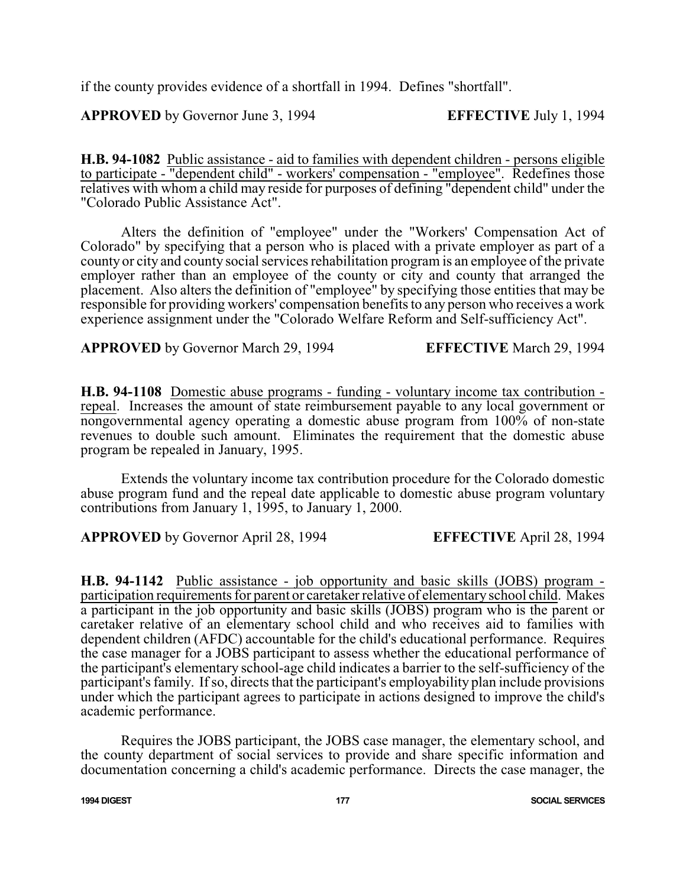if the county provides evidence of a shortfall in 1994. Defines "shortfall".

**APPROVED** by Governor June 3, 1994 **EFFECTIVE** July 1, 1994

**H.B. 94-1082** Public assistance - aid to families with dependent children - persons eligible to participate - "dependent child" - workers' compensation - "employee". Redefines those relatives with whom a child may reside for purposes of defining "dependent child" under the "Colorado Public Assistance Act".

Alters the definition of "employee" under the "Workers' Compensation Act of Colorado" by specifying that a person who is placed with a private employer as part of a county or city and county social services rehabilitation program is an employee of the private employer rather than an employee of the county or city and county that arranged the placement. Also alters the definition of "employee" by specifying those entities that may be responsible for providing workers' compensation benefits to any person who receives a work experience assignment under the "Colorado Welfare Reform and Self-sufficiency Act".

**APPROVED** by Governor March 29, 1994 **EFFECTIVE** March 29, 1994

**H.B. 94-1108** Domestic abuse programs - funding - voluntary income tax contribution - repeal. Increases the amount of state reimbursement payable to any local government or nongovernmental agency operating a domestic abuse program from 100% of non-state revenues to double such amount. Eliminates the requirement that the domestic abuse program be repealed in January, 1995.

Extends the voluntary income tax contribution procedure for the Colorado domestic abuse program fund and the repeal date applicable to domestic abuse program voluntary contributions from January 1, 1995, to January 1, 2000.

**APPROVED** by Governor April 28, 1994 **EFFECTIVE** April 28, 1994

**H.B. 94-1142** Public assistance - job opportunity and basic skills (JOBS) program - participation requirements for parent or caretaker relative of elementary school child. Makes a participant in the job opportunity and basic skills (JOBS) program who is the parent or caretaker relative of an elementary school child and who receives aid to families with dependent children (AFDC) accountable for the child's educational performance. Requires the case manager for a JOBS participant to assess whether the educational performance of the participant's elementary school-age child indicates a barrier to the self-sufficiency of the participant's family. If so, directs that the participant's employability plan include provisions under which the participant agrees to participate in actions designed to improve the child's academic performance.

Requires the JOBS participant, the JOBS case manager, the elementary school, and the county department of social services to provide and share specific information and documentation concerning a child's academic performance. Directs the case manager, the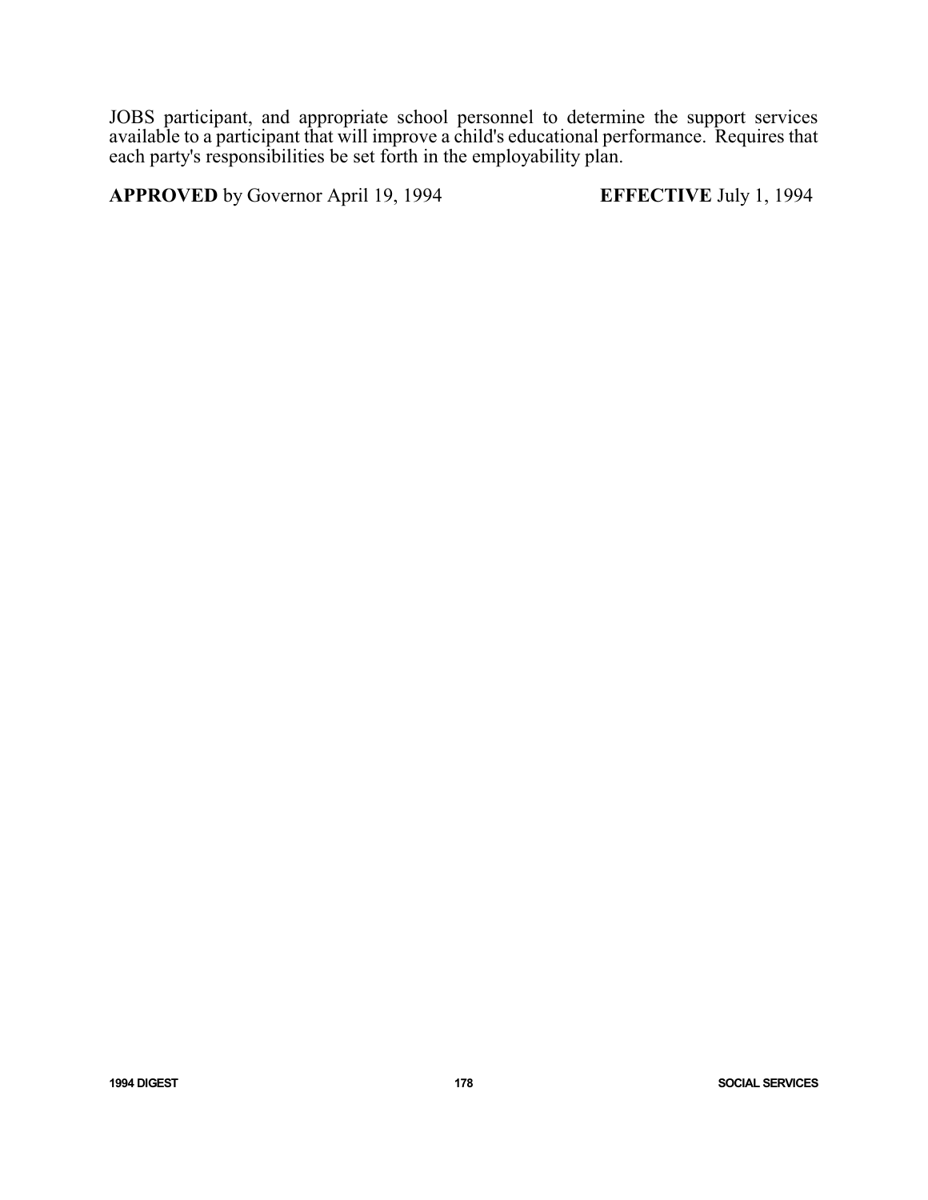JOBS participant, and appropriate school personnel to determine the support services available to a participant that will improve a child's educational performance. Requires that each party's responsibilities be set forth in the employability plan.

**APPROVED** by Governor April 19, 1994 **EFFECTIVE** July 1, 1994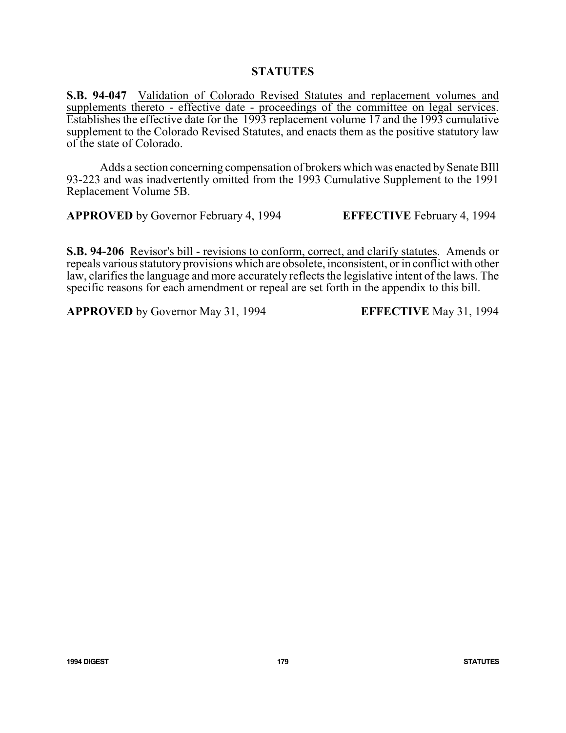## STATUTES

**S.B. 94-047** Validation of Colorado Revised Statutes and replacement volumes and supplements thereto - effective date - proceedings of the committee on legal services. Establishes the effective date for the 1993 replacement volume 17 and the 1993 cumulative supplement to the Colorado Revised Statutes, and enacts them as the positive statutory law of the state of Colorado.

Adds a section concerning compensation of brokers which was enacted by Senate BIll 93-223 and was inadvertently omitted from the 1993 Cumulative Supplement to the 1991 Replacement Volume 5B.

**APPROVED** by Governor February 4, 1994 **EFFECTIVE** February 4, 1994

**S.B. 94-206** Revisor's bill - revisions to conform, correct, and clarify statutes. Amends or repeals various statutory provisions which are obsolete, inconsistent, or in conflict with other law, clarifies the language and more accurately reflects the legislative intent of the laws. The specific reasons for each amendment or repeal are set forth in the appendix to this bill.

**APPROVED** by Governor May 31, 1994 **EFFECTIVE** May 31, 1994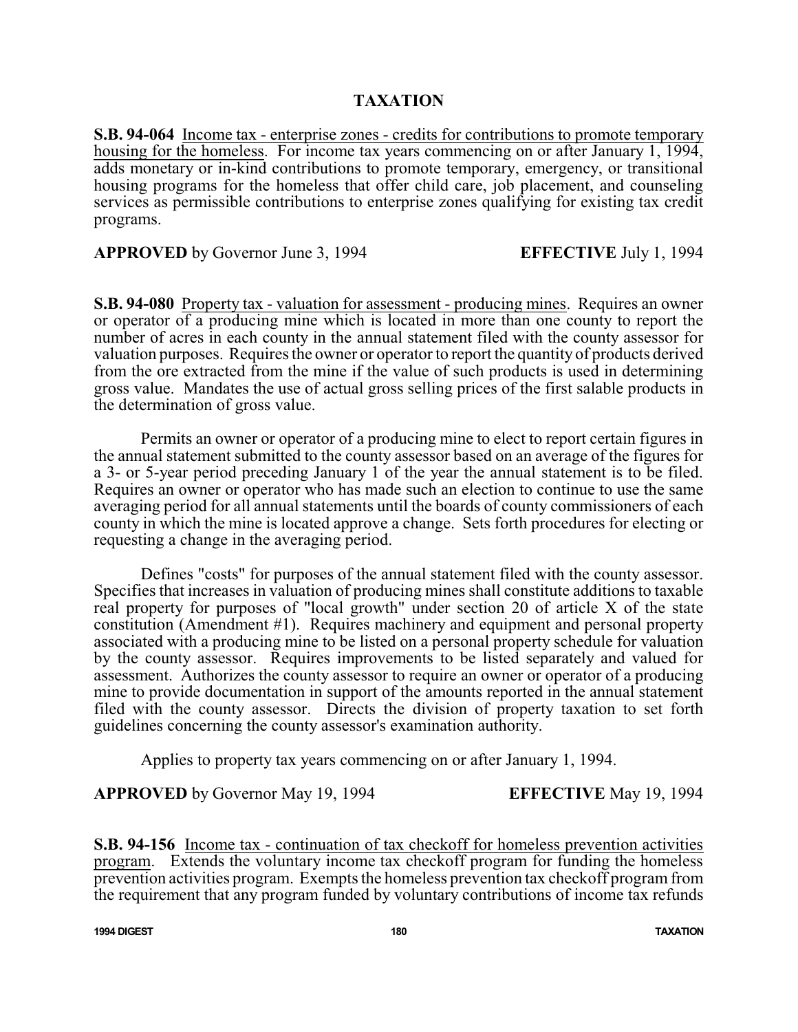# TAXATION

**S.B. 94-064** Income tax - enterprise zones - credits for contributions to promote temporary housing for the homeless. For income tax years commencing on or after January 1, 1994, adds monetary or in-kind contributions to promote temporary, emergency, or transitional housing programs for the homeless that offer child care, job placement, and counseling services as permissible contributions to enterprise zones qualifying for existing tax credit programs.

**APPROVED** by Governor June 3, 1994 **EFFECTIVE** July 1, 1994

**S.B. 94-080** Property tax - valuation for assessment - producing mines. Requires an owner or operator of a producing mine which is located in more than one county to report the number of acres in each county in the annual statement filed with the county assessor for valuation purposes. Requires the owner or operator to report the quantity of products derived from the ore extracted from the mine if the value of such products is used in determining gross value. Mandates the use of actual gross selling prices of the first salable products in the determination of gross value.

Permits an owner or operator of a producing mine to elect to report certain figures in the annual statement submitted to the county assessor based on an average of the figures for a 3- or 5-year period preceding January 1 of the year the annual statement is to be filed. Requires an owner or operator who has made such an election to continue to use the same averaging period for all annual statements until the boards of county commissioners of each county in which the mine is located approve a change. Sets forth procedures for electing or requesting a change in the averaging period.

Defines "costs" for purposes of the annual statement filed with the county assessor. Specifies that increases in valuation of producing mines shall constitute additions to taxable real property for purposes of "local growth" under section 20 of article X of the state constitution (Amendment #1). Requires machinery and equipment and personal property associated with a producing mine to be listed on a personal property schedule for valuation by the county assessor. Requires improvements to be listed separately and valued for assessment. Authorizes the county assessor to require an owner or operator of a producing mine to provide documentation in support of the amounts reported in the annual statement filed with the county assessor. Directs the division of property taxation to set forth guidelines concerning the county assessor's examination authority.

Applies to property tax years commencing on or after January 1, 1994.

**APPROVED** by Governor May 19, 1994 **EFFECTIVE** May 19, 1994

**S.B. 94-156** Income tax - continuation of tax checkoff for homeless prevention activities program. Extends the voluntary income tax checkoff program for funding the homeless prevention activities program. Exempts the homeless prevention tax checkoff program from the requirement that any program funded by voluntary contributions of income tax refunds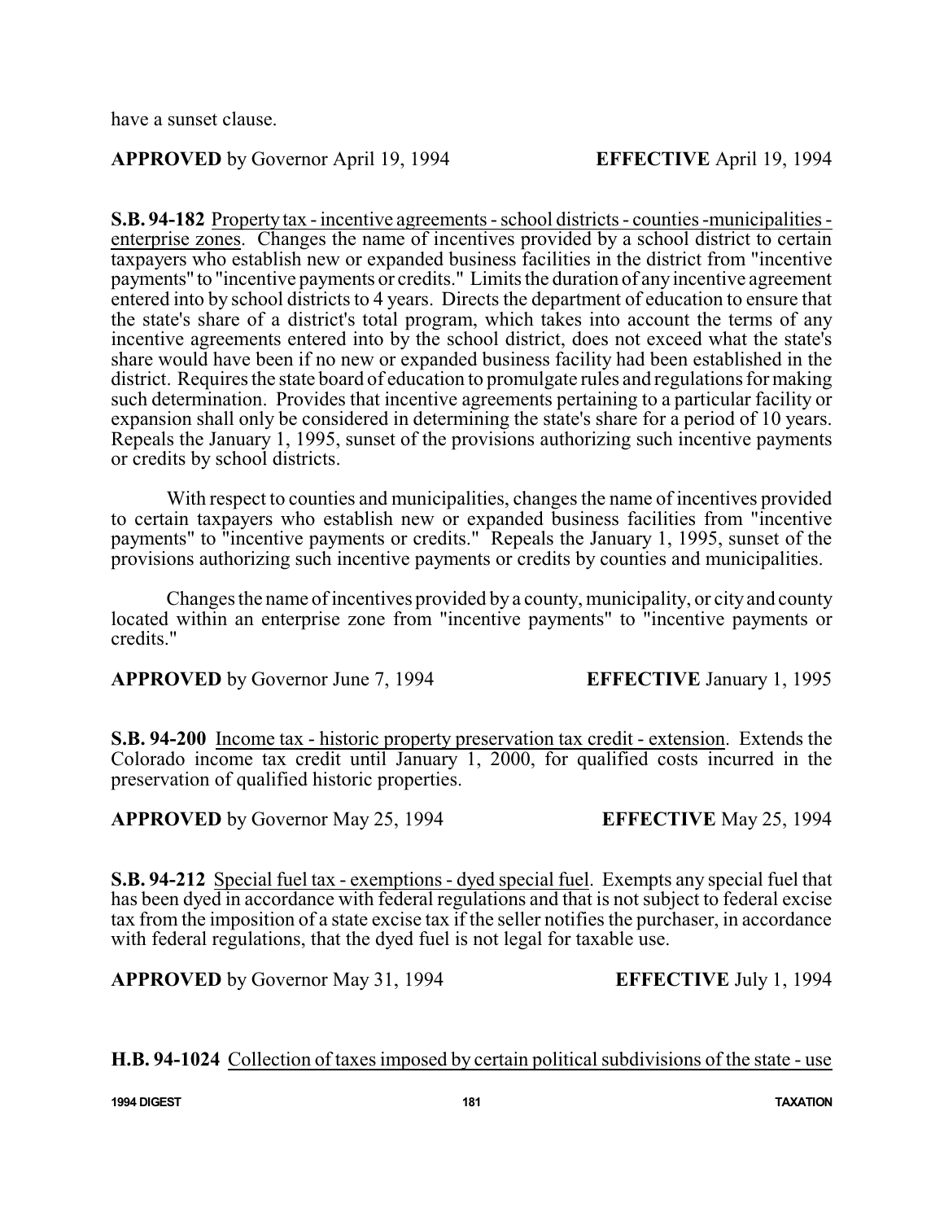have a sunset clause.

**APPROVED** by Governor April 19, 1994 **EFFECTIVE** April 19, 1994

**S.B. 94-182** Property tax - incentive agreements - school districts - counties - municipalities - enterprise zones. Changes the name of incentives provided by a school district to certain taxpayers who establish new or expanded business facilities in the district from "incentive payments" to "incentive payments or credits." Limits the duration of any incentive agreement entered into by school districts to 4 years. Directs the department of education to ensure that the state's share of a district's total program, which takes into account the terms of any incentive agreements entered into by the school district, does not exceed what the state's share would have been if no new or expanded business facility had been established in the district. Requires the state board of education to promulgate rules and regulations for making such determination. Provides that incentive agreements pertaining to a particular facility or expansion shall only be considered in determining the state's share for a period of 10 years. Repeals the January 1, 1995, sunset of the provisions authorizing such incentive payments or credits by school districts.

With respect to counties and municipalities, changes the name of incentives provided to certain taxpayers who establish new or expanded business facilities from "incentive payments" to "incentive payments or credits." Repeals the January 1, 1995, sunset of the provisions authorizing such incentive payments or credits by counties and municipalities.

Changes the name of incentives provided by a county, municipality, or city and county located within an enterprise zone from "incentive payments" to "incentive payments or credits."

**APPROVED** by Governor June 7, 1994 **EFFECTIVE** January 1, 1995

**S.B. 94-200** Income tax - historic property preservation tax credit - extension. Extends the Colorado income tax credit until January 1, 2000, for qualified costs incurred in the preservation of qualified historic properties.

**APPROVED** by Governor May 25, 1994 **EFFECTIVE** May 25, 1994

**S.B. 94-212** Special fuel tax - exemptions - dyed special fuel. Exempts any special fuel that has been dyed in accordance with federal regulations and that is not subject to federal excise tax from the imposition of a state excise tax if the seller notifies the purchaser, in accordance with federal regulations, that the dyed fuel is not legal for taxable use.

**APPROVED** by Governor May 31, 1994 **EFFECTIVE** July 1, 1994

**H.B. 94-1024** Collection of taxes imposed by certain political subdivisions of the state - use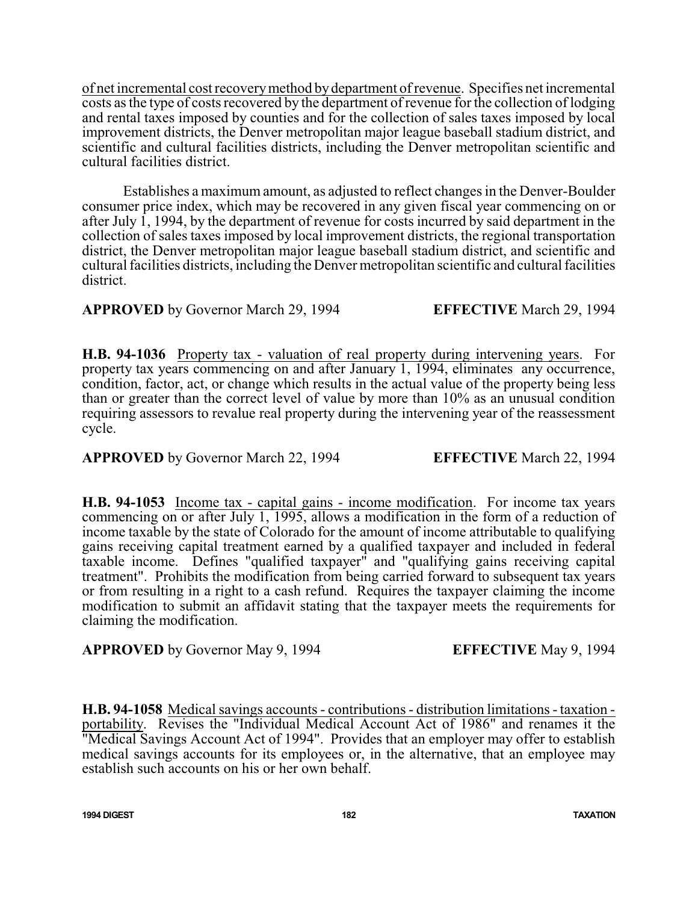of net incremental cost recovery method by department of revenue. Specifies net incremental costs as the type of costs recovered by the department of revenue for the collection of lodging and rental taxes imposed by counties and for the collection of sales taxes imposed by local improvement districts, the Denver metropolitan major league baseball stadium district, and scientific and cultural facilities districts, including the Denver metropolitan scientific and cultural facilities district.

Establishes a maximum amount, as adjusted to reflect changes in the Denver-Boulder consumer price index, which may be recovered in any given fiscal year commencing on or after July 1, 1994, by the department of revenue for costs incurred by said department in the collection of sales taxes imposed by local improvement districts, the regional transportation district, the Denver metropolitan major league baseball stadium district, and scientific and cultural facilities districts, including the Denver metropolitan scientific and cultural facilities district.

**APPROVED** by Governor March 29, 1994 **EFFECTIVE** March 29, 1994

**H.B. 94-1036** Property tax - valuation of real property during intervening years. For property tax years commencing on and after January 1, 1994, eliminates any occurrence, condition, factor, act, or change which results in the actual value of the property being less than or greater than the correct level of value by more than 10% as an unusual condition requiring assessors to revalue real property during the intervening year of the reassessment cycle.

**APPROVED** by Governor March 22, 1994 **EFFECTIVE** March 22, 1994

**H.B. 94-1053** Income tax - capital gains - income modification. For income tax years commencing on or after July 1, 1995, allows a modification in the form of a reduction of income taxable by the state of Colorado for the amount of income attributable to qualifying gains receiving capital treatment earned by a qualified taxpayer and included in federal taxable income. Defines "qualified taxpayer" and "qualifying gains receiving capital treatment". Prohibits the modification from being carried forward to subsequent tax years or from resulting in a right to a cash refund. Requires the taxpayer claiming the income modification to submit an affidavit stating that the taxpayer meets the requirements for claiming the modification.

**APPROVED** by Governor May 9, 1994 **EFFECTIVE** May 9, 1994

**H.B. 94-1058** Medical savings accounts - contributions - distribution limitations - taxation - portability. Revises the "Individual Medical Account Act of 1986" and renames it the "Medical Savings Account Act of 1994". Provides that an employer may offer to establish medical savings accounts for its employees or, in the alternative, that an employee may establish such accounts on his or her own behalf.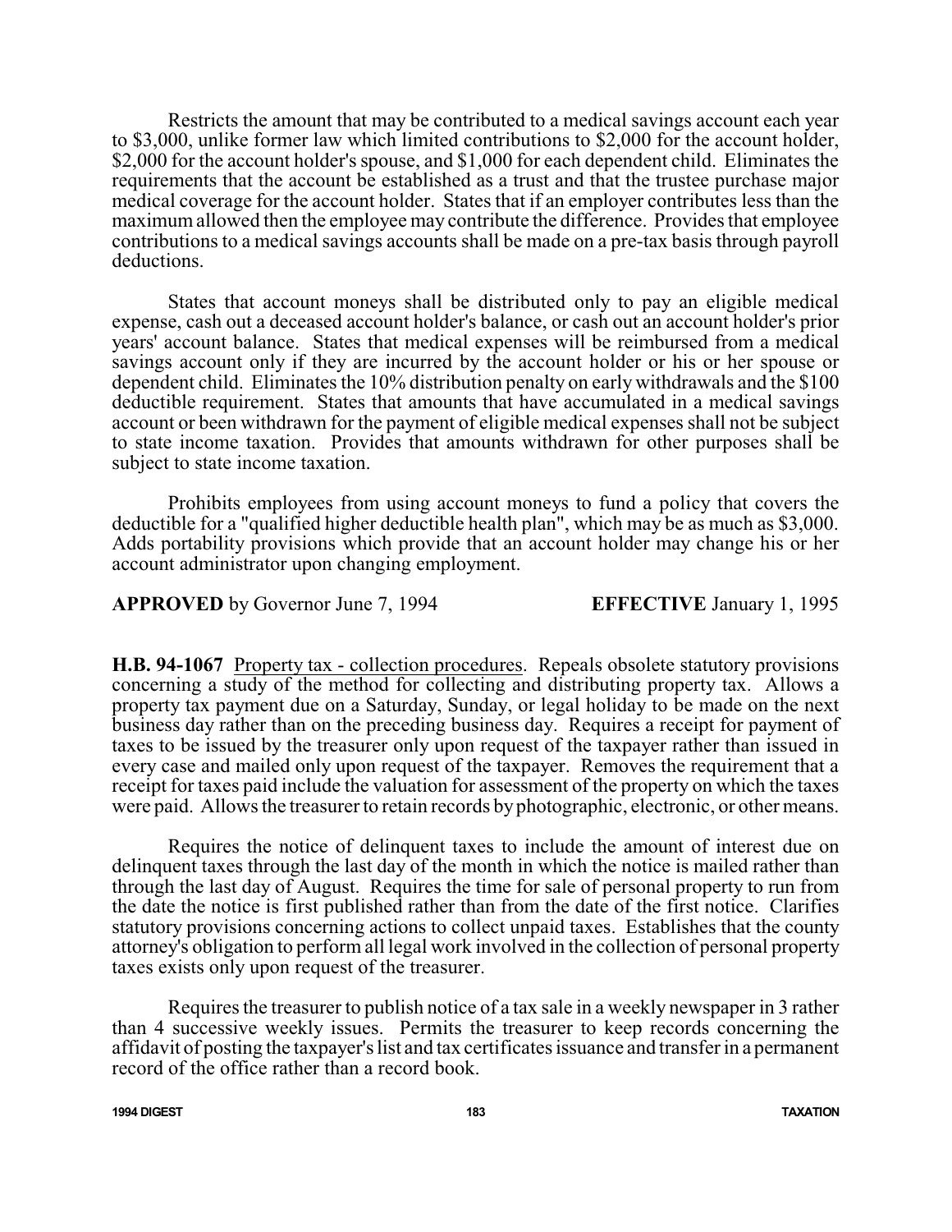Restricts the amount that may be contributed to a medical savings account each year to $3,000, unlike former law which limited contributions to $2,000 for the account holder, $2,000 for the account holder's spouse, and $1,000 for each dependent child. Eliminates the requirements that the account be established as a trust and that the trustee purchase major medical coverage for the account holder. States that if an employer contributes less than the maximum allowed then the employee may contribute the difference. Provides that employee contributions to a medical savings accounts shall be made on a pre-tax basis through payroll deductions.

States that account moneys shall be distributed only to pay an eligible medical expense, cash out a deceased account holder's balance, or cash out an account holder's prior years' account balance. States that medical expenses will be reimbursed from a medical savings account only if they are incurred by the account holder or his or her spouse or dependent child. Eliminates the 10% distribution penalty on early withdrawals and the $100 deductible requirement. States that amounts that have accumulated in a medical savings account or been withdrawn for the payment of eligible medical expenses shall not be subject to state income taxation. Provides that amounts withdrawn for other purposes shall be subject to state income taxation.

Prohibits employees from using account moneys to fund a policy that covers the deductible for a "qualified higher deductible health plan", which may be as much as $3,000. Adds portability provisions which provide that an account holder may change his or her account administrator upon changing employment.

**APPROVED** by Governor June 7, 1994 **EFFECTIVE** January 1, 1995

**H.B. 94-1067** Property tax - collection procedures. Repeals obsolete statutory provisions concerning a study of the method for collecting and distributing property tax. Allows a property tax payment due on a Saturday, Sunday, or legal holiday to be made on the next business day rather than on the preceding business day. Requires a receipt for payment of taxes to be issued by the treasurer only upon request of the taxpayer rather than issued in every case and mailed only upon request of the taxpayer. Removes the requirement that a receipt for taxes paid include the valuation for assessment of the property on which the taxes were paid. Allows the treasurer to retain records by photographic, electronic, or other means.

Requires the notice of delinquent taxes to include the amount of interest due on delinquent taxes through the last day of the month in which the notice is mailed rather than through the last day of August. Requires the time for sale of personal property to run from the date the notice is first published rather than from the date of the first notice. Clarifies statutory provisions concerning actions to collect unpaid taxes. Establishes that the county attorney's obligation to perform all legal work involved in the collection of personal property taxes exists only upon request of the treasurer.

Requires the treasurer to publish notice of a tax sale in a weekly newspaper in 3 rather than 4 successive weekly issues. Permits the treasurer to keep records concerning the affidavit of posting the taxpayer's list and tax certificates issuance and transfer in a permanent record of the office rather than a record book.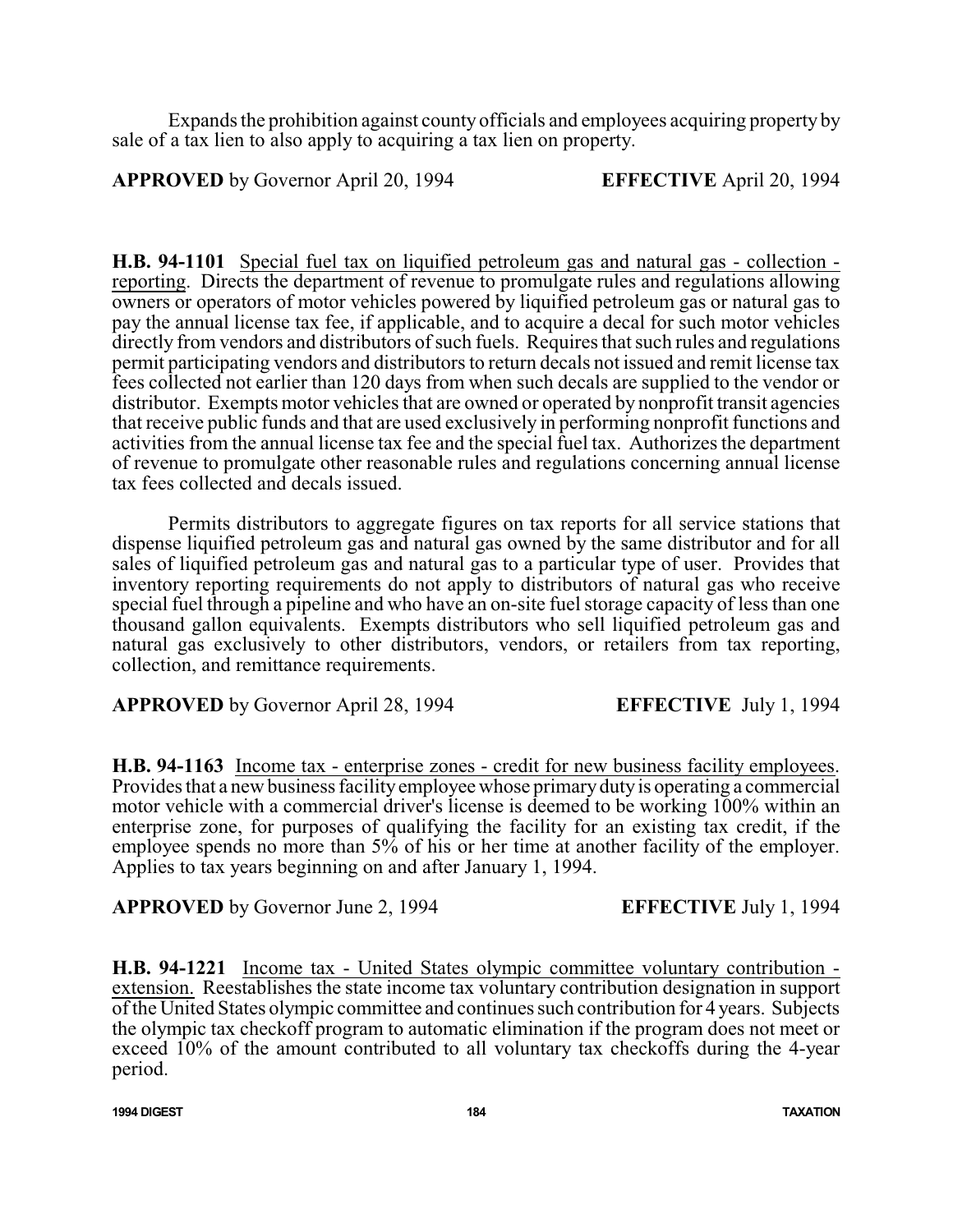Expands the prohibition against county officials and employees acquiring property by sale of a tax lien to also apply to acquiring a tax lien on property.

**APPROVED** by Governor April 20, 1994 **EFFECTIVE** April 20, 1994

**H.B. 94-1101** Special fuel tax on liquified petroleum gas and natural gas - collection - reporting. Directs the department of revenue to promulgate rules and regulations allowing owners or operators of motor vehicles powered by liquified petroleum gas or natural gas to pay the annual license tax fee, if applicable, and to acquire a decal for such motor vehicles directly from vendors and distributors of such fuels. Requires that such rules and regulations permit participating vendors and distributors to return decals not issued and remit license tax fees collected not earlier than 120 days from when such decals are supplied to the vendor or distributor. Exempts motor vehicles that are owned or operated by nonprofit transit agencies that receive public funds and that are used exclusively in performing nonprofit functions and activities from the annual license tax fee and the special fuel tax. Authorizes the department of revenue to promulgate other reasonable rules and regulations concerning annual license tax fees collected and decals issued.

Permits distributors to aggregate figures on tax reports for all service stations that dispense liquified petroleum gas and natural gas owned by the same distributor and for all sales of liquified petroleum gas and natural gas to a particular type of user. Provides that inventory reporting requirements do not apply to distributors of natural gas who receive special fuel through a pipeline and who have an on-site fuel storage capacity of less than one thousand gallon equivalents. Exempts distributors who sell liquified petroleum gas and natural gas exclusively to other distributors, vendors, or retailers from tax reporting, collection, and remittance requirements.

**APPROVED** by Governor April 28, 1994 **EFFECTIVE** July 1, 1994

**H.B. 94-1163** Income tax - enterprise zones - credit for new business facility employees. Provides that a new business facility employee whose primary duty is operating a commercial motor vehicle with a commercial driver's license is deemed to be working 100% within an enterprise zone, for purposes of qualifying the facility for an existing tax credit, if the employee spends no more than 5% of his or her time at another facility of the employer. Applies to tax years beginning on and after January 1, 1994.

**APPROVED** by Governor June 2, 1994 **EFFECTIVE** July 1, 1994

**H.B. 94-1221** Income tax - United States olympic committee voluntary contribution - extension. Reestablishes the state income tax voluntary contribution designation in support of the United States olympic committee and continues such contribution for 4 years. Subjects the olympic tax checkoff program to automatic elimination if the program does not meet or exceed 10% of the amount contributed to all voluntary tax checkoffs during the 4-year period.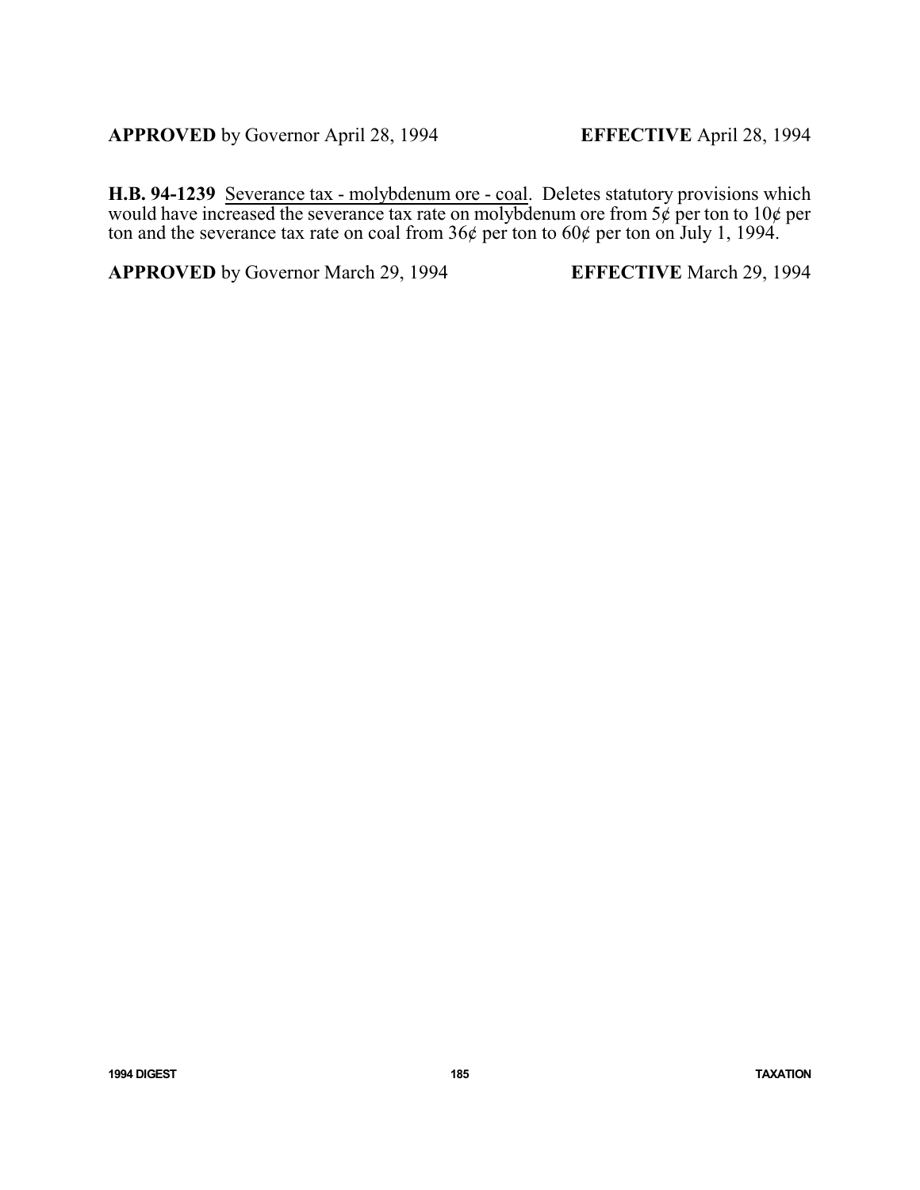**APPROVED** by Governor April 28, 1994 **EFFECTIVE** April 28, 1994

**H.B. 94-1239** Severance tax - molybdenum ore - coal. Deletes statutory provisions which would have increased the severance tax rate on molybdenum ore from 5¢ per ton to 10¢ per ton and the severance tax rate on coal from 36¢ per ton to 60¢ per ton on July 1, 1994.

**APPROVED** by Governor March 29, 1994 **EFFECTIVE** March 29, 1994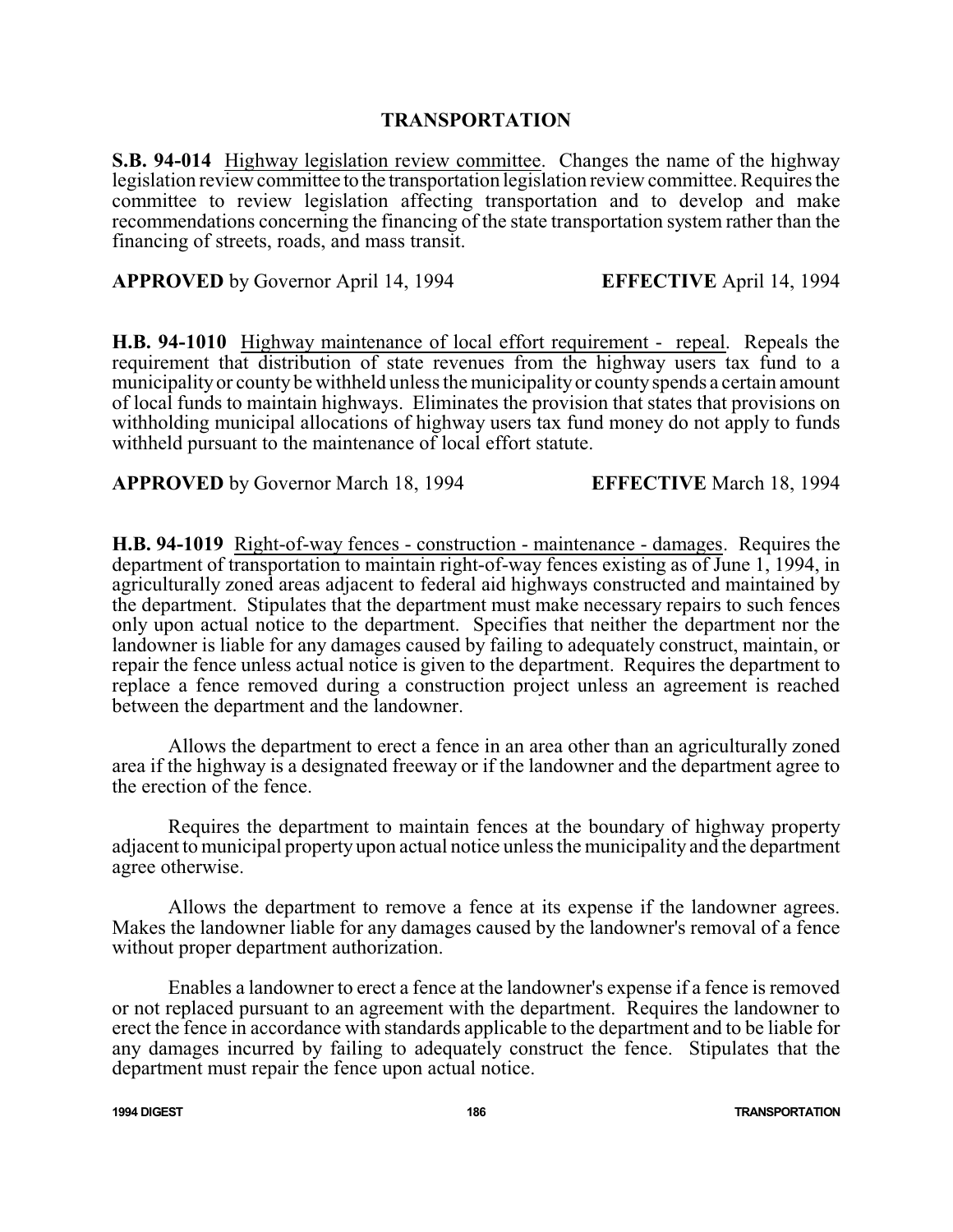## TRANSPORTATION

**S.B. 94-014** Highway legislation review committee. Changes the name of the highway legislation review committee to the transportation legislation review committee. Requires the committee to review legislation affecting transportation and to develop and make recommendations concerning the financing of the state transportation system rather than the financing of streets, roads, and mass transit.

**APPROVED** by Governor April 14, 1994 **EFFECTIVE** April 14, 1994

**H.B. 94-1010** Highway maintenance of local effort requirement - repeal. Repeals the requirement that distribution of state revenues from the highway users tax fund to a municipality or county be withheld unless the municipality or county spends a certain amount of local funds to maintain highways. Eliminates the provision that states that provisions on withholding municipal allocations of highway users tax fund money do not apply to funds withheld pursuant to the maintenance of local effort statute.

**APPROVED** by Governor March 18, 1994 **EFFECTIVE** March 18, 1994

**H.B. 94-1019** Right-of-way fences - construction - maintenance - damages. Requires the department of transportation to maintain right-of-way fences existing as of June 1, 1994, in agriculturally zoned areas adjacent to federal aid highways constructed and maintained by the department. Stipulates that the department must make necessary repairs to such fences only upon actual notice to the department. Specifies that neither the department nor the landowner is liable for any damages caused by failing to adequately construct, maintain, or repair the fence unless actual notice is given to the department. Requires the department to replace a fence removed during a construction project unless an agreement is reached between the department and the landowner.

Allows the department to erect a fence in an area other than an agriculturally zoned area if the highway is a designated freeway or if the landowner and the department agree to the erection of the fence.

Requires the department to maintain fences at the boundary of highway property adjacent to municipal property upon actual notice unless the municipality and the department agree otherwise.

Allows the department to remove a fence at its expense if the landowner agrees. Makes the landowner liable for any damages caused by the landowner's removal of a fence without proper department authorization.

Enables a landowner to erect a fence at the landowner's expense if a fence is removed or not replaced pursuant to an agreement with the department. Requires the landowner to erect the fence in accordance with standards applicable to the department and to be liable for any damages incurred by failing to adequately construct the fence. Stipulates that the department must repair the fence upon actual notice.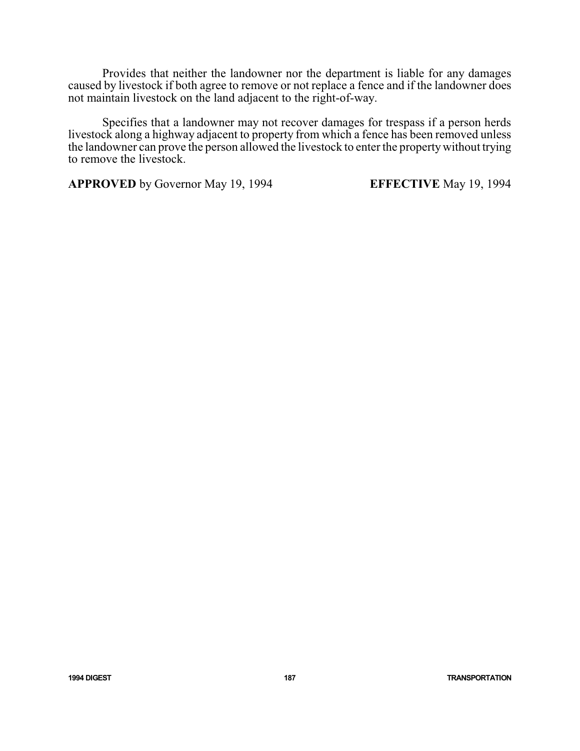Provides that neither the landowner nor the department is liable for any damages caused by livestock if both agree to remove or not replace a fence and if the landowner does not maintain livestock on the land adjacent to the right-of-way.

Specifies that a landowner may not recover damages for trespass if a person herds livestock along a highway adjacent to property from which a fence has been removed unless the landowner can prove the person allowed the livestock to enter the property without trying to remove the livestock.

**APPROVED** by Governor May 19, 1994 **EFFECTIVE** May 19, 1994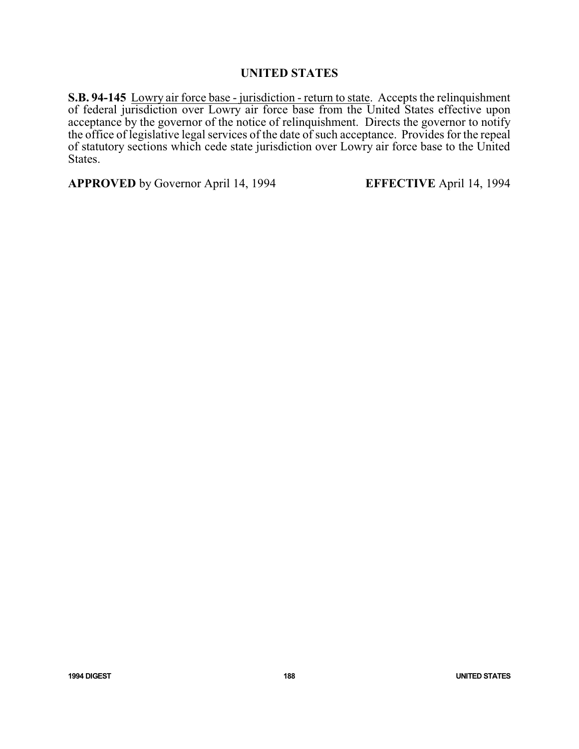# UNITED STATES

**S.B. 94-145** <u>Lowry air force base - jurisdiction - return to state</u>. Accepts the relinquishment of federal jurisdiction over Lowry air force base from the United States effective upon acceptance by the governor of the notice of relinquishment. Directs the governor to notify the office of legislative legal services of the date of such acceptance. Provides for the repeal of statutory sections which cede state jurisdiction over Lowry air force base to the United States.

**APPROVED** by Governor April 14, 1994 **EFFECTIVE** April 14, 1994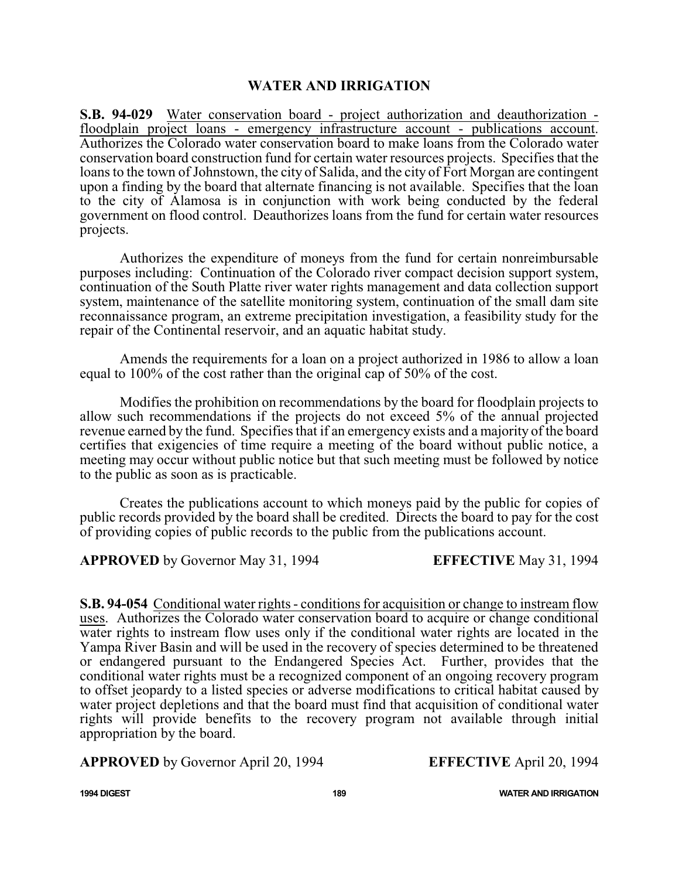## WATER AND IRRIGATION

**S.B. 94-029** Water conservation board - project authorization and deauthorization - floodplain project loans - emergency infrastructure account - publications account. Authorizes the Colorado water conservation board to make loans from the Colorado water conservation board construction fund for certain water resources projects. Specifies that the loans to the town of Johnstown, the city of Salida, and the city of Fort Morgan are contingent upon a finding by the board that alternate financing is not available. Specifies that the loan to the city of Alamosa is in conjunction with work being conducted by the federal government on flood control. Deauthorizes loans from the fund for certain water resources projects.

Authorizes the expenditure of moneys from the fund for certain nonreimbursable purposes including: Continuation of the Colorado river compact decision support system, continuation of the South Platte river water rights management and data collection support system, maintenance of the satellite monitoring system, continuation of the small dam site reconnaissance program, an extreme precipitation investigation, a feasibility study for the repair of the Continental reservoir, and an aquatic habitat study.

Amends the requirements for a loan on a project authorized in 1986 to allow a loan equal to 100% of the cost rather than the original cap of 50% of the cost.

Modifies the prohibition on recommendations by the board for floodplain projects to allow such recommendations if the projects do not exceed 5% of the annual projected revenue earned by the fund. Specifies that if an emergency exists and a majority of the board certifies that exigencies of time require a meeting of the board without public notice, a meeting may occur without public notice but that such meeting must be followed by notice to the public as soon as is practicable.

Creates the publications account to which moneys paid by the public for copies of public records provided by the board shall be credited. Directs the board to pay for the cost of providing copies of public records to the public from the publications account.

**APPROVED** by Governor May 31, 1994 **EFFECTIVE** May 31, 1994

**S.B. 94-054** Conditional water rights - conditions for acquisition or change to instream flow uses. Authorizes the Colorado water conservation board to acquire or change conditional water rights to instream flow uses only if the conditional water rights are located in the Yampa River Basin and will be used in the recovery of species determined to be threatened or endangered pursuant to the Endangered Species Act. Further, provides that the conditional water rights must be a recognized component of an ongoing recovery program to offset jeopardy to a listed species or adverse modifications to critical habitat caused by water project depletions and that the board must find that acquisition of conditional water rights will provide benefits to the recovery program not available through initial appropriation by the board.

**APPROVED** by Governor April 20, 1994 **EFFECTIVE** April 20, 1994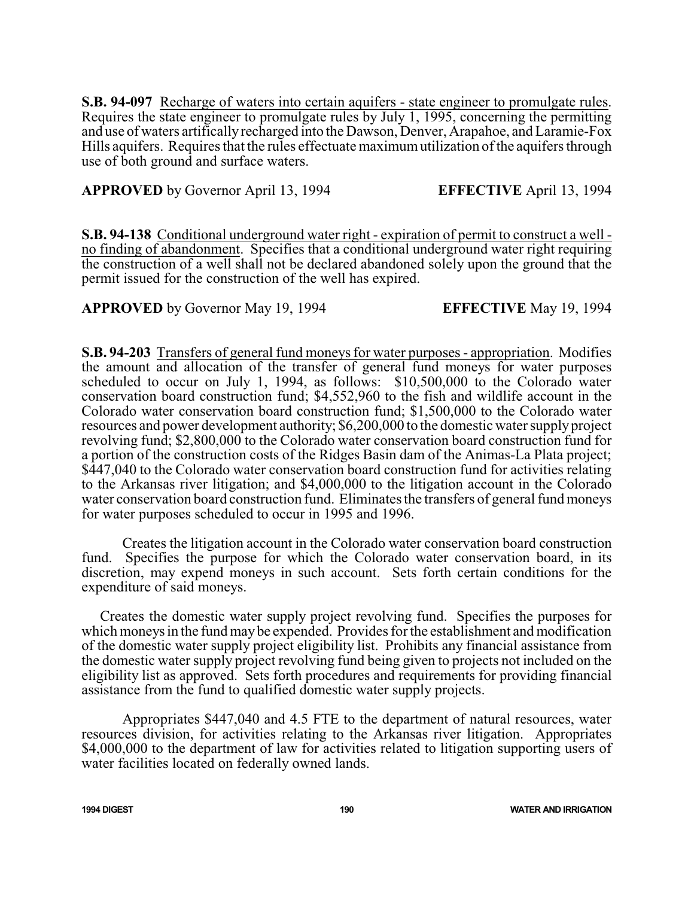**S.B. 94-097** Recharge of waters into certain aquifers - state engineer to promulgate rules. Requires the state engineer to promulgate rules by July 1, 1995, concerning the permitting and use of waters artifically recharged into the Dawson, Denver, Arapahoe, and Laramie-Fox Hills aquifers. Requires that the rules effectuate maximum utilization of the aquifers through use of both ground and surface waters.

**APPROVED** by Governor April 13, 1994 **EFFECTIVE** April 13, 1994

**S.B. 94-138** Conditional underground water right - expiration of permit to construct a well - no finding of abandonment. Specifies that a conditional underground water right requiring the construction of a well shall not be declared abandoned solely upon the ground that the permit issued for the construction of the well has expired.

**APPROVED** by Governor May 19, 1994 **EFFECTIVE** May 19, 1994

**S.B. 94-203** Transfers of general fund moneys for water purposes - appropriation. Modifies the amount and allocation of the transfer of general fund moneys for water purposes scheduled to occur on July 1, 1994, as follows: $10,500,000 to the Colorado water conservation board construction fund; $4,552,960 to the fish and wildlife account in the Colorado water conservation board construction fund; $1,500,000 to the Colorado water resources and power development authority; $6,200,000 to the domestic water supply project revolving fund; $2,800,000 to the Colorado water conservation board construction fund for a portion of the construction costs of the Ridges Basin dam of the Animas-La Plata project; $447,040 to the Colorado water conservation board construction fund for activities relating to the Arkansas river litigation; and $4,000,000 to the litigation account in the Colorado water conservation board construction fund. Eliminates the transfers of general fund moneys for water purposes scheduled to occur in 1995 and 1996.

Creates the litigation account in the Colorado water conservation board construction fund. Specifies the purpose for which the Colorado water conservation board, in its discretion, may expend moneys in such account. Sets forth certain conditions for the expenditure of said moneys.

Creates the domestic water supply project revolving fund. Specifies the purposes for which moneys in the fund may be expended. Provides for the establishment and modification of the domestic water supply project eligibility list. Prohibits any financial assistance from the domestic water supply project revolving fund being given to projects not included on the eligibility list as approved. Sets forth procedures and requirements for providing financial assistance from the fund to qualified domestic water supply projects.

Appropriates $447,040 and 4.5 FTE to the department of natural resources, water resources division, for activities relating to the Arkansas river litigation. Appropriates $4,000,000 to the department of law for activities related to litigation supporting users of water facilities located on federally owned lands.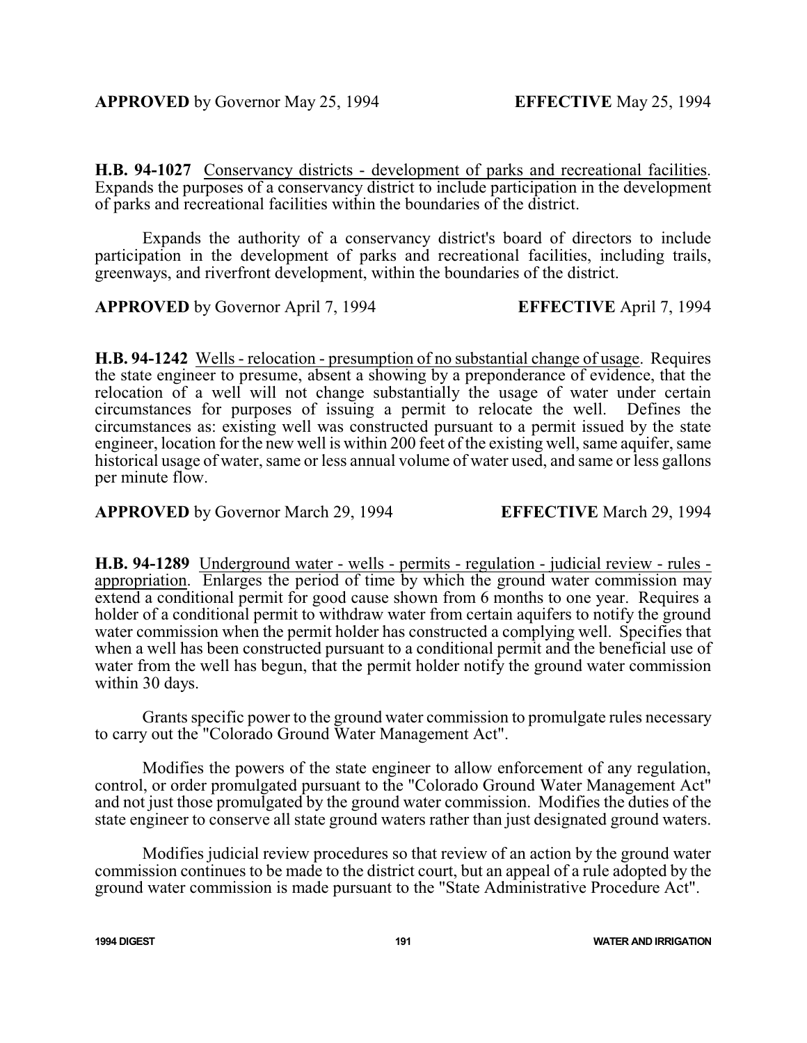**APPROVED** by Governor May 25, 1994 **EFFECTIVE** May 25, 1994

**H.B. 94-1027** Conservancy districts - development of parks and recreational facilities. Expands the purposes of a conservancy district to include participation in the development of parks and recreational facilities within the boundaries of the district.

Expands the authority of a conservancy district's board of directors to include participation in the development of parks and recreational facilities, including trails, greenways, and riverfront development, within the boundaries of the district.

**APPROVED** by Governor April 7, 1994 **EFFECTIVE** April 7, 1994

**H.B. 94-1242** Wells - relocation - presumption of no substantial change of usage. Requires the state engineer to presume, absent a showing by a preponderance of evidence, that the relocation of a well will not change substantially the usage of water under certain circumstances for purposes of issuing a permit to relocate the well. Defines the circumstances as: existing well was constructed pursuant to a permit issued by the state engineer, location for the new well is within 200 feet of the existing well, same aquifer, same historical usage of water, same or less annual volume of water used, and same or less gallons per minute flow.

**APPROVED** by Governor March 29, 1994 **EFFECTIVE** March 29, 1994

**H.B. 94-1289** Underground water - wells - permits - regulation - judicial review - rules - appropriation. Enlarges the period of time by which the ground water commission may extend a conditional permit for good cause shown from 6 months to one year. Requires a holder of a conditional permit to withdraw water from certain aquifers to notify the ground water commission when the permit holder has constructed a complying well. Specifies that when a well has been constructed pursuant to a conditional permit and the beneficial use of water from the well has begun, that the permit holder notify the ground water commission within 30 days.

Grants specific power to the ground water commission to promulgate rules necessary to carry out the "Colorado Ground Water Management Act".

Modifies the powers of the state engineer to allow enforcement of any regulation, control, or order promulgated pursuant to the "Colorado Ground Water Management Act" and not just those promulgated by the ground water commission. Modifies the duties of the state engineer to conserve all state ground waters rather than just designated ground waters.

Modifies judicial review procedures so that review of an action by the ground water commission continues to be made to the district court, but an appeal of a rule adopted by the ground water commission is made pursuant to the "State Administrative Procedure Act".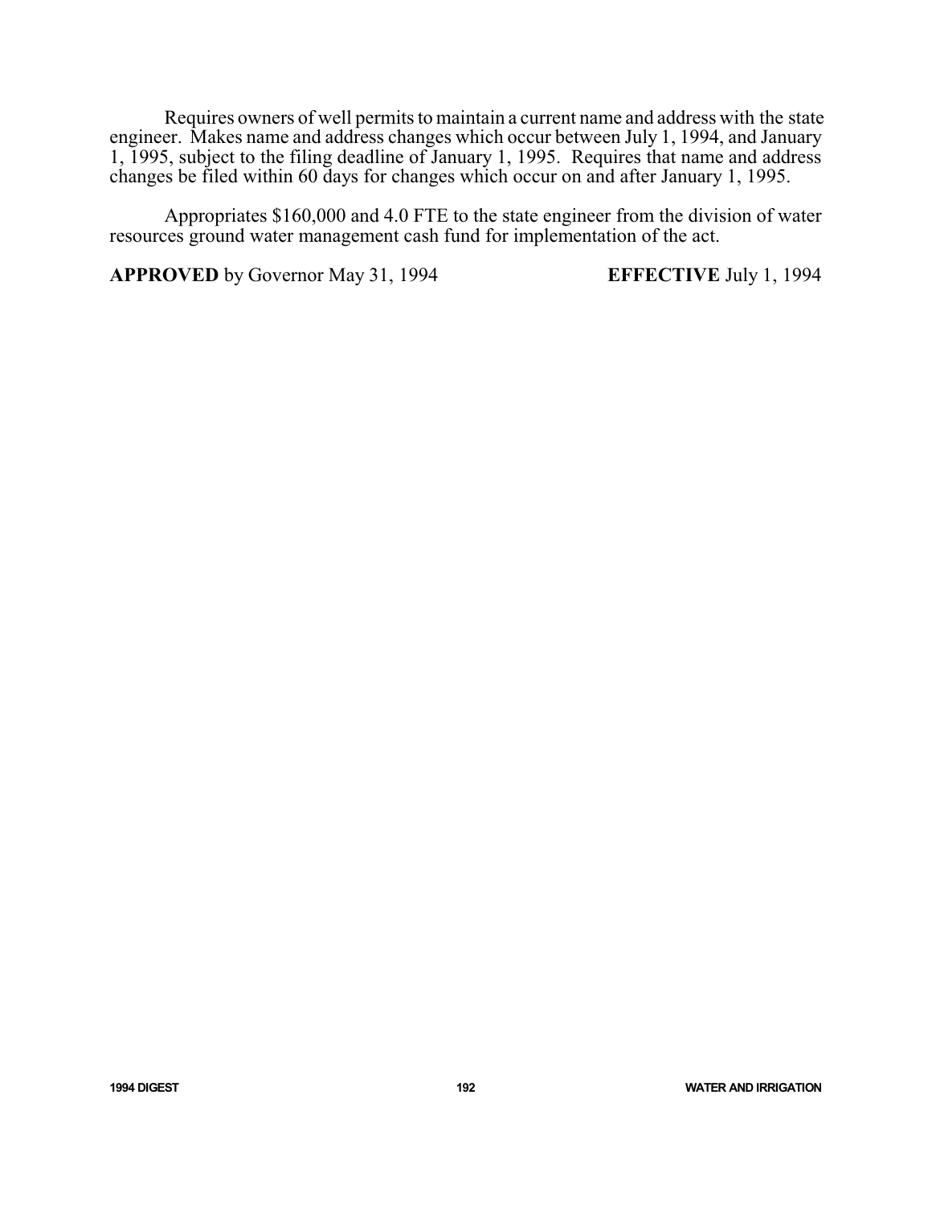Requires owners of well permits to maintain a current name and address with the state engineer. Makes name and address changes which occur between July 1, 1994, and January 1, 1995, subject to the filing deadline of January 1, 1995. Requires that name and address changes be filed within 60 days for changes which occur on and after January 1, 1995.

Appropriates $160,000 and 4.0 FTE to the state engineer from the division of water resources ground water management cash fund for implementation of the act.

**APPROVED** by Governor May 31, 1994 **EFFECTIVE** July 1, 1994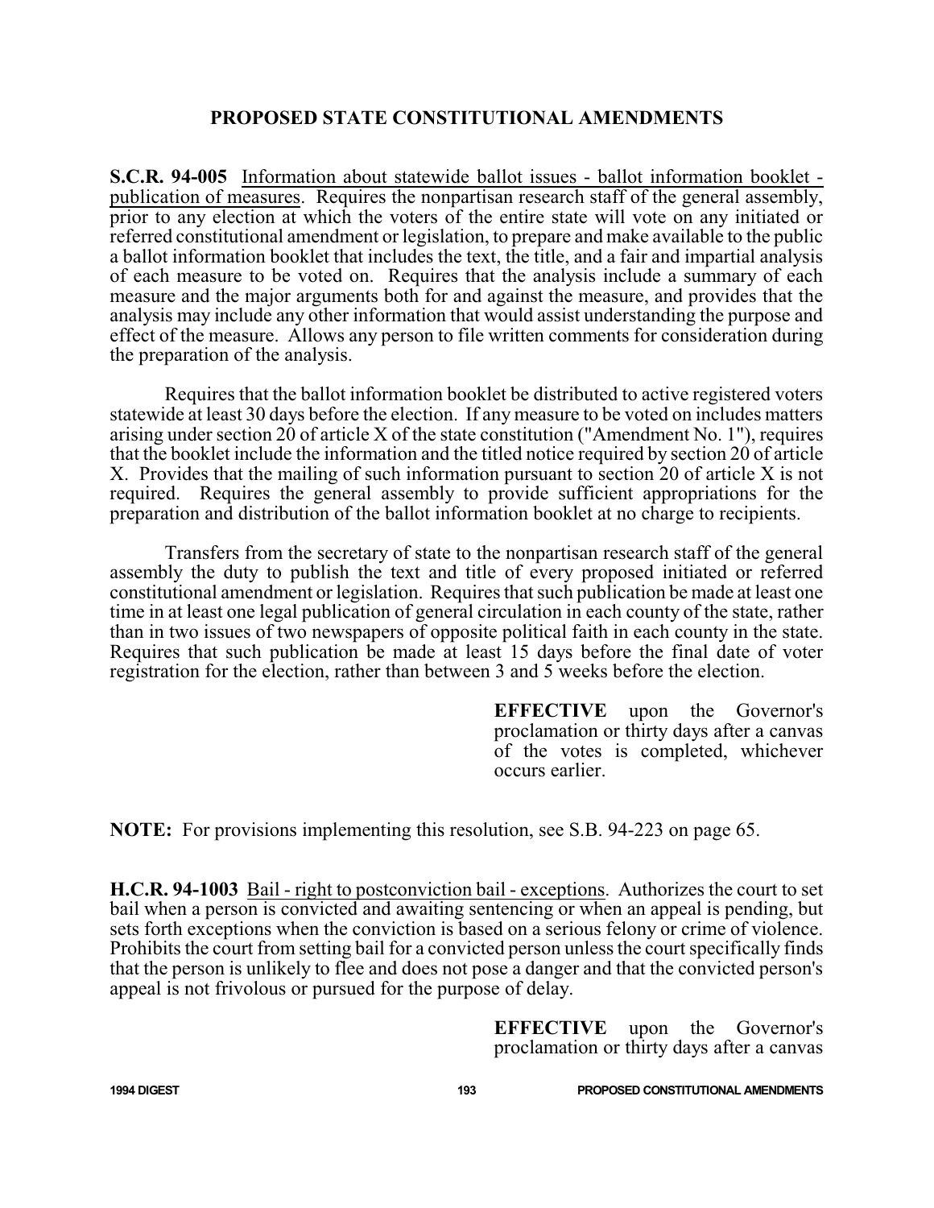## PROPOSED STATE CONSTITUTIONAL AMENDMENTS

**S.C.R. 94-005** Information about statewide ballot issues - ballot information booklet - publication of measures. Requires the nonpartisan research staff of the general assembly, prior to any election at which the voters of the entire state will vote on any initiated or referred constitutional amendment or legislation, to prepare and make available to the public a ballot information booklet that includes the text, the title, and a fair and impartial analysis of each measure to be voted on. Requires that the analysis include a summary of each measure and the major arguments both for and against the measure, and provides that the analysis may include any other information that would assist understanding the purpose and effect of the measure. Allows any person to file written comments for consideration during the preparation of the analysis.

Requires that the ballot information booklet be distributed to active registered voters statewide at least 30 days before the election. If any measure to be voted on includes matters arising under section 20 of article X of the state constitution ("Amendment No. 1"), requires that the booklet include the information and the titled notice required by section 20 of article X. Provides that the mailing of such information pursuant to section 20 of article X is not required. Requires the general assembly to provide sufficient appropriations for the preparation and distribution of the ballot information booklet at no charge to recipients.

Transfers from the secretary of state to the nonpartisan research staff of the general assembly the duty to publish the text and title of every proposed initiated or referred constitutional amendment or legislation. Requires that such publication be made at least one time in at least one legal publication of general circulation in each county of the state, rather than in two issues of two newspapers of opposite political faith in each county in the state. Requires that such publication be made at least 15 days before the final date of voter registration for the election, rather than between 3 and 5 weeks before the election.

**EFFECTIVE** upon the Governor's proclamation or thirty days after a canvas of the votes is completed, whichever occurs earlier.

**NOTE:** For provisions implementing this resolution, see S.B. 94-223 on page 65.

**H.C.R. 94-1003** Bail - right to postconviction bail - exceptions. Authorizes the court to set bail when a person is convicted and awaiting sentencing or when an appeal is pending, but sets forth exceptions when the conviction is based on a serious felony or crime of violence. Prohibits the court from setting bail for a convicted person unless the court specifically finds that the person is unlikely to flee and does not pose a danger and that the convicted person's appeal is not frivolous or pursued for the purpose of delay.

**EFFECTIVE** upon the Governor's proclamation or thirty days after a canvas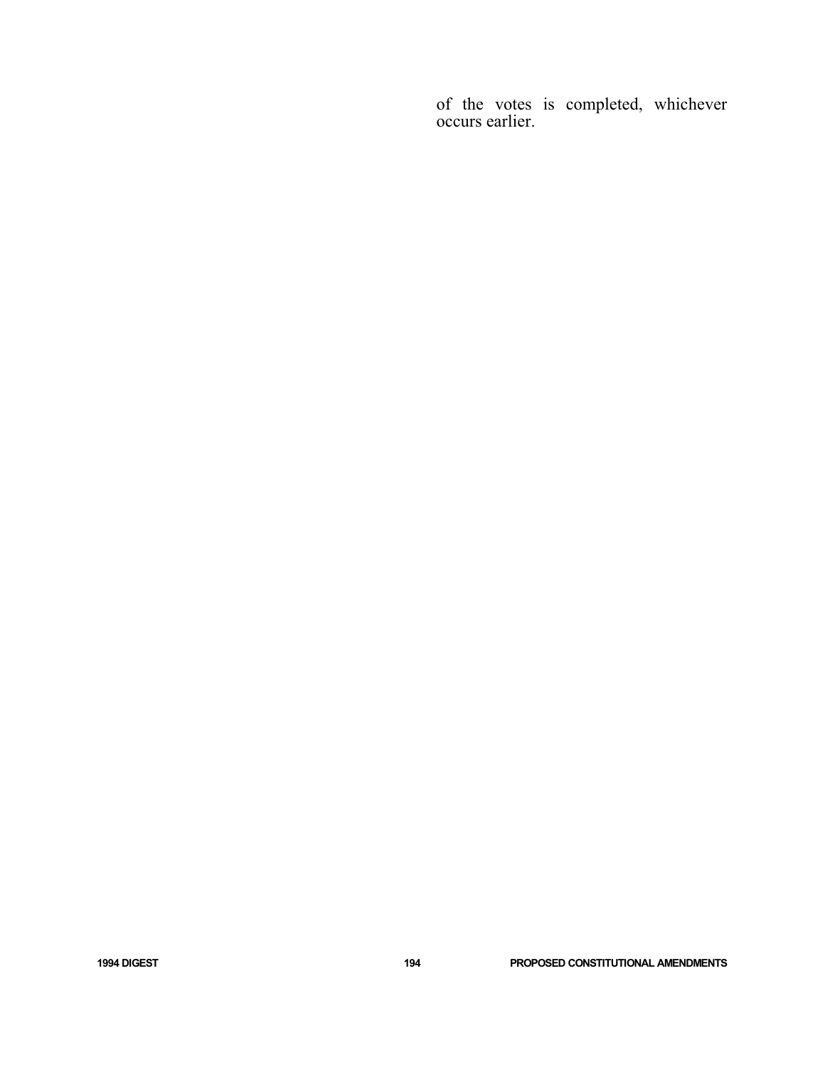of the votes is completed, whichever occurs earlier.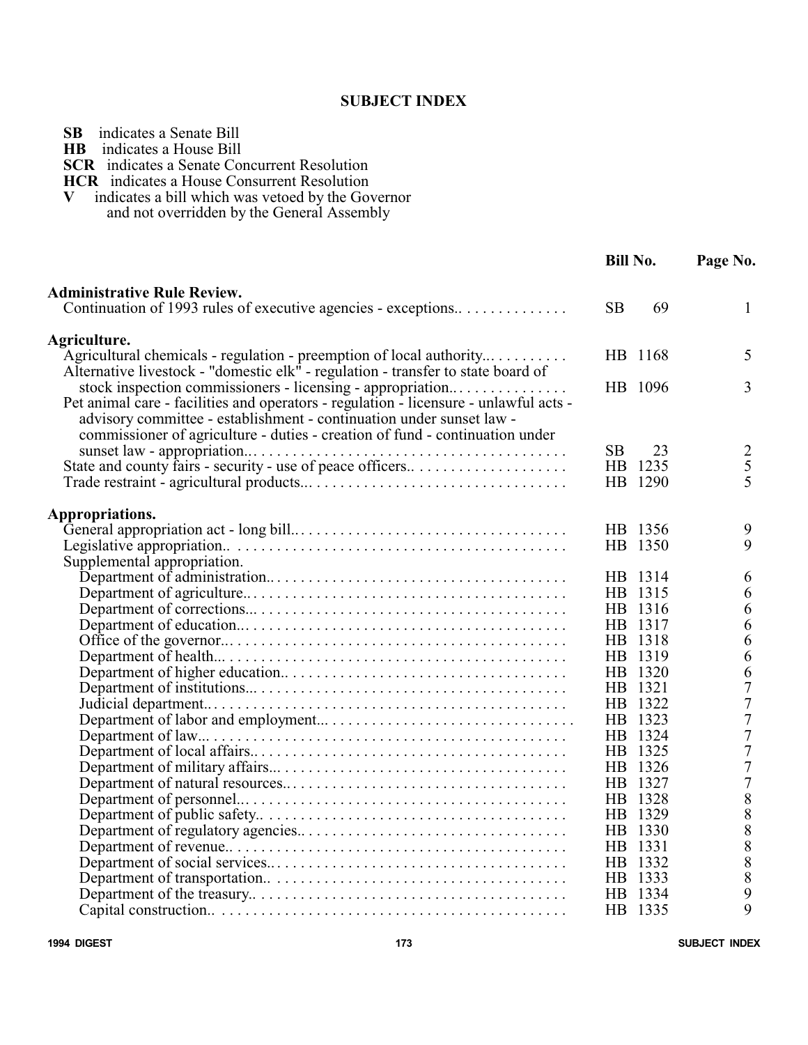# SUBJECT INDEX

- **SB** indicates a Senate Bill
- **HB** indicates a House Bill
- **SCR** indicates a Senate Concurrent Resolution
- **HCR** indicates a House Consurrent Resolution
- **V** indicates a bill which was vetoed by the Governor and not overridden by the General Assembly

| | Bill No. | Page No. |
|---|---|---|
| **Administrative Rule Review.** | | |
| Continuation of 1993 rules of executive agencies - exceptions.. | SB 69 | 1 |
| **Agriculture.** | | |
| Agricultural chemicals - regulation - preemption of local authority... | HB 1168 | 5 |
| Alternative livestock - "domestic elk" - regulation - transfer to state board of stock inspection commissioners - licensing - appropriation.. | HB 1096 | 3 |
| Pet animal care - facilities and operators - regulation - licensure - unlawful acts - advisory committee - establishment - continuation under sunset law - commissioner of agriculture - duties - creation of fund - continuation under sunset law - appropriation.. | SB 23 | 2 |
| State and county fairs - security - use of peace officers.. | HB 1235 | 5 |
| Trade restraint - agricultural products... | HB 1290 | 5 |
| **Appropriations.** | | |
| General appropriation act - long bill.. | HB 1356 | 9 |
| Legislative appropriation.. | HB 1350 | 9 |
| Supplemental appropriation. | | |
| Department of administration.. | HB 1314 | 6 |
| Department of agriculture.. | HB 1315 | 6 |
| Department of corrections... | HB 1316 | 6 |
| Department of education... | HB 1317 | 6 |
| Office of the governor... | HB 1318 | 6 |
| Department of health... | HB 1319 | 6 |
| Department of higher education.. | HB 1320 | 6 |
| Department of institutions... | HB 1321 | 7 |
| Judicial department.. | HB 1322 | 7 |
| Department of labor and employment... | HB 1323 | 7 |
| Department of law... | HB 1324 | 7 |
| Department of local affairs.. | HB 1325 | 7 |
| Department of military affairs... | HB 1326 | 7 |
| Department of natural resources.. | HB 1327 | 7 |
| Department of personnel... | HB 1328 | 8 |
| Department of public safety.. | HB 1329 | 8 |
| Department of regulatory agencies.. | HB 1330 | 8 |
| Department of revenue.. | HB 1331 | 8 |
| Department of social services.. | HB 1332 | 8 |
| Department of transportation.. | HB 1333 | 8 |
| Department of the treasury.. | HB 1334 | 9 |
| Capital construction.. | HB 1335 | 9 |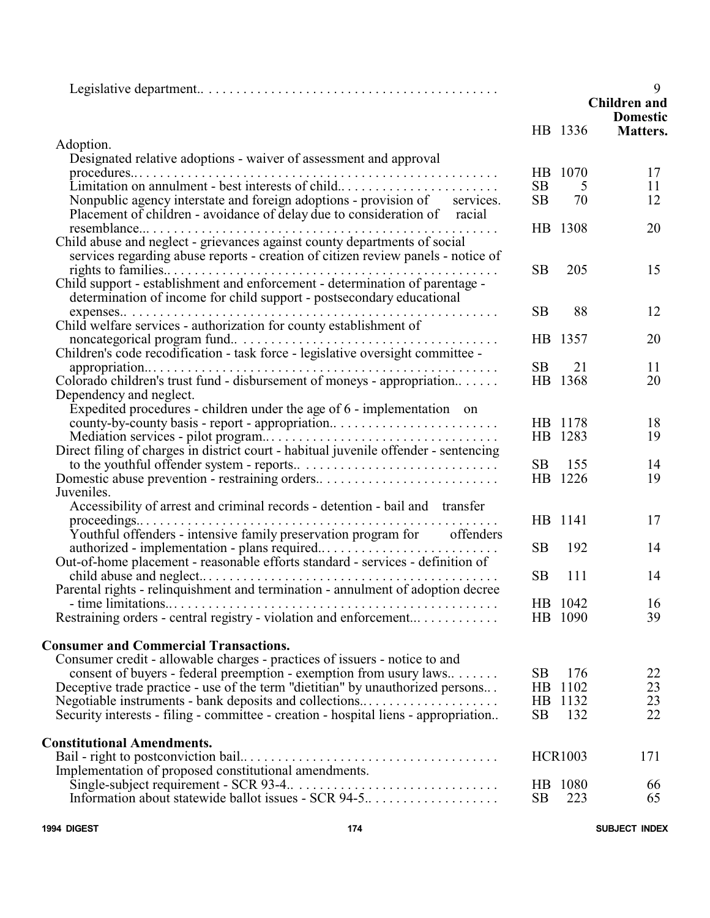| | | |
|---|---|---|
| Legislative department.. | HB 1336 | 9 |

**Children and Domestic Matters.**

| | | |
|---|---|---|
| Adoption. | | |
| Designated relative adoptions - waiver of assessment and approval procedures... | HB 1070 | 17 |
| Limitation on annulment - best interests of child.. | SB 5 | 11 |
| Nonpublic agency interstate and foreign adoptions - provision of services. | SB 70 | 12 |
| Placement of children - avoidance of delay due to consideration of racial resemblance... | HB 1308 | 20 |
| Child abuse and neglect - grievances against county departments of social services regarding abuse reports - creation of citizen review panels - notice of rights to families.. | SB 205 | 15 |
| Child support - establishment and enforcement - determination of parentage - determination of income for child support - postsecondary educational expenses.. | SB 88 | 12 |
| Child welfare services - authorization for county establishment of noncategorical program fund.. | HB 1357 | 20 |
| Children's code recodification - task force - legislative oversight committee - appropriation.. | SB 21 | 11 |
| Colorado children's trust fund - disbursement of moneys - appropriation.. | HB 1368 | 20 |
| Dependency and neglect. | | |
| Expedited procedures - children under the age of 6 - implementation on county-by-county basis - report - appropriation.. | HB 1178 | 18 |
| Mediation services - pilot program.. | HB 1283 | 19 |
| Direct filing of charges in district court - habitual juvenile offender - sentencing to the youthful offender system - reports.. | SB 155 | 14 |
| Domestic abuse prevention - restraining orders.. | HB 1226 | 19 |
| Juveniles. | | |
| Accessibility of arrest and criminal records - detention - bail and transfer proceedings.. | HB 1141 | 17 |
| Youthful offenders - intensive family preservation program for offenders authorized - implementation - plans required.. | SB 192 | 14 |
| Out-of-home placement - reasonable efforts standard - services - definition of child abuse and neglect.. | SB 111 | 14 |
| Parental rights - relinquishment and termination - annulment of adoption decree - time limitations.. | HB 1042 | 16 |
| Restraining orders - central registry - violation and enforcement... | HB 1090 | 39 |

**Consumer and Commercial Transactions.**

| | | |
|---|---|---|
| Consumer credit - allowable charges - practices of issuers - notice to and consent of buyers - federal preemption - exemption from usury laws.. | SB 176 | 22 |
| Deceptive trade practice - use of the term "dietitian" by unauthorized persons.. | HB 1102 | 23 |
| Negotiable instruments - bank deposits and collections.. | HB 1132 | 23 |
| Security interests - filing - committee - creation - hospital liens - appropriation.. | SB 132 | 22 |

**Constitutional Amendments.**

| | | |
|---|---|---|
| Bail - right to postconviction bail.. | HCR1003 | 171 |
| Implementation of proposed constitutional amendments. | | |
| Single-subject requirement - SCR 93-4.. | HB 1080 | 66 |
| Information about statewide ballot issues - SCR 94-5.. | SB 223 | 65 |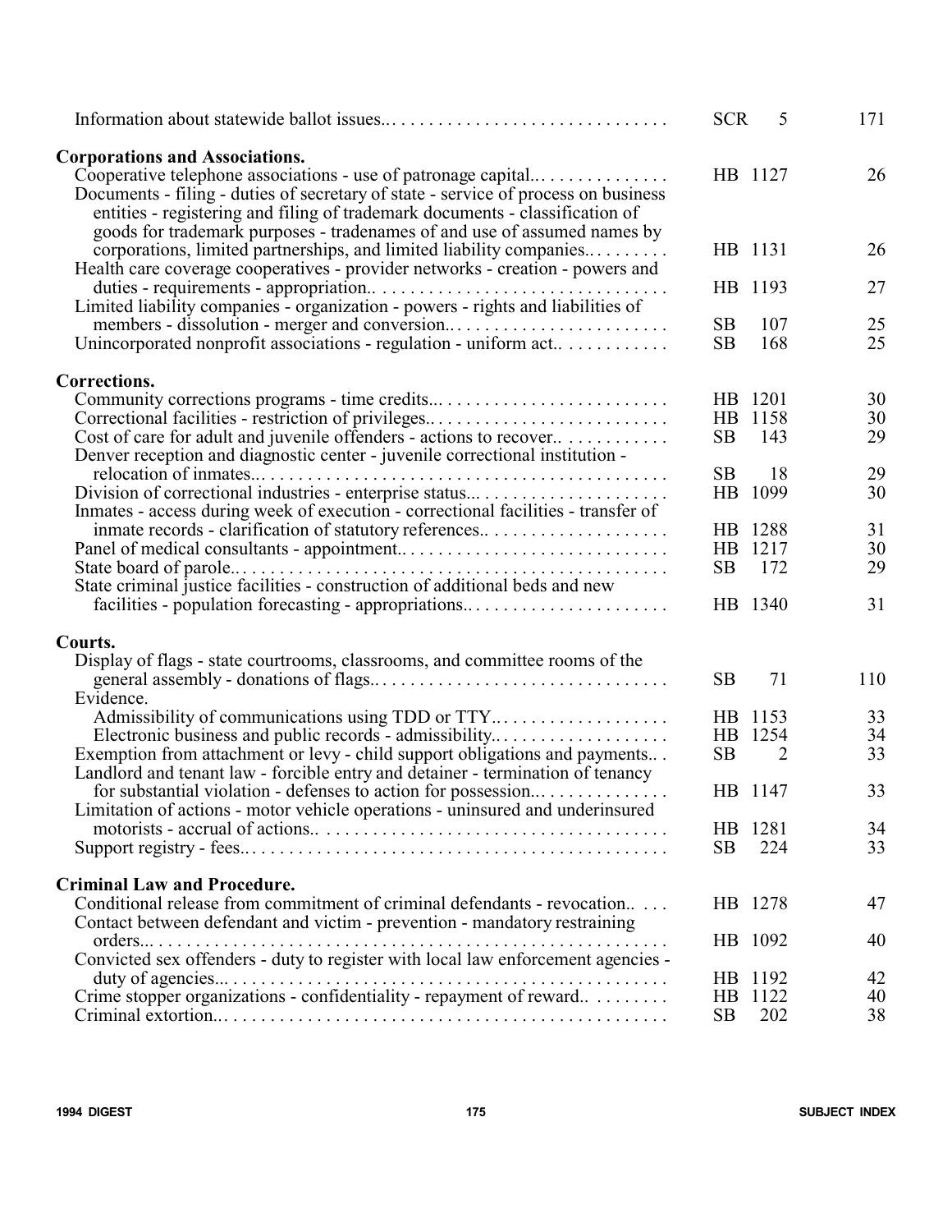| | | |
|---|---|---|
| Information about statewide ballot issues | SCR 5 | 171 |
| **Corporations and Associations.** | | |
| Cooperative telephone associations - use of patronage capital | HB 1127 | 26 |
| Documents - filing - duties of secretary of state - service of process on business entities - registering and filing of trademark documents - classification of goods for trademark purposes - tradenames of and use of assumed names by corporations, limited partnerships, and limited liability companies | HB 1131 | 26 |
| Health care coverage cooperatives - provider networks - creation - powers and duties - requirements - appropriation | HB 1193 | 27 |
| Limited liability companies - organization - powers - rights and liabilities of members - dissolution - merger and conversion | SB 107 | 25 |
| Unincorporated nonprofit associations - regulation - uniform act | SB 168 | 25 |
| **Corrections.** | | |
| Community corrections programs - time credits | HB 1201 | 30 |
| Correctional facilities - restriction of privileges | HB 1158 | 30 |
| Cost of care for adult and juvenile offenders - actions to recover | SB 143 | 29 |
| Denver reception and diagnostic center - juvenile correctional institution - relocation of inmates | SB 18 | 29 |
| Division of correctional industries - enterprise status | HB 1099 | 30 |
| Inmates - access during week of execution - correctional facilities - transfer of inmate records - clarification of statutory references | HB 1288 | 31 |
| Panel of medical consultants - appointment | HB 1217 | 30 |
| State board of parole | SB 172 | 29 |
| State criminal justice facilities - construction of additional beds and new facilities - population forecasting - appropriations | HB 1340 | 31 |
| **Courts.** | | |
| Display of flags - state courtrooms, classrooms, and committee rooms of the general assembly - donations of flags | SB 71 | 110 |
| Evidence. | | |
| Admissibility of communications using TDD or TTY | HB 1153 | 33 |
| Electronic business and public records - admissibility | HB 1254 | 34 |
| Exemption from attachment or levy - child support obligations and payments | SB 2 | 33 |
| Landlord and tenant law - forcible entry and detainer - termination of tenancy for substantial violation - defenses to action for possession | HB 1147 | 33 |
| Limitation of actions - motor vehicle operations - uninsured and underinsured motorists - accrual of actions | HB 1281 | 34 |
| Support registry - fees | SB 224 | 33 |
| **Criminal Law and Procedure.** | | |
| Conditional release from commitment of criminal defendants - revocation | HB 1278 | 47 |
| Contact between defendant and victim - prevention - mandatory restraining orders | HB 1092 | 40 |
| Convicted sex offenders - duty to register with local law enforcement agencies - duty of agencies | HB 1192 | 42 |
| Crime stopper organizations - confidentiality - repayment of reward | HB 1122 | 40 |
| Criminal extortion | SB 202 | 38 |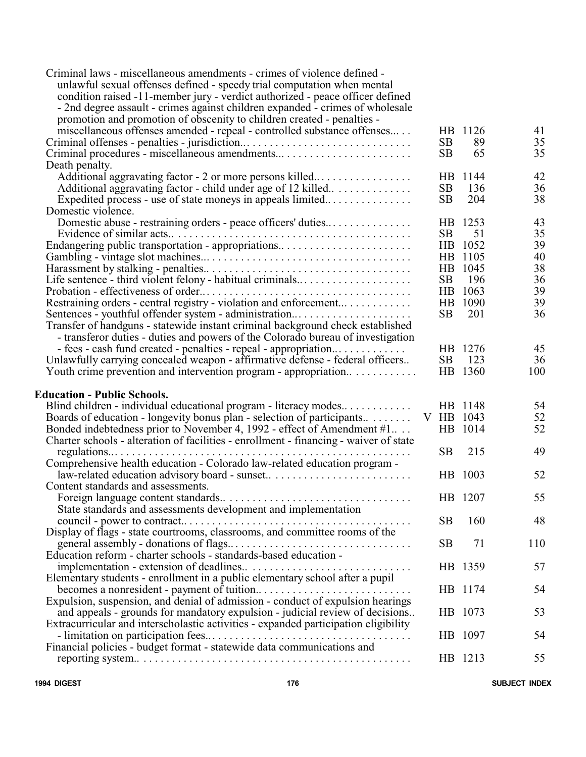| Subject | Bill | | Page |
|---|---|---|---|
| Criminal laws - miscellaneous amendments - crimes of violence defined - unlawful sexual offenses defined - speedy trial computation when mental condition raised -11-member jury - verdict authorized - peace officer defined - 2nd degree assault - crimes against children expanded - crimes of wholesale promotion and promotion of obscenity to children created - penalties - miscellaneous offenses amended - repeal - controlled substance offenses... | HB | 1126 | 41 |
| Criminal offenses - penalties - jurisdiction.. | SB | 89 | 35 |
| Criminal procedures - miscellaneous amendments... | SB | 65 | 35 |
| Death penalty. | | | |
| Additional aggravating factor - 2 or more persons killed.. | HB | 1144 | 42 |
| Additional aggravating factor - child under age of 12 killed.. | SB | 136 | 36 |
| Expedited process - use of state moneys in appeals limited.. | SB | 204 | 38 |
| Domestic violence. | | | |
| Domestic abuse - restraining orders - peace officers' duties.. | HB | 1253 | 43 |
| Evidence of similar acts.. | SB | 51 | 35 |
| Endangering public transportation - appropriations.. | HB | 1052 | 39 |
| Gambling - vintage slot machines... | HB | 1105 | 40 |
| Harassment by stalking - penalties.. | HB | 1045 | 38 |
| Life sentence - third violent felony - habitual criminals.. | SB | 196 | 36 |
| Probation - effectiveness of order.. | HB | 1063 | 39 |
| Restraining orders - central registry - violation and enforcement... | HB | 1090 | 39 |
| Sentences - youthful offender system - administration.. | SB | 201 | 36 |
| Transfer of handguns - statewide instant criminal background check established - transferor duties - duties and powers of the Colorado bureau of investigation - fees - cash fund created - penalties - repeal - appropriation.. | HB | 1276 | 45 |
| Unlawfully carrying concealed weapon - affirmative defense - federal officers.. | SB | 123 | 36 |
| Youth crime prevention and intervention program - appropriation.. | HB | 1360 | 100 |

**Education - Public Schools.**

| Subject | Bill | | Page |
|---|---|---|---|
| Blind children - individual educational program - literacy modes.. | HB | 1148 | 54 |
| Boards of education - longevity bonus plan - selection of participants.. | V HB | 1043 | 52 |
| Bonded indebtedness prior to November 4, 1992 - effect of Amendment #1.. | HB | 1014 | 52 |
| Charter schools - alteration of facilities - enrollment - financing - waiver of state regulations... | SB | 215 | 49 |
| Comprehensive health education - Colorado law-related education program - law-related education advisory board - sunset.. | HB | 1003 | 52 |
| Content standards and assessments. | | | |
| Foreign language content standards.. | HB | 1207 | 55 |
| State standards and assessments development and implementation council - power to contract.. | SB | 160 | 48 |
| Display of flags - state courtrooms, classrooms, and committee rooms of the general assembly - donations of flags.. | SB | 71 | 110 |
| Education reform - charter schools - standards-based education - implementation - extension of deadlines.. | HB | 1359 | 57 |
| Elementary students - enrollment in a public elementary school after a pupil becomes a nonresident - payment of tuition.. | HB | 1174 | 54 |
| Expulsion, suspension, and denial of admission - conduct of expulsion hearings and appeals - grounds for mandatory expulsion - judicial review of decisions.. | HB | 1073 | 53 |
| Extracurricular and interscholastic activities - expanded participation eligibility - limitation on participation fees.. | HB | 1097 | 54 |
| Financial policies - budget format - statewide data communications and reporting system.. | HB | 1213 | 55 |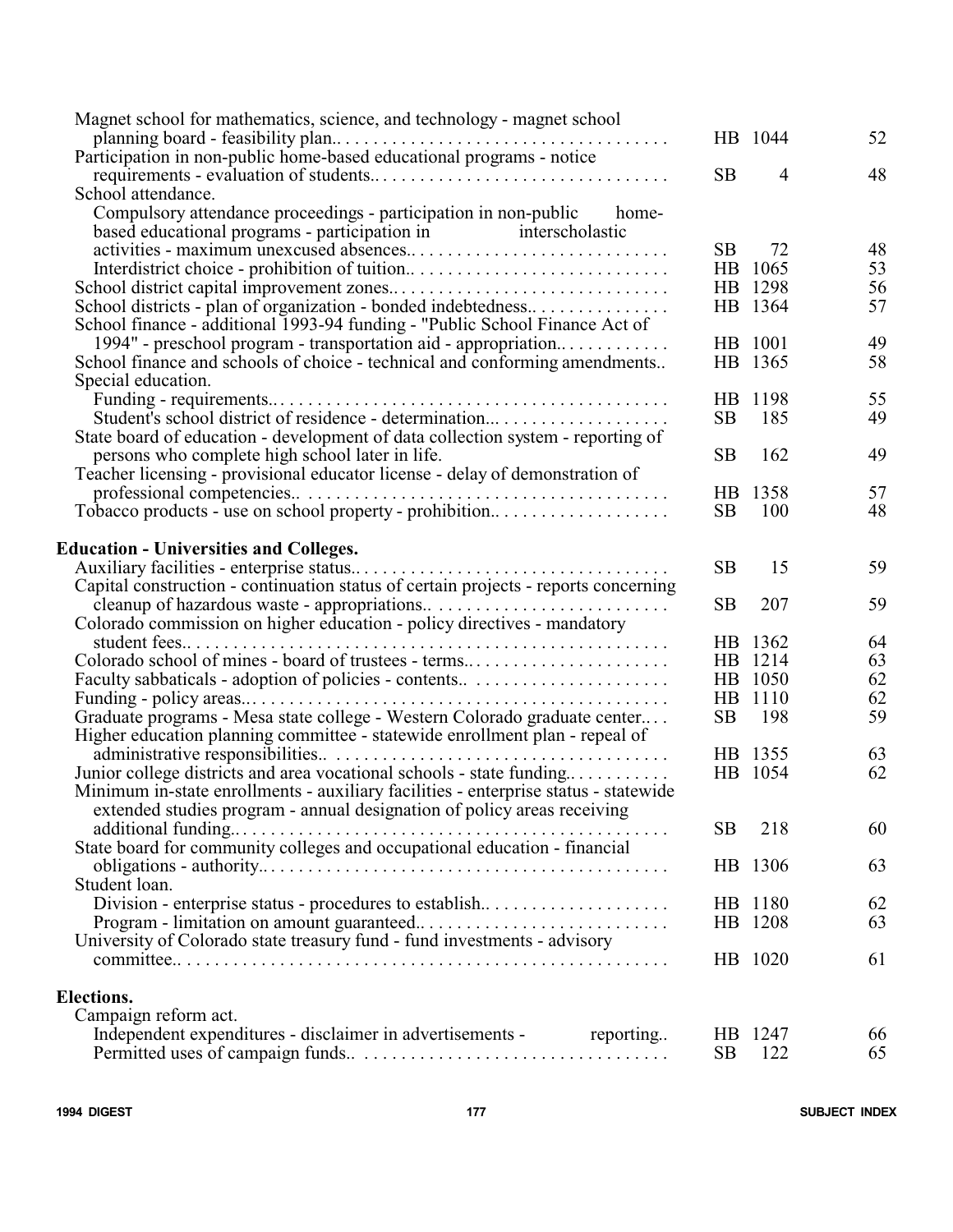| Subject | Bill | Page |
|---|---|---|
| Magnet school for mathematics, science, and technology - magnet school planning board - feasibility plan.. | HB 1044 | 52 |
| Participation in non-public home-based educational programs - notice requirements - evaluation of students.. | SB 4 | 48 |
| School attendance. | | |
| Compulsory attendance proceedings - participation in non-public home-based educational programs - participation in interscholastic activities - maximum unexcused absences.. | SB 72 | 48 |
| Interdistrict choice - prohibition of tuition.. | HB 1065 | 53 |
| School district capital improvement zones.. | HB 1298 | 56 |
| School districts - plan of organization - bonded indebtedness.. | HB 1364 | 57 |
| School finance - additional 1993-94 funding - "Public School Finance Act of 1994" - preschool program - transportation aid - appropriation.. | HB 1001 | 49 |
| School finance and schools of choice - technical and conforming amendments.. | HB 1365 | 58 |
| Special education. | | |
| Funding - requirements.. | HB 1198 | 55 |
| Student's school district of residence - determination... | SB 185 | 49 |
| State board of education - development of data collection system - reporting of persons who complete high school later in life. | SB 162 | 49 |
| Teacher licensing - provisional educator license - delay of demonstration of professional competencies.. | HB 1358 | 57 |
| Tobacco products - use on school property - prohibition.. | SB 100 | 48 |

**Education - Universities and Colleges.**

| Subject | Bill | Page |
|---|---|---|
| Auxiliary facilities - enterprise status.. | SB 15 | 59 |
| Capital construction - continuation status of certain projects - reports concerning cleanup of hazardous waste - appropriations.. | SB 207 | 59 |
| Colorado commission on higher education - policy directives - mandatory student fees.. | HB 1362 | 64 |
| Colorado school of mines - board of trustees - terms.. | HB 1214 | 63 |
| Faculty sabbaticals - adoption of policies - contents.. | HB 1050 | 62 |
| Funding - policy areas.. | HB 1110 | 62 |
| Graduate programs - Mesa state college - Western Colorado graduate center.. | SB 198 | 59 |
| Higher education planning committee - statewide enrollment plan - repeal of administrative responsibilities.. | HB 1355 | 63 |
| Junior college districts and area vocational schools - state funding.. | HB 1054 | 62 |
| Minimum in-state enrollments - auxiliary facilities - enterprise status - statewide extended studies program - annual designation of policy areas receiving additional funding.. | SB 218 | 60 |
| State board for community colleges and occupational education - financial obligations - authority.. | HB 1306 | 63 |
| Student loan. | | |
| Division - enterprise status - procedures to establish.. | HB 1180 | 62 |
| Program - limitation on amount guaranteed.. | HB 1208 | 63 |
| University of Colorado state treasury fund - fund investments - advisory committee.. | HB 1020 | 61 |

**Elections.**

| Subject | Bill | Page |
|---|---|---|
| Campaign reform act. | | |
| Independent expenditures - disclaimer in advertisements - reporting.. | HB 1247 | 66 |
| Permitted uses of campaign funds.. | SB 122 | 65 |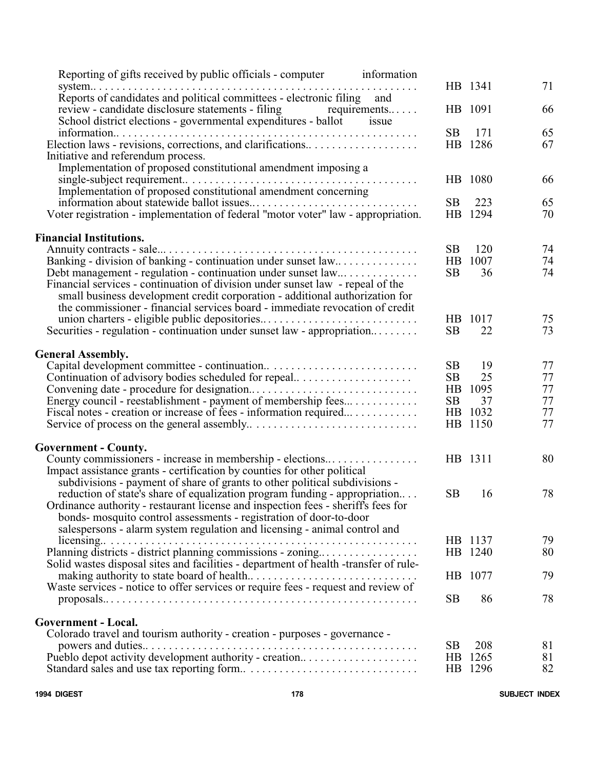| Subject | Bill | Page |
|---|---|---|
| Reporting of gifts received by public officials - computer information system.. | HB 1341 | 71 |
| Reports of candidates and political committees - electronic filing and review - candidate disclosure statements - filing requirements.. | HB 1091 | 66 |
| School district elections - governmental expenditures - ballot issue information.. | SB 171 | 65 |
| Election laws - revisions, corrections, and clarifications.. | HB 1286 | 67 |
| Initiative and referendum process. | | |
| Implementation of proposed constitutional amendment imposing a single-subject requirement.. | HB 1080 | 66 |
| Implementation of proposed constitutional amendment concerning information about statewide ballot issues.. | SB 223 | 65 |
| Voter registration - implementation of federal "motor voter" law - appropriation. | HB 1294 | 70 |

**Financial Institutions.**

| Subject | Bill | Page |
|---|---|---|
| Annuity contracts - sale... | SB 120 | 74 |
| Banking - division of banking - continuation under sunset law.. | HB 1007 | 74 |
| Debt management - regulation - continuation under sunset law... | SB 36 | 74 |
| Financial services - continuation of division under sunset law - repeal of the small business development credit corporation - additional authorization for the commissioner - financial services board - immediate revocation of credit union charters - eligible public depositories.. | HB 1017 | 75 |
| Securities - regulation - continuation under sunset law - appropriation.. | SB 22 | 73 |

**General Assembly.**

| Subject | Bill | Page |
|---|---|---|
| Capital development committee - continuation.. | SB 19 | 77 |
| Continuation of advisory bodies scheduled for repeal.. | SB 25 | 77 |
| Convening date - procedure for designation.. | HB 1095 | 77 |
| Energy council - reestablishment - payment of membership fees... | SB 37 | 77 |
| Fiscal notes - creation or increase of fees - information required... | HB 1032 | 77 |
| Service of process on the general assembly.. | HB 1150 | 77 |

**Government - County.**

| Subject | Bill | Page |
|---|---|---|
| County commissioners - increase in membership - elections.. | HB 1311 | 80 |
| Impact assistance grants - certification by counties for other political subdivisions - payment of share of grants to other political subdivisions - reduction of state's share of equalization program funding - appropriation.. | SB 16 | 78 |
| Ordinance authority - restaurant license and inspection fees - sheriff's fees for bonds- mosquito control assessments - registration of door-to-door salespersons - alarm system regulation and licensing - animal control and licensing.. | HB 1137 | 79 |
| Planning districts - district planning commissions - zoning.. | HB 1240 | 80 |
| Solid wastes disposal sites and facilities - department of health -transfer of rule-making authority to state board of health.. | HB 1077 | 79 |
| Waste services - notice to offer services or require fees - request and review of proposals.. | SB 86 | 78 |

**Government - Local.**

| Subject | Bill | Page |
|---|---|---|
| Colorado travel and tourism authority - creation - purposes - governance - powers and duties.. | SB 208 | 81 |
| Pueblo depot activity development authority - creation.. | HB 1265 | 81 |
| Standard sales and use tax reporting form.. | HB 1296 | 82 |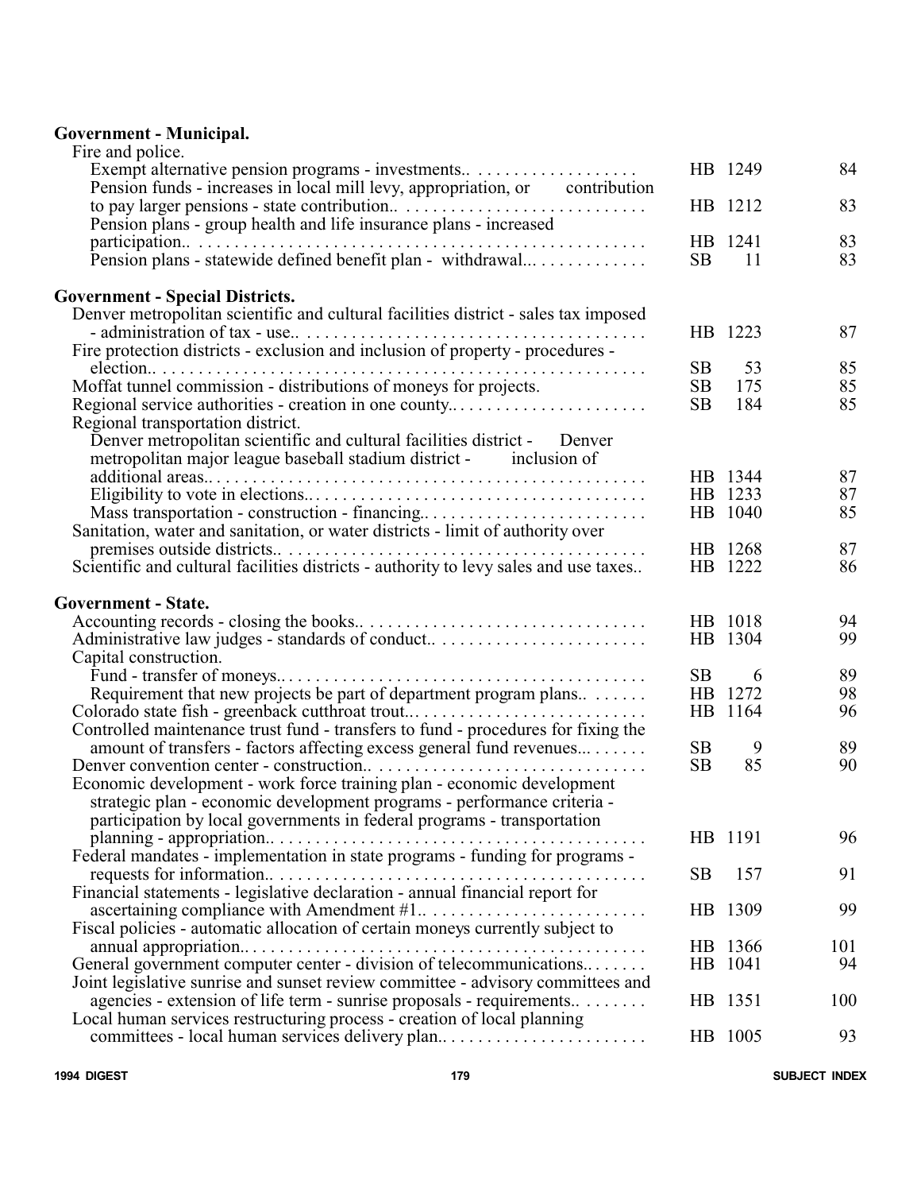**Government - Municipal.**

Fire and police.

| Subject | Bill | Page |
|---|---|---|
| Exempt alternative pension programs - investments.. | HB 1249 | 84 |
| Pension funds - increases in local mill levy, appropriation, or contribution to pay larger pensions - state contribution.. | HB 1212 | 83 |
| Pension plans - group health and life insurance plans - increased participation.. | HB 1241 | 83 |
| Pension plans - statewide defined benefit plan - withdrawal... | SB 11 | 83 |

**Government - Special Districts.**

| Subject | Bill | Page |
|---|---|---|
| Denver metropolitan scientific and cultural facilities district - sales tax imposed - administration of tax - use.. | HB 1223 | 87 |
| Fire protection districts - exclusion and inclusion of property - procedures - election.. | SB 53 | 85 |
| Moffat tunnel commission - distributions of moneys for projects. | SB 175 | 85 |
| Regional service authorities - creation in one county.. | SB 184 | 85 |
| Regional transportation district. | | |
| Denver metropolitan scientific and cultural facilities district - Denver metropolitan major league baseball stadium district - inclusion of additional areas.. | HB 1344 | 87 |
| Eligibility to vote in elections.. | HB 1233 | 87 |
| Mass transportation - construction - financing.. | HB 1040 | 85 |
| Sanitation, water and sanitation, or water districts - limit of authority over premises outside districts.. | HB 1268 | 87 |
| Scientific and cultural facilities districts - authority to levy sales and use taxes.. | HB 1222 | 86 |

**Government - State.**

| Subject | Bill | Page |
|---|---|---|
| Accounting records - closing the books.. | HB 1018 | 94 |
| Administrative law judges - standards of conduct.. | HB 1304 | 99 |
| Capital construction. | | |
| Fund - transfer of moneys.. | SB 6 | 89 |
| Requirement that new projects be part of department program plans.. | HB 1272 | 98 |
| Colorado state fish - greenback cutthroat trout.. | HB 1164 | 96 |
| Controlled maintenance trust fund - transfers to fund - procedures for fixing the amount of transfers - factors affecting excess general fund revenues... | SB 9 | 89 |
| Denver convention center - construction.. | SB 85 | 90 |
| Economic development - work force training plan - economic development strategic plan - economic development programs - performance criteria - participation by local governments in federal programs - transportation planning - appropriation.. | HB 1191 | 96 |
| Federal mandates - implementation in state programs - funding for programs - requests for information.. | SB 157 | 91 |
| Financial statements - legislative declaration - annual financial report for ascertaining compliance with Amendment #1.. | HB 1309 | 99 |
| Fiscal policies - automatic allocation of certain moneys currently subject to annual appropriation.. | HB 1366 | 101 |
| General government computer center - division of telecommunications.. | HB 1041 | 94 |
| Joint legislative sunrise and sunset review committee - advisory committees and agencies - extension of life term - sunrise proposals - requirements.. | HB 1351 | 100 |
| Local human services restructuring process - creation of local planning committees - local human services delivery plan.. | HB 1005 | 93 |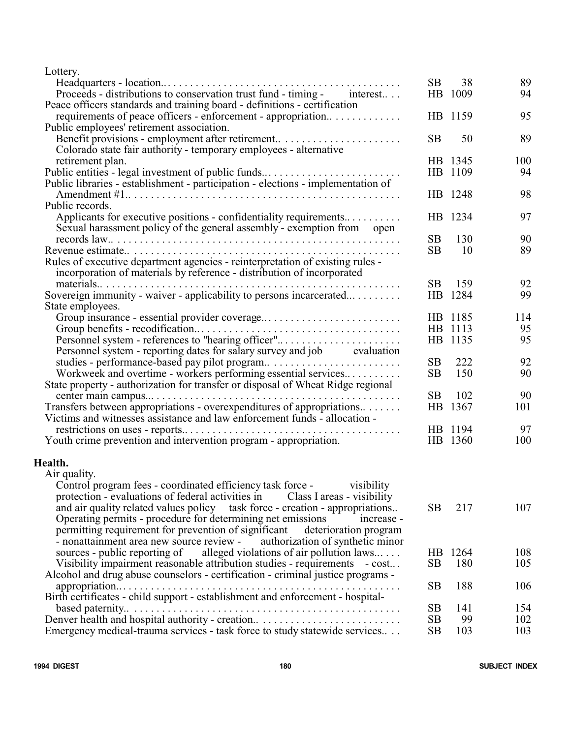Lottery.

| Entry | Bill | | Page |
|---|---|---|---|
| Headquarters - location.. | SB | 38 | 89 |
| Proceeds - distributions to conservation trust fund - timing - interest.. | HB | 1009 | 94 |
| Peace officers standards and training board - definitions - certification requirements of peace officers - enforcement - appropriation.. | HB | 1159 | 95 |
| **Public employees' retirement association.** | | | |
| Benefit provisions - employment after retirement.. | SB | 50 | 89 |
| Colorado state fair authority - temporary employees - alternative retirement plan. | HB | 1345 | 100 |
| Public entities - legal investment of public funds.. | HB | 1109 | 94 |
| Public libraries - establishment - participation - elections - implementation of Amendment #1.. | HB | 1248 | 98 |
| **Public records.** | | | |
| Applicants for executive positions - confidentiality requirements.. | HB | 1234 | 97 |
| Sexual harassment policy of the general assembly - exemption from open records law.. | SB | 130 | 90 |
| Revenue estimate.. | SB | 10 | 89 |
| Rules of executive department agencies - reinterpretation of existing rules - incorporation of materials by reference - distribution of incorporated materials.. | SB | 159 | 92 |
| Sovereign immunity - waiver - applicability to persons incarcerated... | HB | 1284 | 99 |
| **State employees.** | | | |
| Group insurance - essential provider coverage.. | HB | 1185 | 114 |
| Group benefits - recodification.. | HB | 1113 | 95 |
| Personnel system - references to "hearing officer".. | HB | 1135 | 95 |
| Personnel system - reporting dates for salary survey and job evaluation studies - performance-based pay pilot program.. | SB | 222 | 92 |
| Workweek and overtime - workers performing essential services.. | SB | 150 | 90 |
| State property - authorization for transfer or disposal of Wheat Ridge regional center main campus... | SB | 102 | 90 |
| Transfers between appropriations - overexpenditures of appropriations.. | HB | 1367 | 101 |
| Victims and witnesses assistance and law enforcement funds - allocation - restrictions on uses - reports.. | HB | 1194 | 97 |
| Youth crime prevention and intervention program - appropriation. | HB | 1360 | 100 |

## Health.

Air quality.

| Entry | Bill | | Page |
|---|---|---|---|
| Control program fees - coordinated efficiency task force - visibility protection - evaluations of federal activities in Class I areas - visibility and air quality related values policy task force - creation - appropriations.. | SB | 217 | 107 |
| Operating permits - procedure for determining net emissions increase - permitting requirement for prevention of significant deterioration program - nonattainment area new source review - authorization of synthetic minor sources - public reporting of alleged violations of air pollution laws... | HB | 1264 | 108 |
| Visibility impairment reasonable attribution studies - requirements - cost.. | SB | 180 | 105 |
| Alcohol and drug abuse counselors - certification - criminal justice programs - appropriation.. | SB | 188 | 106 |
| Birth certificates - child support - establishment and enforcement - hospital-based paternity.. | SB | 141 | 154 |
| Denver health and hospital authority - creation.. | SB | 99 | 102 |
| Emergency medical-trauma services - task force to study statewide services.. | SB | 103 | 103 |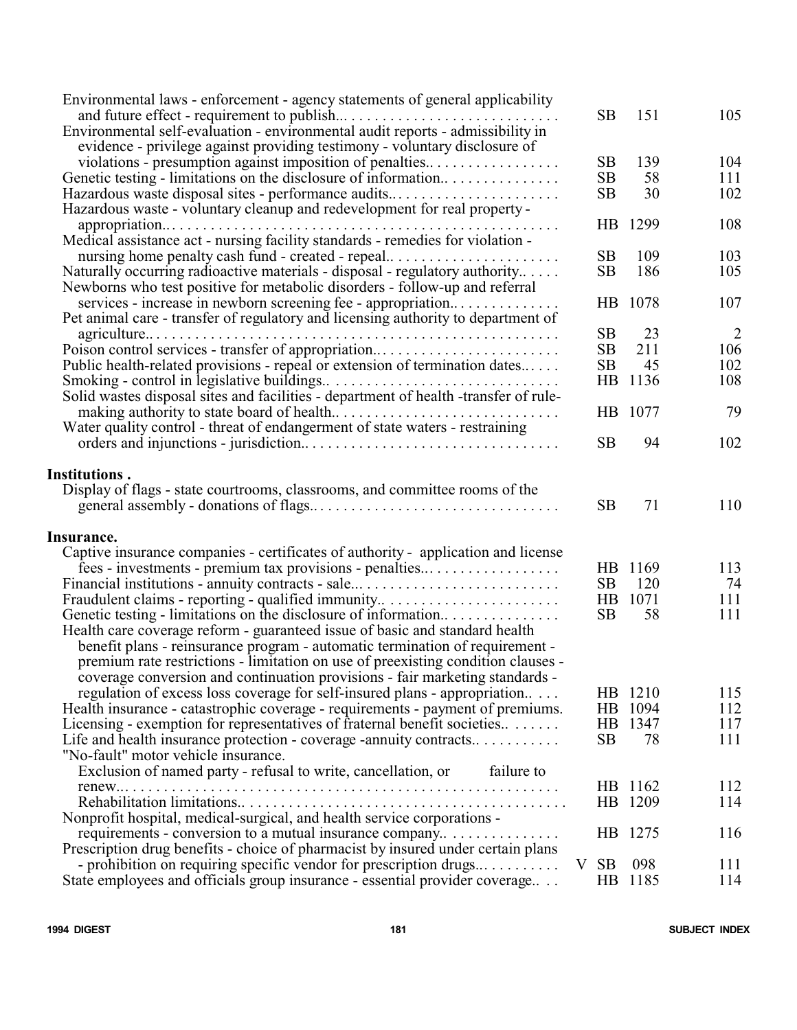| Subject | | Bill | Page |
|---|---|---|---|
| Environmental laws - enforcement - agency statements of general applicability and future effect - requirement to publish... | | SB 151 | 105 |
| Environmental self-evaluation - environmental audit reports - admissibility in evidence - privilege against providing testimony - voluntary disclosure of violations - presumption against imposition of penalties.. | | SB 139 | 104 |
| Genetic testing - limitations on the disclosure of information.. | | SB 58 | 111 |
| Hazardous waste disposal sites - performance audits.. | | SB 30 | 102 |
| Hazardous waste - voluntary cleanup and redevelopment for real property - appropriation.. | | HB 1299 | 108 |
| Medical assistance act - nursing facility standards - remedies for violation - nursing home penalty cash fund - created - repeal.. | | SB 109 | 103 |
| Naturally occurring radioactive materials - disposal - regulatory authority.. | | SB 186 | 105 |
| Newborns who test positive for metabolic disorders - follow-up and referral services - increase in newborn screening fee - appropriation.. | | HB 1078 | 107 |
| Pet animal care - transfer of regulatory and licensing authority to department of agriculture.. | | SB 23 | 2 |
| Poison control services - transfer of appropriation.. | | SB 211 | 106 |
| Public health-related provisions - repeal or extension of termination dates.. | | SB 45 | 102 |
| Smoking - control in legislative buildings.. | | HB 1136 | 108 |
| Solid wastes disposal sites and facilities - department of health -transfer of rule-making authority to state board of health.. | | HB 1077 | 79 |
| Water quality control - threat of endangerment of state waters - restraining orders and injunctions - jurisdiction.. | | SB 94 | 102 |

**Institutions .**

| Subject | | Bill | Page |
|---|---|---|---|
| Display of flags - state courtrooms, classrooms, and committee rooms of the general assembly - donations of flags.. | | SB 71 | 110 |

**Insurance.**

| Subject | | Bill | Page |
|---|---|---|---|
| Captive insurance companies - certificates of authority - application and license fees - investments - premium tax provisions - penalties.. | | HB 1169 | 113 |
| Financial institutions - annuity contracts - sale... | | SB 120 | 74 |
| Fraudulent claims - reporting - qualified immunity.. | | HB 1071 | 111 |
| Genetic testing - limitations on the disclosure of information.. | | SB 58 | 111 |
| Health care coverage reform - guaranteed issue of basic and standard health benefit plans - reinsurance program - automatic termination of requirement - premium rate restrictions - limitation on use of preexisting condition clauses - coverage conversion and continuation provisions - fair marketing standards - regulation of excess loss coverage for self-insured plans - appropriation.. | | HB 1210 | 115 |
| Health insurance - catastrophic coverage - requirements - payment of premiums. | | HB 1094 | 112 |
| Licensing - exemption for representatives of fraternal benefit societies.. | | HB 1347 | 117 |
| Life and health insurance protection - coverage -annuity contracts.. | | SB 78 | 111 |
| "No-fault" motor vehicle insurance. | | | |
| Exclusion of named party - refusal to write, cancellation, or failure to renew... | | HB 1162 | 112 |
| Rehabilitation limitations.. | | HB 1209 | 114 |
| Nonprofit hospital, medical-surgical, and health service corporations - requirements - conversion to a mutual insurance company.. | | HB 1275 | 116 |
| Prescription drug benefits - choice of pharmacist by insured under certain plans - prohibition on requiring specific vendor for prescription drugs... | V | SB 098 | 111 |
| State employees and officials group insurance - essential provider coverage.. | | HB 1185 | 114 |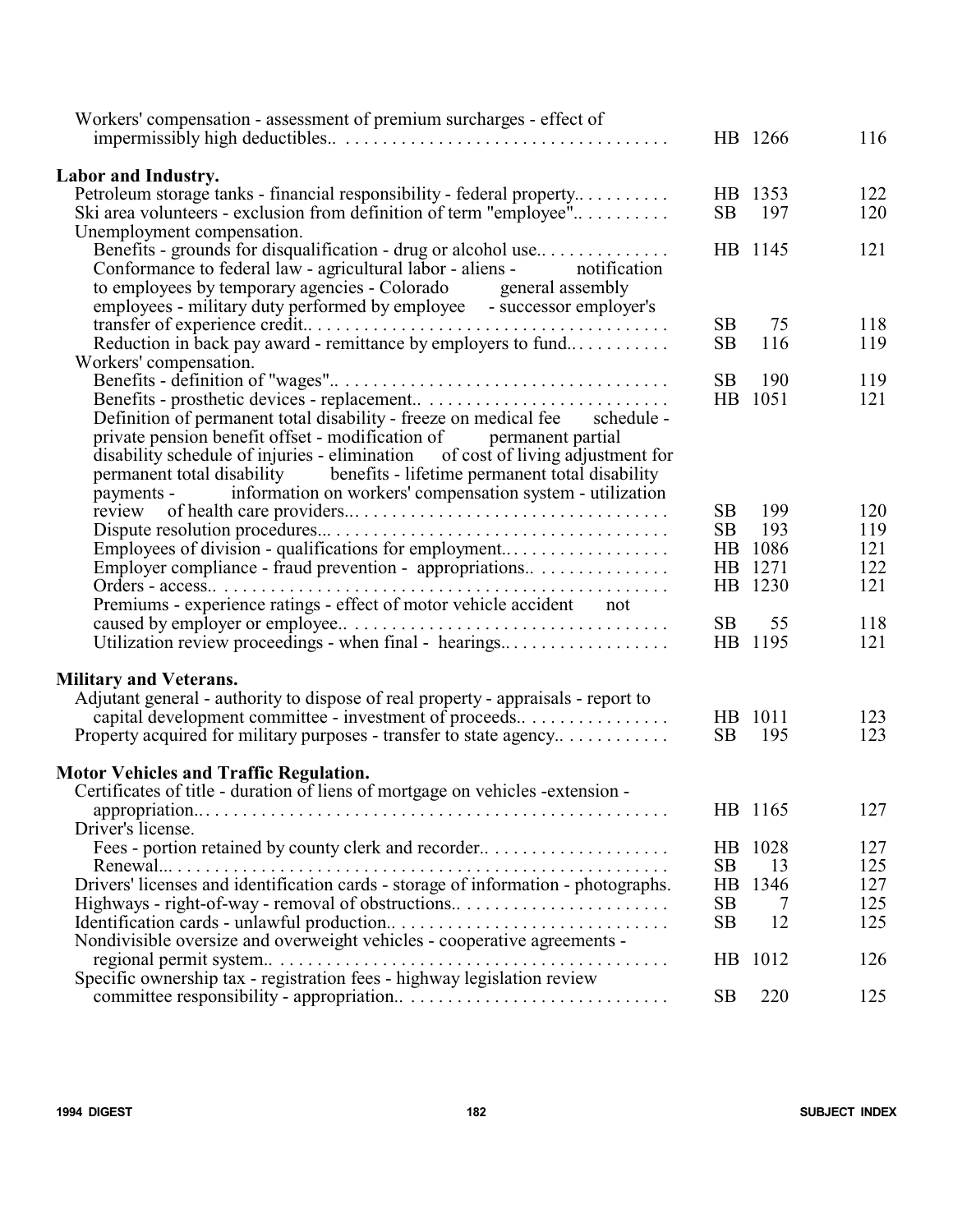| | | |
|---|---|---|
| Workers' compensation - assessment of premium surcharges - effect of impermissibly high deductibles.. | HB 1266 | 116 |
| **Labor and Industry.** | | |
| Petroleum storage tanks - financial responsibility - federal property.. | HB 1353 | 122 |
| Ski area volunteers - exclusion from definition of term "employee".. | SB 197 | 120 |
| Unemployment compensation. | | |
| Benefits - grounds for disqualification - drug or alcohol use.. | HB 1145 | 121 |
| Conformance to federal law - agricultural labor - aliens - notification to employees by temporary agencies - Colorado general assembly employees - military duty performed by employee - successor employer's transfer of experience credit.. | SB 75 | 118 |
| Reduction in back pay award - remittance by employers to fund.. | SB 116 | 119 |
| Workers' compensation. | | |
| Benefits - definition of "wages".. | SB 190 | 119 |
| Benefits - prosthetic devices - replacement.. | HB 1051 | 121 |
| Definition of permanent total disability - freeze on medical fee schedule - private pension benefit offset - modification of permanent partial disability schedule of injuries - elimination of cost of living adjustment for permanent total disability benefits - lifetime permanent total disability payments - information on workers' compensation system - utilization review of health care providers.. | SB 199 | 120 |
| Dispute resolution procedures... | SB 193 | 119 |
| Employees of division - qualifications for employment.. | HB 1086 | 121 |
| Employer compliance - fraud prevention - appropriations.. | HB 1271 | 122 |
| Orders - access.. | HB 1230 | 121 |
| Premiums - experience ratings - effect of motor vehicle accident not caused by employer or employee.. | SB 55 | 118 |
| Utilization review proceedings - when final - hearings.. | HB 1195 | 121 |
| **Military and Veterans.** | | |
| Adjutant general - authority to dispose of real property - appraisals - report to capital development committee - investment of proceeds.. | HB 1011 | 123 |
| Property acquired for military purposes - transfer to state agency.. | SB 195 | 123 |
| **Motor Vehicles and Traffic Regulation.** | | |
| Certificates of title - duration of liens of mortgage on vehicles -extension - appropriation.. | HB 1165 | 127 |
| Driver's license. | | |
| Fees - portion retained by county clerk and recorder.. | HB 1028 | 127 |
| Renewal... | SB 13 | 125 |
| Drivers' licenses and identification cards - storage of information - photographs. | HB 1346 | 127 |
| Highways - right-of-way - removal of obstructions.. | SB 7 | 125 |
| Identification cards - unlawful production.. | SB 12 | 125 |
| Nondivisible oversize and overweight vehicles - cooperative agreements - regional permit system.. | HB 1012 | 126 |
| Specific ownership tax - registration fees - highway legislation review committee responsibility - appropriation.. | SB 220 | 125 |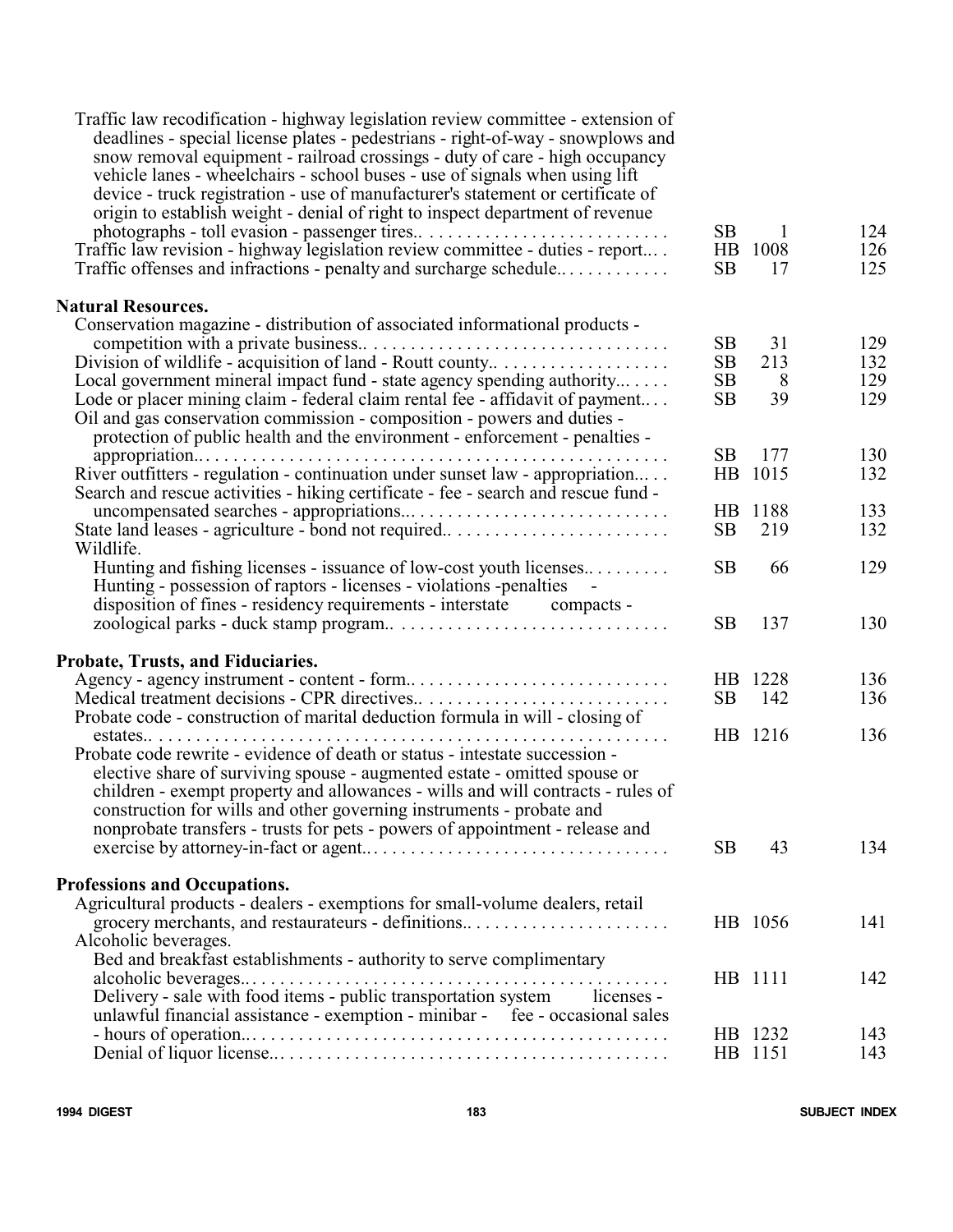| Subject | Bill | | Page |
|---|---|---|---|
| Traffic law recodification - highway legislation review committee - extension of deadlines - special license plates - pedestrians - right-of-way - snowplows and snow removal equipment - railroad crossings - duty of care - high occupancy vehicle lanes - wheelchairs - school buses - use of signals when using lift device - truck registration - use of manufacturer's statement or certificate of origin to establish weight - denial of right to inspect department of revenue photographs - toll evasion - passenger tires.. | SB | 1 | 124 |
| Traffic law revision - highway legislation review committee - duties - report... | HB | 1008 | 126 |
| Traffic offenses and infractions - penalty and surcharge schedule.. | SB | 17 | 125 |

**Natural Resources.**

| Subject | Bill | | Page |
|---|---|---|---|
| Conservation magazine - distribution of associated informational products - competition with a private business.. | SB | 31 | 129 |
| Division of wildlife - acquisition of land - Routt county.. | SB | 213 | 132 |
| Local government mineral impact fund - state agency spending authority... | SB | 8 | 129 |
| Lode or placer mining claim - federal claim rental fee - affidavit of payment... | SB | 39 | 129 |
| Oil and gas conservation commission - composition - powers and duties - protection of public health and the environment - enforcement - penalties - appropriation.. | SB | 177 | 130 |
| River outfitters - regulation - continuation under sunset law - appropriation... | HB | 1015 | 132 |
| Search and rescue activities - hiking certificate - fee - search and rescue fund - uncompensated searches - appropriations... | HB | 1188 | 133 |
| State land leases - agriculture - bond not required.. | SB | 219 | 132 |
| Wildlife. | | | |
| Hunting and fishing licenses - issuance of low-cost youth licenses.. | SB | 66 | 129 |
| Hunting - possession of raptors - licenses - violations -penalties - disposition of fines - residency requirements - interstate compacts - zoological parks - duck stamp program.. | SB | 137 | 130 |

**Probate, Trusts, and Fiduciaries.**

| Subject | Bill | | Page |
|---|---|---|---|
| Agency - agency instrument - content - form.. | HB | 1228 | 136 |
| Medical treatment decisions - CPR directives.. | SB | 142 | 136 |
| Probate code - construction of marital deduction formula in will - closing of estates.. | HB | 1216 | 136 |
| Probate code rewrite - evidence of death or status - intestate succession - elective share of surviving spouse - augmented estate - omitted spouse or children - exempt property and allowances - wills and will contracts - rules of construction for wills and other governing instruments - probate and nonprobate transfers - trusts for pets - powers of appointment - release and exercise by attorney-in-fact or agent... | SB | 43 | 134 |

**Professions and Occupations.**

| Subject | Bill | | Page |
|---|---|---|---|
| Agricultural products - dealers - exemptions for small-volume dealers, retail grocery merchants, and restaurateurs - definitions.. | HB | 1056 | 141 |
| Alcoholic beverages. | | | |
| Bed and breakfast establishments - authority to serve complimentary alcoholic beverages... | HB | 1111 | 142 |
| Delivery - sale with food items - public transportation system licenses - unlawful financial assistance - exemption - minibar - fee - occasional sales - hours of operation... | HB | 1232 | 143 |
| Denial of liquor license... | HB | 1151 | 143 |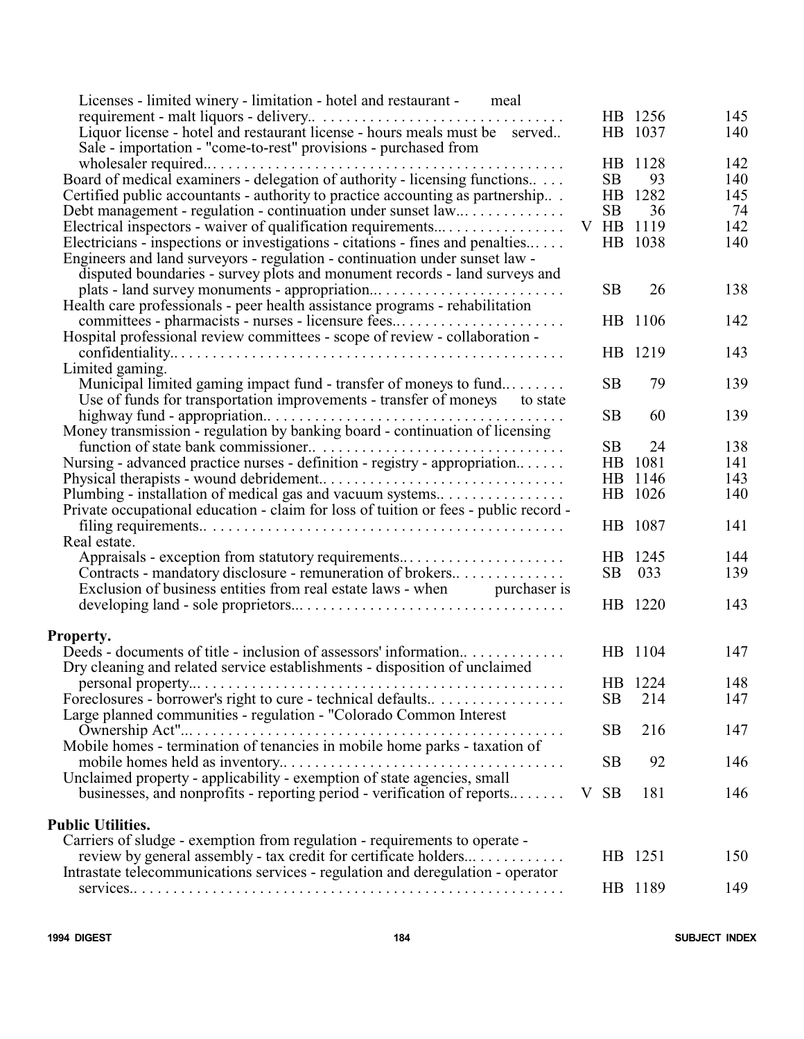| Subject | Veto | Bill | Page |
|---|---|---|---|
| Licenses - limited winery - limitation - hotel and restaurant - meal requirement - malt liquors - delivery.. | | HB 1256 | 145 |
| Liquor license - hotel and restaurant license - hours meals must be served.. | | HB 1037 | 140 |
| Sale - importation - "come-to-rest" provisions - purchased from wholesaler required.. | | HB 1128 | 142 |
| Board of medical examiners - delegation of authority - licensing functions.. | | SB 93 | 140 |
| Certified public accountants - authority to practice accounting as partnership.. | | HB 1282 | 145 |
| Debt management - regulation - continuation under sunset law... | | SB 36 | 74 |
| Electrical inspectors - waiver of qualification requirements... | V | HB 1119 | 142 |
| Electricians - inspections or investigations - citations - fines and penalties... | | HB 1038 | 140 |
| Engineers and land surveyors - regulation - continuation under sunset law - disputed boundaries - survey plots and monument records - land surveys and plats - land survey monuments - appropriation... | | SB 26 | 138 |
| Health care professionals - peer health assistance programs - rehabilitation committees - pharmacists - nurses - licensure fees... | | HB 1106 | 142 |
| Hospital professional review committees - scope of review - collaboration - confidentiality.. | | HB 1219 | 143 |
| Limited gaming. | | | |
| Municipal limited gaming impact fund - transfer of moneys to fund... | | SB 79 | 139 |
| Use of funds for transportation improvements - transfer of moneys to state highway fund - appropriation.. | | SB 60 | 139 |
| Money transmission - regulation by banking board - continuation of licensing function of state bank commissioner.. | | SB 24 | 138 |
| Nursing - advanced practice nurses - definition - registry - appropriation.. | | HB 1081 | 141 |
| Physical therapists - wound debridement.. | | HB 1146 | 143 |
| Plumbing - installation of medical gas and vacuum systems.. | | HB 1026 | 140 |
| Private occupational education - claim for loss of tuition or fees - public record - filing requirements.. | | HB 1087 | 141 |
| Real estate. | | | |
| Appraisals - exception from statutory requirements... | | HB 1245 | 144 |
| Contracts - mandatory disclosure - remuneration of brokers.. | | SB 033 | 139 |
| Exclusion of business entities from real estate laws - when purchaser is developing land - sole proprietors... | | HB 1220 | 143 |

**Property.**

| Subject | Veto | Bill | Page |
|---|---|---|---|
| Deeds - documents of title - inclusion of assessors' information.. | | HB 1104 | 147 |
| Dry cleaning and related service establishments - disposition of unclaimed personal property... | | HB 1224 | 148 |
| Foreclosures - borrower's right to cure - technical defaults.. | | SB 214 | 147 |
| Large planned communities - regulation - "Colorado Common Interest Ownership Act"... | | SB 216 | 147 |
| Mobile homes - termination of tenancies in mobile home parks - taxation of mobile homes held as inventory.. | | SB 92 | 146 |
| Unclaimed property - applicability - exemption of state agencies, small businesses, and nonprofits - reporting period - verification of reports... | V | SB 181 | 146 |

**Public Utilities.**

| Subject | Veto | Bill | Page |
|---|---|---|---|
| Carriers of sludge - exemption from regulation - requirements to operate - review by general assembly - tax credit for certificate holders... | | HB 1251 | 150 |
| Intrastate telecommunications services - regulation and deregulation - operator services.. | | HB 1189 | 149 |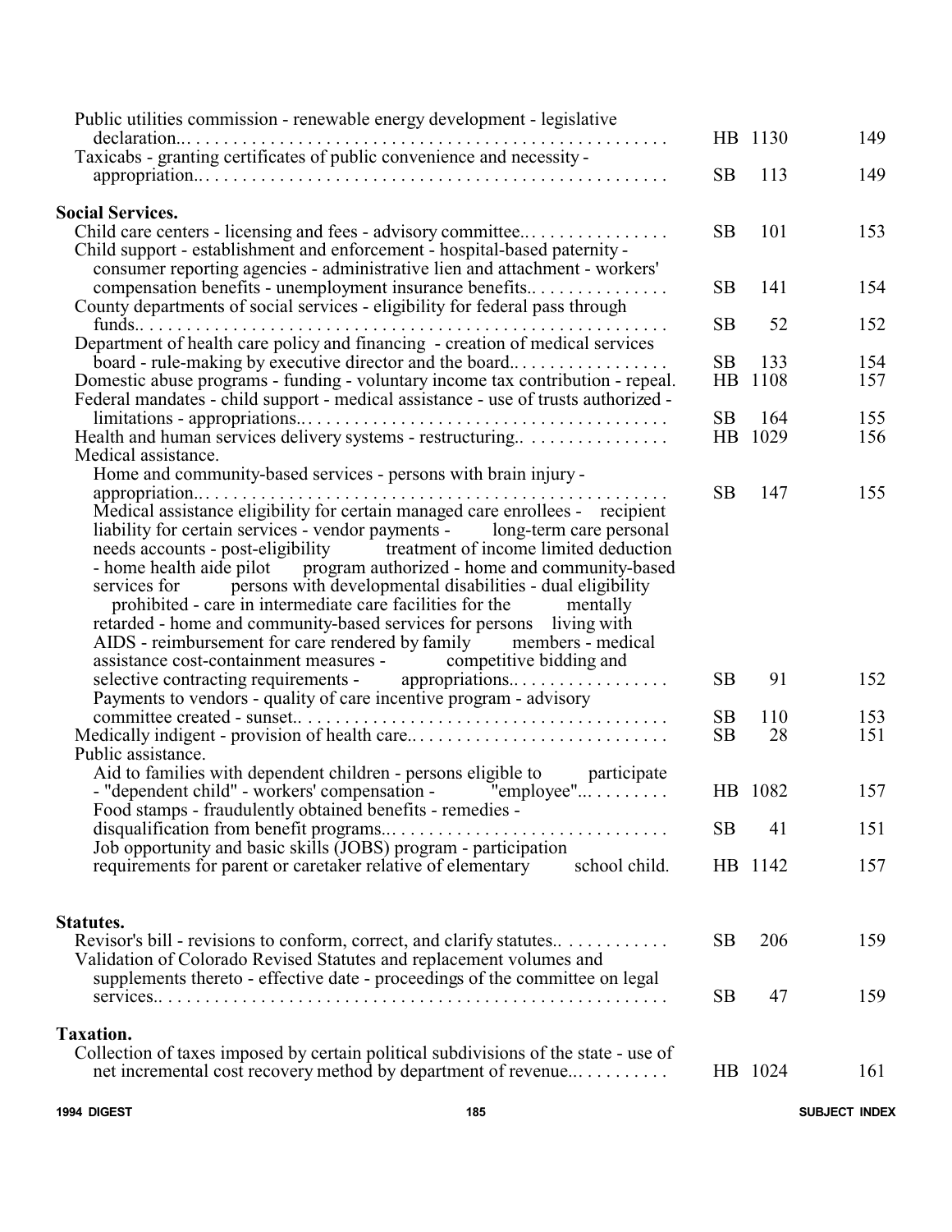| Subject | Bill | Page |
|---|---|---|
| Public utilities commission - renewable energy development - legislative declaration... | HB 1130 | 149 |
| Taxicabs - granting certificates of public convenience and necessity - appropriation... | SB 113 | 149 |

**Social Services.**

| Subject | Bill | Page |
|---|---|---|
| Child care centers - licensing and fees - advisory committee... | SB 101 | 153 |
| Child support - establishment and enforcement - hospital-based paternity - consumer reporting agencies - administrative lien and attachment - workers' compensation benefits - unemployment insurance benefits... | SB 141 | 154 |
| County departments of social services - eligibility for federal pass through funds... | SB 52 | 152 |
| Department of health care policy and financing - creation of medical services board - rule-making by executive director and the board... | SB 133 | 154 |
| Domestic abuse programs - funding - voluntary income tax contribution - repeal. | HB 1108 | 157 |
| Federal mandates - child support - medical assistance - use of trusts authorized - limitations - appropriations... | SB 164 | 155 |
| Health and human services delivery systems - restructuring... | HB 1029 | 156 |
| Medical assistance. | | |
| Home and community-based services - persons with brain injury - appropriation... | SB 147 | 155 |
| Medical assistance eligibility for certain managed care enrollees - recipient liability for certain services - vendor payments - long-term care personal needs accounts - post-eligibility treatment of income limited deduction - home health aide pilot program authorized - home and community-based services for persons with developmental disabilities - dual eligibility prohibited - care in intermediate care facilities for the mentally retarded - home and community-based services for persons living with AIDS - reimbursement for care rendered by family members - medical assistance cost-containment measures - competitive bidding and selective contracting requirements - appropriations... | SB 91 | 152 |
| Payments to vendors - quality of care incentive program - advisory committee created - sunset... | SB 110 | 153 |
| Medically indigent - provision of health care... | SB 28 | 151 |
| Public assistance. | | |
| Aid to families with dependent children - persons eligible to participate - "dependent child" - workers' compensation - "employee"... | HB 1082 | 157 |
| Food stamps - fraudulently obtained benefits - remedies - disqualification from benefit programs... | SB 41 | 151 |
| Job opportunity and basic skills (JOBS) program - participation requirements for parent or caretaker relative of elementary school child. | HB 1142 | 157 |

**Statutes.**

| Subject | Bill | Page |
|---|---|---|
| Revisor's bill - revisions to conform, correct, and clarify statutes... | SB 206 | 159 |
| Validation of Colorado Revised Statutes and replacement volumes and supplements thereto - effective date - proceedings of the committee on legal services... | SB 47 | 159 |

**Taxation.**

| Subject | Bill | Page |
|---|---|---|
| Collection of taxes imposed by certain political subdivisions of the state - use of net incremental cost recovery method by department of revenue... | HB 1024 | 161 |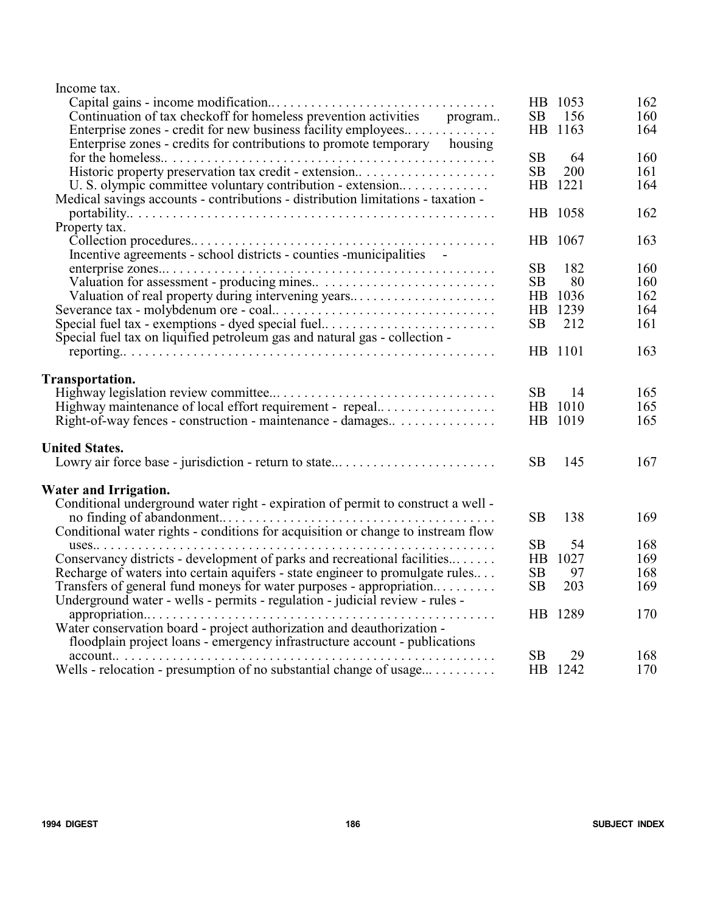Income tax.

| | | |
|---|---|---|
| Capital gains - income modification | HB 1053 | 162 |
| Continuation of tax checkoff for homeless prevention activities program | SB 156 | 160 |
| Enterprise zones - credit for new business facility employees | HB 1163 | 164 |
| Enterprise zones - credits for contributions to promote temporary housing for the homeless | SB 64 | 160 |
| Historic property preservation tax credit - extension | SB 200 | 161 |
| U. S. olympic committee voluntary contribution - extension | HB 1221 | 164 |
| Medical savings accounts - contributions - distribution limitations - taxation - portability | HB 1058 | 162 |

Property tax.

| | | |
|---|---|---|
| Collection procedures | HB 1067 | 163 |
| Incentive agreements - school districts - counties -municipalities - enterprise zones | SB 182 | 160 |
| Valuation for assessment - producing mines | SB 80 | 160 |
| Valuation of real property during intervening years | HB 1036 | 162 |
| Severance tax - molybdenum ore - coal | HB 1239 | 164 |
| Special fuel tax - exemptions - dyed special fuel | SB 212 | 161 |
| Special fuel tax on liquified petroleum gas and natural gas - collection - reporting | HB 1101 | 163 |

**Transportation.**

| | | |
|---|---|---|
| Highway legislation review committee | SB 14 | 165 |
| Highway maintenance of local effort requirement - repeal | HB 1010 | 165 |
| Right-of-way fences - construction - maintenance - damages | HB 1019 | 165 |

**United States.**

| | | |
|---|---|---|
| Lowry air force base - jurisdiction - return to state | SB 145 | 167 |

**Water and Irrigation.**

| | | |
|---|---|---|
| Conditional underground water right - expiration of permit to construct a well - no finding of abandonment | SB 138 | 169 |
| Conditional water rights - conditions for acquisition or change to instream flow uses | SB 54 | 168 |
| Conservancy districts - development of parks and recreational facilities | HB 1027 | 169 |
| Recharge of waters into certain aquifers - state engineer to promulgate rules | SB 97 | 168 |
| Transfers of general fund moneys for water purposes - appropriation | SB 203 | 169 |
| Underground water - wells - permits - regulation - judicial review - rules - appropriation | HB 1289 | 170 |
| Water conservation board - project authorization and deauthorization - floodplain project loans - emergency infrastructure account - publications account | SB 29 | 168 |
| Wells - relocation - presumption of no substantial change of usage | HB 1242 | 170 |